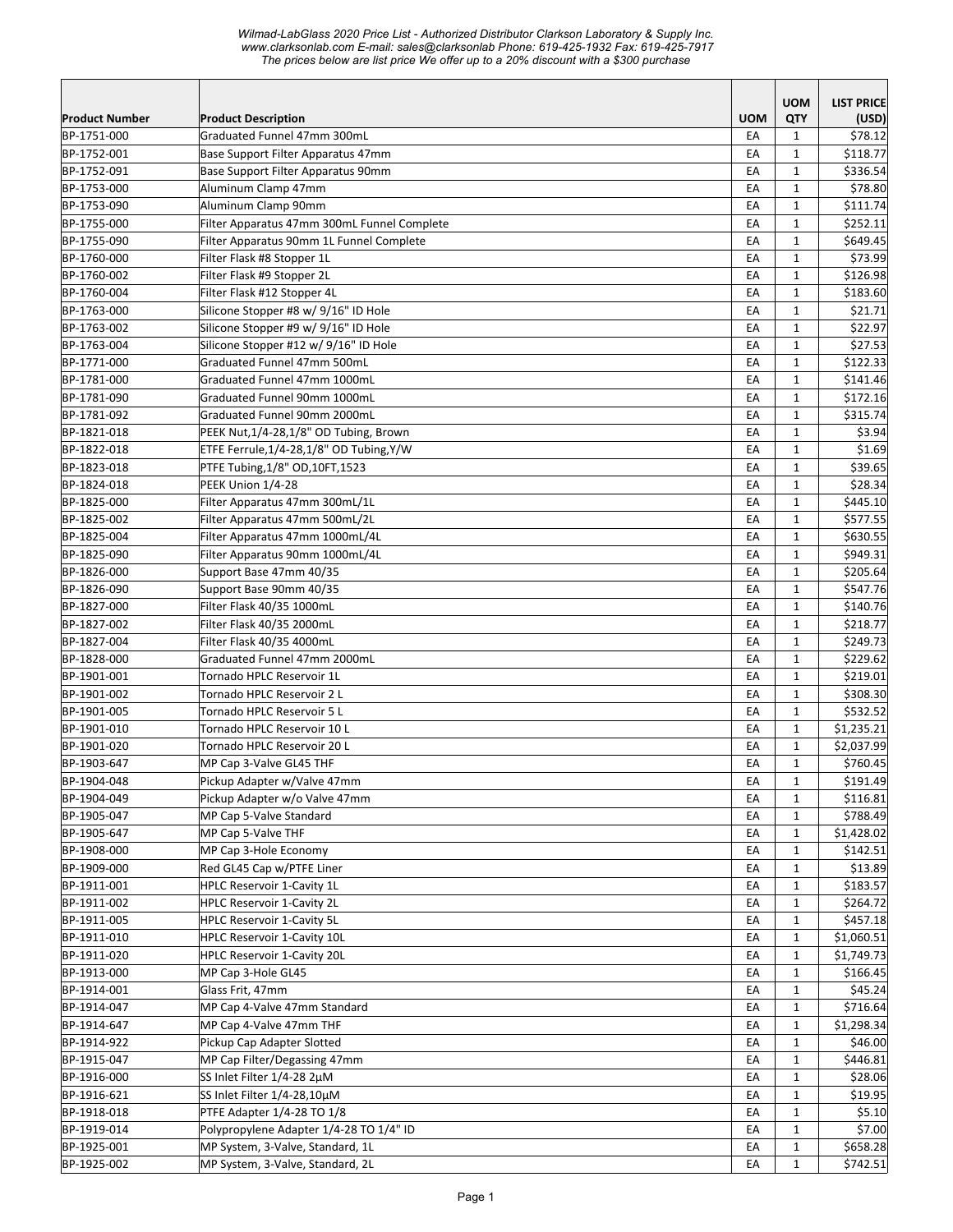*Wilmad-LabGlass 2020 Price List - Authorized Distributor Clarkson Laboratory & Supply Inc.*
*www.clarksonlab.com E-mail: sales@clarksonlab Phone: 619-425-1932 Fax: 619-425-7917*
*The prices below are list price We offer up to a 20% discount with a $300 purchase*

| Product Number | Product Description | UOM | UOM QTY | LIST PRICE (USD) |
|---|---|---|---|---|
| BP-1751-000 | Graduated Funnel 47mm 300mL | EA | 1 | $78.12 |
| BP-1752-001 | Base Support Filter Apparatus 47mm | EA | 1 | $118.77 |
| BP-1752-091 | Base Support Filter Apparatus 90mm | EA | 1 | $336.54 |
| BP-1753-000 | Aluminum Clamp 47mm | EA | 1 | $78.80 |
| BP-1753-090 | Aluminum Clamp 90mm | EA | 1 | $111.74 |
| BP-1755-000 | Filter Apparatus 47mm 300mL Funnel Complete | EA | 1 | $252.11 |
| BP-1755-090 | Filter Apparatus 90mm 1L Funnel Complete | EA | 1 | $649.45 |
| BP-1760-000 | Filter Flask #8 Stopper 1L | EA | 1 | $73.99 |
| BP-1760-002 | Filter Flask #9 Stopper 2L | EA | 1 | $126.98 |
| BP-1760-004 | Filter Flask #12 Stopper 4L | EA | 1 | $183.60 |
| BP-1763-000 | Silicone Stopper #8 w/ 9/16" ID Hole | EA | 1 | $21.71 |
| BP-1763-002 | Silicone Stopper #9 w/ 9/16" ID Hole | EA | 1 | $22.97 |
| BP-1763-004 | Silicone Stopper #12 w/ 9/16" ID Hole | EA | 1 | $27.53 |
| BP-1771-000 | Graduated Funnel 47mm 500mL | EA | 1 | $122.33 |
| BP-1781-000 | Graduated Funnel 47mm 1000mL | EA | 1 | $141.46 |
| BP-1781-090 | Graduated Funnel 90mm 1000mL | EA | 1 | $172.16 |
| BP-1781-092 | Graduated Funnel 90mm 2000mL | EA | 1 | $315.74 |
| BP-1821-018 | PEEK Nut,1/4-28,1/8" OD Tubing, Brown | EA | 1 | $3.94 |
| BP-1822-018 | ETFE Ferrule,1/4-28,1/8" OD Tubing,Y/W | EA | 1 | $1.69 |
| BP-1823-018 | PTFE Tubing,1/8" OD,10FT,1523 | EA | 1 | $39.65 |
| BP-1824-018 | PEEK Union 1/4-28 | EA | 1 | $28.34 |
| BP-1825-000 | Filter Apparatus 47mm 300mL/1L | EA | 1 | $445.10 |
| BP-1825-002 | Filter Apparatus 47mm 500mL/2L | EA | 1 | $577.55 |
| BP-1825-004 | Filter Apparatus 47mm 1000mL/4L | EA | 1 | $630.55 |
| BP-1825-090 | Filter Apparatus 90mm 1000mL/4L | EA | 1 | $949.31 |
| BP-1826-000 | Support Base 47mm 40/35 | EA | 1 | $205.64 |
| BP-1826-090 | Support Base 90mm 40/35 | EA | 1 | $547.76 |
| BP-1827-000 | Filter Flask 40/35 1000mL | EA | 1 | $140.76 |
| BP-1827-002 | Filter Flask 40/35 2000mL | EA | 1 | $218.77 |
| BP-1827-004 | Filter Flask 40/35 4000mL | EA | 1 | $249.73 |
| BP-1828-000 | Graduated Funnel 47mm 2000mL | EA | 1 | $229.62 |
| BP-1901-001 | Tornado HPLC Reservoir 1L | EA | 1 | $219.01 |
| BP-1901-002 | Tornado HPLC Reservoir 2 L | EA | 1 | $308.30 |
| BP-1901-005 | Tornado HPLC Reservoir 5 L | EA | 1 | $532.52 |
| BP-1901-010 | Tornado HPLC Reservoir 10 L | EA | 1 | $1,235.21 |
| BP-1901-020 | Tornado HPLC Reservoir 20 L | EA | 1 | $2,037.99 |
| BP-1903-647 | MP Cap 3-Valve GL45 THF | EA | 1 | $760.45 |
| BP-1904-048 | Pickup Adapter w/Valve 47mm | EA | 1 | $191.49 |
| BP-1904-049 | Pickup Adapter w/o Valve 47mm | EA | 1 | $116.81 |
| BP-1905-047 | MP Cap 5-Valve Standard | EA | 1 | $788.49 |
| BP-1905-647 | MP Cap 5-Valve THF | EA | 1 | $1,428.02 |
| BP-1908-000 | MP Cap 3-Hole Economy | EA | 1 | $142.51 |
| BP-1909-000 | Red GL45 Cap w/PTFE Liner | EA | 1 | $13.89 |
| BP-1911-001 | HPLC Reservoir 1-Cavity 1L | EA | 1 | $183.57 |
| BP-1911-002 | HPLC Reservoir 1-Cavity 2L | EA | 1 | $264.72 |
| BP-1911-005 | HPLC Reservoir 1-Cavity 5L | EA | 1 | $457.18 |
| BP-1911-010 | HPLC Reservoir 1-Cavity 10L | EA | 1 | $1,060.51 |
| BP-1911-020 | HPLC Reservoir 1-Cavity 20L | EA | 1 | $1,749.73 |
| BP-1913-000 | MP Cap 3-Hole GL45 | EA | 1 | $166.45 |
| BP-1914-001 | Glass Frit, 47mm | EA | 1 | $45.24 |
| BP-1914-047 | MP Cap 4-Valve 47mm Standard | EA | 1 | $716.64 |
| BP-1914-647 | MP Cap 4-Valve 47mm THF | EA | 1 | $1,298.34 |
| BP-1914-922 | Pickup Cap Adapter Slotted | EA | 1 | $46.00 |
| BP-1915-047 | MP Cap Filter/Degassing 47mm | EA | 1 | $446.81 |
| BP-1916-000 | SS Inlet Filter 1/4-28 2µM | EA | 1 | $28.06 |
| BP-1916-621 | SS Inlet Filter 1/4-28,10µM | EA | 1 | $19.95 |
| BP-1918-018 | PTFE Adapter 1/4-28 TO 1/8 | EA | 1 | $5.10 |
| BP-1919-014 | Polypropylene Adapter 1/4-28 TO 1/4" ID | EA | 1 | $7.00 |
| BP-1925-001 | MP System, 3-Valve, Standard, 1L | EA | 1 | $658.28 |
| BP-1925-002 | MP System, 3-Valve, Standard, 2L | EA | 1 | $742.51 |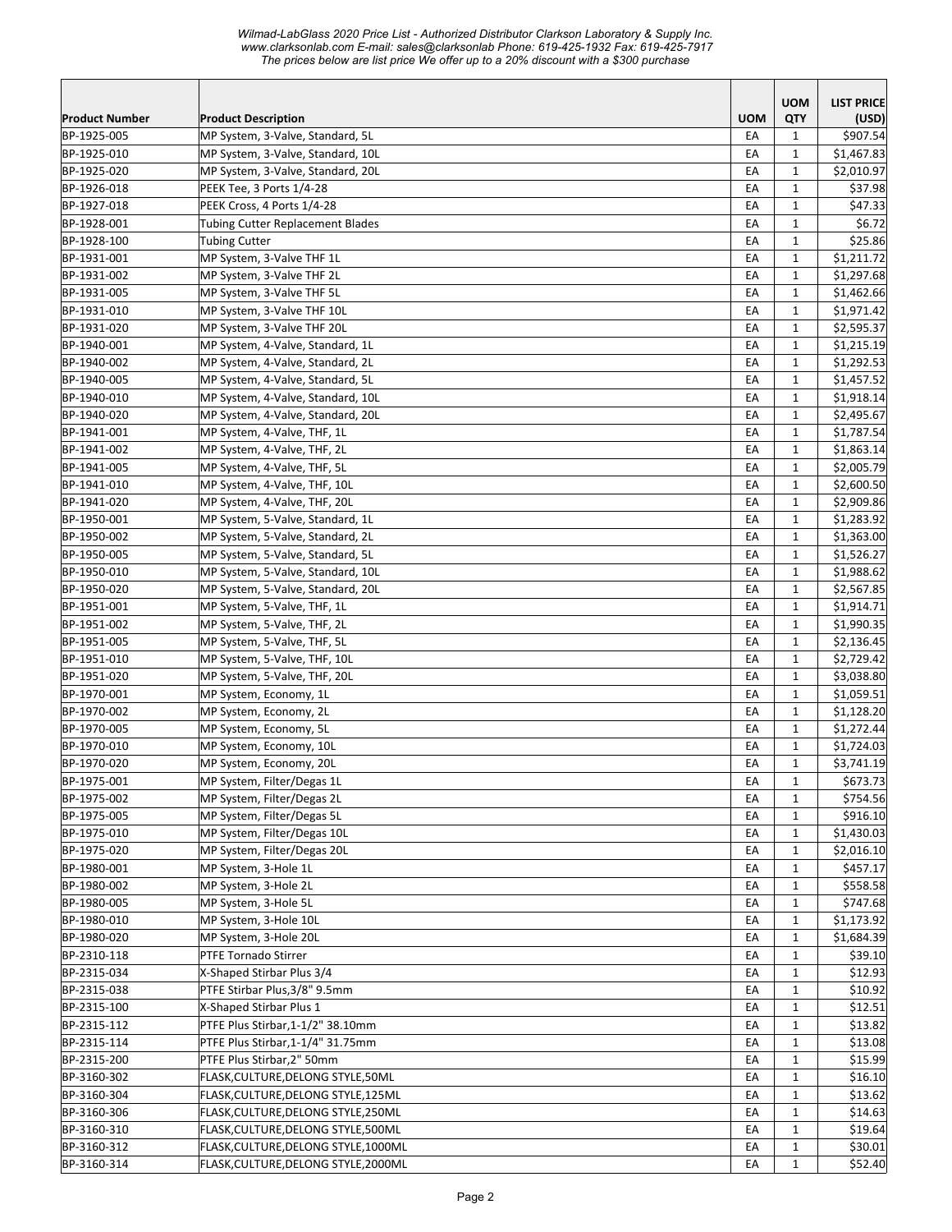*Wilmad-LabGlass 2020 Price List - Authorized Distributor Clarkson Laboratory & Supply Inc.*
*www.clarksonlab.com E-mail: sales@clarksonlab Phone: 619-425-1932 Fax: 619-425-7917*
*The prices below are list price We offer up to a 20% discount with a $300 purchase*

| Product Number | Product Description | UOM | UOM QTY | LIST PRICE (USD) |
|---|---|---|---|---|
| BP-1925-005 | MP System, 3-Valve, Standard, 5L | EA | 1 | $907.54 |
| BP-1925-010 | MP System, 3-Valve, Standard, 10L | EA | 1 | $1,467.83 |
| BP-1925-020 | MP System, 3-Valve, Standard, 20L | EA | 1 | $2,010.97 |
| BP-1926-018 | PEEK Tee, 3 Ports 1/4-28 | EA | 1 | $37.98 |
| BP-1927-018 | PEEK Cross, 4 Ports 1/4-28 | EA | 1 | $47.33 |
| BP-1928-001 | Tubing Cutter Replacement Blades | EA | 1 | $6.72 |
| BP-1928-100 | Tubing Cutter | EA | 1 | $25.86 |
| BP-1931-001 | MP System, 3-Valve THF 1L | EA | 1 | $1,211.72 |
| BP-1931-002 | MP System, 3-Valve THF 2L | EA | 1 | $1,297.68 |
| BP-1931-005 | MP System, 3-Valve THF 5L | EA | 1 | $1,462.66 |
| BP-1931-010 | MP System, 3-Valve THF 10L | EA | 1 | $1,971.42 |
| BP-1931-020 | MP System, 3-Valve THF 20L | EA | 1 | $2,595.37 |
| BP-1940-001 | MP System, 4-Valve, Standard, 1L | EA | 1 | $1,215.19 |
| BP-1940-002 | MP System, 4-Valve, Standard, 2L | EA | 1 | $1,292.53 |
| BP-1940-005 | MP System, 4-Valve, Standard, 5L | EA | 1 | $1,457.52 |
| BP-1940-010 | MP System, 4-Valve, Standard, 10L | EA | 1 | $1,918.14 |
| BP-1940-020 | MP System, 4-Valve, Standard, 20L | EA | 1 | $2,495.67 |
| BP-1941-001 | MP System, 4-Valve, THF, 1L | EA | 1 | $1,787.54 |
| BP-1941-002 | MP System, 4-Valve, THF, 2L | EA | 1 | $1,863.14 |
| BP-1941-005 | MP System, 4-Valve, THF, 5L | EA | 1 | $2,005.79 |
| BP-1941-010 | MP System, 4-Valve, THF, 10L | EA | 1 | $2,600.50 |
| BP-1941-020 | MP System, 4-Valve, THF, 20L | EA | 1 | $2,909.86 |
| BP-1950-001 | MP System, 5-Valve, Standard, 1L | EA | 1 | $1,283.92 |
| BP-1950-002 | MP System, 5-Valve, Standard, 2L | EA | 1 | $1,363.00 |
| BP-1950-005 | MP System, 5-Valve, Standard, 5L | EA | 1 | $1,526.27 |
| BP-1950-010 | MP System, 5-Valve, Standard, 10L | EA | 1 | $1,988.62 |
| BP-1950-020 | MP System, 5-Valve, Standard, 20L | EA | 1 | $2,567.85 |
| BP-1951-001 | MP System, 5-Valve, THF, 1L | EA | 1 | $1,914.71 |
| BP-1951-002 | MP System, 5-Valve, THF, 2L | EA | 1 | $1,990.35 |
| BP-1951-005 | MP System, 5-Valve, THF, 5L | EA | 1 | $2,136.45 |
| BP-1951-010 | MP System, 5-Valve, THF, 10L | EA | 1 | $2,729.42 |
| BP-1951-020 | MP System, 5-Valve, THF, 20L | EA | 1 | $3,038.80 |
| BP-1970-001 | MP System, Economy, 1L | EA | 1 | $1,059.51 |
| BP-1970-002 | MP System, Economy, 2L | EA | 1 | $1,128.20 |
| BP-1970-005 | MP System, Economy, 5L | EA | 1 | $1,272.44 |
| BP-1970-010 | MP System, Economy, 10L | EA | 1 | $1,724.03 |
| BP-1970-020 | MP System, Economy, 20L | EA | 1 | $3,741.19 |
| BP-1975-001 | MP System, Filter/Degas 1L | EA | 1 | $673.73 |
| BP-1975-002 | MP System, Filter/Degas 2L | EA | 1 | $754.56 |
| BP-1975-005 | MP System, Filter/Degas 5L | EA | 1 | $916.10 |
| BP-1975-010 | MP System, Filter/Degas 10L | EA | 1 | $1,430.03 |
| BP-1975-020 | MP System, Filter/Degas 20L | EA | 1 | $2,016.10 |
| BP-1980-001 | MP System, 3-Hole 1L | EA | 1 | $457.17 |
| BP-1980-002 | MP System, 3-Hole 2L | EA | 1 | $558.58 |
| BP-1980-005 | MP System, 3-Hole 5L | EA | 1 | $747.68 |
| BP-1980-010 | MP System, 3-Hole 10L | EA | 1 | $1,173.92 |
| BP-1980-020 | MP System, 3-Hole 20L | EA | 1 | $1,684.39 |
| BP-2310-118 | PTFE Tornado Stirrer | EA | 1 | $39.10 |
| BP-2315-034 | X-Shaped Stirbar Plus 3/4 | EA | 1 | $12.93 |
| BP-2315-038 | PTFE Stirbar Plus,3/8" 9.5mm | EA | 1 | $10.92 |
| BP-2315-100 | X-Shaped Stirbar Plus 1 | EA | 1 | $12.51 |
| BP-2315-112 | PTFE Plus Stirbar,1-1/2" 38.10mm | EA | 1 | $13.82 |
| BP-2315-114 | PTFE Plus Stirbar,1-1/4" 31.75mm | EA | 1 | $13.08 |
| BP-2315-200 | PTFE Plus Stirbar,2" 50mm | EA | 1 | $15.99 |
| BP-3160-302 | FLASK,CULTURE,DELONG STYLE,50ML | EA | 1 | $16.10 |
| BP-3160-304 | FLASK,CULTURE,DELONG STYLE,125ML | EA | 1 | $13.62 |
| BP-3160-306 | FLASK,CULTURE,DELONG STYLE,250ML | EA | 1 | $14.63 |
| BP-3160-310 | FLASK,CULTURE,DELONG STYLE,500ML | EA | 1 | $19.64 |
| BP-3160-312 | FLASK,CULTURE,DELONG STYLE,1000ML | EA | 1 | $30.01 |
| BP-3160-314 | FLASK,CULTURE,DELONG STYLE,2000ML | EA | 1 | $52.40 |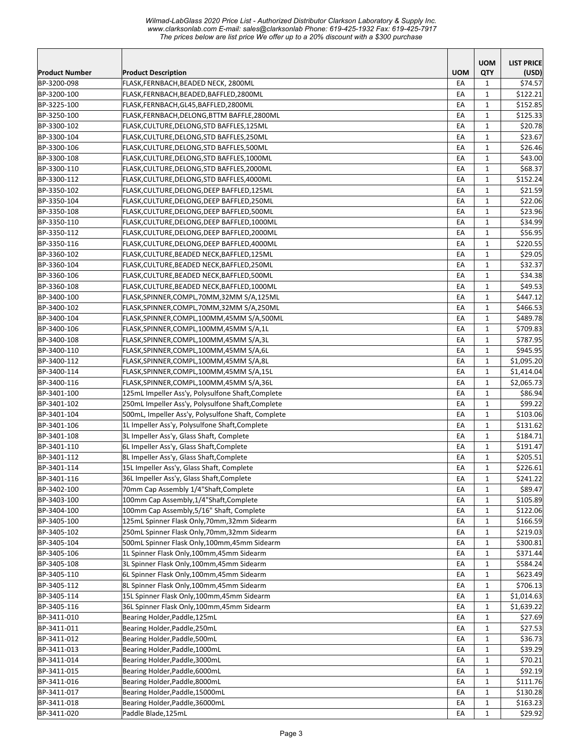*Wilmad-LabGlass 2020 Price List - Authorized Distributor Clarkson Laboratory & Supply Inc.*
*www.clarksonlab.com E-mail: sales@clarksonlab Phone: 619-425-1932 Fax: 619-425-7917*
*The prices below are list price We offer up to a 20% discount with a $300 purchase*

| Product Number | Product Description | UOM | UOM QTY | LIST PRICE (USD) |
|---|---|---|---|---|
| BP-3200-098 | FLASK,FERNBACH,BEADED NECK, 2800ML | EA | 1 | $74.57 |
| BP-3200-100 | FLASK,FERNBACH,BEADED,BAFFLED,2800ML | EA | 1 | $122.21 |
| BP-3225-100 | FLASK,FERNBACH,GL45,BAFFLED,2800ML | EA | 1 | $152.85 |
| BP-3250-100 | FLASK,FERNBACH,DELONG,BTTM BAFFLE,2800ML | EA | 1 | $125.33 |
| BP-3300-102 | FLASK,CULTURE,DELONG,STD BAFFLES,125ML | EA | 1 | $20.78 |
| BP-3300-104 | FLASK,CULTURE,DELONG,STD BAFFLES,250ML | EA | 1 | $23.67 |
| BP-3300-106 | FLASK,CULTURE,DELONG,STD BAFFLES,500ML | EA | 1 | $26.46 |
| BP-3300-108 | FLASK,CULTURE,DELONG,STD BAFFLES,1000ML | EA | 1 | $43.00 |
| BP-3300-110 | FLASK,CULTURE,DELONG,STD BAFFLES,2000ML | EA | 1 | $68.37 |
| BP-3300-112 | FLASK,CULTURE,DELONG,STD BAFFLES,4000ML | EA | 1 | $152.24 |
| BP-3350-102 | FLASK,CULTURE,DELONG,DEEP BAFFLED,125ML | EA | 1 | $21.59 |
| BP-3350-104 | FLASK,CULTURE,DELONG,DEEP BAFFLED,250ML | EA | 1 | $22.06 |
| BP-3350-108 | FLASK,CULTURE,DELONG,DEEP BAFFLED,500ML | EA | 1 | $23.96 |
| BP-3350-110 | FLASK,CULTURE,DELONG,DEEP BAFFLED,1000ML | EA | 1 | $34.99 |
| BP-3350-112 | FLASK,CULTURE,DELONG,DEEP BAFFLED,2000ML | EA | 1 | $56.95 |
| BP-3350-116 | FLASK,CULTURE,DELONG,DEEP BAFFLED,4000ML | EA | 1 | $220.55 |
| BP-3360-102 | FLASK,CULTURE,BEADED NECK,BAFFLED,125ML | EA | 1 | $29.05 |
| BP-3360-104 | FLASK,CULTURE,BEADED NECK,BAFFLED,250ML | EA | 1 | $32.37 |
| BP-3360-106 | FLASK,CULTURE,BEADED NECK,BAFFLED,500ML | EA | 1 | $34.38 |
| BP-3360-108 | FLASK,CULTURE,BEADED NECK,BAFFLED,1000ML | EA | 1 | $49.53 |
| BP-3400-100 | FLASK,SPINNER,COMPL,70MM,32MM S/A,125ML | EA | 1 | $447.12 |
| BP-3400-102 | FLASK,SPINNER,COMPL,70MM,32MM S/A,250ML | EA | 1 | $466.53 |
| BP-3400-104 | FLASK,SPINNER,COMPL,100MM,45MM S/A,500ML | EA | 1 | $489.78 |
| BP-3400-106 | FLASK,SPINNER,COMPL,100MM,45MM S/A,1L | EA | 1 | $709.83 |
| BP-3400-108 | FLASK,SPINNER,COMPL,100MM,45MM S/A,3L | EA | 1 | $787.95 |
| BP-3400-110 | FLASK,SPINNER,COMPL,100MM,45MM S/A,6L | EA | 1 | $945.95 |
| BP-3400-112 | FLASK,SPINNER,COMPL,100MM,45MM S/A,8L | EA | 1 | $1,095.20 |
| BP-3400-114 | FLASK,SPINNER,COMPL,100MM,45MM S/A,15L | EA | 1 | $1,414.04 |
| BP-3400-116 | FLASK,SPINNER,COMPL,100MM,45MM S/A,36L | EA | 1 | $2,065.73 |
| BP-3401-100 | 125mL Impeller Ass'y, Polysulfone Shaft,Complete | EA | 1 | $86.94 |
| BP-3401-102 | 250mL Impeller Ass'y, Polysulfone Shaft,Complete | EA | 1 | $99.22 |
| BP-3401-104 | 500mL, Impeller Ass'y, Polysulfone Shaft, Complete | EA | 1 | $103.06 |
| BP-3401-106 | 1L Impeller Ass'y, Polysulfone Shaft,Complete | EA | 1 | $131.62 |
| BP-3401-108 | 3L Impeller Ass'y, Glass Shaft, Complete | EA | 1 | $184.71 |
| BP-3401-110 | 6L Impeller Ass'y, Glass Shaft,Complete | EA | 1 | $191.47 |
| BP-3401-112 | 8L Impeller Ass'y, Glass Shaft,Complete | EA | 1 | $205.51 |
| BP-3401-114 | 15L Impeller Ass'y, Glass Shaft, Complete | EA | 1 | $226.61 |
| BP-3401-116 | 36L Impeller Ass'y, Glass Shaft,Complete | EA | 1 | $241.22 |
| BP-3402-100 | 70mm Cap Assembly 1/4"Shaft,Complete | EA | 1 | $89.47 |
| BP-3403-100 | 100mm Cap Assembly,1/4"Shaft,Complete | EA | 1 | $105.89 |
| BP-3404-100 | 100mm Cap Assembly,5/16" Shaft, Complete | EA | 1 | $122.06 |
| BP-3405-100 | 125mL Spinner Flask Only,70mm,32mm Sidearm | EA | 1 | $166.59 |
| BP-3405-102 | 250mL Spinner Flask Only,70mm,32mm Sidearm | EA | 1 | $219.03 |
| BP-3405-104 | 500mL Spinner Flask Only,100mm,45mm Sidearm | EA | 1 | $300.81 |
| BP-3405-106 | 1L Spinner Flask Only,100mm,45mm Sidearm | EA | 1 | $371.44 |
| BP-3405-108 | 3L Spinner Flask Only,100mm,45mm Sidearm | EA | 1 | $584.24 |
| BP-3405-110 | 6L Spinner Flask Only,100mm,45mm Sidearm | EA | 1 | $623.49 |
| BP-3405-112 | 8L Spinner Flask Only,100mm,45mm Sidearm | EA | 1 | $706.13 |
| BP-3405-114 | 15L Spinner Flask Only,100mm,45mm Sidearm | EA | 1 | $1,014.63 |
| BP-3405-116 | 36L Spinner Flask Only,100mm,45mm Sidearm | EA | 1 | $1,639.22 |
| BP-3411-010 | Bearing Holder,Paddle,125mL | EA | 1 | $27.69 |
| BP-3411-011 | Bearing Holder,Paddle,250mL | EA | 1 | $27.53 |
| BP-3411-012 | Bearing Holder,Paddle,500mL | EA | 1 | $36.73 |
| BP-3411-013 | Bearing Holder,Paddle,1000mL | EA | 1 | $39.29 |
| BP-3411-014 | Bearing Holder,Paddle,3000mL | EA | 1 | $70.21 |
| BP-3411-015 | Bearing Holder,Paddle,6000mL | EA | 1 | $92.19 |
| BP-3411-016 | Bearing Holder,Paddle,8000mL | EA | 1 | $111.76 |
| BP-3411-017 | Bearing Holder,Paddle,15000mL | EA | 1 | $130.28 |
| BP-3411-018 | Bearing Holder,Paddle,36000mL | EA | 1 | $163.23 |
| BP-3411-020 | Paddle Blade,125mL | EA | 1 | $29.92 |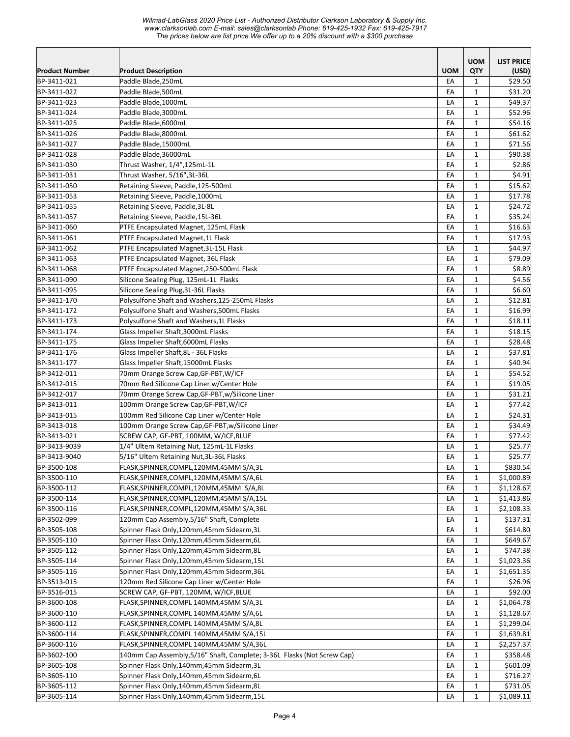*Wilmad-LabGlass 2020 Price List - Authorized Distributor Clarkson Laboratory & Supply Inc.*
*www.clarksonlab.com E-mail: sales@clarksonlab Phone: 619-425-1932 Fax: 619-425-7917*
*The prices below are list price We offer up to a 20% discount with a $300 purchase*

| Product Number | Product Description | UOM | UOM QTY | LIST PRICE (USD) |
|---|---|---|---|---|
| BP-3411-021 | Paddle Blade,250mL | EA | 1 | $29.50 |
| BP-3411-022 | Paddle Blade,500mL | EA | 1 | $31.20 |
| BP-3411-023 | Paddle Blade,1000mL | EA | 1 | $49.37 |
| BP-3411-024 | Paddle Blade,3000mL | EA | 1 | $52.96 |
| BP-3411-025 | Paddle Blade,6000mL | EA | 1 | $54.16 |
| BP-3411-026 | Paddle Blade,8000mL | EA | 1 | $61.62 |
| BP-3411-027 | Paddle Blade,15000mL | EA | 1 | $71.56 |
| BP-3411-028 | Paddle Blade,36000mL | EA | 1 | $90.38 |
| BP-3411-030 | Thrust Washer, 1/4",125mL-1L | EA | 1 | $2.86 |
| BP-3411-031 | Thrust Washer, 5/16",3L-36L | EA | 1 | $4.91 |
| BP-3411-050 | Retaining Sleeve, Paddle,125-500mL | EA | 1 | $15.62 |
| BP-3411-053 | Retaining Sleeve, Paddle,1000mL | EA | 1 | $17.78 |
| BP-3411-055 | Retaining Sleeve, Paddle,3L-8L | EA | 1 | $24.72 |
| BP-3411-057 | Retaining Sleeve, Paddle,15L-36L | EA | 1 | $35.24 |
| BP-3411-060 | PTFE Encapsulated Magnet, 125mL Flask | EA | 1 | $16.63 |
| BP-3411-061 | PTFE Encapsulated Magnet,1L Flask | EA | 1 | $17.93 |
| BP-3411-062 | PTFE Encapsulated Magnet,3L-15L Flask | EA | 1 | $44.97 |
| BP-3411-063 | PTFE Encapsulated Magnet, 36L Flask | EA | 1 | $79.09 |
| BP-3411-068 | PTFE Encapsulated Magnet,250-500mL Flask | EA | 1 | $8.89 |
| BP-3411-090 | Silicone Sealing Plug, 125mL-1L Flasks | EA | 1 | $4.56 |
| BP-3411-095 | Silicone Sealing Plug,3L-36L Flasks | EA | 1 | $6.60 |
| BP-3411-170 | Polysulfone Shaft and Washers,125-250mL Flasks | EA | 1 | $12.81 |
| BP-3411-172 | Polysulfone Shaft and Washers,500mL Flasks | EA | 1 | $16.99 |
| BP-3411-173 | Polysulfone Shaft and Washers,1L Flasks | EA | 1 | $18.11 |
| BP-3411-174 | Glass Impeller Shaft,3000mL Flasks | EA | 1 | $18.15 |
| BP-3411-175 | Glass Impeller Shaft,6000mL Flasks | EA | 1 | $28.48 |
| BP-3411-176 | Glass Impeller Shaft,8L - 36L Flasks | EA | 1 | $37.81 |
| BP-3411-177 | Glass Impeller Shaft,15000mL Flasks | EA | 1 | $40.94 |
| BP-3412-011 | 70mm Orange Screw Cap,GF-PBT,W/ICF | EA | 1 | $54.52 |
| BP-3412-015 | 70mm Red Silicone Cap Liner w/Center Hole | EA | 1 | $19.05 |
| BP-3412-017 | 70mm Orange Screw Cap,GF-PBT,w/Silicone Liner | EA | 1 | $31.21 |
| BP-3413-011 | 100mm Orange Screw Cap,GF-PBT,W/ICF | EA | 1 | $77.42 |
| BP-3413-015 | 100mm Red Silicone Cap Liner w/Center Hole | EA | 1 | $24.31 |
| BP-3413-018 | 100mm Orange Screw Cap,GF-PBT,w/Silicone Liner | EA | 1 | $34.49 |
| BP-3413-021 | SCREW CAP, GF-PBT, 100MM, W/ICF,BLUE | EA | 1 | $77.42 |
| BP-3413-9039 | 1/4" Ultem Retaining Nut, 125mL-1L Flasks | EA | 1 | $25.77 |
| BP-3413-9040 | 5/16" Ultem Retaining Nut,3L-36L Flasks | EA | 1 | $25.77 |
| BP-3500-108 | FLASK,SPINNER,COMPL,120MM,45MM S/A,3L | EA | 1 | $830.54 |
| BP-3500-110 | FLASK,SPINNER,COMPL,120MM,45MM S/A,6L | EA | 1 | $1,000.89 |
| BP-3500-112 | FLASK,SPINNER,COMPL,120MM,45MM S/A,8L | EA | 1 | $1,128.67 |
| BP-3500-114 | FLASK,SPINNER,COMPL,120MM,45MM S/A,15L | EA | 1 | $1,413.86 |
| BP-3500-116 | FLASK,SPINNER,COMPL,120MM,45MM S/A,36L | EA | 1 | $2,108.33 |
| BP-3502-099 | 120mm Cap Assembly,5/16" Shaft, Complete | EA | 1 | $137.31 |
| BP-3505-108 | Spinner Flask Only,120mm,45mm Sidearm,3L | EA | 1 | $614.80 |
| BP-3505-110 | Spinner Flask Only,120mm,45mm Sidearm,6L | EA | 1 | $649.67 |
| BP-3505-112 | Spinner Flask Only,120mm,45mm Sidearm,8L | EA | 1 | $747.38 |
| BP-3505-114 | Spinner Flask Only,120mm,45mm Sidearm,15L | EA | 1 | $1,023.36 |
| BP-3505-116 | Spinner Flask Only,120mm,45mm Sidearm,36L | EA | 1 | $1,651.35 |
| BP-3513-015 | 120mm Red Silicone Cap Liner w/Center Hole | EA | 1 | $26.96 |
| BP-3516-015 | SCREW CAP, GF-PBT, 120MM, W/ICF,BLUE | EA | 1 | $92.00 |
| BP-3600-108 | FLASK,SPINNER,COMPL 140MM,45MM S/A,3L | EA | 1 | $1,064.78 |
| BP-3600-110 | FLASK,SPINNER,COMPL 140MM,45MM S/A,6L | EA | 1 | $1,128.67 |
| BP-3600-112 | FLASK,SPINNER,COMPL 140MM,45MM S/A,8L | EA | 1 | $1,299.04 |
| BP-3600-114 | FLASK,SPINNER,COMPL 140MM,45MM S/A,15L | EA | 1 | $1,639.81 |
| BP-3600-116 | FLASK,SPINNER,COMPL 140MM,45MM S/A,36L | EA | 1 | $2,257.37 |
| BP-3602-100 | 140mm Cap Assembly,5/16" Shaft, Complete; 3-36L Flasks (Not Screw Cap) | EA | 1 | $358.48 |
| BP-3605-108 | Spinner Flask Only,140mm,45mm Sidearm,3L | EA | 1 | $601.09 |
| BP-3605-110 | Spinner Flask Only,140mm,45mm Sidearm,6L | EA | 1 | $716.27 |
| BP-3605-112 | Spinner Flask Only,140mm,45mm Sidearm,8L | EA | 1 | $731.05 |
| BP-3605-114 | Spinner Flask Only,140mm,45mm Sidearm,15L | EA | 1 | $1,089.11 |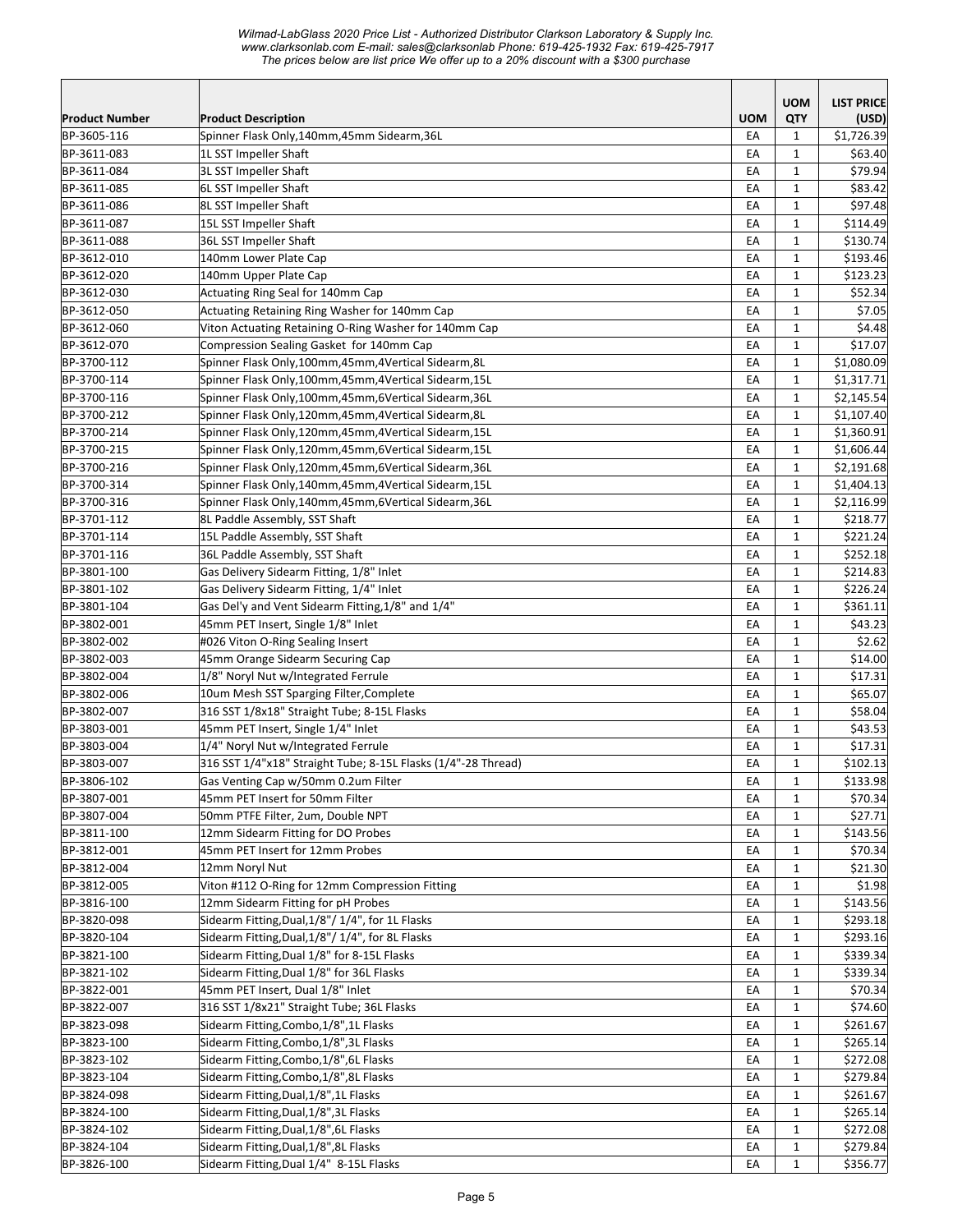| Product Number | Product Description | UOM | UOM QTY | LIST PRICE (USD) |
|---|---|---|---|---|
| BP-3605-116 | Spinner Flask Only,140mm,45mm Sidearm,36L | EA | 1 | $1,726.39 |
| BP-3611-083 | 1L SST Impeller Shaft | EA | 1 | $63.40 |
| BP-3611-084 | 3L SST Impeller Shaft | EA | 1 | $79.94 |
| BP-3611-085 | 6L SST Impeller Shaft | EA | 1 | $83.42 |
| BP-3611-086 | 8L SST Impeller Shaft | EA | 1 | $97.48 |
| BP-3611-087 | 15L SST Impeller Shaft | EA | 1 | $114.49 |
| BP-3611-088 | 36L SST Impeller Shaft | EA | 1 | $130.74 |
| BP-3612-010 | 140mm Lower Plate Cap | EA | 1 | $193.46 |
| BP-3612-020 | 140mm Upper Plate Cap | EA | 1 | $123.23 |
| BP-3612-030 | Actuating Ring Seal for 140mm Cap | EA | 1 | $52.34 |
| BP-3612-050 | Actuating Retaining Ring Washer for 140mm Cap | EA | 1 | $7.05 |
| BP-3612-060 | Viton Actuating Retaining O-Ring Washer for 140mm Cap | EA | 1 | $4.48 |
| BP-3612-070 | Compression Sealing Gasket for 140mm Cap | EA | 1 | $17.07 |
| BP-3700-112 | Spinner Flask Only,100mm,45mm,4Vertical Sidearm,8L | EA | 1 | $1,080.09 |
| BP-3700-114 | Spinner Flask Only,100mm,45mm,4Vertical Sidearm,15L | EA | 1 | $1,317.71 |
| BP-3700-116 | Spinner Flask Only,100mm,45mm,6Vertical Sidearm,36L | EA | 1 | $2,145.54 |
| BP-3700-212 | Spinner Flask Only,120mm,45mm,4Vertical Sidearm,8L | EA | 1 | $1,107.40 |
| BP-3700-214 | Spinner Flask Only,120mm,45mm,4Vertical Sidearm,15L | EA | 1 | $1,360.91 |
| BP-3700-215 | Spinner Flask Only,120mm,45mm,6Vertical Sidearm,15L | EA | 1 | $1,606.44 |
| BP-3700-216 | Spinner Flask Only,120mm,45mm,6Vertical Sidearm,36L | EA | 1 | $2,191.68 |
| BP-3700-314 | Spinner Flask Only,140mm,45mm,4Vertical Sidearm,15L | EA | 1 | $1,404.13 |
| BP-3700-316 | Spinner Flask Only,140mm,45mm,6Vertical Sidearm,36L | EA | 1 | $2,116.99 |
| BP-3701-112 | 8L Paddle Assembly, SST Shaft | EA | 1 | $218.77 |
| BP-3701-114 | 15L Paddle Assembly, SST Shaft | EA | 1 | $221.24 |
| BP-3701-116 | 36L Paddle Assembly, SST Shaft | EA | 1 | $252.18 |
| BP-3801-100 | Gas Delivery Sidearm Fitting, 1/8" Inlet | EA | 1 | $214.83 |
| BP-3801-102 | Gas Delivery Sidearm Fitting, 1/4" Inlet | EA | 1 | $226.24 |
| BP-3801-104 | Gas Del'y and Vent Sidearm Fitting,1/8" and 1/4" | EA | 1 | $361.11 |
| BP-3802-001 | 45mm PET Insert, Single 1/8" Inlet | EA | 1 | $43.23 |
| BP-3802-002 | #026 Viton O-Ring Sealing Insert | EA | 1 | $2.62 |
| BP-3802-003 | 45mm Orange Sidearm Securing Cap | EA | 1 | $14.00 |
| BP-3802-004 | 1/8" Noryl Nut w/Integrated Ferrule | EA | 1 | $17.31 |
| BP-3802-006 | 10um Mesh SST Sparging Filter,Complete | EA | 1 | $65.07 |
| BP-3802-007 | 316 SST 1/8x18" Straight Tube; 8-15L Flasks | EA | 1 | $58.04 |
| BP-3803-001 | 45mm PET Insert, Single 1/4" Inlet | EA | 1 | $43.53 |
| BP-3803-004 | 1/4" Noryl Nut w/Integrated Ferrule | EA | 1 | $17.31 |
| BP-3803-007 | 316 SST 1/4"x18" Straight Tube; 8-15L Flasks (1/4"-28 Thread) | EA | 1 | $102.13 |
| BP-3806-102 | Gas Venting Cap w/50mm 0.2um Filter | EA | 1 | $133.98 |
| BP-3807-001 | 45mm PET Insert for 50mm Filter | EA | 1 | $70.34 |
| BP-3807-004 | 50mm PTFE Filter, 2um, Double NPT | EA | 1 | $27.71 |
| BP-3811-100 | 12mm Sidearm Fitting for DO Probes | EA | 1 | $143.56 |
| BP-3812-001 | 45mm PET Insert for 12mm Probes | EA | 1 | $70.34 |
| BP-3812-004 | 12mm Noryl Nut | EA | 1 | $21.30 |
| BP-3812-005 | Viton #112 O-Ring for 12mm Compression Fitting | EA | 1 | $1.98 |
| BP-3816-100 | 12mm Sidearm Fitting for pH Probes | EA | 1 | $143.56 |
| BP-3820-098 | Sidearm Fitting,Dual,1/8"/ 1/4", for 1L Flasks | EA | 1 | $293.18 |
| BP-3820-104 | Sidearm Fitting,Dual,1/8"/ 1/4", for 8L Flasks | EA | 1 | $293.16 |
| BP-3821-100 | Sidearm Fitting,Dual 1/8" for 8-15L Flasks | EA | 1 | $339.34 |
| BP-3821-102 | Sidearm Fitting,Dual 1/8" for 36L Flasks | EA | 1 | $339.34 |
| BP-3822-001 | 45mm PET Insert, Dual 1/8" Inlet | EA | 1 | $70.34 |
| BP-3822-007 | 316 SST 1/8x21" Straight Tube; 36L Flasks | EA | 1 | $74.60 |
| BP-3823-098 | Sidearm Fitting,Combo,1/8",1L Flasks | EA | 1 | $261.67 |
| BP-3823-100 | Sidearm Fitting,Combo,1/8",3L Flasks | EA | 1 | $265.14 |
| BP-3823-102 | Sidearm Fitting,Combo,1/8",6L Flasks | EA | 1 | $272.08 |
| BP-3823-104 | Sidearm Fitting,Combo,1/8",8L Flasks | EA | 1 | $279.84 |
| BP-3824-098 | Sidearm Fitting,Dual,1/8",1L Flasks | EA | 1 | $261.67 |
| BP-3824-100 | Sidearm Fitting,Dual,1/8",3L Flasks | EA | 1 | $265.14 |
| BP-3824-102 | Sidearm Fitting,Dual,1/8",6L Flasks | EA | 1 | $272.08 |
| BP-3824-104 | Sidearm Fitting,Dual,1/8",8L Flasks | EA | 1 | $279.84 |
| BP-3826-100 | Sidearm Fitting,Dual 1/4" 8-15L Flasks | EA | 1 | $356.77 |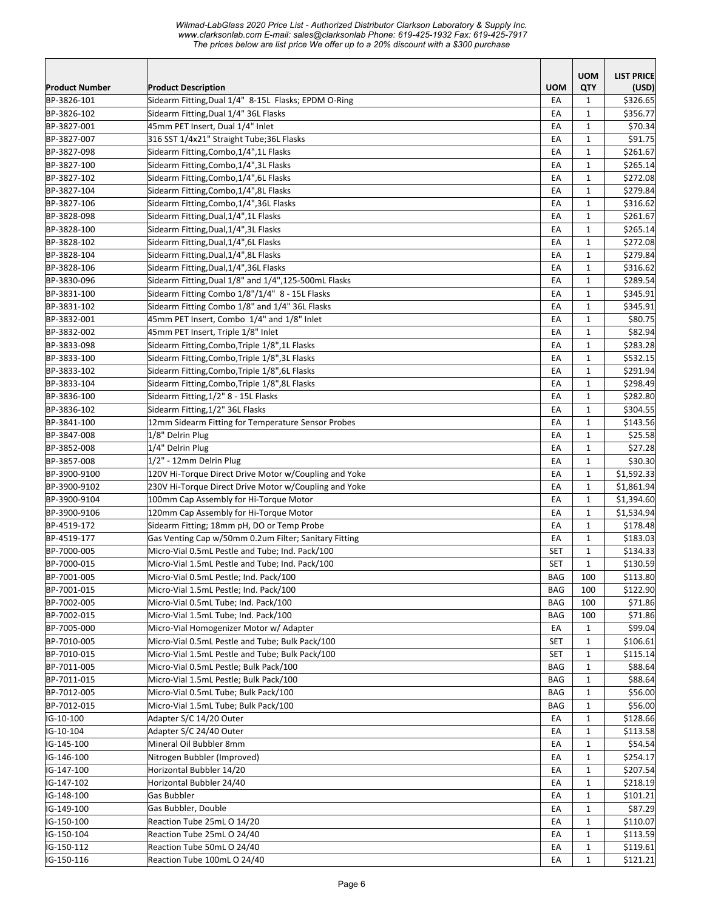*Wilmad-LabGlass 2020 Price List - Authorized Distributor Clarkson Laboratory & Supply Inc.*
*www.clarksonlab.com E-mail: sales@clarksonlab Phone: 619-425-1932 Fax: 619-425-7917*
*The prices below are list price We offer up to a 20% discount with a $300 purchase*

| Product Number | Product Description | UOM | UOM QTY | LIST PRICE (USD) |
|---|---|---|---|---|
| BP-3826-101 | Sidearm Fitting,Dual 1/4" 8-15L Flasks; EPDM O-Ring | EA | 1 | $326.65 |
| BP-3826-102 | Sidearm Fitting,Dual 1/4" 36L Flasks | EA | 1 | $356.77 |
| BP-3827-001 | 45mm PET Insert, Dual 1/4" Inlet | EA | 1 | $70.34 |
| BP-3827-007 | 316 SST 1/4x21" Straight Tube;36L Flasks | EA | 1 | $91.75 |
| BP-3827-098 | Sidearm Fitting,Combo,1/4",1L Flasks | EA | 1 | $261.67 |
| BP-3827-100 | Sidearm Fitting,Combo,1/4",3L Flasks | EA | 1 | $265.14 |
| BP-3827-102 | Sidearm Fitting,Combo,1/4",6L Flasks | EA | 1 | $272.08 |
| BP-3827-104 | Sidearm Fitting,Combo,1/4",8L Flasks | EA | 1 | $279.84 |
| BP-3827-106 | Sidearm Fitting,Combo,1/4",36L Flasks | EA | 1 | $316.62 |
| BP-3828-098 | Sidearm Fitting,Dual,1/4",1L Flasks | EA | 1 | $261.67 |
| BP-3828-100 | Sidearm Fitting,Dual,1/4",3L Flasks | EA | 1 | $265.14 |
| BP-3828-102 | Sidearm Fitting,Dual,1/4",6L Flasks | EA | 1 | $272.08 |
| BP-3828-104 | Sidearm Fitting,Dual,1/4",8L Flasks | EA | 1 | $279.84 |
| BP-3828-106 | Sidearm Fitting,Dual,1/4",36L Flasks | EA | 1 | $316.62 |
| BP-3830-096 | Sidearm Fitting,Dual 1/8" and 1/4",125-500mL Flasks | EA | 1 | $289.54 |
| BP-3831-100 | Sidearm Fitting Combo 1/8"/1/4" 8 - 15L Flasks | EA | 1 | $345.91 |
| BP-3831-102 | Sidearm Fitting Combo 1/8" and 1/4" 36L Flasks | EA | 1 | $345.91 |
| BP-3832-001 | 45mm PET Insert, Combo 1/4" and 1/8" Inlet | EA | 1 | $80.75 |
| BP-3832-002 | 45mm PET Insert, Triple 1/8" Inlet | EA | 1 | $82.94 |
| BP-3833-098 | Sidearm Fitting,Combo,Triple 1/8",1L Flasks | EA | 1 | $283.28 |
| BP-3833-100 | Sidearm Fitting,Combo,Triple 1/8",3L Flasks | EA | 1 | $532.15 |
| BP-3833-102 | Sidearm Fitting,Combo,Triple 1/8",6L Flasks | EA | 1 | $291.94 |
| BP-3833-104 | Sidearm Fitting,Combo,Triple 1/8",8L Flasks | EA | 1 | $298.49 |
| BP-3836-100 | Sidearm Fitting,1/2" 8 - 15L Flasks | EA | 1 | $282.80 |
| BP-3836-102 | Sidearm Fitting,1/2" 36L Flasks | EA | 1 | $304.55 |
| BP-3841-100 | 12mm Sidearm Fitting for Temperature Sensor Probes | EA | 1 | $143.56 |
| BP-3847-008 | 1/8" Delrin Plug | EA | 1 | $25.58 |
| BP-3852-008 | 1/4" Delrin Plug | EA | 1 | $27.28 |
| BP-3857-008 | 1/2" - 12mm Delrin Plug | EA | 1 | $30.30 |
| BP-3900-9100 | 120V Hi-Torque Direct Drive Motor w/Coupling and Yoke | EA | 1 | $1,592.33 |
| BP-3900-9102 | 230V Hi-Torque Direct Drive Motor w/Coupling and Yoke | EA | 1 | $1,861.94 |
| BP-3900-9104 | 100mm Cap Assembly for Hi-Torque Motor | EA | 1 | $1,394.60 |
| BP-3900-9106 | 120mm Cap Assembly for Hi-Torque Motor | EA | 1 | $1,534.94 |
| BP-4519-172 | Sidearm Fitting; 18mm pH, DO or Temp Probe | EA | 1 | $178.48 |
| BP-4519-177 | Gas Venting Cap w/50mm 0.2um Filter; Sanitary Fitting | EA | 1 | $183.03 |
| BP-7000-005 | Micro-Vial 0.5mL Pestle and Tube; Ind. Pack/100 | SET | 1 | $134.33 |
| BP-7000-015 | Micro-Vial 1.5mL Pestle and Tube; Ind. Pack/100 | SET | 1 | $130.59 |
| BP-7001-005 | Micro-Vial 0.5mL Pestle; Ind. Pack/100 | BAG | 100 | $113.80 |
| BP-7001-015 | Micro-Vial 1.5mL Pestle; Ind. Pack/100 | BAG | 100 | $122.90 |
| BP-7002-005 | Micro-Vial 0.5mL Tube; Ind. Pack/100 | BAG | 100 | $71.86 |
| BP-7002-015 | Micro-Vial 1.5mL Tube; Ind. Pack/100 | BAG | 100 | $71.86 |
| BP-7005-000 | Micro-Vial Homogenizer Motor w/ Adapter | EA | 1 | $99.04 |
| BP-7010-005 | Micro-Vial 0.5mL Pestle and Tube; Bulk Pack/100 | SET | 1 | $106.61 |
| BP-7010-015 | Micro-Vial 1.5mL Pestle and Tube; Bulk Pack/100 | SET | 1 | $115.14 |
| BP-7011-005 | Micro-Vial 0.5mL Pestle; Bulk Pack/100 | BAG | 1 | $88.64 |
| BP-7011-015 | Micro-Vial 1.5mL Pestle; Bulk Pack/100 | BAG | 1 | $88.64 |
| BP-7012-005 | Micro-Vial 0.5mL Tube; Bulk Pack/100 | BAG | 1 | $56.00 |
| BP-7012-015 | Micro-Vial 1.5mL Tube; Bulk Pack/100 | BAG | 1 | $56.00 |
| IG-10-100 | Adapter S/C 14/20 Outer | EA | 1 | $128.66 |
| IG-10-104 | Adapter S/C 24/40 Outer | EA | 1 | $113.58 |
| IG-145-100 | Mineral Oil Bubbler 8mm | EA | 1 | $54.54 |
| IG-146-100 | Nitrogen Bubbler (Improved) | EA | 1 | $254.17 |
| IG-147-100 | Horizontal Bubbler 14/20 | EA | 1 | $207.54 |
| IG-147-102 | Horizontal Bubbler 24/40 | EA | 1 | $218.19 |
| IG-148-100 | Gas Bubbler | EA | 1 | $101.21 |
| IG-149-100 | Gas Bubbler, Double | EA | 1 | $87.29 |
| IG-150-100 | Reaction Tube 25mL O 14/20 | EA | 1 | $110.07 |
| IG-150-104 | Reaction Tube 25mL O 24/40 | EA | 1 | $113.59 |
| IG-150-112 | Reaction Tube 50mL O 24/40 | EA | 1 | $119.61 |
| IG-150-116 | Reaction Tube 100mL O 24/40 | EA | 1 | $121.21 |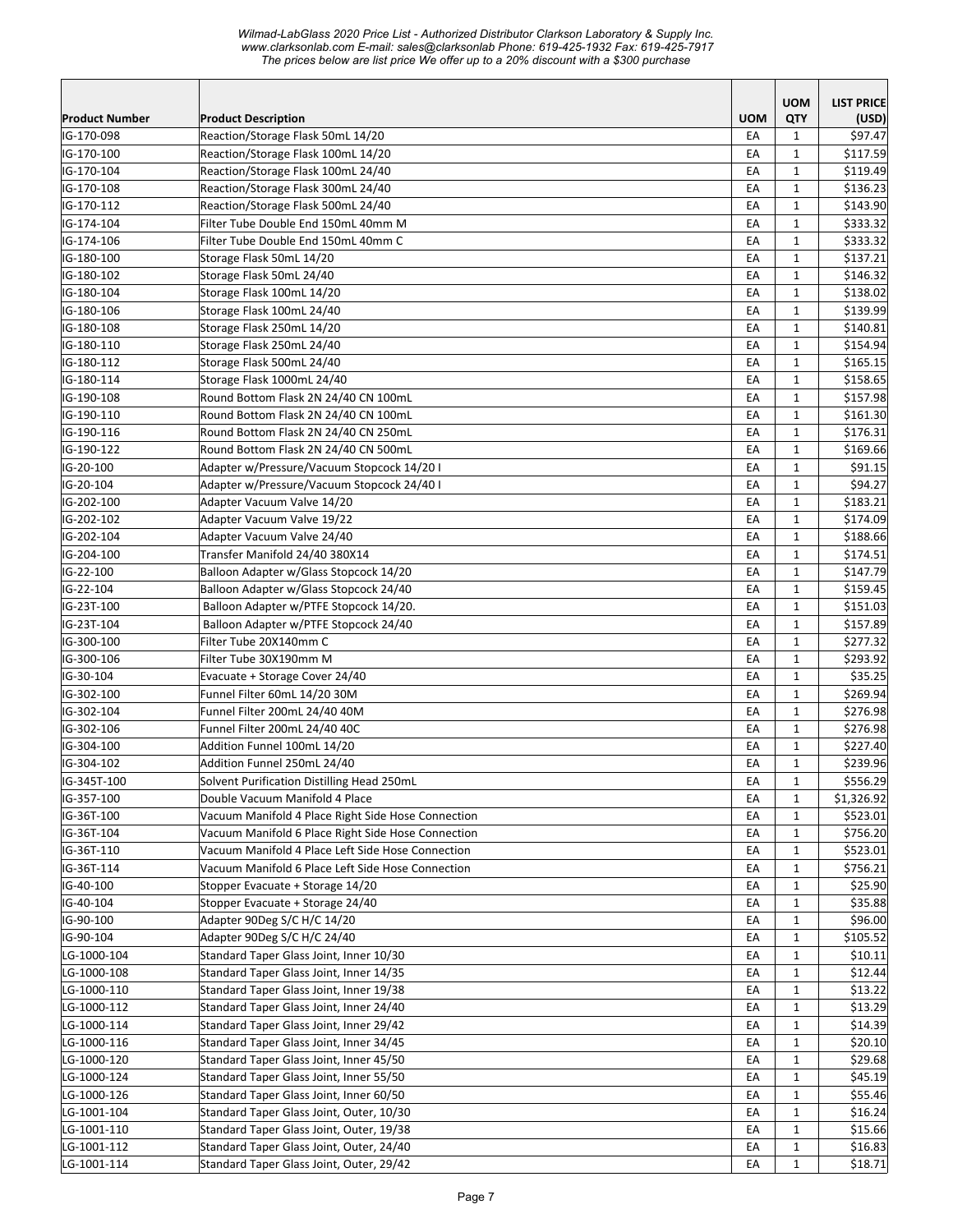| Product Number | Product Description | UOM | UOM QTY | LIST PRICE (USD) |
|---|---|---|---|---|
| IG-170-098 | Reaction/Storage Flask 50mL 14/20 | EA | 1 | $97.47 |
| IG-170-100 | Reaction/Storage Flask 100mL 14/20 | EA | 1 | $117.59 |
| IG-170-104 | Reaction/Storage Flask 100mL 24/40 | EA | 1 | $119.49 |
| IG-170-108 | Reaction/Storage Flask 300mL 24/40 | EA | 1 | $136.23 |
| IG-170-112 | Reaction/Storage Flask 500mL 24/40 | EA | 1 | $143.90 |
| IG-174-104 | Filter Tube Double End 150mL 40mm M | EA | 1 | $333.32 |
| IG-174-106 | Filter Tube Double End 150mL 40mm C | EA | 1 | $333.32 |
| IG-180-100 | Storage Flask 50mL 14/20 | EA | 1 | $137.21 |
| IG-180-102 | Storage Flask 50mL 24/40 | EA | 1 | $146.32 |
| IG-180-104 | Storage Flask 100mL 14/20 | EA | 1 | $138.02 |
| IG-180-106 | Storage Flask 100mL 24/40 | EA | 1 | $139.99 |
| IG-180-108 | Storage Flask 250mL 14/20 | EA | 1 | $140.81 |
| IG-180-110 | Storage Flask 250mL 24/40 | EA | 1 | $154.94 |
| IG-180-112 | Storage Flask 500mL 24/40 | EA | 1 | $165.15 |
| IG-180-114 | Storage Flask 1000mL 24/40 | EA | 1 | $158.65 |
| IG-190-108 | Round Bottom Flask 2N 24/40 CN 100mL | EA | 1 | $157.98 |
| IG-190-110 | Round Bottom Flask 2N 24/40 CN 100mL | EA | 1 | $161.30 |
| IG-190-116 | Round Bottom Flask 2N 24/40 CN 250mL | EA | 1 | $176.31 |
| IG-190-122 | Round Bottom Flask 2N 24/40 CN 500mL | EA | 1 | $169.66 |
| IG-20-100 | Adapter w/Pressure/Vacuum Stopcock 14/20 I | EA | 1 | $91.15 |
| IG-20-104 | Adapter w/Pressure/Vacuum Stopcock 24/40 I | EA | 1 | $94.27 |
| IG-202-100 | Adapter Vacuum Valve 14/20 | EA | 1 | $183.21 |
| IG-202-102 | Adapter Vacuum Valve 19/22 | EA | 1 | $174.09 |
| IG-202-104 | Adapter Vacuum Valve 24/40 | EA | 1 | $188.66 |
| IG-204-100 | Transfer Manifold 24/40 380X14 | EA | 1 | $174.51 |
| IG-22-100 | Balloon Adapter w/Glass Stopcock 14/20 | EA | 1 | $147.79 |
| IG-22-104 | Balloon Adapter w/Glass Stopcock 24/40 | EA | 1 | $159.45 |
| IG-23T-100 | Balloon Adapter w/PTFE Stopcock 14/20. | EA | 1 | $151.03 |
| IG-23T-104 | Balloon Adapter w/PTFE Stopcock 24/40 | EA | 1 | $157.89 |
| IG-300-100 | Filter Tube 20X140mm C | EA | 1 | $277.32 |
| IG-300-106 | Filter Tube 30X190mm M | EA | 1 | $293.92 |
| IG-30-104 | Evacuate + Storage Cover 24/40 | EA | 1 | $35.25 |
| IG-302-100 | Funnel Filter 60mL 14/20 30M | EA | 1 | $269.94 |
| IG-302-104 | Funnel Filter 200mL 24/40 40M | EA | 1 | $276.98 |
| IG-302-106 | Funnel Filter 200mL 24/40 40C | EA | 1 | $276.98 |
| IG-304-100 | Addition Funnel 100mL 14/20 | EA | 1 | $227.40 |
| IG-304-102 | Addition Funnel 250mL 24/40 | EA | 1 | $239.96 |
| IG-345T-100 | Solvent Purification Distilling Head 250mL | EA | 1 | $556.29 |
| IG-357-100 | Double Vacuum Manifold 4 Place | EA | 1 | $1,326.92 |
| IG-36T-100 | Vacuum Manifold 4 Place Right Side Hose Connection | EA | 1 | $523.01 |
| IG-36T-104 | Vacuum Manifold 6 Place Right Side Hose Connection | EA | 1 | $756.20 |
| IG-36T-110 | Vacuum Manifold 4 Place Left Side Hose Connection | EA | 1 | $523.01 |
| IG-36T-114 | Vacuum Manifold 6 Place Left Side Hose Connection | EA | 1 | $756.21 |
| IG-40-100 | Stopper Evacuate + Storage 14/20 | EA | 1 | $25.90 |
| IG-40-104 | Stopper Evacuate + Storage 24/40 | EA | 1 | $35.88 |
| IG-90-100 | Adapter 90Deg S/C H/C 14/20 | EA | 1 | $96.00 |
| IG-90-104 | Adapter 90Deg S/C H/C 24/40 | EA | 1 | $105.52 |
| LG-1000-104 | Standard Taper Glass Joint, Inner 10/30 | EA | 1 | $10.11 |
| LG-1000-108 | Standard Taper Glass Joint, Inner 14/35 | EA | 1 | $12.44 |
| LG-1000-110 | Standard Taper Glass Joint, Inner 19/38 | EA | 1 | $13.22 |
| LG-1000-112 | Standard Taper Glass Joint, Inner 24/40 | EA | 1 | $13.29 |
| LG-1000-114 | Standard Taper Glass Joint, Inner 29/42 | EA | 1 | $14.39 |
| LG-1000-116 | Standard Taper Glass Joint, Inner 34/45 | EA | 1 | $20.10 |
| LG-1000-120 | Standard Taper Glass Joint, Inner 45/50 | EA | 1 | $29.68 |
| LG-1000-124 | Standard Taper Glass Joint, Inner 55/50 | EA | 1 | $45.19 |
| LG-1000-126 | Standard Taper Glass Joint, Inner 60/50 | EA | 1 | $55.46 |
| LG-1001-104 | Standard Taper Glass Joint, Outer, 10/30 | EA | 1 | $16.24 |
| LG-1001-110 | Standard Taper Glass Joint, Outer, 19/38 | EA | 1 | $15.66 |
| LG-1001-112 | Standard Taper Glass Joint, Outer, 24/40 | EA | 1 | $16.83 |
| LG-1001-114 | Standard Taper Glass Joint, Outer, 29/42 | EA | 1 | $18.71 |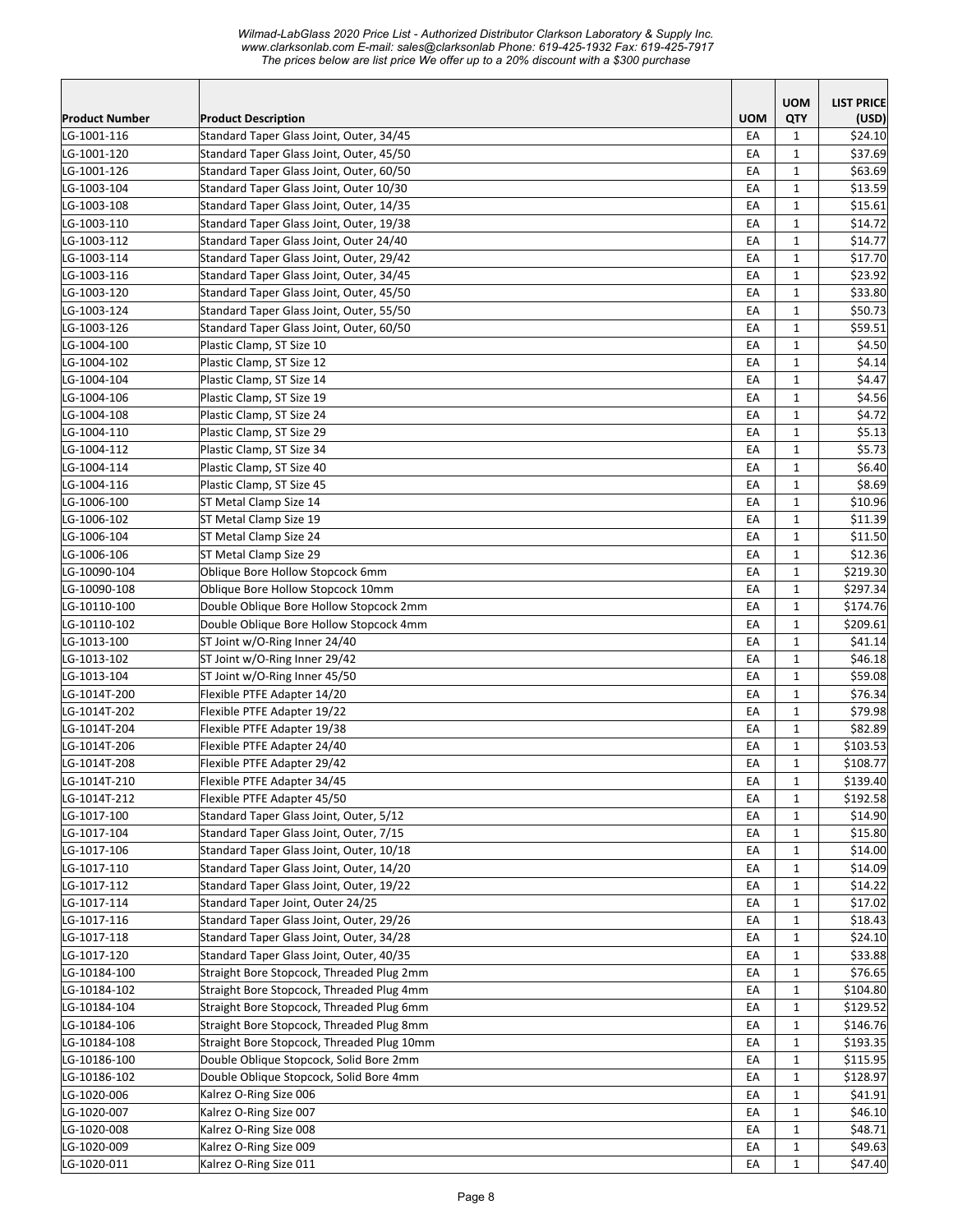*Wilmad-LabGlass 2020 Price List - Authorized Distributor Clarkson Laboratory & Supply Inc.*
*www.clarksonlab.com E-mail: sales@clarksonlab Phone: 619-425-1932 Fax: 619-425-7917*
*The prices below are list price We offer up to a 20% discount with a $300 purchase*

| Product Number | Product Description | UOM | UOM QTY | LIST PRICE (USD) |
|---|---|---|---|---|
| LG-1001-116 | Standard Taper Glass Joint, Outer, 34/45 | EA | 1 | $24.10 |
| LG-1001-120 | Standard Taper Glass Joint, Outer, 45/50 | EA | 1 | $37.69 |
| LG-1001-126 | Standard Taper Glass Joint, Outer, 60/50 | EA | 1 | $63.69 |
| LG-1003-104 | Standard Taper Glass Joint, Outer 10/30 | EA | 1 | $13.59 |
| LG-1003-108 | Standard Taper Glass Joint, Outer, 14/35 | EA | 1 | $15.61 |
| LG-1003-110 | Standard Taper Glass Joint, Outer, 19/38 | EA | 1 | $14.72 |
| LG-1003-112 | Standard Taper Glass Joint, Outer 24/40 | EA | 1 | $14.77 |
| LG-1003-114 | Standard Taper Glass Joint, Outer, 29/42 | EA | 1 | $17.70 |
| LG-1003-116 | Standard Taper Glass Joint, Outer, 34/45 | EA | 1 | $23.92 |
| LG-1003-120 | Standard Taper Glass Joint, Outer, 45/50 | EA | 1 | $33.80 |
| LG-1003-124 | Standard Taper Glass Joint, Outer, 55/50 | EA | 1 | $50.73 |
| LG-1003-126 | Standard Taper Glass Joint, Outer, 60/50 | EA | 1 | $59.51 |
| LG-1004-100 | Plastic Clamp, ST Size 10 | EA | 1 | $4.50 |
| LG-1004-102 | Plastic Clamp, ST Size 12 | EA | 1 | $4.14 |
| LG-1004-104 | Plastic Clamp, ST Size 14 | EA | 1 | $4.47 |
| LG-1004-106 | Plastic Clamp, ST Size 19 | EA | 1 | $4.56 |
| LG-1004-108 | Plastic Clamp, ST Size 24 | EA | 1 | $4.72 |
| LG-1004-110 | Plastic Clamp, ST Size 29 | EA | 1 | $5.13 |
| LG-1004-112 | Plastic Clamp, ST Size 34 | EA | 1 | $5.73 |
| LG-1004-114 | Plastic Clamp, ST Size 40 | EA | 1 | $6.40 |
| LG-1004-116 | Plastic Clamp, ST Size 45 | EA | 1 | $8.69 |
| LG-1006-100 | ST Metal Clamp Size 14 | EA | 1 | $10.96 |
| LG-1006-102 | ST Metal Clamp Size 19 | EA | 1 | $11.39 |
| LG-1006-104 | ST Metal Clamp Size 24 | EA | 1 | $11.50 |
| LG-1006-106 | ST Metal Clamp Size 29 | EA | 1 | $12.36 |
| LG-10090-104 | Oblique Bore Hollow Stopcock 6mm | EA | 1 | $219.30 |
| LG-10090-108 | Oblique Bore Hollow Stopcock 10mm | EA | 1 | $297.34 |
| LG-10110-100 | Double Oblique Bore Hollow Stopcock 2mm | EA | 1 | $174.76 |
| LG-10110-102 | Double Oblique Bore Hollow Stopcock 4mm | EA | 1 | $209.61 |
| LG-1013-100 | ST Joint w/O-Ring Inner 24/40 | EA | 1 | $41.14 |
| LG-1013-102 | ST Joint w/O-Ring Inner 29/42 | EA | 1 | $46.18 |
| LG-1013-104 | ST Joint w/O-Ring Inner 45/50 | EA | 1 | $59.08 |
| LG-1014T-200 | Flexible PTFE Adapter 14/20 | EA | 1 | $76.34 |
| LG-1014T-202 | Flexible PTFE Adapter 19/22 | EA | 1 | $79.98 |
| LG-1014T-204 | Flexible PTFE Adapter 19/38 | EA | 1 | $82.89 |
| LG-1014T-206 | Flexible PTFE Adapter 24/40 | EA | 1 | $103.53 |
| LG-1014T-208 | Flexible PTFE Adapter 29/42 | EA | 1 | $108.77 |
| LG-1014T-210 | Flexible PTFE Adapter 34/45 | EA | 1 | $139.40 |
| LG-1014T-212 | Flexible PTFE Adapter 45/50 | EA | 1 | $192.58 |
| LG-1017-100 | Standard Taper Glass Joint, Outer, 5/12 | EA | 1 | $14.90 |
| LG-1017-104 | Standard Taper Glass Joint, Outer, 7/15 | EA | 1 | $15.80 |
| LG-1017-106 | Standard Taper Glass Joint, Outer, 10/18 | EA | 1 | $14.00 |
| LG-1017-110 | Standard Taper Glass Joint, Outer, 14/20 | EA | 1 | $14.09 |
| LG-1017-112 | Standard Taper Glass Joint, Outer, 19/22 | EA | 1 | $14.22 |
| LG-1017-114 | Standard Taper Joint, Outer 24/25 | EA | 1 | $17.02 |
| LG-1017-116 | Standard Taper Glass Joint, Outer, 29/26 | EA | 1 | $18.43 |
| LG-1017-118 | Standard Taper Glass Joint, Outer, 34/28 | EA | 1 | $24.10 |
| LG-1017-120 | Standard Taper Glass Joint, Outer, 40/35 | EA | 1 | $33.88 |
| LG-10184-100 | Straight Bore Stopcock, Threaded Plug 2mm | EA | 1 | $76.65 |
| LG-10184-102 | Straight Bore Stopcock, Threaded Plug 4mm | EA | 1 | $104.80 |
| LG-10184-104 | Straight Bore Stopcock, Threaded Plug 6mm | EA | 1 | $129.52 |
| LG-10184-106 | Straight Bore Stopcock, Threaded Plug 8mm | EA | 1 | $146.76 |
| LG-10184-108 | Straight Bore Stopcock, Threaded Plug 10mm | EA | 1 | $193.35 |
| LG-10186-100 | Double Oblique Stopcock, Solid Bore 2mm | EA | 1 | $115.95 |
| LG-10186-102 | Double Oblique Stopcock, Solid Bore 4mm | EA | 1 | $128.97 |
| LG-1020-006 | Kalrez O-Ring Size 006 | EA | 1 | $41.91 |
| LG-1020-007 | Kalrez O-Ring Size 007 | EA | 1 | $46.10 |
| LG-1020-008 | Kalrez O-Ring Size 008 | EA | 1 | $48.71 |
| LG-1020-009 | Kalrez O-Ring Size 009 | EA | 1 | $49.63 |
| LG-1020-011 | Kalrez O-Ring Size 011 | EA | 1 | $47.40 |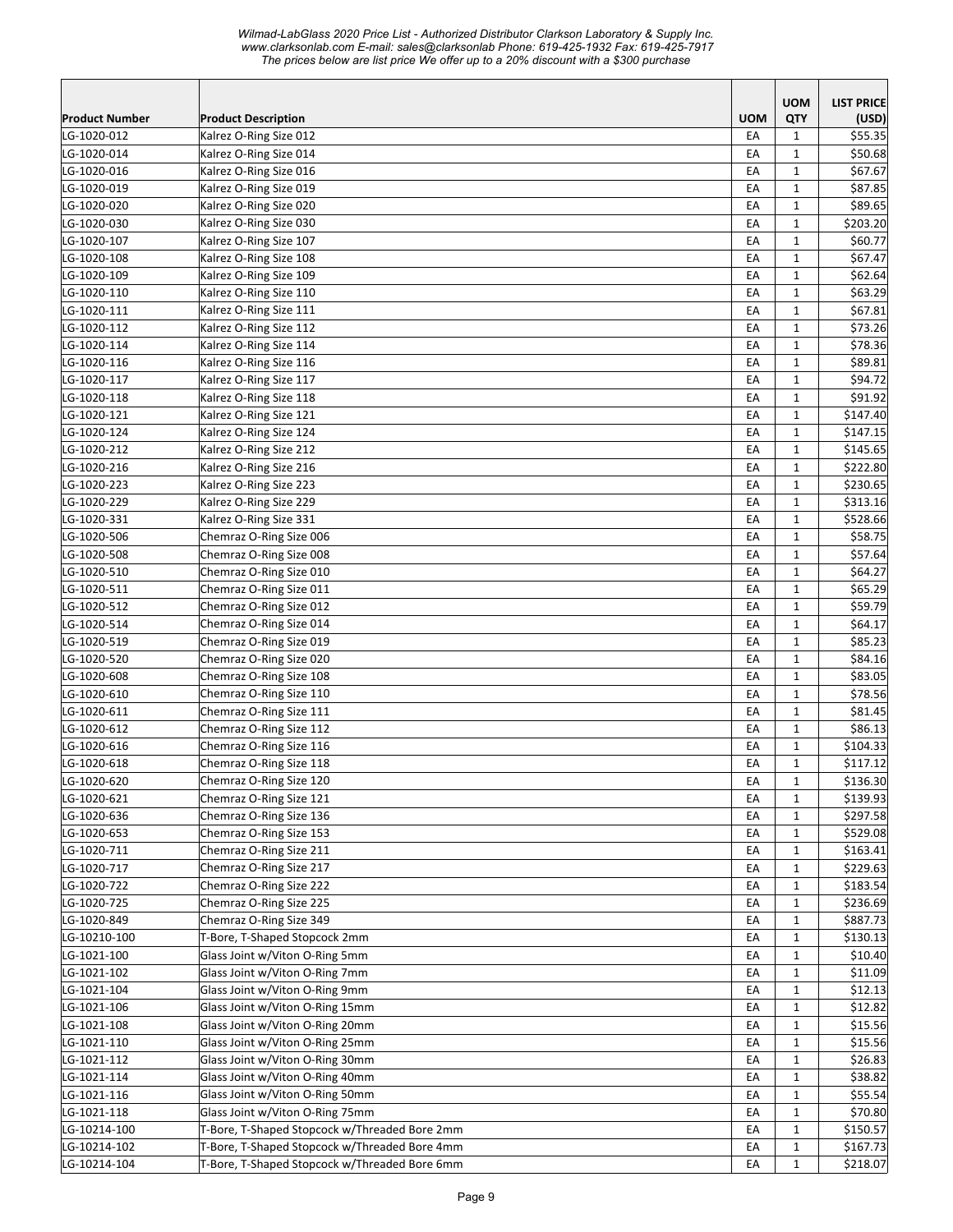| Product Number | Product Description | UOM | UOM QTY | LIST PRICE (USD) |
|---|---|---|---|---|
| LG-1020-012 | Kalrez O-Ring Size 012 | EA | 1 | $55.35 |
| LG-1020-014 | Kalrez O-Ring Size 014 | EA | 1 | $50.68 |
| LG-1020-016 | Kalrez O-Ring Size 016 | EA | 1 | $67.67 |
| LG-1020-019 | Kalrez O-Ring Size 019 | EA | 1 | $87.85 |
| LG-1020-020 | Kalrez O-Ring Size 020 | EA | 1 | $89.65 |
| LG-1020-030 | Kalrez O-Ring Size 030 | EA | 1 | $203.20 |
| LG-1020-107 | Kalrez O-Ring Size 107 | EA | 1 | $60.77 |
| LG-1020-108 | Kalrez O-Ring Size 108 | EA | 1 | $67.47 |
| LG-1020-109 | Kalrez O-Ring Size 109 | EA | 1 | $62.64 |
| LG-1020-110 | Kalrez O-Ring Size 110 | EA | 1 | $63.29 |
| LG-1020-111 | Kalrez O-Ring Size 111 | EA | 1 | $67.81 |
| LG-1020-112 | Kalrez O-Ring Size 112 | EA | 1 | $73.26 |
| LG-1020-114 | Kalrez O-Ring Size 114 | EA | 1 | $78.36 |
| LG-1020-116 | Kalrez O-Ring Size 116 | EA | 1 | $89.81 |
| LG-1020-117 | Kalrez O-Ring Size 117 | EA | 1 | $94.72 |
| LG-1020-118 | Kalrez O-Ring Size 118 | EA | 1 | $91.92 |
| LG-1020-121 | Kalrez O-Ring Size 121 | EA | 1 | $147.40 |
| LG-1020-124 | Kalrez O-Ring Size 124 | EA | 1 | $147.15 |
| LG-1020-212 | Kalrez O-Ring Size 212 | EA | 1 | $145.65 |
| LG-1020-216 | Kalrez O-Ring Size 216 | EA | 1 | $222.80 |
| LG-1020-223 | Kalrez O-Ring Size 223 | EA | 1 | $230.65 |
| LG-1020-229 | Kalrez O-Ring Size 229 | EA | 1 | $313.16 |
| LG-1020-331 | Kalrez O-Ring Size 331 | EA | 1 | $528.66 |
| LG-1020-506 | Chemraz O-Ring Size 006 | EA | 1 | $58.75 |
| LG-1020-508 | Chemraz O-Ring Size 008 | EA | 1 | $57.64 |
| LG-1020-510 | Chemraz O-Ring Size 010 | EA | 1 | $64.27 |
| LG-1020-511 | Chemraz O-Ring Size 011 | EA | 1 | $65.29 |
| LG-1020-512 | Chemraz O-Ring Size 012 | EA | 1 | $59.79 |
| LG-1020-514 | Chemraz O-Ring Size 014 | EA | 1 | $64.17 |
| LG-1020-519 | Chemraz O-Ring Size 019 | EA | 1 | $85.23 |
| LG-1020-520 | Chemraz O-Ring Size 020 | EA | 1 | $84.16 |
| LG-1020-608 | Chemraz O-Ring Size 108 | EA | 1 | $83.05 |
| LG-1020-610 | Chemraz O-Ring Size 110 | EA | 1 | $78.56 |
| LG-1020-611 | Chemraz O-Ring Size 111 | EA | 1 | $81.45 |
| LG-1020-612 | Chemraz O-Ring Size 112 | EA | 1 | $86.13 |
| LG-1020-616 | Chemraz O-Ring Size 116 | EA | 1 | $104.33 |
| LG-1020-618 | Chemraz O-Ring Size 118 | EA | 1 | $117.12 |
| LG-1020-620 | Chemraz O-Ring Size 120 | EA | 1 | $136.30 |
| LG-1020-621 | Chemraz O-Ring Size 121 | EA | 1 | $139.93 |
| LG-1020-636 | Chemraz O-Ring Size 136 | EA | 1 | $297.58 |
| LG-1020-653 | Chemraz O-Ring Size 153 | EA | 1 | $529.08 |
| LG-1020-711 | Chemraz O-Ring Size 211 | EA | 1 | $163.41 |
| LG-1020-717 | Chemraz O-Ring Size 217 | EA | 1 | $229.63 |
| LG-1020-722 | Chemraz O-Ring Size 222 | EA | 1 | $183.54 |
| LG-1020-725 | Chemraz O-Ring Size 225 | EA | 1 | $236.69 |
| LG-1020-849 | Chemraz O-Ring Size 349 | EA | 1 | $887.73 |
| LG-10210-100 | T-Bore, T-Shaped Stopcock 2mm | EA | 1 | $130.13 |
| LG-1021-100 | Glass Joint w/Viton O-Ring 5mm | EA | 1 | $10.40 |
| LG-1021-102 | Glass Joint w/Viton O-Ring 7mm | EA | 1 | $11.09 |
| LG-1021-104 | Glass Joint w/Viton O-Ring 9mm | EA | 1 | $12.13 |
| LG-1021-106 | Glass Joint w/Viton O-Ring 15mm | EA | 1 | $12.82 |
| LG-1021-108 | Glass Joint w/Viton O-Ring 20mm | EA | 1 | $15.56 |
| LG-1021-110 | Glass Joint w/Viton O-Ring 25mm | EA | 1 | $15.56 |
| LG-1021-112 | Glass Joint w/Viton O-Ring 30mm | EA | 1 | $26.83 |
| LG-1021-114 | Glass Joint w/Viton O-Ring 40mm | EA | 1 | $38.82 |
| LG-1021-116 | Glass Joint w/Viton O-Ring 50mm | EA | 1 | $55.54 |
| LG-1021-118 | Glass Joint w/Viton O-Ring 75mm | EA | 1 | $70.80 |
| LG-10214-100 | T-Bore, T-Shaped Stopcock w/Threaded Bore 2mm | EA | 1 | $150.57 |
| LG-10214-102 | T-Bore, T-Shaped Stopcock w/Threaded Bore 4mm | EA | 1 | $167.73 |
| LG-10214-104 | T-Bore, T-Shaped Stopcock w/Threaded Bore 6mm | EA | 1 | $218.07 |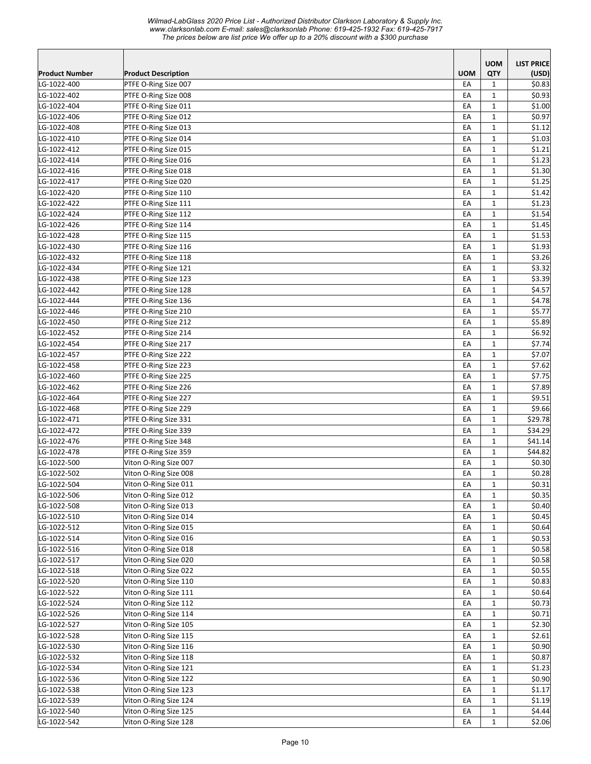*Wilmad-LabGlass 2020 Price List - Authorized Distributor Clarkson Laboratory & Supply Inc.*
*www.clarksonlab.com E-mail: sales@clarksonlab Phone: 619-425-1932 Fax: 619-425-7917*
*The prices below are list price We offer up to a 20% discount with a $300 purchase*

| Product Number | Product Description | UOM | UOM QTY | LIST PRICE (USD) |
|---|---|---|---|---|
| LG-1022-400 | PTFE O-Ring Size 007 | EA | 1 | $0.83 |
| LG-1022-402 | PTFE O-Ring Size 008 | EA | 1 | $0.93 |
| LG-1022-404 | PTFE O-Ring Size 011 | EA | 1 | $1.00 |
| LG-1022-406 | PTFE O-Ring Size 012 | EA | 1 | $0.97 |
| LG-1022-408 | PTFE O-Ring Size 013 | EA | 1 | $1.12 |
| LG-1022-410 | PTFE O-Ring Size 014 | EA | 1 | $1.03 |
| LG-1022-412 | PTFE O-Ring Size 015 | EA | 1 | $1.21 |
| LG-1022-414 | PTFE O-Ring Size 016 | EA | 1 | $1.23 |
| LG-1022-416 | PTFE O-Ring Size 018 | EA | 1 | $1.30 |
| LG-1022-417 | PTFE O-Ring Size 020 | EA | 1 | $1.25 |
| LG-1022-420 | PTFE O-Ring Size 110 | EA | 1 | $1.42 |
| LG-1022-422 | PTFE O-Ring Size 111 | EA | 1 | $1.23 |
| LG-1022-424 | PTFE O-Ring Size 112 | EA | 1 | $1.54 |
| LG-1022-426 | PTFE O-Ring Size 114 | EA | 1 | $1.45 |
| LG-1022-428 | PTFE O-Ring Size 115 | EA | 1 | $1.53 |
| LG-1022-430 | PTFE O-Ring Size 116 | EA | 1 | $1.93 |
| LG-1022-432 | PTFE O-Ring Size 118 | EA | 1 | $3.26 |
| LG-1022-434 | PTFE O-Ring Size 121 | EA | 1 | $3.32 |
| LG-1022-438 | PTFE O-Ring Size 123 | EA | 1 | $3.39 |
| LG-1022-442 | PTFE O-Ring Size 128 | EA | 1 | $4.57 |
| LG-1022-444 | PTFE O-Ring Size 136 | EA | 1 | $4.78 |
| LG-1022-446 | PTFE O-Ring Size 210 | EA | 1 | $5.77 |
| LG-1022-450 | PTFE O-Ring Size 212 | EA | 1 | $5.89 |
| LG-1022-452 | PTFE O-Ring Size 214 | EA | 1 | $6.92 |
| LG-1022-454 | PTFE O-Ring Size 217 | EA | 1 | $7.74 |
| LG-1022-457 | PTFE O-Ring Size 222 | EA | 1 | $7.07 |
| LG-1022-458 | PTFE O-Ring Size 223 | EA | 1 | $7.62 |
| LG-1022-460 | PTFE O-Ring Size 225 | EA | 1 | $7.75 |
| LG-1022-462 | PTFE O-Ring Size 226 | EA | 1 | $7.89 |
| LG-1022-464 | PTFE O-Ring Size 227 | EA | 1 | $9.51 |
| LG-1022-468 | PTFE O-Ring Size 229 | EA | 1 | $9.66 |
| LG-1022-471 | PTFE O-Ring Size 331 | EA | 1 | $29.78 |
| LG-1022-472 | PTFE O-Ring Size 339 | EA | 1 | $34.29 |
| LG-1022-476 | PTFE O-Ring Size 348 | EA | 1 | $41.14 |
| LG-1022-478 | PTFE O-Ring Size 359 | EA | 1 | $44.82 |
| LG-1022-500 | Viton O-Ring Size 007 | EA | 1 | $0.30 |
| LG-1022-502 | Viton O-Ring Size 008 | EA | 1 | $0.28 |
| LG-1022-504 | Viton O-Ring Size 011 | EA | 1 | $0.31 |
| LG-1022-506 | Viton O-Ring Size 012 | EA | 1 | $0.35 |
| LG-1022-508 | Viton O-Ring Size 013 | EA | 1 | $0.40 |
| LG-1022-510 | Viton O-Ring Size 014 | EA | 1 | $0.45 |
| LG-1022-512 | Viton O-Ring Size 015 | EA | 1 | $0.64 |
| LG-1022-514 | Viton O-Ring Size 016 | EA | 1 | $0.53 |
| LG-1022-516 | Viton O-Ring Size 018 | EA | 1 | $0.58 |
| LG-1022-517 | Viton O-Ring Size 020 | EA | 1 | $0.58 |
| LG-1022-518 | Viton O-Ring Size 022 | EA | 1 | $0.55 |
| LG-1022-520 | Viton O-Ring Size 110 | EA | 1 | $0.83 |
| LG-1022-522 | Viton O-Ring Size 111 | EA | 1 | $0.64 |
| LG-1022-524 | Viton O-Ring Size 112 | EA | 1 | $0.73 |
| LG-1022-526 | Viton O-Ring Size 114 | EA | 1 | $0.71 |
| LG-1022-527 | Viton O-Ring Size 105 | EA | 1 | $2.30 |
| LG-1022-528 | Viton O-Ring Size 115 | EA | 1 | $2.61 |
| LG-1022-530 | Viton O-Ring Size 116 | EA | 1 | $0.90 |
| LG-1022-532 | Viton O-Ring Size 118 | EA | 1 | $0.87 |
| LG-1022-534 | Viton O-Ring Size 121 | EA | 1 | $1.23 |
| LG-1022-536 | Viton O-Ring Size 122 | EA | 1 | $0.90 |
| LG-1022-538 | Viton O-Ring Size 123 | EA | 1 | $1.17 |
| LG-1022-539 | Viton O-Ring Size 124 | EA | 1 | $1.19 |
| LG-1022-540 | Viton O-Ring Size 125 | EA | 1 | $4.44 |
| LG-1022-542 | Viton O-Ring Size 128 | EA | 1 | $2.06 |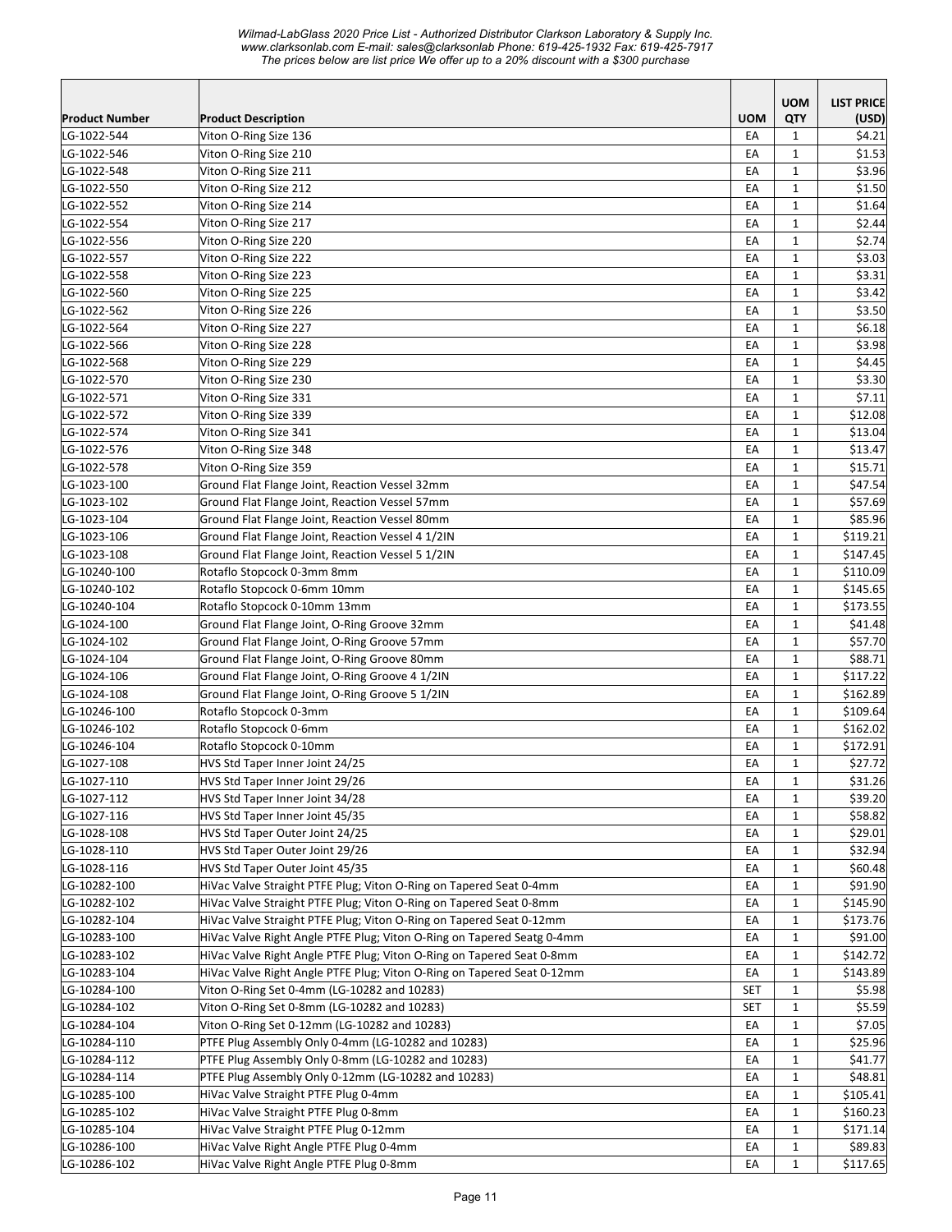| Product Number | Product Description | UOM | UOM QTY | LIST PRICE (USD) |
|---|---|---|---|---|
| LG-1022-544 | Viton O-Ring Size 136 | EA | 1 | $4.21 |
| LG-1022-546 | Viton O-Ring Size 210 | EA | 1 | $1.53 |
| LG-1022-548 | Viton O-Ring Size 211 | EA | 1 | $3.96 |
| LG-1022-550 | Viton O-Ring Size 212 | EA | 1 | $1.50 |
| LG-1022-552 | Viton O-Ring Size 214 | EA | 1 | $1.64 |
| LG-1022-554 | Viton O-Ring Size 217 | EA | 1 | $2.44 |
| LG-1022-556 | Viton O-Ring Size 220 | EA | 1 | $2.74 |
| LG-1022-557 | Viton O-Ring Size 222 | EA | 1 | $3.03 |
| LG-1022-558 | Viton O-Ring Size 223 | EA | 1 | $3.31 |
| LG-1022-560 | Viton O-Ring Size 225 | EA | 1 | $3.42 |
| LG-1022-562 | Viton O-Ring Size 226 | EA | 1 | $3.50 |
| LG-1022-564 | Viton O-Ring Size 227 | EA | 1 | $6.18 |
| LG-1022-566 | Viton O-Ring Size 228 | EA | 1 | $3.98 |
| LG-1022-568 | Viton O-Ring Size 229 | EA | 1 | $4.45 |
| LG-1022-570 | Viton O-Ring Size 230 | EA | 1 | $3.30 |
| LG-1022-571 | Viton O-Ring Size 331 | EA | 1 | $7.11 |
| LG-1022-572 | Viton O-Ring Size 339 | EA | 1 | $12.08 |
| LG-1022-574 | Viton O-Ring Size 341 | EA | 1 | $13.04 |
| LG-1022-576 | Viton O-Ring Size 348 | EA | 1 | $13.47 |
| LG-1022-578 | Viton O-Ring Size 359 | EA | 1 | $15.71 |
| LG-1023-100 | Ground Flat Flange Joint, Reaction Vessel 32mm | EA | 1 | $47.54 |
| LG-1023-102 | Ground Flat Flange Joint, Reaction Vessel 57mm | EA | 1 | $57.69 |
| LG-1023-104 | Ground Flat Flange Joint, Reaction Vessel 80mm | EA | 1 | $85.96 |
| LG-1023-106 | Ground Flat Flange Joint, Reaction Vessel 4 1/2IN | EA | 1 | $119.21 |
| LG-1023-108 | Ground Flat Flange Joint, Reaction Vessel 5 1/2IN | EA | 1 | $147.45 |
| LG-10240-100 | Rotaflo Stopcock 0-3mm 8mm | EA | 1 | $110.09 |
| LG-10240-102 | Rotaflo Stopcock 0-6mm 10mm | EA | 1 | $145.65 |
| LG-10240-104 | Rotaflo Stopcock 0-10mm 13mm | EA | 1 | $173.55 |
| LG-1024-100 | Ground Flat Flange Joint, O-Ring Groove 32mm | EA | 1 | $41.48 |
| LG-1024-102 | Ground Flat Flange Joint, O-Ring Groove 57mm | EA | 1 | $57.70 |
| LG-1024-104 | Ground Flat Flange Joint, O-Ring Groove 80mm | EA | 1 | $88.71 |
| LG-1024-106 | Ground Flat Flange Joint, O-Ring Groove 4 1/2IN | EA | 1 | $117.22 |
| LG-1024-108 | Ground Flat Flange Joint, O-Ring Groove 5 1/2IN | EA | 1 | $162.89 |
| LG-10246-100 | Rotaflo Stopcock 0-3mm | EA | 1 | $109.64 |
| LG-10246-102 | Rotaflo Stopcock 0-6mm | EA | 1 | $162.02 |
| LG-10246-104 | Rotaflo Stopcock 0-10mm | EA | 1 | $172.91 |
| LG-1027-108 | HVS Std Taper Inner Joint 24/25 | EA | 1 | $27.72 |
| LG-1027-110 | HVS Std Taper Inner Joint 29/26 | EA | 1 | $31.26 |
| LG-1027-112 | HVS Std Taper Inner Joint 34/28 | EA | 1 | $39.20 |
| LG-1027-116 | HVS Std Taper Inner Joint 45/35 | EA | 1 | $58.82 |
| LG-1028-108 | HVS Std Taper Outer Joint 24/25 | EA | 1 | $29.01 |
| LG-1028-110 | HVS Std Taper Outer Joint 29/26 | EA | 1 | $32.94 |
| LG-1028-116 | HVS Std Taper Outer Joint 45/35 | EA | 1 | $60.48 |
| LG-10282-100 | HiVac Valve Straight PTFE Plug; Viton O-Ring on Tapered Seat 0-4mm | EA | 1 | $91.90 |
| LG-10282-102 | HiVac Valve Straight PTFE Plug; Viton O-Ring on Tapered Seat 0-8mm | EA | 1 | $145.90 |
| LG-10282-104 | HiVac Valve Straight PTFE Plug; Viton O-Ring on Tapered Seat 0-12mm | EA | 1 | $173.76 |
| LG-10283-100 | HiVac Valve Right Angle PTFE Plug; Viton O-Ring on Tapered Seatg 0-4mm | EA | 1 | $91.00 |
| LG-10283-102 | HiVac Valve Right Angle PTFE Plug; Viton O-Ring on Tapered Seat 0-8mm | EA | 1 | $142.72 |
| LG-10283-104 | HiVac Valve Right Angle PTFE Plug; Viton O-Ring on Tapered Seat 0-12mm | EA | 1 | $143.89 |
| LG-10284-100 | Viton O-Ring Set 0-4mm (LG-10282 and 10283) | SET | 1 | $5.98 |
| LG-10284-102 | Viton O-Ring Set 0-8mm (LG-10282 and 10283) | SET | 1 | $5.59 |
| LG-10284-104 | Viton O-Ring Set 0-12mm (LG-10282 and 10283) | EA | 1 | $7.05 |
| LG-10284-110 | PTFE Plug Assembly Only 0-4mm (LG-10282 and 10283) | EA | 1 | $25.96 |
| LG-10284-112 | PTFE Plug Assembly Only 0-8mm (LG-10282 and 10283) | EA | 1 | $41.77 |
| LG-10284-114 | PTFE Plug Assembly Only 0-12mm (LG-10282 and 10283) | EA | 1 | $48.81 |
| LG-10285-100 | HiVac Valve Straight PTFE Plug 0-4mm | EA | 1 | $105.41 |
| LG-10285-102 | HiVac Valve Straight PTFE Plug 0-8mm | EA | 1 | $160.23 |
| LG-10285-104 | HiVac Valve Straight PTFE Plug 0-12mm | EA | 1 | $171.14 |
| LG-10286-100 | HiVac Valve Right Angle PTFE Plug 0-4mm | EA | 1 | $89.83 |
| LG-10286-102 | HiVac Valve Right Angle PTFE Plug 0-8mm | EA | 1 | $117.65 |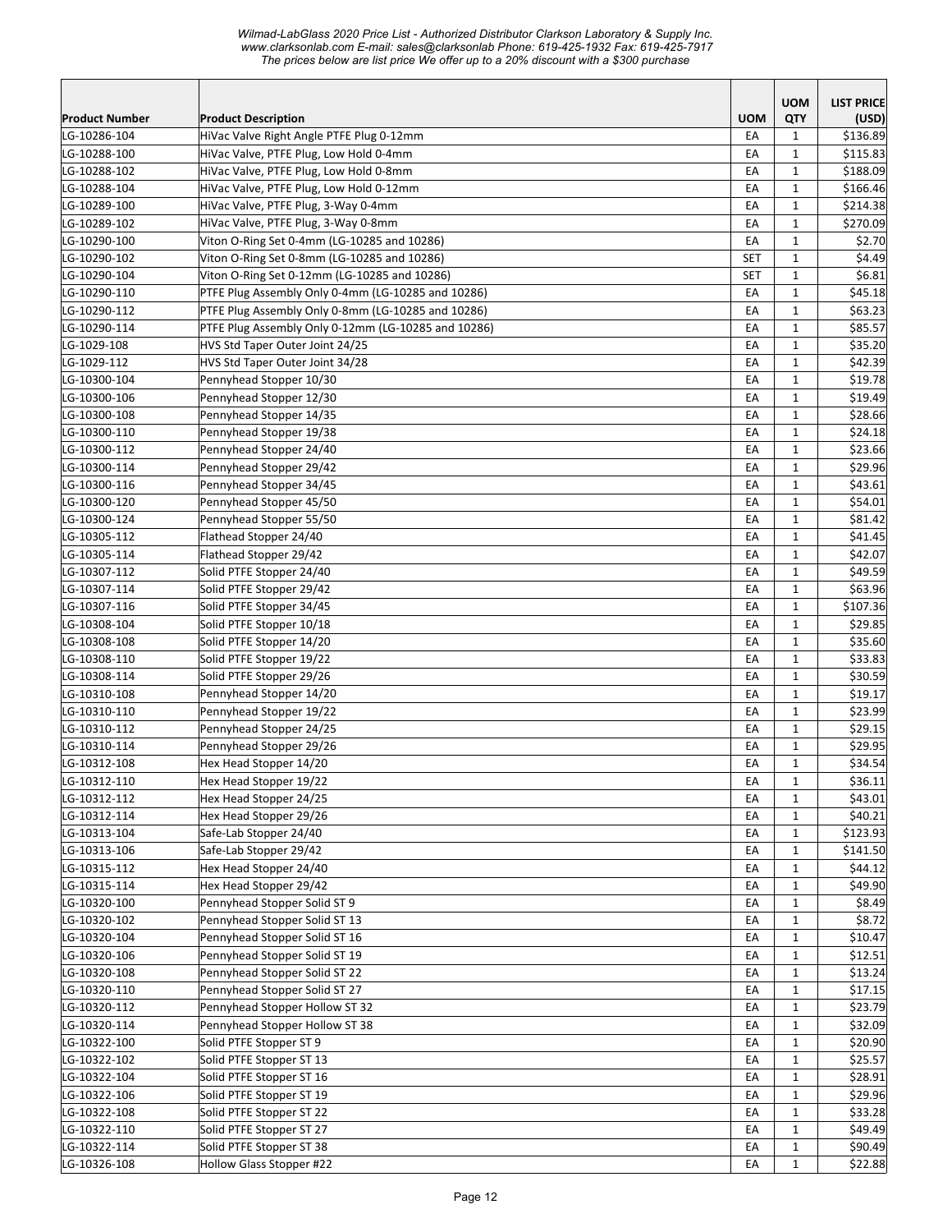| Product Number | Product Description | UOM | UOM QTY | LIST PRICE (USD) |
|---|---|---|---|---|
| LG-10286-104 | HiVac Valve Right Angle PTFE Plug 0-12mm | EA | 1 | $136.89 |
| LG-10288-100 | HiVac Valve, PTFE Plug, Low Hold 0-4mm | EA | 1 | $115.83 |
| LG-10288-102 | HiVac Valve, PTFE Plug, Low Hold 0-8mm | EA | 1 | $188.09 |
| LG-10288-104 | HiVac Valve, PTFE Plug, Low Hold 0-12mm | EA | 1 | $166.46 |
| LG-10289-100 | HiVac Valve, PTFE Plug, 3-Way 0-4mm | EA | 1 | $214.38 |
| LG-10289-102 | HiVac Valve, PTFE Plug, 3-Way 0-8mm | EA | 1 | $270.09 |
| LG-10290-100 | Viton O-Ring Set 0-4mm (LG-10285 and 10286) | EA | 1 | $2.70 |
| LG-10290-102 | Viton O-Ring Set 0-8mm (LG-10285 and 10286) | SET | 1 | $4.49 |
| LG-10290-104 | Viton O-Ring Set 0-12mm (LG-10285 and 10286) | SET | 1 | $6.81 |
| LG-10290-110 | PTFE Plug Assembly Only 0-4mm (LG-10285 and 10286) | EA | 1 | $45.18 |
| LG-10290-112 | PTFE Plug Assembly Only 0-8mm (LG-10285 and 10286) | EA | 1 | $63.23 |
| LG-10290-114 | PTFE Plug Assembly Only 0-12mm (LG-10285 and 10286) | EA | 1 | $85.57 |
| LG-1029-108 | HVS Std Taper Outer Joint 24/25 | EA | 1 | $35.20 |
| LG-1029-112 | HVS Std Taper Outer Joint 34/28 | EA | 1 | $42.39 |
| LG-10300-104 | Pennyhead Stopper 10/30 | EA | 1 | $19.78 |
| LG-10300-106 | Pennyhead Stopper 12/30 | EA | 1 | $19.49 |
| LG-10300-108 | Pennyhead Stopper 14/35 | EA | 1 | $28.66 |
| LG-10300-110 | Pennyhead Stopper 19/38 | EA | 1 | $24.18 |
| LG-10300-112 | Pennyhead Stopper 24/40 | EA | 1 | $23.66 |
| LG-10300-114 | Pennyhead Stopper 29/42 | EA | 1 | $29.96 |
| LG-10300-116 | Pennyhead Stopper 34/45 | EA | 1 | $43.61 |
| LG-10300-120 | Pennyhead Stopper 45/50 | EA | 1 | $54.01 |
| LG-10300-124 | Pennyhead Stopper 55/50 | EA | 1 | $81.42 |
| LG-10305-112 | Flathead Stopper 24/40 | EA | 1 | $41.45 |
| LG-10305-114 | Flathead Stopper 29/42 | EA | 1 | $42.07 |
| LG-10307-112 | Solid PTFE Stopper 24/40 | EA | 1 | $49.59 |
| LG-10307-114 | Solid PTFE Stopper 29/42 | EA | 1 | $63.96 |
| LG-10307-116 | Solid PTFE Stopper 34/45 | EA | 1 | $107.36 |
| LG-10308-104 | Solid PTFE Stopper 10/18 | EA | 1 | $29.85 |
| LG-10308-108 | Solid PTFE Stopper 14/20 | EA | 1 | $35.60 |
| LG-10308-110 | Solid PTFE Stopper 19/22 | EA | 1 | $33.83 |
| LG-10308-114 | Solid PTFE Stopper 29/26 | EA | 1 | $30.59 |
| LG-10310-108 | Pennyhead Stopper 14/20 | EA | 1 | $19.17 |
| LG-10310-110 | Pennyhead Stopper 19/22 | EA | 1 | $23.99 |
| LG-10310-112 | Pennyhead Stopper 24/25 | EA | 1 | $29.15 |
| LG-10310-114 | Pennyhead Stopper 29/26 | EA | 1 | $29.95 |
| LG-10312-108 | Hex Head Stopper 14/20 | EA | 1 | $34.54 |
| LG-10312-110 | Hex Head Stopper 19/22 | EA | 1 | $36.11 |
| LG-10312-112 | Hex Head Stopper 24/25 | EA | 1 | $43.01 |
| LG-10312-114 | Hex Head Stopper 29/26 | EA | 1 | $40.21 |
| LG-10313-104 | Safe-Lab Stopper 24/40 | EA | 1 | $123.93 |
| LG-10313-106 | Safe-Lab Stopper 29/42 | EA | 1 | $141.50 |
| LG-10315-112 | Hex Head Stopper 24/40 | EA | 1 | $44.12 |
| LG-10315-114 | Hex Head Stopper 29/42 | EA | 1 | $49.90 |
| LG-10320-100 | Pennyhead Stopper Solid ST 9 | EA | 1 | $8.49 |
| LG-10320-102 | Pennyhead Stopper Solid ST 13 | EA | 1 | $8.72 |
| LG-10320-104 | Pennyhead Stopper Solid ST 16 | EA | 1 | $10.47 |
| LG-10320-106 | Pennyhead Stopper Solid ST 19 | EA | 1 | $12.51 |
| LG-10320-108 | Pennyhead Stopper Solid ST 22 | EA | 1 | $13.24 |
| LG-10320-110 | Pennyhead Stopper Solid ST 27 | EA | 1 | $17.15 |
| LG-10320-112 | Pennyhead Stopper Hollow ST 32 | EA | 1 | $23.79 |
| LG-10320-114 | Pennyhead Stopper Hollow ST 38 | EA | 1 | $32.09 |
| LG-10322-100 | Solid PTFE Stopper ST 9 | EA | 1 | $20.90 |
| LG-10322-102 | Solid PTFE Stopper ST 13 | EA | 1 | $25.57 |
| LG-10322-104 | Solid PTFE Stopper ST 16 | EA | 1 | $28.91 |
| LG-10322-106 | Solid PTFE Stopper ST 19 | EA | 1 | $29.96 |
| LG-10322-108 | Solid PTFE Stopper ST 22 | EA | 1 | $33.28 |
| LG-10322-110 | Solid PTFE Stopper ST 27 | EA | 1 | $49.49 |
| LG-10322-114 | Solid PTFE Stopper ST 38 | EA | 1 | $90.49 |
| LG-10326-108 | Hollow Glass Stopper #22 | EA | 1 | $22.88 |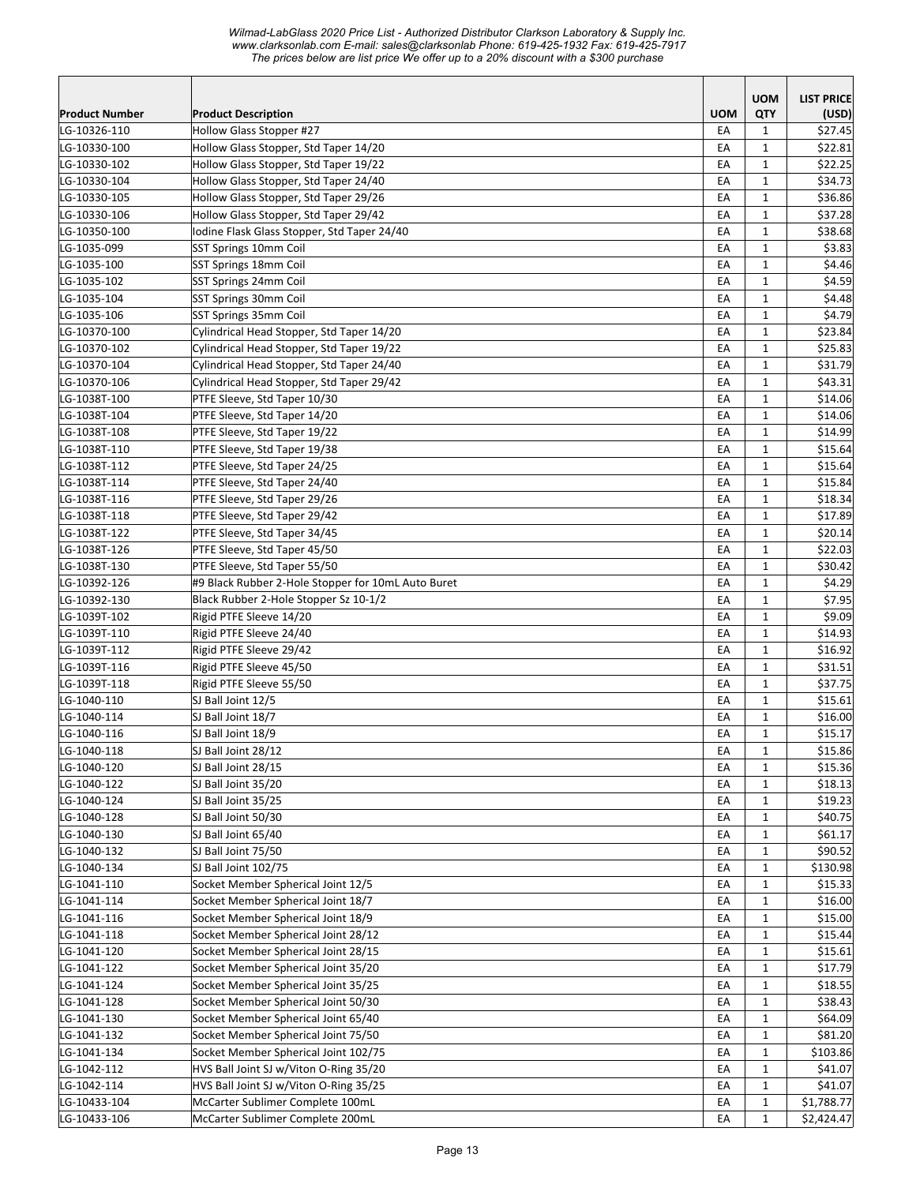| Product Number | Product Description | UOM | UOM QTY | LIST PRICE (USD) |
|---|---|---|---|---|
| LG-10326-110 | Hollow Glass Stopper #27 | EA | 1 | $27.45 |
| LG-10330-100 | Hollow Glass Stopper, Std Taper 14/20 | EA | 1 | $22.81 |
| LG-10330-102 | Hollow Glass Stopper, Std Taper 19/22 | EA | 1 | $22.25 |
| LG-10330-104 | Hollow Glass Stopper, Std Taper 24/40 | EA | 1 | $34.73 |
| LG-10330-105 | Hollow Glass Stopper, Std Taper 29/26 | EA | 1 | $36.86 |
| LG-10330-106 | Hollow Glass Stopper, Std Taper 29/42 | EA | 1 | $37.28 |
| LG-10350-100 | Iodine Flask Glass Stopper, Std Taper 24/40 | EA | 1 | $38.68 |
| LG-1035-099 | SST Springs 10mm Coil | EA | 1 | $3.83 |
| LG-1035-100 | SST Springs 18mm Coil | EA | 1 | $4.46 |
| LG-1035-102 | SST Springs 24mm Coil | EA | 1 | $4.59 |
| LG-1035-104 | SST Springs 30mm Coil | EA | 1 | $4.48 |
| LG-1035-106 | SST Springs 35mm Coil | EA | 1 | $4.79 |
| LG-10370-100 | Cylindrical Head Stopper, Std Taper 14/20 | EA | 1 | $23.84 |
| LG-10370-102 | Cylindrical Head Stopper, Std Taper 19/22 | EA | 1 | $25.83 |
| LG-10370-104 | Cylindrical Head Stopper, Std Taper 24/40 | EA | 1 | $31.79 |
| LG-10370-106 | Cylindrical Head Stopper, Std Taper 29/42 | EA | 1 | $43.31 |
| LG-1038T-100 | PTFE Sleeve, Std Taper 10/30 | EA | 1 | $14.06 |
| LG-1038T-104 | PTFE Sleeve, Std Taper 14/20 | EA | 1 | $14.06 |
| LG-1038T-108 | PTFE Sleeve, Std Taper 19/22 | EA | 1 | $14.99 |
| LG-1038T-110 | PTFE Sleeve, Std Taper 19/38 | EA | 1 | $15.64 |
| LG-1038T-112 | PTFE Sleeve, Std Taper 24/25 | EA | 1 | $15.64 |
| LG-1038T-114 | PTFE Sleeve, Std Taper 24/40 | EA | 1 | $15.84 |
| LG-1038T-116 | PTFE Sleeve, Std Taper 29/26 | EA | 1 | $18.34 |
| LG-1038T-118 | PTFE Sleeve, Std Taper 29/42 | EA | 1 | $17.89 |
| LG-1038T-122 | PTFE Sleeve, Std Taper 34/45 | EA | 1 | $20.14 |
| LG-1038T-126 | PTFE Sleeve, Std Taper 45/50 | EA | 1 | $22.03 |
| LG-1038T-130 | PTFE Sleeve, Std Taper 55/50 | EA | 1 | $30.42 |
| LG-10392-126 | #9 Black Rubber 2-Hole Stopper for 10mL Auto Buret | EA | 1 | $4.29 |
| LG-10392-130 | Black Rubber 2-Hole Stopper Sz 10-1/2 | EA | 1 | $7.95 |
| LG-1039T-102 | Rigid PTFE Sleeve 14/20 | EA | 1 | $9.09 |
| LG-1039T-110 | Rigid PTFE Sleeve 24/40 | EA | 1 | $14.93 |
| LG-1039T-112 | Rigid PTFE Sleeve 29/42 | EA | 1 | $16.92 |
| LG-1039T-116 | Rigid PTFE Sleeve 45/50 | EA | 1 | $31.51 |
| LG-1039T-118 | Rigid PTFE Sleeve 55/50 | EA | 1 | $37.75 |
| LG-1040-110 | SJ Ball Joint 12/5 | EA | 1 | $15.61 |
| LG-1040-114 | SJ Ball Joint 18/7 | EA | 1 | $16.00 |
| LG-1040-116 | SJ Ball Joint 18/9 | EA | 1 | $15.17 |
| LG-1040-118 | SJ Ball Joint 28/12 | EA | 1 | $15.86 |
| LG-1040-120 | SJ Ball Joint 28/15 | EA | 1 | $15.36 |
| LG-1040-122 | SJ Ball Joint 35/20 | EA | 1 | $18.13 |
| LG-1040-124 | SJ Ball Joint 35/25 | EA | 1 | $19.23 |
| LG-1040-128 | SJ Ball Joint 50/30 | EA | 1 | $40.75 |
| LG-1040-130 | SJ Ball Joint 65/40 | EA | 1 | $61.17 |
| LG-1040-132 | SJ Ball Joint 75/50 | EA | 1 | $90.52 |
| LG-1040-134 | SJ Ball Joint 102/75 | EA | 1 | $130.98 |
| LG-1041-110 | Socket Member Spherical Joint 12/5 | EA | 1 | $15.33 |
| LG-1041-114 | Socket Member Spherical Joint 18/7 | EA | 1 | $16.00 |
| LG-1041-116 | Socket Member Spherical Joint 18/9 | EA | 1 | $15.00 |
| LG-1041-118 | Socket Member Spherical Joint 28/12 | EA | 1 | $15.44 |
| LG-1041-120 | Socket Member Spherical Joint 28/15 | EA | 1 | $15.61 |
| LG-1041-122 | Socket Member Spherical Joint 35/20 | EA | 1 | $17.79 |
| LG-1041-124 | Socket Member Spherical Joint 35/25 | EA | 1 | $18.55 |
| LG-1041-128 | Socket Member Spherical Joint 50/30 | EA | 1 | $38.43 |
| LG-1041-130 | Socket Member Spherical Joint 65/40 | EA | 1 | $64.09 |
| LG-1041-132 | Socket Member Spherical Joint 75/50 | EA | 1 | $81.20 |
| LG-1041-134 | Socket Member Spherical Joint 102/75 | EA | 1 | $103.86 |
| LG-1042-112 | HVS Ball Joint SJ w/Viton O-Ring 35/20 | EA | 1 | $41.07 |
| LG-1042-114 | HVS Ball Joint SJ w/Viton O-Ring 35/25 | EA | 1 | $41.07 |
| LG-10433-104 | McCarter Sublimer Complete 100mL | EA | 1 | $1,788.77 |
| LG-10433-106 | McCarter Sublimer Complete 200mL | EA | 1 | $2,424.47 |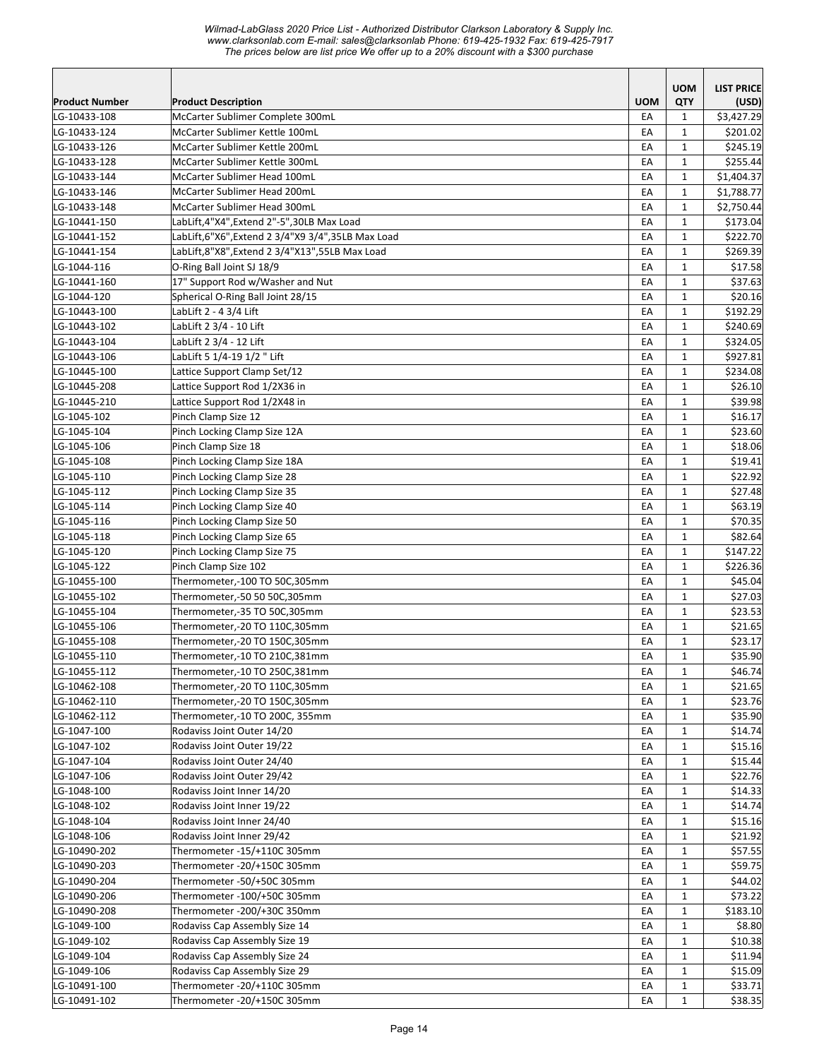| Product Number | Product Description | UOM | UOM QTY | LIST PRICE (USD) |
|---|---|---|---|---|
| LG-10433-108 | McCarter Sublimer Complete 300mL | EA | 1 | $3,427.29 |
| LG-10433-124 | McCarter Sublimer Kettle 100mL | EA | 1 | $201.02 |
| LG-10433-126 | McCarter Sublimer Kettle 200mL | EA | 1 | $245.19 |
| LG-10433-128 | McCarter Sublimer Kettle 300mL | EA | 1 | $255.44 |
| LG-10433-144 | McCarter Sublimer Head 100mL | EA | 1 | $1,404.37 |
| LG-10433-146 | McCarter Sublimer Head 200mL | EA | 1 | $1,788.77 |
| LG-10433-148 | McCarter Sublimer Head 300mL | EA | 1 | $2,750.44 |
| LG-10441-150 | LabLift,4"X4",Extend 2"-5",30LB Max Load | EA | 1 | $173.04 |
| LG-10441-152 | LabLift,6"X6",Extend 2 3/4"X9 3/4",35LB Max Load | EA | 1 | $222.70 |
| LG-10441-154 | LabLift,8"X8",Extend 2 3/4"X13",55LB Max Load | EA | 1 | $269.39 |
| LG-1044-116 | O-Ring Ball Joint SJ 18/9 | EA | 1 | $17.58 |
| LG-10441-160 | 17" Support Rod w/Washer and Nut | EA | 1 | $37.63 |
| LG-1044-120 | Spherical O-Ring Ball Joint 28/15 | EA | 1 | $20.16 |
| LG-10443-100 | LabLift 2 - 4 3/4 Lift | EA | 1 | $192.29 |
| LG-10443-102 | LabLift 2 3/4 - 10 Lift | EA | 1 | $240.69 |
| LG-10443-104 | LabLift 2 3/4 - 12 Lift | EA | 1 | $324.05 |
| LG-10443-106 | LabLift 5 1/4-19 1/2 " Lift | EA | 1 | $927.81 |
| LG-10445-100 | Lattice Support Clamp Set/12 | EA | 1 | $234.08 |
| LG-10445-208 | Lattice Support Rod 1/2X36 in | EA | 1 | $26.10 |
| LG-10445-210 | Lattice Support Rod 1/2X48 in | EA | 1 | $39.98 |
| LG-1045-102 | Pinch Clamp Size 12 | EA | 1 | $16.17 |
| LG-1045-104 | Pinch Locking Clamp Size 12A | EA | 1 | $23.60 |
| LG-1045-106 | Pinch Clamp Size 18 | EA | 1 | $18.06 |
| LG-1045-108 | Pinch Locking Clamp Size 18A | EA | 1 | $19.41 |
| LG-1045-110 | Pinch Locking Clamp Size 28 | EA | 1 | $22.92 |
| LG-1045-112 | Pinch Locking Clamp Size 35 | EA | 1 | $27.48 |
| LG-1045-114 | Pinch Locking Clamp Size 40 | EA | 1 | $63.19 |
| LG-1045-116 | Pinch Locking Clamp Size 50 | EA | 1 | $70.35 |
| LG-1045-118 | Pinch Locking Clamp Size 65 | EA | 1 | $82.64 |
| LG-1045-120 | Pinch Locking Clamp Size 75 | EA | 1 | $147.22 |
| LG-1045-122 | Pinch Clamp Size 102 | EA | 1 | $226.36 |
| LG-10455-100 | Thermometer,-100 TO 50C,305mm | EA | 1 | $45.04 |
| LG-10455-102 | Thermometer,-50 50 50C,305mm | EA | 1 | $27.03 |
| LG-10455-104 | Thermometer,-35 TO 50C,305mm | EA | 1 | $23.53 |
| LG-10455-106 | Thermometer,-20 TO 110C,305mm | EA | 1 | $21.65 |
| LG-10455-108 | Thermometer,-20 TO 150C,305mm | EA | 1 | $23.17 |
| LG-10455-110 | Thermometer,-10 TO 210C,381mm | EA | 1 | $35.90 |
| LG-10455-112 | Thermometer,-10 TO 250C,381mm | EA | 1 | $46.74 |
| LG-10462-108 | Thermometer,-20 TO 110C,305mm | EA | 1 | $21.65 |
| LG-10462-110 | Thermometer,-20 TO 150C,305mm | EA | 1 | $23.76 |
| LG-10462-112 | Thermometer,-10 TO 200C, 355mm | EA | 1 | $35.90 |
| LG-1047-100 | Rodaviss Joint Outer 14/20 | EA | 1 | $14.74 |
| LG-1047-102 | Rodaviss Joint Outer 19/22 | EA | 1 | $15.16 |
| LG-1047-104 | Rodaviss Joint Outer 24/40 | EA | 1 | $15.44 |
| LG-1047-106 | Rodaviss Joint Outer 29/42 | EA | 1 | $22.76 |
| LG-1048-100 | Rodaviss Joint Inner 14/20 | EA | 1 | $14.33 |
| LG-1048-102 | Rodaviss Joint Inner 19/22 | EA | 1 | $14.74 |
| LG-1048-104 | Rodaviss Joint Inner 24/40 | EA | 1 | $15.16 |
| LG-1048-106 | Rodaviss Joint Inner 29/42 | EA | 1 | $21.92 |
| LG-10490-202 | Thermometer -15/+110C 305mm | EA | 1 | $57.55 |
| LG-10490-203 | Thermometer -20/+150C 305mm | EA | 1 | $59.75 |
| LG-10490-204 | Thermometer -50/+50C 305mm | EA | 1 | $44.02 |
| LG-10490-206 | Thermometer -100/+50C 305mm | EA | 1 | $73.22 |
| LG-10490-208 | Thermometer -200/+30C 350mm | EA | 1 | $183.10 |
| LG-1049-100 | Rodaviss Cap Assembly Size 14 | EA | 1 | $8.80 |
| LG-1049-102 | Rodaviss Cap Assembly Size 19 | EA | 1 | $10.38 |
| LG-1049-104 | Rodaviss Cap Assembly Size 24 | EA | 1 | $11.94 |
| LG-1049-106 | Rodaviss Cap Assembly Size 29 | EA | 1 | $15.09 |
| LG-10491-100 | Thermometer -20/+110C 305mm | EA | 1 | $33.71 |
| LG-10491-102 | Thermometer -20/+150C 305mm | EA | 1 | $38.35 |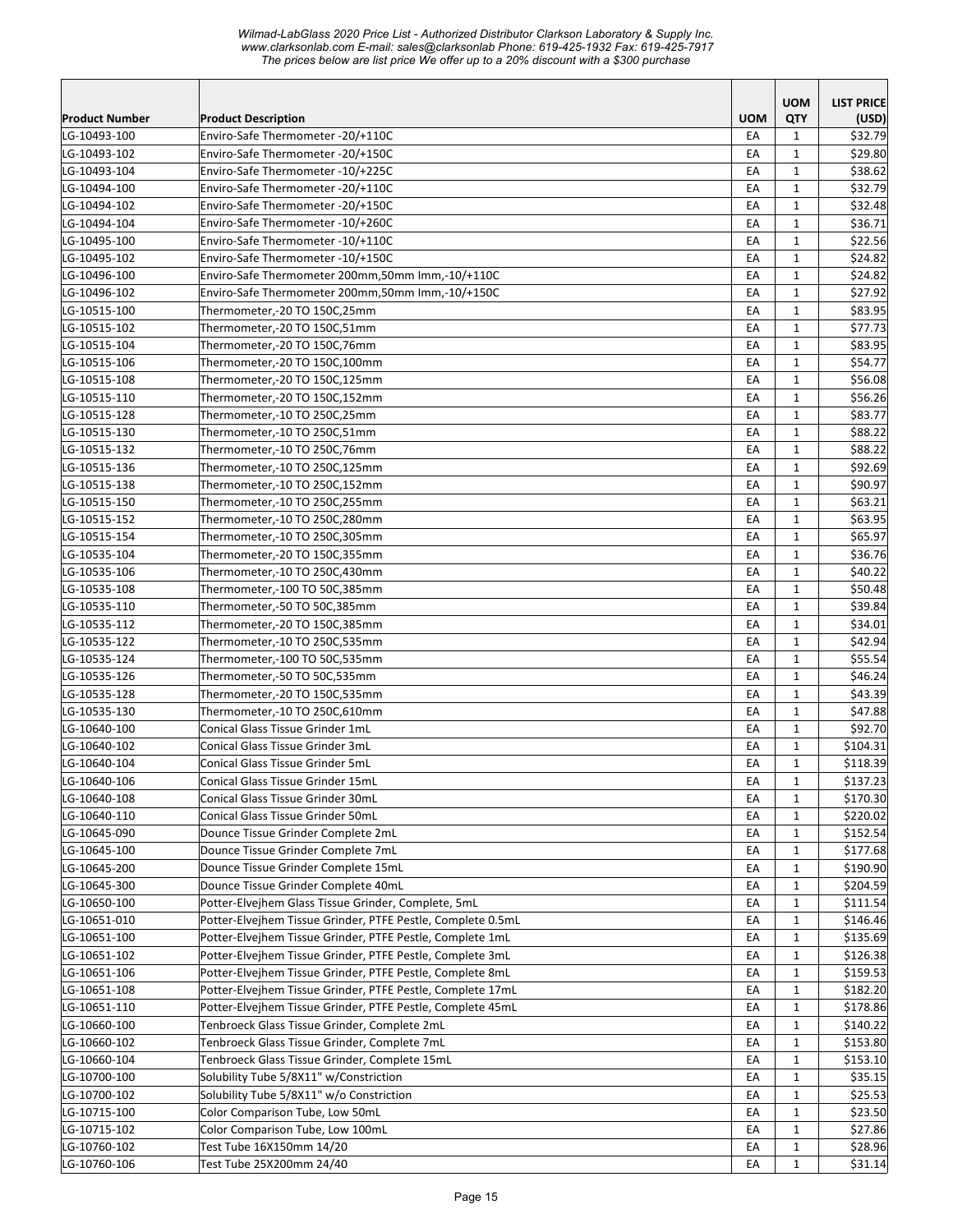| Product Number | Product Description | UOM | UOM QTY | LIST PRICE (USD) |
|---|---|---|---|---|
| LG-10493-100 | Enviro-Safe Thermometer -20/+110C | EA | 1 | $32.79 |
| LG-10493-102 | Enviro-Safe Thermometer -20/+150C | EA | 1 | $29.80 |
| LG-10493-104 | Enviro-Safe Thermometer -10/+225C | EA | 1 | $38.62 |
| LG-10494-100 | Enviro-Safe Thermometer -20/+110C | EA | 1 | $32.79 |
| LG-10494-102 | Enviro-Safe Thermometer -20/+150C | EA | 1 | $32.48 |
| LG-10494-104 | Enviro-Safe Thermometer -10/+260C | EA | 1 | $36.71 |
| LG-10495-100 | Enviro-Safe Thermometer -10/+110C | EA | 1 | $22.56 |
| LG-10495-102 | Enviro-Safe Thermometer -10/+150C | EA | 1 | $24.82 |
| LG-10496-100 | Enviro-Safe Thermometer 200mm,50mm Imm,-10/+110C | EA | 1 | $24.82 |
| LG-10496-102 | Enviro-Safe Thermometer 200mm,50mm Imm,-10/+150C | EA | 1 | $27.92 |
| LG-10515-100 | Thermometer,-20 TO 150C,25mm | EA | 1 | $83.95 |
| LG-10515-102 | Thermometer,-20 TO 150C,51mm | EA | 1 | $77.73 |
| LG-10515-104 | Thermometer,-20 TO 150C,76mm | EA | 1 | $83.95 |
| LG-10515-106 | Thermometer,-20 TO 150C,100mm | EA | 1 | $54.77 |
| LG-10515-108 | Thermometer,-20 TO 150C,125mm | EA | 1 | $56.08 |
| LG-10515-110 | Thermometer,-20 TO 150C,152mm | EA | 1 | $56.26 |
| LG-10515-128 | Thermometer,-10 TO 250C,25mm | EA | 1 | $83.77 |
| LG-10515-130 | Thermometer,-10 TO 250C,51mm | EA | 1 | $88.22 |
| LG-10515-132 | Thermometer,-10 TO 250C,76mm | EA | 1 | $88.22 |
| LG-10515-136 | Thermometer,-10 TO 250C,125mm | EA | 1 | $92.69 |
| LG-10515-138 | Thermometer,-10 TO 250C,152mm | EA | 1 | $90.97 |
| LG-10515-150 | Thermometer,-10 TO 250C,255mm | EA | 1 | $63.21 |
| LG-10515-152 | Thermometer,-10 TO 250C,280mm | EA | 1 | $63.95 |
| LG-10515-154 | Thermometer,-10 TO 250C,305mm | EA | 1 | $65.97 |
| LG-10535-104 | Thermometer,-20 TO 150C,355mm | EA | 1 | $36.76 |
| LG-10535-106 | Thermometer,-10 TO 250C,430mm | EA | 1 | $40.22 |
| LG-10535-108 | Thermometer,-100 TO 50C,385mm | EA | 1 | $50.48 |
| LG-10535-110 | Thermometer,-50 TO 50C,385mm | EA | 1 | $39.84 |
| LG-10535-112 | Thermometer,-20 TO 150C,385mm | EA | 1 | $34.01 |
| LG-10535-122 | Thermometer,-10 TO 250C,535mm | EA | 1 | $42.94 |
| LG-10535-124 | Thermometer,-100 TO 50C,535mm | EA | 1 | $55.54 |
| LG-10535-126 | Thermometer,-50 TO 50C,535mm | EA | 1 | $46.24 |
| LG-10535-128 | Thermometer,-20 TO 150C,535mm | EA | 1 | $43.39 |
| LG-10535-130 | Thermometer,-10 TO 250C,610mm | EA | 1 | $47.88 |
| LG-10640-100 | Conical Glass Tissue Grinder 1mL | EA | 1 | $92.70 |
| LG-10640-102 | Conical Glass Tissue Grinder 3mL | EA | 1 | $104.31 |
| LG-10640-104 | Conical Glass Tissue Grinder 5mL | EA | 1 | $118.39 |
| LG-10640-106 | Conical Glass Tissue Grinder 15mL | EA | 1 | $137.23 |
| LG-10640-108 | Conical Glass Tissue Grinder 30mL | EA | 1 | $170.30 |
| LG-10640-110 | Conical Glass Tissue Grinder 50mL | EA | 1 | $220.02 |
| LG-10645-090 | Dounce Tissue Grinder Complete 2mL | EA | 1 | $152.54 |
| LG-10645-100 | Dounce Tissue Grinder Complete 7mL | EA | 1 | $177.68 |
| LG-10645-200 | Dounce Tissue Grinder Complete 15mL | EA | 1 | $190.90 |
| LG-10645-300 | Dounce Tissue Grinder Complete 40mL | EA | 1 | $204.59 |
| LG-10650-100 | Potter-Elvejhem Glass Tissue Grinder, Complete, 5mL | EA | 1 | $111.54 |
| LG-10651-010 | Potter-Elvejhem Tissue Grinder, PTFE Pestle, Complete 0.5mL | EA | 1 | $146.46 |
| LG-10651-100 | Potter-Elvejhem Tissue Grinder, PTFE Pestle, Complete 1mL | EA | 1 | $135.69 |
| LG-10651-102 | Potter-Elvejhem Tissue Grinder, PTFE Pestle, Complete 3mL | EA | 1 | $126.38 |
| LG-10651-106 | Potter-Elvejhem Tissue Grinder, PTFE Pestle, Complete 8mL | EA | 1 | $159.53 |
| LG-10651-108 | Potter-Elvejhem Tissue Grinder, PTFE Pestle, Complete 17mL | EA | 1 | $182.20 |
| LG-10651-110 | Potter-Elvejhem Tissue Grinder, PTFE Pestle, Complete 45mL | EA | 1 | $178.86 |
| LG-10660-100 | Tenbroeck Glass Tissue Grinder, Complete 2mL | EA | 1 | $140.22 |
| LG-10660-102 | Tenbroeck Glass Tissue Grinder, Complete 7mL | EA | 1 | $153.80 |
| LG-10660-104 | Tenbroeck Glass Tissue Grinder, Complete 15mL | EA | 1 | $153.10 |
| LG-10700-100 | Solubility Tube 5/8X11" w/Constriction | EA | 1 | $35.15 |
| LG-10700-102 | Solubility Tube 5/8X11" w/o Constriction | EA | 1 | $25.53 |
| LG-10715-100 | Color Comparison Tube, Low 50mL | EA | 1 | $23.50 |
| LG-10715-102 | Color Comparison Tube, Low 100mL | EA | 1 | $27.86 |
| LG-10760-102 | Test Tube 16X150mm 14/20 | EA | 1 | $28.96 |
| LG-10760-106 | Test Tube 25X200mm 24/40 | EA | 1 | $31.14 |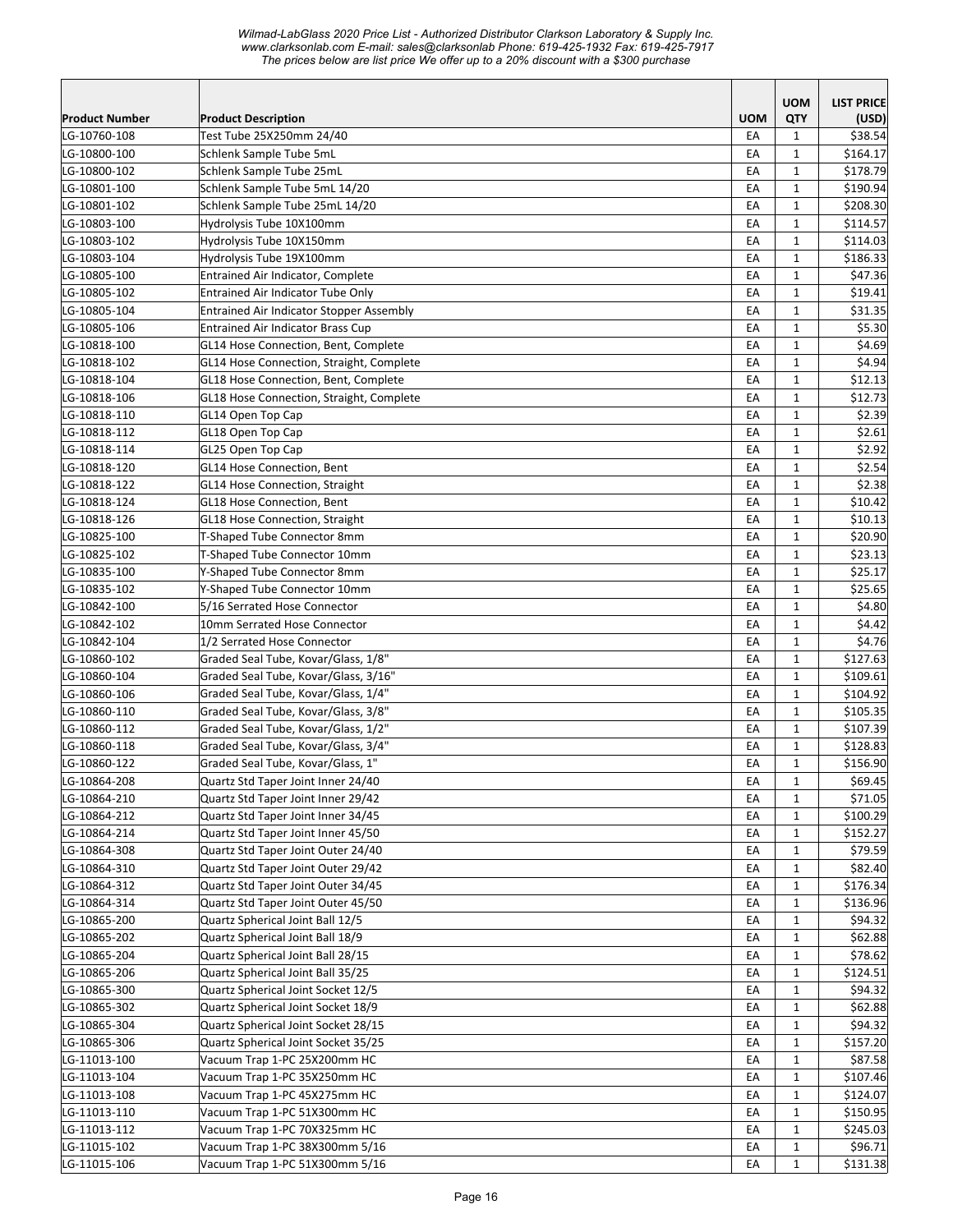| Product Number | Product Description | UOM | UOM QTY | LIST PRICE (USD) |
|---|---|---|---|---|
| LG-10760-108 | Test Tube 25X250mm 24/40 | EA | 1 | $38.54 |
| LG-10800-100 | Schlenk Sample Tube 5mL | EA | 1 | $164.17 |
| LG-10800-102 | Schlenk Sample Tube 25mL | EA | 1 | $178.79 |
| LG-10801-100 | Schlenk Sample Tube 5mL 14/20 | EA | 1 | $190.94 |
| LG-10801-102 | Schlenk Sample Tube 25mL 14/20 | EA | 1 | $208.30 |
| LG-10803-100 | Hydrolysis Tube 10X100mm | EA | 1 | $114.57 |
| LG-10803-102 | Hydrolysis Tube 10X150mm | EA | 1 | $114.03 |
| LG-10803-104 | Hydrolysis Tube 19X100mm | EA | 1 | $186.33 |
| LG-10805-100 | Entrained Air Indicator, Complete | EA | 1 | $47.36 |
| LG-10805-102 | Entrained Air Indicator Tube Only | EA | 1 | $19.41 |
| LG-10805-104 | Entrained Air Indicator Stopper Assembly | EA | 1 | $31.35 |
| LG-10805-106 | Entrained Air Indicator Brass Cup | EA | 1 | $5.30 |
| LG-10818-100 | GL14 Hose Connection, Bent, Complete | EA | 1 | $4.69 |
| LG-10818-102 | GL14 Hose Connection, Straight, Complete | EA | 1 | $4.94 |
| LG-10818-104 | GL18 Hose Connection, Bent, Complete | EA | 1 | $12.13 |
| LG-10818-106 | GL18 Hose Connection, Straight, Complete | EA | 1 | $12.73 |
| LG-10818-110 | GL14 Open Top Cap | EA | 1 | $2.39 |
| LG-10818-112 | GL18 Open Top Cap | EA | 1 | $2.61 |
| LG-10818-114 | GL25 Open Top Cap | EA | 1 | $2.92 |
| LG-10818-120 | GL14 Hose Connection, Bent | EA | 1 | $2.54 |
| LG-10818-122 | GL14 Hose Connection, Straight | EA | 1 | $2.38 |
| LG-10818-124 | GL18 Hose Connection, Bent | EA | 1 | $10.42 |
| LG-10818-126 | GL18 Hose Connection, Straight | EA | 1 | $10.13 |
| LG-10825-100 | T-Shaped Tube Connector 8mm | EA | 1 | $20.90 |
| LG-10825-102 | T-Shaped Tube Connector 10mm | EA | 1 | $23.13 |
| LG-10835-100 | Y-Shaped Tube Connector 8mm | EA | 1 | $25.17 |
| LG-10835-102 | Y-Shaped Tube Connector 10mm | EA | 1 | $25.65 |
| LG-10842-100 | 5/16 Serrated Hose Connector | EA | 1 | $4.80 |
| LG-10842-102 | 10mm Serrated Hose Connector | EA | 1 | $4.42 |
| LG-10842-104 | 1/2 Serrated Hose Connector | EA | 1 | $4.76 |
| LG-10860-102 | Graded Seal Tube, Kovar/Glass, 1/8" | EA | 1 | $127.63 |
| LG-10860-104 | Graded Seal Tube, Kovar/Glass, 3/16" | EA | 1 | $109.61 |
| LG-10860-106 | Graded Seal Tube, Kovar/Glass, 1/4" | EA | 1 | $104.92 |
| LG-10860-110 | Graded Seal Tube, Kovar/Glass, 3/8" | EA | 1 | $105.35 |
| LG-10860-112 | Graded Seal Tube, Kovar/Glass, 1/2" | EA | 1 | $107.39 |
| LG-10860-118 | Graded Seal Tube, Kovar/Glass, 3/4" | EA | 1 | $128.83 |
| LG-10860-122 | Graded Seal Tube, Kovar/Glass, 1" | EA | 1 | $156.90 |
| LG-10864-208 | Quartz Std Taper Joint Inner 24/40 | EA | 1 | $69.45 |
| LG-10864-210 | Quartz Std Taper Joint Inner 29/42 | EA | 1 | $71.05 |
| LG-10864-212 | Quartz Std Taper Joint Inner 34/45 | EA | 1 | $100.29 |
| LG-10864-214 | Quartz Std Taper Joint Inner 45/50 | EA | 1 | $152.27 |
| LG-10864-308 | Quartz Std Taper Joint Outer 24/40 | EA | 1 | $79.59 |
| LG-10864-310 | Quartz Std Taper Joint Outer 29/42 | EA | 1 | $82.40 |
| LG-10864-312 | Quartz Std Taper Joint Outer 34/45 | EA | 1 | $176.34 |
| LG-10864-314 | Quartz Std Taper Joint Outer 45/50 | EA | 1 | $136.96 |
| LG-10865-200 | Quartz Spherical Joint Ball 12/5 | EA | 1 | $94.32 |
| LG-10865-202 | Quartz Spherical Joint Ball 18/9 | EA | 1 | $62.88 |
| LG-10865-204 | Quartz Spherical Joint Ball 28/15 | EA | 1 | $78.62 |
| LG-10865-206 | Quartz Spherical Joint Ball 35/25 | EA | 1 | $124.51 |
| LG-10865-300 | Quartz Spherical Joint Socket 12/5 | EA | 1 | $94.32 |
| LG-10865-302 | Quartz Spherical Joint Socket 18/9 | EA | 1 | $62.88 |
| LG-10865-304 | Quartz Spherical Joint Socket 28/15 | EA | 1 | $94.32 |
| LG-10865-306 | Quartz Spherical Joint Socket 35/25 | EA | 1 | $157.20 |
| LG-11013-100 | Vacuum Trap 1-PC 25X200mm HC | EA | 1 | $87.58 |
| LG-11013-104 | Vacuum Trap 1-PC 35X250mm HC | EA | 1 | $107.46 |
| LG-11013-108 | Vacuum Trap 1-PC 45X275mm HC | EA | 1 | $124.07 |
| LG-11013-110 | Vacuum Trap 1-PC 51X300mm HC | EA | 1 | $150.95 |
| LG-11013-112 | Vacuum Trap 1-PC 70X325mm HC | EA | 1 | $245.03 |
| LG-11015-102 | Vacuum Trap 1-PC 38X300mm 5/16 | EA | 1 | $96.71 |
| LG-11015-106 | Vacuum Trap 1-PC 51X300mm 5/16 | EA | 1 | $131.38 |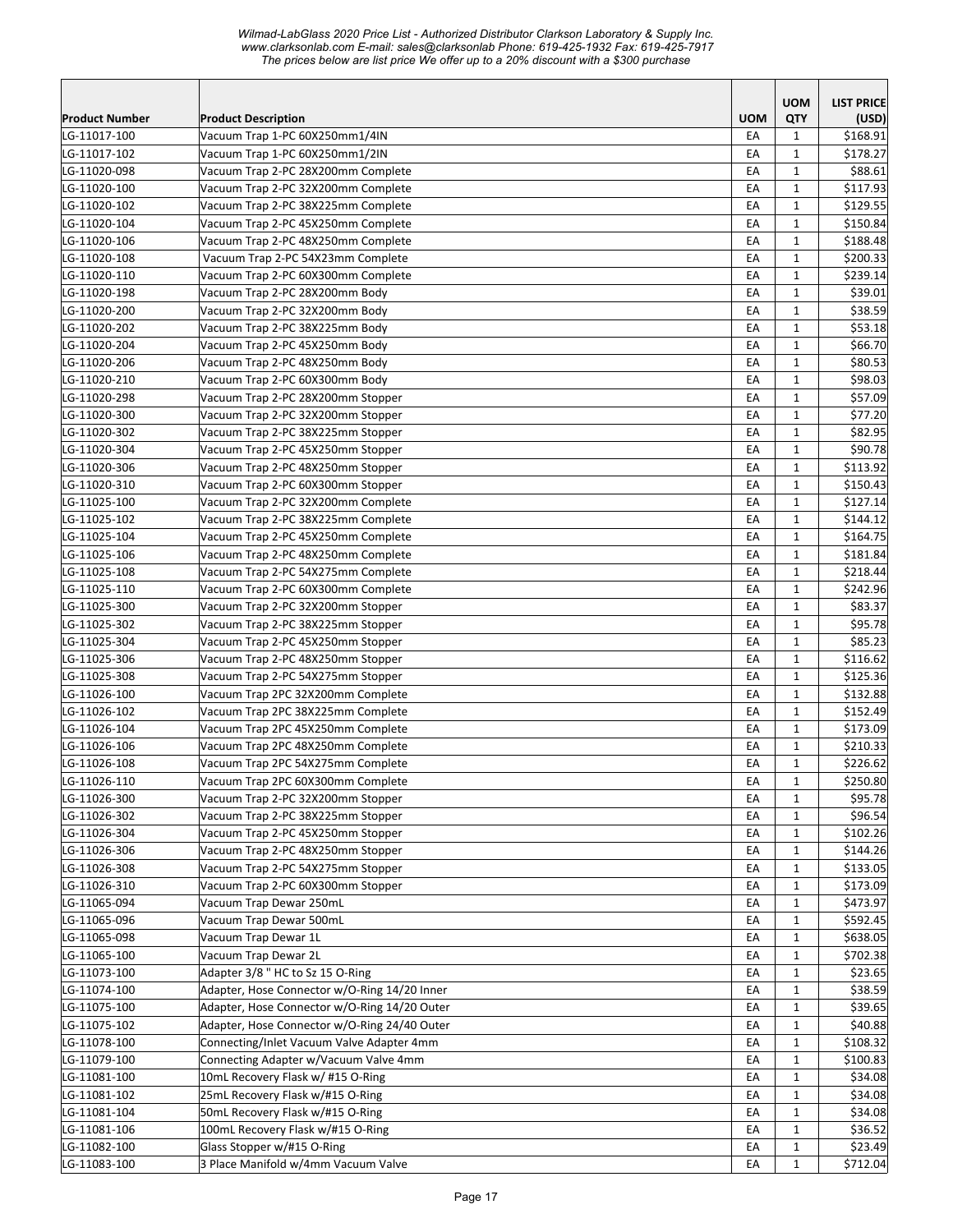*Wilmad-LabGlass 2020 Price List - Authorized Distributor Clarkson Laboratory & Supply Inc.*
*www.clarksonlab.com E-mail: sales@clarksonlab Phone: 619-425-1932 Fax: 619-425-7917*
*The prices below are list price We offer up to a 20% discount with a $300 purchase*

| Product Number | Product Description | UOM | UOM QTY | LIST PRICE (USD) |
|---|---|---|---|---|
| LG-11017-100 | Vacuum Trap 1-PC 60X250mm1/4IN | EA | 1 | $168.91 |
| LG-11017-102 | Vacuum Trap 1-PC 60X250mm1/2IN | EA | 1 | $178.27 |
| LG-11020-098 | Vacuum Trap 2-PC 28X200mm Complete | EA | 1 | $88.61 |
| LG-11020-100 | Vacuum Trap 2-PC 32X200mm Complete | EA | 1 | $117.93 |
| LG-11020-102 | Vacuum Trap 2-PC 38X225mm Complete | EA | 1 | $129.55 |
| LG-11020-104 | Vacuum Trap 2-PC 45X250mm Complete | EA | 1 | $150.84 |
| LG-11020-106 | Vacuum Trap 2-PC 48X250mm Complete | EA | 1 | $188.48 |
| LG-11020-108 | Vacuum Trap 2-PC 54X23mm Complete | EA | 1 | $200.33 |
| LG-11020-110 | Vacuum Trap 2-PC 60X300mm Complete | EA | 1 | $239.14 |
| LG-11020-198 | Vacuum Trap 2-PC 28X200mm Body | EA | 1 | $39.01 |
| LG-11020-200 | Vacuum Trap 2-PC 32X200mm Body | EA | 1 | $38.59 |
| LG-11020-202 | Vacuum Trap 2-PC 38X225mm Body | EA | 1 | $53.18 |
| LG-11020-204 | Vacuum Trap 2-PC 45X250mm Body | EA | 1 | $66.70 |
| LG-11020-206 | Vacuum Trap 2-PC 48X250mm Body | EA | 1 | $80.53 |
| LG-11020-210 | Vacuum Trap 2-PC 60X300mm Body | EA | 1 | $98.03 |
| LG-11020-298 | Vacuum Trap 2-PC 28X200mm Stopper | EA | 1 | $57.09 |
| LG-11020-300 | Vacuum Trap 2-PC 32X200mm Stopper | EA | 1 | $77.20 |
| LG-11020-302 | Vacuum Trap 2-PC 38X225mm Stopper | EA | 1 | $82.95 |
| LG-11020-304 | Vacuum Trap 2-PC 45X250mm Stopper | EA | 1 | $90.78 |
| LG-11020-306 | Vacuum Trap 2-PC 48X250mm Stopper | EA | 1 | $113.92 |
| LG-11020-310 | Vacuum Trap 2-PC 60X300mm Stopper | EA | 1 | $150.43 |
| LG-11025-100 | Vacuum Trap 2-PC 32X200mm Complete | EA | 1 | $127.14 |
| LG-11025-102 | Vacuum Trap 2-PC 38X225mm Complete | EA | 1 | $144.12 |
| LG-11025-104 | Vacuum Trap 2-PC 45X250mm Complete | EA | 1 | $164.75 |
| LG-11025-106 | Vacuum Trap 2-PC 48X250mm Complete | EA | 1 | $181.84 |
| LG-11025-108 | Vacuum Trap 2-PC 54X275mm Complete | EA | 1 | $218.44 |
| LG-11025-110 | Vacuum Trap 2-PC 60X300mm Complete | EA | 1 | $242.96 |
| LG-11025-300 | Vacuum Trap 2-PC 32X200mm Stopper | EA | 1 | $83.37 |
| LG-11025-302 | Vacuum Trap 2-PC 38X225mm Stopper | EA | 1 | $95.78 |
| LG-11025-304 | Vacuum Trap 2-PC 45X250mm Stopper | EA | 1 | $85.23 |
| LG-11025-306 | Vacuum Trap 2-PC 48X250mm Stopper | EA | 1 | $116.62 |
| LG-11025-308 | Vacuum Trap 2-PC 54X275mm Stopper | EA | 1 | $125.36 |
| LG-11026-100 | Vacuum Trap 2PC 32X200mm Complete | EA | 1 | $132.88 |
| LG-11026-102 | Vacuum Trap 2PC 38X225mm Complete | EA | 1 | $152.49 |
| LG-11026-104 | Vacuum Trap 2PC 45X250mm Complete | EA | 1 | $173.09 |
| LG-11026-106 | Vacuum Trap 2PC 48X250mm Complete | EA | 1 | $210.33 |
| LG-11026-108 | Vacuum Trap 2PC 54X275mm Complete | EA | 1 | $226.62 |
| LG-11026-110 | Vacuum Trap 2PC 60X300mm Complete | EA | 1 | $250.80 |
| LG-11026-300 | Vacuum Trap 2-PC 32X200mm Stopper | EA | 1 | $95.78 |
| LG-11026-302 | Vacuum Trap 2-PC 38X225mm Stopper | EA | 1 | $96.54 |
| LG-11026-304 | Vacuum Trap 2-PC 45X250mm Stopper | EA | 1 | $102.26 |
| LG-11026-306 | Vacuum Trap 2-PC 48X250mm Stopper | EA | 1 | $144.26 |
| LG-11026-308 | Vacuum Trap 2-PC 54X275mm Stopper | EA | 1 | $133.05 |
| LG-11026-310 | Vacuum Trap 2-PC 60X300mm Stopper | EA | 1 | $173.09 |
| LG-11065-094 | Vacuum Trap Dewar 250mL | EA | 1 | $473.97 |
| LG-11065-096 | Vacuum Trap Dewar 500mL | EA | 1 | $592.45 |
| LG-11065-098 | Vacuum Trap Dewar 1L | EA | 1 | $638.05 |
| LG-11065-100 | Vacuum Trap Dewar 2L | EA | 1 | $702.38 |
| LG-11073-100 | Adapter 3/8 " HC to Sz 15 O-Ring | EA | 1 | $23.65 |
| LG-11074-100 | Adapter, Hose Connector w/O-Ring 14/20 Inner | EA | 1 | $38.59 |
| LG-11075-100 | Adapter, Hose Connector w/O-Ring 14/20 Outer | EA | 1 | $39.65 |
| LG-11075-102 | Adapter, Hose Connector w/O-Ring 24/40 Outer | EA | 1 | $40.88 |
| LG-11078-100 | Connecting/Inlet Vacuum Valve Adapter 4mm | EA | 1 | $108.32 |
| LG-11079-100 | Connecting Adapter w/Vacuum Valve 4mm | EA | 1 | $100.83 |
| LG-11081-100 | 10mL Recovery Flask w/ #15 O-Ring | EA | 1 | $34.08 |
| LG-11081-102 | 25mL Recovery Flask w/#15 O-Ring | EA | 1 | $34.08 |
| LG-11081-104 | 50mL Recovery Flask w/#15 O-Ring | EA | 1 | $34.08 |
| LG-11081-106 | 100mL Recovery Flask w/#15 O-Ring | EA | 1 | $36.52 |
| LG-11082-100 | Glass Stopper w/#15 O-Ring | EA | 1 | $23.49 |
| LG-11083-100 | 3 Place Manifold w/4mm Vacuum Valve | EA | 1 | $712.04 |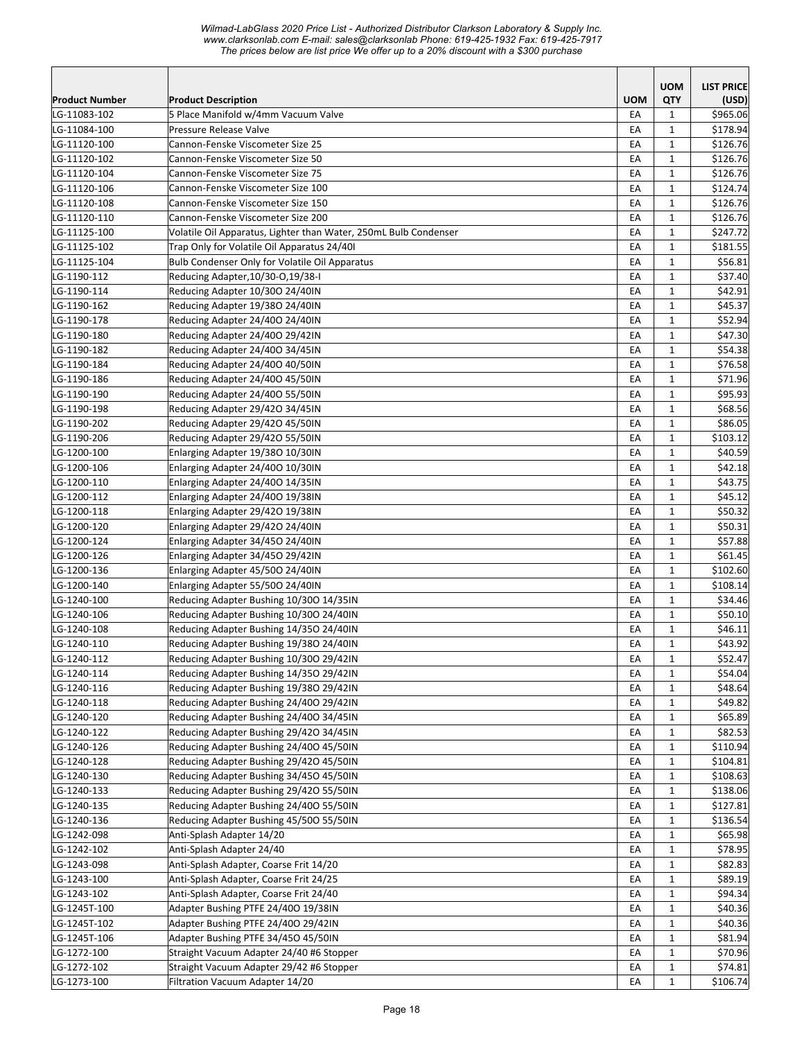| Product Number | Product Description | UOM | UOM QTY | LIST PRICE (USD) |
|---|---|---|---|---|
| LG-11083-102 | 5 Place Manifold w/4mm Vacuum Valve | EA | 1 | $965.06 |
| LG-11084-100 | Pressure Release Valve | EA | 1 | $178.94 |
| LG-11120-100 | Cannon-Fenske Viscometer Size 25 | EA | 1 | $126.76 |
| LG-11120-102 | Cannon-Fenske Viscometer Size 50 | EA | 1 | $126.76 |
| LG-11120-104 | Cannon-Fenske Viscometer Size 75 | EA | 1 | $126.76 |
| LG-11120-106 | Cannon-Fenske Viscometer Size 100 | EA | 1 | $124.74 |
| LG-11120-108 | Cannon-Fenske Viscometer Size 150 | EA | 1 | $126.76 |
| LG-11120-110 | Cannon-Fenske Viscometer Size 200 | EA | 1 | $126.76 |
| LG-11125-100 | Volatile Oil Apparatus, Lighter than Water, 250mL Bulb Condenser | EA | 1 | $247.72 |
| LG-11125-102 | Trap Only for Volatile Oil Apparatus 24/40I | EA | 1 | $181.55 |
| LG-11125-104 | Bulb Condenser Only for Volatile Oil Apparatus | EA | 1 | $56.81 |
| LG-1190-112 | Reducing Adapter,10/30-O,19/38-I | EA | 1 | $37.40 |
| LG-1190-114 | Reducing Adapter 10/30O 24/40IN | EA | 1 | $42.91 |
| LG-1190-162 | Reducing Adapter 19/38O 24/40IN | EA | 1 | $45.37 |
| LG-1190-178 | Reducing Adapter 24/40O 24/40IN | EA | 1 | $52.94 |
| LG-1190-180 | Reducing Adapter 24/40O 29/42IN | EA | 1 | $47.30 |
| LG-1190-182 | Reducing Adapter 24/40O 34/45IN | EA | 1 | $54.38 |
| LG-1190-184 | Reducing Adapter 24/40O 40/50IN | EA | 1 | $76.58 |
| LG-1190-186 | Reducing Adapter 24/40O 45/50IN | EA | 1 | $71.96 |
| LG-1190-190 | Reducing Adapter 24/40O 55/50IN | EA | 1 | $95.93 |
| LG-1190-198 | Reducing Adapter 29/42O 34/45IN | EA | 1 | $68.56 |
| LG-1190-202 | Reducing Adapter 29/42O 45/50IN | EA | 1 | $86.05 |
| LG-1190-206 | Reducing Adapter 29/42O 55/50IN | EA | 1 | $103.12 |
| LG-1200-100 | Enlarging Adapter 19/38O 10/30IN | EA | 1 | $40.59 |
| LG-1200-106 | Enlarging Adapter 24/40O 10/30IN | EA | 1 | $42.18 |
| LG-1200-110 | Enlarging Adapter 24/40O 14/35IN | EA | 1 | $43.75 |
| LG-1200-112 | Enlarging Adapter 24/40O 19/38IN | EA | 1 | $45.12 |
| LG-1200-118 | Enlarging Adapter 29/42O 19/38IN | EA | 1 | $50.32 |
| LG-1200-120 | Enlarging Adapter 29/42O 24/40IN | EA | 1 | $50.31 |
| LG-1200-124 | Enlarging Adapter 34/45O 24/40IN | EA | 1 | $57.88 |
| LG-1200-126 | Enlarging Adapter 34/45O 29/42IN | EA | 1 | $61.45 |
| LG-1200-136 | Enlarging Adapter 45/50O 24/40IN | EA | 1 | $102.60 |
| LG-1200-140 | Enlarging Adapter 55/50O 24/40IN | EA | 1 | $108.14 |
| LG-1240-100 | Reducing Adapter Bushing 10/30O 14/35IN | EA | 1 | $34.46 |
| LG-1240-106 | Reducing Adapter Bushing 10/30O 24/40IN | EA | 1 | $50.10 |
| LG-1240-108 | Reducing Adapter Bushing 14/35O 24/40IN | EA | 1 | $46.11 |
| LG-1240-110 | Reducing Adapter Bushing 19/38O 24/40IN | EA | 1 | $43.92 |
| LG-1240-112 | Reducing Adapter Bushing 10/30O 29/42IN | EA | 1 | $52.47 |
| LG-1240-114 | Reducing Adapter Bushing 14/35O 29/42IN | EA | 1 | $54.04 |
| LG-1240-116 | Reducing Adapter Bushing 19/38O 29/42IN | EA | 1 | $48.64 |
| LG-1240-118 | Reducing Adapter Bushing 24/40O 29/42IN | EA | 1 | $49.82 |
| LG-1240-120 | Reducing Adapter Bushing 24/40O 34/45IN | EA | 1 | $65.89 |
| LG-1240-122 | Reducing Adapter Bushing 29/42O 34/45IN | EA | 1 | $82.53 |
| LG-1240-126 | Reducing Adapter Bushing 24/40O 45/50IN | EA | 1 | $110.94 |
| LG-1240-128 | Reducing Adapter Bushing 29/42O 45/50IN | EA | 1 | $104.81 |
| LG-1240-130 | Reducing Adapter Bushing 34/45O 45/50IN | EA | 1 | $108.63 |
| LG-1240-133 | Reducing Adapter Bushing 29/42O 55/50IN | EA | 1 | $138.06 |
| LG-1240-135 | Reducing Adapter Bushing 24/40O 55/50IN | EA | 1 | $127.81 |
| LG-1240-136 | Reducing Adapter Bushing 45/50O 55/50IN | EA | 1 | $136.54 |
| LG-1242-098 | Anti-Splash Adapter 14/20 | EA | 1 | $65.98 |
| LG-1242-102 | Anti-Splash Adapter 24/40 | EA | 1 | $78.95 |
| LG-1243-098 | Anti-Splash Adapter, Coarse Frit 14/20 | EA | 1 | $82.83 |
| LG-1243-100 | Anti-Splash Adapter, Coarse Frit 24/25 | EA | 1 | $89.19 |
| LG-1243-102 | Anti-Splash Adapter, Coarse Frit 24/40 | EA | 1 | $94.34 |
| LG-1245T-100 | Adapter Bushing PTFE 24/40O 19/38IN | EA | 1 | $40.36 |
| LG-1245T-102 | Adapter Bushing PTFE 24/40O 29/42IN | EA | 1 | $40.36 |
| LG-1245T-106 | Adapter Bushing PTFE 34/45O 45/50IN | EA | 1 | $81.94 |
| LG-1272-100 | Straight Vacuum Adapter 24/40 #6 Stopper | EA | 1 | $70.96 |
| LG-1272-102 | Straight Vacuum Adapter 29/42 #6 Stopper | EA | 1 | $74.81 |
| LG-1273-100 | Filtration Vacuum Adapter 14/20 | EA | 1 | $106.74 |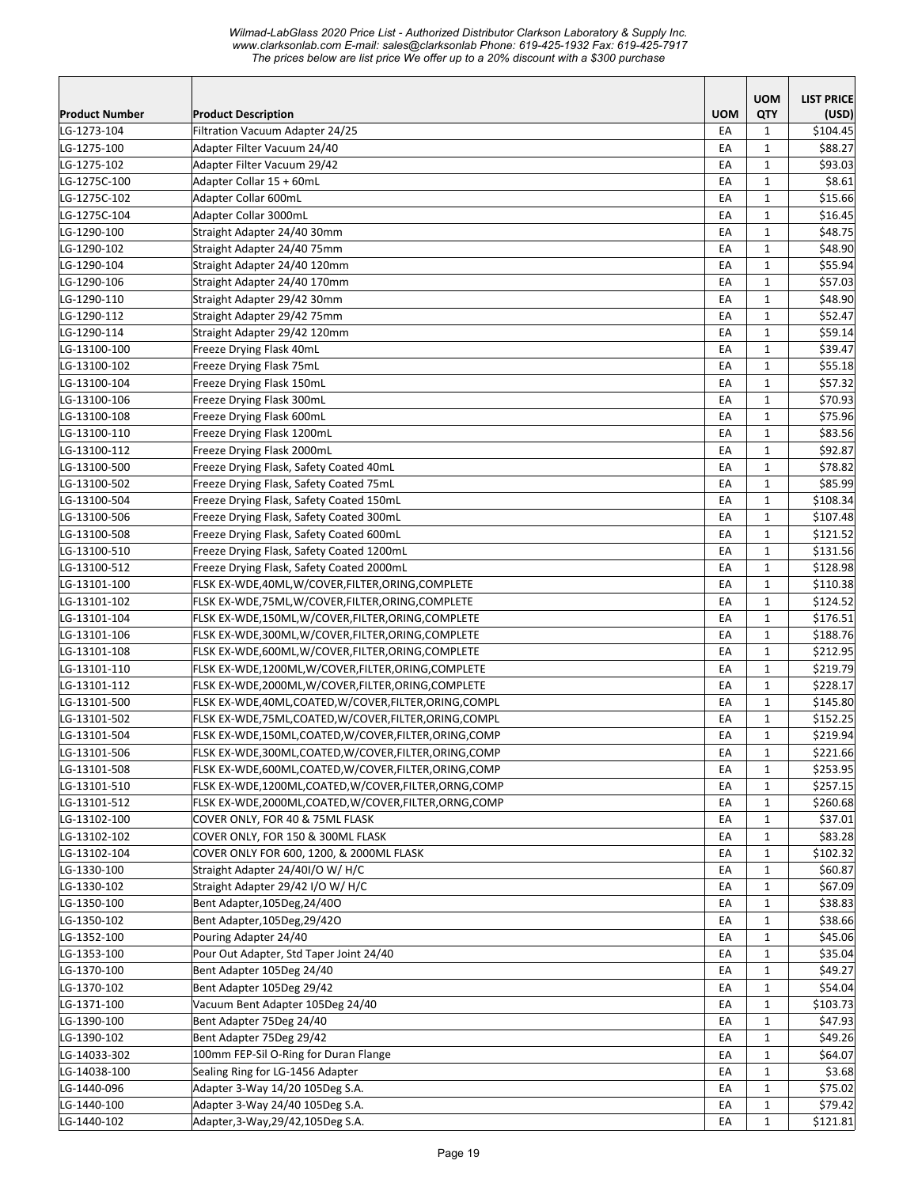| Product Number | Product Description | UOM | UOM QTY | LIST PRICE (USD) |
|---|---|---|---|---|
| LG-1273-104 | Filtration Vacuum Adapter 24/25 | EA | 1 | $104.45 |
| LG-1275-100 | Adapter Filter Vacuum 24/40 | EA | 1 | $88.27 |
| LG-1275-102 | Adapter Filter Vacuum 29/42 | EA | 1 | $93.03 |
| LG-1275C-100 | Adapter Collar 15 + 60mL | EA | 1 | $8.61 |
| LG-1275C-102 | Adapter Collar 600mL | EA | 1 | $15.66 |
| LG-1275C-104 | Adapter Collar 3000mL | EA | 1 | $16.45 |
| LG-1290-100 | Straight Adapter 24/40 30mm | EA | 1 | $48.75 |
| LG-1290-102 | Straight Adapter 24/40 75mm | EA | 1 | $48.90 |
| LG-1290-104 | Straight Adapter 24/40 120mm | EA | 1 | $55.94 |
| LG-1290-106 | Straight Adapter 24/40 170mm | EA | 1 | $57.03 |
| LG-1290-110 | Straight Adapter 29/42 30mm | EA | 1 | $48.90 |
| LG-1290-112 | Straight Adapter 29/42 75mm | EA | 1 | $52.47 |
| LG-1290-114 | Straight Adapter 29/42 120mm | EA | 1 | $59.14 |
| LG-13100-100 | Freeze Drying Flask 40mL | EA | 1 | $39.47 |
| LG-13100-102 | Freeze Drying Flask 75mL | EA | 1 | $55.18 |
| LG-13100-104 | Freeze Drying Flask 150mL | EA | 1 | $57.32 |
| LG-13100-106 | Freeze Drying Flask 300mL | EA | 1 | $70.93 |
| LG-13100-108 | Freeze Drying Flask 600mL | EA | 1 | $75.96 |
| LG-13100-110 | Freeze Drying Flask 1200mL | EA | 1 | $83.56 |
| LG-13100-112 | Freeze Drying Flask 2000mL | EA | 1 | $92.87 |
| LG-13100-500 | Freeze Drying Flask, Safety Coated 40mL | EA | 1 | $78.82 |
| LG-13100-502 | Freeze Drying Flask, Safety Coated 75mL | EA | 1 | $85.99 |
| LG-13100-504 | Freeze Drying Flask, Safety Coated 150mL | EA | 1 | $108.34 |
| LG-13100-506 | Freeze Drying Flask, Safety Coated 300mL | EA | 1 | $107.48 |
| LG-13100-508 | Freeze Drying Flask, Safety Coated 600mL | EA | 1 | $121.52 |
| LG-13100-510 | Freeze Drying Flask, Safety Coated 1200mL | EA | 1 | $131.56 |
| LG-13100-512 | Freeze Drying Flask, Safety Coated 2000mL | EA | 1 | $128.98 |
| LG-13101-100 | FLSK EX-WDE,40ML,W/COVER,FILTER,ORING,COMPLETE | EA | 1 | $110.38 |
| LG-13101-102 | FLSK EX-WDE,75ML,W/COVER,FILTER,ORING,COMPLETE | EA | 1 | $124.52 |
| LG-13101-104 | FLSK EX-WDE,150ML,W/COVER,FILTER,ORING,COMPLETE | EA | 1 | $176.51 |
| LG-13101-106 | FLSK EX-WDE,300ML,W/COVER,FILTER,ORING,COMPLETE | EA | 1 | $188.76 |
| LG-13101-108 | FLSK EX-WDE,600ML,W/COVER,FILTER,ORING,COMPLETE | EA | 1 | $212.95 |
| LG-13101-110 | FLSK EX-WDE,1200ML,W/COVER,FILTER,ORING,COMPLETE | EA | 1 | $219.79 |
| LG-13101-112 | FLSK EX-WDE,2000ML,W/COVER,FILTER,ORING,COMPLETE | EA | 1 | $228.17 |
| LG-13101-500 | FLSK EX-WDE,40ML,COATED,W/COVER,FILTER,ORING,COMPL | EA | 1 | $145.80 |
| LG-13101-502 | FLSK EX-WDE,75ML,COATED,W/COVER,FILTER,ORING,COMPL | EA | 1 | $152.25 |
| LG-13101-504 | FLSK EX-WDE,150ML,COATED,W/COVER,FILTER,ORING,COMP | EA | 1 | $219.94 |
| LG-13101-506 | FLSK EX-WDE,300ML,COATED,W/COVER,FILTER,ORING,COMP | EA | 1 | $221.66 |
| LG-13101-508 | FLSK EX-WDE,600ML,COATED,W/COVER,FILTER,ORING,COMP | EA | 1 | $253.95 |
| LG-13101-510 | FLSK EX-WDE,1200ML,COATED,W/COVER,FILTER,ORNG,COMP | EA | 1 | $257.15 |
| LG-13101-512 | FLSK EX-WDE,2000ML,COATED,W/COVER,FILTER,ORNG,COMP | EA | 1 | $260.68 |
| LG-13102-100 | COVER ONLY, FOR 40 & 75ML FLASK | EA | 1 | $37.01 |
| LG-13102-102 | COVER ONLY, FOR 150 & 300ML FLASK | EA | 1 | $83.28 |
| LG-13102-104 | COVER ONLY FOR 600, 1200, & 2000ML FLASK | EA | 1 | $102.32 |
| LG-1330-100 | Straight Adapter 24/40I/O W/ H/C | EA | 1 | $60.87 |
| LG-1330-102 | Straight Adapter 29/42 I/O W/ H/C | EA | 1 | $67.09 |
| LG-1350-100 | Bent Adapter,105Deg,24/40O | EA | 1 | $38.83 |
| LG-1350-102 | Bent Adapter,105Deg,29/42O | EA | 1 | $38.66 |
| LG-1352-100 | Pouring Adapter 24/40 | EA | 1 | $45.06 |
| LG-1353-100 | Pour Out Adapter, Std Taper Joint 24/40 | EA | 1 | $35.04 |
| LG-1370-100 | Bent Adapter 105Deg 24/40 | EA | 1 | $49.27 |
| LG-1370-102 | Bent Adapter 105Deg 29/42 | EA | 1 | $54.04 |
| LG-1371-100 | Vacuum Bent Adapter 105Deg 24/40 | EA | 1 | $103.73 |
| LG-1390-100 | Bent Adapter 75Deg 24/40 | EA | 1 | $47.93 |
| LG-1390-102 | Bent Adapter 75Deg 29/42 | EA | 1 | $49.26 |
| LG-14033-302 | 100mm FEP-Sil O-Ring for Duran Flange | EA | 1 | $64.07 |
| LG-14038-100 | Sealing Ring for LG-1456 Adapter | EA | 1 | $3.68 |
| LG-1440-096 | Adapter 3-Way 14/20 105Deg S.A. | EA | 1 | $75.02 |
| LG-1440-100 | Adapter 3-Way 24/40 105Deg S.A. | EA | 1 | $79.42 |
| LG-1440-102 | Adapter,3-Way,29/42,105Deg S.A. | EA | 1 | $121.81 |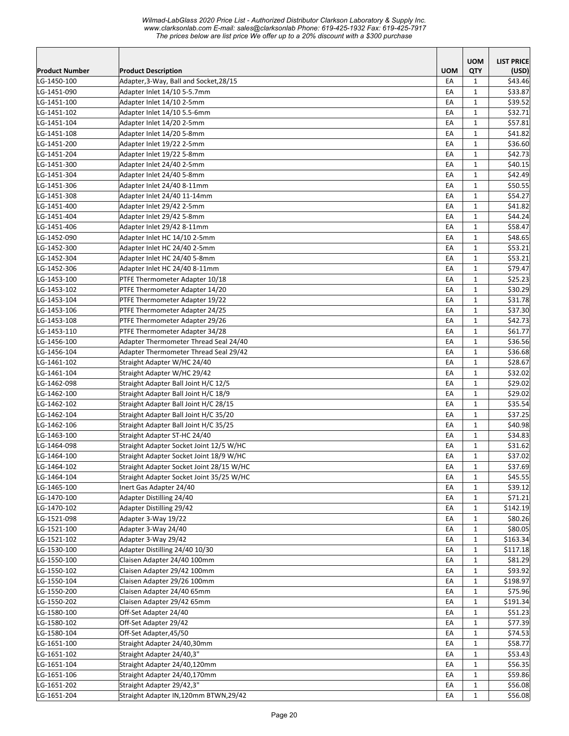| Product Number | Product Description | UOM | UOM QTY | LIST PRICE (USD) |
|---|---|---|---|---|
| LG-1450-100 | Adapter,3-Way, Ball and Socket,28/15 | EA | 1 | $43.46 |
| LG-1451-090 | Adapter Inlet 14/10 5-5.7mm | EA | 1 | $33.87 |
| LG-1451-100 | Adapter Inlet 14/10 2-5mm | EA | 1 | $39.52 |
| LG-1451-102 | Adapter Inlet 14/10 5.5-6mm | EA | 1 | $32.71 |
| LG-1451-104 | Adapter Inlet 14/20 2-5mm | EA | 1 | $57.81 |
| LG-1451-108 | Adapter Inlet 14/20 5-8mm | EA | 1 | $41.82 |
| LG-1451-200 | Adapter Inlet 19/22 2-5mm | EA | 1 | $36.60 |
| LG-1451-204 | Adapter Inlet 19/22 5-8mm | EA | 1 | $42.73 |
| LG-1451-300 | Adapter Inlet 24/40 2-5mm | EA | 1 | $40.15 |
| LG-1451-304 | Adapter Inlet 24/40 5-8mm | EA | 1 | $42.49 |
| LG-1451-306 | Adapter Inlet 24/40 8-11mm | EA | 1 | $50.55 |
| LG-1451-308 | Adapter Inlet 24/40 11-14mm | EA | 1 | $54.27 |
| LG-1451-400 | Adapter Inlet 29/42 2-5mm | EA | 1 | $41.82 |
| LG-1451-404 | Adapter Inlet 29/42 5-8mm | EA | 1 | $44.24 |
| LG-1451-406 | Adapter Inlet 29/42 8-11mm | EA | 1 | $58.47 |
| LG-1452-090 | Adapter Inlet HC 14/10 2-5mm | EA | 1 | $48.65 |
| LG-1452-300 | Adapter Inlet HC 24/40 2-5mm | EA | 1 | $53.21 |
| LG-1452-304 | Adapter Inlet HC 24/40 5-8mm | EA | 1 | $53.21 |
| LG-1452-306 | Adapter Inlet HC 24/40 8-11mm | EA | 1 | $79.47 |
| LG-1453-100 | PTFE Thermometer Adapter 10/18 | EA | 1 | $25.23 |
| LG-1453-102 | PTFE Thermometer Adapter 14/20 | EA | 1 | $30.29 |
| LG-1453-104 | PTFE Thermometer Adapter 19/22 | EA | 1 | $31.78 |
| LG-1453-106 | PTFE Thermometer Adapter 24/25 | EA | 1 | $37.30 |
| LG-1453-108 | PTFE Thermometer Adapter 29/26 | EA | 1 | $42.73 |
| LG-1453-110 | PTFE Thermometer Adapter 34/28 | EA | 1 | $61.77 |
| LG-1456-100 | Adapter Thermometer Thread Seal 24/40 | EA | 1 | $36.56 |
| LG-1456-104 | Adapter Thermometer Thread Seal 29/42 | EA | 1 | $36.68 |
| LG-1461-102 | Straight Adapter W/HC 24/40 | EA | 1 | $28.67 |
| LG-1461-104 | Straight Adapter W/HC 29/42 | EA | 1 | $32.02 |
| LG-1462-098 | Straight Adapter Ball Joint H/C 12/5 | EA | 1 | $29.02 |
| LG-1462-100 | Straight Adapter Ball Joint H/C 18/9 | EA | 1 | $29.02 |
| LG-1462-102 | Straight Adapter Ball Joint H/C 28/15 | EA | 1 | $35.54 |
| LG-1462-104 | Straight Adapter Ball Joint H/C 35/20 | EA | 1 | $37.25 |
| LG-1462-106 | Straight Adapter Ball Joint H/C 35/25 | EA | 1 | $40.98 |
| LG-1463-100 | Straight Adapter ST-HC 24/40 | EA | 1 | $34.83 |
| LG-1464-098 | Straight Adapter Socket Joint 12/5 W/HC | EA | 1 | $31.62 |
| LG-1464-100 | Straight Adapter Socket Joint 18/9 W/HC | EA | 1 | $37.02 |
| LG-1464-102 | Straight Adapter Socket Joint 28/15 W/HC | EA | 1 | $37.69 |
| LG-1464-104 | Straight Adapter Socket Joint 35/25 W/HC | EA | 1 | $45.55 |
| LG-1465-100 | Inert Gas Adapter 24/40 | EA | 1 | $39.12 |
| LG-1470-100 | Adapter Distilling 24/40 | EA | 1 | $71.21 |
| LG-1470-102 | Adapter Distilling 29/42 | EA | 1 | $142.19 |
| LG-1521-098 | Adapter 3-Way 19/22 | EA | 1 | $80.26 |
| LG-1521-100 | Adapter 3-Way 24/40 | EA | 1 | $80.05 |
| LG-1521-102 | Adapter 3-Way 29/42 | EA | 1 | $163.34 |
| LG-1530-100 | Adapter Distilling 24/40 10/30 | EA | 1 | $117.18 |
| LG-1550-100 | Claisen Adapter 24/40 100mm | EA | 1 | $81.29 |
| LG-1550-102 | Claisen Adapter 29/42 100mm | EA | 1 | $93.92 |
| LG-1550-104 | Claisen Adapter 29/26 100mm | EA | 1 | $198.97 |
| LG-1550-200 | Claisen Adapter 24/40 65mm | EA | 1 | $75.96 |
| LG-1550-202 | Claisen Adapter 29/42 65mm | EA | 1 | $191.34 |
| LG-1580-100 | Off-Set Adapter 24/40 | EA | 1 | $51.23 |
| LG-1580-102 | Off-Set Adapter 29/42 | EA | 1 | $77.39 |
| LG-1580-104 | Off-Set Adapter,45/50 | EA | 1 | $74.53 |
| LG-1651-100 | Straight Adapter 24/40,30mm | EA | 1 | $58.77 |
| LG-1651-102 | Straight Adapter 24/40,3" | EA | 1 | $53.43 |
| LG-1651-104 | Straight Adapter 24/40,120mm | EA | 1 | $56.35 |
| LG-1651-106 | Straight Adapter 24/40,170mm | EA | 1 | $59.86 |
| LG-1651-202 | Straight Adapter 29/42,3" | EA | 1 | $56.08 |
| LG-1651-204 | Straight Adapter IN,120mm BTWN,29/42 | EA | 1 | $56.08 |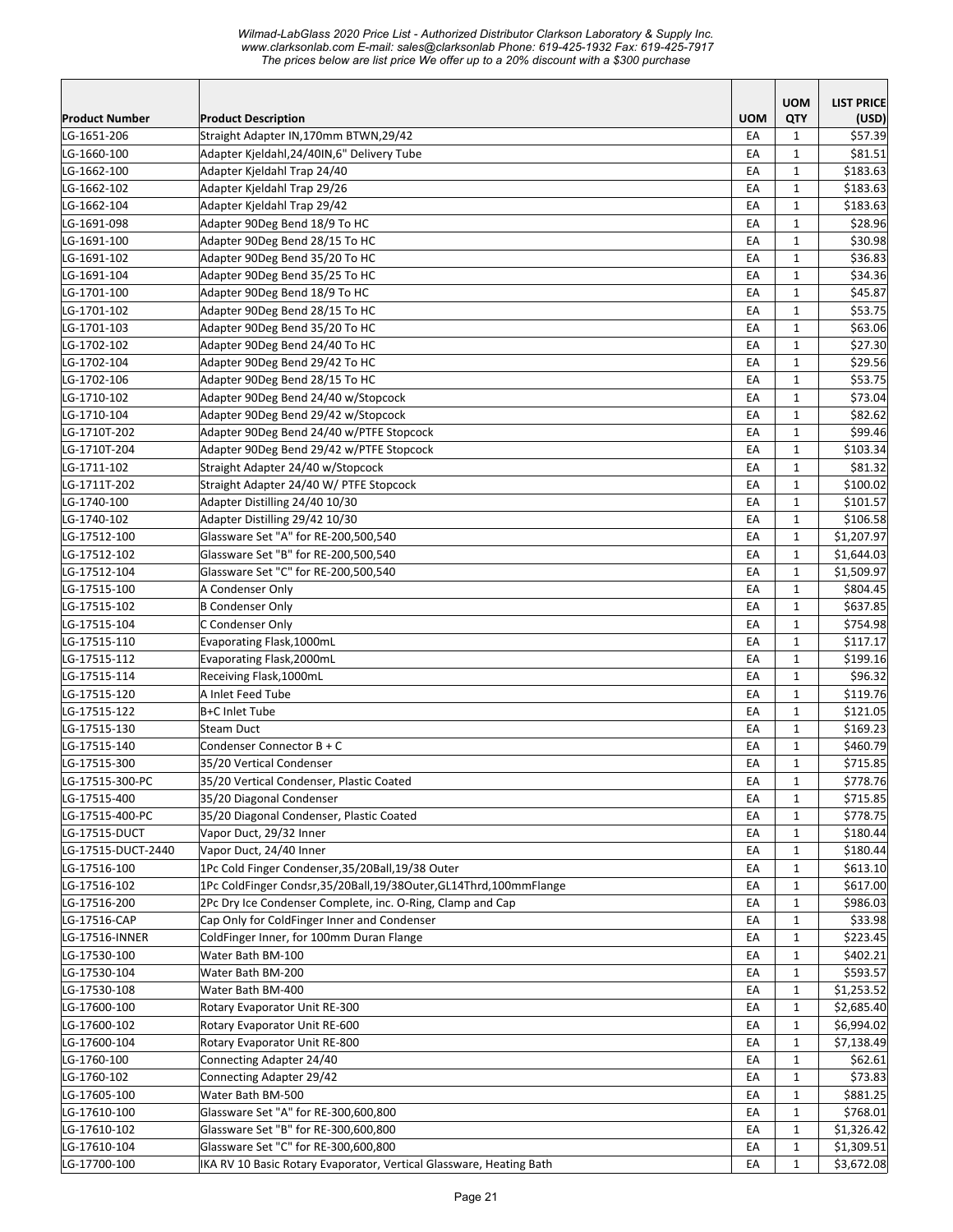Wilmad-LabGlass 2020 Price List - Authorized Distributor Clarkson Laboratory & Supply Inc.
www.clarksonlab.com E-mail: sales@clarksonlab Phone: 619-425-1932 Fax: 619-425-7917
The prices below are list price We offer up to a 20% discount with a $300 purchase

| Product Number | Product Description | UOM | UOM QTY | LIST PRICE (USD) |
|---|---|---|---|---|
| LG-1651-206 | Straight Adapter IN,170mm BTWN,29/42 | EA | 1 | $57.39 |
| LG-1660-100 | Adapter Kjeldahl,24/40IN,6" Delivery Tube | EA | 1 | $81.51 |
| LG-1662-100 | Adapter Kjeldahl Trap 24/40 | EA | 1 | $183.63 |
| LG-1662-102 | Adapter Kjeldahl Trap 29/26 | EA | 1 | $183.63 |
| LG-1662-104 | Adapter Kjeldahl Trap 29/42 | EA | 1 | $183.63 |
| LG-1691-098 | Adapter 90Deg Bend 18/9 To HC | EA | 1 | $28.96 |
| LG-1691-100 | Adapter 90Deg Bend 28/15 To HC | EA | 1 | $30.98 |
| LG-1691-102 | Adapter 90Deg Bend 35/20 To HC | EA | 1 | $36.83 |
| LG-1691-104 | Adapter 90Deg Bend 35/25 To HC | EA | 1 | $34.36 |
| LG-1701-100 | Adapter 90Deg Bend 18/9 To HC | EA | 1 | $45.87 |
| LG-1701-102 | Adapter 90Deg Bend 28/15 To HC | EA | 1 | $53.75 |
| LG-1701-103 | Adapter 90Deg Bend 35/20 To HC | EA | 1 | $63.06 |
| LG-1702-102 | Adapter 90Deg Bend 24/40 To HC | EA | 1 | $27.30 |
| LG-1702-104 | Adapter 90Deg Bend 29/42 To HC | EA | 1 | $29.56 |
| LG-1702-106 | Adapter 90Deg Bend 28/15 To HC | EA | 1 | $53.75 |
| LG-1710-102 | Adapter 90Deg Bend 24/40 w/Stopcock | EA | 1 | $73.04 |
| LG-1710-104 | Adapter 90Deg Bend 29/42 w/Stopcock | EA | 1 | $82.62 |
| LG-1710T-202 | Adapter 90Deg Bend 24/40 w/PTFE Stopcock | EA | 1 | $99.46 |
| LG-1710T-204 | Adapter 90Deg Bend 29/42 w/PTFE Stopcock | EA | 1 | $103.34 |
| LG-1711-102 | Straight Adapter 24/40 w/Stopcock | EA | 1 | $81.32 |
| LG-1711T-202 | Straight Adapter 24/40 W/ PTFE Stopcock | EA | 1 | $100.02 |
| LG-1740-100 | Adapter Distilling 24/40 10/30 | EA | 1 | $101.57 |
| LG-1740-102 | Adapter Distilling 29/42 10/30 | EA | 1 | $106.58 |
| LG-17512-100 | Glassware Set "A" for RE-200,500,540 | EA | 1 | $1,207.97 |
| LG-17512-102 | Glassware Set "B" for RE-200,500,540 | EA | 1 | $1,644.03 |
| LG-17512-104 | Glassware Set "C" for RE-200,500,540 | EA | 1 | $1,509.97 |
| LG-17515-100 | A Condenser Only | EA | 1 | $804.45 |
| LG-17515-102 | B Condenser Only | EA | 1 | $637.85 |
| LG-17515-104 | C Condenser Only | EA | 1 | $754.98 |
| LG-17515-110 | Evaporating Flask,1000mL | EA | 1 | $117.17 |
| LG-17515-112 | Evaporating Flask,2000mL | EA | 1 | $199.16 |
| LG-17515-114 | Receiving Flask,1000mL | EA | 1 | $96.32 |
| LG-17515-120 | A Inlet Feed Tube | EA | 1 | $119.76 |
| LG-17515-122 | B+C Inlet Tube | EA | 1 | $121.05 |
| LG-17515-130 | Steam Duct | EA | 1 | $169.23 |
| LG-17515-140 | Condenser Connector B + C | EA | 1 | $460.79 |
| LG-17515-300 | 35/20 Vertical Condenser | EA | 1 | $715.85 |
| LG-17515-300-PC | 35/20 Vertical Condenser, Plastic Coated | EA | 1 | $778.76 |
| LG-17515-400 | 35/20 Diagonal Condenser | EA | 1 | $715.85 |
| LG-17515-400-PC | 35/20 Diagonal Condenser, Plastic Coated | EA | 1 | $778.75 |
| LG-17515-DUCT | Vapor Duct, 29/32 Inner | EA | 1 | $180.44 |
| LG-17515-DUCT-2440 | Vapor Duct, 24/40 Inner | EA | 1 | $180.44 |
| LG-17516-100 | 1Pc Cold Finger Condenser,35/20Ball,19/38 Outer | EA | 1 | $613.10 |
| LG-17516-102 | 1Pc ColdFinger Condsr,35/20Ball,19/38Outer,GL14Thrd,100mmFlange | EA | 1 | $617.00 |
| LG-17516-200 | 2Pc Dry Ice Condenser Complete, inc. O-Ring, Clamp and Cap | EA | 1 | $986.03 |
| LG-17516-CAP | Cap Only for ColdFinger Inner and Condenser | EA | 1 | $33.98 |
| LG-17516-INNER | ColdFinger Inner, for 100mm Duran Flange | EA | 1 | $223.45 |
| LG-17530-100 | Water Bath BM-100 | EA | 1 | $402.21 |
| LG-17530-104 | Water Bath BM-200 | EA | 1 | $593.57 |
| LG-17530-108 | Water Bath BM-400 | EA | 1 | $1,253.52 |
| LG-17600-100 | Rotary Evaporator Unit RE-300 | EA | 1 | $2,685.40 |
| LG-17600-102 | Rotary Evaporator Unit RE-600 | EA | 1 | $6,994.02 |
| LG-17600-104 | Rotary Evaporator Unit RE-800 | EA | 1 | $7,138.49 |
| LG-1760-100 | Connecting Adapter 24/40 | EA | 1 | $62.61 |
| LG-1760-102 | Connecting Adapter 29/42 | EA | 1 | $73.83 |
| LG-17605-100 | Water Bath BM-500 | EA | 1 | $881.25 |
| LG-17610-100 | Glassware Set "A" for RE-300,600,800 | EA | 1 | $768.01 |
| LG-17610-102 | Glassware Set "B" for RE-300,600,800 | EA | 1 | $1,326.42 |
| LG-17610-104 | Glassware Set "C" for RE-300,600,800 | EA | 1 | $1,309.51 |
| LG-17700-100 | IKA RV 10 Basic Rotary Evaporator, Vertical Glassware, Heating Bath | EA | 1 | $3,672.08 |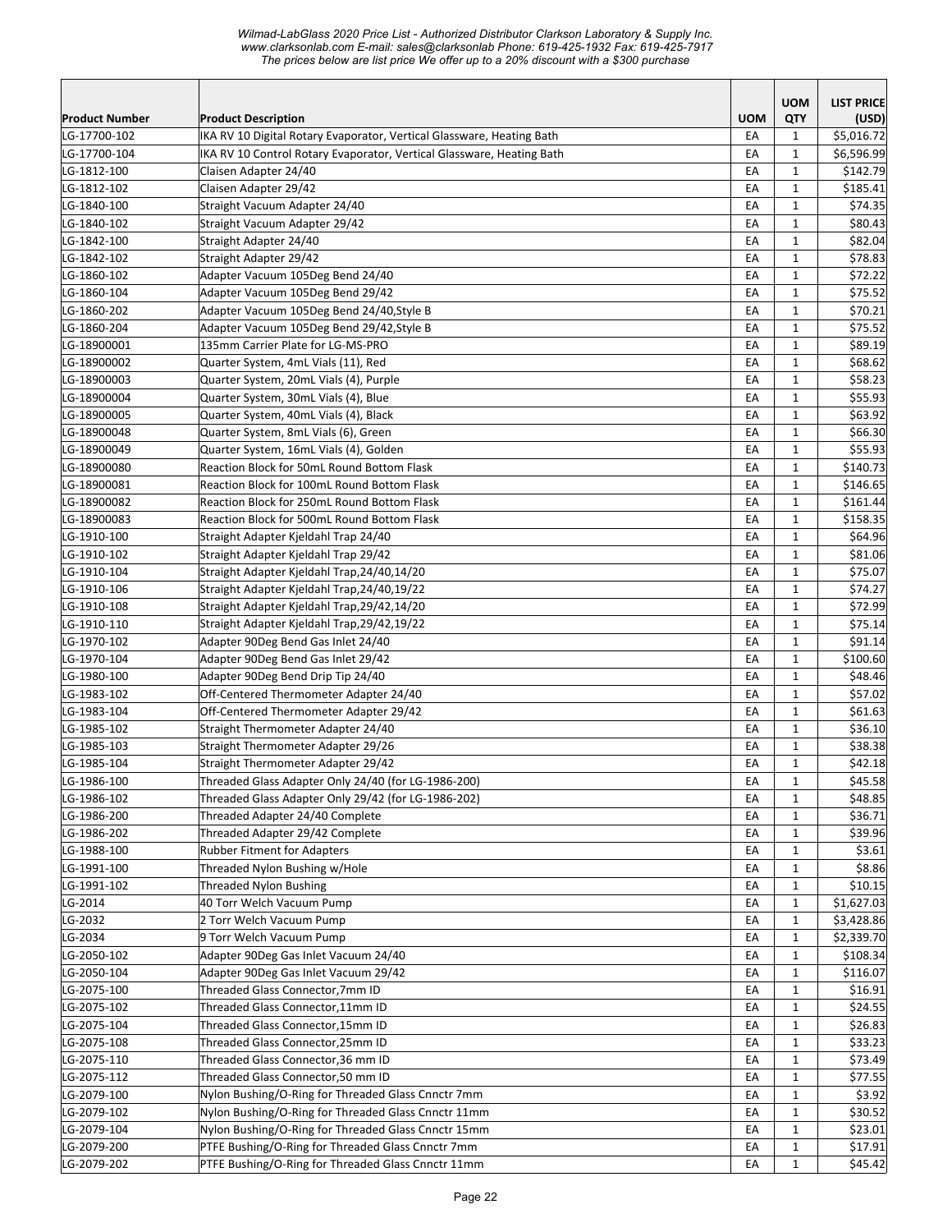| Product Number | Product Description | UOM | UOM QTY | LIST PRICE (USD) |
|---|---|---|---|---|
| LG-17700-102 | IKA RV 10 Digital Rotary Evaporator, Vertical Glassware, Heating Bath | EA | 1 | $5,016.72 |
| LG-17700-104 | IKA RV 10 Control Rotary Evaporator, Vertical Glassware, Heating Bath | EA | 1 | $6,596.99 |
| LG-1812-100 | Claisen Adapter 24/40 | EA | 1 | $142.79 |
| LG-1812-102 | Claisen Adapter 29/42 | EA | 1 | $185.41 |
| LG-1840-100 | Straight Vacuum Adapter 24/40 | EA | 1 | $74.35 |
| LG-1840-102 | Straight Vacuum Adapter 29/42 | EA | 1 | $80.43 |
| LG-1842-100 | Straight Adapter 24/40 | EA | 1 | $82.04 |
| LG-1842-102 | Straight Adapter 29/42 | EA | 1 | $78.83 |
| LG-1860-102 | Adapter Vacuum 105Deg Bend 24/40 | EA | 1 | $72.22 |
| LG-1860-104 | Adapter Vacuum 105Deg Bend 29/42 | EA | 1 | $75.52 |
| LG-1860-202 | Adapter Vacuum 105Deg Bend 24/40,Style B | EA | 1 | $70.21 |
| LG-1860-204 | Adapter Vacuum 105Deg Bend 29/42,Style B | EA | 1 | $75.52 |
| LG-18900001 | 135mm Carrier Plate for LG-MS-PRO | EA | 1 | $89.19 |
| LG-18900002 | Quarter System, 4mL Vials (11), Red | EA | 1 | $68.62 |
| LG-18900003 | Quarter System, 20mL Vials (4), Purple | EA | 1 | $58.23 |
| LG-18900004 | Quarter System, 30mL Vials (4), Blue | EA | 1 | $55.93 |
| LG-18900005 | Quarter System, 40mL Vials (4), Black | EA | 1 | $63.92 |
| LG-18900048 | Quarter System, 8mL Vials (6), Green | EA | 1 | $66.30 |
| LG-18900049 | Quarter System, 16mL Vials (4), Golden | EA | 1 | $55.93 |
| LG-18900080 | Reaction Block for 50mL Round Bottom Flask | EA | 1 | $140.73 |
| LG-18900081 | Reaction Block for 100mL Round Bottom Flask | EA | 1 | $146.65 |
| LG-18900082 | Reaction Block for 250mL Round Bottom Flask | EA | 1 | $161.44 |
| LG-18900083 | Reaction Block for 500mL Round Bottom Flask | EA | 1 | $158.35 |
| LG-1910-100 | Straight Adapter Kjeldahl Trap 24/40 | EA | 1 | $64.96 |
| LG-1910-102 | Straight Adapter Kjeldahl Trap 29/42 | EA | 1 | $81.06 |
| LG-1910-104 | Straight Adapter Kjeldahl Trap,24/40,14/20 | EA | 1 | $75.07 |
| LG-1910-106 | Straight Adapter Kjeldahl Trap,24/40,19/22 | EA | 1 | $74.27 |
| LG-1910-108 | Straight Adapter Kjeldahl Trap,29/42,14/20 | EA | 1 | $72.99 |
| LG-1910-110 | Straight Adapter Kjeldahl Trap,29/42,19/22 | EA | 1 | $75.14 |
| LG-1970-102 | Adapter 90Deg Bend Gas Inlet 24/40 | EA | 1 | $91.14 |
| LG-1970-104 | Adapter 90Deg Bend Gas Inlet 29/42 | EA | 1 | $100.60 |
| LG-1980-100 | Adapter 90Deg Bend Drip Tip 24/40 | EA | 1 | $48.46 |
| LG-1983-102 | Off-Centered Thermometer Adapter 24/40 | EA | 1 | $57.02 |
| LG-1983-104 | Off-Centered Thermometer Adapter 29/42 | EA | 1 | $61.63 |
| LG-1985-102 | Straight Thermometer Adapter 24/40 | EA | 1 | $36.10 |
| LG-1985-103 | Straight Thermometer Adapter 29/26 | EA | 1 | $38.38 |
| LG-1985-104 | Straight Thermometer Adapter 29/42 | EA | 1 | $42.18 |
| LG-1986-100 | Threaded Glass Adapter Only 24/40 (for LG-1986-200) | EA | 1 | $45.58 |
| LG-1986-102 | Threaded Glass Adapter Only 29/42 (for LG-1986-202) | EA | 1 | $48.85 |
| LG-1986-200 | Threaded Adapter 24/40 Complete | EA | 1 | $36.71 |
| LG-1986-202 | Threaded Adapter 29/42 Complete | EA | 1 | $39.96 |
| LG-1988-100 | Rubber Fitment for Adapters | EA | 1 | $3.61 |
| LG-1991-100 | Threaded Nylon Bushing w/Hole | EA | 1 | $8.86 |
| LG-1991-102 | Threaded Nylon Bushing | EA | 1 | $10.15 |
| LG-2014 | 40 Torr Welch Vacuum Pump | EA | 1 | $1,627.03 |
| LG-2032 | 2 Torr Welch Vacuum Pump | EA | 1 | $3,428.86 |
| LG-2034 | 9 Torr Welch Vacuum Pump | EA | 1 | $2,339.70 |
| LG-2050-102 | Adapter 90Deg Gas Inlet Vacuum 24/40 | EA | 1 | $108.34 |
| LG-2050-104 | Adapter 90Deg Gas Inlet Vacuum 29/42 | EA | 1 | $116.07 |
| LG-2075-100 | Threaded Glass Connector,7mm ID | EA | 1 | $16.91 |
| LG-2075-102 | Threaded Glass Connector,11mm ID | EA | 1 | $24.55 |
| LG-2075-104 | Threaded Glass Connector,15mm ID | EA | 1 | $26.83 |
| LG-2075-108 | Threaded Glass Connector,25mm ID | EA | 1 | $33.23 |
| LG-2075-110 | Threaded Glass Connector,36 mm ID | EA | 1 | $73.49 |
| LG-2075-112 | Threaded Glass Connector,50 mm ID | EA | 1 | $77.55 |
| LG-2079-100 | Nylon Bushing/O-Ring for Threaded Glass Cnnctr 7mm | EA | 1 | $3.92 |
| LG-2079-102 | Nylon Bushing/O-Ring for Threaded Glass Cnnctr 11mm | EA | 1 | $30.52 |
| LG-2079-104 | Nylon Bushing/O-Ring for Threaded Glass Cnnctr 15mm | EA | 1 | $23.01 |
| LG-2079-200 | PTFE Bushing/O-Ring for Threaded Glass Cnnctr 7mm | EA | 1 | $17.91 |
| LG-2079-202 | PTFE Bushing/O-Ring for Threaded Glass Cnnctr 11mm | EA | 1 | $45.42 |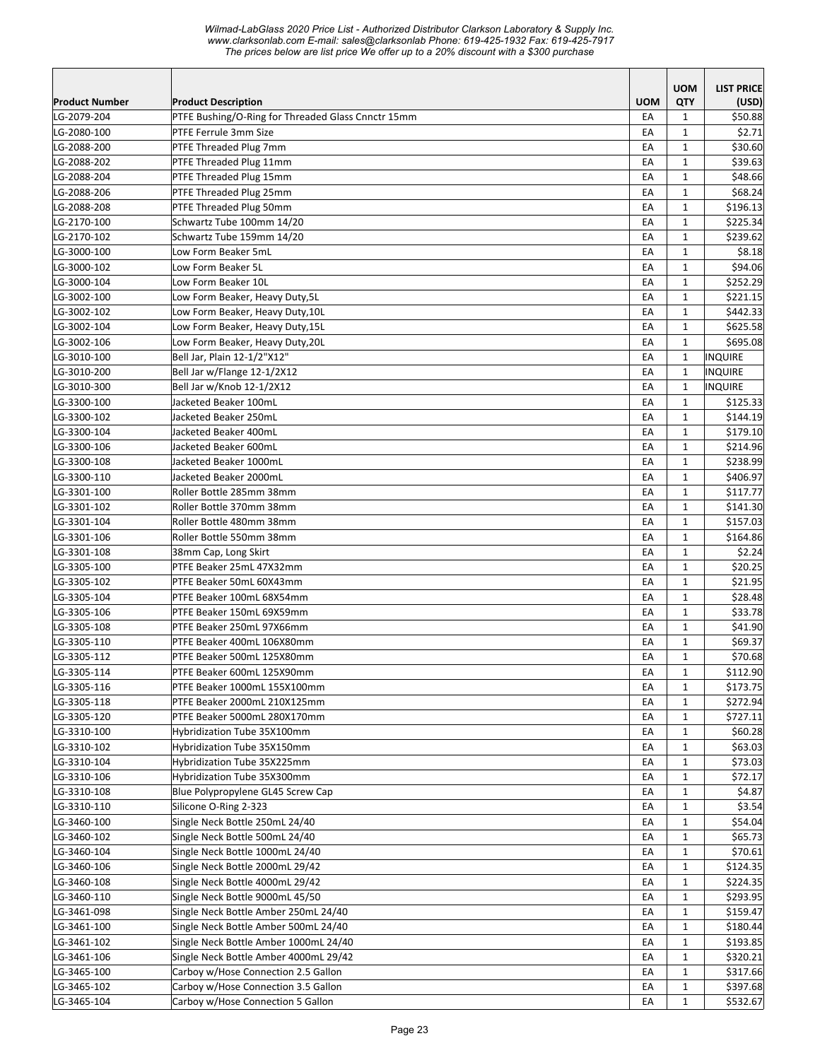| Product Number | Product Description | UOM | UOM QTY | LIST PRICE (USD) |
|---|---|---|---|---|
| LG-2079-204 | PTFE Bushing/O-Ring for Threaded Glass Cnnctr 15mm | EA | 1 | $50.88 |
| LG-2080-100 | PTFE Ferrule 3mm Size | EA | 1 | $2.71 |
| LG-2088-200 | PTFE Threaded Plug 7mm | EA | 1 | $30.60 |
| LG-2088-202 | PTFE Threaded Plug 11mm | EA | 1 | $39.63 |
| LG-2088-204 | PTFE Threaded Plug 15mm | EA | 1 | $48.66 |
| LG-2088-206 | PTFE Threaded Plug 25mm | EA | 1 | $68.24 |
| LG-2088-208 | PTFE Threaded Plug 50mm | EA | 1 | $196.13 |
| LG-2170-100 | Schwartz Tube 100mm 14/20 | EA | 1 | $225.34 |
| LG-2170-102 | Schwartz Tube 159mm 14/20 | EA | 1 | $239.62 |
| LG-3000-100 | Low Form Beaker 5mL | EA | 1 | $8.18 |
| LG-3000-102 | Low Form Beaker 5L | EA | 1 | $94.06 |
| LG-3000-104 | Low Form Beaker 10L | EA | 1 | $252.29 |
| LG-3002-100 | Low Form Beaker, Heavy Duty,5L | EA | 1 | $221.15 |
| LG-3002-102 | Low Form Beaker, Heavy Duty,10L | EA | 1 | $442.33 |
| LG-3002-104 | Low Form Beaker, Heavy Duty,15L | EA | 1 | $625.58 |
| LG-3002-106 | Low Form Beaker, Heavy Duty,20L | EA | 1 | $695.08 |
| LG-3010-100 | Bell Jar, Plain 12-1/2"X12" | EA | 1 | INQUIRE |
| LG-3010-200 | Bell Jar w/Flange 12-1/2X12 | EA | 1 | INQUIRE |
| LG-3010-300 | Bell Jar w/Knob 12-1/2X12 | EA | 1 | INQUIRE |
| LG-3300-100 | Jacketed Beaker 100mL | EA | 1 | $125.33 |
| LG-3300-102 | Jacketed Beaker 250mL | EA | 1 | $144.19 |
| LG-3300-104 | Jacketed Beaker 400mL | EA | 1 | $179.10 |
| LG-3300-106 | Jacketed Beaker 600mL | EA | 1 | $214.96 |
| LG-3300-108 | Jacketed Beaker 1000mL | EA | 1 | $238.99 |
| LG-3300-110 | Jacketed Beaker 2000mL | EA | 1 | $406.97 |
| LG-3301-100 | Roller Bottle 285mm 38mm | EA | 1 | $117.77 |
| LG-3301-102 | Roller Bottle 370mm 38mm | EA | 1 | $141.30 |
| LG-3301-104 | Roller Bottle 480mm 38mm | EA | 1 | $157.03 |
| LG-3301-106 | Roller Bottle 550mm 38mm | EA | 1 | $164.86 |
| LG-3301-108 | 38mm Cap, Long Skirt | EA | 1 | $2.24 |
| LG-3305-100 | PTFE Beaker 25mL 47X32mm | EA | 1 | $20.25 |
| LG-3305-102 | PTFE Beaker 50mL 60X43mm | EA | 1 | $21.95 |
| LG-3305-104 | PTFE Beaker 100mL 68X54mm | EA | 1 | $28.48 |
| LG-3305-106 | PTFE Beaker 150mL 69X59mm | EA | 1 | $33.78 |
| LG-3305-108 | PTFE Beaker 250mL 97X66mm | EA | 1 | $41.90 |
| LG-3305-110 | PTFE Beaker 400mL 106X80mm | EA | 1 | $69.37 |
| LG-3305-112 | PTFE Beaker 500mL 125X80mm | EA | 1 | $70.68 |
| LG-3305-114 | PTFE Beaker 600mL 125X90mm | EA | 1 | $112.90 |
| LG-3305-116 | PTFE Beaker 1000mL 155X100mm | EA | 1 | $173.75 |
| LG-3305-118 | PTFE Beaker 2000mL 210X125mm | EA | 1 | $272.94 |
| LG-3305-120 | PTFE Beaker 5000mL 280X170mm | EA | 1 | $727.11 |
| LG-3310-100 | Hybridization Tube 35X100mm | EA | 1 | $60.28 |
| LG-3310-102 | Hybridization Tube 35X150mm | EA | 1 | $63.03 |
| LG-3310-104 | Hybridization Tube 35X225mm | EA | 1 | $73.03 |
| LG-3310-106 | Hybridization Tube 35X300mm | EA | 1 | $72.17 |
| LG-3310-108 | Blue Polypropylene GL45 Screw Cap | EA | 1 | $4.87 |
| LG-3310-110 | Silicone O-Ring 2-323 | EA | 1 | $3.54 |
| LG-3460-100 | Single Neck Bottle 250mL 24/40 | EA | 1 | $54.04 |
| LG-3460-102 | Single Neck Bottle 500mL 24/40 | EA | 1 | $65.73 |
| LG-3460-104 | Single Neck Bottle 1000mL 24/40 | EA | 1 | $70.61 |
| LG-3460-106 | Single Neck Bottle 2000mL 29/42 | EA | 1 | $124.35 |
| LG-3460-108 | Single Neck Bottle 4000mL 29/42 | EA | 1 | $224.35 |
| LG-3460-110 | Single Neck Bottle 9000mL 45/50 | EA | 1 | $293.95 |
| LG-3461-098 | Single Neck Bottle Amber 250mL 24/40 | EA | 1 | $159.47 |
| LG-3461-100 | Single Neck Bottle Amber 500mL 24/40 | EA | 1 | $180.44 |
| LG-3461-102 | Single Neck Bottle Amber 1000mL 24/40 | EA | 1 | $193.85 |
| LG-3461-106 | Single Neck Bottle Amber 4000mL 29/42 | EA | 1 | $320.21 |
| LG-3465-100 | Carboy w/Hose Connection 2.5 Gallon | EA | 1 | $317.66 |
| LG-3465-102 | Carboy w/Hose Connection 3.5 Gallon | EA | 1 | $397.68 |
| LG-3465-104 | Carboy w/Hose Connection 5 Gallon | EA | 1 | $532.67 |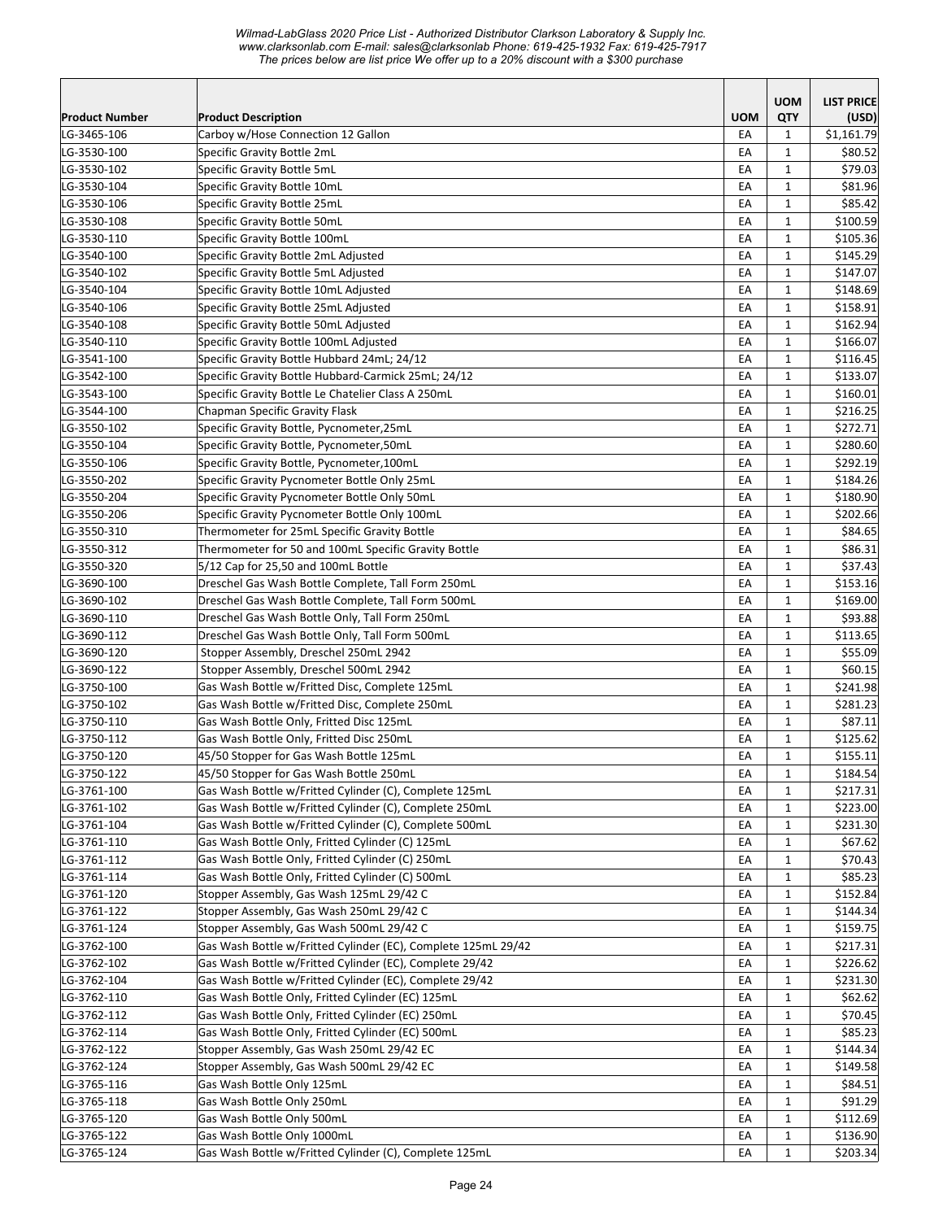| Product Number | Product Description | UOM | UOM QTY | LIST PRICE (USD) |
|---|---|---|---|---|
| LG-3465-106 | Carboy w/Hose Connection 12 Gallon | EA | 1 | $1,161.79 |
| LG-3530-100 | Specific Gravity Bottle 2mL | EA | 1 | $80.52 |
| LG-3530-102 | Specific Gravity Bottle 5mL | EA | 1 | $79.03 |
| LG-3530-104 | Specific Gravity Bottle 10mL | EA | 1 | $81.96 |
| LG-3530-106 | Specific Gravity Bottle 25mL | EA | 1 | $85.42 |
| LG-3530-108 | Specific Gravity Bottle 50mL | EA | 1 | $100.59 |
| LG-3530-110 | Specific Gravity Bottle 100mL | EA | 1 | $105.36 |
| LG-3540-100 | Specific Gravity Bottle 2mL Adjusted | EA | 1 | $145.29 |
| LG-3540-102 | Specific Gravity Bottle 5mL Adjusted | EA | 1 | $147.07 |
| LG-3540-104 | Specific Gravity Bottle 10mL Adjusted | EA | 1 | $148.69 |
| LG-3540-106 | Specific Gravity Bottle 25mL Adjusted | EA | 1 | $158.91 |
| LG-3540-108 | Specific Gravity Bottle 50mL Adjusted | EA | 1 | $162.94 |
| LG-3540-110 | Specific Gravity Bottle 100mL Adjusted | EA | 1 | $166.07 |
| LG-3541-100 | Specific Gravity Bottle Hubbard 24mL; 24/12 | EA | 1 | $116.45 |
| LG-3542-100 | Specific Gravity Bottle Hubbard-Carmick 25mL; 24/12 | EA | 1 | $133.07 |
| LG-3543-100 | Specific Gravity Bottle Le Chatelier Class A 250mL | EA | 1 | $160.01 |
| LG-3544-100 | Chapman Specific Gravity Flask | EA | 1 | $216.25 |
| LG-3550-102 | Specific Gravity Bottle, Pycnometer,25mL | EA | 1 | $272.71 |
| LG-3550-104 | Specific Gravity Bottle, Pycnometer,50mL | EA | 1 | $280.60 |
| LG-3550-106 | Specific Gravity Bottle, Pycnometer,100mL | EA | 1 | $292.19 |
| LG-3550-202 | Specific Gravity Pycnometer Bottle Only 25mL | EA | 1 | $184.26 |
| LG-3550-204 | Specific Gravity Pycnometer Bottle Only 50mL | EA | 1 | $180.90 |
| LG-3550-206 | Specific Gravity Pycnometer Bottle Only 100mL | EA | 1 | $202.66 |
| LG-3550-310 | Thermometer for 25mL Specific Gravity Bottle | EA | 1 | $84.65 |
| LG-3550-312 | Thermometer for 50 and 100mL Specific Gravity Bottle | EA | 1 | $86.31 |
| LG-3550-320 | 5/12 Cap for 25,50 and 100mL Bottle | EA | 1 | $37.43 |
| LG-3690-100 | Dreschel Gas Wash Bottle Complete, Tall Form 250mL | EA | 1 | $153.16 |
| LG-3690-102 | Dreschel Gas Wash Bottle Complete, Tall Form 500mL | EA | 1 | $169.00 |
| LG-3690-110 | Dreschel Gas Wash Bottle Only, Tall Form 250mL | EA | 1 | $93.88 |
| LG-3690-112 | Dreschel Gas Wash Bottle Only, Tall Form 500mL | EA | 1 | $113.65 |
| LG-3690-120 | Stopper Assembly, Dreschel 250mL 2942 | EA | 1 | $55.09 |
| LG-3690-122 | Stopper Assembly, Dreschel 500mL 2942 | EA | 1 | $60.15 |
| LG-3750-100 | Gas Wash Bottle w/Fritted Disc, Complete 125mL | EA | 1 | $241.98 |
| LG-3750-102 | Gas Wash Bottle w/Fritted Disc, Complete 250mL | EA | 1 | $281.23 |
| LG-3750-110 | Gas Wash Bottle Only, Fritted Disc 125mL | EA | 1 | $87.11 |
| LG-3750-112 | Gas Wash Bottle Only, Fritted Disc 250mL | EA | 1 | $125.62 |
| LG-3750-120 | 45/50 Stopper for Gas Wash Bottle 125mL | EA | 1 | $155.11 |
| LG-3750-122 | 45/50 Stopper for Gas Wash Bottle 250mL | EA | 1 | $184.54 |
| LG-3761-100 | Gas Wash Bottle w/Fritted Cylinder (C), Complete 125mL | EA | 1 | $217.31 |
| LG-3761-102 | Gas Wash Bottle w/Fritted Cylinder (C), Complete 250mL | EA | 1 | $223.00 |
| LG-3761-104 | Gas Wash Bottle w/Fritted Cylinder (C), Complete 500mL | EA | 1 | $231.30 |
| LG-3761-110 | Gas Wash Bottle Only, Fritted Cylinder (C) 125mL | EA | 1 | $67.62 |
| LG-3761-112 | Gas Wash Bottle Only, Fritted Cylinder (C) 250mL | EA | 1 | $70.43 |
| LG-3761-114 | Gas Wash Bottle Only, Fritted Cylinder (C) 500mL | EA | 1 | $85.23 |
| LG-3761-120 | Stopper Assembly, Gas Wash 125mL 29/42 C | EA | 1 | $152.84 |
| LG-3761-122 | Stopper Assembly, Gas Wash 250mL 29/42 C | EA | 1 | $144.34 |
| LG-3761-124 | Stopper Assembly, Gas Wash 500mL 29/42 C | EA | 1 | $159.75 |
| LG-3762-100 | Gas Wash Bottle w/Fritted Cylinder (EC), Complete 125mL 29/42 | EA | 1 | $217.31 |
| LG-3762-102 | Gas Wash Bottle w/Fritted Cylinder (EC), Complete 29/42 | EA | 1 | $226.62 |
| LG-3762-104 | Gas Wash Bottle w/Fritted Cylinder (EC), Complete 29/42 | EA | 1 | $231.30 |
| LG-3762-110 | Gas Wash Bottle Only, Fritted Cylinder (EC) 125mL | EA | 1 | $62.62 |
| LG-3762-112 | Gas Wash Bottle Only, Fritted Cylinder (EC) 250mL | EA | 1 | $70.45 |
| LG-3762-114 | Gas Wash Bottle Only, Fritted Cylinder (EC) 500mL | EA | 1 | $85.23 |
| LG-3762-122 | Stopper Assembly, Gas Wash 250mL 29/42 EC | EA | 1 | $144.34 |
| LG-3762-124 | Stopper Assembly, Gas Wash 500mL 29/42 EC | EA | 1 | $149.58 |
| LG-3765-116 | Gas Wash Bottle Only 125mL | EA | 1 | $84.51 |
| LG-3765-118 | Gas Wash Bottle Only 250mL | EA | 1 | $91.29 |
| LG-3765-120 | Gas Wash Bottle Only 500mL | EA | 1 | $112.69 |
| LG-3765-122 | Gas Wash Bottle Only 1000mL | EA | 1 | $136.90 |
| LG-3765-124 | Gas Wash Bottle w/Fritted Cylinder (C), Complete 125mL | EA | 1 | $203.34 |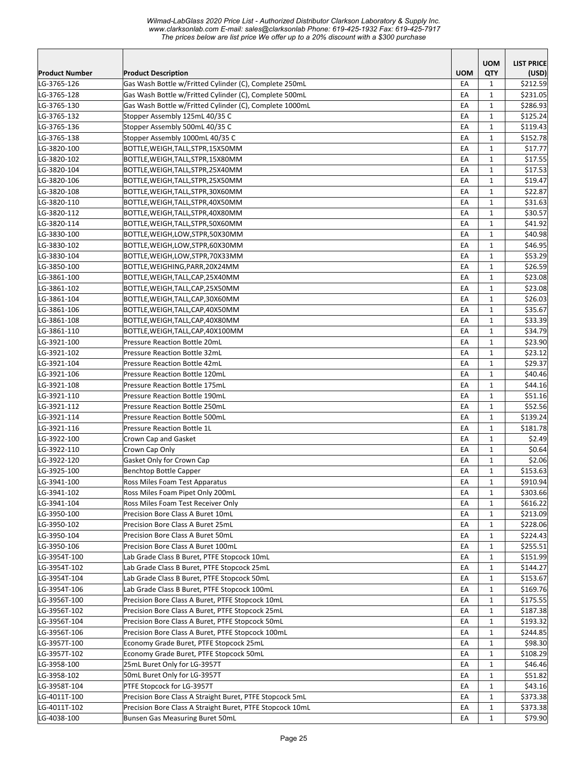| Product Number | Product Description | UOM | UOM QTY | LIST PRICE (USD) |
|---|---|---|---|---|
| LG-3765-126 | Gas Wash Bottle w/Fritted Cylinder (C), Complete 250mL | EA | 1 | $212.59 |
| LG-3765-128 | Gas Wash Bottle w/Fritted Cylinder (C), Complete 500mL | EA | 1 | $231.05 |
| LG-3765-130 | Gas Wash Bottle w/Fritted Cylinder (C), Complete 1000mL | EA | 1 | $286.93 |
| LG-3765-132 | Stopper Assembly 125mL 40/35 C | EA | 1 | $125.24 |
| LG-3765-136 | Stopper Assembly 500mL 40/35 C | EA | 1 | $119.43 |
| LG-3765-138 | Stopper Assembly 1000mL 40/35 C | EA | 1 | $152.78 |
| LG-3820-100 | BOTTLE,WEIGH,TALL,STPR,15X50MM | EA | 1 | $17.77 |
| LG-3820-102 | BOTTLE,WEIGH,TALL,STPR,15X80MM | EA | 1 | $17.55 |
| LG-3820-104 | BOTTLE,WEIGH,TALL,STPR,25X40MM | EA | 1 | $17.53 |
| LG-3820-106 | BOTTLE,WEIGH,TALL,STPR,25X50MM | EA | 1 | $19.47 |
| LG-3820-108 | BOTTLE,WEIGH,TALL,STPR,30X60MM | EA | 1 | $22.87 |
| LG-3820-110 | BOTTLE,WEIGH,TALL,STPR,40X50MM | EA | 1 | $31.63 |
| LG-3820-112 | BOTTLE,WEIGH,TALL,STPR,40X80MM | EA | 1 | $30.57 |
| LG-3820-114 | BOTTLE,WEIGH,TALL,STPR,50X60MM | EA | 1 | $41.92 |
| LG-3830-100 | BOTTLE,WEIGH,LOW,STPR,50X30MM | EA | 1 | $40.98 |
| LG-3830-102 | BOTTLE,WEIGH,LOW,STPR,60X30MM | EA | 1 | $46.95 |
| LG-3830-104 | BOTTLE,WEIGH,LOW,STPR,70X33MM | EA | 1 | $53.29 |
| LG-3850-100 | BOTTLE,WEIGHING,PARR,20X24MM | EA | 1 | $26.59 |
| LG-3861-100 | BOTTLE,WEIGH,TALL,CAP,25X40MM | EA | 1 | $23.08 |
| LG-3861-102 | BOTTLE,WEIGH,TALL,CAP,25X50MM | EA | 1 | $23.08 |
| LG-3861-104 | BOTTLE,WEIGH,TALL,CAP,30X60MM | EA | 1 | $26.03 |
| LG-3861-106 | BOTTLE,WEIGH,TALL,CAP,40X50MM | EA | 1 | $35.67 |
| LG-3861-108 | BOTTLE,WEIGH,TALL,CAP,40X80MM | EA | 1 | $33.39 |
| LG-3861-110 | BOTTLE,WEIGH,TALL,CAP,40X100MM | EA | 1 | $34.79 |
| LG-3921-100 | Pressure Reaction Bottle 20mL | EA | 1 | $23.90 |
| LG-3921-102 | Pressure Reaction Bottle 32mL | EA | 1 | $23.12 |
| LG-3921-104 | Pressure Reaction Bottle 42mL | EA | 1 | $29.37 |
| LG-3921-106 | Pressure Reaction Bottle 120mL | EA | 1 | $40.46 |
| LG-3921-108 | Pressure Reaction Bottle 175mL | EA | 1 | $44.16 |
| LG-3921-110 | Pressure Reaction Bottle 190mL | EA | 1 | $51.16 |
| LG-3921-112 | Pressure Reaction Bottle 250mL | EA | 1 | $52.56 |
| LG-3921-114 | Pressure Reaction Bottle 500mL | EA | 1 | $139.24 |
| LG-3921-116 | Pressure Reaction Bottle 1L | EA | 1 | $181.78 |
| LG-3922-100 | Crown Cap and Gasket | EA | 1 | $2.49 |
| LG-3922-110 | Crown Cap Only | EA | 1 | $0.64 |
| LG-3922-120 | Gasket Only for Crown Cap | EA | 1 | $2.06 |
| LG-3925-100 | Benchtop Bottle Capper | EA | 1 | $153.63 |
| LG-3941-100 | Ross Miles Foam Test Apparatus | EA | 1 | $910.94 |
| LG-3941-102 | Ross Miles Foam Pipet Only 200mL | EA | 1 | $303.66 |
| LG-3941-104 | Ross Miles Foam Test Receiver Only | EA | 1 | $616.22 |
| LG-3950-100 | Precision Bore Class A Buret 10mL | EA | 1 | $213.09 |
| LG-3950-102 | Precision Bore Class A Buret 25mL | EA | 1 | $228.06 |
| LG-3950-104 | Precision Bore Class A Buret 50mL | EA | 1 | $224.43 |
| LG-3950-106 | Precision Bore Class A Buret 100mL | EA | 1 | $255.51 |
| LG-3954T-100 | Lab Grade Class B Buret, PTFE Stopcock 10mL | EA | 1 | $151.99 |
| LG-3954T-102 | Lab Grade Class B Buret, PTFE Stopcock 25mL | EA | 1 | $144.27 |
| LG-3954T-104 | Lab Grade Class B Buret, PTFE Stopcock 50mL | EA | 1 | $153.67 |
| LG-3954T-106 | Lab Grade Class B Buret, PTFE Stopcock 100mL | EA | 1 | $169.76 |
| LG-3956T-100 | Precision Bore Class A Buret, PTFE Stopcock 10mL | EA | 1 | $175.55 |
| LG-3956T-102 | Precision Bore Class A Buret, PTFE Stopcock 25mL | EA | 1 | $187.38 |
| LG-3956T-104 | Precision Bore Class A Buret, PTFE Stopcock 50mL | EA | 1 | $193.32 |
| LG-3956T-106 | Precision Bore Class A Buret, PTFE Stopcock 100mL | EA | 1 | $244.85 |
| LG-3957T-100 | Economy Grade Buret, PTFE Stopcock 25mL | EA | 1 | $98.30 |
| LG-3957T-102 | Economy Grade Buret, PTFE Stopcock 50mL | EA | 1 | $108.29 |
| LG-3958-100 | 25mL Buret Only for LG-3957T | EA | 1 | $46.46 |
| LG-3958-102 | 50mL Buret Only for LG-3957T | EA | 1 | $51.82 |
| LG-3958T-104 | PTFE Stopcock for LG-3957T | EA | 1 | $43.16 |
| LG-4011T-100 | Precision Bore Class A Straight Buret, PTFE Stopcock 5mL | EA | 1 | $373.38 |
| LG-4011T-102 | Precision Bore Class A Straight Buret, PTFE Stopcock 10mL | EA | 1 | $373.38 |
| LG-4038-100 | Bunsen Gas Measuring Buret 50mL | EA | 1 | $79.90 |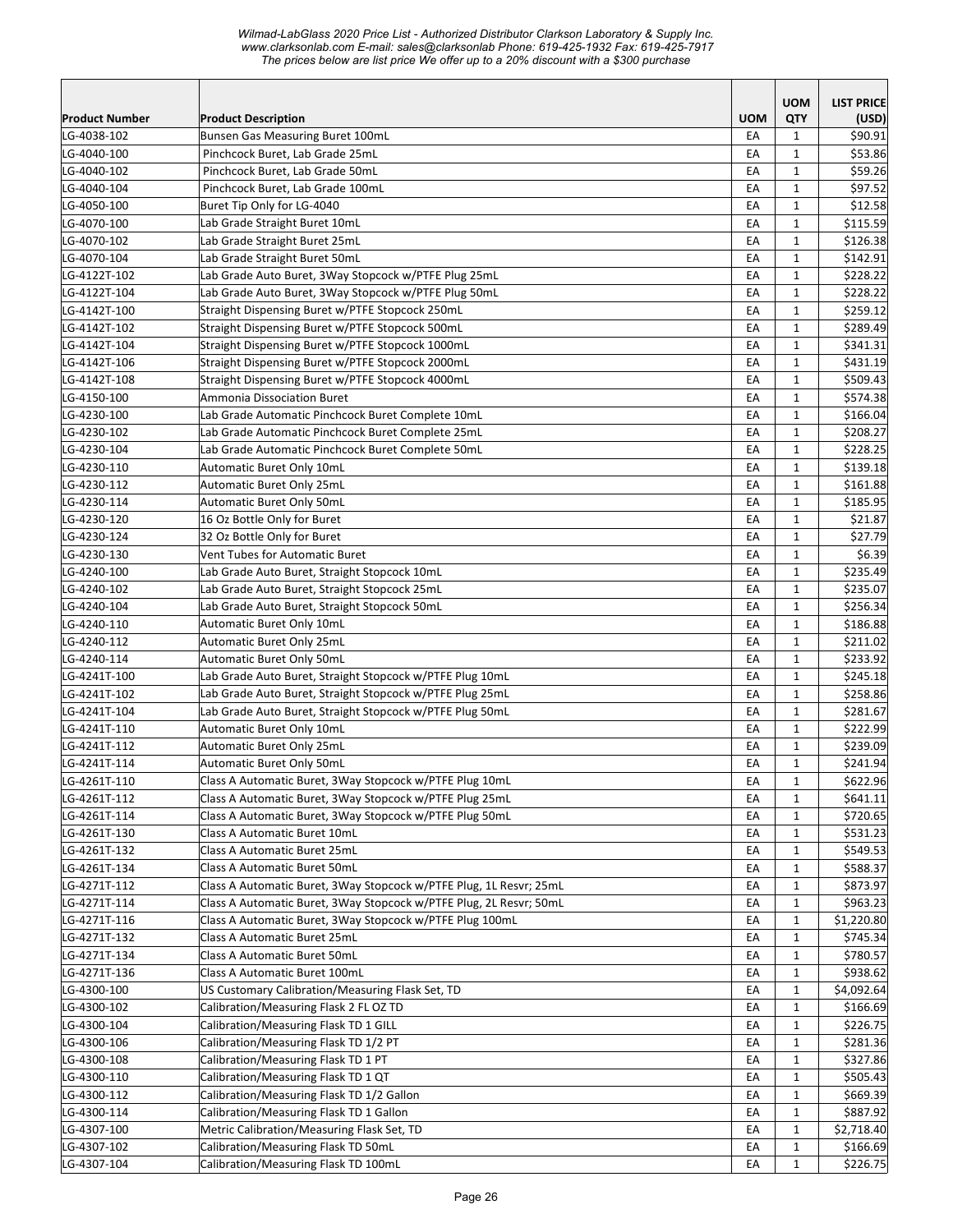*Wilmad-LabGlass 2020 Price List - Authorized Distributor Clarkson Laboratory & Supply Inc.*
*www.clarksonlab.com E-mail: sales@clarksonlab Phone: 619-425-1932 Fax: 619-425-7917*
*The prices below are list price We offer up to a 20% discount with a $300 purchase*

| Product Number | Product Description | UOM | UOM QTY | LIST PRICE (USD) |
|---|---|---|---|---|
| LG-4038-102 | Bunsen Gas Measuring Buret 100mL | EA | 1 | $90.91 |
| LG-4040-100 | Pinchcock Buret, Lab Grade 25mL | EA | 1 | $53.86 |
| LG-4040-102 | Pinchcock Buret, Lab Grade 50mL | EA | 1 | $59.26 |
| LG-4040-104 | Pinchcock Buret, Lab Grade 100mL | EA | 1 | $97.52 |
| LG-4050-100 | Buret Tip Only for LG-4040 | EA | 1 | $12.58 |
| LG-4070-100 | Lab Grade Straight Buret 10mL | EA | 1 | $115.59 |
| LG-4070-102 | Lab Grade Straight Buret 25mL | EA | 1 | $126.38 |
| LG-4070-104 | Lab Grade Straight Buret 50mL | EA | 1 | $142.91 |
| LG-4122T-102 | Lab Grade Auto Buret, 3Way Stopcock w/PTFE Plug 25mL | EA | 1 | $228.22 |
| LG-4122T-104 | Lab Grade Auto Buret, 3Way Stopcock w/PTFE Plug 50mL | EA | 1 | $228.22 |
| LG-4142T-100 | Straight Dispensing Buret w/PTFE Stopcock 250mL | EA | 1 | $259.12 |
| LG-4142T-102 | Straight Dispensing Buret w/PTFE Stopcock 500mL | EA | 1 | $289.49 |
| LG-4142T-104 | Straight Dispensing Buret w/PTFE Stopcock 1000mL | EA | 1 | $341.31 |
| LG-4142T-106 | Straight Dispensing Buret w/PTFE Stopcock 2000mL | EA | 1 | $431.19 |
| LG-4142T-108 | Straight Dispensing Buret w/PTFE Stopcock 4000mL | EA | 1 | $509.43 |
| LG-4150-100 | Ammonia Dissociation Buret | EA | 1 | $574.38 |
| LG-4230-100 | Lab Grade Automatic Pinchcock Buret Complete 10mL | EA | 1 | $166.04 |
| LG-4230-102 | Lab Grade Automatic Pinchcock Buret Complete 25mL | EA | 1 | $208.27 |
| LG-4230-104 | Lab Grade Automatic Pinchcock Buret Complete 50mL | EA | 1 | $228.25 |
| LG-4230-110 | Automatic Buret Only 10mL | EA | 1 | $139.18 |
| LG-4230-112 | Automatic Buret Only 25mL | EA | 1 | $161.88 |
| LG-4230-114 | Automatic Buret Only 50mL | EA | 1 | $185.95 |
| LG-4230-120 | 16 Oz Bottle Only for Buret | EA | 1 | $21.87 |
| LG-4230-124 | 32 Oz Bottle Only for Buret | EA | 1 | $27.79 |
| LG-4230-130 | Vent Tubes for Automatic Buret | EA | 1 | $6.39 |
| LG-4240-100 | Lab Grade Auto Buret, Straight Stopcock 10mL | EA | 1 | $235.49 |
| LG-4240-102 | Lab Grade Auto Buret, Straight Stopcock 25mL | EA | 1 | $235.07 |
| LG-4240-104 | Lab Grade Auto Buret, Straight Stopcock 50mL | EA | 1 | $256.34 |
| LG-4240-110 | Automatic Buret Only 10mL | EA | 1 | $186.88 |
| LG-4240-112 | Automatic Buret Only 25mL | EA | 1 | $211.02 |
| LG-4240-114 | Automatic Buret Only 50mL | EA | 1 | $233.92 |
| LG-4241T-100 | Lab Grade Auto Buret, Straight Stopcock w/PTFE Plug 10mL | EA | 1 | $245.18 |
| LG-4241T-102 | Lab Grade Auto Buret, Straight Stopcock w/PTFE Plug 25mL | EA | 1 | $258.86 |
| LG-4241T-104 | Lab Grade Auto Buret, Straight Stopcock w/PTFE Plug 50mL | EA | 1 | $281.67 |
| LG-4241T-110 | Automatic Buret Only 10mL | EA | 1 | $222.99 |
| LG-4241T-112 | Automatic Buret Only 25mL | EA | 1 | $239.09 |
| LG-4241T-114 | Automatic Buret Only 50mL | EA | 1 | $241.94 |
| LG-4261T-110 | Class A Automatic Buret, 3Way Stopcock w/PTFE Plug 10mL | EA | 1 | $622.96 |
| LG-4261T-112 | Class A Automatic Buret, 3Way Stopcock w/PTFE Plug 25mL | EA | 1 | $641.11 |
| LG-4261T-114 | Class A Automatic Buret, 3Way Stopcock w/PTFE Plug 50mL | EA | 1 | $720.65 |
| LG-4261T-130 | Class A Automatic Buret 10mL | EA | 1 | $531.23 |
| LG-4261T-132 | Class A Automatic Buret 25mL | EA | 1 | $549.53 |
| LG-4261T-134 | Class A Automatic Buret 50mL | EA | 1 | $588.37 |
| LG-4271T-112 | Class A Automatic Buret, 3Way Stopcock w/PTFE Plug, 1L Resvr; 25mL | EA | 1 | $873.97 |
| LG-4271T-114 | Class A Automatic Buret, 3Way Stopcock w/PTFE Plug, 2L Resvr; 50mL | EA | 1 | $963.23 |
| LG-4271T-116 | Class A Automatic Buret, 3Way Stopcock w/PTFE Plug 100mL | EA | 1 | $1,220.80 |
| LG-4271T-132 | Class A Automatic Buret 25mL | EA | 1 | $745.34 |
| LG-4271T-134 | Class A Automatic Buret 50mL | EA | 1 | $780.57 |
| LG-4271T-136 | Class A Automatic Buret 100mL | EA | 1 | $938.62 |
| LG-4300-100 | US Customary Calibration/Measuring Flask Set, TD | EA | 1 | $4,092.64 |
| LG-4300-102 | Calibration/Measuring Flask 2 FL OZ TD | EA | 1 | $166.69 |
| LG-4300-104 | Calibration/Measuring Flask TD 1 GILL | EA | 1 | $226.75 |
| LG-4300-106 | Calibration/Measuring Flask TD 1/2 PT | EA | 1 | $281.36 |
| LG-4300-108 | Calibration/Measuring Flask TD 1 PT | EA | 1 | $327.86 |
| LG-4300-110 | Calibration/Measuring Flask TD 1 QT | EA | 1 | $505.43 |
| LG-4300-112 | Calibration/Measuring Flask TD 1/2 Gallon | EA | 1 | $669.39 |
| LG-4300-114 | Calibration/Measuring Flask TD 1 Gallon | EA | 1 | $887.92 |
| LG-4307-100 | Metric Calibration/Measuring Flask Set, TD | EA | 1 | $2,718.40 |
| LG-4307-102 | Calibration/Measuring Flask TD 50mL | EA | 1 | $166.69 |
| LG-4307-104 | Calibration/Measuring Flask TD 100mL | EA | 1 | $226.75 |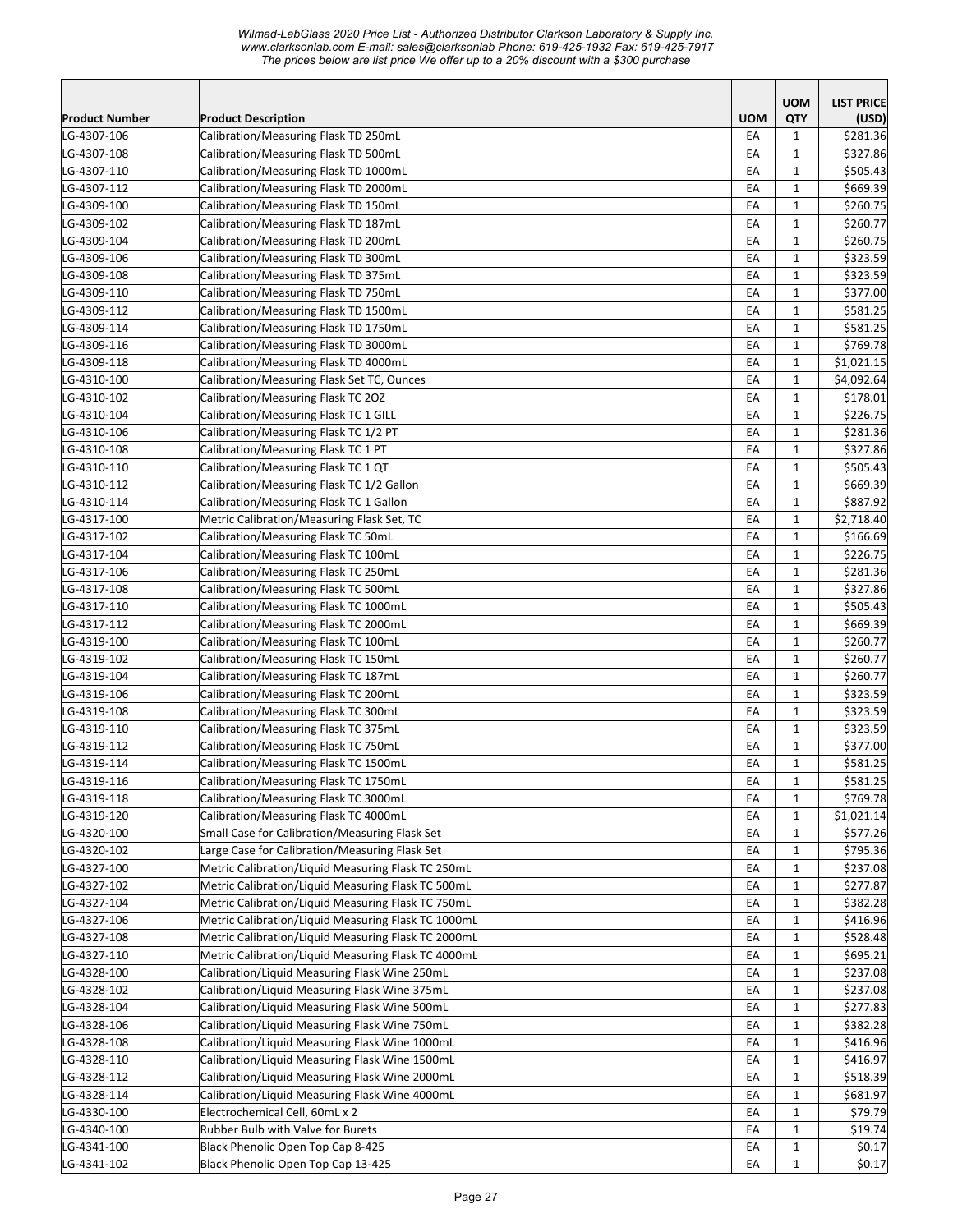*Wilmad-LabGlass 2020 Price List - Authorized Distributor Clarkson Laboratory & Supply Inc.*
*www.clarksonlab.com E-mail: sales@clarksonlab Phone: 619-425-1932 Fax: 619-425-7917*
*The prices below are list price We offer up to a 20% discount with a $300 purchase*

| Product Number | Product Description | UOM | UOM QTY | LIST PRICE (USD) |
|---|---|---|---|---|
| LG-4307-106 | Calibration/Measuring Flask TD 250mL | EA | 1 | $281.36 |
| LG-4307-108 | Calibration/Measuring Flask TD 500mL | EA | 1 | $327.86 |
| LG-4307-110 | Calibration/Measuring Flask TD 1000mL | EA | 1 | $505.43 |
| LG-4307-112 | Calibration/Measuring Flask TD 2000mL | EA | 1 | $669.39 |
| LG-4309-100 | Calibration/Measuring Flask TD 150mL | EA | 1 | $260.75 |
| LG-4309-102 | Calibration/Measuring Flask TD 187mL | EA | 1 | $260.77 |
| LG-4309-104 | Calibration/Measuring Flask TD 200mL | EA | 1 | $260.75 |
| LG-4309-106 | Calibration/Measuring Flask TD 300mL | EA | 1 | $323.59 |
| LG-4309-108 | Calibration/Measuring Flask TD 375mL | EA | 1 | $323.59 |
| LG-4309-110 | Calibration/Measuring Flask TD 750mL | EA | 1 | $377.00 |
| LG-4309-112 | Calibration/Measuring Flask TD 1500mL | EA | 1 | $581.25 |
| LG-4309-114 | Calibration/Measuring Flask TD 1750mL | EA | 1 | $581.25 |
| LG-4309-116 | Calibration/Measuring Flask TD 3000mL | EA | 1 | $769.78 |
| LG-4309-118 | Calibration/Measuring Flask TD 4000mL | EA | 1 | $1,021.15 |
| LG-4310-100 | Calibration/Measuring Flask Set TC, Ounces | EA | 1 | $4,092.64 |
| LG-4310-102 | Calibration/Measuring Flask TC 2OZ | EA | 1 | $178.01 |
| LG-4310-104 | Calibration/Measuring Flask TC 1 GILL | EA | 1 | $226.75 |
| LG-4310-106 | Calibration/Measuring Flask TC 1/2 PT | EA | 1 | $281.36 |
| LG-4310-108 | Calibration/Measuring Flask TC 1 PT | EA | 1 | $327.86 |
| LG-4310-110 | Calibration/Measuring Flask TC 1 QT | EA | 1 | $505.43 |
| LG-4310-112 | Calibration/Measuring Flask TC 1/2 Gallon | EA | 1 | $669.39 |
| LG-4310-114 | Calibration/Measuring Flask TC 1 Gallon | EA | 1 | $887.92 |
| LG-4317-100 | Metric Calibration/Measuring Flask Set, TC | EA | 1 | $2,718.40 |
| LG-4317-102 | Calibration/Measuring Flask TC 50mL | EA | 1 | $166.69 |
| LG-4317-104 | Calibration/Measuring Flask TC 100mL | EA | 1 | $226.75 |
| LG-4317-106 | Calibration/Measuring Flask TC 250mL | EA | 1 | $281.36 |
| LG-4317-108 | Calibration/Measuring Flask TC 500mL | EA | 1 | $327.86 |
| LG-4317-110 | Calibration/Measuring Flask TC 1000mL | EA | 1 | $505.43 |
| LG-4317-112 | Calibration/Measuring Flask TC 2000mL | EA | 1 | $669.39 |
| LG-4319-100 | Calibration/Measuring Flask TC 100mL | EA | 1 | $260.77 |
| LG-4319-102 | Calibration/Measuring Flask TC 150mL | EA | 1 | $260.77 |
| LG-4319-104 | Calibration/Measuring Flask TC 187mL | EA | 1 | $260.77 |
| LG-4319-106 | Calibration/Measuring Flask TC 200mL | EA | 1 | $323.59 |
| LG-4319-108 | Calibration/Measuring Flask TC 300mL | EA | 1 | $323.59 |
| LG-4319-110 | Calibration/Measuring Flask TC 375mL | EA | 1 | $323.59 |
| LG-4319-112 | Calibration/Measuring Flask TC 750mL | EA | 1 | $377.00 |
| LG-4319-114 | Calibration/Measuring Flask TC 1500mL | EA | 1 | $581.25 |
| LG-4319-116 | Calibration/Measuring Flask TC 1750mL | EA | 1 | $581.25 |
| LG-4319-118 | Calibration/Measuring Flask TC 3000mL | EA | 1 | $769.78 |
| LG-4319-120 | Calibration/Measuring Flask TC 4000mL | EA | 1 | $1,021.14 |
| LG-4320-100 | Small Case for Calibration/Measuring Flask Set | EA | 1 | $577.26 |
| LG-4320-102 | Large Case for Calibration/Measuring Flask Set | EA | 1 | $795.36 |
| LG-4327-100 | Metric Calibration/Liquid Measuring Flask TC 250mL | EA | 1 | $237.08 |
| LG-4327-102 | Metric Calibration/Liquid Measuring Flask TC 500mL | EA | 1 | $277.87 |
| LG-4327-104 | Metric Calibration/Liquid Measuring Flask TC 750mL | EA | 1 | $382.28 |
| LG-4327-106 | Metric Calibration/Liquid Measuring Flask TC 1000mL | EA | 1 | $416.96 |
| LG-4327-108 | Metric Calibration/Liquid Measuring Flask TC 2000mL | EA | 1 | $528.48 |
| LG-4327-110 | Metric Calibration/Liquid Measuring Flask TC 4000mL | EA | 1 | $695.21 |
| LG-4328-100 | Calibration/Liquid Measuring Flask Wine 250mL | EA | 1 | $237.08 |
| LG-4328-102 | Calibration/Liquid Measuring Flask Wine 375mL | EA | 1 | $237.08 |
| LG-4328-104 | Calibration/Liquid Measuring Flask Wine 500mL | EA | 1 | $277.83 |
| LG-4328-106 | Calibration/Liquid Measuring Flask Wine 750mL | EA | 1 | $382.28 |
| LG-4328-108 | Calibration/Liquid Measuring Flask Wine 1000mL | EA | 1 | $416.96 |
| LG-4328-110 | Calibration/Liquid Measuring Flask Wine 1500mL | EA | 1 | $416.97 |
| LG-4328-112 | Calibration/Liquid Measuring Flask Wine 2000mL | EA | 1 | $518.39 |
| LG-4328-114 | Calibration/Liquid Measuring Flask Wine 4000mL | EA | 1 | $681.97 |
| LG-4330-100 | Electrochemical Cell, 60mL x 2 | EA | 1 | $79.79 |
| LG-4340-100 | Rubber Bulb with Valve for Burets | EA | 1 | $19.74 |
| LG-4341-100 | Black Phenolic Open Top Cap 8-425 | EA | 1 | $0.17 |
| LG-4341-102 | Black Phenolic Open Top Cap 13-425 | EA | 1 | $0.17 |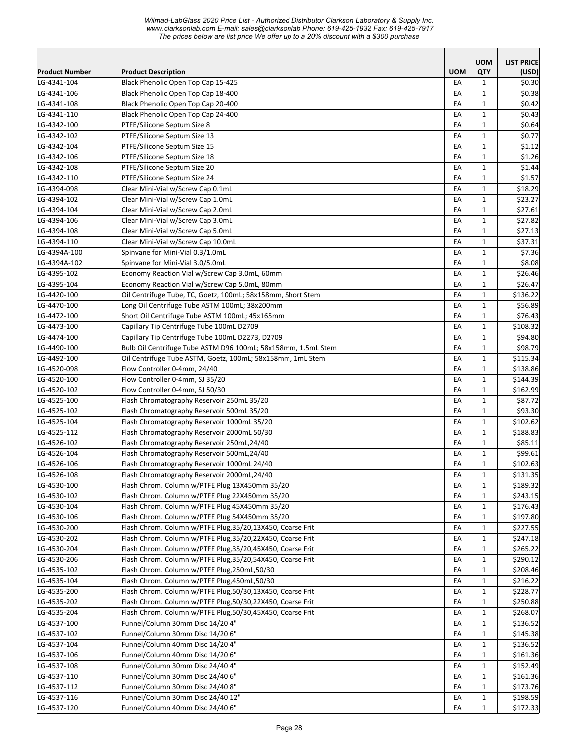| Product Number | Product Description | UOM | UOM QTY | LIST PRICE (USD) |
|---|---|---|---|---|
| LG-4341-104 | Black Phenolic Open Top Cap 15-425 | EA | 1 | $0.30 |
| LG-4341-106 | Black Phenolic Open Top Cap 18-400 | EA | 1 | $0.38 |
| LG-4341-108 | Black Phenolic Open Top Cap 20-400 | EA | 1 | $0.42 |
| LG-4341-110 | Black Phenolic Open Top Cap 24-400 | EA | 1 | $0.43 |
| LG-4342-100 | PTFE/Silicone Septum Size 8 | EA | 1 | $0.64 |
| LG-4342-102 | PTFE/Silicone Septum Size 13 | EA | 1 | $0.77 |
| LG-4342-104 | PTFE/Silicone Septum Size 15 | EA | 1 | $1.12 |
| LG-4342-106 | PTFE/Silicone Septum Size 18 | EA | 1 | $1.26 |
| LG-4342-108 | PTFE/Silicone Septum Size 20 | EA | 1 | $1.44 |
| LG-4342-110 | PTFE/Silicone Septum Size 24 | EA | 1 | $1.57 |
| LG-4394-098 | Clear Mini-Vial w/Screw Cap 0.1mL | EA | 1 | $18.29 |
| LG-4394-102 | Clear Mini-Vial w/Screw Cap 1.0mL | EA | 1 | $23.27 |
| LG-4394-104 | Clear Mini-Vial w/Screw Cap 2.0mL | EA | 1 | $27.61 |
| LG-4394-106 | Clear Mini-Vial w/Screw Cap 3.0mL | EA | 1 | $27.82 |
| LG-4394-108 | Clear Mini-Vial w/Screw Cap 5.0mL | EA | 1 | $27.13 |
| LG-4394-110 | Clear Mini-Vial w/Screw Cap 10.0mL | EA | 1 | $37.31 |
| LG-4394A-100 | Spinvane for Mini-Vial 0.3/1.0mL | EA | 1 | $7.36 |
| LG-4394A-102 | Spinvane for Mini-Vial 3.0/5.0mL | EA | 1 | $8.08 |
| LG-4395-102 | Economy Reaction Vial w/Screw Cap 3.0mL, 60mm | EA | 1 | $26.46 |
| LG-4395-104 | Economy Reaction Vial w/Screw Cap 5.0mL, 80mm | EA | 1 | $26.47 |
| LG-4420-100 | Oil Centrifuge Tube, TC, Goetz, 100mL; 58x158mm, Short Stem | EA | 1 | $136.22 |
| LG-4470-100 | Long Oil Centrifuge Tube ASTM 100mL; 38x200mm | EA | 1 | $56.89 |
| LG-4472-100 | Short Oil Centrifuge Tube ASTM 100mL; 45x165mm | EA | 1 | $76.43 |
| LG-4473-100 | Capillary Tip Centrifuge Tube 100mL D2709 | EA | 1 | $108.32 |
| LG-4474-100 | Capillary Tip Centrifuge Tube 100mL D2273, D2709 | EA | 1 | $94.80 |
| LG-4490-100 | Bulb Oil Centrifuge Tube ASTM D96 100mL; 58x158mm, 1.5mL Stem | EA | 1 | $98.79 |
| LG-4492-100 | Oil Centrifuge Tube ASTM, Goetz, 100mL; 58x158mm, 1mL Stem | EA | 1 | $115.34 |
| LG-4520-098 | Flow Controller 0-4mm, 24/40 | EA | 1 | $138.86 |
| LG-4520-100 | Flow Controller 0-4mm, SJ 35/20 | EA | 1 | $144.39 |
| LG-4520-102 | Flow Controller 0-4mm, SJ 50/30 | EA | 1 | $162.99 |
| LG-4525-100 | Flash Chromatography Reservoir 250mL 35/20 | EA | 1 | $87.72 |
| LG-4525-102 | Flash Chromatography Reservoir 500mL 35/20 | EA | 1 | $93.30 |
| LG-4525-104 | Flash Chromatography Reservoir 1000mL 35/20 | EA | 1 | $102.62 |
| LG-4525-112 | Flash Chromatography Reservoir 2000mL 50/30 | EA | 1 | $188.83 |
| LG-4526-102 | Flash Chromatography Reservoir 250mL,24/40 | EA | 1 | $85.11 |
| LG-4526-104 | Flash Chromatography Reservoir 500mL,24/40 | EA | 1 | $99.61 |
| LG-4526-106 | Flash Chromatography Reservoir 1000mL 24/40 | EA | 1 | $102.63 |
| LG-4526-108 | Flash Chromatography Reservoir 2000mL,24/40 | EA | 1 | $131.35 |
| LG-4530-100 | Flash Chrom. Column w/PTFE Plug 13X450mm 35/20 | EA | 1 | $189.32 |
| LG-4530-102 | Flash Chrom. Column w/PTFE Plug 22X450mm 35/20 | EA | 1 | $243.15 |
| LG-4530-104 | Flash Chrom. Column w/PTFE Plug 45X450mm 35/20 | EA | 1 | $176.43 |
| LG-4530-106 | Flash Chrom. Column w/PTFE Plug 54X450mm 35/20 | EA | 1 | $197.80 |
| LG-4530-200 | Flash Chrom. Column w/PTFE Plug,35/20,13X450, Coarse Frit | EA | 1 | $227.55 |
| LG-4530-202 | Flash Chrom. Column w/PTFE Plug,35/20,22X450, Coarse Frit | EA | 1 | $247.18 |
| LG-4530-204 | Flash Chrom. Column w/PTFE Plug,35/20,45X450, Coarse Frit | EA | 1 | $265.22 |
| LG-4530-206 | Flash Chrom. Column w/PTFE Plug,35/20,54X450, Coarse Frit | EA | 1 | $290.12 |
| LG-4535-102 | Flash Chrom. Column w/PTFE Plug,250mL,50/30 | EA | 1 | $208.46 |
| LG-4535-104 | Flash Chrom. Column w/PTFE Plug,450mL,50/30 | EA | 1 | $216.22 |
| LG-4535-200 | Flash Chrom. Column w/PTFE Plug,50/30,13X450, Coarse Frit | EA | 1 | $228.77 |
| LG-4535-202 | Flash Chrom. Column w/PTFE Plug,50/30,22X450, Coarse Frit | EA | 1 | $250.88 |
| LG-4535-204 | Flash Chrom. Column w/PTFE Plug,50/30,45X450, Coarse Frit | EA | 1 | $268.07 |
| LG-4537-100 | Funnel/Column 30mm Disc 14/20 4" | EA | 1 | $136.52 |
| LG-4537-102 | Funnel/Column 30mm Disc 14/20 6" | EA | 1 | $145.38 |
| LG-4537-104 | Funnel/Column 40mm Disc 14/20 4" | EA | 1 | $136.52 |
| LG-4537-106 | Funnel/Column 40mm Disc 14/20 6" | EA | 1 | $161.36 |
| LG-4537-108 | Funnel/Column 30mm Disc 24/40 4" | EA | 1 | $152.49 |
| LG-4537-110 | Funnel/Column 30mm Disc 24/40 6" | EA | 1 | $161.36 |
| LG-4537-112 | Funnel/Column 30mm Disc 24/40 8" | EA | 1 | $173.76 |
| LG-4537-116 | Funnel/Column 30mm Disc 24/40 12" | EA | 1 | $198.59 |
| LG-4537-120 | Funnel/Column 40mm Disc 24/40 6" | EA | 1 | $172.33 |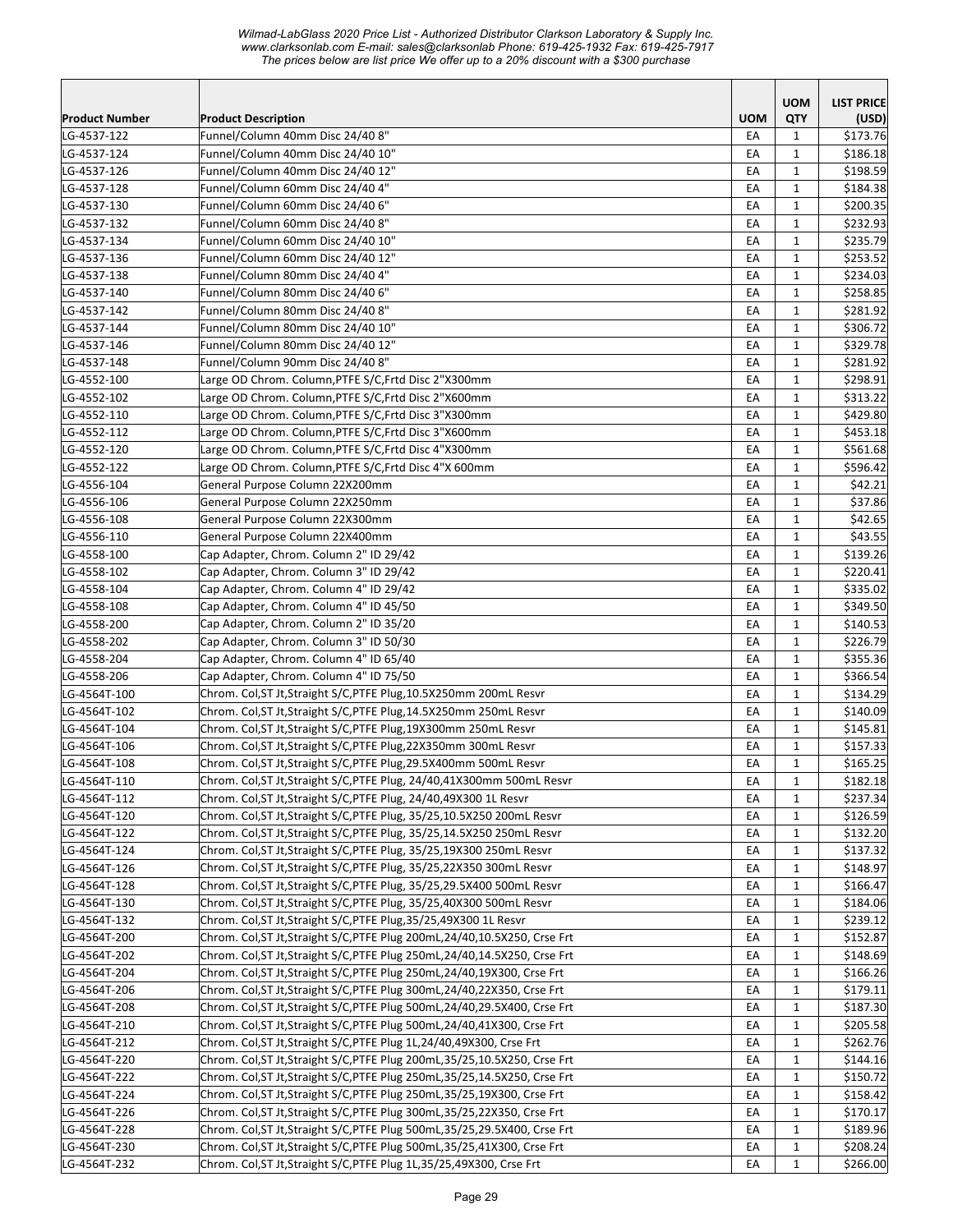| Product Number | Product Description | UOM | UOM QTY | LIST PRICE (USD) |
|---|---|---|---|---|
| LG-4537-122 | Funnel/Column 40mm Disc 24/40 8" | EA | 1 | $173.76 |
| LG-4537-124 | Funnel/Column 40mm Disc 24/40 10" | EA | 1 | $186.18 |
| LG-4537-126 | Funnel/Column 40mm Disc 24/40 12" | EA | 1 | $198.59 |
| LG-4537-128 | Funnel/Column 60mm Disc 24/40 4" | EA | 1 | $184.38 |
| LG-4537-130 | Funnel/Column 60mm Disc 24/40 6" | EA | 1 | $200.35 |
| LG-4537-132 | Funnel/Column 60mm Disc 24/40 8" | EA | 1 | $232.93 |
| LG-4537-134 | Funnel/Column 60mm Disc 24/40 10" | EA | 1 | $235.79 |
| LG-4537-136 | Funnel/Column 60mm Disc 24/40 12" | EA | 1 | $253.52 |
| LG-4537-138 | Funnel/Column 80mm Disc 24/40 4" | EA | 1 | $234.03 |
| LG-4537-140 | Funnel/Column 80mm Disc 24/40 6" | EA | 1 | $258.85 |
| LG-4537-142 | Funnel/Column 80mm Disc 24/40 8" | EA | 1 | $281.92 |
| LG-4537-144 | Funnel/Column 80mm Disc 24/40 10" | EA | 1 | $306.72 |
| LG-4537-146 | Funnel/Column 80mm Disc 24/40 12" | EA | 1 | $329.78 |
| LG-4537-148 | Funnel/Column 90mm Disc 24/40 8" | EA | 1 | $281.92 |
| LG-4552-100 | Large OD Chrom. Column,PTFE S/C,Frtd Disc 2"X300mm | EA | 1 | $298.91 |
| LG-4552-102 | Large OD Chrom. Column,PTFE S/C,Frtd Disc 2"X600mm | EA | 1 | $313.22 |
| LG-4552-110 | Large OD Chrom. Column,PTFE S/C,Frtd Disc 3"X300mm | EA | 1 | $429.80 |
| LG-4552-112 | Large OD Chrom. Column,PTFE S/C,Frtd Disc 3"X600mm | EA | 1 | $453.18 |
| LG-4552-120 | Large OD Chrom. Column,PTFE S/C,Frtd Disc 4"X300mm | EA | 1 | $561.68 |
| LG-4552-122 | Large OD Chrom. Column,PTFE S/C,Frtd Disc 4"X 600mm | EA | 1 | $596.42 |
| LG-4556-104 | General Purpose Column 22X200mm | EA | 1 | $42.21 |
| LG-4556-106 | General Purpose Column 22X250mm | EA | 1 | $37.86 |
| LG-4556-108 | General Purpose Column 22X300mm | EA | 1 | $42.65 |
| LG-4556-110 | General Purpose Column 22X400mm | EA | 1 | $43.55 |
| LG-4558-100 | Cap Adapter, Chrom. Column 2" ID 29/42 | EA | 1 | $139.26 |
| LG-4558-102 | Cap Adapter, Chrom. Column 3" ID 29/42 | EA | 1 | $220.41 |
| LG-4558-104 | Cap Adapter, Chrom. Column 4" ID 29/42 | EA | 1 | $335.02 |
| LG-4558-108 | Cap Adapter, Chrom. Column 4" ID 45/50 | EA | 1 | $349.50 |
| LG-4558-200 | Cap Adapter, Chrom. Column 2" ID 35/20 | EA | 1 | $140.53 |
| LG-4558-202 | Cap Adapter, Chrom. Column 3" ID 50/30 | EA | 1 | $226.79 |
| LG-4558-204 | Cap Adapter, Chrom. Column 4" ID 65/40 | EA | 1 | $355.36 |
| LG-4558-206 | Cap Adapter, Chrom. Column 4" ID 75/50 | EA | 1 | $366.54 |
| LG-4564T-100 | Chrom. Col,ST Jt,Straight S/C,PTFE Plug,10.5X250mm 200mL Resvr | EA | 1 | $134.29 |
| LG-4564T-102 | Chrom. Col,ST Jt,Straight S/C,PTFE Plug,14.5X250mm 250mL Resvr | EA | 1 | $140.09 |
| LG-4564T-104 | Chrom. Col,ST Jt,Straight S/C,PTFE Plug,19X300mm 250mL Resvr | EA | 1 | $145.81 |
| LG-4564T-106 | Chrom. Col,ST Jt,Straight S/C,PTFE Plug,22X350mm 300mL Resvr | EA | 1 | $157.33 |
| LG-4564T-108 | Chrom. Col,ST Jt,Straight S/C,PTFE Plug,29.5X400mm 500mL Resvr | EA | 1 | $165.25 |
| LG-4564T-110 | Chrom. Col,ST Jt,Straight S/C,PTFE Plug, 24/40,41X300mm 500mL Resvr | EA | 1 | $182.18 |
| LG-4564T-112 | Chrom. Col,ST Jt,Straight S/C,PTFE Plug, 24/40,49X300 1L Resvr | EA | 1 | $237.34 |
| LG-4564T-120 | Chrom. Col,ST Jt,Straight S/C,PTFE Plug, 35/25,10.5X250 200mL Resvr | EA | 1 | $126.59 |
| LG-4564T-122 | Chrom. Col,ST Jt,Straight S/C,PTFE Plug, 35/25,14.5X250 250mL Resvr | EA | 1 | $132.20 |
| LG-4564T-124 | Chrom. Col,ST Jt,Straight S/C,PTFE Plug, 35/25,19X300 250mL Resvr | EA | 1 | $137.32 |
| LG-4564T-126 | Chrom. Col,ST Jt,Straight S/C,PTFE Plug, 35/25,22X350 300mL Resvr | EA | 1 | $148.97 |
| LG-4564T-128 | Chrom. Col,ST Jt,Straight S/C,PTFE Plug, 35/25,29.5X400 500mL Resvr | EA | 1 | $166.47 |
| LG-4564T-130 | Chrom. Col,ST Jt,Straight S/C,PTFE Plug, 35/25,40X300 500mL Resvr | EA | 1 | $184.06 |
| LG-4564T-132 | Chrom. Col,ST Jt,Straight S/C,PTFE Plug,35/25,49X300 1L Resvr | EA | 1 | $239.12 |
| LG-4564T-200 | Chrom. Col,ST Jt,Straight S/C,PTFE Plug 200mL,24/40,10.5X250, Crse Frt | EA | 1 | $152.87 |
| LG-4564T-202 | Chrom. Col,ST Jt,Straight S/C,PTFE Plug 250mL,24/40,14.5X250, Crse Frt | EA | 1 | $148.69 |
| LG-4564T-204 | Chrom. Col,ST Jt,Straight S/C,PTFE Plug 250mL,24/40,19X300, Crse Frt | EA | 1 | $166.26 |
| LG-4564T-206 | Chrom. Col,ST Jt,Straight S/C,PTFE Plug 300mL,24/40,22X350, Crse Frt | EA | 1 | $179.11 |
| LG-4564T-208 | Chrom. Col,ST Jt,Straight S/C,PTFE Plug 500mL,24/40,29.5X400, Crse Frt | EA | 1 | $187.30 |
| LG-4564T-210 | Chrom. Col,ST Jt,Straight S/C,PTFE Plug 500mL,24/40,41X300, Crse Frt | EA | 1 | $205.58 |
| LG-4564T-212 | Chrom. Col,ST Jt,Straight S/C,PTFE Plug 1L,24/40,49X300, Crse Frt | EA | 1 | $262.76 |
| LG-4564T-220 | Chrom. Col,ST Jt,Straight S/C,PTFE Plug 200mL,35/25,10.5X250, Crse Frt | EA | 1 | $144.16 |
| LG-4564T-222 | Chrom. Col,ST Jt,Straight S/C,PTFE Plug 250mL,35/25,14.5X250, Crse Frt | EA | 1 | $150.72 |
| LG-4564T-224 | Chrom. Col,ST Jt,Straight S/C,PTFE Plug 250mL,35/25,19X300, Crse Frt | EA | 1 | $158.42 |
| LG-4564T-226 | Chrom. Col,ST Jt,Straight S/C,PTFE Plug 300mL,35/25,22X350, Crse Frt | EA | 1 | $170.17 |
| LG-4564T-228 | Chrom. Col,ST Jt,Straight S/C,PTFE Plug 500mL,35/25,29.5X400, Crse Frt | EA | 1 | $189.96 |
| LG-4564T-230 | Chrom. Col,ST Jt,Straight S/C,PTFE Plug 500mL,35/25,41X300, Crse Frt | EA | 1 | $208.24 |
| LG-4564T-232 | Chrom. Col,ST Jt,Straight S/C,PTFE Plug 1L,35/25,49X300, Crse Frt | EA | 1 | $266.00 |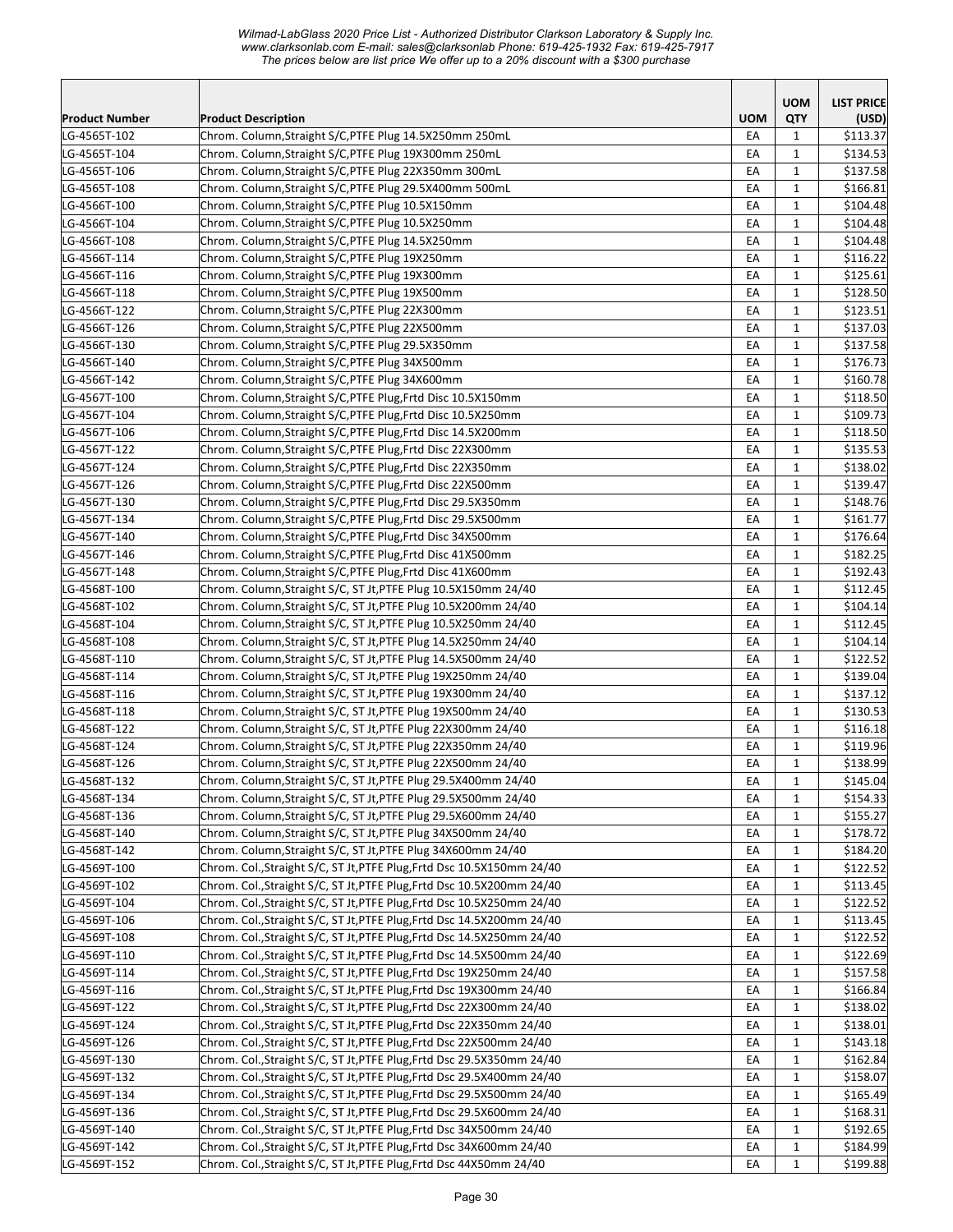| Product Number | Product Description | UOM | UOM QTY | LIST PRICE (USD) |
|---|---|---|---|---|
| LG-4565T-102 | Chrom. Column,Straight S/C,PTFE Plug 14.5X250mm 250mL | EA | 1 | $113.37 |
| LG-4565T-104 | Chrom. Column,Straight S/C,PTFE Plug 19X300mm 250mL | EA | 1 | $134.53 |
| LG-4565T-106 | Chrom. Column,Straight S/C,PTFE Plug 22X350mm 300mL | EA | 1 | $137.58 |
| LG-4565T-108 | Chrom. Column,Straight S/C,PTFE Plug 29.5X400mm 500mL | EA | 1 | $166.81 |
| LG-4566T-100 | Chrom. Column,Straight S/C,PTFE Plug 10.5X150mm | EA | 1 | $104.48 |
| LG-4566T-104 | Chrom. Column,Straight S/C,PTFE Plug 10.5X250mm | EA | 1 | $104.48 |
| LG-4566T-108 | Chrom. Column,Straight S/C,PTFE Plug 14.5X250mm | EA | 1 | $104.48 |
| LG-4566T-114 | Chrom. Column,Straight S/C,PTFE Plug 19X250mm | EA | 1 | $116.22 |
| LG-4566T-116 | Chrom. Column,Straight S/C,PTFE Plug 19X300mm | EA | 1 | $125.61 |
| LG-4566T-118 | Chrom. Column,Straight S/C,PTFE Plug 19X500mm | EA | 1 | $128.50 |
| LG-4566T-122 | Chrom. Column,Straight S/C,PTFE Plug 22X300mm | EA | 1 | $123.51 |
| LG-4566T-126 | Chrom. Column,Straight S/C,PTFE Plug 22X500mm | EA | 1 | $137.03 |
| LG-4566T-130 | Chrom. Column,Straight S/C,PTFE Plug 29.5X350mm | EA | 1 | $137.58 |
| LG-4566T-140 | Chrom. Column,Straight S/C,PTFE Plug 34X500mm | EA | 1 | $176.73 |
| LG-4566T-142 | Chrom. Column,Straight S/C,PTFE Plug 34X600mm | EA | 1 | $160.78 |
| LG-4567T-100 | Chrom. Column,Straight S/C,PTFE Plug,Frtd Disc 10.5X150mm | EA | 1 | $118.50 |
| LG-4567T-104 | Chrom. Column,Straight S/C,PTFE Plug,Frtd Disc 10.5X250mm | EA | 1 | $109.73 |
| LG-4567T-106 | Chrom. Column,Straight S/C,PTFE Plug,Frtd Disc 14.5X200mm | EA | 1 | $118.50 |
| LG-4567T-122 | Chrom. Column,Straight S/C,PTFE Plug,Frtd Disc 22X300mm | EA | 1 | $135.53 |
| LG-4567T-124 | Chrom. Column,Straight S/C,PTFE Plug,Frtd Disc 22X350mm | EA | 1 | $138.02 |
| LG-4567T-126 | Chrom. Column,Straight S/C,PTFE Plug,Frtd Disc 22X500mm | EA | 1 | $139.47 |
| LG-4567T-130 | Chrom. Column,Straight S/C,PTFE Plug,Frtd Disc 29.5X350mm | EA | 1 | $148.76 |
| LG-4567T-134 | Chrom. Column,Straight S/C,PTFE Plug,Frtd Disc 29.5X500mm | EA | 1 | $161.77 |
| LG-4567T-140 | Chrom. Column,Straight S/C,PTFE Plug,Frtd Disc 34X500mm | EA | 1 | $176.64 |
| LG-4567T-146 | Chrom. Column,Straight S/C,PTFE Plug,Frtd Disc 41X500mm | EA | 1 | $182.25 |
| LG-4567T-148 | Chrom. Column,Straight S/C,PTFE Plug,Frtd Disc 41X600mm | EA | 1 | $192.43 |
| LG-4568T-100 | Chrom. Column,Straight S/C, ST Jt,PTFE Plug 10.5X150mm 24/40 | EA | 1 | $112.45 |
| LG-4568T-102 | Chrom. Column,Straight S/C, ST Jt,PTFE Plug 10.5X200mm 24/40 | EA | 1 | $104.14 |
| LG-4568T-104 | Chrom. Column,Straight S/C, ST Jt,PTFE Plug 10.5X250mm 24/40 | EA | 1 | $112.45 |
| LG-4568T-108 | Chrom. Column,Straight S/C, ST Jt,PTFE Plug 14.5X250mm 24/40 | EA | 1 | $104.14 |
| LG-4568T-110 | Chrom. Column,Straight S/C, ST Jt,PTFE Plug 14.5X500mm 24/40 | EA | 1 | $122.52 |
| LG-4568T-114 | Chrom. Column,Straight S/C, ST Jt,PTFE Plug 19X250mm 24/40 | EA | 1 | $139.04 |
| LG-4568T-116 | Chrom. Column,Straight S/C, ST Jt,PTFE Plug 19X300mm 24/40 | EA | 1 | $137.12 |
| LG-4568T-118 | Chrom. Column,Straight S/C, ST Jt,PTFE Plug 19X500mm 24/40 | EA | 1 | $130.53 |
| LG-4568T-122 | Chrom. Column,Straight S/C, ST Jt,PTFE Plug 22X300mm 24/40 | EA | 1 | $116.18 |
| LG-4568T-124 | Chrom. Column,Straight S/C, ST Jt,PTFE Plug 22X350mm 24/40 | EA | 1 | $119.96 |
| LG-4568T-126 | Chrom. Column,Straight S/C, ST Jt,PTFE Plug 22X500mm 24/40 | EA | 1 | $138.99 |
| LG-4568T-132 | Chrom. Column,Straight S/C, ST Jt,PTFE Plug 29.5X400mm 24/40 | EA | 1 | $145.04 |
| LG-4568T-134 | Chrom. Column,Straight S/C, ST Jt,PTFE Plug 29.5X500mm 24/40 | EA | 1 | $154.33 |
| LG-4568T-136 | Chrom. Column,Straight S/C, ST Jt,PTFE Plug 29.5X600mm 24/40 | EA | 1 | $155.27 |
| LG-4568T-140 | Chrom. Column,Straight S/C, ST Jt,PTFE Plug 34X500mm 24/40 | EA | 1 | $178.72 |
| LG-4568T-142 | Chrom. Column,Straight S/C, ST Jt,PTFE Plug 34X600mm 24/40 | EA | 1 | $184.20 |
| LG-4569T-100 | Chrom. Col.,Straight S/C, ST Jt,PTFE Plug,Frtd Dsc 10.5X150mm 24/40 | EA | 1 | $122.52 |
| LG-4569T-102 | Chrom. Col.,Straight S/C, ST Jt,PTFE Plug,Frtd Dsc 10.5X200mm 24/40 | EA | 1 | $113.45 |
| LG-4569T-104 | Chrom. Col.,Straight S/C, ST Jt,PTFE Plug,Frtd Dsc 10.5X250mm 24/40 | EA | 1 | $122.52 |
| LG-4569T-106 | Chrom. Col.,Straight S/C, ST Jt,PTFE Plug,Frtd Dsc 14.5X200mm 24/40 | EA | 1 | $113.45 |
| LG-4569T-108 | Chrom. Col.,Straight S/C, ST Jt,PTFE Plug,Frtd Dsc 14.5X250mm 24/40 | EA | 1 | $122.52 |
| LG-4569T-110 | Chrom. Col.,Straight S/C, ST Jt,PTFE Plug,Frtd Dsc 14.5X500mm 24/40 | EA | 1 | $122.69 |
| LG-4569T-114 | Chrom. Col.,Straight S/C, ST Jt,PTFE Plug,Frtd Dsc 19X250mm 24/40 | EA | 1 | $157.58 |
| LG-4569T-116 | Chrom. Col.,Straight S/C, ST Jt,PTFE Plug,Frtd Dsc 19X300mm 24/40 | EA | 1 | $166.84 |
| LG-4569T-122 | Chrom. Col.,Straight S/C, ST Jt,PTFE Plug,Frtd Dsc 22X300mm 24/40 | EA | 1 | $138.02 |
| LG-4569T-124 | Chrom. Col.,Straight S/C, ST Jt,PTFE Plug,Frtd Dsc 22X350mm 24/40 | EA | 1 | $138.01 |
| LG-4569T-126 | Chrom. Col.,Straight S/C, ST Jt,PTFE Plug,Frtd Dsc 22X500mm 24/40 | EA | 1 | $143.18 |
| LG-4569T-130 | Chrom. Col.,Straight S/C, ST Jt,PTFE Plug,Frtd Dsc 29.5X350mm 24/40 | EA | 1 | $162.84 |
| LG-4569T-132 | Chrom. Col.,Straight S/C, ST Jt,PTFE Plug,Frtd Dsc 29.5X400mm 24/40 | EA | 1 | $158.07 |
| LG-4569T-134 | Chrom. Col.,Straight S/C, ST Jt,PTFE Plug,Frtd Dsc 29.5X500mm 24/40 | EA | 1 | $165.49 |
| LG-4569T-136 | Chrom. Col.,Straight S/C, ST Jt,PTFE Plug,Frtd Dsc 29.5X600mm 24/40 | EA | 1 | $168.31 |
| LG-4569T-140 | Chrom. Col.,Straight S/C, ST Jt,PTFE Plug,Frtd Dsc 34X500mm 24/40 | EA | 1 | $192.65 |
| LG-4569T-142 | Chrom. Col.,Straight S/C, ST Jt,PTFE Plug,Frtd Dsc 34X600mm 24/40 | EA | 1 | $184.99 |
| LG-4569T-152 | Chrom. Col.,Straight S/C, ST Jt,PTFE Plug,Frtd Dsc 44X50mm 24/40 | EA | 1 | $199.88 |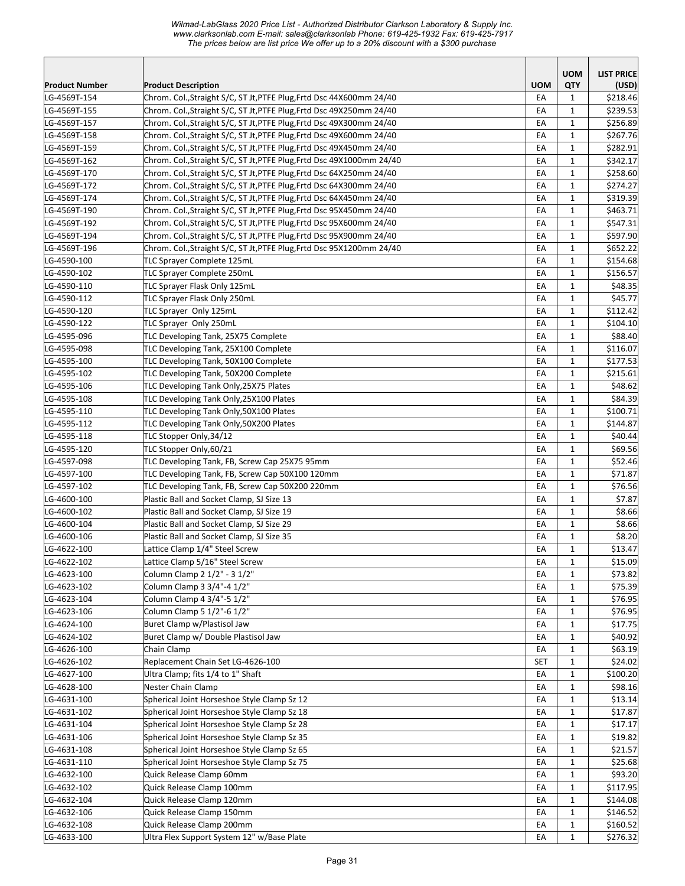*Wilmad-LabGlass 2020 Price List - Authorized Distributor Clarkson Laboratory & Supply Inc.*
*www.clarksonlab.com E-mail: sales@clarksonlab Phone: 619-425-1932 Fax: 619-425-7917*
*The prices below are list price We offer up to a 20% discount with a $300 purchase*

| Product Number | Product Description | UOM | UOM QTY | LIST PRICE (USD) |
|---|---|---|---|---|
| LG-4569T-154 | Chrom. Col.,Straight S/C, ST Jt,PTFE Plug,Frtd Dsc 44X600mm 24/40 | EA | 1 | $218.46 |
| LG-4569T-155 | Chrom. Col.,Straight S/C, ST Jt,PTFE Plug,Frtd Dsc 49X250mm 24/40 | EA | 1 | $239.53 |
| LG-4569T-157 | Chrom. Col.,Straight S/C, ST Jt,PTFE Plug,Frtd Dsc 49X300mm 24/40 | EA | 1 | $256.89 |
| LG-4569T-158 | Chrom. Col.,Straight S/C, ST Jt,PTFE Plug,Frtd Dsc 49X600mm 24/40 | EA | 1 | $267.76 |
| LG-4569T-159 | Chrom. Col.,Straight S/C, ST Jt,PTFE Plug,Frtd Dsc 49X450mm 24/40 | EA | 1 | $282.91 |
| LG-4569T-162 | Chrom. Col.,Straight S/C, ST Jt,PTFE Plug,Frtd Dsc 49X1000mm 24/40 | EA | 1 | $342.17 |
| LG-4569T-170 | Chrom. Col.,Straight S/C, ST Jt,PTFE Plug,Frtd Dsc 64X250mm 24/40 | EA | 1 | $258.60 |
| LG-4569T-172 | Chrom. Col.,Straight S/C, ST Jt,PTFE Plug,Frtd Dsc 64X300mm 24/40 | EA | 1 | $274.27 |
| LG-4569T-174 | Chrom. Col.,Straight S/C, ST Jt,PTFE Plug,Frtd Dsc 64X450mm 24/40 | EA | 1 | $319.39 |
| LG-4569T-190 | Chrom. Col.,Straight S/C, ST Jt,PTFE Plug,Frtd Dsc 95X450mm 24/40 | EA | 1 | $463.71 |
| LG-4569T-192 | Chrom. Col.,Straight S/C, ST Jt,PTFE Plug,Frtd Dsc 95X600mm 24/40 | EA | 1 | $547.31 |
| LG-4569T-194 | Chrom. Col.,Straight S/C, ST Jt,PTFE Plug,Frtd Dsc 95X900mm 24/40 | EA | 1 | $597.90 |
| LG-4569T-196 | Chrom. Col.,Straight S/C, ST Jt,PTFE Plug,Frtd Dsc 95X1200mm 24/40 | EA | 1 | $652.22 |
| LG-4590-100 | TLC Sprayer Complete 125mL | EA | 1 | $154.68 |
| LG-4590-102 | TLC Sprayer Complete 250mL | EA | 1 | $156.57 |
| LG-4590-110 | TLC Sprayer Flask Only 125mL | EA | 1 | $48.35 |
| LG-4590-112 | TLC Sprayer Flask Only 250mL | EA | 1 | $45.77 |
| LG-4590-120 | TLC Sprayer Only 125mL | EA | 1 | $112.42 |
| LG-4590-122 | TLC Sprayer Only 250mL | EA | 1 | $104.10 |
| LG-4595-096 | TLC Developing Tank, 25X75 Complete | EA | 1 | $88.40 |
| LG-4595-098 | TLC Developing Tank, 25X100 Complete | EA | 1 | $116.07 |
| LG-4595-100 | TLC Developing Tank, 50X100 Complete | EA | 1 | $177.53 |
| LG-4595-102 | TLC Developing Tank, 50X200 Complete | EA | 1 | $215.61 |
| LG-4595-106 | TLC Developing Tank Only,25X75 Plates | EA | 1 | $48.62 |
| LG-4595-108 | TLC Developing Tank Only,25X100 Plates | EA | 1 | $84.39 |
| LG-4595-110 | TLC Developing Tank Only,50X100 Plates | EA | 1 | $100.71 |
| LG-4595-112 | TLC Developing Tank Only,50X200 Plates | EA | 1 | $144.87 |
| LG-4595-118 | TLC Stopper Only,34/12 | EA | 1 | $40.44 |
| LG-4595-120 | TLC Stopper Only,60/21 | EA | 1 | $69.56 |
| LG-4597-098 | TLC Developing Tank, FB, Screw Cap 25X75 95mm | EA | 1 | $52.46 |
| LG-4597-100 | TLC Developing Tank, FB, Screw Cap 50X100 120mm | EA | 1 | $71.87 |
| LG-4597-102 | TLC Developing Tank, FB, Screw Cap 50X200 220mm | EA | 1 | $76.56 |
| LG-4600-100 | Plastic Ball and Socket Clamp, SJ Size 13 | EA | 1 | $7.87 |
| LG-4600-102 | Plastic Ball and Socket Clamp, SJ Size 19 | EA | 1 | $8.66 |
| LG-4600-104 | Plastic Ball and Socket Clamp, SJ Size 29 | EA | 1 | $8.66 |
| LG-4600-106 | Plastic Ball and Socket Clamp, SJ Size 35 | EA | 1 | $8.20 |
| LG-4622-100 | Lattice Clamp 1/4" Steel Screw | EA | 1 | $13.47 |
| LG-4622-102 | Lattice Clamp 5/16" Steel Screw | EA | 1 | $15.09 |
| LG-4623-100 | Column Clamp 2 1/2" - 3 1/2" | EA | 1 | $73.82 |
| LG-4623-102 | Column Clamp 3 3/4"-4 1/2" | EA | 1 | $75.39 |
| LG-4623-104 | Column Clamp 4 3/4"-5 1/2" | EA | 1 | $76.95 |
| LG-4623-106 | Column Clamp 5 1/2"-6 1/2" | EA | 1 | $76.95 |
| LG-4624-100 | Buret Clamp w/Plastisol Jaw | EA | 1 | $17.75 |
| LG-4624-102 | Buret Clamp w/ Double Plastisol Jaw | EA | 1 | $40.92 |
| LG-4626-100 | Chain Clamp | EA | 1 | $63.19 |
| LG-4626-102 | Replacement Chain Set LG-4626-100 | SET | 1 | $24.02 |
| LG-4627-100 | Ultra Clamp; fits 1/4 to 1" Shaft | EA | 1 | $100.20 |
| LG-4628-100 | Nester Chain Clamp | EA | 1 | $98.16 |
| LG-4631-100 | Spherical Joint Horseshoe Style Clamp Sz 12 | EA | 1 | $13.14 |
| LG-4631-102 | Spherical Joint Horseshoe Style Clamp Sz 18 | EA | 1 | $17.87 |
| LG-4631-104 | Spherical Joint Horseshoe Style Clamp Sz 28 | EA | 1 | $17.17 |
| LG-4631-106 | Spherical Joint Horseshoe Style Clamp Sz 35 | EA | 1 | $19.82 |
| LG-4631-108 | Spherical Joint Horseshoe Style Clamp Sz 65 | EA | 1 | $21.57 |
| LG-4631-110 | Spherical Joint Horseshoe Style Clamp Sz 75 | EA | 1 | $25.68 |
| LG-4632-100 | Quick Release Clamp 60mm | EA | 1 | $93.20 |
| LG-4632-102 | Quick Release Clamp 100mm | EA | 1 | $117.95 |
| LG-4632-104 | Quick Release Clamp 120mm | EA | 1 | $144.08 |
| LG-4632-106 | Quick Release Clamp 150mm | EA | 1 | $146.52 |
| LG-4632-108 | Quick Release Clamp 200mm | EA | 1 | $160.52 |
| LG-4633-100 | Ultra Flex Support System 12" w/Base Plate | EA | 1 | $276.32 |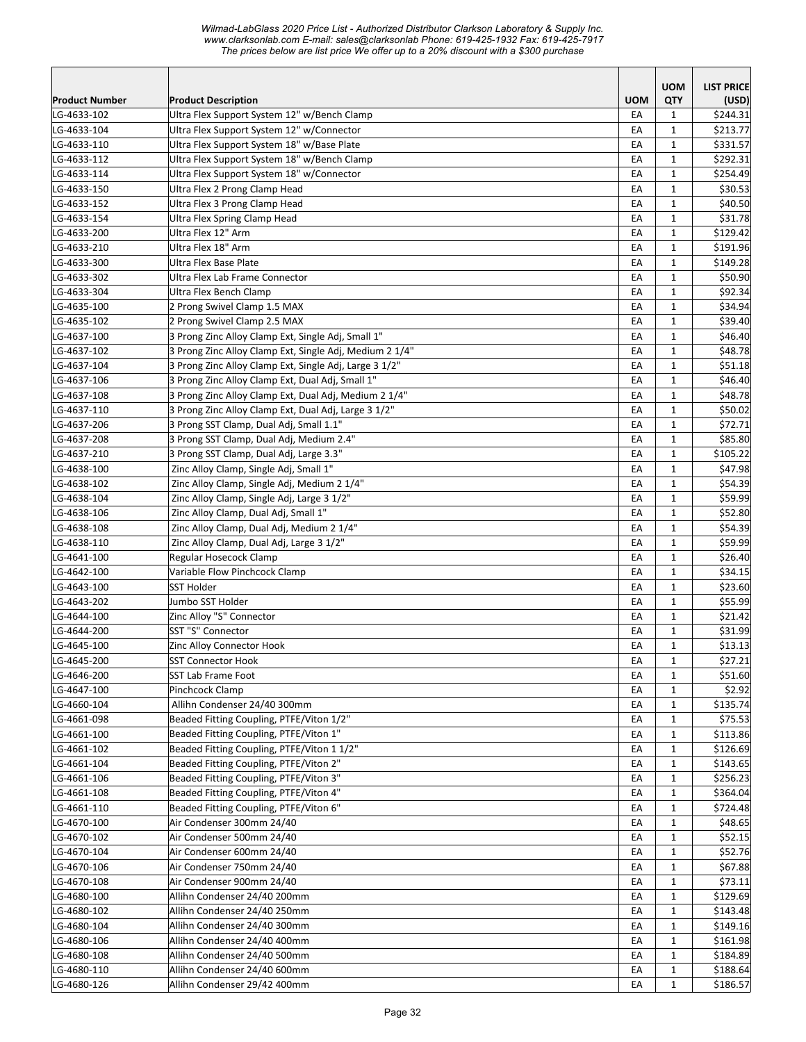| Product Number | Product Description | UOM | UOM QTY | LIST PRICE (USD) |
|---|---|---|---|---|
| LG-4633-102 | Ultra Flex Support System 12" w/Bench Clamp | EA | 1 | $244.31 |
| LG-4633-104 | Ultra Flex Support System 12" w/Connector | EA | 1 | $213.77 |
| LG-4633-110 | Ultra Flex Support System 18" w/Base Plate | EA | 1 | $331.57 |
| LG-4633-112 | Ultra Flex Support System 18" w/Bench Clamp | EA | 1 | $292.31 |
| LG-4633-114 | Ultra Flex Support System 18" w/Connector | EA | 1 | $254.49 |
| LG-4633-150 | Ultra Flex 2 Prong Clamp Head | EA | 1 | $30.53 |
| LG-4633-152 | Ultra Flex 3 Prong Clamp Head | EA | 1 | $40.50 |
| LG-4633-154 | Ultra Flex Spring Clamp Head | EA | 1 | $31.78 |
| LG-4633-200 | Ultra Flex 12" Arm | EA | 1 | $129.42 |
| LG-4633-210 | Ultra Flex 18" Arm | EA | 1 | $191.96 |
| LG-4633-300 | Ultra Flex Base Plate | EA | 1 | $149.28 |
| LG-4633-302 | Ultra Flex Lab Frame Connector | EA | 1 | $50.90 |
| LG-4633-304 | Ultra Flex Bench Clamp | EA | 1 | $92.34 |
| LG-4635-100 | 2 Prong Swivel Clamp 1.5 MAX | EA | 1 | $34.94 |
| LG-4635-102 | 2 Prong Swivel Clamp 2.5 MAX | EA | 1 | $39.40 |
| LG-4637-100 | 3 Prong Zinc Alloy Clamp Ext, Single Adj, Small 1" | EA | 1 | $46.40 |
| LG-4637-102 | 3 Prong Zinc Alloy Clamp Ext, Single Adj, Medium 2 1/4" | EA | 1 | $48.78 |
| LG-4637-104 | 3 Prong Zinc Alloy Clamp Ext, Single Adj, Large 3 1/2" | EA | 1 | $51.18 |
| LG-4637-106 | 3 Prong Zinc Alloy Clamp Ext, Dual Adj, Small 1" | EA | 1 | $46.40 |
| LG-4637-108 | 3 Prong Zinc Alloy Clamp Ext, Dual Adj, Medium 2 1/4" | EA | 1 | $48.78 |
| LG-4637-110 | 3 Prong Zinc Alloy Clamp Ext, Dual Adj, Large 3 1/2" | EA | 1 | $50.02 |
| LG-4637-206 | 3 Prong SST Clamp, Dual Adj, Small 1.1" | EA | 1 | $72.71 |
| LG-4637-208 | 3 Prong SST Clamp, Dual Adj, Medium 2.4" | EA | 1 | $85.80 |
| LG-4637-210 | 3 Prong SST Clamp, Dual Adj, Large 3.3" | EA | 1 | $105.22 |
| LG-4638-100 | Zinc Alloy Clamp, Single Adj, Small 1" | EA | 1 | $47.98 |
| LG-4638-102 | Zinc Alloy Clamp, Single Adj, Medium 2 1/4" | EA | 1 | $54.39 |
| LG-4638-104 | Zinc Alloy Clamp, Single Adj, Large 3 1/2" | EA | 1 | $59.99 |
| LG-4638-106 | Zinc Alloy Clamp, Dual Adj, Small 1" | EA | 1 | $52.80 |
| LG-4638-108 | Zinc Alloy Clamp, Dual Adj, Medium 2 1/4" | EA | 1 | $54.39 |
| LG-4638-110 | Zinc Alloy Clamp, Dual Adj, Large 3 1/2" | EA | 1 | $59.99 |
| LG-4641-100 | Regular Hosecock Clamp | EA | 1 | $26.40 |
| LG-4642-100 | Variable Flow Pinchcock Clamp | EA | 1 | $34.15 |
| LG-4643-100 | SST Holder | EA | 1 | $23.60 |
| LG-4643-202 | Jumbo SST Holder | EA | 1 | $55.99 |
| LG-4644-100 | Zinc Alloy "S" Connector | EA | 1 | $21.42 |
| LG-4644-200 | SST "S" Connector | EA | 1 | $31.99 |
| LG-4645-100 | Zinc Alloy Connector Hook | EA | 1 | $13.13 |
| LG-4645-200 | SST Connector Hook | EA | 1 | $27.21 |
| LG-4646-200 | SST Lab Frame Foot | EA | 1 | $51.60 |
| LG-4647-100 | Pinchcock Clamp | EA | 1 | $2.92 |
| LG-4660-104 | Allihn Condenser 24/40 300mm | EA | 1 | $135.74 |
| LG-4661-098 | Beaded Fitting Coupling, PTFE/Viton 1/2" | EA | 1 | $75.53 |
| LG-4661-100 | Beaded Fitting Coupling, PTFE/Viton 1" | EA | 1 | $113.86 |
| LG-4661-102 | Beaded Fitting Coupling, PTFE/Viton 1 1/2" | EA | 1 | $126.69 |
| LG-4661-104 | Beaded Fitting Coupling, PTFE/Viton 2" | EA | 1 | $143.65 |
| LG-4661-106 | Beaded Fitting Coupling, PTFE/Viton 3" | EA | 1 | $256.23 |
| LG-4661-108 | Beaded Fitting Coupling, PTFE/Viton 4" | EA | 1 | $364.04 |
| LG-4661-110 | Beaded Fitting Coupling, PTFE/Viton 6" | EA | 1 | $724.48 |
| LG-4670-100 | Air Condenser 300mm 24/40 | EA | 1 | $48.65 |
| LG-4670-102 | Air Condenser 500mm 24/40 | EA | 1 | $52.15 |
| LG-4670-104 | Air Condenser 600mm 24/40 | EA | 1 | $52.76 |
| LG-4670-106 | Air Condenser 750mm 24/40 | EA | 1 | $67.88 |
| LG-4670-108 | Air Condenser 900mm 24/40 | EA | 1 | $73.11 |
| LG-4680-100 | Allihn Condenser 24/40 200mm | EA | 1 | $129.69 |
| LG-4680-102 | Allihn Condenser 24/40 250mm | EA | 1 | $143.48 |
| LG-4680-104 | Allihn Condenser 24/40 300mm | EA | 1 | $149.16 |
| LG-4680-106 | Allihn Condenser 24/40 400mm | EA | 1 | $161.98 |
| LG-4680-108 | Allihn Condenser 24/40 500mm | EA | 1 | $184.89 |
| LG-4680-110 | Allihn Condenser 24/40 600mm | EA | 1 | $188.64 |
| LG-4680-126 | Allihn Condenser 29/42 400mm | EA | 1 | $186.57 |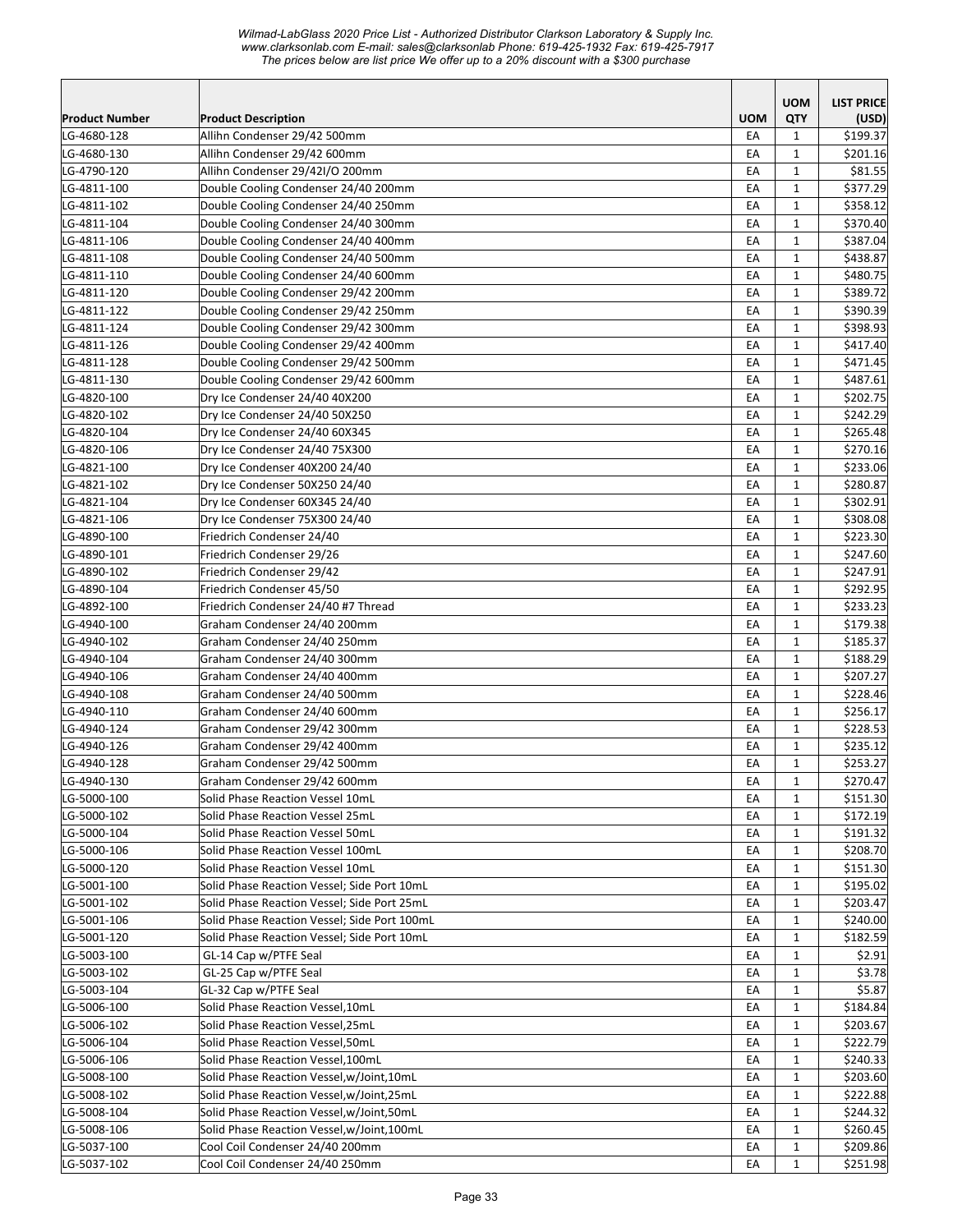| Product Number | Product Description | UOM | UOM QTY | LIST PRICE (USD) |
|---|---|---|---|---|
| LG-4680-128 | Allihn Condenser 29/42 500mm | EA | 1 | $199.37 |
| LG-4680-130 | Allihn Condenser 29/42 600mm | EA | 1 | $201.16 |
| LG-4790-120 | Allihn Condenser 29/42I/O 200mm | EA | 1 | $81.55 |
| LG-4811-100 | Double Cooling Condenser 24/40 200mm | EA | 1 | $377.29 |
| LG-4811-102 | Double Cooling Condenser 24/40 250mm | EA | 1 | $358.12 |
| LG-4811-104 | Double Cooling Condenser 24/40 300mm | EA | 1 | $370.40 |
| LG-4811-106 | Double Cooling Condenser 24/40 400mm | EA | 1 | $387.04 |
| LG-4811-108 | Double Cooling Condenser 24/40 500mm | EA | 1 | $438.87 |
| LG-4811-110 | Double Cooling Condenser 24/40 600mm | EA | 1 | $480.75 |
| LG-4811-120 | Double Cooling Condenser 29/42 200mm | EA | 1 | $389.72 |
| LG-4811-122 | Double Cooling Condenser 29/42 250mm | EA | 1 | $390.39 |
| LG-4811-124 | Double Cooling Condenser 29/42 300mm | EA | 1 | $398.93 |
| LG-4811-126 | Double Cooling Condenser 29/42 400mm | EA | 1 | $417.40 |
| LG-4811-128 | Double Cooling Condenser 29/42 500mm | EA | 1 | $471.45 |
| LG-4811-130 | Double Cooling Condenser 29/42 600mm | EA | 1 | $487.61 |
| LG-4820-100 | Dry Ice Condenser 24/40 40X200 | EA | 1 | $202.75 |
| LG-4820-102 | Dry Ice Condenser 24/40 50X250 | EA | 1 | $242.29 |
| LG-4820-104 | Dry Ice Condenser 24/40 60X345 | EA | 1 | $265.48 |
| LG-4820-106 | Dry Ice Condenser 24/40 75X300 | EA | 1 | $270.16 |
| LG-4821-100 | Dry Ice Condenser 40X200 24/40 | EA | 1 | $233.06 |
| LG-4821-102 | Dry Ice Condenser 50X250 24/40 | EA | 1 | $280.87 |
| LG-4821-104 | Dry Ice Condenser 60X345 24/40 | EA | 1 | $302.91 |
| LG-4821-106 | Dry Ice Condenser 75X300 24/40 | EA | 1 | $308.08 |
| LG-4890-100 | Friedrich Condenser 24/40 | EA | 1 | $223.30 |
| LG-4890-101 | Friedrich Condenser 29/26 | EA | 1 | $247.60 |
| LG-4890-102 | Friedrich Condenser 29/42 | EA | 1 | $247.91 |
| LG-4890-104 | Friedrich Condenser 45/50 | EA | 1 | $292.95 |
| LG-4892-100 | Friedrich Condenser 24/40 #7 Thread | EA | 1 | $233.23 |
| LG-4940-100 | Graham Condenser 24/40 200mm | EA | 1 | $179.38 |
| LG-4940-102 | Graham Condenser 24/40 250mm | EA | 1 | $185.37 |
| LG-4940-104 | Graham Condenser 24/40 300mm | EA | 1 | $188.29 |
| LG-4940-106 | Graham Condenser 24/40 400mm | EA | 1 | $207.27 |
| LG-4940-108 | Graham Condenser 24/40 500mm | EA | 1 | $228.46 |
| LG-4940-110 | Graham Condenser 24/40 600mm | EA | 1 | $256.17 |
| LG-4940-124 | Graham Condenser 29/42 300mm | EA | 1 | $228.53 |
| LG-4940-126 | Graham Condenser 29/42 400mm | EA | 1 | $235.12 |
| LG-4940-128 | Graham Condenser 29/42 500mm | EA | 1 | $253.27 |
| LG-4940-130 | Graham Condenser 29/42 600mm | EA | 1 | $270.47 |
| LG-5000-100 | Solid Phase Reaction Vessel 10mL | EA | 1 | $151.30 |
| LG-5000-102 | Solid Phase Reaction Vessel 25mL | EA | 1 | $172.19 |
| LG-5000-104 | Solid Phase Reaction Vessel 50mL | EA | 1 | $191.32 |
| LG-5000-106 | Solid Phase Reaction Vessel 100mL | EA | 1 | $208.70 |
| LG-5000-120 | Solid Phase Reaction Vessel 10mL | EA | 1 | $151.30 |
| LG-5001-100 | Solid Phase Reaction Vessel; Side Port 10mL | EA | 1 | $195.02 |
| LG-5001-102 | Solid Phase Reaction Vessel; Side Port 25mL | EA | 1 | $203.47 |
| LG-5001-106 | Solid Phase Reaction Vessel; Side Port 100mL | EA | 1 | $240.00 |
| LG-5001-120 | Solid Phase Reaction Vessel; Side Port 10mL | EA | 1 | $182.59 |
| LG-5003-100 | GL-14 Cap w/PTFE Seal | EA | 1 | $2.91 |
| LG-5003-102 | GL-25 Cap w/PTFE Seal | EA | 1 | $3.78 |
| LG-5003-104 | GL-32 Cap w/PTFE Seal | EA | 1 | $5.87 |
| LG-5006-100 | Solid Phase Reaction Vessel,10mL | EA | 1 | $184.84 |
| LG-5006-102 | Solid Phase Reaction Vessel,25mL | EA | 1 | $203.67 |
| LG-5006-104 | Solid Phase Reaction Vessel,50mL | EA | 1 | $222.79 |
| LG-5006-106 | Solid Phase Reaction Vessel,100mL | EA | 1 | $240.33 |
| LG-5008-100 | Solid Phase Reaction Vessel,w/Joint,10mL | EA | 1 | $203.60 |
| LG-5008-102 | Solid Phase Reaction Vessel,w/Joint,25mL | EA | 1 | $222.88 |
| LG-5008-104 | Solid Phase Reaction Vessel,w/Joint,50mL | EA | 1 | $244.32 |
| LG-5008-106 | Solid Phase Reaction Vessel,w/Joint,100mL | EA | 1 | $260.45 |
| LG-5037-100 | Cool Coil Condenser 24/40 200mm | EA | 1 | $209.86 |
| LG-5037-102 | Cool Coil Condenser 24/40 250mm | EA | 1 | $251.98 |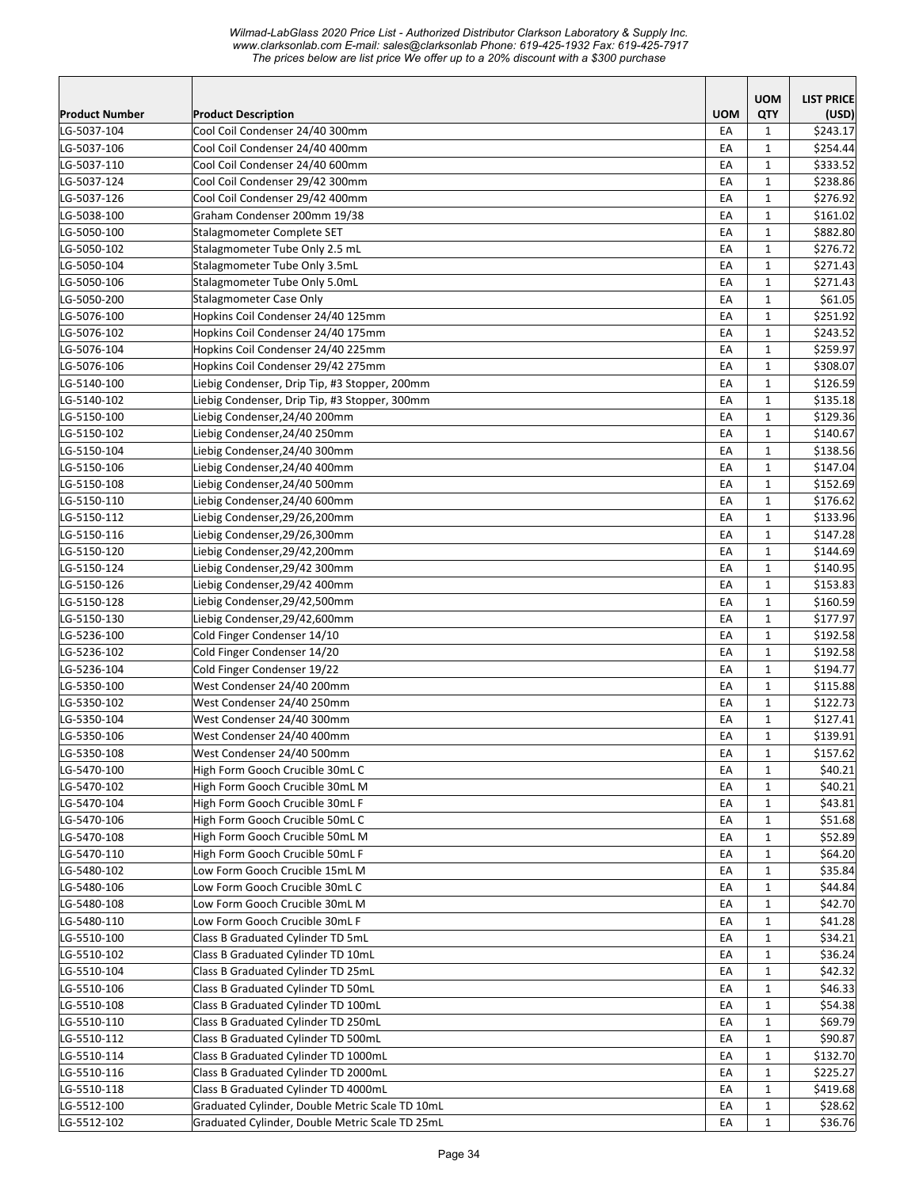| Product Number | Product Description | UOM | UOM QTY | LIST PRICE (USD) |
|---|---|---|---|---|
| LG-5037-104 | Cool Coil Condenser 24/40 300mm | EA | 1 | $243.17 |
| LG-5037-106 | Cool Coil Condenser 24/40 400mm | EA | 1 | $254.44 |
| LG-5037-110 | Cool Coil Condenser 24/40 600mm | EA | 1 | $333.52 |
| LG-5037-124 | Cool Coil Condenser 29/42 300mm | EA | 1 | $238.86 |
| LG-5037-126 | Cool Coil Condenser 29/42 400mm | EA | 1 | $276.92 |
| LG-5038-100 | Graham Condenser 200mm 19/38 | EA | 1 | $161.02 |
| LG-5050-100 | Stalagmometer Complete SET | EA | 1 | $882.80 |
| LG-5050-102 | Stalagmometer Tube Only 2.5 mL | EA | 1 | $276.72 |
| LG-5050-104 | Stalagmometer Tube Only 3.5mL | EA | 1 | $271.43 |
| LG-5050-106 | Stalagmometer Tube Only 5.0mL | EA | 1 | $271.43 |
| LG-5050-200 | Stalagmometer Case Only | EA | 1 | $61.05 |
| LG-5076-100 | Hopkins Coil Condenser 24/40 125mm | EA | 1 | $251.92 |
| LG-5076-102 | Hopkins Coil Condenser 24/40 175mm | EA | 1 | $243.52 |
| LG-5076-104 | Hopkins Coil Condenser 24/40 225mm | EA | 1 | $259.97 |
| LG-5076-106 | Hopkins Coil Condenser 29/42 275mm | EA | 1 | $308.07 |
| LG-5140-100 | Liebig Condenser, Drip Tip, #3 Stopper, 200mm | EA | 1 | $126.59 |
| LG-5140-102 | Liebig Condenser, Drip Tip, #3 Stopper, 300mm | EA | 1 | $135.18 |
| LG-5150-100 | Liebig Condenser,24/40 200mm | EA | 1 | $129.36 |
| LG-5150-102 | Liebig Condenser,24/40 250mm | EA | 1 | $140.67 |
| LG-5150-104 | Liebig Condenser,24/40 300mm | EA | 1 | $138.56 |
| LG-5150-106 | Liebig Condenser,24/40 400mm | EA | 1 | $147.04 |
| LG-5150-108 | Liebig Condenser,24/40 500mm | EA | 1 | $152.69 |
| LG-5150-110 | Liebig Condenser,24/40 600mm | EA | 1 | $176.62 |
| LG-5150-112 | Liebig Condenser,29/26,200mm | EA | 1 | $133.96 |
| LG-5150-116 | Liebig Condenser,29/26,300mm | EA | 1 | $147.28 |
| LG-5150-120 | Liebig Condenser,29/42,200mm | EA | 1 | $144.69 |
| LG-5150-124 | Liebig Condenser,29/42 300mm | EA | 1 | $140.95 |
| LG-5150-126 | Liebig Condenser,29/42 400mm | EA | 1 | $153.83 |
| LG-5150-128 | Liebig Condenser,29/42,500mm | EA | 1 | $160.59 |
| LG-5150-130 | Liebig Condenser,29/42,600mm | EA | 1 | $177.97 |
| LG-5236-100 | Cold Finger Condenser 14/10 | EA | 1 | $192.58 |
| LG-5236-102 | Cold Finger Condenser 14/20 | EA | 1 | $192.58 |
| LG-5236-104 | Cold Finger Condenser 19/22 | EA | 1 | $194.77 |
| LG-5350-100 | West Condenser 24/40 200mm | EA | 1 | $115.88 |
| LG-5350-102 | West Condenser 24/40 250mm | EA | 1 | $122.73 |
| LG-5350-104 | West Condenser 24/40 300mm | EA | 1 | $127.41 |
| LG-5350-106 | West Condenser 24/40 400mm | EA | 1 | $139.91 |
| LG-5350-108 | West Condenser 24/40 500mm | EA | 1 | $157.62 |
| LG-5470-100 | High Form Gooch Crucible 30mL C | EA | 1 | $40.21 |
| LG-5470-102 | High Form Gooch Crucible 30mL M | EA | 1 | $40.21 |
| LG-5470-104 | High Form Gooch Crucible 30mL F | EA | 1 | $43.81 |
| LG-5470-106 | High Form Gooch Crucible 50mL C | EA | 1 | $51.68 |
| LG-5470-108 | High Form Gooch Crucible 50mL M | EA | 1 | $52.89 |
| LG-5470-110 | High Form Gooch Crucible 50mL F | EA | 1 | $64.20 |
| LG-5480-102 | Low Form Gooch Crucible 15mL M | EA | 1 | $35.84 |
| LG-5480-106 | Low Form Gooch Crucible 30mL C | EA | 1 | $44.84 |
| LG-5480-108 | Low Form Gooch Crucible 30mL M | EA | 1 | $42.70 |
| LG-5480-110 | Low Form Gooch Crucible 30mL F | EA | 1 | $41.28 |
| LG-5510-100 | Class B Graduated Cylinder TD 5mL | EA | 1 | $34.21 |
| LG-5510-102 | Class B Graduated Cylinder TD 10mL | EA | 1 | $36.24 |
| LG-5510-104 | Class B Graduated Cylinder TD 25mL | EA | 1 | $42.32 |
| LG-5510-106 | Class B Graduated Cylinder TD 50mL | EA | 1 | $46.33 |
| LG-5510-108 | Class B Graduated Cylinder TD 100mL | EA | 1 | $54.38 |
| LG-5510-110 | Class B Graduated Cylinder TD 250mL | EA | 1 | $69.79 |
| LG-5510-112 | Class B Graduated Cylinder TD 500mL | EA | 1 | $90.87 |
| LG-5510-114 | Class B Graduated Cylinder TD 1000mL | EA | 1 | $132.70 |
| LG-5510-116 | Class B Graduated Cylinder TD 2000mL | EA | 1 | $225.27 |
| LG-5510-118 | Class B Graduated Cylinder TD 4000mL | EA | 1 | $419.68 |
| LG-5512-100 | Graduated Cylinder, Double Metric Scale TD 10mL | EA | 1 | $28.62 |
| LG-5512-102 | Graduated Cylinder, Double Metric Scale TD 25mL | EA | 1 | $36.76 |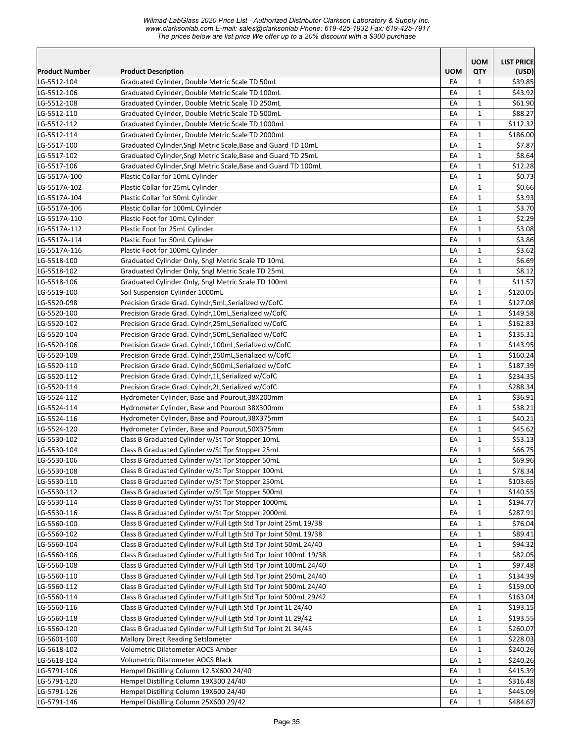| Product Number | Product Description | UOM | UOM QTY | LIST PRICE (USD) |
|---|---|---|---|---|
| LG-5512-104 | Graduated Cylinder, Double Metric Scale TD 50mL | EA | 1 | $39.85 |
| LG-5512-106 | Graduated Cylinder, Double Metric Scale TD 100mL | EA | 1 | $43.92 |
| LG-5512-108 | Graduated Cylinder, Double Metric Scale TD 250mL | EA | 1 | $61.90 |
| LG-5512-110 | Graduated Cylinder, Double Metric Scale TD 500mL | EA | 1 | $88.27 |
| LG-5512-112 | Graduated Cylinder, Double Metric Scale TD 1000mL | EA | 1 | $112.32 |
| LG-5512-114 | Graduated Cylinder, Double Metric Scale TD 2000mL | EA | 1 | $186.00 |
| LG-5517-100 | Graduated Cylinder,Sngl Metric Scale,Base and Guard TD 10mL | EA | 1 | $7.87 |
| LG-5517-102 | Graduated Cylinder,Sngl Metric Scale,Base and Guard TD 25mL | EA | 1 | $8.64 |
| LG-5517-106 | Graduated Cylinder,Sngl Metric Scale,Base and Guard TD 100mL | EA | 1 | $12.28 |
| LG-5517A-100 | Plastic Collar for 10mL Cylinder | EA | 1 | $0.73 |
| LG-5517A-102 | Plastic Collar for 25mL Cylinder | EA | 1 | $0.66 |
| LG-5517A-104 | Plastic Collar for 50mL Cylinder | EA | 1 | $3.93 |
| LG-5517A-106 | Plastic Collar for 100mL Cylinder | EA | 1 | $3.70 |
| LG-5517A-110 | Plastic Foot for 10mL Cylinder | EA | 1 | $2.29 |
| LG-5517A-112 | Plastic Foot for 25mL Cylinder | EA | 1 | $3.08 |
| LG-5517A-114 | Plastic Foot for 50mL Cylinder | EA | 1 | $3.86 |
| LG-5517A-116 | Plastic Foot for 100mL Cylinder | EA | 1 | $3.62 |
| LG-5518-100 | Graduated Cylinder Only, Sngl Metric Scale TD 10mL | EA | 1 | $6.69 |
| LG-5518-102 | Graduated Cylinder Only, Sngl Metric Scale TD 25mL | EA | 1 | $8.12 |
| LG-5518-106 | Graduated Cylinder Only, Sngl Metric Scale TD 100mL | EA | 1 | $11.57 |
| LG-5519-100 | Soil Suspension Cylinder 1000mL | EA | 1 | $120.05 |
| LG-5520-098 | Precision Grade Grad. Cylndr,5mL,Serialized w/CofC | EA | 1 | $127.08 |
| LG-5520-100 | Precision Grade Grad. Cylndr,10mL,Serialized w/CofC | EA | 1 | $149.58 |
| LG-5520-102 | Precision Grade Grad. Cylndr,25mL,Serialized w/CofC | EA | 1 | $162.83 |
| LG-5520-104 | Precision Grade Grad. Cylndr,50mL,Serialized w/CofC | EA | 1 | $135.31 |
| LG-5520-106 | Precision Grade Grad. Cylndr,100mL,Serialized w/CofC | EA | 1 | $143.95 |
| LG-5520-108 | Precision Grade Grad. Cylndr,250mL,Serialized w/CofC | EA | 1 | $160.24 |
| LG-5520-110 | Precision Grade Grad. Cylndr,500mL,Serialized w/CofC | EA | 1 | $187.39 |
| LG-5520-112 | Precision Grade Grad. Cylndr,1L,Serialized w/CofC | EA | 1 | $234.35 |
| LG-5520-114 | Precision Grade Grad. Cylndr,2L,Serialized w/CofC | EA | 1 | $288.34 |
| LG-5524-112 | Hydrometer Cylinder, Base and Pourout,38X200mm | EA | 1 | $36.91 |
| LG-5524-114 | Hydrometer Cylinder, Base and Pourout 38X300mm | EA | 1 | $38.21 |
| LG-5524-116 | Hydrometer Cylinder, Base and Pourout,38X375mm | EA | 1 | $40.21 |
| LG-5524-120 | Hydrometer Cylinder, Base and Pourout,50X375mm | EA | 1 | $45.62 |
| LG-5530-102 | Class B Graduated Cylinder w/St Tpr Stopper 10mL | EA | 1 | $53.13 |
| LG-5530-104 | Class B Graduated Cylinder w/St Tpr Stopper 25mL | EA | 1 | $66.75 |
| LG-5530-106 | Class B Graduated Cylinder w/St Tpr Stopper 50mL | EA | 1 | $69.96 |
| LG-5530-108 | Class B Graduated Cylinder w/St Tpr Stopper 100mL | EA | 1 | $78.34 |
| LG-5530-110 | Class B Graduated Cylinder w/St Tpr Stopper 250mL | EA | 1 | $103.65 |
| LG-5530-112 | Class B Graduated Cylinder w/St Tpr Stopper 500mL | EA | 1 | $140.55 |
| LG-5530-114 | Class B Graduated Cylinder w/St Tpr Stopper 1000mL | EA | 1 | $194.77 |
| LG-5530-116 | Class B Graduated Cylinder w/St Tpr Stopper 2000mL | EA | 1 | $287.91 |
| LG-5560-100 | Class B Graduated Cylinder w/Full Lgth Std Tpr Joint 25mL 19/38 | EA | 1 | $76.04 |
| LG-5560-102 | Class B Graduated Cylinder w/Full Lgth Std Tpr Joint 50mL 19/38 | EA | 1 | $89.41 |
| LG-5560-104 | Class B Graduated Cylinder w/Full Lgth Std Tpr Joint 50mL 24/40 | EA | 1 | $94.32 |
| LG-5560-106 | Class B Graduated Cylinder w/Full Lgth Std Tpr Joint 100mL 19/38 | EA | 1 | $82.05 |
| LG-5560-108 | Class B Graduated Cylinder w/Full Lgth Std Tpr Joint 100mL 24/40 | EA | 1 | $97.48 |
| LG-5560-110 | Class B Graduated Cylinder w/Full Lgth Std Tpr Joint 250mL 24/40 | EA | 1 | $134.39 |
| LG-5560-112 | Class B Graduated Cylinder w/Full Lgth Std Tpr Joint 500mL 24/40 | EA | 1 | $159.00 |
| LG-5560-114 | Class B Graduated Cylinder w/Full Lgth Std Tpr Joint 500mL 29/42 | EA | 1 | $163.04 |
| LG-5560-116 | Class B Graduated Cylinder w/Full Lgth Std Tpr Joint 1L 24/40 | EA | 1 | $193.15 |
| LG-5560-118 | Class B Graduated Cylinder w/Full Lgth Std Tpr Joint 1L 29/42 | EA | 1 | $193.55 |
| LG-5560-120 | Class B Graduated Cylinder w/Full Lgth Std Tpr Joint 2L 34/45 | EA | 1 | $260.07 |
| LG-5601-100 | Mallory Direct Reading Settlometer | EA | 1 | $228.03 |
| LG-5618-102 | Volumetric Dilatometer AOCS Amber | EA | 1 | $240.26 |
| LG-5618-104 | Volumetric Dilatometer AOCS Black | EA | 1 | $240.26 |
| LG-5791-106 | Hempel Distilling Column 12.5X600 24/40 | EA | 1 | $415.39 |
| LG-5791-120 | Hempel Distilling Column 19X300 24/40 | EA | 1 | $316.48 |
| LG-5791-126 | Hempel Distilling Column 19X600 24/40 | EA | 1 | $445.09 |
| LG-5791-146 | Hempel Distilling Column 25X600 29/42 | EA | 1 | $484.67 |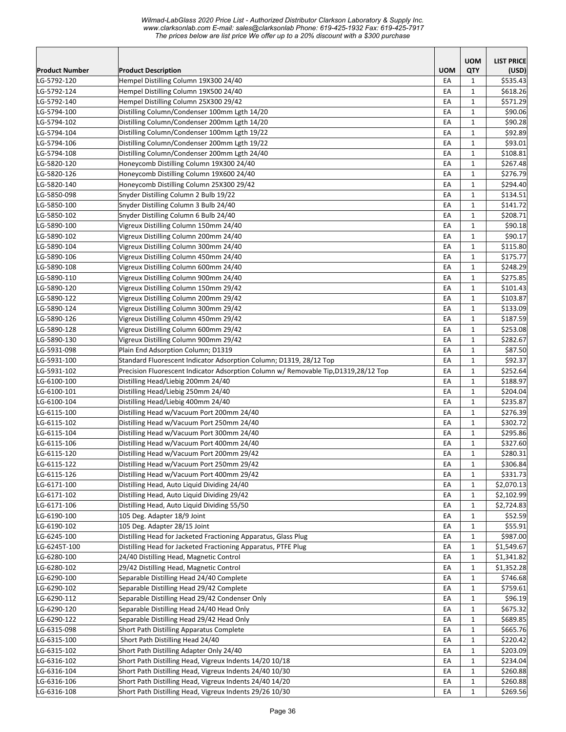| Product Number | Product Description | UOM | UOM QTY | LIST PRICE (USD) |
|---|---|---|---|---|
| LG-5792-120 | Hempel Distilling Column 19X300 24/40 | EA | 1 | $535.43 |
| LG-5792-124 | Hempel Distilling Column 19X500 24/40 | EA | 1 | $618.26 |
| LG-5792-140 | Hempel Distilling Column 25X300 29/42 | EA | 1 | $571.29 |
| LG-5794-100 | Distilling Column/Condenser 100mm Lgth 14/20 | EA | 1 | $90.06 |
| LG-5794-102 | Distilling Column/Condenser 200mm Lgth 14/20 | EA | 1 | $90.28 |
| LG-5794-104 | Distilling Column/Condenser 100mm Lgth 19/22 | EA | 1 | $92.89 |
| LG-5794-106 | Distilling Column/Condenser 200mm Lgth 19/22 | EA | 1 | $93.01 |
| LG-5794-108 | Distilling Column/Condenser 200mm Lgth 24/40 | EA | 1 | $108.81 |
| LG-5820-120 | Honeycomb Distilling Column 19X300 24/40 | EA | 1 | $267.48 |
| LG-5820-126 | Honeycomb Distilling Column 19X600 24/40 | EA | 1 | $276.79 |
| LG-5820-140 | Honeycomb Distilling Column 25X300 29/42 | EA | 1 | $294.40 |
| LG-5850-098 | Snyder Distilling Column 2 Bulb 19/22 | EA | 1 | $134.51 |
| LG-5850-100 | Snyder Distilling Column 3 Bulb 24/40 | EA | 1 | $141.72 |
| LG-5850-102 | Snyder Distilling Column 6 Bulb 24/40 | EA | 1 | $208.71 |
| LG-5890-100 | Vigreux Distilling Column 150mm 24/40 | EA | 1 | $90.18 |
| LG-5890-102 | Vigreux Distilling Column 200mm 24/40 | EA | 1 | $90.17 |
| LG-5890-104 | Vigreux Distilling Column 300mm 24/40 | EA | 1 | $115.80 |
| LG-5890-106 | Vigreux Distilling Column 450mm 24/40 | EA | 1 | $175.77 |
| LG-5890-108 | Vigreux Distilling Column 600mm 24/40 | EA | 1 | $248.29 |
| LG-5890-110 | Vigreux Distilling Column 900mm 24/40 | EA | 1 | $275.85 |
| LG-5890-120 | Vigreux Distilling Column 150mm 29/42 | EA | 1 | $101.43 |
| LG-5890-122 | Vigreux Distilling Column 200mm 29/42 | EA | 1 | $103.87 |
| LG-5890-124 | Vigreux Distilling Column 300mm 29/42 | EA | 1 | $133.09 |
| LG-5890-126 | Vigreux Distilling Column 450mm 29/42 | EA | 1 | $187.59 |
| LG-5890-128 | Vigreux Distilling Column 600mm 29/42 | EA | 1 | $253.08 |
| LG-5890-130 | Vigreux Distilling Column 900mm 29/42 | EA | 1 | $282.67 |
| LG-5931-098 | Plain End Adsorption Column; D1319 | EA | 1 | $87.50 |
| LG-5931-100 | Standard Fluorescent Indicator Adsorption Column; D1319, 28/12 Top | EA | 1 | $92.37 |
| LG-5931-102 | Precision Fluorescent Indicator Adsorption Column w/ Removable Tip,D1319,28/12 Top | EA | 1 | $252.64 |
| LG-6100-100 | Distilling Head/Liebig 200mm 24/40 | EA | 1 | $188.97 |
| LG-6100-101 | Distilling Head/Liebig 250mm 24/40 | EA | 1 | $204.04 |
| LG-6100-104 | Distilling Head/Liebig 400mm 24/40 | EA | 1 | $235.87 |
| LG-6115-100 | Distilling Head w/Vacuum Port 200mm 24/40 | EA | 1 | $276.39 |
| LG-6115-102 | Distilling Head w/Vacuum Port 250mm 24/40 | EA | 1 | $302.72 |
| LG-6115-104 | Distilling Head w/Vacuum Port 300mm 24/40 | EA | 1 | $295.86 |
| LG-6115-106 | Distilling Head w/Vacuum Port 400mm 24/40 | EA | 1 | $327.60 |
| LG-6115-120 | Distilling Head w/Vacuum Port 200mm 29/42 | EA | 1 | $280.31 |
| LG-6115-122 | Distilling Head w/Vacuum Port 250mm 29/42 | EA | 1 | $306.84 |
| LG-6115-126 | Distilling Head w/Vacuum Port 400mm 29/42 | EA | 1 | $331.73 |
| LG-6171-100 | Distilling Head, Auto Liquid Dividing 24/40 | EA | 1 | $2,070.13 |
| LG-6171-102 | Distilling Head, Auto Liquid Dividing 29/42 | EA | 1 | $2,102.99 |
| LG-6171-106 | Distilling Head, Auto Liquid Dividing 55/50 | EA | 1 | $2,724.83 |
| LG-6190-100 | 105 Deg. Adapter 18/9 Joint | EA | 1 | $52.59 |
| LG-6190-102 | 105 Deg. Adapter 28/15 Joint | EA | 1 | $55.91 |
| LG-6245-100 | Distilling Head for Jacketed Fractioning Apparatus, Glass Plug | EA | 1 | $987.00 |
| LG-6245T-100 | Distilling Head for Jacketed Fractioning Apparatus, PTFE Plug | EA | 1 | $1,549.67 |
| LG-6280-100 | 24/40 Distilling Head, Magnetic Control | EA | 1 | $1,341.82 |
| LG-6280-102 | 29/42 Distilling Head, Magnetic Control | EA | 1 | $1,352.28 |
| LG-6290-100 | Separable Distilling Head 24/40 Complete | EA | 1 | $746.68 |
| LG-6290-102 | Separable Distilling Head 29/42 Complete | EA | 1 | $759.61 |
| LG-6290-112 | Separable Distilling Head 29/42 Condenser Only | EA | 1 | $96.19 |
| LG-6290-120 | Separable Distilling Head 24/40 Head Only | EA | 1 | $675.32 |
| LG-6290-122 | Separable Distilling Head 29/42 Head Only | EA | 1 | $689.85 |
| LG-6315-098 | Short Path Distilling Apparatus Complete | EA | 1 | $665.76 |
| LG-6315-100 | Short Path Distilling Head 24/40 | EA | 1 | $220.42 |
| LG-6315-102 | Short Path Distilling Adapter Only 24/40 | EA | 1 | $203.09 |
| LG-6316-102 | Short Path Distilling Head, Vigreux Indents 14/20 10/18 | EA | 1 | $234.04 |
| LG-6316-104 | Short Path Distilling Head, Vigreux Indents 24/40 10/30 | EA | 1 | $260.88 |
| LG-6316-106 | Short Path Distilling Head, Vigreux Indents 24/40 14/20 | EA | 1 | $260.88 |
| LG-6316-108 | Short Path Distilling Head, Vigreux Indents 29/26 10/30 | EA | 1 | $269.56 |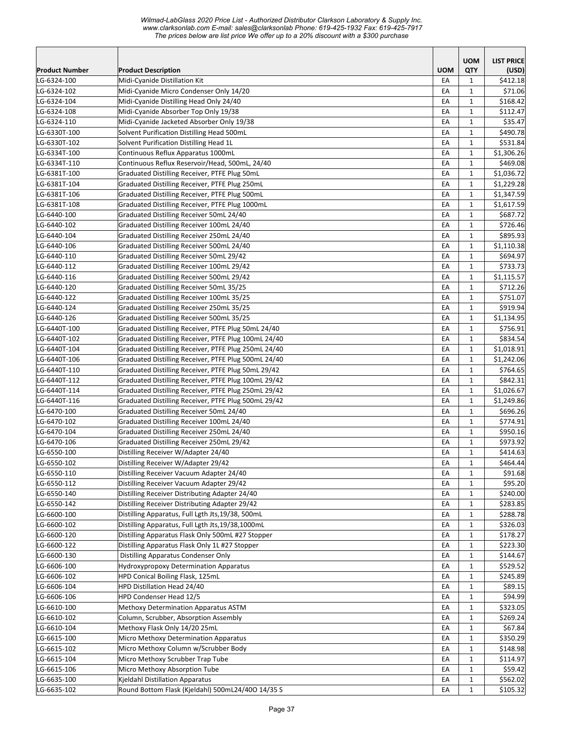| Product Number | Product Description | UOM | UOM QTY | LIST PRICE (USD) |
|---|---|---|---|---|
| LG-6324-100 | Midi-Cyanide Distillation Kit | EA | 1 | $412.18 |
| LG-6324-102 | Midi-Cyanide Micro Condenser Only 14/20 | EA | 1 | $71.06 |
| LG-6324-104 | Midi-Cyanide Distilling Head Only 24/40 | EA | 1 | $168.42 |
| LG-6324-108 | Midi-Cyanide Absorber Top Only 19/38 | EA | 1 | $112.47 |
| LG-6324-110 | Midi-Cyanide Jacketed Absorber Only 19/38 | EA | 1 | $35.47 |
| LG-6330T-100 | Solvent Purification Distilling Head 500mL | EA | 1 | $490.78 |
| LG-6330T-102 | Solvent Purification Distilling Head 1L | EA | 1 | $531.84 |
| LG-6334T-100 | Continuous Reflux Apparatus 1000mL | EA | 1 | $1,306.26 |
| LG-6334T-110 | Continuous Reflux Reservoir/Head, 500mL, 24/40 | EA | 1 | $469.08 |
| LG-6381T-100 | Graduated Distilling Receiver, PTFE Plug 50mL | EA | 1 | $1,036.72 |
| LG-6381T-104 | Graduated Distilling Receiver, PTFE Plug 250mL | EA | 1 | $1,229.28 |
| LG-6381T-106 | Graduated Distilling Receiver, PTFE Plug 500mL | EA | 1 | $1,347.59 |
| LG-6381T-108 | Graduated Distilling Receiver, PTFE Plug 1000mL | EA | 1 | $1,617.59 |
| LG-6440-100 | Graduated Distilling Receiver 50mL 24/40 | EA | 1 | $687.72 |
| LG-6440-102 | Graduated Distilling Receiver 100mL 24/40 | EA | 1 | $726.46 |
| LG-6440-104 | Graduated Distilling Receiver 250mL 24/40 | EA | 1 | $895.93 |
| LG-6440-106 | Graduated Distilling Receiver 500mL 24/40 | EA | 1 | $1,110.38 |
| LG-6440-110 | Graduated Distilling Receiver 50mL 29/42 | EA | 1 | $694.97 |
| LG-6440-112 | Graduated Distilling Receiver 100mL 29/42 | EA | 1 | $733.73 |
| LG-6440-116 | Graduated Distilling Receiver 500mL 29/42 | EA | 1 | $1,115.57 |
| LG-6440-120 | Graduated Distilling Receiver 50mL 35/25 | EA | 1 | $712.26 |
| LG-6440-122 | Graduated Distilling Receiver 100mL 35/25 | EA | 1 | $751.07 |
| LG-6440-124 | Graduated Distilling Receiver 250mL 35/25 | EA | 1 | $919.94 |
| LG-6440-126 | Graduated Distilling Receiver 500mL 35/25 | EA | 1 | $1,134.95 |
| LG-6440T-100 | Graduated Distilling Receiver, PTFE Plug 50mL 24/40 | EA | 1 | $756.91 |
| LG-6440T-102 | Graduated Distilling Receiver, PTFE Plug 100mL 24/40 | EA | 1 | $834.54 |
| LG-6440T-104 | Graduated Distilling Receiver, PTFE Plug 250mL 24/40 | EA | 1 | $1,018.91 |
| LG-6440T-106 | Graduated Distilling Receiver, PTFE Plug 500mL 24/40 | EA | 1 | $1,242.06 |
| LG-6440T-110 | Graduated Distilling Receiver, PTFE Plug 50mL 29/42 | EA | 1 | $764.65 |
| LG-6440T-112 | Graduated Distilling Receiver, PTFE Plug 100mL 29/42 | EA | 1 | $842.31 |
| LG-6440T-114 | Graduated Distilling Receiver, PTFE Plug 250mL 29/42 | EA | 1 | $1,026.67 |
| LG-6440T-116 | Graduated Distilling Receiver, PTFE Plug 500mL 29/42 | EA | 1 | $1,249.86 |
| LG-6470-100 | Graduated Distilling Receiver 50mL 24/40 | EA | 1 | $696.26 |
| LG-6470-102 | Graduated Distilling Receiver 100mL 24/40 | EA | 1 | $774.91 |
| LG-6470-104 | Graduated Distilling Receiver 250mL 24/40 | EA | 1 | $950.16 |
| LG-6470-106 | Graduated Distilling Receiver 250mL 29/42 | EA | 1 | $973.92 |
| LG-6550-100 | Distilling Receiver W/Adapter 24/40 | EA | 1 | $414.63 |
| LG-6550-102 | Distilling Receiver W/Adapter 29/42 | EA | 1 | $464.44 |
| LG-6550-110 | Distilling Receiver Vacuum Adapter 24/40 | EA | 1 | $91.68 |
| LG-6550-112 | Distilling Receiver Vacuum Adapter 29/42 | EA | 1 | $95.20 |
| LG-6550-140 | Distilling Receiver Distributing Adapter 24/40 | EA | 1 | $240.00 |
| LG-6550-142 | Distilling Receiver Distributing Adapter 29/42 | EA | 1 | $283.85 |
| LG-6600-100 | Distilling Apparatus, Full Lgth Jts,19/38, 500mL | EA | 1 | $288.78 |
| LG-6600-102 | Distilling Apparatus, Full Lgth Jts,19/38,1000mL | EA | 1 | $326.03 |
| LG-6600-120 | Distilling Apparatus Flask Only 500mL #27 Stopper | EA | 1 | $178.27 |
| LG-6600-122 | Distilling Apparatus Flask Only 1L #27 Stopper | EA | 1 | $223.30 |
| LG-6600-130 | Distilling Apparatus Condenser Only | EA | 1 | $144.67 |
| LG-6606-100 | Hydroxypropoxy Determination Apparatus | EA | 1 | $529.52 |
| LG-6606-102 | HPD Conical Boiling Flask, 125mL | EA | 1 | $245.89 |
| LG-6606-104 | HPD Distillation Head 24/40 | EA | 1 | $89.15 |
| LG-6606-106 | HPD Condenser Head 12/5 | EA | 1 | $94.99 |
| LG-6610-100 | Methoxy Determination Apparatus ASTM | EA | 1 | $323.05 |
| LG-6610-102 | Column, Scrubber, Absorption Assembly | EA | 1 | $269.24 |
| LG-6610-104 | Methoxy Flask Only 14/20 25mL | EA | 1 | $67.84 |
| LG-6615-100 | Micro Methoxy Determination Apparatus | EA | 1 | $350.29 |
| LG-6615-102 | Micro Methoxy Column w/Scrubber Body | EA | 1 | $148.98 |
| LG-6615-104 | Micro Methoxy Scrubber Trap Tube | EA | 1 | $114.97 |
| LG-6615-106 | Micro Methoxy Absorption Tube | EA | 1 | $59.42 |
| LG-6635-100 | Kjeldahl Distillation Apparatus | EA | 1 | $562.02 |
| LG-6635-102 | Round Bottom Flask (Kjeldahl) 500mL24/40O 14/35 S | EA | 1 | $105.32 |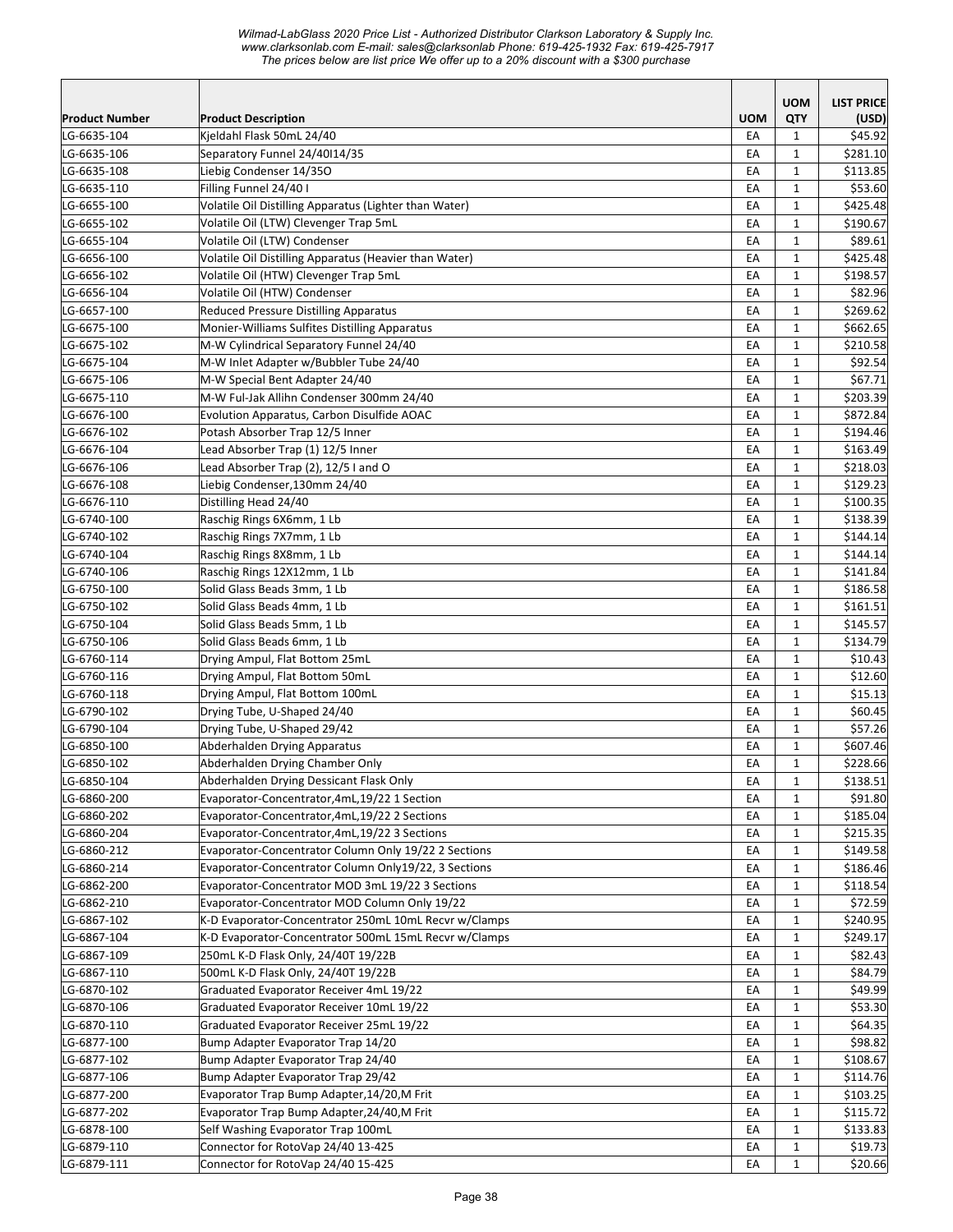| Product Number | Product Description | UOM | UOM QTY | LIST PRICE (USD) |
|---|---|---|---|---|
| LG-6635-104 | Kjeldahl Flask 50mL 24/40 | EA | 1 | $45.92 |
| LG-6635-106 | Separatory Funnel 24/40I14/35 | EA | 1 | $281.10 |
| LG-6635-108 | Liebig Condenser 14/35O | EA | 1 | $113.85 |
| LG-6635-110 | Filling Funnel 24/40 I | EA | 1 | $53.60 |
| LG-6655-100 | Volatile Oil Distilling Apparatus (Lighter than Water) | EA | 1 | $425.48 |
| LG-6655-102 | Volatile Oil (LTW) Clevenger Trap 5mL | EA | 1 | $190.67 |
| LG-6655-104 | Volatile Oil (LTW) Condenser | EA | 1 | $89.61 |
| LG-6656-100 | Volatile Oil Distilling Apparatus (Heavier than Water) | EA | 1 | $425.48 |
| LG-6656-102 | Volatile Oil (HTW) Clevenger Trap 5mL | EA | 1 | $198.57 |
| LG-6656-104 | Volatile Oil (HTW) Condenser | EA | 1 | $82.96 |
| LG-6657-100 | Reduced Pressure Distilling Apparatus | EA | 1 | $269.62 |
| LG-6675-100 | Monier-Williams Sulfites Distilling Apparatus | EA | 1 | $662.65 |
| LG-6675-102 | M-W Cylindrical Separatory Funnel 24/40 | EA | 1 | $210.58 |
| LG-6675-104 | M-W Inlet Adapter w/Bubbler Tube 24/40 | EA | 1 | $92.54 |
| LG-6675-106 | M-W Special Bent Adapter 24/40 | EA | 1 | $67.71 |
| LG-6675-110 | M-W Ful-Jak Allihn Condenser 300mm 24/40 | EA | 1 | $203.39 |
| LG-6676-100 | Evolution Apparatus, Carbon Disulfide AOAC | EA | 1 | $872.84 |
| LG-6676-102 | Potash Absorber Trap 12/5 Inner | EA | 1 | $194.46 |
| LG-6676-104 | Lead Absorber Trap (1) 12/5 Inner | EA | 1 | $163.49 |
| LG-6676-106 | Lead Absorber Trap (2), 12/5 I and O | EA | 1 | $218.03 |
| LG-6676-108 | Liebig Condenser,130mm 24/40 | EA | 1 | $129.23 |
| LG-6676-110 | Distilling Head 24/40 | EA | 1 | $100.35 |
| LG-6740-100 | Raschig Rings 6X6mm, 1 Lb | EA | 1 | $138.39 |
| LG-6740-102 | Raschig Rings 7X7mm, 1 Lb | EA | 1 | $144.14 |
| LG-6740-104 | Raschig Rings 8X8mm, 1 Lb | EA | 1 | $144.14 |
| LG-6740-106 | Raschig Rings 12X12mm, 1 Lb | EA | 1 | $141.84 |
| LG-6750-100 | Solid Glass Beads 3mm, 1 Lb | EA | 1 | $186.58 |
| LG-6750-102 | Solid Glass Beads 4mm, 1 Lb | EA | 1 | $161.51 |
| LG-6750-104 | Solid Glass Beads 5mm, 1 Lb | EA | 1 | $145.57 |
| LG-6750-106 | Solid Glass Beads 6mm, 1 Lb | EA | 1 | $134.79 |
| LG-6760-114 | Drying Ampul, Flat Bottom 25mL | EA | 1 | $10.43 |
| LG-6760-116 | Drying Ampul, Flat Bottom 50mL | EA | 1 | $12.60 |
| LG-6760-118 | Drying Ampul, Flat Bottom 100mL | EA | 1 | $15.13 |
| LG-6790-102 | Drying Tube, U-Shaped 24/40 | EA | 1 | $60.45 |
| LG-6790-104 | Drying Tube, U-Shaped 29/42 | EA | 1 | $57.26 |
| LG-6850-100 | Abderhalden Drying Apparatus | EA | 1 | $607.46 |
| LG-6850-102 | Abderhalden Drying Chamber Only | EA | 1 | $228.66 |
| LG-6850-104 | Abderhalden Drying Dessicant Flask Only | EA | 1 | $138.51 |
| LG-6860-200 | Evaporator-Concentrator,4mL,19/22 1 Section | EA | 1 | $91.80 |
| LG-6860-202 | Evaporator-Concentrator,4mL,19/22 2 Sections | EA | 1 | $185.04 |
| LG-6860-204 | Evaporator-Concentrator,4mL,19/22 3 Sections | EA | 1 | $215.35 |
| LG-6860-212 | Evaporator-Concentrator Column Only 19/22 2 Sections | EA | 1 | $149.58 |
| LG-6860-214 | Evaporator-Concentrator Column Only19/22, 3 Sections | EA | 1 | $186.46 |
| LG-6862-200 | Evaporator-Concentrator MOD 3mL 19/22 3 Sections | EA | 1 | $118.54 |
| LG-6862-210 | Evaporator-Concentrator MOD Column Only 19/22 | EA | 1 | $72.59 |
| LG-6867-102 | K-D Evaporator-Concentrator 250mL 10mL Recvr w/Clamps | EA | 1 | $240.95 |
| LG-6867-104 | K-D Evaporator-Concentrator 500mL 15mL Recvr w/Clamps | EA | 1 | $249.17 |
| LG-6867-109 | 250mL K-D Flask Only, 24/40T 19/22B | EA | 1 | $82.43 |
| LG-6867-110 | 500mL K-D Flask Only, 24/40T 19/22B | EA | 1 | $84.79 |
| LG-6870-102 | Graduated Evaporator Receiver 4mL 19/22 | EA | 1 | $49.99 |
| LG-6870-106 | Graduated Evaporator Receiver 10mL 19/22 | EA | 1 | $53.30 |
| LG-6870-110 | Graduated Evaporator Receiver 25mL 19/22 | EA | 1 | $64.35 |
| LG-6877-100 | Bump Adapter Evaporator Trap 14/20 | EA | 1 | $98.82 |
| LG-6877-102 | Bump Adapter Evaporator Trap 24/40 | EA | 1 | $108.67 |
| LG-6877-106 | Bump Adapter Evaporator Trap 29/42 | EA | 1 | $114.76 |
| LG-6877-200 | Evaporator Trap Bump Adapter,14/20,M Frit | EA | 1 | $103.25 |
| LG-6877-202 | Evaporator Trap Bump Adapter,24/40,M Frit | EA | 1 | $115.72 |
| LG-6878-100 | Self Washing Evaporator Trap 100mL | EA | 1 | $133.83 |
| LG-6879-110 | Connector for RotoVap 24/40 13-425 | EA | 1 | $19.73 |
| LG-6879-111 | Connector for RotoVap 24/40 15-425 | EA | 1 | $20.66 |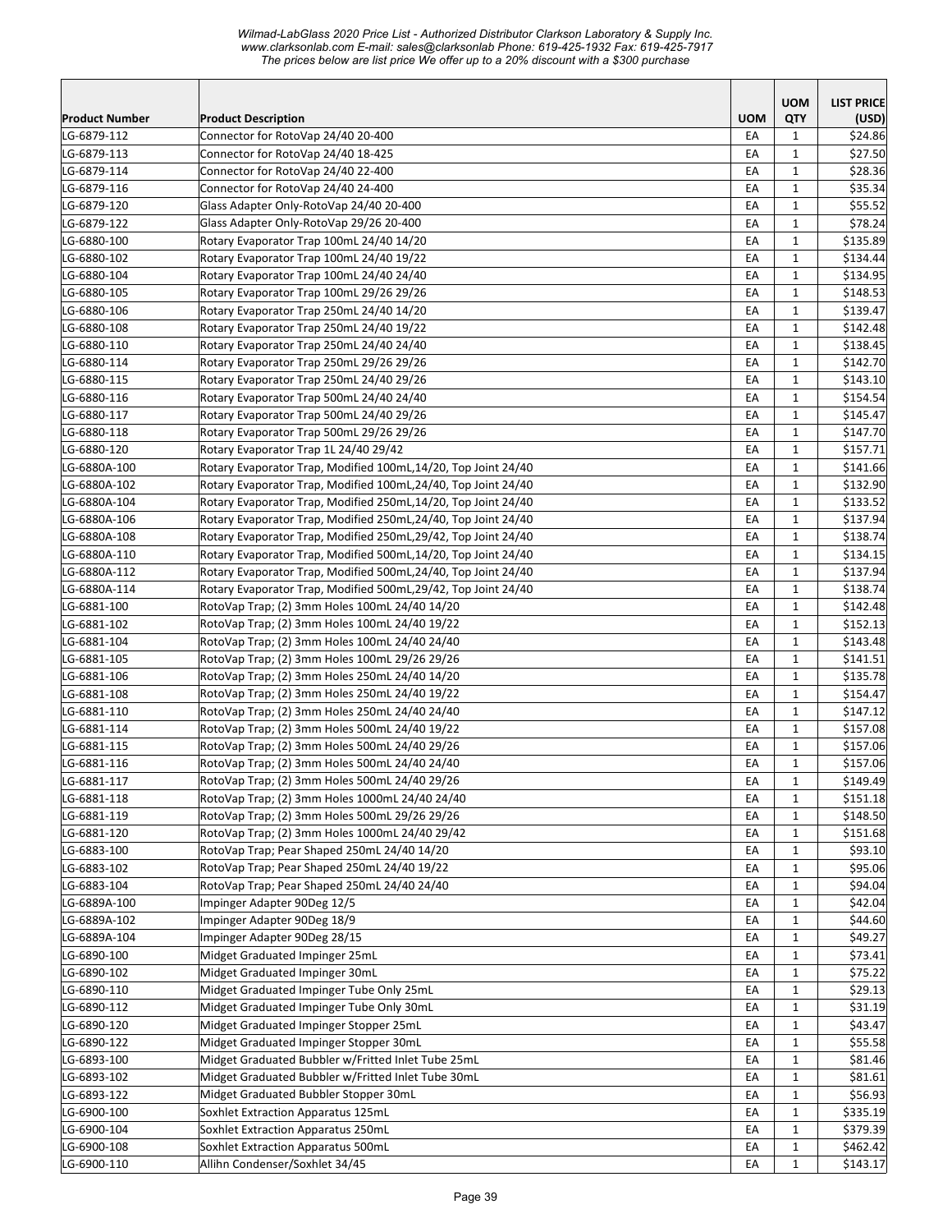*Wilmad-LabGlass 2020 Price List - Authorized Distributor Clarkson Laboratory & Supply Inc.*
*www.clarksonlab.com E-mail: sales@clarksonlab Phone: 619-425-1932 Fax: 619-425-7917*
*The prices below are list price We offer up to a 20% discount with a $300 purchase*

| Product Number | Product Description | UOM | UOM QTY | LIST PRICE (USD) |
|---|---|---|---|---|
| LG-6879-112 | Connector for RotoVap 24/40 20-400 | EA | 1 | $24.86 |
| LG-6879-113 | Connector for RotoVap 24/40 18-425 | EA | 1 | $27.50 |
| LG-6879-114 | Connector for RotoVap 24/40 22-400 | EA | 1 | $28.36 |
| LG-6879-116 | Connector for RotoVap 24/40 24-400 | EA | 1 | $35.34 |
| LG-6879-120 | Glass Adapter Only-RotoVap 24/40 20-400 | EA | 1 | $55.52 |
| LG-6879-122 | Glass Adapter Only-RotoVap 29/26 20-400 | EA | 1 | $78.24 |
| LG-6880-100 | Rotary Evaporator Trap 100mL 24/40 14/20 | EA | 1 | $135.89 |
| LG-6880-102 | Rotary Evaporator Trap 100mL 24/40 19/22 | EA | 1 | $134.44 |
| LG-6880-104 | Rotary Evaporator Trap 100mL 24/40 24/40 | EA | 1 | $134.95 |
| LG-6880-105 | Rotary Evaporator Trap 100mL 29/26 29/26 | EA | 1 | $148.53 |
| LG-6880-106 | Rotary Evaporator Trap 250mL 24/40 14/20 | EA | 1 | $139.47 |
| LG-6880-108 | Rotary Evaporator Trap 250mL 24/40 19/22 | EA | 1 | $142.48 |
| LG-6880-110 | Rotary Evaporator Trap 250mL 24/40 24/40 | EA | 1 | $138.45 |
| LG-6880-114 | Rotary Evaporator Trap 250mL 29/26 29/26 | EA | 1 | $142.70 |
| LG-6880-115 | Rotary Evaporator Trap 250mL 24/40 29/26 | EA | 1 | $143.10 |
| LG-6880-116 | Rotary Evaporator Trap 500mL 24/40 24/40 | EA | 1 | $154.54 |
| LG-6880-117 | Rotary Evaporator Trap 500mL 24/40 29/26 | EA | 1 | $145.47 |
| LG-6880-118 | Rotary Evaporator Trap 500mL 29/26 29/26 | EA | 1 | $147.70 |
| LG-6880-120 | Rotary Evaporator Trap 1L 24/40 29/42 | EA | 1 | $157.71 |
| LG-6880A-100 | Rotary Evaporator Trap, Modified 100mL,14/20, Top Joint 24/40 | EA | 1 | $141.66 |
| LG-6880A-102 | Rotary Evaporator Trap, Modified 100mL,24/40, Top Joint 24/40 | EA | 1 | $132.90 |
| LG-6880A-104 | Rotary Evaporator Trap, Modified 250mL,14/20, Top Joint 24/40 | EA | 1 | $133.52 |
| LG-6880A-106 | Rotary Evaporator Trap, Modified 250mL,24/40, Top Joint 24/40 | EA | 1 | $137.94 |
| LG-6880A-108 | Rotary Evaporator Trap, Modified 250mL,29/42, Top Joint 24/40 | EA | 1 | $138.74 |
| LG-6880A-110 | Rotary Evaporator Trap, Modified 500mL,14/20, Top Joint 24/40 | EA | 1 | $134.15 |
| LG-6880A-112 | Rotary Evaporator Trap, Modified 500mL,24/40, Top Joint 24/40 | EA | 1 | $137.94 |
| LG-6880A-114 | Rotary Evaporator Trap, Modified 500mL,29/42, Top Joint 24/40 | EA | 1 | $138.74 |
| LG-6881-100 | RotoVap Trap; (2) 3mm Holes 100mL 24/40 14/20 | EA | 1 | $142.48 |
| LG-6881-102 | RotoVap Trap; (2) 3mm Holes 100mL 24/40 19/22 | EA | 1 | $152.13 |
| LG-6881-104 | RotoVap Trap; (2) 3mm Holes 100mL 24/40 24/40 | EA | 1 | $143.48 |
| LG-6881-105 | RotoVap Trap; (2) 3mm Holes 100mL 29/26 29/26 | EA | 1 | $141.51 |
| LG-6881-106 | RotoVap Trap; (2) 3mm Holes 250mL 24/40 14/20 | EA | 1 | $135.78 |
| LG-6881-108 | RotoVap Trap; (2) 3mm Holes 250mL 24/40 19/22 | EA | 1 | $154.47 |
| LG-6881-110 | RotoVap Trap; (2) 3mm Holes 250mL 24/40 24/40 | EA | 1 | $147.12 |
| LG-6881-114 | RotoVap Trap; (2) 3mm Holes 500mL 24/40 19/22 | EA | 1 | $157.08 |
| LG-6881-115 | RotoVap Trap; (2) 3mm Holes 500mL 24/40 29/26 | EA | 1 | $157.06 |
| LG-6881-116 | RotoVap Trap; (2) 3mm Holes 500mL 24/40 24/40 | EA | 1 | $157.06 |
| LG-6881-117 | RotoVap Trap; (2) 3mm Holes 500mL 24/40 29/26 | EA | 1 | $149.49 |
| LG-6881-118 | RotoVap Trap; (2) 3mm Holes 1000mL 24/40 24/40 | EA | 1 | $151.18 |
| LG-6881-119 | RotoVap Trap; (2) 3mm Holes 500mL 29/26 29/26 | EA | 1 | $148.50 |
| LG-6881-120 | RotoVap Trap; (2) 3mm Holes 1000mL 24/40 29/42 | EA | 1 | $151.68 |
| LG-6883-100 | RotoVap Trap; Pear Shaped 250mL 24/40 14/20 | EA | 1 | $93.10 |
| LG-6883-102 | RotoVap Trap; Pear Shaped 250mL 24/40 19/22 | EA | 1 | $95.06 |
| LG-6883-104 | RotoVap Trap; Pear Shaped 250mL 24/40 24/40 | EA | 1 | $94.04 |
| LG-6889A-100 | Impinger Adapter 90Deg 12/5 | EA | 1 | $42.04 |
| LG-6889A-102 | Impinger Adapter 90Deg 18/9 | EA | 1 | $44.60 |
| LG-6889A-104 | Impinger Adapter 90Deg 28/15 | EA | 1 | $49.27 |
| LG-6890-100 | Midget Graduated Impinger 25mL | EA | 1 | $73.41 |
| LG-6890-102 | Midget Graduated Impinger 30mL | EA | 1 | $75.22 |
| LG-6890-110 | Midget Graduated Impinger Tube Only 25mL | EA | 1 | $29.13 |
| LG-6890-112 | Midget Graduated Impinger Tube Only 30mL | EA | 1 | $31.19 |
| LG-6890-120 | Midget Graduated Impinger Stopper 25mL | EA | 1 | $43.47 |
| LG-6890-122 | Midget Graduated Impinger Stopper 30mL | EA | 1 | $55.58 |
| LG-6893-100 | Midget Graduated Bubbler w/Fritted Inlet Tube 25mL | EA | 1 | $81.46 |
| LG-6893-102 | Midget Graduated Bubbler w/Fritted Inlet Tube 30mL | EA | 1 | $81.61 |
| LG-6893-122 | Midget Graduated Bubbler Stopper 30mL | EA | 1 | $56.93 |
| LG-6900-100 | Soxhlet Extraction Apparatus 125mL | EA | 1 | $335.19 |
| LG-6900-104 | Soxhlet Extraction Apparatus 250mL | EA | 1 | $379.39 |
| LG-6900-108 | Soxhlet Extraction Apparatus 500mL | EA | 1 | $462.42 |
| LG-6900-110 | Allihn Condenser/Soxhlet 34/45 | EA | 1 | $143.17 |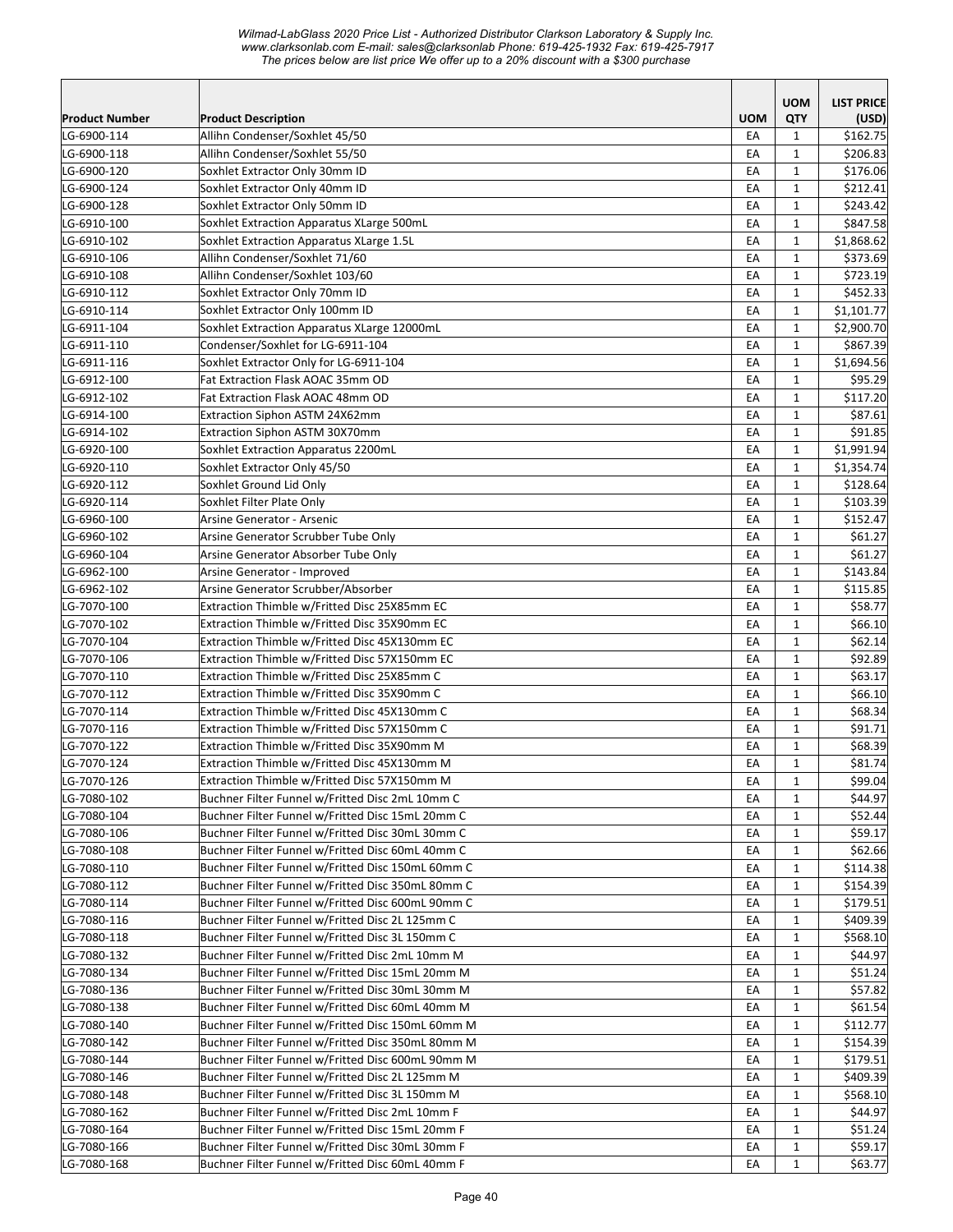*Wilmad-LabGlass 2020 Price List - Authorized Distributor Clarkson Laboratory & Supply Inc.*
*www.clarksonlab.com E-mail: sales@clarksonlab Phone: 619-425-1932 Fax: 619-425-7917*
*The prices below are list price We offer up to a 20% discount with a $300 purchase*

| Product Number | Product Description | UOM | UOM QTY | LIST PRICE (USD) |
|---|---|---|---|---|
| LG-6900-114 | Allihn Condenser/Soxhlet 45/50 | EA | 1 | $162.75 |
| LG-6900-118 | Allihn Condenser/Soxhlet 55/50 | EA | 1 | $206.83 |
| LG-6900-120 | Soxhlet Extractor Only 30mm ID | EA | 1 | $176.06 |
| LG-6900-124 | Soxhlet Extractor Only 40mm ID | EA | 1 | $212.41 |
| LG-6900-128 | Soxhlet Extractor Only 50mm ID | EA | 1 | $243.42 |
| LG-6910-100 | Soxhlet Extraction Apparatus XLarge 500mL | EA | 1 | $847.58 |
| LG-6910-102 | Soxhlet Extraction Apparatus XLarge 1.5L | EA | 1 | $1,868.62 |
| LG-6910-106 | Allihn Condenser/Soxhlet 71/60 | EA | 1 | $373.69 |
| LG-6910-108 | Allihn Condenser/Soxhlet 103/60 | EA | 1 | $723.19 |
| LG-6910-112 | Soxhlet Extractor Only 70mm ID | EA | 1 | $452.33 |
| LG-6910-114 | Soxhlet Extractor Only 100mm ID | EA | 1 | $1,101.77 |
| LG-6911-104 | Soxhlet Extraction Apparatus XLarge 12000mL | EA | 1 | $2,900.70 |
| LG-6911-110 | Condenser/Soxhlet for LG-6911-104 | EA | 1 | $867.39 |
| LG-6911-116 | Soxhlet Extractor Only for LG-6911-104 | EA | 1 | $1,694.56 |
| LG-6912-100 | Fat Extraction Flask AOAC 35mm OD | EA | 1 | $95.29 |
| LG-6912-102 | Fat Extraction Flask AOAC 48mm OD | EA | 1 | $117.20 |
| LG-6914-100 | Extraction Siphon ASTM 24X62mm | EA | 1 | $87.61 |
| LG-6914-102 | Extraction Siphon ASTM 30X70mm | EA | 1 | $91.85 |
| LG-6920-100 | Soxhlet Extraction Apparatus 2200mL | EA | 1 | $1,991.94 |
| LG-6920-110 | Soxhlet Extractor Only 45/50 | EA | 1 | $1,354.74 |
| LG-6920-112 | Soxhlet Ground Lid Only | EA | 1 | $128.64 |
| LG-6920-114 | Soxhlet Filter Plate Only | EA | 1 | $103.39 |
| LG-6960-100 | Arsine Generator - Arsenic | EA | 1 | $152.47 |
| LG-6960-102 | Arsine Generator Scrubber Tube Only | EA | 1 | $61.27 |
| LG-6960-104 | Arsine Generator Absorber Tube Only | EA | 1 | $61.27 |
| LG-6962-100 | Arsine Generator - Improved | EA | 1 | $143.84 |
| LG-6962-102 | Arsine Generator Scrubber/Absorber | EA | 1 | $115.85 |
| LG-7070-100 | Extraction Thimble w/Fritted Disc 25X85mm EC | EA | 1 | $58.77 |
| LG-7070-102 | Extraction Thimble w/Fritted Disc 35X90mm EC | EA | 1 | $66.10 |
| LG-7070-104 | Extraction Thimble w/Fritted Disc 45X130mm EC | EA | 1 | $62.14 |
| LG-7070-106 | Extraction Thimble w/Fritted Disc 57X150mm EC | EA | 1 | $92.89 |
| LG-7070-110 | Extraction Thimble w/Fritted Disc 25X85mm C | EA | 1 | $63.17 |
| LG-7070-112 | Extraction Thimble w/Fritted Disc 35X90mm C | EA | 1 | $66.10 |
| LG-7070-114 | Extraction Thimble w/Fritted Disc 45X130mm C | EA | 1 | $68.34 |
| LG-7070-116 | Extraction Thimble w/Fritted Disc 57X150mm C | EA | 1 | $91.71 |
| LG-7070-122 | Extraction Thimble w/Fritted Disc 35X90mm M | EA | 1 | $68.39 |
| LG-7070-124 | Extraction Thimble w/Fritted Disc 45X130mm M | EA | 1 | $81.74 |
| LG-7070-126 | Extraction Thimble w/Fritted Disc 57X150mm M | EA | 1 | $99.04 |
| LG-7080-102 | Buchner Filter Funnel w/Fritted Disc 2mL 10mm C | EA | 1 | $44.97 |
| LG-7080-104 | Buchner Filter Funnel w/Fritted Disc 15mL 20mm C | EA | 1 | $52.44 |
| LG-7080-106 | Buchner Filter Funnel w/Fritted Disc 30mL 30mm C | EA | 1 | $59.17 |
| LG-7080-108 | Buchner Filter Funnel w/Fritted Disc 60mL 40mm C | EA | 1 | $62.66 |
| LG-7080-110 | Buchner Filter Funnel w/Fritted Disc 150mL 60mm C | EA | 1 | $114.38 |
| LG-7080-112 | Buchner Filter Funnel w/Fritted Disc 350mL 80mm C | EA | 1 | $154.39 |
| LG-7080-114 | Buchner Filter Funnel w/Fritted Disc 600mL 90mm C | EA | 1 | $179.51 |
| LG-7080-116 | Buchner Filter Funnel w/Fritted Disc 2L 125mm C | EA | 1 | $409.39 |
| LG-7080-118 | Buchner Filter Funnel w/Fritted Disc 3L 150mm C | EA | 1 | $568.10 |
| LG-7080-132 | Buchner Filter Funnel w/Fritted Disc 2mL 10mm M | EA | 1 | $44.97 |
| LG-7080-134 | Buchner Filter Funnel w/Fritted Disc 15mL 20mm M | EA | 1 | $51.24 |
| LG-7080-136 | Buchner Filter Funnel w/Fritted Disc 30mL 30mm M | EA | 1 | $57.82 |
| LG-7080-138 | Buchner Filter Funnel w/Fritted Disc 60mL 40mm M | EA | 1 | $61.54 |
| LG-7080-140 | Buchner Filter Funnel w/Fritted Disc 150mL 60mm M | EA | 1 | $112.77 |
| LG-7080-142 | Buchner Filter Funnel w/Fritted Disc 350mL 80mm M | EA | 1 | $154.39 |
| LG-7080-144 | Buchner Filter Funnel w/Fritted Disc 600mL 90mm M | EA | 1 | $179.51 |
| LG-7080-146 | Buchner Filter Funnel w/Fritted Disc 2L 125mm M | EA | 1 | $409.39 |
| LG-7080-148 | Buchner Filter Funnel w/Fritted Disc 3L 150mm M | EA | 1 | $568.10 |
| LG-7080-162 | Buchner Filter Funnel w/Fritted Disc 2mL 10mm F | EA | 1 | $44.97 |
| LG-7080-164 | Buchner Filter Funnel w/Fritted Disc 15mL 20mm F | EA | 1 | $51.24 |
| LG-7080-166 | Buchner Filter Funnel w/Fritted Disc 30mL 30mm F | EA | 1 | $59.17 |
| LG-7080-168 | Buchner Filter Funnel w/Fritted Disc 60mL 40mm F | EA | 1 | $63.77 |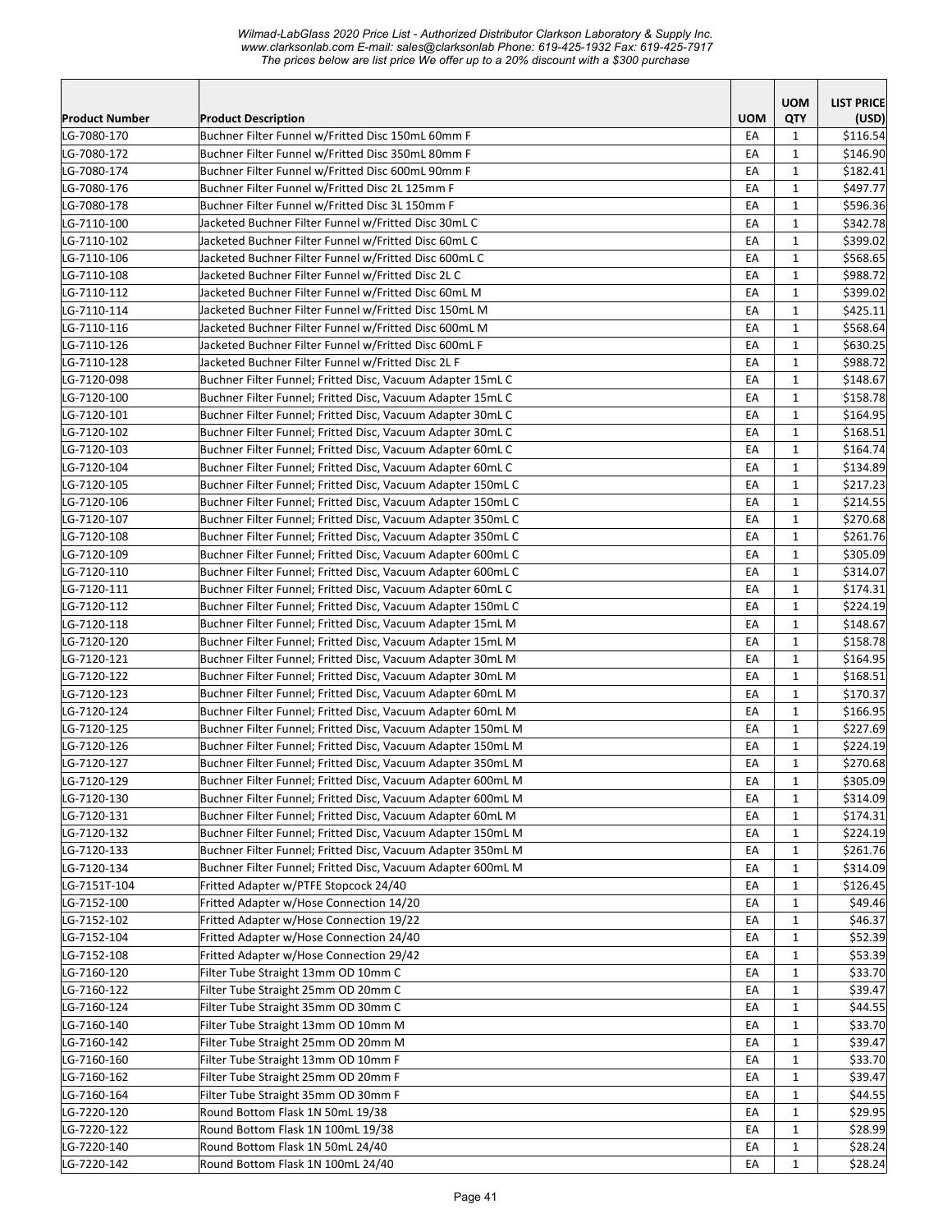| Product Number | Product Description | UOM | UOM QTY | LIST PRICE (USD) |
|---|---|---|---|---|
| LG-7080-170 | Buchner Filter Funnel w/Fritted Disc 150mL 60mm F | EA | 1 | $116.54 |
| LG-7080-172 | Buchner Filter Funnel w/Fritted Disc 350mL 80mm F | EA | 1 | $146.90 |
| LG-7080-174 | Buchner Filter Funnel w/Fritted Disc 600mL 90mm F | EA | 1 | $182.41 |
| LG-7080-176 | Buchner Filter Funnel w/Fritted Disc 2L 125mm F | EA | 1 | $497.77 |
| LG-7080-178 | Buchner Filter Funnel w/Fritted Disc 3L 150mm F | EA | 1 | $596.36 |
| LG-7110-100 | Jacketed Buchner Filter Funnel w/Fritted Disc 30mL C | EA | 1 | $342.78 |
| LG-7110-102 | Jacketed Buchner Filter Funnel w/Fritted Disc 60mL C | EA | 1 | $399.02 |
| LG-7110-106 | Jacketed Buchner Filter Funnel w/Fritted Disc 600mL C | EA | 1 | $568.65 |
| LG-7110-108 | Jacketed Buchner Filter Funnel w/Fritted Disc 2L C | EA | 1 | $988.72 |
| LG-7110-112 | Jacketed Buchner Filter Funnel w/Fritted Disc 60mL M | EA | 1 | $399.02 |
| LG-7110-114 | Jacketed Buchner Filter Funnel w/Fritted Disc 150mL M | EA | 1 | $425.11 |
| LG-7110-116 | Jacketed Buchner Filter Funnel w/Fritted Disc 600mL M | EA | 1 | $568.64 |
| LG-7110-126 | Jacketed Buchner Filter Funnel w/Fritted Disc 600mL F | EA | 1 | $630.25 |
| LG-7110-128 | Jacketed Buchner Filter Funnel w/Fritted Disc 2L F | EA | 1 | $988.72 |
| LG-7120-098 | Buchner Filter Funnel; Fritted Disc, Vacuum Adapter 15mL C | EA | 1 | $148.67 |
| LG-7120-100 | Buchner Filter Funnel; Fritted Disc, Vacuum Adapter 15mL C | EA | 1 | $158.78 |
| LG-7120-101 | Buchner Filter Funnel; Fritted Disc, Vacuum Adapter 30mL C | EA | 1 | $164.95 |
| LG-7120-102 | Buchner Filter Funnel; Fritted Disc, Vacuum Adapter 30mL C | EA | 1 | $168.51 |
| LG-7120-103 | Buchner Filter Funnel; Fritted Disc, Vacuum Adapter 60mL C | EA | 1 | $164.74 |
| LG-7120-104 | Buchner Filter Funnel; Fritted Disc, Vacuum Adapter 60mL C | EA | 1 | $134.89 |
| LG-7120-105 | Buchner Filter Funnel; Fritted Disc, Vacuum Adapter 150mL C | EA | 1 | $217.23 |
| LG-7120-106 | Buchner Filter Funnel; Fritted Disc, Vacuum Adapter 150mL C | EA | 1 | $214.55 |
| LG-7120-107 | Buchner Filter Funnel; Fritted Disc, Vacuum Adapter 350mL C | EA | 1 | $270.68 |
| LG-7120-108 | Buchner Filter Funnel; Fritted Disc, Vacuum Adapter 350mL C | EA | 1 | $261.76 |
| LG-7120-109 | Buchner Filter Funnel; Fritted Disc, Vacuum Adapter 600mL C | EA | 1 | $305.09 |
| LG-7120-110 | Buchner Filter Funnel; Fritted Disc, Vacuum Adapter 600mL C | EA | 1 | $314.07 |
| LG-7120-111 | Buchner Filter Funnel; Fritted Disc, Vacuum Adapter 60mL C | EA | 1 | $174.31 |
| LG-7120-112 | Buchner Filter Funnel; Fritted Disc, Vacuum Adapter 150mL C | EA | 1 | $224.19 |
| LG-7120-118 | Buchner Filter Funnel; Fritted Disc, Vacuum Adapter 15mL M | EA | 1 | $148.67 |
| LG-7120-120 | Buchner Filter Funnel; Fritted Disc, Vacuum Adapter 15mL M | EA | 1 | $158.78 |
| LG-7120-121 | Buchner Filter Funnel; Fritted Disc, Vacuum Adapter 30mL M | EA | 1 | $164.95 |
| LG-7120-122 | Buchner Filter Funnel; Fritted Disc, Vacuum Adapter 30mL M | EA | 1 | $168.51 |
| LG-7120-123 | Buchner Filter Funnel; Fritted Disc, Vacuum Adapter 60mL M | EA | 1 | $170.37 |
| LG-7120-124 | Buchner Filter Funnel; Fritted Disc, Vacuum Adapter 60mL M | EA | 1 | $166.95 |
| LG-7120-125 | Buchner Filter Funnel; Fritted Disc, Vacuum Adapter 150mL M | EA | 1 | $227.69 |
| LG-7120-126 | Buchner Filter Funnel; Fritted Disc, Vacuum Adapter 150mL M | EA | 1 | $224.19 |
| LG-7120-127 | Buchner Filter Funnel; Fritted Disc, Vacuum Adapter 350mL M | EA | 1 | $270.68 |
| LG-7120-129 | Buchner Filter Funnel; Fritted Disc, Vacuum Adapter 600mL M | EA | 1 | $305.09 |
| LG-7120-130 | Buchner Filter Funnel; Fritted Disc, Vacuum Adapter 600mL M | EA | 1 | $314.09 |
| LG-7120-131 | Buchner Filter Funnel; Fritted Disc, Vacuum Adapter 60mL M | EA | 1 | $174.31 |
| LG-7120-132 | Buchner Filter Funnel; Fritted Disc, Vacuum Adapter 150mL M | EA | 1 | $224.19 |
| LG-7120-133 | Buchner Filter Funnel; Fritted Disc, Vacuum Adapter 350mL M | EA | 1 | $261.76 |
| LG-7120-134 | Buchner Filter Funnel; Fritted Disc, Vacuum Adapter 600mL M | EA | 1 | $314.09 |
| LG-7151T-104 | Fritted Adapter w/PTFE Stopcock 24/40 | EA | 1 | $126.45 |
| LG-7152-100 | Fritted Adapter w/Hose Connection 14/20 | EA | 1 | $49.46 |
| LG-7152-102 | Fritted Adapter w/Hose Connection 19/22 | EA | 1 | $46.37 |
| LG-7152-104 | Fritted Adapter w/Hose Connection 24/40 | EA | 1 | $52.39 |
| LG-7152-108 | Fritted Adapter w/Hose Connection 29/42 | EA | 1 | $53.39 |
| LG-7160-120 | Filter Tube Straight 13mm OD 10mm C | EA | 1 | $33.70 |
| LG-7160-122 | Filter Tube Straight 25mm OD 20mm C | EA | 1 | $39.47 |
| LG-7160-124 | Filter Tube Straight 35mm OD 30mm C | EA | 1 | $44.55 |
| LG-7160-140 | Filter Tube Straight 13mm OD 10mm M | EA | 1 | $33.70 |
| LG-7160-142 | Filter Tube Straight 25mm OD 20mm M | EA | 1 | $39.47 |
| LG-7160-160 | Filter Tube Straight 13mm OD 10mm F | EA | 1 | $33.70 |
| LG-7160-162 | Filter Tube Straight 25mm OD 20mm F | EA | 1 | $39.47 |
| LG-7160-164 | Filter Tube Straight 35mm OD 30mm F | EA | 1 | $44.55 |
| LG-7220-120 | Round Bottom Flask 1N 50mL 19/38 | EA | 1 | $29.95 |
| LG-7220-122 | Round Bottom Flask 1N 100mL 19/38 | EA | 1 | $28.99 |
| LG-7220-140 | Round Bottom Flask 1N 50mL 24/40 | EA | 1 | $28.24 |
| LG-7220-142 | Round Bottom Flask 1N 100mL 24/40 | EA | 1 | $28.24 |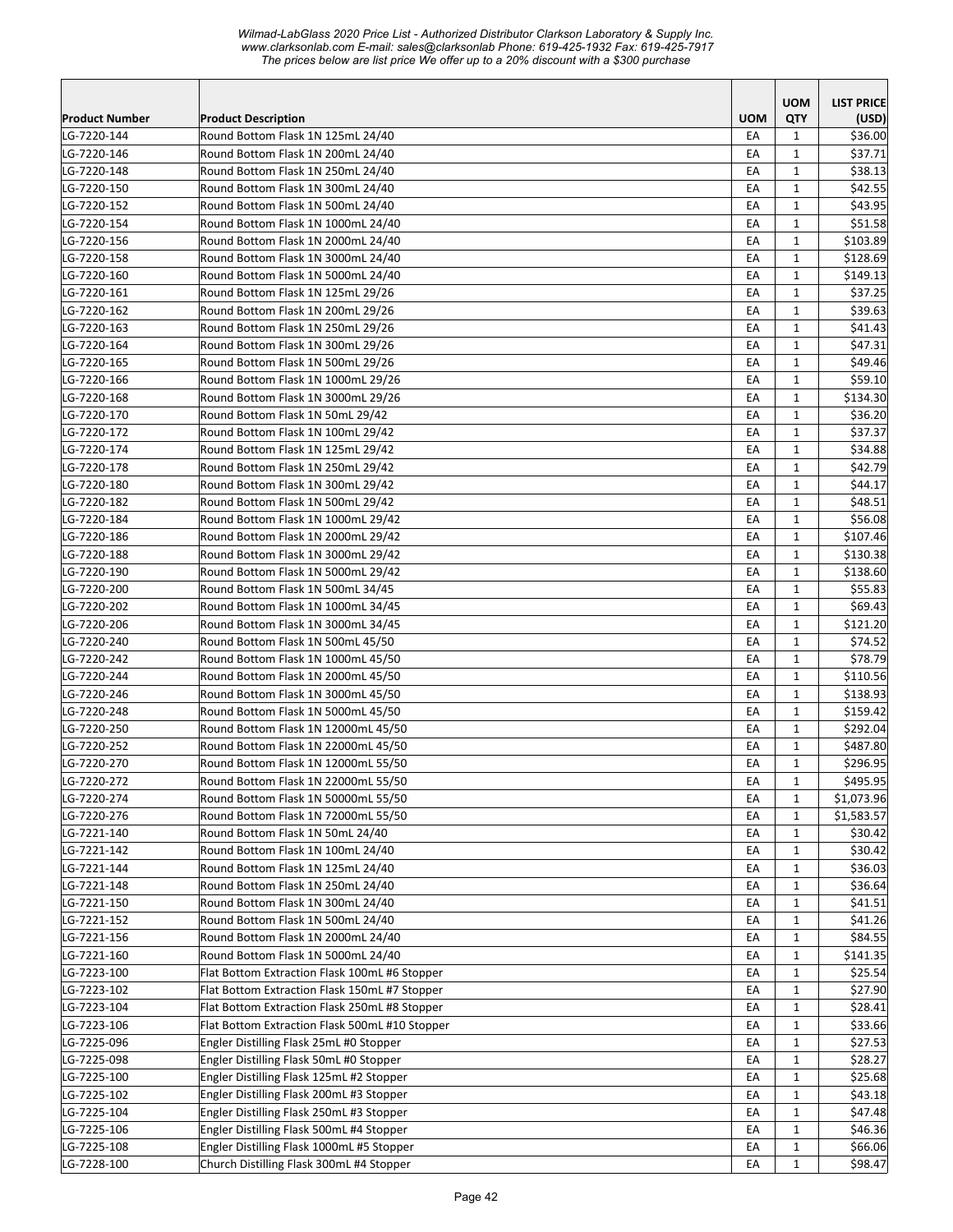| Product Number | Product Description | UOM | UOM QTY | LIST PRICE (USD) |
|---|---|---|---|---|
| LG-7220-144 | Round Bottom Flask 1N 125mL 24/40 | EA | 1 | $36.00 |
| LG-7220-146 | Round Bottom Flask 1N 200mL 24/40 | EA | 1 | $37.71 |
| LG-7220-148 | Round Bottom Flask 1N 250mL 24/40 | EA | 1 | $38.13 |
| LG-7220-150 | Round Bottom Flask 1N 300mL 24/40 | EA | 1 | $42.55 |
| LG-7220-152 | Round Bottom Flask 1N 500mL 24/40 | EA | 1 | $43.95 |
| LG-7220-154 | Round Bottom Flask 1N 1000mL 24/40 | EA | 1 | $51.58 |
| LG-7220-156 | Round Bottom Flask 1N 2000mL 24/40 | EA | 1 | $103.89 |
| LG-7220-158 | Round Bottom Flask 1N 3000mL 24/40 | EA | 1 | $128.69 |
| LG-7220-160 | Round Bottom Flask 1N 5000mL 24/40 | EA | 1 | $149.13 |
| LG-7220-161 | Round Bottom Flask 1N 125mL 29/26 | EA | 1 | $37.25 |
| LG-7220-162 | Round Bottom Flask 1N 200mL 29/26 | EA | 1 | $39.63 |
| LG-7220-163 | Round Bottom Flask 1N 250mL 29/26 | EA | 1 | $41.43 |
| LG-7220-164 | Round Bottom Flask 1N 300mL 29/26 | EA | 1 | $47.31 |
| LG-7220-165 | Round Bottom Flask 1N 500mL 29/26 | EA | 1 | $49.46 |
| LG-7220-166 | Round Bottom Flask 1N 1000mL 29/26 | EA | 1 | $59.10 |
| LG-7220-168 | Round Bottom Flask 1N 3000mL 29/26 | EA | 1 | $134.30 |
| LG-7220-170 | Round Bottom Flask 1N 50mL 29/42 | EA | 1 | $36.20 |
| LG-7220-172 | Round Bottom Flask 1N 100mL 29/42 | EA | 1 | $37.37 |
| LG-7220-174 | Round Bottom Flask 1N 125mL 29/42 | EA | 1 | $34.88 |
| LG-7220-178 | Round Bottom Flask 1N 250mL 29/42 | EA | 1 | $42.79 |
| LG-7220-180 | Round Bottom Flask 1N 300mL 29/42 | EA | 1 | $44.17 |
| LG-7220-182 | Round Bottom Flask 1N 500mL 29/42 | EA | 1 | $48.51 |
| LG-7220-184 | Round Bottom Flask 1N 1000mL 29/42 | EA | 1 | $56.08 |
| LG-7220-186 | Round Bottom Flask 1N 2000mL 29/42 | EA | 1 | $107.46 |
| LG-7220-188 | Round Bottom Flask 1N 3000mL 29/42 | EA | 1 | $130.38 |
| LG-7220-190 | Round Bottom Flask 1N 5000mL 29/42 | EA | 1 | $138.60 |
| LG-7220-200 | Round Bottom Flask 1N 500mL 34/45 | EA | 1 | $55.83 |
| LG-7220-202 | Round Bottom Flask 1N 1000mL 34/45 | EA | 1 | $69.43 |
| LG-7220-206 | Round Bottom Flask 1N 3000mL 34/45 | EA | 1 | $121.20 |
| LG-7220-240 | Round Bottom Flask 1N 500mL 45/50 | EA | 1 | $74.52 |
| LG-7220-242 | Round Bottom Flask 1N 1000mL 45/50 | EA | 1 | $78.79 |
| LG-7220-244 | Round Bottom Flask 1N 2000mL 45/50 | EA | 1 | $110.56 |
| LG-7220-246 | Round Bottom Flask 1N 3000mL 45/50 | EA | 1 | $138.93 |
| LG-7220-248 | Round Bottom Flask 1N 5000mL 45/50 | EA | 1 | $159.42 |
| LG-7220-250 | Round Bottom Flask 1N 12000mL 45/50 | EA | 1 | $292.04 |
| LG-7220-252 | Round Bottom Flask 1N 22000mL 45/50 | EA | 1 | $487.80 |
| LG-7220-270 | Round Bottom Flask 1N 12000mL 55/50 | EA | 1 | $296.95 |
| LG-7220-272 | Round Bottom Flask 1N 22000mL 55/50 | EA | 1 | $495.95 |
| LG-7220-274 | Round Bottom Flask 1N 50000mL 55/50 | EA | 1 | $1,073.96 |
| LG-7220-276 | Round Bottom Flask 1N 72000mL 55/50 | EA | 1 | $1,583.57 |
| LG-7221-140 | Round Bottom Flask 1N 50mL 24/40 | EA | 1 | $30.42 |
| LG-7221-142 | Round Bottom Flask 1N 100mL 24/40 | EA | 1 | $30.42 |
| LG-7221-144 | Round Bottom Flask 1N 125mL 24/40 | EA | 1 | $36.03 |
| LG-7221-148 | Round Bottom Flask 1N 250mL 24/40 | EA | 1 | $36.64 |
| LG-7221-150 | Round Bottom Flask 1N 300mL 24/40 | EA | 1 | $41.51 |
| LG-7221-152 | Round Bottom Flask 1N 500mL 24/40 | EA | 1 | $41.26 |
| LG-7221-156 | Round Bottom Flask 1N 2000mL 24/40 | EA | 1 | $84.55 |
| LG-7221-160 | Round Bottom Flask 1N 5000mL 24/40 | EA | 1 | $141.35 |
| LG-7223-100 | Flat Bottom Extraction Flask 100mL #6 Stopper | EA | 1 | $25.54 |
| LG-7223-102 | Flat Bottom Extraction Flask 150mL #7 Stopper | EA | 1 | $27.90 |
| LG-7223-104 | Flat Bottom Extraction Flask 250mL #8 Stopper | EA | 1 | $28.41 |
| LG-7223-106 | Flat Bottom Extraction Flask 500mL #10 Stopper | EA | 1 | $33.66 |
| LG-7225-096 | Engler Distilling Flask 25mL #0 Stopper | EA | 1 | $27.53 |
| LG-7225-098 | Engler Distilling Flask 50mL #0 Stopper | EA | 1 | $28.27 |
| LG-7225-100 | Engler Distilling Flask 125mL #2 Stopper | EA | 1 | $25.68 |
| LG-7225-102 | Engler Distilling Flask 200mL #3 Stopper | EA | 1 | $43.18 |
| LG-7225-104 | Engler Distilling Flask 250mL #3 Stopper | EA | 1 | $47.48 |
| LG-7225-106 | Engler Distilling Flask 500mL #4 Stopper | EA | 1 | $46.36 |
| LG-7225-108 | Engler Distilling Flask 1000mL #5 Stopper | EA | 1 | $66.06 |
| LG-7228-100 | Church Distilling Flask 300mL #4 Stopper | EA | 1 | $98.47 |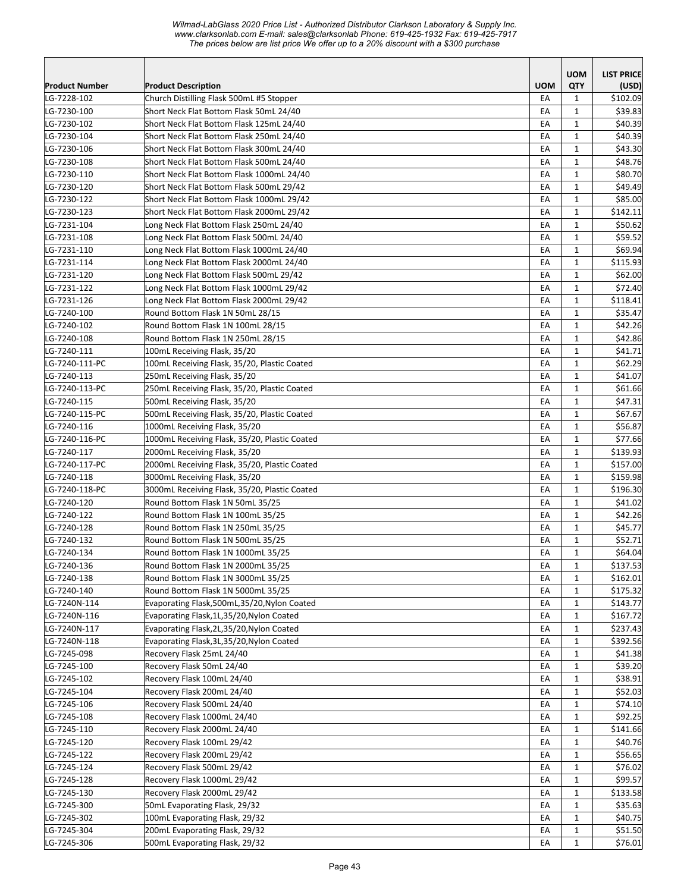| Product Number | Product Description | UOM | UOM QTY | LIST PRICE (USD) |
|---|---|---|---|---|
| LG-7228-102 | Church Distilling Flask 500mL #5 Stopper | EA | 1 | $102.09 |
| LG-7230-100 | Short Neck Flat Bottom Flask 50mL 24/40 | EA | 1 | $39.83 |
| LG-7230-102 | Short Neck Flat Bottom Flask 125mL 24/40 | EA | 1 | $40.39 |
| LG-7230-104 | Short Neck Flat Bottom Flask 250mL 24/40 | EA | 1 | $40.39 |
| LG-7230-106 | Short Neck Flat Bottom Flask 300mL 24/40 | EA | 1 | $43.30 |
| LG-7230-108 | Short Neck Flat Bottom Flask 500mL 24/40 | EA | 1 | $48.76 |
| LG-7230-110 | Short Neck Flat Bottom Flask 1000mL 24/40 | EA | 1 | $80.70 |
| LG-7230-120 | Short Neck Flat Bottom Flask 500mL 29/42 | EA | 1 | $49.49 |
| LG-7230-122 | Short Neck Flat Bottom Flask 1000mL 29/42 | EA | 1 | $85.00 |
| LG-7230-123 | Short Neck Flat Bottom Flask 2000mL 29/42 | EA | 1 | $142.11 |
| LG-7231-104 | Long Neck Flat Bottom Flask 250mL 24/40 | EA | 1 | $50.62 |
| LG-7231-108 | Long Neck Flat Bottom Flask 500mL 24/40 | EA | 1 | $59.52 |
| LG-7231-110 | Long Neck Flat Bottom Flask 1000mL 24/40 | EA | 1 | $69.94 |
| LG-7231-114 | Long Neck Flat Bottom Flask 2000mL 24/40 | EA | 1 | $115.93 |
| LG-7231-120 | Long Neck Flat Bottom Flask 500mL 29/42 | EA | 1 | $62.00 |
| LG-7231-122 | Long Neck Flat Bottom Flask 1000mL 29/42 | EA | 1 | $72.40 |
| LG-7231-126 | Long Neck Flat Bottom Flask 2000mL 29/42 | EA | 1 | $118.41 |
| LG-7240-100 | Round Bottom Flask 1N 50mL 28/15 | EA | 1 | $35.47 |
| LG-7240-102 | Round Bottom Flask 1N 100mL 28/15 | EA | 1 | $42.26 |
| LG-7240-108 | Round Bottom Flask 1N 250mL 28/15 | EA | 1 | $42.86 |
| LG-7240-111 | 100mL Receiving Flask, 35/20 | EA | 1 | $41.71 |
| LG-7240-111-PC | 100mL Receiving Flask, 35/20, Plastic Coated | EA | 1 | $62.29 |
| LG-7240-113 | 250mL Receiving Flask, 35/20 | EA | 1 | $41.07 |
| LG-7240-113-PC | 250mL Receiving Flask, 35/20, Plastic Coated | EA | 1 | $61.66 |
| LG-7240-115 | 500mL Receiving Flask, 35/20 | EA | 1 | $47.31 |
| LG-7240-115-PC | 500mL Receiving Flask, 35/20, Plastic Coated | EA | 1 | $67.67 |
| LG-7240-116 | 1000mL Receiving Flask, 35/20 | EA | 1 | $56.87 |
| LG-7240-116-PC | 1000mL Receiving Flask, 35/20, Plastic Coated | EA | 1 | $77.66 |
| LG-7240-117 | 2000mL Receiving Flask, 35/20 | EA | 1 | $139.93 |
| LG-7240-117-PC | 2000mL Receiving Flask, 35/20, Plastic Coated | EA | 1 | $157.00 |
| LG-7240-118 | 3000mL Receiving Flask, 35/20 | EA | 1 | $159.98 |
| LG-7240-118-PC | 3000mL Receiving Flask, 35/20, Plastic Coated | EA | 1 | $196.30 |
| LG-7240-120 | Round Bottom Flask 1N 50mL 35/25 | EA | 1 | $41.02 |
| LG-7240-122 | Round Bottom Flask 1N 100mL 35/25 | EA | 1 | $42.26 |
| LG-7240-128 | Round Bottom Flask 1N 250mL 35/25 | EA | 1 | $45.77 |
| LG-7240-132 | Round Bottom Flask 1N 500mL 35/25 | EA | 1 | $52.71 |
| LG-7240-134 | Round Bottom Flask 1N 1000mL 35/25 | EA | 1 | $64.04 |
| LG-7240-136 | Round Bottom Flask 1N 2000mL 35/25 | EA | 1 | $137.53 |
| LG-7240-138 | Round Bottom Flask 1N 3000mL 35/25 | EA | 1 | $162.01 |
| LG-7240-140 | Round Bottom Flask 1N 5000mL 35/25 | EA | 1 | $175.32 |
| LG-7240N-114 | Evaporating Flask,500mL,35/20,Nylon Coated | EA | 1 | $143.77 |
| LG-7240N-116 | Evaporating Flask,1L,35/20,Nylon Coated | EA | 1 | $167.72 |
| LG-7240N-117 | Evaporating Flask,2L,35/20,Nylon Coated | EA | 1 | $237.43 |
| LG-7240N-118 | Evaporating Flask,3L,35/20,Nylon Coated | EA | 1 | $392.56 |
| LG-7245-098 | Recovery Flask 25mL 24/40 | EA | 1 | $41.38 |
| LG-7245-100 | Recovery Flask 50mL 24/40 | EA | 1 | $39.20 |
| LG-7245-102 | Recovery Flask 100mL 24/40 | EA | 1 | $38.91 |
| LG-7245-104 | Recovery Flask 200mL 24/40 | EA | 1 | $52.03 |
| LG-7245-106 | Recovery Flask 500mL 24/40 | EA | 1 | $74.10 |
| LG-7245-108 | Recovery Flask 1000mL 24/40 | EA | 1 | $92.25 |
| LG-7245-110 | Recovery Flask 2000mL 24/40 | EA | 1 | $141.66 |
| LG-7245-120 | Recovery Flask 100mL 29/42 | EA | 1 | $40.76 |
| LG-7245-122 | Recovery Flask 200mL 29/42 | EA | 1 | $56.65 |
| LG-7245-124 | Recovery Flask 500mL 29/42 | EA | 1 | $76.02 |
| LG-7245-128 | Recovery Flask 1000mL 29/42 | EA | 1 | $99.57 |
| LG-7245-130 | Recovery Flask 2000mL 29/42 | EA | 1 | $133.58 |
| LG-7245-300 | 50mL Evaporating Flask, 29/32 | EA | 1 | $35.63 |
| LG-7245-302 | 100mL Evaporating Flask, 29/32 | EA | 1 | $40.75 |
| LG-7245-304 | 200mL Evaporating Flask, 29/32 | EA | 1 | $51.50 |
| LG-7245-306 | 500mL Evaporating Flask, 29/32 | EA | 1 | $76.01 |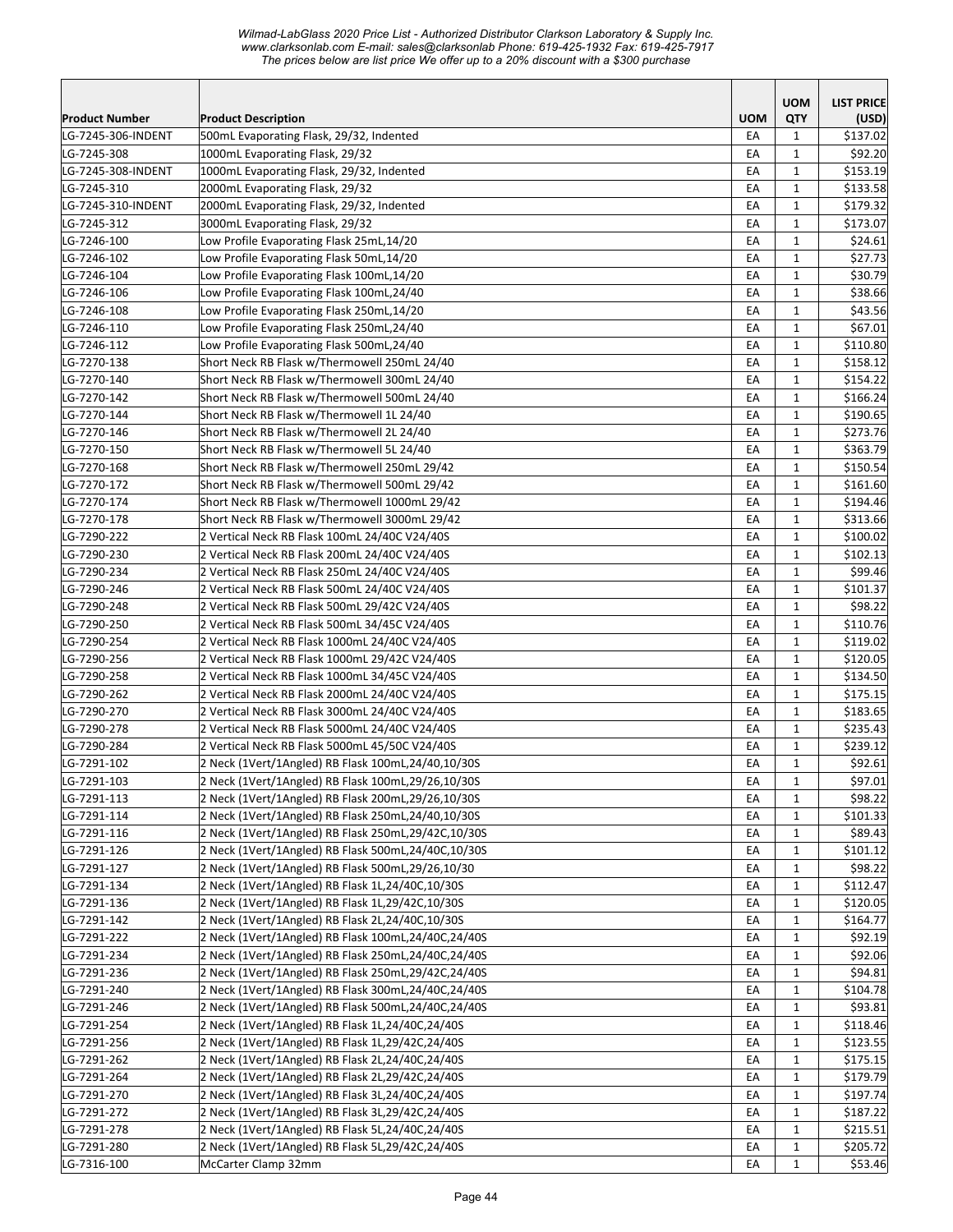| Product Number | Product Description | UOM | UOM QTY | LIST PRICE (USD) |
|---|---|---|---|---|
| LG-7245-306-INDENT | 500mL Evaporating Flask, 29/32, Indented | EA | 1 | $137.02 |
| LG-7245-308 | 1000mL Evaporating Flask, 29/32 | EA | 1 | $92.20 |
| LG-7245-308-INDENT | 1000mL Evaporating Flask, 29/32, Indented | EA | 1 | $153.19 |
| LG-7245-310 | 2000mL Evaporating Flask, 29/32 | EA | 1 | $133.58 |
| LG-7245-310-INDENT | 2000mL Evaporating Flask, 29/32, Indented | EA | 1 | $179.32 |
| LG-7245-312 | 3000mL Evaporating Flask, 29/32 | EA | 1 | $173.07 |
| LG-7246-100 | Low Profile Evaporating Flask 25mL,14/20 | EA | 1 | $24.61 |
| LG-7246-102 | Low Profile Evaporating Flask 50mL,14/20 | EA | 1 | $27.73 |
| LG-7246-104 | Low Profile Evaporating Flask 100mL,14/20 | EA | 1 | $30.79 |
| LG-7246-106 | Low Profile Evaporating Flask 100mL,24/40 | EA | 1 | $38.66 |
| LG-7246-108 | Low Profile Evaporating Flask 250mL,14/20 | EA | 1 | $43.56 |
| LG-7246-110 | Low Profile Evaporating Flask 250mL,24/40 | EA | 1 | $67.01 |
| LG-7246-112 | Low Profile Evaporating Flask 500mL,24/40 | EA | 1 | $110.80 |
| LG-7270-138 | Short Neck RB Flask w/Thermowell 250mL 24/40 | EA | 1 | $158.12 |
| LG-7270-140 | Short Neck RB Flask w/Thermowell 300mL 24/40 | EA | 1 | $154.22 |
| LG-7270-142 | Short Neck RB Flask w/Thermowell 500mL 24/40 | EA | 1 | $166.24 |
| LG-7270-144 | Short Neck RB Flask w/Thermowell 1L 24/40 | EA | 1 | $190.65 |
| LG-7270-146 | Short Neck RB Flask w/Thermowell 2L 24/40 | EA | 1 | $273.76 |
| LG-7270-150 | Short Neck RB Flask w/Thermowell 5L 24/40 | EA | 1 | $363.79 |
| LG-7270-168 | Short Neck RB Flask w/Thermowell 250mL 29/42 | EA | 1 | $150.54 |
| LG-7270-172 | Short Neck RB Flask w/Thermowell 500mL 29/42 | EA | 1 | $161.60 |
| LG-7270-174 | Short Neck RB Flask w/Thermowell 1000mL 29/42 | EA | 1 | $194.46 |
| LG-7270-178 | Short Neck RB Flask w/Thermowell 3000mL 29/42 | EA | 1 | $313.66 |
| LG-7290-222 | 2 Vertical Neck RB Flask 100mL 24/40C V24/40S | EA | 1 | $100.02 |
| LG-7290-230 | 2 Vertical Neck RB Flask 200mL 24/40C V24/40S | EA | 1 | $102.13 |
| LG-7290-234 | 2 Vertical Neck RB Flask 250mL 24/40C V24/40S | EA | 1 | $99.46 |
| LG-7290-246 | 2 Vertical Neck RB Flask 500mL 24/40C V24/40S | EA | 1 | $101.37 |
| LG-7290-248 | 2 Vertical Neck RB Flask 500mL 29/42C V24/40S | EA | 1 | $98.22 |
| LG-7290-250 | 2 Vertical Neck RB Flask 500mL 34/45C V24/40S | EA | 1 | $110.76 |
| LG-7290-254 | 2 Vertical Neck RB Flask 1000mL 24/40C V24/40S | EA | 1 | $119.02 |
| LG-7290-256 | 2 Vertical Neck RB Flask 1000mL 29/42C V24/40S | EA | 1 | $120.05 |
| LG-7290-258 | 2 Vertical Neck RB Flask 1000mL 34/45C V24/40S | EA | 1 | $134.50 |
| LG-7290-262 | 2 Vertical Neck RB Flask 2000mL 24/40C V24/40S | EA | 1 | $175.15 |
| LG-7290-270 | 2 Vertical Neck RB Flask 3000mL 24/40C V24/40S | EA | 1 | $183.65 |
| LG-7290-278 | 2 Vertical Neck RB Flask 5000mL 24/40C V24/40S | EA | 1 | $235.43 |
| LG-7290-284 | 2 Vertical Neck RB Flask 5000mL 45/50C V24/40S | EA | 1 | $239.12 |
| LG-7291-102 | 2 Neck (1Vert/1Angled) RB Flask 100mL,24/40,10/30S | EA | 1 | $92.61 |
| LG-7291-103 | 2 Neck (1Vert/1Angled) RB Flask 100mL,29/26,10/30S | EA | 1 | $97.01 |
| LG-7291-113 | 2 Neck (1Vert/1Angled) RB Flask 200mL,29/26,10/30S | EA | 1 | $98.22 |
| LG-7291-114 | 2 Neck (1Vert/1Angled) RB Flask 250mL,24/40,10/30S | EA | 1 | $101.33 |
| LG-7291-116 | 2 Neck (1Vert/1Angled) RB Flask 250mL,29/42C,10/30S | EA | 1 | $89.43 |
| LG-7291-126 | 2 Neck (1Vert/1Angled) RB Flask 500mL,24/40C,10/30S | EA | 1 | $101.12 |
| LG-7291-127 | 2 Neck (1Vert/1Angled) RB Flask 500mL,29/26,10/30 | EA | 1 | $98.22 |
| LG-7291-134 | 2 Neck (1Vert/1Angled) RB Flask 1L,24/40C,10/30S | EA | 1 | $112.47 |
| LG-7291-136 | 2 Neck (1Vert/1Angled) RB Flask 1L,29/42C,10/30S | EA | 1 | $120.05 |
| LG-7291-142 | 2 Neck (1Vert/1Angled) RB Flask 2L,24/40C,10/30S | EA | 1 | $164.77 |
| LG-7291-222 | 2 Neck (1Vert/1Angled) RB Flask 100mL,24/40C,24/40S | EA | 1 | $92.19 |
| LG-7291-234 | 2 Neck (1Vert/1Angled) RB Flask 250mL,24/40C,24/40S | EA | 1 | $92.06 |
| LG-7291-236 | 2 Neck (1Vert/1Angled) RB Flask 250mL,29/42C,24/40S | EA | 1 | $94.81 |
| LG-7291-240 | 2 Neck (1Vert/1Angled) RB Flask 300mL,24/40C,24/40S | EA | 1 | $104.78 |
| LG-7291-246 | 2 Neck (1Vert/1Angled) RB Flask 500mL,24/40C,24/40S | EA | 1 | $93.81 |
| LG-7291-254 | 2 Neck (1Vert/1Angled) RB Flask 1L,24/40C,24/40S | EA | 1 | $118.46 |
| LG-7291-256 | 2 Neck (1Vert/1Angled) RB Flask 1L,29/42C,24/40S | EA | 1 | $123.55 |
| LG-7291-262 | 2 Neck (1Vert/1Angled) RB Flask 2L,24/40C,24/40S | EA | 1 | $175.15 |
| LG-7291-264 | 2 Neck (1Vert/1Angled) RB Flask 2L,29/42C,24/40S | EA | 1 | $179.79 |
| LG-7291-270 | 2 Neck (1Vert/1Angled) RB Flask 3L,24/40C,24/40S | EA | 1 | $197.74 |
| LG-7291-272 | 2 Neck (1Vert/1Angled) RB Flask 3L,29/42C,24/40S | EA | 1 | $187.22 |
| LG-7291-278 | 2 Neck (1Vert/1Angled) RB Flask 5L,24/40C,24/40S | EA | 1 | $215.51 |
| LG-7291-280 | 2 Neck (1Vert/1Angled) RB Flask 5L,29/42C,24/40S | EA | 1 | $205.72 |
| LG-7316-100 | McCarter Clamp 32mm | EA | 1 | $53.46 |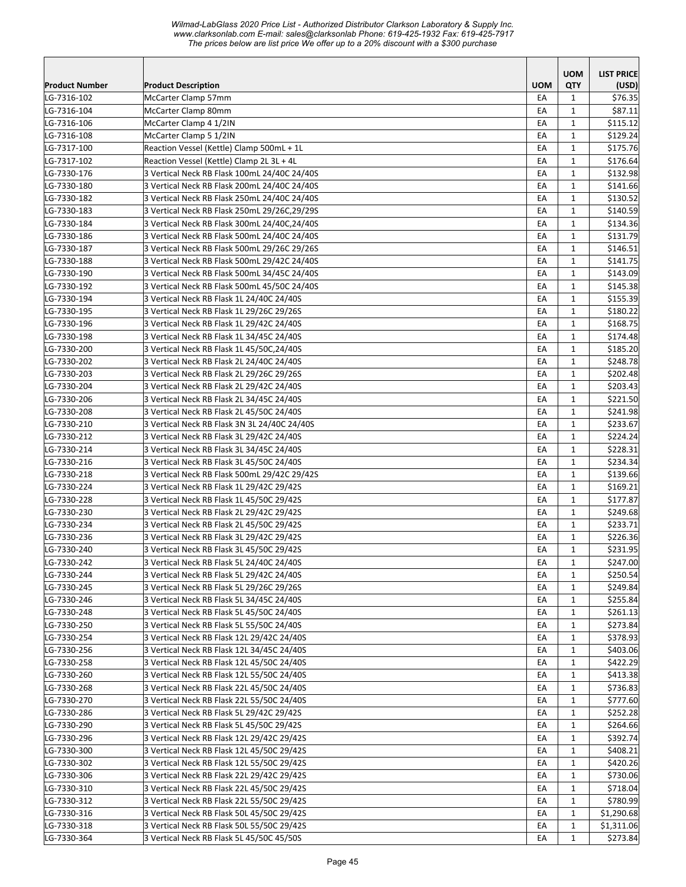| Product Number | Product Description | UOM | UOM QTY | LIST PRICE (USD) |
|---|---|---|---|---|
| LG-7316-102 | McCarter Clamp 57mm | EA | 1 | $76.35 |
| LG-7316-104 | McCarter Clamp 80mm | EA | 1 | $87.11 |
| LG-7316-106 | McCarter Clamp 4 1/2IN | EA | 1 | $115.12 |
| LG-7316-108 | McCarter Clamp 5 1/2IN | EA | 1 | $129.24 |
| LG-7317-100 | Reaction Vessel (Kettle) Clamp 500mL + 1L | EA | 1 | $175.76 |
| LG-7317-102 | Reaction Vessel (Kettle) Clamp 2L 3L + 4L | EA | 1 | $176.64 |
| LG-7330-176 | 3 Vertical Neck RB Flask 100mL 24/40C 24/40S | EA | 1 | $132.98 |
| LG-7330-180 | 3 Vertical Neck RB Flask 200mL 24/40C 24/40S | EA | 1 | $141.66 |
| LG-7330-182 | 3 Vertical Neck RB Flask 250mL 24/40C 24/40S | EA | 1 | $130.52 |
| LG-7330-183 | 3 Vertical Neck RB Flask 250mL 29/26C,29/29S | EA | 1 | $140.59 |
| LG-7330-184 | 3 Vertical Neck RB Flask 300mL 24/40C,24/40S | EA | 1 | $134.36 |
| LG-7330-186 | 3 Vertical Neck RB Flask 500mL 24/40C 24/40S | EA | 1 | $131.79 |
| LG-7330-187 | 3 Vertical Neck RB Flask 500mL 29/26C 29/26S | EA | 1 | $146.51 |
| LG-7330-188 | 3 Vertical Neck RB Flask 500mL 29/42C 24/40S | EA | 1 | $141.75 |
| LG-7330-190 | 3 Vertical Neck RB Flask 500mL 34/45C 24/40S | EA | 1 | $143.09 |
| LG-7330-192 | 3 Vertical Neck RB Flask 500mL 45/50C 24/40S | EA | 1 | $145.38 |
| LG-7330-194 | 3 Vertical Neck RB Flask 1L 24/40C 24/40S | EA | 1 | $155.39 |
| LG-7330-195 | 3 Vertical Neck RB Flask 1L 29/26C 29/26S | EA | 1 | $180.22 |
| LG-7330-196 | 3 Vertical Neck RB Flask 1L 29/42C 24/40S | EA | 1 | $168.75 |
| LG-7330-198 | 3 Vertical Neck RB Flask 1L 34/45C 24/40S | EA | 1 | $174.48 |
| LG-7330-200 | 3 Vertical Neck RB Flask 1L 45/50C,24/40S | EA | 1 | $185.20 |
| LG-7330-202 | 3 Vertical Neck RB Flask 2L 24/40C 24/40S | EA | 1 | $248.78 |
| LG-7330-203 | 3 Vertical Neck RB Flask 2L 29/26C 29/26S | EA | 1 | $202.48 |
| LG-7330-204 | 3 Vertical Neck RB Flask 2L 29/42C 24/40S | EA | 1 | $203.43 |
| LG-7330-206 | 3 Vertical Neck RB Flask 2L 34/45C 24/40S | EA | 1 | $221.50 |
| LG-7330-208 | 3 Vertical Neck RB Flask 2L 45/50C 24/40S | EA | 1 | $241.98 |
| LG-7330-210 | 3 Vertical Neck RB Flask 3N 3L 24/40C 24/40S | EA | 1 | $233.67 |
| LG-7330-212 | 3 Vertical Neck RB Flask 3L 29/42C 24/40S | EA | 1 | $224.24 |
| LG-7330-214 | 3 Vertical Neck RB Flask 3L 34/45C 24/40S | EA | 1 | $228.31 |
| LG-7330-216 | 3 Vertical Neck RB Flask 3L 45/50C 24/40S | EA | 1 | $234.34 |
| LG-7330-218 | 3 Vertical Neck RB Flask 500mL 29/42C 29/42S | EA | 1 | $139.66 |
| LG-7330-224 | 3 Vertical Neck RB Flask 1L 29/42C 29/42S | EA | 1 | $169.21 |
| LG-7330-228 | 3 Vertical Neck RB Flask 1L 45/50C 29/42S | EA | 1 | $177.87 |
| LG-7330-230 | 3 Vertical Neck RB Flask 2L 29/42C 29/42S | EA | 1 | $249.68 |
| LG-7330-234 | 3 Vertical Neck RB Flask 2L 45/50C 29/42S | EA | 1 | $233.71 |
| LG-7330-236 | 3 Vertical Neck RB Flask 3L 29/42C 29/42S | EA | 1 | $226.36 |
| LG-7330-240 | 3 Vertical Neck RB Flask 3L 45/50C 29/42S | EA | 1 | $231.95 |
| LG-7330-242 | 3 Vertical Neck RB Flask 5L 24/40C 24/40S | EA | 1 | $247.00 |
| LG-7330-244 | 3 Vertical Neck RB Flask 5L 29/42C 24/40S | EA | 1 | $250.54 |
| LG-7330-245 | 3 Vertical Neck RB Flask 5L 29/26C 29/26S | EA | 1 | $249.84 |
| LG-7330-246 | 3 Vertical Neck RB Flask 5L 34/45C 24/40S | EA | 1 | $255.84 |
| LG-7330-248 | 3 Vertical Neck RB Flask 5L 45/50C 24/40S | EA | 1 | $261.13 |
| LG-7330-250 | 3 Vertical Neck RB Flask 5L 55/50C 24/40S | EA | 1 | $273.84 |
| LG-7330-254 | 3 Vertical Neck RB Flask 12L 29/42C 24/40S | EA | 1 | $378.93 |
| LG-7330-256 | 3 Vertical Neck RB Flask 12L 34/45C 24/40S | EA | 1 | $403.06 |
| LG-7330-258 | 3 Vertical Neck RB Flask 12L 45/50C 24/40S | EA | 1 | $422.29 |
| LG-7330-260 | 3 Vertical Neck RB Flask 12L 55/50C 24/40S | EA | 1 | $413.38 |
| LG-7330-268 | 3 Vertical Neck RB Flask 22L 45/50C 24/40S | EA | 1 | $736.83 |
| LG-7330-270 | 3 Vertical Neck RB Flask 22L 55/50C 24/40S | EA | 1 | $777.60 |
| LG-7330-286 | 3 Vertical Neck RB Flask 5L 29/42C 29/42S | EA | 1 | $252.28 |
| LG-7330-290 | 3 Vertical Neck RB Flask 5L 45/50C 29/42S | EA | 1 | $264.66 |
| LG-7330-296 | 3 Vertical Neck RB Flask 12L 29/42C 29/42S | EA | 1 | $392.74 |
| LG-7330-300 | 3 Vertical Neck RB Flask 12L 45/50C 29/42S | EA | 1 | $408.21 |
| LG-7330-302 | 3 Vertical Neck RB Flask 12L 55/50C 29/42S | EA | 1 | $420.26 |
| LG-7330-306 | 3 Vertical Neck RB Flask 22L 29/42C 29/42S | EA | 1 | $730.06 |
| LG-7330-310 | 3 Vertical Neck RB Flask 22L 45/50C 29/42S | EA | 1 | $718.04 |
| LG-7330-312 | 3 Vertical Neck RB Flask 22L 55/50C 29/42S | EA | 1 | $780.99 |
| LG-7330-316 | 3 Vertical Neck RB Flask 50L 45/50C 29/42S | EA | 1 | $1,290.68 |
| LG-7330-318 | 3 Vertical Neck RB Flask 50L 55/50C 29/42S | EA | 1 | $1,311.06 |
| LG-7330-364 | 3 Vertical Neck RB Flask 5L 45/50C 45/50S | EA | 1 | $273.84 |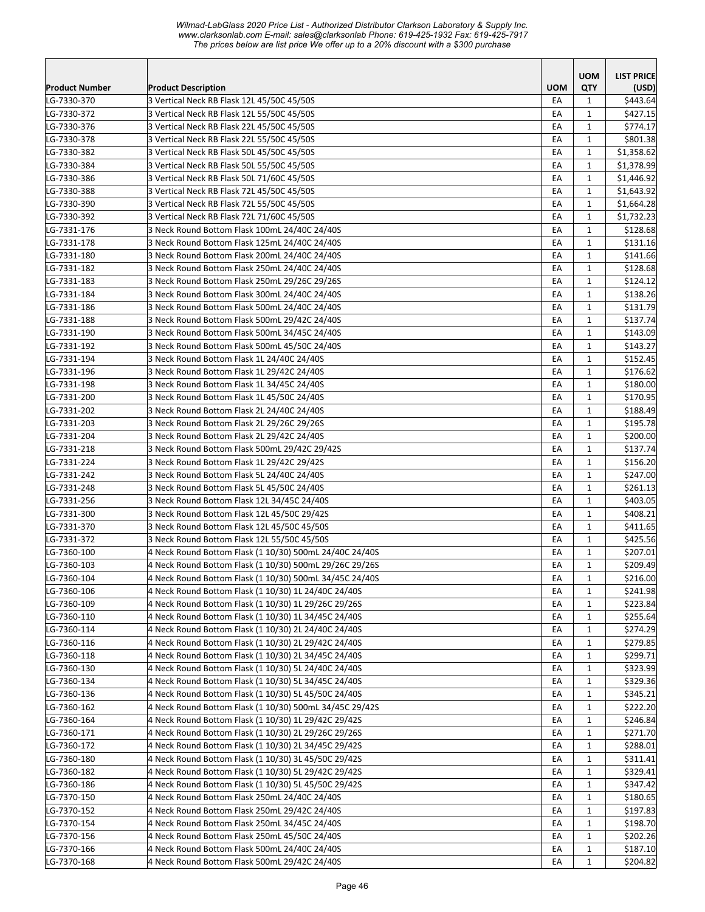| Product Number | Product Description | UOM | UOM QTY | LIST PRICE (USD) |
|---|---|---|---|---|
| LG-7330-370 | 3 Vertical Neck RB Flask 12L 45/50C 45/50S | EA | 1 | $443.64 |
| LG-7330-372 | 3 Vertical Neck RB Flask 12L 55/50C 45/50S | EA | 1 | $427.15 |
| LG-7330-376 | 3 Vertical Neck RB Flask 22L 45/50C 45/50S | EA | 1 | $774.17 |
| LG-7330-378 | 3 Vertical Neck RB Flask 22L 55/50C 45/50S | EA | 1 | $801.38 |
| LG-7330-382 | 3 Vertical Neck RB Flask 50L 45/50C 45/50S | EA | 1 | $1,358.62 |
| LG-7330-384 | 3 Vertical Neck RB Flask 50L 55/50C 45/50S | EA | 1 | $1,378.99 |
| LG-7330-386 | 3 Vertical Neck RB Flask 50L 71/60C 45/50S | EA | 1 | $1,446.92 |
| LG-7330-388 | 3 Vertical Neck RB Flask 72L 45/50C 45/50S | EA | 1 | $1,643.92 |
| LG-7330-390 | 3 Vertical Neck RB Flask 72L 55/50C 45/50S | EA | 1 | $1,664.28 |
| LG-7330-392 | 3 Vertical Neck RB Flask 72L 71/60C 45/50S | EA | 1 | $1,732.23 |
| LG-7331-176 | 3 Neck Round Bottom Flask 100mL 24/40C 24/40S | EA | 1 | $128.68 |
| LG-7331-178 | 3 Neck Round Bottom Flask 125mL 24/40C 24/40S | EA | 1 | $131.16 |
| LG-7331-180 | 3 Neck Round Bottom Flask 200mL 24/40C 24/40S | EA | 1 | $141.66 |
| LG-7331-182 | 3 Neck Round Bottom Flask 250mL 24/40C 24/40S | EA | 1 | $128.68 |
| LG-7331-183 | 3 Neck Round Bottom Flask 250mL 29/26C 29/26S | EA | 1 | $124.12 |
| LG-7331-184 | 3 Neck Round Bottom Flask 300mL 24/40C 24/40S | EA | 1 | $138.26 |
| LG-7331-186 | 3 Neck Round Bottom Flask 500mL 24/40C 24/40S | EA | 1 | $131.79 |
| LG-7331-188 | 3 Neck Round Bottom Flask 500mL 29/42C 24/40S | EA | 1 | $137.74 |
| LG-7331-190 | 3 Neck Round Bottom Flask 500mL 34/45C 24/40S | EA | 1 | $143.09 |
| LG-7331-192 | 3 Neck Round Bottom Flask 500mL 45/50C 24/40S | EA | 1 | $143.27 |
| LG-7331-194 | 3 Neck Round Bottom Flask 1L 24/40C 24/40S | EA | 1 | $152.45 |
| LG-7331-196 | 3 Neck Round Bottom Flask 1L 29/42C 24/40S | EA | 1 | $176.62 |
| LG-7331-198 | 3 Neck Round Bottom Flask 1L 34/45C 24/40S | EA | 1 | $180.00 |
| LG-7331-200 | 3 Neck Round Bottom Flask 1L 45/50C 24/40S | EA | 1 | $170.95 |
| LG-7331-202 | 3 Neck Round Bottom Flask 2L 24/40C 24/40S | EA | 1 | $188.49 |
| LG-7331-203 | 3 Neck Round Bottom Flask 2L 29/26C 29/26S | EA | 1 | $195.78 |
| LG-7331-204 | 3 Neck Round Bottom Flask 2L 29/42C 24/40S | EA | 1 | $200.00 |
| LG-7331-218 | 3 Neck Round Bottom Flask 500mL 29/42C 29/42S | EA | 1 | $137.74 |
| LG-7331-224 | 3 Neck Round Bottom Flask 1L 29/42C 29/42S | EA | 1 | $156.20 |
| LG-7331-242 | 3 Neck Round Bottom Flask 5L 24/40C 24/40S | EA | 1 | $247.00 |
| LG-7331-248 | 3 Neck Round Bottom Flask 5L 45/50C 24/40S | EA | 1 | $261.13 |
| LG-7331-256 | 3 Neck Round Bottom Flask 12L 34/45C 24/40S | EA | 1 | $403.05 |
| LG-7331-300 | 3 Neck Round Bottom Flask 12L 45/50C 29/42S | EA | 1 | $408.21 |
| LG-7331-370 | 3 Neck Round Bottom Flask 12L 45/50C 45/50S | EA | 1 | $411.65 |
| LG-7331-372 | 3 Neck Round Bottom Flask 12L 55/50C 45/50S | EA | 1 | $425.56 |
| LG-7360-100 | 4 Neck Round Bottom Flask (1 10/30) 500mL 24/40C 24/40S | EA | 1 | $207.01 |
| LG-7360-103 | 4 Neck Round Bottom Flask (1 10/30) 500mL 29/26C 29/26S | EA | 1 | $209.49 |
| LG-7360-104 | 4 Neck Round Bottom Flask (1 10/30) 500mL 34/45C 24/40S | EA | 1 | $216.00 |
| LG-7360-106 | 4 Neck Round Bottom Flask (1 10/30) 1L 24/40C 24/40S | EA | 1 | $241.98 |
| LG-7360-109 | 4 Neck Round Bottom Flask (1 10/30) 1L 29/26C 29/26S | EA | 1 | $223.84 |
| LG-7360-110 | 4 Neck Round Bottom Flask (1 10/30) 1L 34/45C 24/40S | EA | 1 | $255.64 |
| LG-7360-114 | 4 Neck Round Bottom Flask (1 10/30) 2L 24/40C 24/40S | EA | 1 | $274.29 |
| LG-7360-116 | 4 Neck Round Bottom Flask (1 10/30) 2L 29/42C 24/40S | EA | 1 | $279.85 |
| LG-7360-118 | 4 Neck Round Bottom Flask (1 10/30) 2L 34/45C 24/40S | EA | 1 | $299.71 |
| LG-7360-130 | 4 Neck Round Bottom Flask (1 10/30) 5L 24/40C 24/40S | EA | 1 | $323.99 |
| LG-7360-134 | 4 Neck Round Bottom Flask (1 10/30) 5L 34/45C 24/40S | EA | 1 | $329.36 |
| LG-7360-136 | 4 Neck Round Bottom Flask (1 10/30) 5L 45/50C 24/40S | EA | 1 | $345.21 |
| LG-7360-162 | 4 Neck Round Bottom Flask (1 10/30) 500mL 34/45C 29/42S | EA | 1 | $222.20 |
| LG-7360-164 | 4 Neck Round Bottom Flask (1 10/30) 1L 29/42C 29/42S | EA | 1 | $246.84 |
| LG-7360-171 | 4 Neck Round Bottom Flask (1 10/30) 2L 29/26C 29/26S | EA | 1 | $271.70 |
| LG-7360-172 | 4 Neck Round Bottom Flask (1 10/30) 2L 34/45C 29/42S | EA | 1 | $288.01 |
| LG-7360-180 | 4 Neck Round Bottom Flask (1 10/30) 3L 45/50C 29/42S | EA | 1 | $311.41 |
| LG-7360-182 | 4 Neck Round Bottom Flask (1 10/30) 5L 29/42C 29/42S | EA | 1 | $329.41 |
| LG-7360-186 | 4 Neck Round Bottom Flask (1 10/30) 5L 45/50C 29/42S | EA | 1 | $347.42 |
| LG-7370-150 | 4 Neck Round Bottom Flask 250mL 24/40C 24/40S | EA | 1 | $180.65 |
| LG-7370-152 | 4 Neck Round Bottom Flask 250mL 29/42C 24/40S | EA | 1 | $197.83 |
| LG-7370-154 | 4 Neck Round Bottom Flask 250mL 34/45C 24/40S | EA | 1 | $198.70 |
| LG-7370-156 | 4 Neck Round Bottom Flask 250mL 45/50C 24/40S | EA | 1 | $202.26 |
| LG-7370-166 | 4 Neck Round Bottom Flask 500mL 24/40C 24/40S | EA | 1 | $187.10 |
| LG-7370-168 | 4 Neck Round Bottom Flask 500mL 29/42C 24/40S | EA | 1 | $204.82 |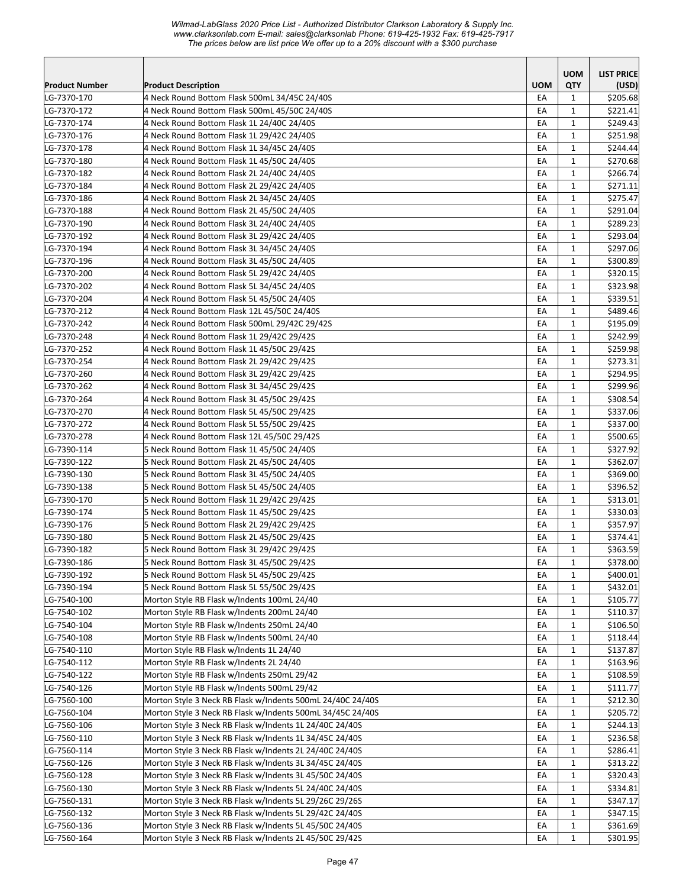| Product Number | Product Description | UOM | UOM QTY | LIST PRICE (USD) |
|---|---|---|---|---|
| LG-7370-170 | 4 Neck Round Bottom Flask 500mL 34/45C 24/40S | EA | 1 | $205.68 |
| LG-7370-172 | 4 Neck Round Bottom Flask 500mL 45/50C 24/40S | EA | 1 | $221.41 |
| LG-7370-174 | 4 Neck Round Bottom Flask 1L 24/40C 24/40S | EA | 1 | $249.43 |
| LG-7370-176 | 4 Neck Round Bottom Flask 1L 29/42C 24/40S | EA | 1 | $251.98 |
| LG-7370-178 | 4 Neck Round Bottom Flask 1L 34/45C 24/40S | EA | 1 | $244.44 |
| LG-7370-180 | 4 Neck Round Bottom Flask 1L 45/50C 24/40S | EA | 1 | $270.68 |
| LG-7370-182 | 4 Neck Round Bottom Flask 2L 24/40C 24/40S | EA | 1 | $266.74 |
| LG-7370-184 | 4 Neck Round Bottom Flask 2L 29/42C 24/40S | EA | 1 | $271.11 |
| LG-7370-186 | 4 Neck Round Bottom Flask 2L 34/45C 24/40S | EA | 1 | $275.47 |
| LG-7370-188 | 4 Neck Round Bottom Flask 2L 45/50C 24/40S | EA | 1 | $291.04 |
| LG-7370-190 | 4 Neck Round Bottom Flask 3L 24/40C 24/40S | EA | 1 | $289.23 |
| LG-7370-192 | 4 Neck Round Bottom Flask 3L 29/42C 24/40S | EA | 1 | $293.04 |
| LG-7370-194 | 4 Neck Round Bottom Flask 3L 34/45C 24/40S | EA | 1 | $297.06 |
| LG-7370-196 | 4 Neck Round Bottom Flask 3L 45/50C 24/40S | EA | 1 | $300.89 |
| LG-7370-200 | 4 Neck Round Bottom Flask 5L 29/42C 24/40S | EA | 1 | $320.15 |
| LG-7370-202 | 4 Neck Round Bottom Flask 5L 34/45C 24/40S | EA | 1 | $323.98 |
| LG-7370-204 | 4 Neck Round Bottom Flask 5L 45/50C 24/40S | EA | 1 | $339.51 |
| LG-7370-212 | 4 Neck Round Bottom Flask 12L 45/50C 24/40S | EA | 1 | $489.46 |
| LG-7370-242 | 4 Neck Round Bottom Flask 500mL 29/42C 29/42S | EA | 1 | $195.09 |
| LG-7370-248 | 4 Neck Round Bottom Flask 1L 29/42C 29/42S | EA | 1 | $242.99 |
| LG-7370-252 | 4 Neck Round Bottom Flask 1L 45/50C 29/42S | EA | 1 | $259.98 |
| LG-7370-254 | 4 Neck Round Bottom Flask 2L 29/42C 29/42S | EA | 1 | $273.31 |
| LG-7370-260 | 4 Neck Round Bottom Flask 3L 29/42C 29/42S | EA | 1 | $294.95 |
| LG-7370-262 | 4 Neck Round Bottom Flask 3L 34/45C 29/42S | EA | 1 | $299.96 |
| LG-7370-264 | 4 Neck Round Bottom Flask 3L 45/50C 29/42S | EA | 1 | $308.54 |
| LG-7370-270 | 4 Neck Round Bottom Flask 5L 45/50C 29/42S | EA | 1 | $337.06 |
| LG-7370-272 | 4 Neck Round Bottom Flask 5L 55/50C 29/42S | EA | 1 | $337.00 |
| LG-7370-278 | 4 Neck Round Bottom Flask 12L 45/50C 29/42S | EA | 1 | $500.65 |
| LG-7390-114 | 5 Neck Round Bottom Flask 1L 45/50C 24/40S | EA | 1 | $327.92 |
| LG-7390-122 | 5 Neck Round Bottom Flask 2L 45/50C 24/40S | EA | 1 | $362.07 |
| LG-7390-130 | 5 Neck Round Bottom Flask 3L 45/50C 24/40S | EA | 1 | $369.00 |
| LG-7390-138 | 5 Neck Round Bottom Flask 5L 45/50C 24/40S | EA | 1 | $396.52 |
| LG-7390-170 | 5 Neck Round Bottom Flask 1L 29/42C 29/42S | EA | 1 | $313.01 |
| LG-7390-174 | 5 Neck Round Bottom Flask 1L 45/50C 29/42S | EA | 1 | $330.03 |
| LG-7390-176 | 5 Neck Round Bottom Flask 2L 29/42C 29/42S | EA | 1 | $357.97 |
| LG-7390-180 | 5 Neck Round Bottom Flask 2L 45/50C 29/42S | EA | 1 | $374.41 |
| LG-7390-182 | 5 Neck Round Bottom Flask 3L 29/42C 29/42S | EA | 1 | $363.59 |
| LG-7390-186 | 5 Neck Round Bottom Flask 3L 45/50C 29/42S | EA | 1 | $378.00 |
| LG-7390-192 | 5 Neck Round Bottom Flask 5L 45/50C 29/42S | EA | 1 | $400.01 |
| LG-7390-194 | 5 Neck Round Bottom Flask 5L 55/50C 29/42S | EA | 1 | $432.01 |
| LG-7540-100 | Morton Style RB Flask w/Indents 100mL 24/40 | EA | 1 | $105.77 |
| LG-7540-102 | Morton Style RB Flask w/Indents 200mL 24/40 | EA | 1 | $110.37 |
| LG-7540-104 | Morton Style RB Flask w/Indents 250mL 24/40 | EA | 1 | $106.50 |
| LG-7540-108 | Morton Style RB Flask w/Indents 500mL 24/40 | EA | 1 | $118.44 |
| LG-7540-110 | Morton Style RB Flask w/Indents 1L 24/40 | EA | 1 | $137.87 |
| LG-7540-112 | Morton Style RB Flask w/Indents 2L 24/40 | EA | 1 | $163.96 |
| LG-7540-122 | Morton Style RB Flask w/Indents 250mL 29/42 | EA | 1 | $108.59 |
| LG-7540-126 | Morton Style RB Flask w/Indents 500mL 29/42 | EA | 1 | $111.77 |
| LG-7560-100 | Morton Style 3 Neck RB Flask w/Indents 500mL 24/40C 24/40S | EA | 1 | $212.30 |
| LG-7560-104 | Morton Style 3 Neck RB Flask w/Indents 500mL 34/45C 24/40S | EA | 1 | $205.72 |
| LG-7560-106 | Morton Style 3 Neck RB Flask w/Indents 1L 24/40C 24/40S | EA | 1 | $244.13 |
| LG-7560-110 | Morton Style 3 Neck RB Flask w/Indents 1L 34/45C 24/40S | EA | 1 | $236.58 |
| LG-7560-114 | Morton Style 3 Neck RB Flask w/Indents 2L 24/40C 24/40S | EA | 1 | $286.41 |
| LG-7560-126 | Morton Style 3 Neck RB Flask w/Indents 3L 34/45C 24/40S | EA | 1 | $313.22 |
| LG-7560-128 | Morton Style 3 Neck RB Flask w/Indents 3L 45/50C 24/40S | EA | 1 | $320.43 |
| LG-7560-130 | Morton Style 3 Neck RB Flask w/Indents 5L 24/40C 24/40S | EA | 1 | $334.81 |
| LG-7560-131 | Morton Style 3 Neck RB Flask w/Indents 5L 29/26C 29/26S | EA | 1 | $347.17 |
| LG-7560-132 | Morton Style 3 Neck RB Flask w/Indents 5L 29/42C 24/40S | EA | 1 | $347.15 |
| LG-7560-136 | Morton Style 3 Neck RB Flask w/Indents 5L 45/50C 24/40S | EA | 1 | $361.69 |
| LG-7560-164 | Morton Style 3 Neck RB Flask w/Indents 2L 45/50C 29/42S | EA | 1 | $301.95 |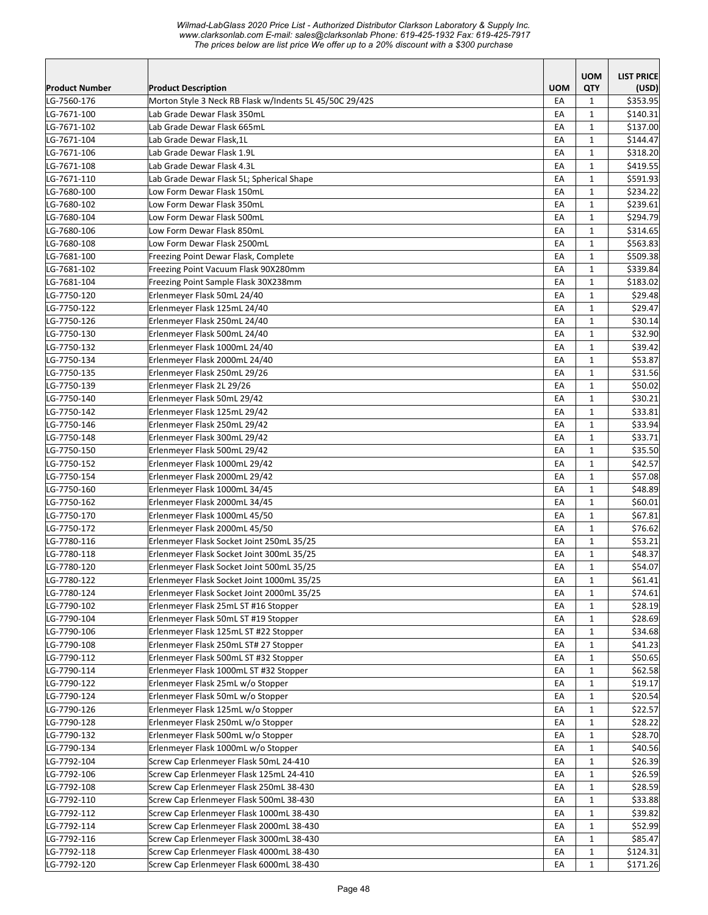| Product Number | Product Description | UOM | UOM QTY | LIST PRICE (USD) |
|---|---|---|---|---|
| LG-7560-176 | Morton Style 3 Neck RB Flask w/Indents 5L 45/50C 29/42S | EA | 1 | $353.95 |
| LG-7671-100 | Lab Grade Dewar Flask 350mL | EA | 1 | $140.31 |
| LG-7671-102 | Lab Grade Dewar Flask 665mL | EA | 1 | $137.00 |
| LG-7671-104 | Lab Grade Dewar Flask,1L | EA | 1 | $144.47 |
| LG-7671-106 | Lab Grade Dewar Flask 1.9L | EA | 1 | $318.20 |
| LG-7671-108 | Lab Grade Dewar Flask 4.3L | EA | 1 | $419.55 |
| LG-7671-110 | Lab Grade Dewar Flask 5L; Spherical Shape | EA | 1 | $591.93 |
| LG-7680-100 | Low Form Dewar Flask 150mL | EA | 1 | $234.22 |
| LG-7680-102 | Low Form Dewar Flask 350mL | EA | 1 | $239.61 |
| LG-7680-104 | Low Form Dewar Flask 500mL | EA | 1 | $294.79 |
| LG-7680-106 | Low Form Dewar Flask 850mL | EA | 1 | $314.65 |
| LG-7680-108 | Low Form Dewar Flask 2500mL | EA | 1 | $563.83 |
| LG-7681-100 | Freezing Point Dewar Flask, Complete | EA | 1 | $509.38 |
| LG-7681-102 | Freezing Point Vacuum Flask 90X280mm | EA | 1 | $339.84 |
| LG-7681-104 | Freezing Point Sample Flask 30X238mm | EA | 1 | $183.02 |
| LG-7750-120 | Erlenmeyer Flask 50mL 24/40 | EA | 1 | $29.48 |
| LG-7750-122 | Erlenmeyer Flask 125mL 24/40 | EA | 1 | $29.47 |
| LG-7750-126 | Erlenmeyer Flask 250mL 24/40 | EA | 1 | $30.14 |
| LG-7750-130 | Erlenmeyer Flask 500mL 24/40 | EA | 1 | $32.90 |
| LG-7750-132 | Erlenmeyer Flask 1000mL 24/40 | EA | 1 | $39.42 |
| LG-7750-134 | Erlenmeyer Flask 2000mL 24/40 | EA | 1 | $53.87 |
| LG-7750-135 | Erlenmeyer Flask 250mL 29/26 | EA | 1 | $31.56 |
| LG-7750-139 | Erlenmeyer Flask 2L 29/26 | EA | 1 | $50.02 |
| LG-7750-140 | Erlenmeyer Flask 50mL 29/42 | EA | 1 | $30.21 |
| LG-7750-142 | Erlenmeyer Flask 125mL 29/42 | EA | 1 | $33.81 |
| LG-7750-146 | Erlenmeyer Flask 250mL 29/42 | EA | 1 | $33.94 |
| LG-7750-148 | Erlenmeyer Flask 300mL 29/42 | EA | 1 | $33.71 |
| LG-7750-150 | Erlenmeyer Flask 500mL 29/42 | EA | 1 | $35.50 |
| LG-7750-152 | Erlenmeyer Flask 1000mL 29/42 | EA | 1 | $42.57 |
| LG-7750-154 | Erlenmeyer Flask 2000mL 29/42 | EA | 1 | $57.08 |
| LG-7750-160 | Erlenmeyer Flask 1000mL 34/45 | EA | 1 | $48.89 |
| LG-7750-162 | Erlenmeyer Flask 2000mL 34/45 | EA | 1 | $60.01 |
| LG-7750-170 | Erlenmeyer Flask 1000mL 45/50 | EA | 1 | $67.81 |
| LG-7750-172 | Erlenmeyer Flask 2000mL 45/50 | EA | 1 | $76.62 |
| LG-7780-116 | Erlenmeyer Flask Socket Joint 250mL 35/25 | EA | 1 | $53.21 |
| LG-7780-118 | Erlenmeyer Flask Socket Joint 300mL 35/25 | EA | 1 | $48.37 |
| LG-7780-120 | Erlenmeyer Flask Socket Joint 500mL 35/25 | EA | 1 | $54.07 |
| LG-7780-122 | Erlenmeyer Flask Socket Joint 1000mL 35/25 | EA | 1 | $61.41 |
| LG-7780-124 | Erlenmeyer Flask Socket Joint 2000mL 35/25 | EA | 1 | $74.61 |
| LG-7790-102 | Erlenmeyer Flask 25mL ST #16 Stopper | EA | 1 | $28.19 |
| LG-7790-104 | Erlenmeyer Flask 50mL ST #19 Stopper | EA | 1 | $28.69 |
| LG-7790-106 | Erlenmeyer Flask 125mL ST #22 Stopper | EA | 1 | $34.68 |
| LG-7790-108 | Erlenmeyer Flask 250mL ST# 27 Stopper | EA | 1 | $41.23 |
| LG-7790-112 | Erlenmeyer Flask 500mL ST #32 Stopper | EA | 1 | $50.65 |
| LG-7790-114 | Erlenmeyer Flask 1000mL ST #32 Stopper | EA | 1 | $62.58 |
| LG-7790-122 | Erlenmeyer Flask 25mL w/o Stopper | EA | 1 | $19.17 |
| LG-7790-124 | Erlenmeyer Flask 50mL w/o Stopper | EA | 1 | $20.54 |
| LG-7790-126 | Erlenmeyer Flask 125mL w/o Stopper | EA | 1 | $22.57 |
| LG-7790-128 | Erlenmeyer Flask 250mL w/o Stopper | EA | 1 | $28.22 |
| LG-7790-132 | Erlenmeyer Flask 500mL w/o Stopper | EA | 1 | $28.70 |
| LG-7790-134 | Erlenmeyer Flask 1000mL w/o Stopper | EA | 1 | $40.56 |
| LG-7792-104 | Screw Cap Erlenmeyer Flask 50mL 24-410 | EA | 1 | $26.39 |
| LG-7792-106 | Screw Cap Erlenmeyer Flask 125mL 24-410 | EA | 1 | $26.59 |
| LG-7792-108 | Screw Cap Erlenmeyer Flask 250mL 38-430 | EA | 1 | $28.59 |
| LG-7792-110 | Screw Cap Erlenmeyer Flask 500mL 38-430 | EA | 1 | $33.88 |
| LG-7792-112 | Screw Cap Erlenmeyer Flask 1000mL 38-430 | EA | 1 | $39.82 |
| LG-7792-114 | Screw Cap Erlenmeyer Flask 2000mL 38-430 | EA | 1 | $52.99 |
| LG-7792-116 | Screw Cap Erlenmeyer Flask 3000mL 38-430 | EA | 1 | $85.47 |
| LG-7792-118 | Screw Cap Erlenmeyer Flask 4000mL 38-430 | EA | 1 | $124.31 |
| LG-7792-120 | Screw Cap Erlenmeyer Flask 6000mL 38-430 | EA | 1 | $171.26 |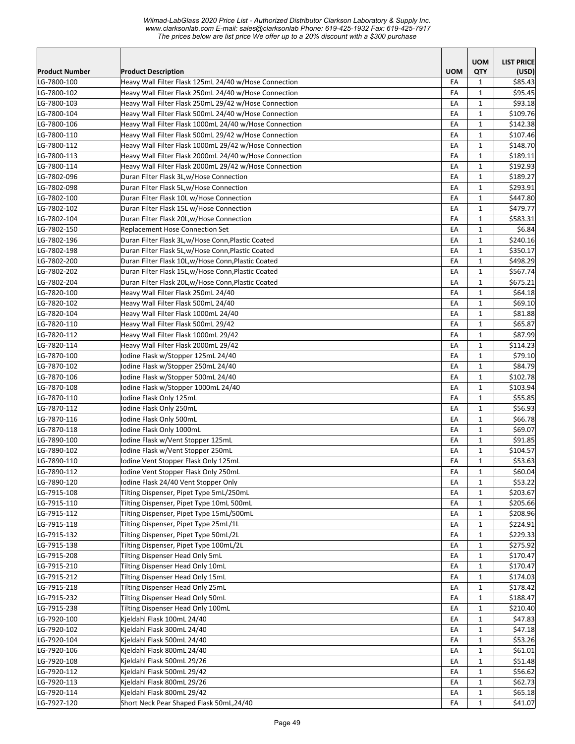| Product Number | Product Description | UOM | UOM QTY | LIST PRICE (USD) |
|---|---|---|---|---|
| LG-7800-100 | Heavy Wall Filter Flask 125mL 24/40 w/Hose Connection | EA | 1 | $85.43 |
| LG-7800-102 | Heavy Wall Filter Flask 250mL 24/40 w/Hose Connection | EA | 1 | $95.45 |
| LG-7800-103 | Heavy Wall Filter Flask 250mL 29/42 w/Hose Connection | EA | 1 | $93.18 |
| LG-7800-104 | Heavy Wall Filter Flask 500mL 24/40 w/Hose Connection | EA | 1 | $109.76 |
| LG-7800-106 | Heavy Wall Filter Flask 1000mL 24/40 w/Hose Connection | EA | 1 | $142.38 |
| LG-7800-110 | Heavy Wall Filter Flask 500mL 29/42 w/Hose Connection | EA | 1 | $107.46 |
| LG-7800-112 | Heavy Wall Filter Flask 1000mL 29/42 w/Hose Connection | EA | 1 | $148.70 |
| LG-7800-113 | Heavy Wall Filter Flask 2000mL 24/40 w/Hose Connection | EA | 1 | $189.11 |
| LG-7800-114 | Heavy Wall Filter Flask 2000mL 29/42 w/Hose Connection | EA | 1 | $192.93 |
| LG-7802-096 | Duran Filter Flask 3L,w/Hose Connection | EA | 1 | $189.27 |
| LG-7802-098 | Duran Filter Flask 5L,w/Hose Connection | EA | 1 | $293.91 |
| LG-7802-100 | Duran Filter Flask 10L w/Hose Connection | EA | 1 | $447.80 |
| LG-7802-102 | Duran Filter Flask 15L w/Hose Connection | EA | 1 | $479.77 |
| LG-7802-104 | Duran Filter Flask 20L,w/Hose Connection | EA | 1 | $583.31 |
| LG-7802-150 | Replacement Hose Connection Set | EA | 1 | $6.84 |
| LG-7802-196 | Duran Filter Flask 3L,w/Hose Conn,Plastic Coated | EA | 1 | $240.16 |
| LG-7802-198 | Duran Filter Flask 5L,w/Hose Conn,Plastic Coated | EA | 1 | $350.17 |
| LG-7802-200 | Duran Filter Flask 10L,w/Hose Conn,Plastic Coated | EA | 1 | $498.29 |
| LG-7802-202 | Duran Filter Flask 15L,w/Hose Conn,Plastic Coated | EA | 1 | $567.74 |
| LG-7802-204 | Duran Filter Flask 20L,w/Hose Conn,Plastic Coated | EA | 1 | $675.21 |
| LG-7820-100 | Heavy Wall Filter Flask 250mL 24/40 | EA | 1 | $64.18 |
| LG-7820-102 | Heavy Wall Filter Flask 500mL 24/40 | EA | 1 | $69.10 |
| LG-7820-104 | Heavy Wall Filter Flask 1000mL 24/40 | EA | 1 | $81.88 |
| LG-7820-110 | Heavy Wall Filter Flask 500mL 29/42 | EA | 1 | $65.87 |
| LG-7820-112 | Heavy Wall Filter Flask 1000mL 29/42 | EA | 1 | $87.99 |
| LG-7820-114 | Heavy Wall Filter Flask 2000mL 29/42 | EA | 1 | $114.23 |
| LG-7870-100 | Iodine Flask w/Stopper 125mL 24/40 | EA | 1 | $79.10 |
| LG-7870-102 | Iodine Flask w/Stopper 250mL 24/40 | EA | 1 | $84.79 |
| LG-7870-106 | Iodine Flask w/Stopper 500mL 24/40 | EA | 1 | $102.78 |
| LG-7870-108 | Iodine Flask w/Stopper 1000mL 24/40 | EA | 1 | $103.94 |
| LG-7870-110 | Iodine Flask Only 125mL | EA | 1 | $55.85 |
| LG-7870-112 | Iodine Flask Only 250mL | EA | 1 | $56.93 |
| LG-7870-116 | Iodine Flask Only 500mL | EA | 1 | $66.78 |
| LG-7870-118 | Iodine Flask Only 1000mL | EA | 1 | $69.07 |
| LG-7890-100 | Iodine Flask w/Vent Stopper 125mL | EA | 1 | $91.85 |
| LG-7890-102 | Iodine Flask w/Vent Stopper 250mL | EA | 1 | $104.57 |
| LG-7890-110 | Iodine Vent Stopper Flask Only 125mL | EA | 1 | $53.63 |
| LG-7890-112 | Iodine Vent Stopper Flask Only 250mL | EA | 1 | $60.04 |
| LG-7890-120 | Iodine Flask 24/40 Vent Stopper Only | EA | 1 | $53.22 |
| LG-7915-108 | Tilting Dispenser, Pipet Type 5mL/250mL | EA | 1 | $203.67 |
| LG-7915-110 | Tilting Dispenser, Pipet Type 10mL 500mL | EA | 1 | $205.66 |
| LG-7915-112 | Tilting Dispenser, Pipet Type 15mL/500mL | EA | 1 | $208.96 |
| LG-7915-118 | Tilting Dispenser, Pipet Type 25mL/1L | EA | 1 | $224.91 |
| LG-7915-132 | Tilting Dispenser, Pipet Type 50mL/2L | EA | 1 | $229.33 |
| LG-7915-138 | Tilting Dispenser, Pipet Type 100mL/2L | EA | 1 | $275.92 |
| LG-7915-208 | Tilting Dispenser Head Only 5mL | EA | 1 | $170.47 |
| LG-7915-210 | Tilting Dispenser Head Only 10mL | EA | 1 | $170.47 |
| LG-7915-212 | Tilting Dispenser Head Only 15mL | EA | 1 | $174.03 |
| LG-7915-218 | Tilting Dispenser Head Only 25mL | EA | 1 | $178.42 |
| LG-7915-232 | Tilting Dispenser Head Only 50mL | EA | 1 | $188.47 |
| LG-7915-238 | Tilting Dispenser Head Only 100mL | EA | 1 | $210.40 |
| LG-7920-100 | Kjeldahl Flask 100mL 24/40 | EA | 1 | $47.83 |
| LG-7920-102 | Kjeldahl Flask 300mL 24/40 | EA | 1 | $47.18 |
| LG-7920-104 | Kjeldahl Flask 500mL 24/40 | EA | 1 | $53.26 |
| LG-7920-106 | Kjeldahl Flask 800mL 24/40 | EA | 1 | $61.01 |
| LG-7920-108 | Kjeldahl Flask 500mL 29/26 | EA | 1 | $51.48 |
| LG-7920-112 | Kjeldahl Flask 500mL 29/42 | EA | 1 | $56.62 |
| LG-7920-113 | Kjeldahl Flask 800mL 29/26 | EA | 1 | $62.73 |
| LG-7920-114 | Kjeldahl Flask 800mL 29/42 | EA | 1 | $65.18 |
| LG-7927-120 | Short Neck Pear Shaped Flask 50mL,24/40 | EA | 1 | $41.07 |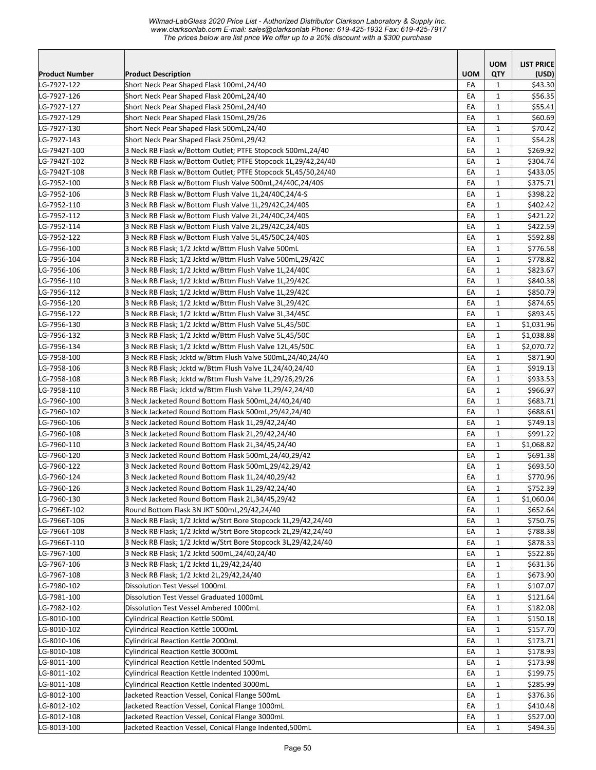*Wilmad-LabGlass 2020 Price List - Authorized Distributor Clarkson Laboratory & Supply Inc.*
*www.clarksonlab.com E-mail: sales@clarksonlab Phone: 619-425-1932 Fax: 619-425-7917*
*The prices below are list price We offer up to a 20% discount with a $300 purchase*

| Product Number | Product Description | UOM | UOM QTY | LIST PRICE (USD) |
|---|---|---|---|---|
| LG-7927-122 | Short Neck Pear Shaped Flask 100mL,24/40 | EA | 1 | $43.30 |
| LG-7927-126 | Short Neck Pear Shaped Flask 200mL,24/40 | EA | 1 | $56.35 |
| LG-7927-127 | Short Neck Pear Shaped Flask 250mL,24/40 | EA | 1 | $55.41 |
| LG-7927-129 | Short Neck Pear Shaped Flask 150mL,29/26 | EA | 1 | $60.69 |
| LG-7927-130 | Short Neck Pear Shaped Flask 500mL,24/40 | EA | 1 | $70.42 |
| LG-7927-143 | Short Neck Pear Shaped Flask 250mL,29/42 | EA | 1 | $54.28 |
| LG-7942T-100 | 3 Neck RB Flask w/Bottom Outlet; PTFE Stopcock 500mL,24/40 | EA | 1 | $269.92 |
| LG-7942T-102 | 3 Neck RB Flask w/Bottom Outlet; PTFE Stopcock 1L,29/42,24/40 | EA | 1 | $304.74 |
| LG-7942T-108 | 3 Neck RB Flask w/Bottom Outlet; PTFE Stopcock 5L,45/50,24/40 | EA | 1 | $433.05 |
| LG-7952-100 | 3 Neck RB Flask w/Bottom Flush Valve 500mL,24/40C,24/40S | EA | 1 | $375.71 |
| LG-7952-106 | 3 Neck RB Flask w/Bottom Flush Valve 1L,24/40C,24/4-S | EA | 1 | $398.22 |
| LG-7952-110 | 3 Neck RB Flask w/Bottom Flush Valve 1L,29/42C,24/40S | EA | 1 | $402.42 |
| LG-7952-112 | 3 Neck RB Flask w/Bottom Flush Valve 2L,24/40C,24/40S | EA | 1 | $421.22 |
| LG-7952-114 | 3 Neck RB Flask w/Bottom Flush Valve 2L,29/42C,24/40S | EA | 1 | $422.59 |
| LG-7952-122 | 3 Neck RB Flask w/Bottom Flush Valve 5L,45/50C,24/40S | EA | 1 | $592.88 |
| LG-7956-100 | 3 Neck RB Flask; 1/2 Jcktd w/Bttm Flush Valve 500mL | EA | 1 | $776.58 |
| LG-7956-104 | 3 Neck RB Flask; 1/2 Jcktd w/Bttm Flush Valve 500mL,29/42C | EA | 1 | $778.82 |
| LG-7956-106 | 3 Neck RB Flask; 1/2 Jcktd w/Bttm Flush Valve 1L,24/40C | EA | 1 | $823.67 |
| LG-7956-110 | 3 Neck RB Flask; 1/2 Jcktd w/Bttm Flush Valve 1L,29/42C | EA | 1 | $840.38 |
| LG-7956-112 | 3 Neck RB Flask; 1/2 Jcktd w/Bttm Flush Valve 1L,29/42C | EA | 1 | $850.79 |
| LG-7956-120 | 3 Neck RB Flask; 1/2 Jcktd w/Bttm Flush Valve 3L,29/42C | EA | 1 | $874.65 |
| LG-7956-122 | 3 Neck RB Flask; 1/2 Jcktd w/Bttm Flush Valve 3L,34/45C | EA | 1 | $893.45 |
| LG-7956-130 | 3 Neck RB Flask; 1/2 Jcktd w/Bttm Flush Valve 5L,45/50C | EA | 1 | $1,031.96 |
| LG-7956-132 | 3 Neck RB Flask; 1/2 Jcktd w/Bttm Flush Valve 5L,45/50C | EA | 1 | $1,038.88 |
| LG-7956-134 | 3 Neck RB Flask; 1/2 Jcktd w/Bttm Flush Valve 12L,45/50C | EA | 1 | $2,070.72 |
| LG-7958-100 | 3 Neck RB Flask; Jcktd w/Bttm Flush Valve 500mL,24/40,24/40 | EA | 1 | $871.90 |
| LG-7958-106 | 3 Neck RB Flask; Jcktd w/Bttm Flush Valve 1L,24/40,24/40 | EA | 1 | $919.13 |
| LG-7958-108 | 3 Neck RB Flask; Jcktd w/Bttm Flush Valve 1L,29/26,29/26 | EA | 1 | $933.53 |
| LG-7958-110 | 3 Neck RB Flask; Jcktd w/Bttm Flush Valve 1L,29/42,24/40 | EA | 1 | $966.97 |
| LG-7960-100 | 3 Neck Jacketed Round Bottom Flask 500mL,24/40,24/40 | EA | 1 | $683.71 |
| LG-7960-102 | 3 Neck Jacketed Round Bottom Flask 500mL,29/42,24/40 | EA | 1 | $688.61 |
| LG-7960-106 | 3 Neck Jacketed Round Bottom Flask 1L,29/42,24/40 | EA | 1 | $749.13 |
| LG-7960-108 | 3 Neck Jacketed Round Bottom Flask 2L,29/42,24/40 | EA | 1 | $991.22 |
| LG-7960-110 | 3 Neck Jacketed Round Bottom Flask 2L,34/45,24/40 | EA | 1 | $1,068.82 |
| LG-7960-120 | 3 Neck Jacketed Round Bottom Flask 500mL,24/40,29/42 | EA | 1 | $691.38 |
| LG-7960-122 | 3 Neck Jacketed Round Bottom Flask 500mL,29/42,29/42 | EA | 1 | $693.50 |
| LG-7960-124 | 3 Neck Jacketed Round Bottom Flask 1L,24/40,29/42 | EA | 1 | $770.96 |
| LG-7960-126 | 3 Neck Jacketed Round Bottom Flask 1L,29/42,24/40 | EA | 1 | $752.39 |
| LG-7960-130 | 3 Neck Jacketed Round Bottom Flask 2L,34/45,29/42 | EA | 1 | $1,060.04 |
| LG-7966T-102 | Round Bottom Flask 3N JKT 500mL,29/42,24/40 | EA | 1 | $652.64 |
| LG-7966T-106 | 3 Neck RB Flask; 1/2 Jcktd w/Strt Bore Stopcock 1L,29/42,24/40 | EA | 1 | $750.76 |
| LG-7966T-108 | 3 Neck RB Flask; 1/2 Jcktd w/Strt Bore Stopcock 2L,29/42,24/40 | EA | 1 | $788.38 |
| LG-7966T-110 | 3 Neck RB Flask; 1/2 Jcktd w/Strt Bore Stopcock 3L,29/42,24/40 | EA | 1 | $878.33 |
| LG-7967-100 | 3 Neck RB Flask; 1/2 Jcktd 500mL,24/40,24/40 | EA | 1 | $522.86 |
| LG-7967-106 | 3 Neck RB Flask; 1/2 Jcktd 1L,29/42,24/40 | EA | 1 | $631.36 |
| LG-7967-108 | 3 Neck RB Flask; 1/2 Jcktd 2L,29/42,24/40 | EA | 1 | $673.90 |
| LG-7980-102 | Dissolution Test Vessel 1000mL | EA | 1 | $107.07 |
| LG-7981-100 | Dissolution Test Vessel Graduated 1000mL | EA | 1 | $121.64 |
| LG-7982-102 | Dissolution Test Vessel Ambered 1000mL | EA | 1 | $182.08 |
| LG-8010-100 | Cylindrical Reaction Kettle 500mL | EA | 1 | $150.18 |
| LG-8010-102 | Cylindrical Reaction Kettle 1000mL | EA | 1 | $157.70 |
| LG-8010-106 | Cylindrical Reaction Kettle 2000mL | EA | 1 | $173.71 |
| LG-8010-108 | Cylindrical Reaction Kettle 3000mL | EA | 1 | $178.93 |
| LG-8011-100 | Cylindrical Reaction Kettle Indented 500mL | EA | 1 | $173.98 |
| LG-8011-102 | Cylindrical Reaction Kettle Indented 1000mL | EA | 1 | $199.75 |
| LG-8011-108 | Cylindrical Reaction Kettle Indented 3000mL | EA | 1 | $285.99 |
| LG-8012-100 | Jacketed Reaction Vessel, Conical Flange 500mL | EA | 1 | $376.36 |
| LG-8012-102 | Jacketed Reaction Vessel, Conical Flange 1000mL | EA | 1 | $410.48 |
| LG-8012-108 | Jacketed Reaction Vessel, Conical Flange 3000mL | EA | 1 | $527.00 |
| LG-8013-100 | Jacketed Reaction Vessel, Conical Flange Indented,500mL | EA | 1 | $494.36 |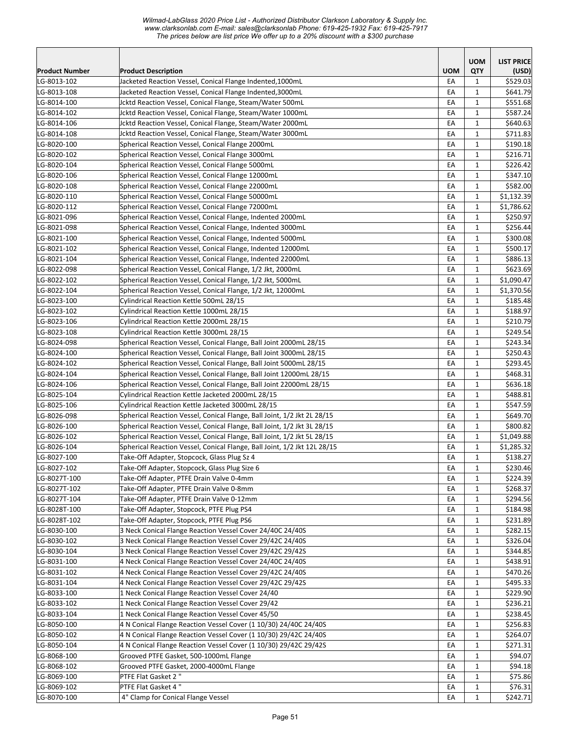*Wilmad-LabGlass 2020 Price List - Authorized Distributor Clarkson Laboratory & Supply Inc.*
*www.clarksonlab.com E-mail: sales@clarksonlab Phone: 619-425-1932 Fax: 619-425-7917*
*The prices below are list price We offer up to a 20% discount with a $300 purchase*

| Product Number | Product Description | UOM | UOM QTY | LIST PRICE (USD) |
|---|---|---|---|---|
| LG-8013-102 | Jacketed Reaction Vessel, Conical Flange Indented,1000mL | EA | 1 | $529.03 |
| LG-8013-108 | Jacketed Reaction Vessel, Conical Flange Indented,3000mL | EA | 1 | $641.79 |
| LG-8014-100 | Jcktd Reaction Vessel, Conical Flange, Steam/Water 500mL | EA | 1 | $551.68 |
| LG-8014-102 | Jcktd Reaction Vessel, Conical Flange, Steam/Water 1000mL | EA | 1 | $587.24 |
| LG-8014-106 | Jcktd Reaction Vessel, Conical Flange, Steam/Water 2000mL | EA | 1 | $640.63 |
| LG-8014-108 | Jcktd Reaction Vessel, Conical Flange, Steam/Water 3000mL | EA | 1 | $711.83 |
| LG-8020-100 | Spherical Reaction Vessel, Conical Flange 2000mL | EA | 1 | $190.18 |
| LG-8020-102 | Spherical Reaction Vessel, Conical Flange 3000mL | EA | 1 | $216.71 |
| LG-8020-104 | Spherical Reaction Vessel, Conical Flange 5000mL | EA | 1 | $226.42 |
| LG-8020-106 | Spherical Reaction Vessel, Conical Flange 12000mL | EA | 1 | $347.10 |
| LG-8020-108 | Spherical Reaction Vessel, Conical Flange 22000mL | EA | 1 | $582.00 |
| LG-8020-110 | Spherical Reaction Vessel, Conical Flange 50000mL | EA | 1 | $1,132.39 |
| LG-8020-112 | Spherical Reaction Vessel, Conical Flange 72000mL | EA | 1 | $1,786.62 |
| LG-8021-096 | Spherical Reaction Vessel, Conical Flange, Indented 2000mL | EA | 1 | $250.97 |
| LG-8021-098 | Spherical Reaction Vessel, Conical Flange, Indented 3000mL | EA | 1 | $256.44 |
| LG-8021-100 | Spherical Reaction Vessel, Conical Flange, Indented 5000mL | EA | 1 | $300.08 |
| LG-8021-102 | Spherical Reaction Vessel, Conical Flange, Indented 12000mL | EA | 1 | $500.17 |
| LG-8021-104 | Spherical Reaction Vessel, Conical Flange, Indented 22000mL | EA | 1 | $886.13 |
| LG-8022-098 | Spherical Reaction Vessel, Conical Flange, 1/2 Jkt, 2000mL | EA | 1 | $623.69 |
| LG-8022-102 | Spherical Reaction Vessel, Conical Flange, 1/2 Jkt, 5000mL | EA | 1 | $1,090.47 |
| LG-8022-104 | Spherical Reaction Vessel, Conical Flange, 1/2 Jkt, 12000mL | EA | 1 | $1,370.56 |
| LG-8023-100 | Cylindrical Reaction Kettle 500mL 28/15 | EA | 1 | $185.48 |
| LG-8023-102 | Cylindrical Reaction Kettle 1000mL 28/15 | EA | 1 | $188.97 |
| LG-8023-106 | Cylindrical Reaction Kettle 2000mL 28/15 | EA | 1 | $210.79 |
| LG-8023-108 | Cylindrical Reaction Kettle 3000mL 28/15 | EA | 1 | $249.54 |
| LG-8024-098 | Spherical Reaction Vessel, Conical Flange, Ball Joint 2000mL 28/15 | EA | 1 | $243.34 |
| LG-8024-100 | Spherical Reaction Vessel, Conical Flange, Ball Joint 3000mL 28/15 | EA | 1 | $250.43 |
| LG-8024-102 | Spherical Reaction Vessel, Conical Flange, Ball Joint 5000mL 28/15 | EA | 1 | $293.45 |
| LG-8024-104 | Spherical Reaction Vessel, Conical Flange, Ball Joint 12000mL 28/15 | EA | 1 | $468.31 |
| LG-8024-106 | Spherical Reaction Vessel, Conical Flange, Ball Joint 22000mL 28/15 | EA | 1 | $636.18 |
| LG-8025-104 | Cylindrical Reaction Kettle Jacketed 2000mL 28/15 | EA | 1 | $488.81 |
| LG-8025-106 | Cylindrical Reaction Kettle Jacketed 3000mL 28/15 | EA | 1 | $547.59 |
| LG-8026-098 | Spherical Reaction Vessel, Conical Flange, Ball Joint, 1/2 Jkt 2L 28/15 | EA | 1 | $649.70 |
| LG-8026-100 | Spherical Reaction Vessel, Conical Flange, Ball Joint, 1/2 Jkt 3L 28/15 | EA | 1 | $800.82 |
| LG-8026-102 | Spherical Reaction Vessel, Conical Flange, Ball Joint, 1/2 Jkt 5L 28/15 | EA | 1 | $1,049.88 |
| LG-8026-104 | Spherical Reaction Vessel, Conical Flange, Ball Joint, 1/2 Jkt 12L 28/15 | EA | 1 | $1,285.32 |
| LG-8027-100 | Take-Off Adapter, Stopcock, Glass Plug Sz 4 | EA | 1 | $138.27 |
| LG-8027-102 | Take-Off Adapter, Stopcock, Glass Plug Size 6 | EA | 1 | $230.46 |
| LG-8027T-100 | Take-Off Adapter, PTFE Drain Valve 0-4mm | EA | 1 | $224.39 |
| LG-8027T-102 | Take-Off Adapter, PTFE Drain Valve 0-8mm | EA | 1 | $268.37 |
| LG-8027T-104 | Take-Off Adapter, PTFE Drain Valve 0-12mm | EA | 1 | $294.56 |
| LG-8028T-100 | Take-Off Adapter, Stopcock, PTFE Plug PS4 | EA | 1 | $184.98 |
| LG-8028T-102 | Take-Off Adapter, Stopcock, PTFE Plug PS6 | EA | 1 | $231.89 |
| LG-8030-100 | 3 Neck Conical Flange Reaction Vessel Cover 24/40C 24/40S | EA | 1 | $282.15 |
| LG-8030-102 | 3 Neck Conical Flange Reaction Vessel Cover 29/42C 24/40S | EA | 1 | $326.04 |
| LG-8030-104 | 3 Neck Conical Flange Reaction Vessel Cover 29/42C 29/42S | EA | 1 | $344.85 |
| LG-8031-100 | 4 Neck Conical Flange Reaction Vessel Cover 24/40C 24/40S | EA | 1 | $438.91 |
| LG-8031-102 | 4 Neck Conical Flange Reaction Vessel Cover 29/42C 24/40S | EA | 1 | $470.26 |
| LG-8031-104 | 4 Neck Conical Flange Reaction Vessel Cover 29/42C 29/42S | EA | 1 | $495.33 |
| LG-8033-100 | 1 Neck Conical Flange Reaction Vessel Cover 24/40 | EA | 1 | $229.90 |
| LG-8033-102 | 1 Neck Conical Flange Reaction Vessel Cover 29/42 | EA | 1 | $236.21 |
| LG-8033-104 | 1 Neck Conical Flange Reaction Vessel Cover 45/50 | EA | 1 | $238.45 |
| LG-8050-100 | 4 N Conical Flange Reaction Vessel Cover (1 10/30) 24/40C 24/40S | EA | 1 | $256.83 |
| LG-8050-102 | 4 N Conical Flange Reaction Vessel Cover (1 10/30) 29/42C 24/40S | EA | 1 | $264.07 |
| LG-8050-104 | 4 N Conical Flange Reaction Vessel Cover (1 10/30) 29/42C 29/42S | EA | 1 | $271.31 |
| LG-8068-100 | Grooved PTFE Gasket, 500-1000mL Flange | EA | 1 | $94.07 |
| LG-8068-102 | Grooved PTFE Gasket, 2000-4000mL Flange | EA | 1 | $94.18 |
| LG-8069-100 | PTFE Flat Gasket 2 " | EA | 1 | $75.86 |
| LG-8069-102 | PTFE Flat Gasket 4 " | EA | 1 | $76.31 |
| LG-8070-100 | 4" Clamp for Conical Flange Vessel | EA | 1 | $242.71 |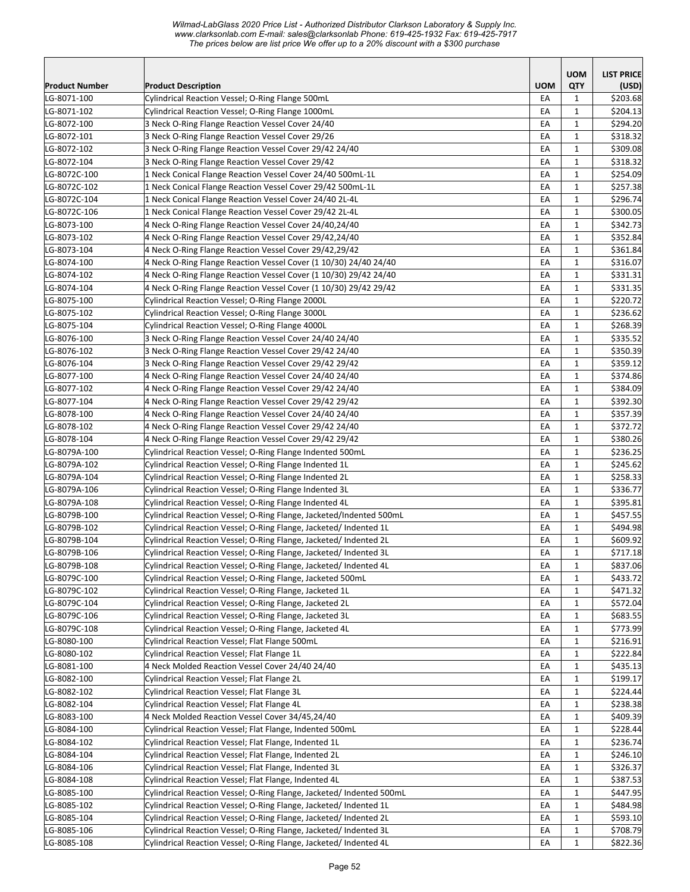| Product Number | Product Description | UOM | UOM QTY | LIST PRICE (USD) |
|---|---|---|---|---|
| LG-8071-100 | Cylindrical Reaction Vessel; O-Ring Flange 500mL | EA | 1 | $203.68 |
| LG-8071-102 | Cylindrical Reaction Vessel; O-Ring Flange 1000mL | EA | 1 | $204.13 |
| LG-8072-100 | 3 Neck O-Ring Flange Reaction Vessel Cover 24/40 | EA | 1 | $294.20 |
| LG-8072-101 | 3 Neck O-Ring Flange Reaction Vessel Cover 29/26 | EA | 1 | $318.32 |
| LG-8072-102 | 3 Neck O-Ring Flange Reaction Vessel Cover 29/42 24/40 | EA | 1 | $309.08 |
| LG-8072-104 | 3 Neck O-Ring Flange Reaction Vessel Cover 29/42 | EA | 1 | $318.32 |
| LG-8072C-100 | 1 Neck Conical Flange Reaction Vessel Cover 24/40 500mL-1L | EA | 1 | $254.09 |
| LG-8072C-102 | 1 Neck Conical Flange Reaction Vessel Cover 29/42 500mL-1L | EA | 1 | $257.38 |
| LG-8072C-104 | 1 Neck Conical Flange Reaction Vessel Cover 24/40 2L-4L | EA | 1 | $296.74 |
| LG-8072C-106 | 1 Neck Conical Flange Reaction Vessel Cover 29/42 2L-4L | EA | 1 | $300.05 |
| LG-8073-100 | 4 Neck O-Ring Flange Reaction Vessel Cover 24/40,24/40 | EA | 1 | $342.73 |
| LG-8073-102 | 4 Neck O-Ring Flange Reaction Vessel Cover 29/42,24/40 | EA | 1 | $352.84 |
| LG-8073-104 | 4 Neck O-Ring Flange Reaction Vessel Cover 29/42,29/42 | EA | 1 | $361.84 |
| LG-8074-100 | 4 Neck O-Ring Flange Reaction Vessel Cover (1 10/30) 24/40 24/40 | EA | 1 | $316.07 |
| LG-8074-102 | 4 Neck O-Ring Flange Reaction Vessel Cover (1 10/30) 29/42 24/40 | EA | 1 | $331.31 |
| LG-8074-104 | 4 Neck O-Ring Flange Reaction Vessel Cover (1 10/30) 29/42 29/42 | EA | 1 | $331.35 |
| LG-8075-100 | Cylindrical Reaction Vessel; O-Ring Flange 2000L | EA | 1 | $220.72 |
| LG-8075-102 | Cylindrical Reaction Vessel; O-Ring Flange 3000L | EA | 1 | $236.62 |
| LG-8075-104 | Cylindrical Reaction Vessel; O-Ring Flange 4000L | EA | 1 | $268.39 |
| LG-8076-100 | 3 Neck O-Ring Flange Reaction Vessel Cover 24/40 24/40 | EA | 1 | $335.52 |
| LG-8076-102 | 3 Neck O-Ring Flange Reaction Vessel Cover 29/42 24/40 | EA | 1 | $350.39 |
| LG-8076-104 | 3 Neck O-Ring Flange Reaction Vessel Cover 29/42 29/42 | EA | 1 | $359.12 |
| LG-8077-100 | 4 Neck O-Ring Flange Reaction Vessel Cover 24/40 24/40 | EA | 1 | $374.86 |
| LG-8077-102 | 4 Neck O-Ring Flange Reaction Vessel Cover 29/42 24/40 | EA | 1 | $384.09 |
| LG-8077-104 | 4 Neck O-Ring Flange Reaction Vessel Cover 29/42 29/42 | EA | 1 | $392.30 |
| LG-8078-100 | 4 Neck O-Ring Flange Reaction Vessel Cover 24/40 24/40 | EA | 1 | $357.39 |
| LG-8078-102 | 4 Neck O-Ring Flange Reaction Vessel Cover 29/42 24/40 | EA | 1 | $372.72 |
| LG-8078-104 | 4 Neck O-Ring Flange Reaction Vessel Cover 29/42 29/42 | EA | 1 | $380.26 |
| LG-8079A-100 | Cylindrical Reaction Vessel; O-Ring Flange Indented 500mL | EA | 1 | $236.25 |
| LG-8079A-102 | Cylindrical Reaction Vessel; O-Ring Flange Indented 1L | EA | 1 | $245.62 |
| LG-8079A-104 | Cylindrical Reaction Vessel; O-Ring Flange Indented 2L | EA | 1 | $258.33 |
| LG-8079A-106 | Cylindrical Reaction Vessel; O-Ring Flange Indented 3L | EA | 1 | $336.77 |
| LG-8079A-108 | Cylindrical Reaction Vessel; O-Ring Flange Indented 4L | EA | 1 | $395.81 |
| LG-8079B-100 | Cylindrical Reaction Vessel; O-Ring Flange, Jacketed/Indented 500mL | EA | 1 | $457.55 |
| LG-8079B-102 | Cylindrical Reaction Vessel; O-Ring Flange, Jacketed/ Indented 1L | EA | 1 | $494.98 |
| LG-8079B-104 | Cylindrical Reaction Vessel; O-Ring Flange, Jacketed/ Indented 2L | EA | 1 | $609.92 |
| LG-8079B-106 | Cylindrical Reaction Vessel; O-Ring Flange, Jacketed/ Indented 3L | EA | 1 | $717.18 |
| LG-8079B-108 | Cylindrical Reaction Vessel; O-Ring Flange, Jacketed/ Indented 4L | EA | 1 | $837.06 |
| LG-8079C-100 | Cylindrical Reaction Vessel; O-Ring Flange, Jacketed 500mL | EA | 1 | $433.72 |
| LG-8079C-102 | Cylindrical Reaction Vessel; O-Ring Flange, Jacketed 1L | EA | 1 | $471.32 |
| LG-8079C-104 | Cylindrical Reaction Vessel; O-Ring Flange, Jacketed 2L | EA | 1 | $572.04 |
| LG-8079C-106 | Cylindrical Reaction Vessel; O-Ring Flange, Jacketed 3L | EA | 1 | $683.55 |
| LG-8079C-108 | Cylindrical Reaction Vessel; O-Ring Flange, Jacketed 4L | EA | 1 | $773.99 |
| LG-8080-100 | Cylindrical Reaction Vessel; Flat Flange 500mL | EA | 1 | $216.91 |
| LG-8080-102 | Cylindrical Reaction Vessel; Flat Flange 1L | EA | 1 | $222.84 |
| LG-8081-100 | 4 Neck Molded Reaction Vessel Cover 24/40 24/40 | EA | 1 | $435.13 |
| LG-8082-100 | Cylindrical Reaction Vessel; Flat Flange 2L | EA | 1 | $199.17 |
| LG-8082-102 | Cylindrical Reaction Vessel; Flat Flange 3L | EA | 1 | $224.44 |
| LG-8082-104 | Cylindrical Reaction Vessel; Flat Flange 4L | EA | 1 | $238.38 |
| LG-8083-100 | 4 Neck Molded Reaction Vessel Cover 34/45,24/40 | EA | 1 | $409.39 |
| LG-8084-100 | Cylindrical Reaction Vessel; Flat Flange, Indented 500mL | EA | 1 | $228.44 |
| LG-8084-102 | Cylindrical Reaction Vessel; Flat Flange, Indented 1L | EA | 1 | $236.74 |
| LG-8084-104 | Cylindrical Reaction Vessel; Flat Flange, Indented 2L | EA | 1 | $246.10 |
| LG-8084-106 | Cylindrical Reaction Vessel; Flat Flange, Indented 3L | EA | 1 | $326.37 |
| LG-8084-108 | Cylindrical Reaction Vessel; Flat Flange, Indented 4L | EA | 1 | $387.53 |
| LG-8085-100 | Cylindrical Reaction Vessel; O-Ring Flange, Jacketed/ Indented 500mL | EA | 1 | $447.95 |
| LG-8085-102 | Cylindrical Reaction Vessel; O-Ring Flange, Jacketed/ Indented 1L | EA | 1 | $484.98 |
| LG-8085-104 | Cylindrical Reaction Vessel; O-Ring Flange, Jacketed/ Indented 2L | EA | 1 | $593.10 |
| LG-8085-106 | Cylindrical Reaction Vessel; O-Ring Flange, Jacketed/ Indented 3L | EA | 1 | $708.79 |
| LG-8085-108 | Cylindrical Reaction Vessel; O-Ring Flange, Jacketed/ Indented 4L | EA | 1 | $822.36 |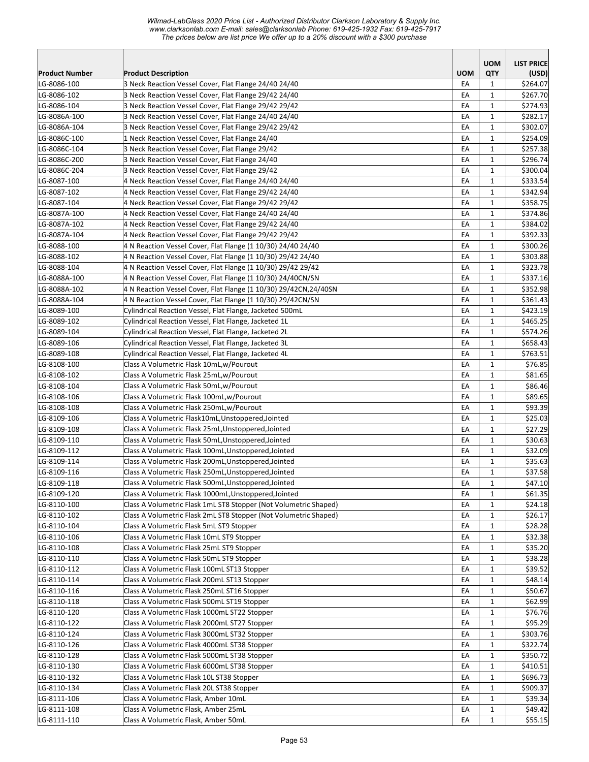| Product Number | Product Description | UOM | UOM QTY | LIST PRICE (USD) |
|---|---|---|---|---|
| LG-8086-100 | 3 Neck Reaction Vessel Cover, Flat Flange 24/40 24/40 | EA | 1 | $264.07 |
| LG-8086-102 | 3 Neck Reaction Vessel Cover, Flat Flange 29/42 24/40 | EA | 1 | $267.70 |
| LG-8086-104 | 3 Neck Reaction Vessel Cover, Flat Flange 29/42 29/42 | EA | 1 | $274.93 |
| LG-8086A-100 | 3 Neck Reaction Vessel Cover, Flat Flange 24/40 24/40 | EA | 1 | $282.17 |
| LG-8086A-104 | 3 Neck Reaction Vessel Cover, Flat Flange 29/42 29/42 | EA | 1 | $302.07 |
| LG-8086C-100 | 1 Neck Reaction Vessel Cover, Flat Flange 24/40 | EA | 1 | $254.09 |
| LG-8086C-104 | 3 Neck Reaction Vessel Cover, Flat Flange 29/42 | EA | 1 | $257.38 |
| LG-8086C-200 | 3 Neck Reaction Vessel Cover, Flat Flange 24/40 | EA | 1 | $296.74 |
| LG-8086C-204 | 3 Neck Reaction Vessel Cover, Flat Flange 29/42 | EA | 1 | $300.04 |
| LG-8087-100 | 4 Neck Reaction Vessel Cover, Flat Flange 24/40 24/40 | EA | 1 | $333.54 |
| LG-8087-102 | 4 Neck Reaction Vessel Cover, Flat Flange 29/42 24/40 | EA | 1 | $342.94 |
| LG-8087-104 | 4 Neck Reaction Vessel Cover, Flat Flange 29/42 29/42 | EA | 1 | $358.75 |
| LG-8087A-100 | 4 Neck Reaction Vessel Cover, Flat Flange 24/40 24/40 | EA | 1 | $374.86 |
| LG-8087A-102 | 4 Neck Reaction Vessel Cover, Flat Flange 29/42 24/40 | EA | 1 | $384.02 |
| LG-8087A-104 | 4 Neck Reaction Vessel Cover, Flat Flange 29/42 29/42 | EA | 1 | $392.33 |
| LG-8088-100 | 4 N Reaction Vessel Cover, Flat Flange (1 10/30) 24/40 24/40 | EA | 1 | $300.26 |
| LG-8088-102 | 4 N Reaction Vessel Cover, Flat Flange (1 10/30) 29/42 24/40 | EA | 1 | $303.88 |
| LG-8088-104 | 4 N Reaction Vessel Cover, Flat Flange (1 10/30) 29/42 29/42 | EA | 1 | $323.78 |
| LG-8088A-100 | 4 N Reaction Vessel Cover, Flat Flange (1 10/30) 24/40CN/SN | EA | 1 | $337.16 |
| LG-8088A-102 | 4 N Reaction Vessel Cover, Flat Flange (1 10/30) 29/42CN,24/40SN | EA | 1 | $352.98 |
| LG-8088A-104 | 4 N Reaction Vessel Cover, Flat Flange (1 10/30) 29/42CN/SN | EA | 1 | $361.43 |
| LG-8089-100 | Cylindrical Reaction Vessel, Flat Flange, Jacketed 500mL | EA | 1 | $423.19 |
| LG-8089-102 | Cylindrical Reaction Vessel, Flat Flange, Jacketed 1L | EA | 1 | $465.25 |
| LG-8089-104 | Cylindrical Reaction Vessel, Flat Flange, Jacketed 2L | EA | 1 | $574.26 |
| LG-8089-106 | Cylindrical Reaction Vessel, Flat Flange, Jacketed 3L | EA | 1 | $658.43 |
| LG-8089-108 | Cylindrical Reaction Vessel, Flat Flange, Jacketed 4L | EA | 1 | $763.51 |
| LG-8108-100 | Class A Volumetric Flask 10mL,w/Pourout | EA | 1 | $76.85 |
| LG-8108-102 | Class A Volumetric Flask 25mL,w/Pourout | EA | 1 | $81.65 |
| LG-8108-104 | Class A Volumetric Flask 50mL,w/Pourout | EA | 1 | $86.46 |
| LG-8108-106 | Class A Volumetric Flask 100mL,w/Pourout | EA | 1 | $89.65 |
| LG-8108-108 | Class A Volumetric Flask 250mL,w/Pourout | EA | 1 | $93.39 |
| LG-8109-106 | Class A Volumetric Flask10mL,Unstoppered,Jointed | EA | 1 | $25.03 |
| LG-8109-108 | Class A Volumetric Flask 25mL,Unstoppered,Jointed | EA | 1 | $27.29 |
| LG-8109-110 | Class A Volumetric Flask 50mL,Unstoppered,Jointed | EA | 1 | $30.63 |
| LG-8109-112 | Class A Volumetric Flask 100mL,Unstoppered,Jointed | EA | 1 | $32.09 |
| LG-8109-114 | Class A Volumetric Flask 200mL,Unstoppered,Jointed | EA | 1 | $35.63 |
| LG-8109-116 | Class A Volumetric Flask 250mL,Unstoppered,Jointed | EA | 1 | $37.58 |
| LG-8109-118 | Class A Volumetric Flask 500mL,Unstoppered,Jointed | EA | 1 | $47.10 |
| LG-8109-120 | Class A Volumetric Flask 1000mL,Unstoppered,Jointed | EA | 1 | $61.35 |
| LG-8110-100 | Class A Volumetric Flask 1mL ST8 Stopper (Not Volumetric Shaped) | EA | 1 | $24.18 |
| LG-8110-102 | Class A Volumetric Flask 2mL ST8 Stopper (Not Volumetric Shaped) | EA | 1 | $26.17 |
| LG-8110-104 | Class A Volumetric Flask 5mL ST9 Stopper | EA | 1 | $28.28 |
| LG-8110-106 | Class A Volumetric Flask 10mL ST9 Stopper | EA | 1 | $32.38 |
| LG-8110-108 | Class A Volumetric Flask 25mL ST9 Stopper | EA | 1 | $35.20 |
| LG-8110-110 | Class A Volumetric Flask 50mL ST9 Stopper | EA | 1 | $38.28 |
| LG-8110-112 | Class A Volumetric Flask 100mL ST13 Stopper | EA | 1 | $39.52 |
| LG-8110-114 | Class A Volumetric Flask 200mL ST13 Stopper | EA | 1 | $48.14 |
| LG-8110-116 | Class A Volumetric Flask 250mL ST16 Stopper | EA | 1 | $50.67 |
| LG-8110-118 | Class A Volumetric Flask 500mL ST19 Stopper | EA | 1 | $62.99 |
| LG-8110-120 | Class A Volumetric Flask 1000mL ST22 Stopper | EA | 1 | $76.76 |
| LG-8110-122 | Class A Volumetric Flask 2000mL ST27 Stopper | EA | 1 | $95.29 |
| LG-8110-124 | Class A Volumetric Flask 3000mL ST32 Stopper | EA | 1 | $303.76 |
| LG-8110-126 | Class A Volumetric Flask 4000mL ST38 Stopper | EA | 1 | $322.74 |
| LG-8110-128 | Class A Volumetric Flask 5000mL ST38 Stopper | EA | 1 | $350.72 |
| LG-8110-130 | Class A Volumetric Flask 6000mL ST38 Stopper | EA | 1 | $410.51 |
| LG-8110-132 | Class A Volumetric Flask 10L ST38 Stopper | EA | 1 | $696.73 |
| LG-8110-134 | Class A Volumetric Flask 20L ST38 Stopper | EA | 1 | $909.37 |
| LG-8111-106 | Class A Volumetric Flask, Amber 10mL | EA | 1 | $39.34 |
| LG-8111-108 | Class A Volumetric Flask, Amber 25mL | EA | 1 | $49.42 |
| LG-8111-110 | Class A Volumetric Flask, Amber 50mL | EA | 1 | $55.15 |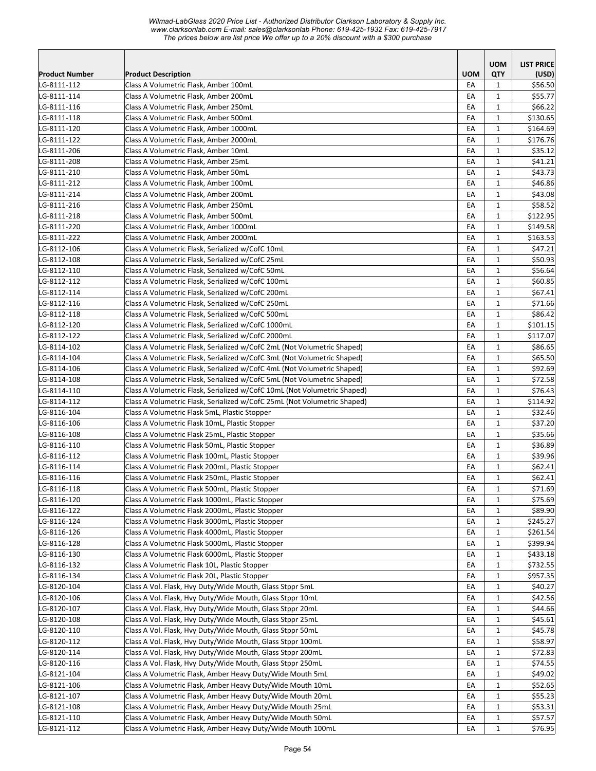| Product Number | Product Description | UOM | UOM QTY | LIST PRICE (USD) |
|---|---|---|---|---|
| LG-8111-112 | Class A Volumetric Flask, Amber 100mL | EA | 1 | $56.50 |
| LG-8111-114 | Class A Volumetric Flask, Amber 200mL | EA | 1 | $55.77 |
| LG-8111-116 | Class A Volumetric Flask, Amber 250mL | EA | 1 | $66.22 |
| LG-8111-118 | Class A Volumetric Flask, Amber 500mL | EA | 1 | $130.65 |
| LG-8111-120 | Class A Volumetric Flask, Amber 1000mL | EA | 1 | $164.69 |
| LG-8111-122 | Class A Volumetric Flask, Amber 2000mL | EA | 1 | $176.76 |
| LG-8111-206 | Class A Volumetric Flask, Amber 10mL | EA | 1 | $35.12 |
| LG-8111-208 | Class A Volumetric Flask, Amber 25mL | EA | 1 | $41.21 |
| LG-8111-210 | Class A Volumetric Flask, Amber 50mL | EA | 1 | $43.73 |
| LG-8111-212 | Class A Volumetric Flask, Amber 100mL | EA | 1 | $46.86 |
| LG-8111-214 | Class A Volumetric Flask, Amber 200mL | EA | 1 | $43.08 |
| LG-8111-216 | Class A Volumetric Flask, Amber 250mL | EA | 1 | $58.52 |
| LG-8111-218 | Class A Volumetric Flask, Amber 500mL | EA | 1 | $122.95 |
| LG-8111-220 | Class A Volumetric Flask, Amber 1000mL | EA | 1 | $149.58 |
| LG-8111-222 | Class A Volumetric Flask, Amber 2000mL | EA | 1 | $163.53 |
| LG-8112-106 | Class A Volumetric Flask, Serialized w/CofC 10mL | EA | 1 | $47.21 |
| LG-8112-108 | Class A Volumetric Flask, Serialized w/CofC 25mL | EA | 1 | $50.93 |
| LG-8112-110 | Class A Volumetric Flask, Serialized w/CofC 50mL | EA | 1 | $56.64 |
| LG-8112-112 | Class A Volumetric Flask, Serialized w/CofC 100mL | EA | 1 | $60.85 |
| LG-8112-114 | Class A Volumetric Flask, Serialized w/CofC 200mL | EA | 1 | $67.41 |
| LG-8112-116 | Class A Volumetric Flask, Serialized w/CofC 250mL | EA | 1 | $71.66 |
| LG-8112-118 | Class A Volumetric Flask, Serialized w/CofC 500mL | EA | 1 | $86.42 |
| LG-8112-120 | Class A Volumetric Flask, Serialized w/CofC 1000mL | EA | 1 | $101.15 |
| LG-8112-122 | Class A Volumetric Flask, Serialized w/CofC 2000mL | EA | 1 | $117.07 |
| LG-8114-102 | Class A Volumetric Flask, Serialized w/CofC 2mL (Not Volumetric Shaped) | EA | 1 | $86.65 |
| LG-8114-104 | Class A Volumetric Flask, Serialized w/CofC 3mL (Not Volumetric Shaped) | EA | 1 | $65.50 |
| LG-8114-106 | Class A Volumetric Flask, Serialized w/CofC 4mL (Not Volumetric Shaped) | EA | 1 | $92.69 |
| LG-8114-108 | Class A Volumetric Flask, Serialized w/CofC 5mL (Not Volumetric Shaped) | EA | 1 | $72.58 |
| LG-8114-110 | Class A Volumetric Flask, Serialized w/CofC 10mL (Not Volumetric Shaped) | EA | 1 | $76.43 |
| LG-8114-112 | Class A Volumetric Flask, Serialized w/CofC 25mL (Not Volumetric Shaped) | EA | 1 | $114.92 |
| LG-8116-104 | Class A Volumetric Flask 5mL, Plastic Stopper | EA | 1 | $32.46 |
| LG-8116-106 | Class A Volumetric Flask 10mL, Plastic Stopper | EA | 1 | $37.20 |
| LG-8116-108 | Class A Volumetric Flask 25mL, Plastic Stopper | EA | 1 | $35.66 |
| LG-8116-110 | Class A Volumetric Flask 50mL, Plastic Stopper | EA | 1 | $36.89 |
| LG-8116-112 | Class A Volumetric Flask 100mL, Plastic Stopper | EA | 1 | $39.96 |
| LG-8116-114 | Class A Volumetric Flask 200mL, Plastic Stopper | EA | 1 | $62.41 |
| LG-8116-116 | Class A Volumetric Flask 250mL, Plastic Stopper | EA | 1 | $62.41 |
| LG-8116-118 | Class A Volumetric Flask 500mL, Plastic Stopper | EA | 1 | $71.69 |
| LG-8116-120 | Class A Volumetric Flask 1000mL, Plastic Stopper | EA | 1 | $75.69 |
| LG-8116-122 | Class A Volumetric Flask 2000mL, Plastic Stopper | EA | 1 | $89.90 |
| LG-8116-124 | Class A Volumetric Flask 3000mL, Plastic Stopper | EA | 1 | $245.27 |
| LG-8116-126 | Class A Volumetric Flask 4000mL, Plastic Stopper | EA | 1 | $261.54 |
| LG-8116-128 | Class A Volumetric Flask 5000mL, Plastic Stopper | EA | 1 | $399.94 |
| LG-8116-130 | Class A Volumetric Flask 6000mL, Plastic Stopper | EA | 1 | $433.18 |
| LG-8116-132 | Class A Volumetric Flask 10L, Plastic Stopper | EA | 1 | $732.55 |
| LG-8116-134 | Class A Volumetric Flask 20L, Plastic Stopper | EA | 1 | $957.35 |
| LG-8120-104 | Class A Vol. Flask, Hvy Duty/Wide Mouth, Glass Stppr 5mL | EA | 1 | $40.27 |
| LG-8120-106 | Class A Vol. Flask, Hvy Duty/Wide Mouth, Glass Stppr 10mL | EA | 1 | $42.56 |
| LG-8120-107 | Class A Vol. Flask, Hvy Duty/Wide Mouth, Glass Stppr 20mL | EA | 1 | $44.66 |
| LG-8120-108 | Class A Vol. Flask, Hvy Duty/Wide Mouth, Glass Stppr 25mL | EA | 1 | $45.61 |
| LG-8120-110 | Class A Vol. Flask, Hvy Duty/Wide Mouth, Glass Stppr 50mL | EA | 1 | $45.78 |
| LG-8120-112 | Class A Vol. Flask, Hvy Duty/Wide Mouth, Glass Stppr 100mL | EA | 1 | $58.97 |
| LG-8120-114 | Class A Vol. Flask, Hvy Duty/Wide Mouth, Glass Stppr 200mL | EA | 1 | $72.83 |
| LG-8120-116 | Class A Vol. Flask, Hvy Duty/Wide Mouth, Glass Stppr 250mL | EA | 1 | $74.55 |
| LG-8121-104 | Class A Volumetric Flask, Amber Heavy Duty/Wide Mouth 5mL | EA | 1 | $49.02 |
| LG-8121-106 | Class A Volumetric Flask, Amber Heavy Duty/Wide Mouth 10mL | EA | 1 | $52.65 |
| LG-8121-107 | Class A Volumetric Flask, Amber Heavy Duty/Wide Mouth 20mL | EA | 1 | $55.23 |
| LG-8121-108 | Class A Volumetric Flask, Amber Heavy Duty/Wide Mouth 25mL | EA | 1 | $53.31 |
| LG-8121-110 | Class A Volumetric Flask, Amber Heavy Duty/Wide Mouth 50mL | EA | 1 | $57.57 |
| LG-8121-112 | Class A Volumetric Flask, Amber Heavy Duty/Wide Mouth 100mL | EA | 1 | $76.95 |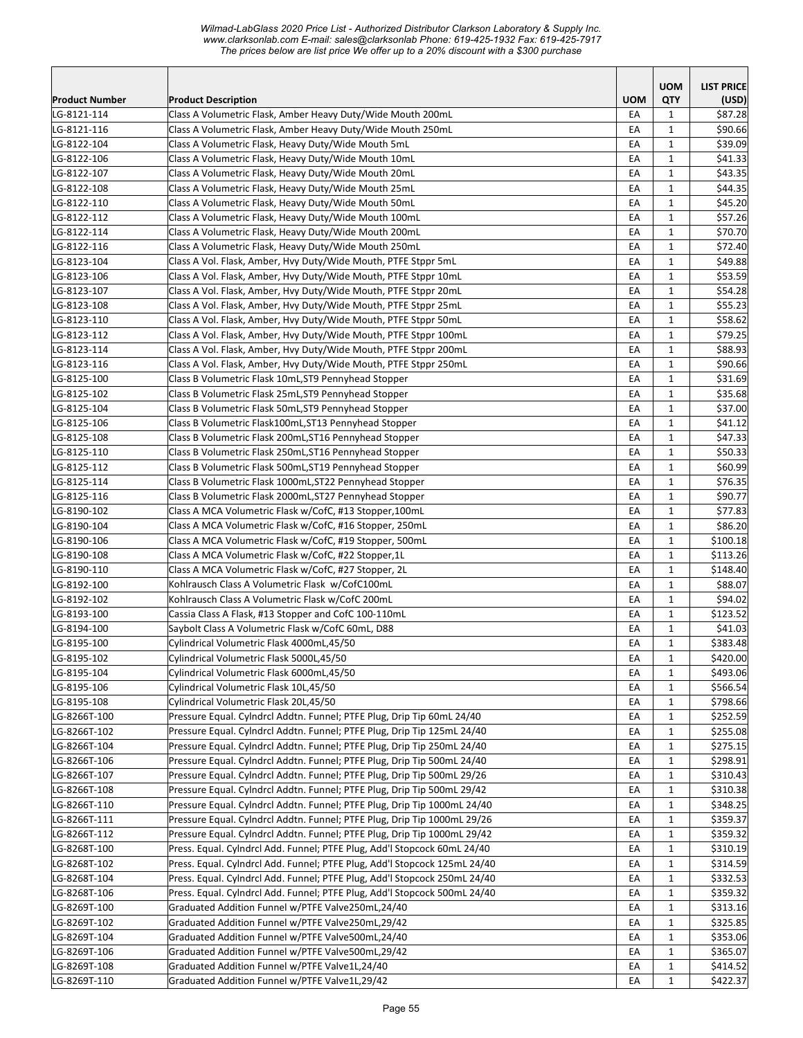| Product Number | Product Description | UOM | UOM QTY | LIST PRICE (USD) |
|---|---|---|---|---|
| LG-8121-114 | Class A Volumetric Flask, Amber Heavy Duty/Wide Mouth 200mL | EA | 1 | $87.28 |
| LG-8121-116 | Class A Volumetric Flask, Amber Heavy Duty/Wide Mouth 250mL | EA | 1 | $90.66 |
| LG-8122-104 | Class A Volumetric Flask, Heavy Duty/Wide Mouth 5mL | EA | 1 | $39.09 |
| LG-8122-106 | Class A Volumetric Flask, Heavy Duty/Wide Mouth 10mL | EA | 1 | $41.33 |
| LG-8122-107 | Class A Volumetric Flask, Heavy Duty/Wide Mouth 20mL | EA | 1 | $43.35 |
| LG-8122-108 | Class A Volumetric Flask, Heavy Duty/Wide Mouth 25mL | EA | 1 | $44.35 |
| LG-8122-110 | Class A Volumetric Flask, Heavy Duty/Wide Mouth 50mL | EA | 1 | $45.20 |
| LG-8122-112 | Class A Volumetric Flask, Heavy Duty/Wide Mouth 100mL | EA | 1 | $57.26 |
| LG-8122-114 | Class A Volumetric Flask, Heavy Duty/Wide Mouth 200mL | EA | 1 | $70.70 |
| LG-8122-116 | Class A Volumetric Flask, Heavy Duty/Wide Mouth 250mL | EA | 1 | $72.40 |
| LG-8123-104 | Class A Vol. Flask, Amber, Hvy Duty/Wide Mouth, PTFE Stppr 5mL | EA | 1 | $49.88 |
| LG-8123-106 | Class A Vol. Flask, Amber, Hvy Duty/Wide Mouth, PTFE Stppr 10mL | EA | 1 | $53.59 |
| LG-8123-107 | Class A Vol. Flask, Amber, Hvy Duty/Wide Mouth, PTFE Stppr 20mL | EA | 1 | $54.28 |
| LG-8123-108 | Class A Vol. Flask, Amber, Hvy Duty/Wide Mouth, PTFE Stppr 25mL | EA | 1 | $55.23 |
| LG-8123-110 | Class A Vol. Flask, Amber, Hvy Duty/Wide Mouth, PTFE Stppr 50mL | EA | 1 | $58.62 |
| LG-8123-112 | Class A Vol. Flask, Amber, Hvy Duty/Wide Mouth, PTFE Stppr 100mL | EA | 1 | $79.25 |
| LG-8123-114 | Class A Vol. Flask, Amber, Hvy Duty/Wide Mouth, PTFE Stppr 200mL | EA | 1 | $88.93 |
| LG-8123-116 | Class A Vol. Flask, Amber, Hvy Duty/Wide Mouth, PTFE Stppr 250mL | EA | 1 | $90.66 |
| LG-8125-100 | Class B Volumetric Flask 10mL,ST9 Pennyhead Stopper | EA | 1 | $31.69 |
| LG-8125-102 | Class B Volumetric Flask 25mL,ST9 Pennyhead Stopper | EA | 1 | $35.68 |
| LG-8125-104 | Class B Volumetric Flask 50mL,ST9 Pennyhead Stopper | EA | 1 | $37.00 |
| LG-8125-106 | Class B Volumetric Flask100mL,ST13 Pennyhead Stopper | EA | 1 | $41.12 |
| LG-8125-108 | Class B Volumetric Flask 200mL,ST16 Pennyhead Stopper | EA | 1 | $47.33 |
| LG-8125-110 | Class B Volumetric Flask 250mL,ST16 Pennyhead Stopper | EA | 1 | $50.33 |
| LG-8125-112 | Class B Volumetric Flask 500mL,ST19 Pennyhead Stopper | EA | 1 | $60.99 |
| LG-8125-114 | Class B Volumetric Flask 1000mL,ST22 Pennyhead Stopper | EA | 1 | $76.35 |
| LG-8125-116 | Class B Volumetric Flask 2000mL,ST27 Pennyhead Stopper | EA | 1 | $90.77 |
| LG-8190-102 | Class A MCA Volumetric Flask w/CofC, #13 Stopper,100mL | EA | 1 | $77.83 |
| LG-8190-104 | Class A MCA Volumetric Flask w/CofC, #16 Stopper, 250mL | EA | 1 | $86.20 |
| LG-8190-106 | Class A MCA Volumetric Flask w/CofC, #19 Stopper, 500mL | EA | 1 | $100.18 |
| LG-8190-108 | Class A MCA Volumetric Flask w/CofC, #22 Stopper,1L | EA | 1 | $113.26 |
| LG-8190-110 | Class A MCA Volumetric Flask w/CofC, #27 Stopper, 2L | EA | 1 | $148.40 |
| LG-8192-100 | Kohlrausch Class A Volumetric Flask w/CofC100mL | EA | 1 | $88.07 |
| LG-8192-102 | Kohlrausch Class A Volumetric Flask w/CofC 200mL | EA | 1 | $94.02 |
| LG-8193-100 | Cassia Class A Flask, #13 Stopper and CofC 100-110mL | EA | 1 | $123.52 |
| LG-8194-100 | Saybolt Class A Volumetric Flask w/CofC 60mL, D88 | EA | 1 | $41.03 |
| LG-8195-100 | Cylindrical Volumetric Flask 4000mL,45/50 | EA | 1 | $383.48 |
| LG-8195-102 | Cylindrical Volumetric Flask 5000L,45/50 | EA | 1 | $420.00 |
| LG-8195-104 | Cylindrical Volumetric Flask 6000mL,45/50 | EA | 1 | $493.06 |
| LG-8195-106 | Cylindrical Volumetric Flask 10L,45/50 | EA | 1 | $566.54 |
| LG-8195-108 | Cylindrical Volumetric Flask 20L,45/50 | EA | 1 | $798.66 |
| LG-8266T-100 | Pressure Equal. Cylndrcl Addtn. Funnel; PTFE Plug, Drip Tip 60mL 24/40 | EA | 1 | $252.59 |
| LG-8266T-102 | Pressure Equal. Cylndrcl Addtn. Funnel; PTFE Plug, Drip Tip 125mL 24/40 | EA | 1 | $255.08 |
| LG-8266T-104 | Pressure Equal. Cylndrcl Addtn. Funnel; PTFE Plug, Drip Tip 250mL 24/40 | EA | 1 | $275.15 |
| LG-8266T-106 | Pressure Equal. Cylndrcl Addtn. Funnel; PTFE Plug, Drip Tip 500mL 24/40 | EA | 1 | $298.91 |
| LG-8266T-107 | Pressure Equal. Cylndrcl Addtn. Funnel; PTFE Plug, Drip Tip 500mL 29/26 | EA | 1 | $310.43 |
| LG-8266T-108 | Pressure Equal. Cylndrcl Addtn. Funnel; PTFE Plug, Drip Tip 500mL 29/42 | EA | 1 | $310.38 |
| LG-8266T-110 | Pressure Equal. Cylndrcl Addtn. Funnel; PTFE Plug, Drip Tip 1000mL 24/40 | EA | 1 | $348.25 |
| LG-8266T-111 | Pressure Equal. Cylndrcl Addtn. Funnel; PTFE Plug, Drip Tip 1000mL 29/26 | EA | 1 | $359.37 |
| LG-8266T-112 | Pressure Equal. Cylndrcl Addtn. Funnel; PTFE Plug, Drip Tip 1000mL 29/42 | EA | 1 | $359.32 |
| LG-8268T-100 | Press. Equal. Cylndrcl Add. Funnel; PTFE Plug, Add'l Stopcock 60mL 24/40 | EA | 1 | $310.19 |
| LG-8268T-102 | Press. Equal. Cylndrcl Add. Funnel; PTFE Plug, Add'l Stopcock 125mL 24/40 | EA | 1 | $314.59 |
| LG-8268T-104 | Press. Equal. Cylndrcl Add. Funnel; PTFE Plug, Add'l Stopcock 250mL 24/40 | EA | 1 | $332.53 |
| LG-8268T-106 | Press. Equal. Cylndrcl Add. Funnel; PTFE Plug, Add'l Stopcock 500mL 24/40 | EA | 1 | $359.32 |
| LG-8269T-100 | Graduated Addition Funnel w/PTFE Valve250mL,24/40 | EA | 1 | $313.16 |
| LG-8269T-102 | Graduated Addition Funnel w/PTFE Valve250mL,29/42 | EA | 1 | $325.85 |
| LG-8269T-104 | Graduated Addition Funnel w/PTFE Valve500mL,24/40 | EA | 1 | $353.06 |
| LG-8269T-106 | Graduated Addition Funnel w/PTFE Valve500mL,29/42 | EA | 1 | $365.07 |
| LG-8269T-108 | Graduated Addition Funnel w/PTFE Valve1L,24/40 | EA | 1 | $414.52 |
| LG-8269T-110 | Graduated Addition Funnel w/PTFE Valve1L,29/42 | EA | 1 | $422.37 |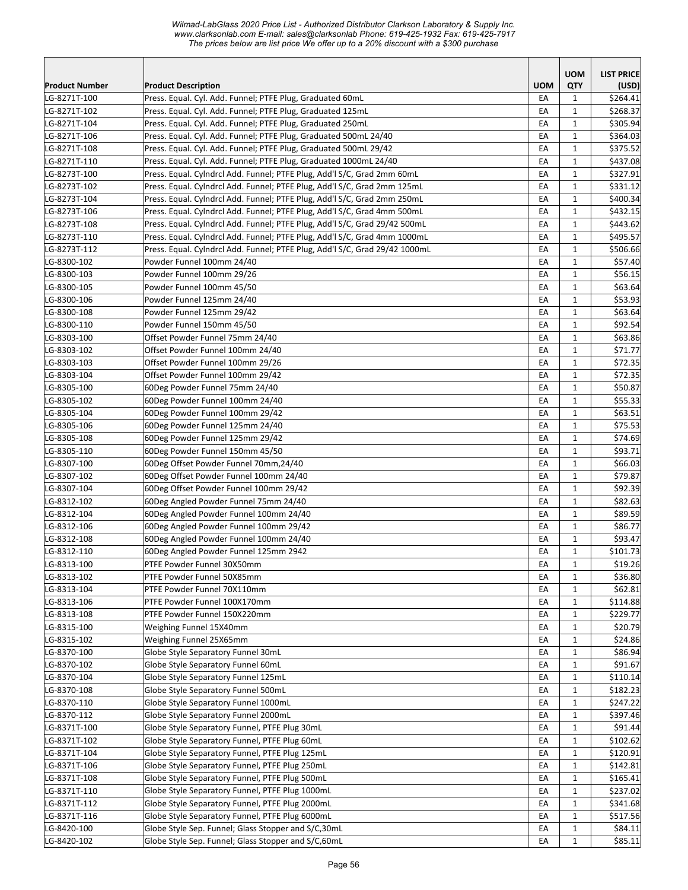| Product Number | Product Description | UOM | UOM QTY | LIST PRICE (USD) |
|---|---|---|---|---|
| LG-8271T-100 | Press. Equal. Cyl. Add. Funnel; PTFE Plug, Graduated 60mL | EA | 1 | $264.41 |
| LG-8271T-102 | Press. Equal. Cyl. Add. Funnel; PTFE Plug, Graduated 125mL | EA | 1 | $268.37 |
| LG-8271T-104 | Press. Equal. Cyl. Add. Funnel; PTFE Plug, Graduated 250mL | EA | 1 | $305.94 |
| LG-8271T-106 | Press. Equal. Cyl. Add. Funnel; PTFE Plug, Graduated 500mL 24/40 | EA | 1 | $364.03 |
| LG-8271T-108 | Press. Equal. Cyl. Add. Funnel; PTFE Plug, Graduated 500mL 29/42 | EA | 1 | $375.52 |
| LG-8271T-110 | Press. Equal. Cyl. Add. Funnel; PTFE Plug, Graduated 1000mL 24/40 | EA | 1 | $437.08 |
| LG-8273T-100 | Press. Equal. Cylndrcl Add. Funnel; PTFE Plug, Add'l S/C, Grad 2mm 60mL | EA | 1 | $327.91 |
| LG-8273T-102 | Press. Equal. Cylndrcl Add. Funnel; PTFE Plug, Add'l S/C, Grad 2mm 125mL | EA | 1 | $331.12 |
| LG-8273T-104 | Press. Equal. Cylndrcl Add. Funnel; PTFE Plug, Add'l S/C, Grad 2mm 250mL | EA | 1 | $400.34 |
| LG-8273T-106 | Press. Equal. Cylndrcl Add. Funnel; PTFE Plug, Add'l S/C, Grad 4mm 500mL | EA | 1 | $432.15 |
| LG-8273T-108 | Press. Equal. Cylndrcl Add. Funnel; PTFE Plug, Add'l S/C, Grad 29/42 500mL | EA | 1 | $443.62 |
| LG-8273T-110 | Press. Equal. Cylndrcl Add. Funnel; PTFE Plug, Add'l S/C, Grad 4mm 1000mL | EA | 1 | $495.57 |
| LG-8273T-112 | Press. Equal. Cylndrcl Add. Funnel; PTFE Plug, Add'l S/C, Grad 29/42 1000mL | EA | 1 | $506.66 |
| LG-8300-102 | Powder Funnel 100mm 24/40 | EA | 1 | $57.40 |
| LG-8300-103 | Powder Funnel 100mm 29/26 | EA | 1 | $56.15 |
| LG-8300-105 | Powder Funnel 100mm 45/50 | EA | 1 | $63.64 |
| LG-8300-106 | Powder Funnel 125mm 24/40 | EA | 1 | $53.93 |
| LG-8300-108 | Powder Funnel 125mm 29/42 | EA | 1 | $63.64 |
| LG-8300-110 | Powder Funnel 150mm 45/50 | EA | 1 | $92.54 |
| LG-8303-100 | Offset Powder Funnel 75mm 24/40 | EA | 1 | $63.86 |
| LG-8303-102 | Offset Powder Funnel 100mm 24/40 | EA | 1 | $71.77 |
| LG-8303-103 | Offset Powder Funnel 100mm 29/26 | EA | 1 | $72.35 |
| LG-8303-104 | Offset Powder Funnel 100mm 29/42 | EA | 1 | $72.35 |
| LG-8305-100 | 60Deg Powder Funnel 75mm 24/40 | EA | 1 | $50.87 |
| LG-8305-102 | 60Deg Powder Funnel 100mm 24/40 | EA | 1 | $55.33 |
| LG-8305-104 | 60Deg Powder Funnel 100mm 29/42 | EA | 1 | $63.51 |
| LG-8305-106 | 60Deg Powder Funnel 125mm 24/40 | EA | 1 | $75.53 |
| LG-8305-108 | 60Deg Powder Funnel 125mm 29/42 | EA | 1 | $74.69 |
| LG-8305-110 | 60Deg Powder Funnel 150mm 45/50 | EA | 1 | $93.71 |
| LG-8307-100 | 60Deg Offset Powder Funnel 70mm,24/40 | EA | 1 | $66.03 |
| LG-8307-102 | 60Deg Offset Powder Funnel 100mm 24/40 | EA | 1 | $79.87 |
| LG-8307-104 | 60Deg Offset Powder Funnel 100mm 29/42 | EA | 1 | $92.39 |
| LG-8312-102 | 60Deg Angled Powder Funnel 75mm 24/40 | EA | 1 | $82.63 |
| LG-8312-104 | 60Deg Angled Powder Funnel 100mm 24/40 | EA | 1 | $89.59 |
| LG-8312-106 | 60Deg Angled Powder Funnel 100mm 29/42 | EA | 1 | $86.77 |
| LG-8312-108 | 60Deg Angled Powder Funnel 100mm 24/40 | EA | 1 | $93.47 |
| LG-8312-110 | 60Deg Angled Powder Funnel 125mm 2942 | EA | 1 | $101.73 |
| LG-8313-100 | PTFE Powder Funnel 30X50mm | EA | 1 | $19.26 |
| LG-8313-102 | PTFE Powder Funnel 50X85mm | EA | 1 | $36.80 |
| LG-8313-104 | PTFE Powder Funnel 70X110mm | EA | 1 | $62.81 |
| LG-8313-106 | PTFE Powder Funnel 100X170mm | EA | 1 | $114.88 |
| LG-8313-108 | PTFE Powder Funnel 150X220mm | EA | 1 | $229.77 |
| LG-8315-100 | Weighing Funnel 15X40mm | EA | 1 | $20.79 |
| LG-8315-102 | Weighing Funnel 25X65mm | EA | 1 | $24.86 |
| LG-8370-100 | Globe Style Separatory Funnel 30mL | EA | 1 | $86.94 |
| LG-8370-102 | Globe Style Separatory Funnel 60mL | EA | 1 | $91.67 |
| LG-8370-104 | Globe Style Separatory Funnel 125mL | EA | 1 | $110.14 |
| LG-8370-108 | Globe Style Separatory Funnel 500mL | EA | 1 | $182.23 |
| LG-8370-110 | Globe Style Separatory Funnel 1000mL | EA | 1 | $247.22 |
| LG-8370-112 | Globe Style Separatory Funnel 2000mL | EA | 1 | $397.46 |
| LG-8371T-100 | Globe Style Separatory Funnel, PTFE Plug 30mL | EA | 1 | $91.44 |
| LG-8371T-102 | Globe Style Separatory Funnel, PTFE Plug 60mL | EA | 1 | $102.62 |
| LG-8371T-104 | Globe Style Separatory Funnel, PTFE Plug 125mL | EA | 1 | $120.91 |
| LG-8371T-106 | Globe Style Separatory Funnel, PTFE Plug 250mL | EA | 1 | $142.81 |
| LG-8371T-108 | Globe Style Separatory Funnel, PTFE Plug 500mL | EA | 1 | $165.41 |
| LG-8371T-110 | Globe Style Separatory Funnel, PTFE Plug 1000mL | EA | 1 | $237.02 |
| LG-8371T-112 | Globe Style Separatory Funnel, PTFE Plug 2000mL | EA | 1 | $341.68 |
| LG-8371T-116 | Globe Style Separatory Funnel, PTFE Plug 6000mL | EA | 1 | $517.56 |
| LG-8420-100 | Globe Style Sep. Funnel; Glass Stopper and S/C,30mL | EA | 1 | $84.11 |
| LG-8420-102 | Globe Style Sep. Funnel; Glass Stopper and S/C,60mL | EA | 1 | $85.11 |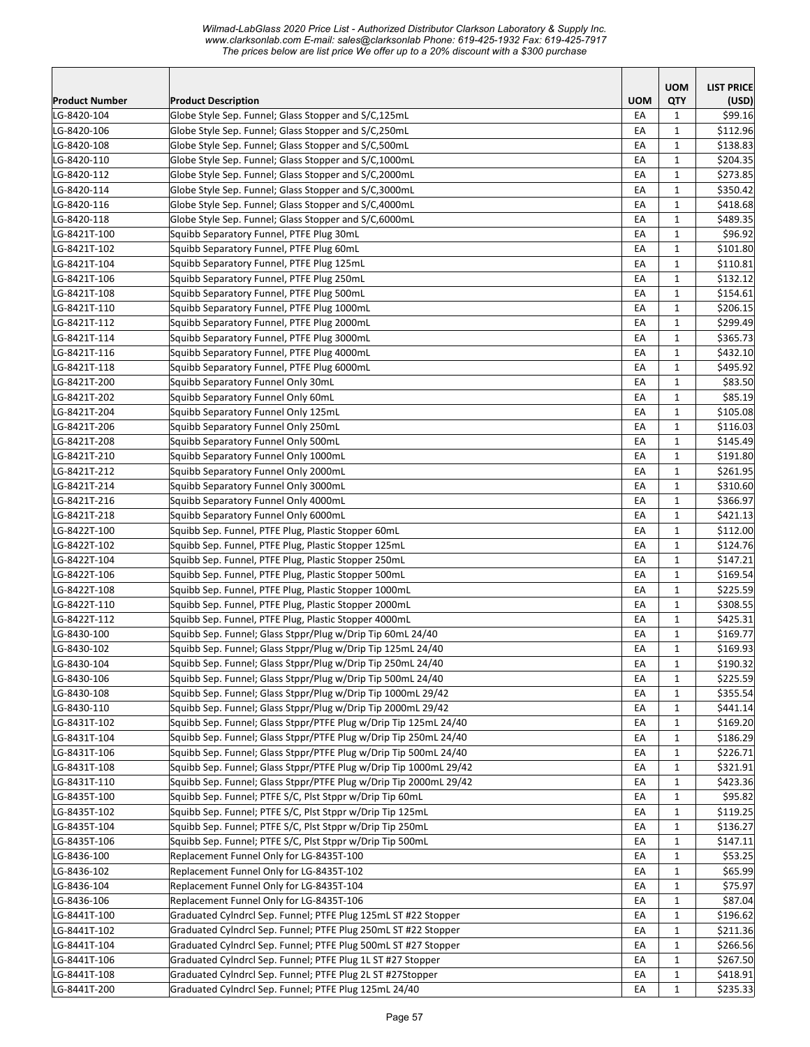| Product Number | Product Description | UOM | UOM QTY | LIST PRICE (USD) |
|---|---|---|---|---|
| LG-8420-104 | Globe Style Sep. Funnel; Glass Stopper and S/C,125mL | EA | 1 | $99.16 |
| LG-8420-106 | Globe Style Sep. Funnel; Glass Stopper and S/C,250mL | EA | 1 | $112.96 |
| LG-8420-108 | Globe Style Sep. Funnel; Glass Stopper and S/C,500mL | EA | 1 | $138.83 |
| LG-8420-110 | Globe Style Sep. Funnel; Glass Stopper and S/C,1000mL | EA | 1 | $204.35 |
| LG-8420-112 | Globe Style Sep. Funnel; Glass Stopper and S/C,2000mL | EA | 1 | $273.85 |
| LG-8420-114 | Globe Style Sep. Funnel; Glass Stopper and S/C,3000mL | EA | 1 | $350.42 |
| LG-8420-116 | Globe Style Sep. Funnel; Glass Stopper and S/C,4000mL | EA | 1 | $418.68 |
| LG-8420-118 | Globe Style Sep. Funnel; Glass Stopper and S/C,6000mL | EA | 1 | $489.35 |
| LG-8421T-100 | Squibb Separatory Funnel, PTFE Plug 30mL | EA | 1 | $96.92 |
| LG-8421T-102 | Squibb Separatory Funnel, PTFE Plug 60mL | EA | 1 | $101.80 |
| LG-8421T-104 | Squibb Separatory Funnel, PTFE Plug 125mL | EA | 1 | $110.81 |
| LG-8421T-106 | Squibb Separatory Funnel, PTFE Plug 250mL | EA | 1 | $132.12 |
| LG-8421T-108 | Squibb Separatory Funnel, PTFE Plug 500mL | EA | 1 | $154.61 |
| LG-8421T-110 | Squibb Separatory Funnel, PTFE Plug 1000mL | EA | 1 | $206.15 |
| LG-8421T-112 | Squibb Separatory Funnel, PTFE Plug 2000mL | EA | 1 | $299.49 |
| LG-8421T-114 | Squibb Separatory Funnel, PTFE Plug 3000mL | EA | 1 | $365.73 |
| LG-8421T-116 | Squibb Separatory Funnel, PTFE Plug 4000mL | EA | 1 | $432.10 |
| LG-8421T-118 | Squibb Separatory Funnel, PTFE Plug 6000mL | EA | 1 | $495.92 |
| LG-8421T-200 | Squibb Separatory Funnel Only 30mL | EA | 1 | $83.50 |
| LG-8421T-202 | Squibb Separatory Funnel Only 60mL | EA | 1 | $85.19 |
| LG-8421T-204 | Squibb Separatory Funnel Only 125mL | EA | 1 | $105.08 |
| LG-8421T-206 | Squibb Separatory Funnel Only 250mL | EA | 1 | $116.03 |
| LG-8421T-208 | Squibb Separatory Funnel Only 500mL | EA | 1 | $145.49 |
| LG-8421T-210 | Squibb Separatory Funnel Only 1000mL | EA | 1 | $191.80 |
| LG-8421T-212 | Squibb Separatory Funnel Only 2000mL | EA | 1 | $261.95 |
| LG-8421T-214 | Squibb Separatory Funnel Only 3000mL | EA | 1 | $310.60 |
| LG-8421T-216 | Squibb Separatory Funnel Only 4000mL | EA | 1 | $366.97 |
| LG-8421T-218 | Squibb Separatory Funnel Only 6000mL | EA | 1 | $421.13 |
| LG-8422T-100 | Squibb Sep. Funnel, PTFE Plug, Plastic Stopper 60mL | EA | 1 | $112.00 |
| LG-8422T-102 | Squibb Sep. Funnel, PTFE Plug, Plastic Stopper 125mL | EA | 1 | $124.76 |
| LG-8422T-104 | Squibb Sep. Funnel, PTFE Plug, Plastic Stopper 250mL | EA | 1 | $147.21 |
| LG-8422T-106 | Squibb Sep. Funnel, PTFE Plug, Plastic Stopper 500mL | EA | 1 | $169.54 |
| LG-8422T-108 | Squibb Sep. Funnel, PTFE Plug, Plastic Stopper 1000mL | EA | 1 | $225.59 |
| LG-8422T-110 | Squibb Sep. Funnel, PTFE Plug, Plastic Stopper 2000mL | EA | 1 | $308.55 |
| LG-8422T-112 | Squibb Sep. Funnel, PTFE Plug, Plastic Stopper 4000mL | EA | 1 | $425.31 |
| LG-8430-100 | Squibb Sep. Funnel; Glass Stppr/Plug w/Drip Tip 60mL 24/40 | EA | 1 | $169.77 |
| LG-8430-102 | Squibb Sep. Funnel; Glass Stppr/Plug w/Drip Tip 125mL 24/40 | EA | 1 | $169.93 |
| LG-8430-104 | Squibb Sep. Funnel; Glass Stppr/Plug w/Drip Tip 250mL 24/40 | EA | 1 | $190.32 |
| LG-8430-106 | Squibb Sep. Funnel; Glass Stppr/Plug w/Drip Tip 500mL 24/40 | EA | 1 | $225.59 |
| LG-8430-108 | Squibb Sep. Funnel; Glass Stppr/Plug w/Drip Tip 1000mL 29/42 | EA | 1 | $355.54 |
| LG-8430-110 | Squibb Sep. Funnel; Glass Stppr/Plug w/Drip Tip 2000mL 29/42 | EA | 1 | $441.14 |
| LG-8431T-102 | Squibb Sep. Funnel; Glass Stppr/PTFE Plug w/Drip Tip 125mL 24/40 | EA | 1 | $169.20 |
| LG-8431T-104 | Squibb Sep. Funnel; Glass Stppr/PTFE Plug w/Drip Tip 250mL 24/40 | EA | 1 | $186.29 |
| LG-8431T-106 | Squibb Sep. Funnel; Glass Stppr/PTFE Plug w/Drip Tip 500mL 24/40 | EA | 1 | $226.71 |
| LG-8431T-108 | Squibb Sep. Funnel; Glass Stppr/PTFE Plug w/Drip Tip 1000mL 29/42 | EA | 1 | $321.91 |
| LG-8431T-110 | Squibb Sep. Funnel; Glass Stppr/PTFE Plug w/Drip Tip 2000mL 29/42 | EA | 1 | $423.36 |
| LG-8435T-100 | Squibb Sep. Funnel; PTFE S/C, Plst Stppr w/Drip Tip 60mL | EA | 1 | $95.82 |
| LG-8435T-102 | Squibb Sep. Funnel; PTFE S/C, Plst Stppr w/Drip Tip 125mL | EA | 1 | $119.25 |
| LG-8435T-104 | Squibb Sep. Funnel; PTFE S/C, Plst Stppr w/Drip Tip 250mL | EA | 1 | $136.27 |
| LG-8435T-106 | Squibb Sep. Funnel; PTFE S/C, Plst Stppr w/Drip Tip 500mL | EA | 1 | $147.11 |
| LG-8436-100 | Replacement Funnel Only for LG-8435T-100 | EA | 1 | $53.25 |
| LG-8436-102 | Replacement Funnel Only for LG-8435T-102 | EA | 1 | $65.99 |
| LG-8436-104 | Replacement Funnel Only for LG-8435T-104 | EA | 1 | $75.97 |
| LG-8436-106 | Replacement Funnel Only for LG-8435T-106 | EA | 1 | $87.04 |
| LG-8441T-100 | Graduated Cylndrcl Sep. Funnel; PTFE Plug 125mL ST #22 Stopper | EA | 1 | $196.62 |
| LG-8441T-102 | Graduated Cylndrcl Sep. Funnel; PTFE Plug 250mL ST #22 Stopper | EA | 1 | $211.36 |
| LG-8441T-104 | Graduated Cylndrcl Sep. Funnel; PTFE Plug 500mL ST #27 Stopper | EA | 1 | $266.56 |
| LG-8441T-106 | Graduated Cylndrcl Sep. Funnel; PTFE Plug 1L ST #27 Stopper | EA | 1 | $267.50 |
| LG-8441T-108 | Graduated Cylndrcl Sep. Funnel; PTFE Plug 2L ST #27Stopper | EA | 1 | $418.91 |
| LG-8441T-200 | Graduated Cylndrcl Sep. Funnel; PTFE Plug 125mL 24/40 | EA | 1 | $235.33 |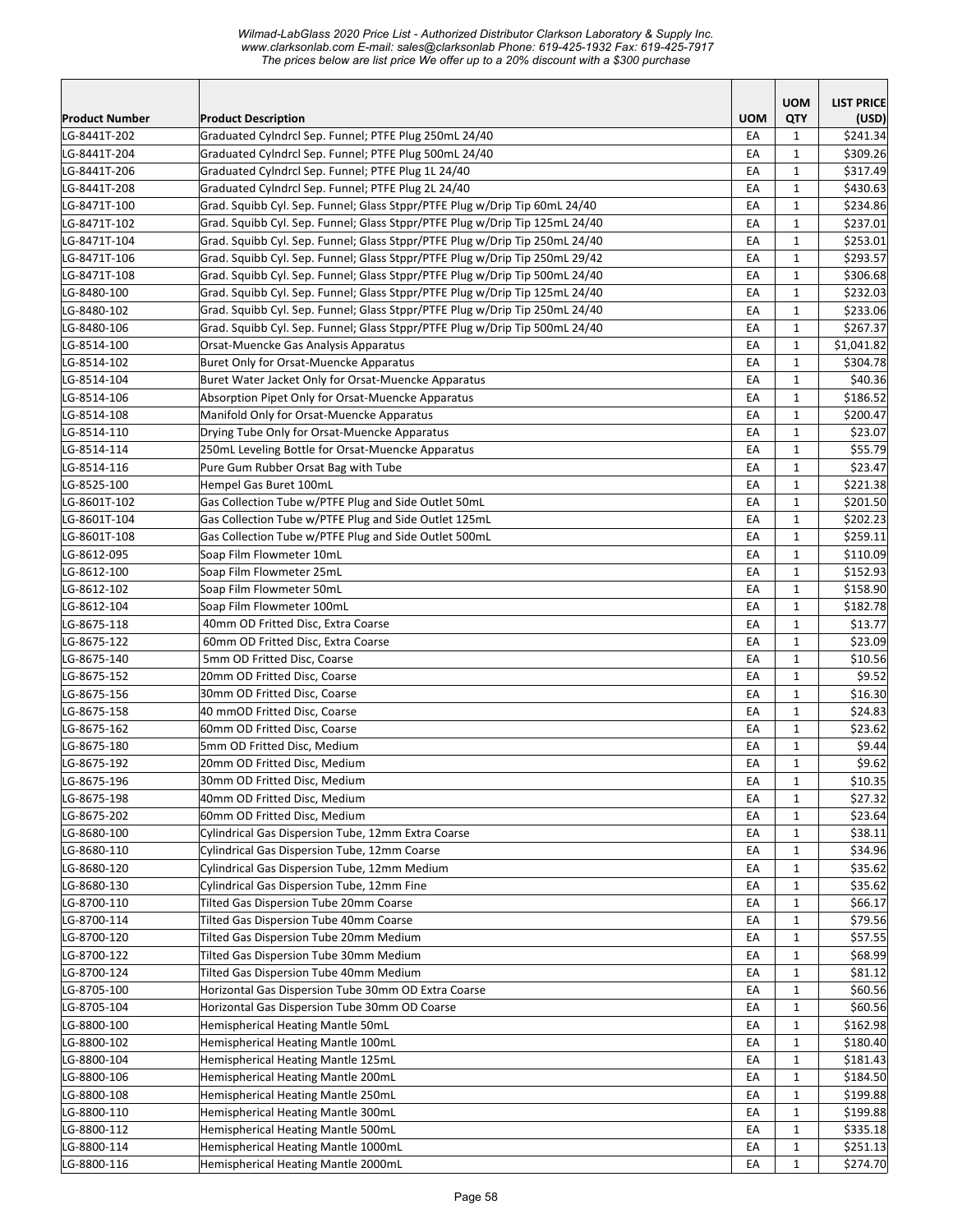| Product Number | Product Description | UOM | UOM QTY | LIST PRICE (USD) |
|---|---|---|---|---|
| LG-8441T-202 | Graduated Cylndrcl Sep. Funnel; PTFE Plug 250mL 24/40 | EA | 1 | $241.34 |
| LG-8441T-204 | Graduated Cylndrcl Sep. Funnel; PTFE Plug 500mL 24/40 | EA | 1 | $309.26 |
| LG-8441T-206 | Graduated Cylndrcl Sep. Funnel; PTFE Plug 1L 24/40 | EA | 1 | $317.49 |
| LG-8441T-208 | Graduated Cylndrcl Sep. Funnel; PTFE Plug 2L 24/40 | EA | 1 | $430.63 |
| LG-8471T-100 | Grad. Squibb Cyl. Sep. Funnel; Glass Stppr/PTFE Plug w/Drip Tip 60mL 24/40 | EA | 1 | $234.86 |
| LG-8471T-102 | Grad. Squibb Cyl. Sep. Funnel; Glass Stppr/PTFE Plug w/Drip Tip 125mL 24/40 | EA | 1 | $237.01 |
| LG-8471T-104 | Grad. Squibb Cyl. Sep. Funnel; Glass Stppr/PTFE Plug w/Drip Tip 250mL 24/40 | EA | 1 | $253.01 |
| LG-8471T-106 | Grad. Squibb Cyl. Sep. Funnel; Glass Stppr/PTFE Plug w/Drip Tip 250mL 29/42 | EA | 1 | $293.57 |
| LG-8471T-108 | Grad. Squibb Cyl. Sep. Funnel; Glass Stppr/PTFE Plug w/Drip Tip 500mL 24/40 | EA | 1 | $306.68 |
| LG-8480-100 | Grad. Squibb Cyl. Sep. Funnel; Glass Stppr/PTFE Plug w/Drip Tip 125mL 24/40 | EA | 1 | $232.03 |
| LG-8480-102 | Grad. Squibb Cyl. Sep. Funnel; Glass Stppr/PTFE Plug w/Drip Tip 250mL 24/40 | EA | 1 | $233.06 |
| LG-8480-106 | Grad. Squibb Cyl. Sep. Funnel; Glass Stppr/PTFE Plug w/Drip Tip 500mL 24/40 | EA | 1 | $267.37 |
| LG-8514-100 | Orsat-Muencke Gas Analysis Apparatus | EA | 1 | $1,041.82 |
| LG-8514-102 | Buret Only for Orsat-Muencke Apparatus | EA | 1 | $304.78 |
| LG-8514-104 | Buret Water Jacket Only for Orsat-Muencke Apparatus | EA | 1 | $40.36 |
| LG-8514-106 | Absorption Pipet Only for Orsat-Muencke Apparatus | EA | 1 | $186.52 |
| LG-8514-108 | Manifold Only for Orsat-Muencke Apparatus | EA | 1 | $200.47 |
| LG-8514-110 | Drying Tube Only for Orsat-Muencke Apparatus | EA | 1 | $23.07 |
| LG-8514-114 | 250mL Leveling Bottle for Orsat-Muencke Apparatus | EA | 1 | $55.79 |
| LG-8514-116 | Pure Gum Rubber Orsat Bag with Tube | EA | 1 | $23.47 |
| LG-8525-100 | Hempel Gas Buret 100mL | EA | 1 | $221.38 |
| LG-8601T-102 | Gas Collection Tube w/PTFE Plug and Side Outlet 50mL | EA | 1 | $201.50 |
| LG-8601T-104 | Gas Collection Tube w/PTFE Plug and Side Outlet 125mL | EA | 1 | $202.23 |
| LG-8601T-108 | Gas Collection Tube w/PTFE Plug and Side Outlet 500mL | EA | 1 | $259.11 |
| LG-8612-095 | Soap Film Flowmeter 10mL | EA | 1 | $110.09 |
| LG-8612-100 | Soap Film Flowmeter 25mL | EA | 1 | $152.93 |
| LG-8612-102 | Soap Film Flowmeter 50mL | EA | 1 | $158.90 |
| LG-8612-104 | Soap Film Flowmeter 100mL | EA | 1 | $182.78 |
| LG-8675-118 | 40mm OD Fritted Disc, Extra Coarse | EA | 1 | $13.77 |
| LG-8675-122 | 60mm OD Fritted Disc, Extra Coarse | EA | 1 | $23.09 |
| LG-8675-140 | 5mm OD Fritted Disc, Coarse | EA | 1 | $10.56 |
| LG-8675-152 | 20mm OD Fritted Disc, Coarse | EA | 1 | $9.52 |
| LG-8675-156 | 30mm OD Fritted Disc, Coarse | EA | 1 | $16.30 |
| LG-8675-158 | 40 mmOD Fritted Disc, Coarse | EA | 1 | $24.83 |
| LG-8675-162 | 60mm OD Fritted Disc, Coarse | EA | 1 | $23.62 |
| LG-8675-180 | 5mm OD Fritted Disc, Medium | EA | 1 | $9.44 |
| LG-8675-192 | 20mm OD Fritted Disc, Medium | EA | 1 | $9.62 |
| LG-8675-196 | 30mm OD Fritted Disc, Medium | EA | 1 | $10.35 |
| LG-8675-198 | 40mm OD Fritted Disc, Medium | EA | 1 | $27.32 |
| LG-8675-202 | 60mm OD Fritted Disc, Medium | EA | 1 | $23.64 |
| LG-8680-100 | Cylindrical Gas Dispersion Tube, 12mm Extra Coarse | EA | 1 | $38.11 |
| LG-8680-110 | Cylindrical Gas Dispersion Tube, 12mm Coarse | EA | 1 | $34.96 |
| LG-8680-120 | Cylindrical Gas Dispersion Tube, 12mm Medium | EA | 1 | $35.62 |
| LG-8680-130 | Cylindrical Gas Dispersion Tube, 12mm Fine | EA | 1 | $35.62 |
| LG-8700-110 | Tilted Gas Dispersion Tube 20mm Coarse | EA | 1 | $66.17 |
| LG-8700-114 | Tilted Gas Dispersion Tube 40mm Coarse | EA | 1 | $79.56 |
| LG-8700-120 | Tilted Gas Dispersion Tube 20mm Medium | EA | 1 | $57.55 |
| LG-8700-122 | Tilted Gas Dispersion Tube 30mm Medium | EA | 1 | $68.99 |
| LG-8700-124 | Tilted Gas Dispersion Tube 40mm Medium | EA | 1 | $81.12 |
| LG-8705-100 | Horizontal Gas Dispersion Tube 30mm OD Extra Coarse | EA | 1 | $60.56 |
| LG-8705-104 | Horizontal Gas Dispersion Tube 30mm OD Coarse | EA | 1 | $60.56 |
| LG-8800-100 | Hemispherical Heating Mantle 50mL | EA | 1 | $162.98 |
| LG-8800-102 | Hemispherical Heating Mantle 100mL | EA | 1 | $180.40 |
| LG-8800-104 | Hemispherical Heating Mantle 125mL | EA | 1 | $181.43 |
| LG-8800-106 | Hemispherical Heating Mantle 200mL | EA | 1 | $184.50 |
| LG-8800-108 | Hemispherical Heating Mantle 250mL | EA | 1 | $199.88 |
| LG-8800-110 | Hemispherical Heating Mantle 300mL | EA | 1 | $199.88 |
| LG-8800-112 | Hemispherical Heating Mantle 500mL | EA | 1 | $335.18 |
| LG-8800-114 | Hemispherical Heating Mantle 1000mL | EA | 1 | $251.13 |
| LG-8800-116 | Hemispherical Heating Mantle 2000mL | EA | 1 | $274.70 |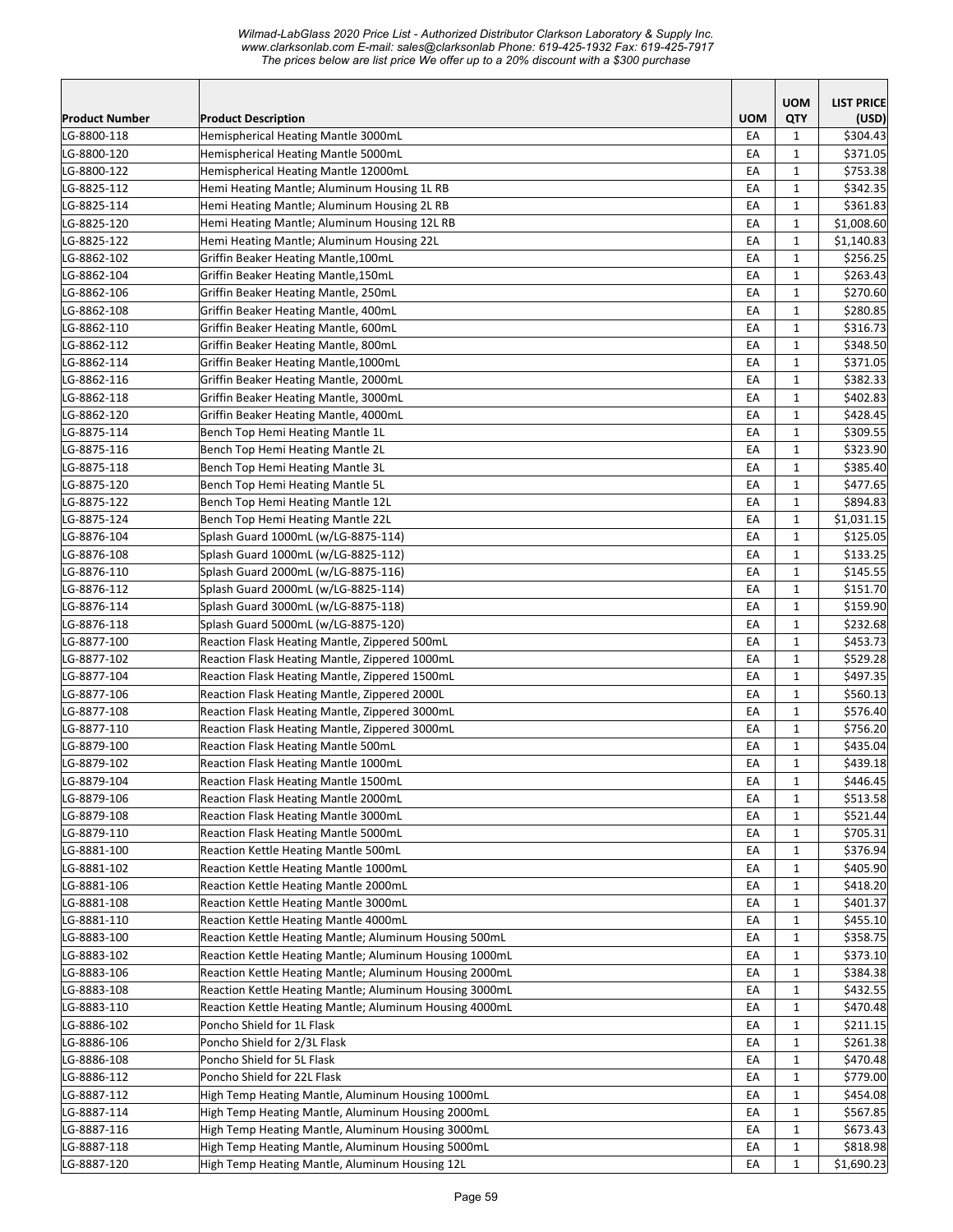*Wilmad-LabGlass 2020 Price List - Authorized Distributor Clarkson Laboratory & Supply Inc.*
*www.clarksonlab.com E-mail: sales@clarksonlab Phone: 619-425-1932 Fax: 619-425-7917*
*The prices below are list price We offer up to a 20% discount with a $300 purchase*

| Product Number | Product Description | UOM | UOM QTY | LIST PRICE (USD) |
|---|---|---|---|---|
| LG-8800-118 | Hemispherical Heating Mantle 3000mL | EA | 1 | $304.43 |
| LG-8800-120 | Hemispherical Heating Mantle 5000mL | EA | 1 | $371.05 |
| LG-8800-122 | Hemispherical Heating Mantle 12000mL | EA | 1 | $753.38 |
| LG-8825-112 | Hemi Heating Mantle; Aluminum Housing 1L RB | EA | 1 | $342.35 |
| LG-8825-114 | Hemi Heating Mantle; Aluminum Housing 2L RB | EA | 1 | $361.83 |
| LG-8825-120 | Hemi Heating Mantle; Aluminum Housing 12L RB | EA | 1 | $1,008.60 |
| LG-8825-122 | Hemi Heating Mantle; Aluminum Housing 22L | EA | 1 | $1,140.83 |
| LG-8862-102 | Griffin Beaker Heating Mantle,100mL | EA | 1 | $256.25 |
| LG-8862-104 | Griffin Beaker Heating Mantle,150mL | EA | 1 | $263.43 |
| LG-8862-106 | Griffin Beaker Heating Mantle, 250mL | EA | 1 | $270.60 |
| LG-8862-108 | Griffin Beaker Heating Mantle, 400mL | EA | 1 | $280.85 |
| LG-8862-110 | Griffin Beaker Heating Mantle, 600mL | EA | 1 | $316.73 |
| LG-8862-112 | Griffin Beaker Heating Mantle, 800mL | EA | 1 | $348.50 |
| LG-8862-114 | Griffin Beaker Heating Mantle,1000mL | EA | 1 | $371.05 |
| LG-8862-116 | Griffin Beaker Heating Mantle, 2000mL | EA | 1 | $382.33 |
| LG-8862-118 | Griffin Beaker Heating Mantle, 3000mL | EA | 1 | $402.83 |
| LG-8862-120 | Griffin Beaker Heating Mantle, 4000mL | EA | 1 | $428.45 |
| LG-8875-114 | Bench Top Hemi Heating Mantle 1L | EA | 1 | $309.55 |
| LG-8875-116 | Bench Top Hemi Heating Mantle 2L | EA | 1 | $323.90 |
| LG-8875-118 | Bench Top Hemi Heating Mantle 3L | EA | 1 | $385.40 |
| LG-8875-120 | Bench Top Hemi Heating Mantle 5L | EA | 1 | $477.65 |
| LG-8875-122 | Bench Top Hemi Heating Mantle 12L | EA | 1 | $894.83 |
| LG-8875-124 | Bench Top Hemi Heating Mantle 22L | EA | 1 | $1,031.15 |
| LG-8876-104 | Splash Guard 1000mL (w/LG-8875-114) | EA | 1 | $125.05 |
| LG-8876-108 | Splash Guard 1000mL (w/LG-8825-112) | EA | 1 | $133.25 |
| LG-8876-110 | Splash Guard 2000mL (w/LG-8875-116) | EA | 1 | $145.55 |
| LG-8876-112 | Splash Guard 2000mL (w/LG-8825-114) | EA | 1 | $151.70 |
| LG-8876-114 | Splash Guard 3000mL (w/LG-8875-118) | EA | 1 | $159.90 |
| LG-8876-118 | Splash Guard 5000mL (w/LG-8875-120) | EA | 1 | $232.68 |
| LG-8877-100 | Reaction Flask Heating Mantle, Zippered 500mL | EA | 1 | $453.73 |
| LG-8877-102 | Reaction Flask Heating Mantle, Zippered 1000mL | EA | 1 | $529.28 |
| LG-8877-104 | Reaction Flask Heating Mantle, Zippered 1500mL | EA | 1 | $497.35 |
| LG-8877-106 | Reaction Flask Heating Mantle, Zippered 2000L | EA | 1 | $560.13 |
| LG-8877-108 | Reaction Flask Heating Mantle, Zippered 3000mL | EA | 1 | $576.40 |
| LG-8877-110 | Reaction Flask Heating Mantle, Zippered 3000mL | EA | 1 | $756.20 |
| LG-8879-100 | Reaction Flask Heating Mantle 500mL | EA | 1 | $435.04 |
| LG-8879-102 | Reaction Flask Heating Mantle 1000mL | EA | 1 | $439.18 |
| LG-8879-104 | Reaction Flask Heating Mantle 1500mL | EA | 1 | $446.45 |
| LG-8879-106 | Reaction Flask Heating Mantle 2000mL | EA | 1 | $513.58 |
| LG-8879-108 | Reaction Flask Heating Mantle 3000mL | EA | 1 | $521.44 |
| LG-8879-110 | Reaction Flask Heating Mantle 5000mL | EA | 1 | $705.31 |
| LG-8881-100 | Reaction Kettle Heating Mantle 500mL | EA | 1 | $376.94 |
| LG-8881-102 | Reaction Kettle Heating Mantle 1000mL | EA | 1 | $405.90 |
| LG-8881-106 | Reaction Kettle Heating Mantle 2000mL | EA | 1 | $418.20 |
| LG-8881-108 | Reaction Kettle Heating Mantle 3000mL | EA | 1 | $401.37 |
| LG-8881-110 | Reaction Kettle Heating Mantle 4000mL | EA | 1 | $455.10 |
| LG-8883-100 | Reaction Kettle Heating Mantle; Aluminum Housing 500mL | EA | 1 | $358.75 |
| LG-8883-102 | Reaction Kettle Heating Mantle; Aluminum Housing 1000mL | EA | 1 | $373.10 |
| LG-8883-106 | Reaction Kettle Heating Mantle; Aluminum Housing 2000mL | EA | 1 | $384.38 |
| LG-8883-108 | Reaction Kettle Heating Mantle; Aluminum Housing 3000mL | EA | 1 | $432.55 |
| LG-8883-110 | Reaction Kettle Heating Mantle; Aluminum Housing 4000mL | EA | 1 | $470.48 |
| LG-8886-102 | Poncho Shield for 1L Flask | EA | 1 | $211.15 |
| LG-8886-106 | Poncho Shield for 2/3L Flask | EA | 1 | $261.38 |
| LG-8886-108 | Poncho Shield for 5L Flask | EA | 1 | $470.48 |
| LG-8886-112 | Poncho Shield for 22L Flask | EA | 1 | $779.00 |
| LG-8887-112 | High Temp Heating Mantle, Aluminum Housing 1000mL | EA | 1 | $454.08 |
| LG-8887-114 | High Temp Heating Mantle, Aluminum Housing 2000mL | EA | 1 | $567.85 |
| LG-8887-116 | High Temp Heating Mantle, Aluminum Housing 3000mL | EA | 1 | $673.43 |
| LG-8887-118 | High Temp Heating Mantle, Aluminum Housing 5000mL | EA | 1 | $818.98 |
| LG-8887-120 | High Temp Heating Mantle, Aluminum Housing 12L | EA | 1 | $1,690.23 |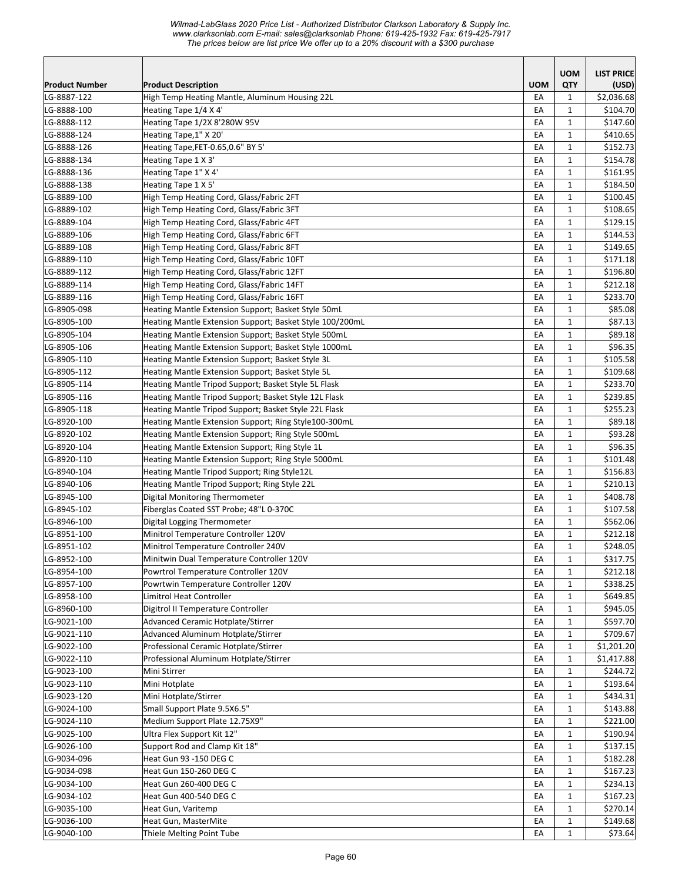| Product Number | Product Description | UOM | UOM QTY | LIST PRICE (USD) |
|---|---|---|---|---|
| LG-8887-122 | High Temp Heating Mantle, Aluminum Housing 22L | EA | 1 | $2,036.68 |
| LG-8888-100 | Heating Tape 1/4 X 4' | EA | 1 | $104.70 |
| LG-8888-112 | Heating Tape 1/2X 8'280W 95V | EA | 1 | $147.60 |
| LG-8888-124 | Heating Tape,1" X 20' | EA | 1 | $410.65 |
| LG-8888-126 | Heating Tape,FET-0.65,0.6" BY 5' | EA | 1 | $152.73 |
| LG-8888-134 | Heating Tape 1 X 3' | EA | 1 | $154.78 |
| LG-8888-136 | Heating Tape 1" X 4' | EA | 1 | $161.95 |
| LG-8888-138 | Heating Tape 1 X 5' | EA | 1 | $184.50 |
| LG-8889-100 | High Temp Heating Cord, Glass/Fabric 2FT | EA | 1 | $100.45 |
| LG-8889-102 | High Temp Heating Cord, Glass/Fabric 3FT | EA | 1 | $108.65 |
| LG-8889-104 | High Temp Heating Cord, Glass/Fabric 4FT | EA | 1 | $129.15 |
| LG-8889-106 | High Temp Heating Cord, Glass/Fabric 6FT | EA | 1 | $144.53 |
| LG-8889-108 | High Temp Heating Cord, Glass/Fabric 8FT | EA | 1 | $149.65 |
| LG-8889-110 | High Temp Heating Cord, Glass/Fabric 10FT | EA | 1 | $171.18 |
| LG-8889-112 | High Temp Heating Cord, Glass/Fabric 12FT | EA | 1 | $196.80 |
| LG-8889-114 | High Temp Heating Cord, Glass/Fabric 14FT | EA | 1 | $212.18 |
| LG-8889-116 | High Temp Heating Cord, Glass/Fabric 16FT | EA | 1 | $233.70 |
| LG-8905-098 | Heating Mantle Extension Support; Basket Style 50mL | EA | 1 | $85.08 |
| LG-8905-100 | Heating Mantle Extension Support; Basket Style 100/200mL | EA | 1 | $87.13 |
| LG-8905-104 | Heating Mantle Extension Support; Basket Style 500mL | EA | 1 | $89.18 |
| LG-8905-106 | Heating Mantle Extension Support; Basket Style 1000mL | EA | 1 | $96.35 |
| LG-8905-110 | Heating Mantle Extension Support; Basket Style 3L | EA | 1 | $105.58 |
| LG-8905-112 | Heating Mantle Extension Support; Basket Style 5L | EA | 1 | $109.68 |
| LG-8905-114 | Heating Mantle Tripod Support; Basket Style 5L Flask | EA | 1 | $233.70 |
| LG-8905-116 | Heating Mantle Tripod Support; Basket Style 12L Flask | EA | 1 | $239.85 |
| LG-8905-118 | Heating Mantle Tripod Support; Basket Style 22L Flask | EA | 1 | $255.23 |
| LG-8920-100 | Heating Mantle Extension Support; Ring Style100-300mL | EA | 1 | $89.18 |
| LG-8920-102 | Heating Mantle Extension Support; Ring Style 500mL | EA | 1 | $93.28 |
| LG-8920-104 | Heating Mantle Extension Support; Ring Style 1L | EA | 1 | $96.35 |
| LG-8920-110 | Heating Mantle Extension Support; Ring Style 5000mL | EA | 1 | $101.48 |
| LG-8940-104 | Heating Mantle Tripod Support; Ring Style12L | EA | 1 | $156.83 |
| LG-8940-106 | Heating Mantle Tripod Support; Ring Style 22L | EA | 1 | $210.13 |
| LG-8945-100 | Digital Monitoring Thermometer | EA | 1 | $408.78 |
| LG-8945-102 | Fiberglas Coated SST Probe; 48"L 0-370C | EA | 1 | $107.58 |
| LG-8946-100 | Digital Logging Thermometer | EA | 1 | $562.06 |
| LG-8951-100 | Minitrol Temperature Controller 120V | EA | 1 | $212.18 |
| LG-8951-102 | Minitrol Temperature Controller 240V | EA | 1 | $248.05 |
| LG-8952-100 | Minitwin Dual Temperature Controller 120V | EA | 1 | $317.75 |
| LG-8954-100 | Powrtrol Temperature Controller 120V | EA | 1 | $212.18 |
| LG-8957-100 | Powrtwin Temperature Controller 120V | EA | 1 | $338.25 |
| LG-8958-100 | Limitrol Heat Controller | EA | 1 | $649.85 |
| LG-8960-100 | Digitrol II Temperature Controller | EA | 1 | $945.05 |
| LG-9021-100 | Advanced Ceramic Hotplate/Stirrer | EA | 1 | $597.70 |
| LG-9021-110 | Advanced Aluminum Hotplate/Stirrer | EA | 1 | $709.67 |
| LG-9022-100 | Professional Ceramic Hotplate/Stirrer | EA | 1 | $1,201.20 |
| LG-9022-110 | Professional Aluminum Hotplate/Stirrer | EA | 1 | $1,417.88 |
| LG-9023-100 | Mini Stirrer | EA | 1 | $244.72 |
| LG-9023-110 | Mini Hotplate | EA | 1 | $193.64 |
| LG-9023-120 | Mini Hotplate/Stirrer | EA | 1 | $434.31 |
| LG-9024-100 | Small Support Plate 9.5X6.5" | EA | 1 | $143.88 |
| LG-9024-110 | Medium Support Plate 12.75X9" | EA | 1 | $221.00 |
| LG-9025-100 | Ultra Flex Support Kit 12" | EA | 1 | $190.94 |
| LG-9026-100 | Support Rod and Clamp Kit 18" | EA | 1 | $137.15 |
| LG-9034-096 | Heat Gun 93 -150 DEG C | EA | 1 | $182.28 |
| LG-9034-098 | Heat Gun 150-260 DEG C | EA | 1 | $167.23 |
| LG-9034-100 | Heat Gun 260-400 DEG C | EA | 1 | $234.13 |
| LG-9034-102 | Heat Gun 400-540 DEG C | EA | 1 | $167.23 |
| LG-9035-100 | Heat Gun, Varitemp | EA | 1 | $270.14 |
| LG-9036-100 | Heat Gun, MasterMite | EA | 1 | $149.68 |
| LG-9040-100 | Thiele Melting Point Tube | EA | 1 | $73.64 |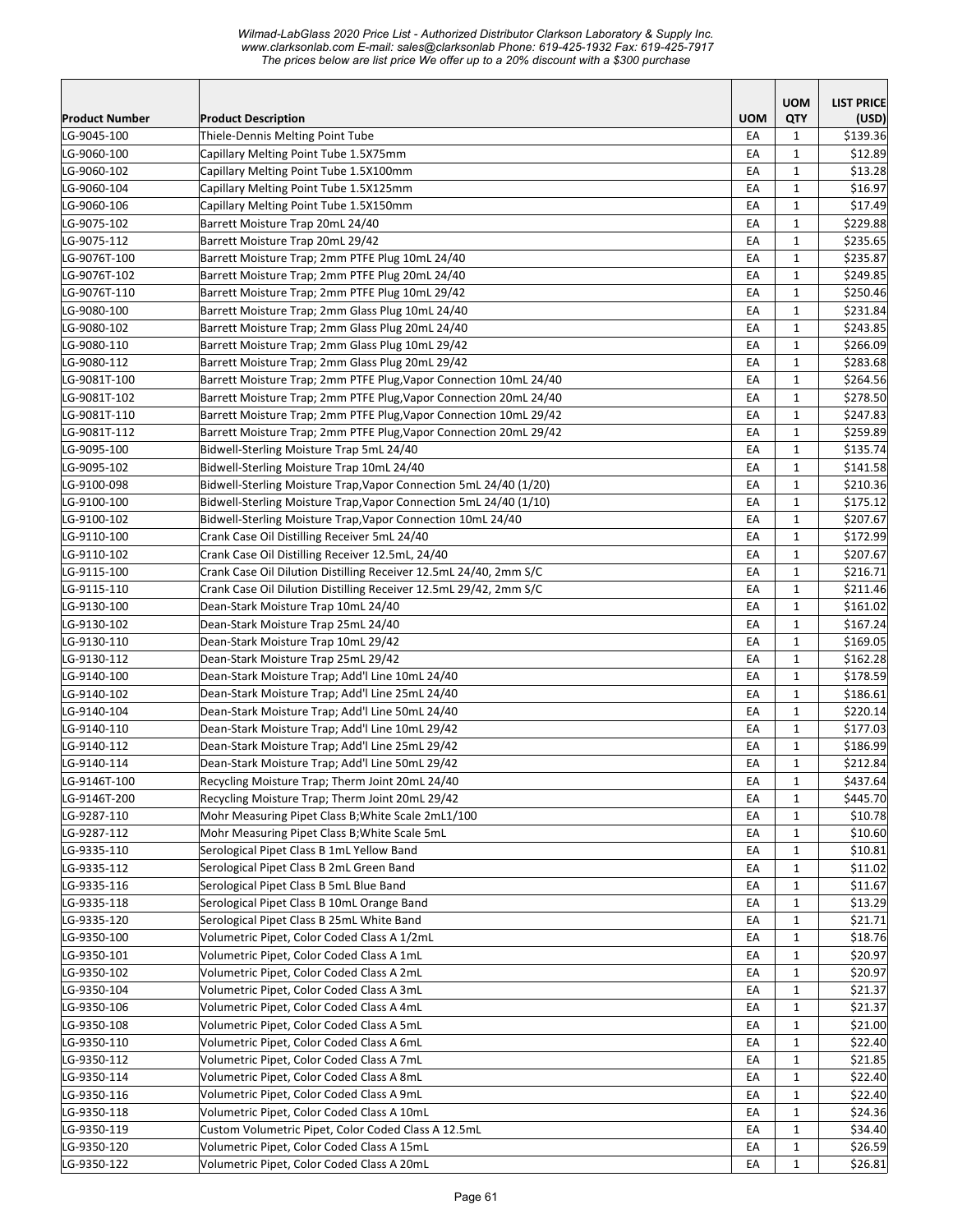| Product Number | Product Description | UOM | UOM QTY | LIST PRICE (USD) |
|---|---|---|---|---|
| LG-9045-100 | Thiele-Dennis Melting Point Tube | EA | 1 | $139.36 |
| LG-9060-100 | Capillary Melting Point Tube 1.5X75mm | EA | 1 | $12.89 |
| LG-9060-102 | Capillary Melting Point Tube 1.5X100mm | EA | 1 | $13.28 |
| LG-9060-104 | Capillary Melting Point Tube 1.5X125mm | EA | 1 | $16.97 |
| LG-9060-106 | Capillary Melting Point Tube 1.5X150mm | EA | 1 | $17.49 |
| LG-9075-102 | Barrett Moisture Trap 20mL 24/40 | EA | 1 | $229.88 |
| LG-9075-112 | Barrett Moisture Trap 20mL 29/42 | EA | 1 | $235.65 |
| LG-9076T-100 | Barrett Moisture Trap; 2mm PTFE Plug 10mL 24/40 | EA | 1 | $235.87 |
| LG-9076T-102 | Barrett Moisture Trap; 2mm PTFE Plug 20mL 24/40 | EA | 1 | $249.85 |
| LG-9076T-110 | Barrett Moisture Trap; 2mm PTFE Plug 10mL 29/42 | EA | 1 | $250.46 |
| LG-9080-100 | Barrett Moisture Trap; 2mm Glass Plug 10mL 24/40 | EA | 1 | $231.84 |
| LG-9080-102 | Barrett Moisture Trap; 2mm Glass Plug 20mL 24/40 | EA | 1 | $243.85 |
| LG-9080-110 | Barrett Moisture Trap; 2mm Glass Plug 10mL 29/42 | EA | 1 | $266.09 |
| LG-9080-112 | Barrett Moisture Trap; 2mm Glass Plug 20mL 29/42 | EA | 1 | $283.68 |
| LG-9081T-100 | Barrett Moisture Trap; 2mm PTFE Plug,Vapor Connection 10mL 24/40 | EA | 1 | $264.56 |
| LG-9081T-102 | Barrett Moisture Trap; 2mm PTFE Plug,Vapor Connection 20mL 24/40 | EA | 1 | $278.50 |
| LG-9081T-110 | Barrett Moisture Trap; 2mm PTFE Plug,Vapor Connection 10mL 29/42 | EA | 1 | $247.83 |
| LG-9081T-112 | Barrett Moisture Trap; 2mm PTFE Plug,Vapor Connection 20mL 29/42 | EA | 1 | $259.89 |
| LG-9095-100 | Bidwell-Sterling Moisture Trap 5mL 24/40 | EA | 1 | $135.74 |
| LG-9095-102 | Bidwell-Sterling Moisture Trap 10mL 24/40 | EA | 1 | $141.58 |
| LG-9100-098 | Bidwell-Sterling Moisture Trap,Vapor Connection 5mL 24/40 (1/20) | EA | 1 | $210.36 |
| LG-9100-100 | Bidwell-Sterling Moisture Trap,Vapor Connection 5mL 24/40 (1/10) | EA | 1 | $175.12 |
| LG-9100-102 | Bidwell-Sterling Moisture Trap,Vapor Connection 10mL 24/40 | EA | 1 | $207.67 |
| LG-9110-100 | Crank Case Oil Distilling Receiver 5mL 24/40 | EA | 1 | $172.99 |
| LG-9110-102 | Crank Case Oil Distilling Receiver 12.5mL, 24/40 | EA | 1 | $207.67 |
| LG-9115-100 | Crank Case Oil Dilution Distilling Receiver 12.5mL 24/40, 2mm S/C | EA | 1 | $216.71 |
| LG-9115-110 | Crank Case Oil Dilution Distilling Receiver 12.5mL 29/42, 2mm S/C | EA | 1 | $211.46 |
| LG-9130-100 | Dean-Stark Moisture Trap 10mL 24/40 | EA | 1 | $161.02 |
| LG-9130-102 | Dean-Stark Moisture Trap 25mL 24/40 | EA | 1 | $167.24 |
| LG-9130-110 | Dean-Stark Moisture Trap 10mL 29/42 | EA | 1 | $169.05 |
| LG-9130-112 | Dean-Stark Moisture Trap 25mL 29/42 | EA | 1 | $162.28 |
| LG-9140-100 | Dean-Stark Moisture Trap; Add'l Line 10mL 24/40 | EA | 1 | $178.59 |
| LG-9140-102 | Dean-Stark Moisture Trap; Add'l Line 25mL 24/40 | EA | 1 | $186.61 |
| LG-9140-104 | Dean-Stark Moisture Trap; Add'l Line 50mL 24/40 | EA | 1 | $220.14 |
| LG-9140-110 | Dean-Stark Moisture Trap; Add'l Line 10mL 29/42 | EA | 1 | $177.03 |
| LG-9140-112 | Dean-Stark Moisture Trap; Add'l Line 25mL 29/42 | EA | 1 | $186.99 |
| LG-9140-114 | Dean-Stark Moisture Trap; Add'l Line 50mL 29/42 | EA | 1 | $212.84 |
| LG-9146T-100 | Recycling Moisture Trap; Therm Joint 20mL 24/40 | EA | 1 | $437.64 |
| LG-9146T-200 | Recycling Moisture Trap; Therm Joint 20mL 29/42 | EA | 1 | $445.70 |
| LG-9287-110 | Mohr Measuring Pipet Class B;White Scale 2mL1/100 | EA | 1 | $10.78 |
| LG-9287-112 | Mohr Measuring Pipet Class B;White Scale 5mL | EA | 1 | $10.60 |
| LG-9335-110 | Serological Pipet Class B 1mL Yellow Band | EA | 1 | $10.81 |
| LG-9335-112 | Serological Pipet Class B 2mL Green Band | EA | 1 | $11.02 |
| LG-9335-116 | Serological Pipet Class B 5mL Blue Band | EA | 1 | $11.67 |
| LG-9335-118 | Serological Pipet Class B 10mL Orange Band | EA | 1 | $13.29 |
| LG-9335-120 | Serological Pipet Class B 25mL White Band | EA | 1 | $21.71 |
| LG-9350-100 | Volumetric Pipet, Color Coded Class A 1/2mL | EA | 1 | $18.76 |
| LG-9350-101 | Volumetric Pipet, Color Coded Class A 1mL | EA | 1 | $20.97 |
| LG-9350-102 | Volumetric Pipet, Color Coded Class A 2mL | EA | 1 | $20.97 |
| LG-9350-104 | Volumetric Pipet, Color Coded Class A 3mL | EA | 1 | $21.37 |
| LG-9350-106 | Volumetric Pipet, Color Coded Class A 4mL | EA | 1 | $21.37 |
| LG-9350-108 | Volumetric Pipet, Color Coded Class A 5mL | EA | 1 | $21.00 |
| LG-9350-110 | Volumetric Pipet, Color Coded Class A 6mL | EA | 1 | $22.40 |
| LG-9350-112 | Volumetric Pipet, Color Coded Class A 7mL | EA | 1 | $21.85 |
| LG-9350-114 | Volumetric Pipet, Color Coded Class A 8mL | EA | 1 | $22.40 |
| LG-9350-116 | Volumetric Pipet, Color Coded Class A 9mL | EA | 1 | $22.40 |
| LG-9350-118 | Volumetric Pipet, Color Coded Class A 10mL | EA | 1 | $24.36 |
| LG-9350-119 | Custom Volumetric Pipet, Color Coded Class A 12.5mL | EA | 1 | $34.40 |
| LG-9350-120 | Volumetric Pipet, Color Coded Class A 15mL | EA | 1 | $26.59 |
| LG-9350-122 | Volumetric Pipet, Color Coded Class A 20mL | EA | 1 | $26.81 |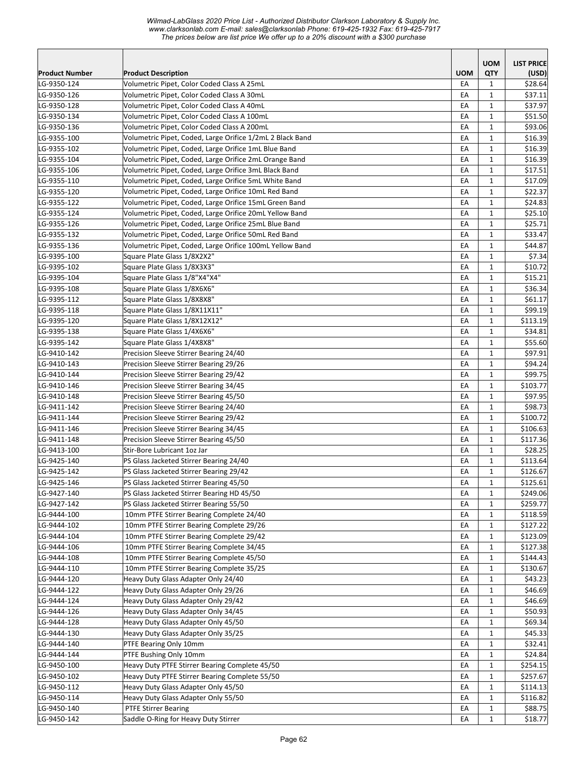*Wilmad-LabGlass 2020 Price List - Authorized Distributor Clarkson Laboratory & Supply Inc.*
*www.clarksonlab.com E-mail: sales@clarksonlab Phone: 619-425-1932 Fax: 619-425-7917*
*The prices below are list price We offer up to a 20% discount with a $300 purchase*

| Product Number | Product Description | UOM | UOM QTY | LIST PRICE (USD) |
|---|---|---|---|---|
| LG-9350-124 | Volumetric Pipet, Color Coded Class A 25mL | EA | 1 | $28.64 |
| LG-9350-126 | Volumetric Pipet, Color Coded Class A 30mL | EA | 1 | $37.11 |
| LG-9350-128 | Volumetric Pipet, Color Coded Class A 40mL | EA | 1 | $37.97 |
| LG-9350-134 | Volumetric Pipet, Color Coded Class A 100mL | EA | 1 | $51.50 |
| LG-9350-136 | Volumetric Pipet, Color Coded Class A 200mL | EA | 1 | $93.06 |
| LG-9355-100 | Volumetric Pipet, Coded, Large Orifice 1/2mL 2 Black Band | EA | 1 | $16.39 |
| LG-9355-102 | Volumetric Pipet, Coded, Large Orifice 1mL Blue Band | EA | 1 | $16.39 |
| LG-9355-104 | Volumetric Pipet, Coded, Large Orifice 2mL Orange Band | EA | 1 | $16.39 |
| LG-9355-106 | Volumetric Pipet, Coded, Large Orifice 3mL Black Band | EA | 1 | $17.51 |
| LG-9355-110 | Volumetric Pipet, Coded, Large Orifice 5mL White Band | EA | 1 | $17.09 |
| LG-9355-120 | Volumetric Pipet, Coded, Large Orifice 10mL Red Band | EA | 1 | $22.37 |
| LG-9355-122 | Volumetric Pipet, Coded, Large Orifice 15mL Green Band | EA | 1 | $24.83 |
| LG-9355-124 | Volumetric Pipet, Coded, Large Orifice 20mL Yellow Band | EA | 1 | $25.10 |
| LG-9355-126 | Volumetric Pipet, Coded, Large Orifice 25mL Blue Band | EA | 1 | $25.71 |
| LG-9355-132 | Volumetric Pipet, Coded, Large Orifice 50mL Red Band | EA | 1 | $33.47 |
| LG-9355-136 | Volumetric Pipet, Coded, Large Orifice 100mL Yellow Band | EA | 1 | $44.87 |
| LG-9395-100 | Square Plate Glass 1/8X2X2" | EA | 1 | $7.34 |
| LG-9395-102 | Square Plate Glass 1/8X3X3" | EA | 1 | $10.72 |
| LG-9395-104 | Square Plate Glass 1/8"X4"X4" | EA | 1 | $15.21 |
| LG-9395-108 | Square Plate Glass 1/8X6X6" | EA | 1 | $36.34 |
| LG-9395-112 | Square Plate Glass 1/8X8X8" | EA | 1 | $61.17 |
| LG-9395-118 | Square Plate Glass 1/8X11X11" | EA | 1 | $99.19 |
| LG-9395-120 | Square Plate Glass 1/8X12X12" | EA | 1 | $113.19 |
| LG-9395-138 | Square Plate Glass 1/4X6X6" | EA | 1 | $34.81 |
| LG-9395-142 | Square Plate Glass 1/4X8X8" | EA | 1 | $55.60 |
| LG-9410-142 | Precision Sleeve Stirrer Bearing 24/40 | EA | 1 | $97.91 |
| LG-9410-143 | Precision Sleeve Stirrer Bearing 29/26 | EA | 1 | $94.24 |
| LG-9410-144 | Precision Sleeve Stirrer Bearing 29/42 | EA | 1 | $99.75 |
| LG-9410-146 | Precision Sleeve Stirrer Bearing 34/45 | EA | 1 | $103.77 |
| LG-9410-148 | Precision Sleeve Stirrer Bearing 45/50 | EA | 1 | $97.95 |
| LG-9411-142 | Precision Sleeve Stirrer Bearing 24/40 | EA | 1 | $98.73 |
| LG-9411-144 | Precision Sleeve Stirrer Bearing 29/42 | EA | 1 | $100.72 |
| LG-9411-146 | Precision Sleeve Stirrer Bearing 34/45 | EA | 1 | $106.63 |
| LG-9411-148 | Precision Sleeve Stirrer Bearing 45/50 | EA | 1 | $117.36 |
| LG-9413-100 | Stir-Bore Lubricant 1oz Jar | EA | 1 | $28.25 |
| LG-9425-140 | PS Glass Jacketed Stirrer Bearing 24/40 | EA | 1 | $113.64 |
| LG-9425-142 | PS Glass Jacketed Stirrer Bearing 29/42 | EA | 1 | $126.67 |
| LG-9425-146 | PS Glass Jacketed Stirrer Bearing 45/50 | EA | 1 | $125.61 |
| LG-9427-140 | PS Glass Jacketed Stirrer Bearing HD 45/50 | EA | 1 | $249.06 |
| LG-9427-142 | PS Glass Jacketed Stirrer Bearing 55/50 | EA | 1 | $259.77 |
| LG-9444-100 | 10mm PTFE Stirrer Bearing Complete 24/40 | EA | 1 | $118.59 |
| LG-9444-102 | 10mm PTFE Stirrer Bearing Complete 29/26 | EA | 1 | $127.22 |
| LG-9444-104 | 10mm PTFE Stirrer Bearing Complete 29/42 | EA | 1 | $123.09 |
| LG-9444-106 | 10mm PTFE Stirrer Bearing Complete 34/45 | EA | 1 | $127.38 |
| LG-9444-108 | 10mm PTFE Stirrer Bearing Complete 45/50 | EA | 1 | $144.43 |
| LG-9444-110 | 10mm PTFE Stirrer Bearing Complete 35/25 | EA | 1 | $130.67 |
| LG-9444-120 | Heavy Duty Glass Adapter Only 24/40 | EA | 1 | $43.23 |
| LG-9444-122 | Heavy Duty Glass Adapter Only 29/26 | EA | 1 | $46.69 |
| LG-9444-124 | Heavy Duty Glass Adapter Only 29/42 | EA | 1 | $46.69 |
| LG-9444-126 | Heavy Duty Glass Adapter Only 34/45 | EA | 1 | $50.93 |
| LG-9444-128 | Heavy Duty Glass Adapter Only 45/50 | EA | 1 | $69.34 |
| LG-9444-130 | Heavy Duty Glass Adapter Only 35/25 | EA | 1 | $45.33 |
| LG-9444-140 | PTFE Bearing Only 10mm | EA | 1 | $32.41 |
| LG-9444-144 | PTFE Bushing Only 10mm | EA | 1 | $24.84 |
| LG-9450-100 | Heavy Duty PTFE Stirrer Bearing Complete 45/50 | EA | 1 | $254.15 |
| LG-9450-102 | Heavy Duty PTFE Stirrer Bearing Complete 55/50 | EA | 1 | $257.67 |
| LG-9450-112 | Heavy Duty Glass Adapter Only 45/50 | EA | 1 | $114.13 |
| LG-9450-114 | Heavy Duty Glass Adapter Only 55/50 | EA | 1 | $116.82 |
| LG-9450-140 | PTFE Stirrer Bearing | EA | 1 | $88.75 |
| LG-9450-142 | Saddle O-Ring for Heavy Duty Stirrer | EA | 1 | $18.77 |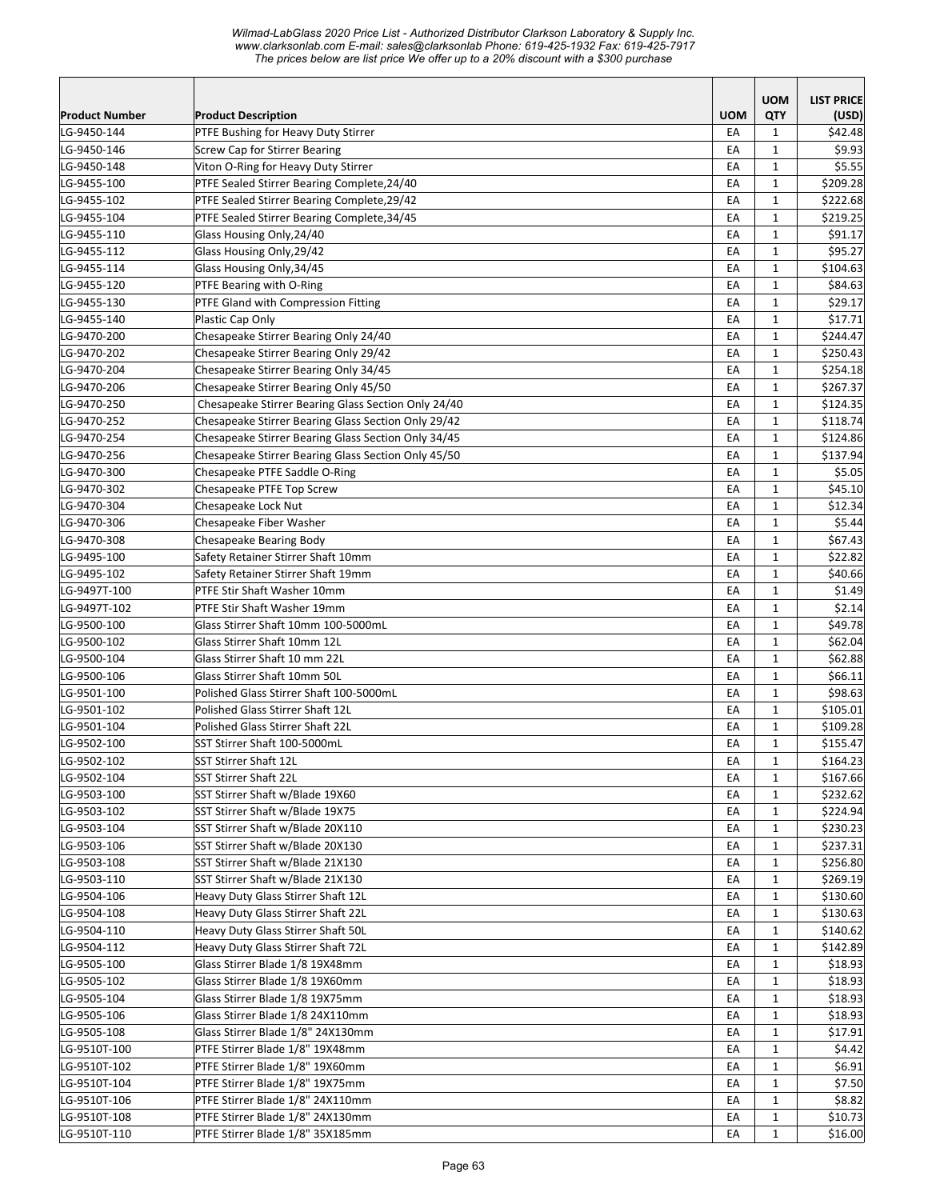| Product Number | Product Description | UOM | UOM QTY | LIST PRICE (USD) |
|---|---|---|---|---|
| LG-9450-144 | PTFE Bushing for Heavy Duty Stirrer | EA | 1 | $42.48 |
| LG-9450-146 | Screw Cap for Stirrer Bearing | EA | 1 | $9.93 |
| LG-9450-148 | Viton O-Ring for Heavy Duty Stirrer | EA | 1 | $5.55 |
| LG-9455-100 | PTFE Sealed Stirrer Bearing Complete,24/40 | EA | 1 | $209.28 |
| LG-9455-102 | PTFE Sealed Stirrer Bearing Complete,29/42 | EA | 1 | $222.68 |
| LG-9455-104 | PTFE Sealed Stirrer Bearing Complete,34/45 | EA | 1 | $219.25 |
| LG-9455-110 | Glass Housing Only,24/40 | EA | 1 | $91.17 |
| LG-9455-112 | Glass Housing Only,29/42 | EA | 1 | $95.27 |
| LG-9455-114 | Glass Housing Only,34/45 | EA | 1 | $104.63 |
| LG-9455-120 | PTFE Bearing with O-Ring | EA | 1 | $84.63 |
| LG-9455-130 | PTFE Gland with Compression Fitting | EA | 1 | $29.17 |
| LG-9455-140 | Plastic Cap Only | EA | 1 | $17.71 |
| LG-9470-200 | Chesapeake Stirrer Bearing Only 24/40 | EA | 1 | $244.47 |
| LG-9470-202 | Chesapeake Stirrer Bearing Only 29/42 | EA | 1 | $250.43 |
| LG-9470-204 | Chesapeake Stirrer Bearing Only 34/45 | EA | 1 | $254.18 |
| LG-9470-206 | Chesapeake Stirrer Bearing Only 45/50 | EA | 1 | $267.37 |
| LG-9470-250 | Chesapeake Stirrer Bearing Glass Section Only 24/40 | EA | 1 | $124.35 |
| LG-9470-252 | Chesapeake Stirrer Bearing Glass Section Only 29/42 | EA | 1 | $118.74 |
| LG-9470-254 | Chesapeake Stirrer Bearing Glass Section Only 34/45 | EA | 1 | $124.86 |
| LG-9470-256 | Chesapeake Stirrer Bearing Glass Section Only 45/50 | EA | 1 | $137.94 |
| LG-9470-300 | Chesapeake PTFE Saddle O-Ring | EA | 1 | $5.05 |
| LG-9470-302 | Chesapeake PTFE Top Screw | EA | 1 | $45.10 |
| LG-9470-304 | Chesapeake Lock Nut | EA | 1 | $12.34 |
| LG-9470-306 | Chesapeake Fiber Washer | EA | 1 | $5.44 |
| LG-9470-308 | Chesapeake Bearing Body | EA | 1 | $67.43 |
| LG-9495-100 | Safety Retainer Stirrer Shaft 10mm | EA | 1 | $22.82 |
| LG-9495-102 | Safety Retainer Stirrer Shaft 19mm | EA | 1 | $40.66 |
| LG-9497T-100 | PTFE Stir Shaft Washer 10mm | EA | 1 | $1.49 |
| LG-9497T-102 | PTFE Stir Shaft Washer 19mm | EA | 1 | $2.14 |
| LG-9500-100 | Glass Stirrer Shaft 10mm 100-5000mL | EA | 1 | $49.78 |
| LG-9500-102 | Glass Stirrer Shaft 10mm 12L | EA | 1 | $62.04 |
| LG-9500-104 | Glass Stirrer Shaft 10 mm 22L | EA | 1 | $62.88 |
| LG-9500-106 | Glass Stirrer Shaft 10mm 50L | EA | 1 | $66.11 |
| LG-9501-100 | Polished Glass Stirrer Shaft 100-5000mL | EA | 1 | $98.63 |
| LG-9501-102 | Polished Glass Stirrer Shaft 12L | EA | 1 | $105.01 |
| LG-9501-104 | Polished Glass Stirrer Shaft 22L | EA | 1 | $109.28 |
| LG-9502-100 | SST Stirrer Shaft 100-5000mL | EA | 1 | $155.47 |
| LG-9502-102 | SST Stirrer Shaft 12L | EA | 1 | $164.23 |
| LG-9502-104 | SST Stirrer Shaft 22L | EA | 1 | $167.66 |
| LG-9503-100 | SST Stirrer Shaft w/Blade 19X60 | EA | 1 | $232.62 |
| LG-9503-102 | SST Stirrer Shaft w/Blade 19X75 | EA | 1 | $224.94 |
| LG-9503-104 | SST Stirrer Shaft w/Blade 20X110 | EA | 1 | $230.23 |
| LG-9503-106 | SST Stirrer Shaft w/Blade 20X130 | EA | 1 | $237.31 |
| LG-9503-108 | SST Stirrer Shaft w/Blade 21X130 | EA | 1 | $256.80 |
| LG-9503-110 | SST Stirrer Shaft w/Blade 21X130 | EA | 1 | $269.19 |
| LG-9504-106 | Heavy Duty Glass Stirrer Shaft 12L | EA | 1 | $130.60 |
| LG-9504-108 | Heavy Duty Glass Stirrer Shaft 22L | EA | 1 | $130.63 |
| LG-9504-110 | Heavy Duty Glass Stirrer Shaft 50L | EA | 1 | $140.62 |
| LG-9504-112 | Heavy Duty Glass Stirrer Shaft 72L | EA | 1 | $142.89 |
| LG-9505-100 | Glass Stirrer Blade 1/8 19X48mm | EA | 1 | $18.93 |
| LG-9505-102 | Glass Stirrer Blade 1/8 19X60mm | EA | 1 | $18.93 |
| LG-9505-104 | Glass Stirrer Blade 1/8 19X75mm | EA | 1 | $18.93 |
| LG-9505-106 | Glass Stirrer Blade 1/8 24X110mm | EA | 1 | $18.93 |
| LG-9505-108 | Glass Stirrer Blade 1/8" 24X130mm | EA | 1 | $17.91 |
| LG-9510T-100 | PTFE Stirrer Blade 1/8" 19X48mm | EA | 1 | $4.42 |
| LG-9510T-102 | PTFE Stirrer Blade 1/8" 19X60mm | EA | 1 | $6.91 |
| LG-9510T-104 | PTFE Stirrer Blade 1/8" 19X75mm | EA | 1 | $7.50 |
| LG-9510T-106 | PTFE Stirrer Blade 1/8" 24X110mm | EA | 1 | $8.82 |
| LG-9510T-108 | PTFE Stirrer Blade 1/8" 24X130mm | EA | 1 | $10.73 |
| LG-9510T-110 | PTFE Stirrer Blade 1/8" 35X185mm | EA | 1 | $16.00 |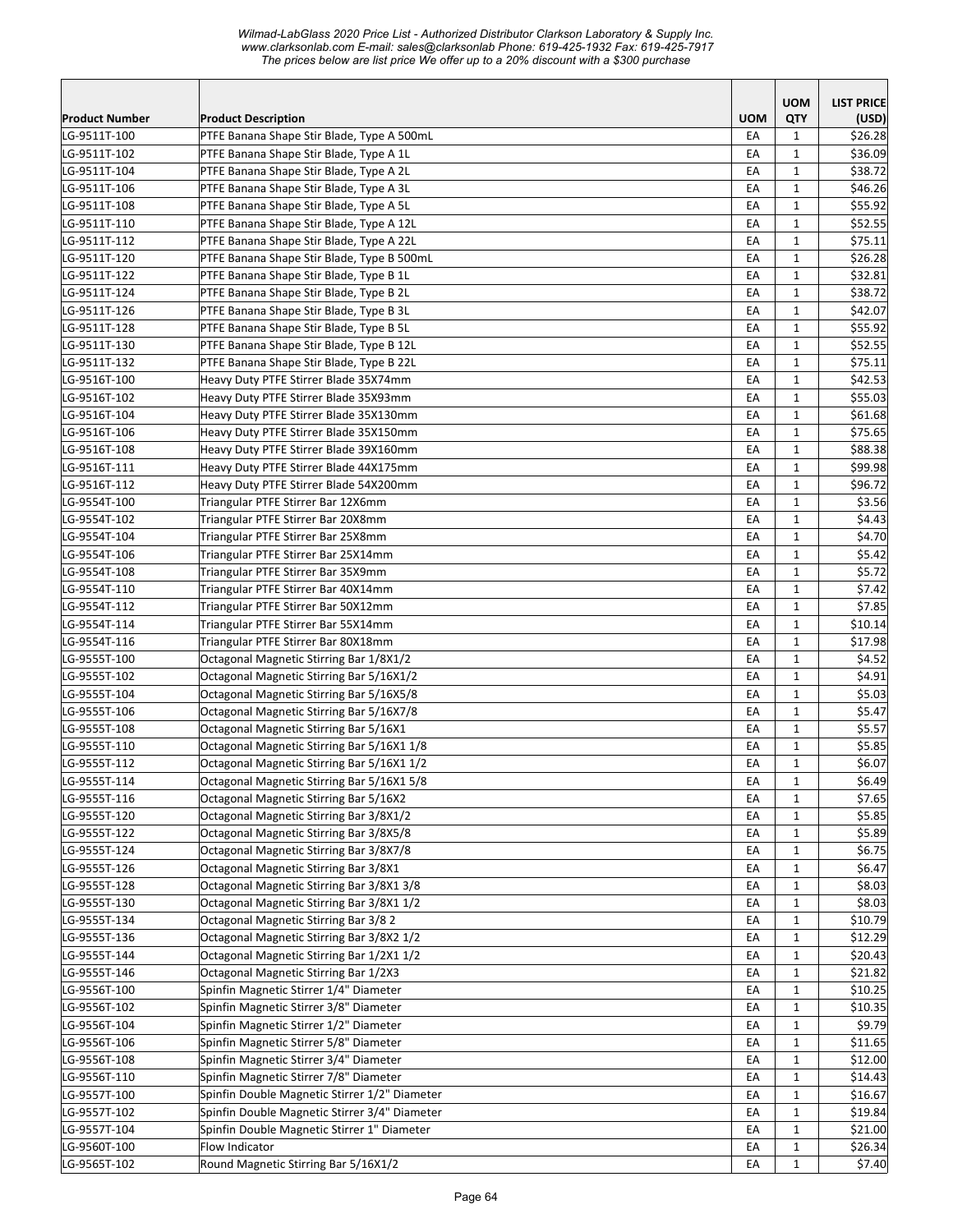| Product Number | Product Description | UOM | UOM QTY | LIST PRICE (USD) |
| --- | --- | --- | --- | --- |
| LG-9511T-100 | PTFE Banana Shape Stir Blade, Type A 500mL | EA | 1 | $26.28 |
| LG-9511T-102 | PTFE Banana Shape Stir Blade, Type A 1L | EA | 1 | $36.09 |
| LG-9511T-104 | PTFE Banana Shape Stir Blade, Type A 2L | EA | 1 | $38.72 |
| LG-9511T-106 | PTFE Banana Shape Stir Blade, Type A 3L | EA | 1 | $46.26 |
| LG-9511T-108 | PTFE Banana Shape Stir Blade, Type A 5L | EA | 1 | $55.92 |
| LG-9511T-110 | PTFE Banana Shape Stir Blade, Type A 12L | EA | 1 | $52.55 |
| LG-9511T-112 | PTFE Banana Shape Stir Blade, Type A 22L | EA | 1 | $75.11 |
| LG-9511T-120 | PTFE Banana Shape Stir Blade, Type B 500mL | EA | 1 | $26.28 |
| LG-9511T-122 | PTFE Banana Shape Stir Blade, Type B 1L | EA | 1 | $32.81 |
| LG-9511T-124 | PTFE Banana Shape Stir Blade, Type B 2L | EA | 1 | $38.72 |
| LG-9511T-126 | PTFE Banana Shape Stir Blade, Type B 3L | EA | 1 | $42.07 |
| LG-9511T-128 | PTFE Banana Shape Stir Blade, Type B 5L | EA | 1 | $55.92 |
| LG-9511T-130 | PTFE Banana Shape Stir Blade, Type B 12L | EA | 1 | $52.55 |
| LG-9511T-132 | PTFE Banana Shape Stir Blade, Type B 22L | EA | 1 | $75.11 |
| LG-9516T-100 | Heavy Duty PTFE Stirrer Blade 35X74mm | EA | 1 | $42.53 |
| LG-9516T-102 | Heavy Duty PTFE Stirrer Blade 35X93mm | EA | 1 | $55.03 |
| LG-9516T-104 | Heavy Duty PTFE Stirrer Blade 35X130mm | EA | 1 | $61.68 |
| LG-9516T-106 | Heavy Duty PTFE Stirrer Blade 35X150mm | EA | 1 | $75.65 |
| LG-9516T-108 | Heavy Duty PTFE Stirrer Blade 39X160mm | EA | 1 | $88.38 |
| LG-9516T-111 | Heavy Duty PTFE Stirrer Blade 44X175mm | EA | 1 | $99.98 |
| LG-9516T-112 | Heavy Duty PTFE Stirrer Blade 54X200mm | EA | 1 | $96.72 |
| LG-9554T-100 | Triangular PTFE Stirrer Bar 12X6mm | EA | 1 | $3.56 |
| LG-9554T-102 | Triangular PTFE Stirrer Bar 20X8mm | EA | 1 | $4.43 |
| LG-9554T-104 | Triangular PTFE Stirrer Bar 25X8mm | EA | 1 | $4.70 |
| LG-9554T-106 | Triangular PTFE Stirrer Bar 25X14mm | EA | 1 | $5.42 |
| LG-9554T-108 | Triangular PTFE Stirrer Bar 35X9mm | EA | 1 | $5.72 |
| LG-9554T-110 | Triangular PTFE Stirrer Bar 40X14mm | EA | 1 | $7.42 |
| LG-9554T-112 | Triangular PTFE Stirrer Bar 50X12mm | EA | 1 | $7.85 |
| LG-9554T-114 | Triangular PTFE Stirrer Bar 55X14mm | EA | 1 | $10.14 |
| LG-9554T-116 | Triangular PTFE Stirrer Bar 80X18mm | EA | 1 | $17.98 |
| LG-9555T-100 | Octagonal Magnetic Stirring Bar 1/8X1/2 | EA | 1 | $4.52 |
| LG-9555T-102 | Octagonal Magnetic Stirring Bar 5/16X1/2 | EA | 1 | $4.91 |
| LG-9555T-104 | Octagonal Magnetic Stirring Bar 5/16X5/8 | EA | 1 | $5.03 |
| LG-9555T-106 | Octagonal Magnetic Stirring Bar 5/16X7/8 | EA | 1 | $5.47 |
| LG-9555T-108 | Octagonal Magnetic Stirring Bar 5/16X1 | EA | 1 | $5.57 |
| LG-9555T-110 | Octagonal Magnetic Stirring Bar 5/16X1 1/8 | EA | 1 | $5.85 |
| LG-9555T-112 | Octagonal Magnetic Stirring Bar 5/16X1 1/2 | EA | 1 | $6.07 |
| LG-9555T-114 | Octagonal Magnetic Stirring Bar 5/16X1 5/8 | EA | 1 | $6.49 |
| LG-9555T-116 | Octagonal Magnetic Stirring Bar 5/16X2 | EA | 1 | $7.65 |
| LG-9555T-120 | Octagonal Magnetic Stirring Bar 3/8X1/2 | EA | 1 | $5.85 |
| LG-9555T-122 | Octagonal Magnetic Stirring Bar 3/8X5/8 | EA | 1 | $5.89 |
| LG-9555T-124 | Octagonal Magnetic Stirring Bar 3/8X7/8 | EA | 1 | $6.75 |
| LG-9555T-126 | Octagonal Magnetic Stirring Bar 3/8X1 | EA | 1 | $6.47 |
| LG-9555T-128 | Octagonal Magnetic Stirring Bar 3/8X1 3/8 | EA | 1 | $8.03 |
| LG-9555T-130 | Octagonal Magnetic Stirring Bar 3/8X1 1/2 | EA | 1 | $8.03 |
| LG-9555T-134 | Octagonal Magnetic Stirring Bar 3/8 2 | EA | 1 | $10.79 |
| LG-9555T-136 | Octagonal Magnetic Stirring Bar 3/8X2 1/2 | EA | 1 | $12.29 |
| LG-9555T-144 | Octagonal Magnetic Stirring Bar 1/2X1 1/2 | EA | 1 | $20.43 |
| LG-9555T-146 | Octagonal Magnetic Stirring Bar 1/2X3 | EA | 1 | $21.82 |
| LG-9556T-100 | Spinfin Magnetic Stirrer 1/4" Diameter | EA | 1 | $10.25 |
| LG-9556T-102 | Spinfin Magnetic Stirrer 3/8" Diameter | EA | 1 | $10.35 |
| LG-9556T-104 | Spinfin Magnetic Stirrer 1/2" Diameter | EA | 1 | $9.79 |
| LG-9556T-106 | Spinfin Magnetic Stirrer 5/8" Diameter | EA | 1 | $11.65 |
| LG-9556T-108 | Spinfin Magnetic Stirrer 3/4" Diameter | EA | 1 | $12.00 |
| LG-9556T-110 | Spinfin Magnetic Stirrer 7/8" Diameter | EA | 1 | $14.43 |
| LG-9557T-100 | Spinfin Double Magnetic Stirrer 1/2" Diameter | EA | 1 | $16.67 |
| LG-9557T-102 | Spinfin Double Magnetic Stirrer 3/4" Diameter | EA | 1 | $19.84 |
| LG-9557T-104 | Spinfin Double Magnetic Stirrer 1" Diameter | EA | 1 | $21.00 |
| LG-9560T-100 | Flow Indicator | EA | 1 | $26.34 |
| LG-9565T-102 | Round Magnetic Stirring Bar 5/16X1/2 | EA | 1 | $7.40 |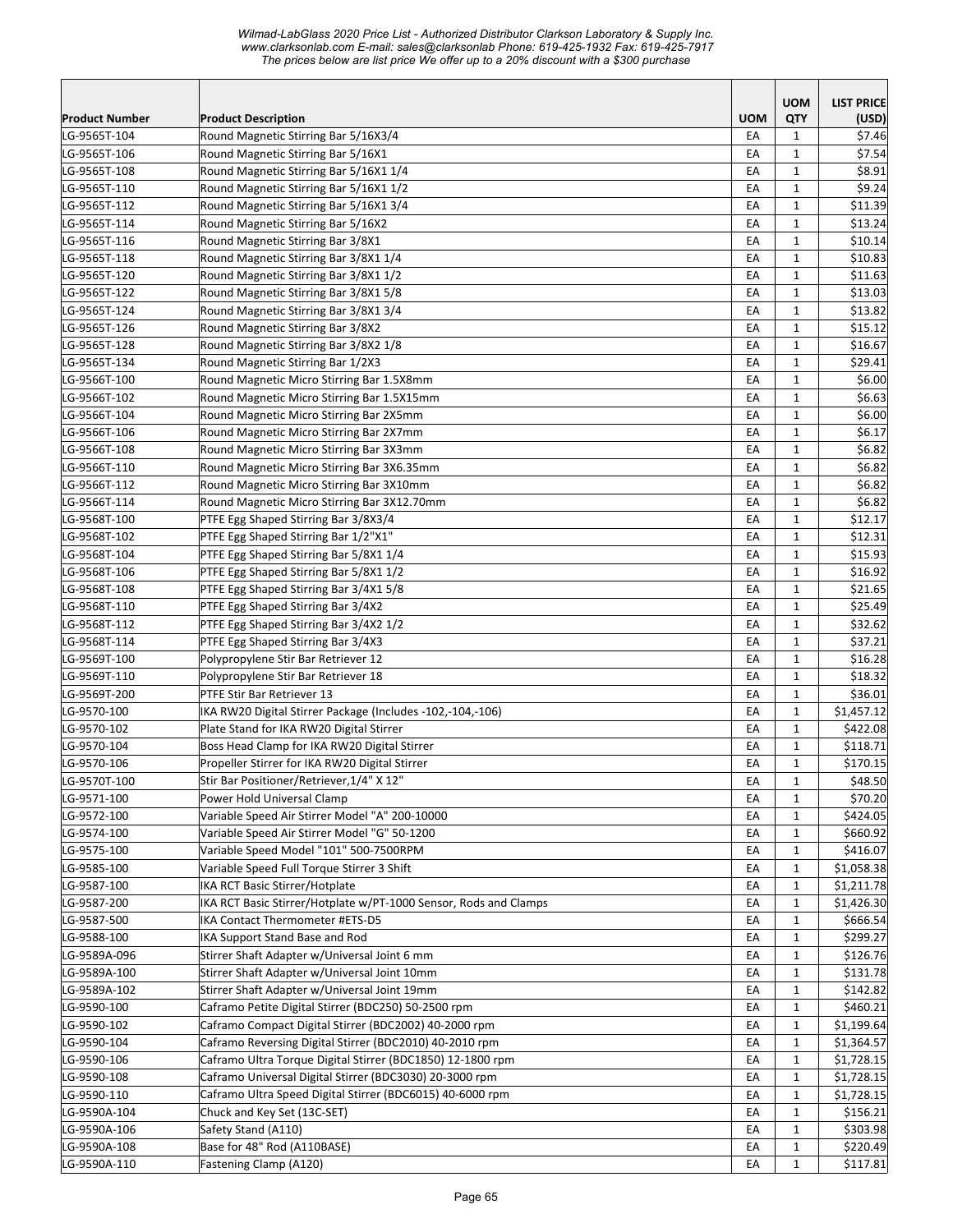*Wilmad-LabGlass 2020 Price List - Authorized Distributor Clarkson Laboratory & Supply Inc.*
*www.clarksonlab.com E-mail: sales@clarksonlab Phone: 619-425-1932 Fax: 619-425-7917*
*The prices below are list price We offer up to a 20% discount with a $300 purchase*

| Product Number | Product Description | UOM | UOM QTY | LIST PRICE (USD) |
|---|---|---|---|---|
| LG-9565T-104 | Round Magnetic Stirring Bar 5/16X3/4 | EA | 1 | $7.46 |
| LG-9565T-106 | Round Magnetic Stirring Bar 5/16X1 | EA | 1 | $7.54 |
| LG-9565T-108 | Round Magnetic Stirring Bar 5/16X1 1/4 | EA | 1 | $8.91 |
| LG-9565T-110 | Round Magnetic Stirring Bar 5/16X1 1/2 | EA | 1 | $9.24 |
| LG-9565T-112 | Round Magnetic Stirring Bar 5/16X1 3/4 | EA | 1 | $11.39 |
| LG-9565T-114 | Round Magnetic Stirring Bar 5/16X2 | EA | 1 | $13.24 |
| LG-9565T-116 | Round Magnetic Stirring Bar 3/8X1 | EA | 1 | $10.14 |
| LG-9565T-118 | Round Magnetic Stirring Bar 3/8X1 1/4 | EA | 1 | $10.83 |
| LG-9565T-120 | Round Magnetic Stirring Bar 3/8X1 1/2 | EA | 1 | $11.63 |
| LG-9565T-122 | Round Magnetic Stirring Bar 3/8X1 5/8 | EA | 1 | $13.03 |
| LG-9565T-124 | Round Magnetic Stirring Bar 3/8X1 3/4 | EA | 1 | $13.82 |
| LG-9565T-126 | Round Magnetic Stirring Bar 3/8X2 | EA | 1 | $15.12 |
| LG-9565T-128 | Round Magnetic Stirring Bar 3/8X2 1/8 | EA | 1 | $16.67 |
| LG-9565T-134 | Round Magnetic Stirring Bar 1/2X3 | EA | 1 | $29.41 |
| LG-9566T-100 | Round Magnetic Micro Stirring Bar 1.5X8mm | EA | 1 | $6.00 |
| LG-9566T-102 | Round Magnetic Micro Stirring Bar 1.5X15mm | EA | 1 | $6.63 |
| LG-9566T-104 | Round Magnetic Micro Stirring Bar 2X5mm | EA | 1 | $6.00 |
| LG-9566T-106 | Round Magnetic Micro Stirring Bar 2X7mm | EA | 1 | $6.17 |
| LG-9566T-108 | Round Magnetic Micro Stirring Bar 3X3mm | EA | 1 | $6.82 |
| LG-9566T-110 | Round Magnetic Micro Stirring Bar 3X6.35mm | EA | 1 | $6.82 |
| LG-9566T-112 | Round Magnetic Micro Stirring Bar 3X10mm | EA | 1 | $6.82 |
| LG-9566T-114 | Round Magnetic Micro Stirring Bar 3X12.70mm | EA | 1 | $6.82 |
| LG-9568T-100 | PTFE Egg Shaped Stirring Bar 3/8X3/4 | EA | 1 | $12.17 |
| LG-9568T-102 | PTFE Egg Shaped Stirring Bar 1/2"X1" | EA | 1 | $12.31 |
| LG-9568T-104 | PTFE Egg Shaped Stirring Bar 5/8X1 1/4 | EA | 1 | $15.93 |
| LG-9568T-106 | PTFE Egg Shaped Stirring Bar 5/8X1 1/2 | EA | 1 | $16.92 |
| LG-9568T-108 | PTFE Egg Shaped Stirring Bar 3/4X1 5/8 | EA | 1 | $21.65 |
| LG-9568T-110 | PTFE Egg Shaped Stirring Bar 3/4X2 | EA | 1 | $25.49 |
| LG-9568T-112 | PTFE Egg Shaped Stirring Bar 3/4X2 1/2 | EA | 1 | $32.62 |
| LG-9568T-114 | PTFE Egg Shaped Stirring Bar 3/4X3 | EA | 1 | $37.21 |
| LG-9569T-100 | Polypropylene Stir Bar Retriever 12 | EA | 1 | $16.28 |
| LG-9569T-110 | Polypropylene Stir Bar Retriever 18 | EA | 1 | $18.32 |
| LG-9569T-200 | PTFE Stir Bar Retriever 13 | EA | 1 | $36.01 |
| LG-9570-100 | IKA RW20 Digital Stirrer Package (Includes -102,-104,-106) | EA | 1 | $1,457.12 |
| LG-9570-102 | Plate Stand for IKA RW20 Digital Stirrer | EA | 1 | $422.08 |
| LG-9570-104 | Boss Head Clamp for IKA RW20 Digital Stirrer | EA | 1 | $118.71 |
| LG-9570-106 | Propeller Stirrer for IKA RW20 Digital Stirrer | EA | 1 | $170.15 |
| LG-9570T-100 | Stir Bar Positioner/Retriever,1/4" X 12" | EA | 1 | $48.50 |
| LG-9571-100 | Power Hold Universal Clamp | EA | 1 | $70.20 |
| LG-9572-100 | Variable Speed Air Stirrer Model "A" 200-10000 | EA | 1 | $424.05 |
| LG-9574-100 | Variable Speed Air Stirrer Model "G" 50-1200 | EA | 1 | $660.92 |
| LG-9575-100 | Variable Speed Model "101" 500-7500RPM | EA | 1 | $416.07 |
| LG-9585-100 | Variable Speed Full Torque Stirrer 3 Shift | EA | 1 | $1,058.38 |
| LG-9587-100 | IKA RCT Basic Stirrer/Hotplate | EA | 1 | $1,211.78 |
| LG-9587-200 | IKA RCT Basic Stirrer/Hotplate w/PT-1000 Sensor, Rods and Clamps | EA | 1 | $1,426.30 |
| LG-9587-500 | IKA Contact Thermometer #ETS-D5 | EA | 1 | $666.54 |
| LG-9588-100 | IKA Support Stand Base and Rod | EA | 1 | $299.27 |
| LG-9589A-096 | Stirrer Shaft Adapter w/Universal Joint 6 mm | EA | 1 | $126.76 |
| LG-9589A-100 | Stirrer Shaft Adapter w/Universal Joint 10mm | EA | 1 | $131.78 |
| LG-9589A-102 | Stirrer Shaft Adapter w/Universal Joint 19mm | EA | 1 | $142.82 |
| LG-9590-100 | Caframo Petite Digital Stirrer (BDC250) 50-2500 rpm | EA | 1 | $460.21 |
| LG-9590-102 | Caframo Compact Digital Stirrer (BDC2002) 40-2000 rpm | EA | 1 | $1,199.64 |
| LG-9590-104 | Caframo Reversing Digital Stirrer (BDC2010) 40-2010 rpm | EA | 1 | $1,364.57 |
| LG-9590-106 | Caframo Ultra Torque Digital Stirrer (BDC1850) 12-1800 rpm | EA | 1 | $1,728.15 |
| LG-9590-108 | Caframo Universal Digital Stirrer (BDC3030) 20-3000 rpm | EA | 1 | $1,728.15 |
| LG-9590-110 | Caframo Ultra Speed Digital Stirrer (BDC6015) 40-6000 rpm | EA | 1 | $1,728.15 |
| LG-9590A-104 | Chuck and Key Set (13C-SET) | EA | 1 | $156.21 |
| LG-9590A-106 | Safety Stand (A110) | EA | 1 | $303.98 |
| LG-9590A-108 | Base for 48" Rod (A110BASE) | EA | 1 | $220.49 |
| LG-9590A-110 | Fastening Clamp (A120) | EA | 1 | $117.81 |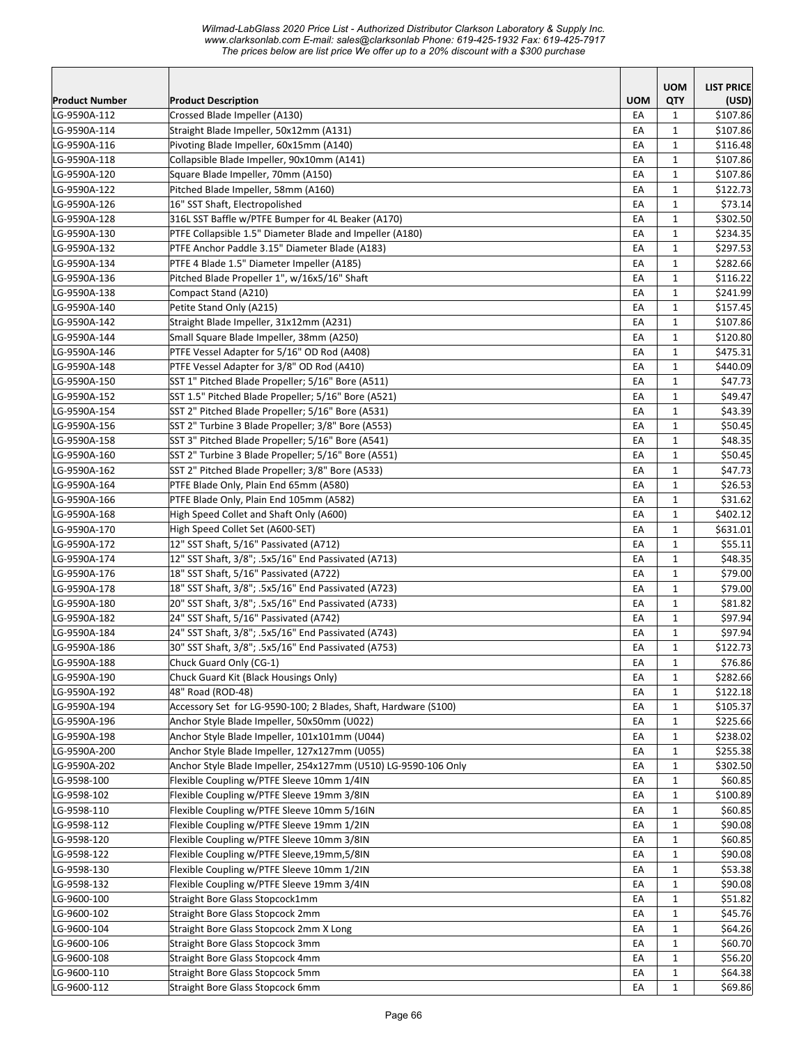| Product Number | Product Description | UOM | UOM QTY | LIST PRICE (USD) |
|---|---|---|---|---|
| LG-9590A-112 | Crossed Blade Impeller (A130) | EA | 1 | $107.86 |
| LG-9590A-114 | Straight Blade Impeller, 50x12mm (A131) | EA | 1 | $107.86 |
| LG-9590A-116 | Pivoting Blade Impeller, 60x15mm (A140) | EA | 1 | $116.48 |
| LG-9590A-118 | Collapsible Blade Impeller, 90x10mm (A141) | EA | 1 | $107.86 |
| LG-9590A-120 | Square Blade Impeller, 70mm (A150) | EA | 1 | $107.86 |
| LG-9590A-122 | Pitched Blade Impeller, 58mm (A160) | EA | 1 | $122.73 |
| LG-9590A-126 | 16" SST Shaft, Electropolished | EA | 1 | $73.14 |
| LG-9590A-128 | 316L SST Baffle w/PTFE Bumper for 4L Beaker (A170) | EA | 1 | $302.50 |
| LG-9590A-130 | PTFE Collapsible 1.5" Diameter Blade and Impeller (A180) | EA | 1 | $234.35 |
| LG-9590A-132 | PTFE Anchor Paddle 3.15" Diameter Blade (A183) | EA | 1 | $297.53 |
| LG-9590A-134 | PTFE 4 Blade 1.5" Diameter Impeller (A185) | EA | 1 | $282.66 |
| LG-9590A-136 | Pitched Blade Propeller 1", w/16x5/16" Shaft | EA | 1 | $116.22 |
| LG-9590A-138 | Compact Stand (A210) | EA | 1 | $241.99 |
| LG-9590A-140 | Petite Stand Only (A215) | EA | 1 | $157.45 |
| LG-9590A-142 | Straight Blade Impeller, 31x12mm (A231) | EA | 1 | $107.86 |
| LG-9590A-144 | Small Square Blade Impeller, 38mm (A250) | EA | 1 | $120.80 |
| LG-9590A-146 | PTFE Vessel Adapter for 5/16" OD Rod (A408) | EA | 1 | $475.31 |
| LG-9590A-148 | PTFE Vessel Adapter for 3/8" OD Rod (A410) | EA | 1 | $440.09 |
| LG-9590A-150 | SST 1" Pitched Blade Propeller; 5/16" Bore (A511) | EA | 1 | $47.73 |
| LG-9590A-152 | SST 1.5" Pitched Blade Propeller; 5/16" Bore (A521) | EA | 1 | $49.47 |
| LG-9590A-154 | SST 2" Pitched Blade Propeller; 5/16" Bore (A531) | EA | 1 | $43.39 |
| LG-9590A-156 | SST 2" Turbine 3 Blade Propeller; 3/8" Bore (A553) | EA | 1 | $50.45 |
| LG-9590A-158 | SST 3" Pitched Blade Propeller; 5/16" Bore (A541) | EA | 1 | $48.35 |
| LG-9590A-160 | SST 2" Turbine 3 Blade Propeller; 5/16" Bore (A551) | EA | 1 | $50.45 |
| LG-9590A-162 | SST 2" Pitched Blade Propeller; 3/8" Bore (A533) | EA | 1 | $47.73 |
| LG-9590A-164 | PTFE Blade Only, Plain End 65mm (A580) | EA | 1 | $26.53 |
| LG-9590A-166 | PTFE Blade Only, Plain End 105mm (A582) | EA | 1 | $31.62 |
| LG-9590A-168 | High Speed Collet and Shaft Only (A600) | EA | 1 | $402.12 |
| LG-9590A-170 | High Speed Collet Set (A600-SET) | EA | 1 | $631.01 |
| LG-9590A-172 | 12" SST Shaft, 5/16" Passivated (A712) | EA | 1 | $55.11 |
| LG-9590A-174 | 12" SST Shaft, 3/8"; .5x5/16" End Passivated (A713) | EA | 1 | $48.35 |
| LG-9590A-176 | 18" SST Shaft, 5/16" Passivated (A722) | EA | 1 | $79.00 |
| LG-9590A-178 | 18" SST Shaft, 3/8"; .5x5/16" End Passivated (A723) | EA | 1 | $79.00 |
| LG-9590A-180 | 20" SST Shaft, 3/8"; .5x5/16" End Passivated (A733) | EA | 1 | $81.82 |
| LG-9590A-182 | 24" SST Shaft, 5/16" Passivated (A742) | EA | 1 | $97.94 |
| LG-9590A-184 | 24" SST Shaft, 3/8"; .5x5/16" End Passivated (A743) | EA | 1 | $97.94 |
| LG-9590A-186 | 30" SST Shaft, 3/8"; .5x5/16" End Passivated (A753) | EA | 1 | $122.73 |
| LG-9590A-188 | Chuck Guard Only (CG-1) | EA | 1 | $76.86 |
| LG-9590A-190 | Chuck Guard Kit (Black Housings Only) | EA | 1 | $282.66 |
| LG-9590A-192 | 48" Road (ROD-48) | EA | 1 | $122.18 |
| LG-9590A-194 | Accessory Set for LG-9590-100; 2 Blades, Shaft, Hardware (S100) | EA | 1 | $105.37 |
| LG-9590A-196 | Anchor Style Blade Impeller, 50x50mm (U022) | EA | 1 | $225.66 |
| LG-9590A-198 | Anchor Style Blade Impeller, 101x101mm (U044) | EA | 1 | $238.02 |
| LG-9590A-200 | Anchor Style Blade Impeller, 127x127mm (U055) | EA | 1 | $255.38 |
| LG-9590A-202 | Anchor Style Blade Impeller, 254x127mm (U510) LG-9590-106 Only | EA | 1 | $302.50 |
| LG-9598-100 | Flexible Coupling w/PTFE Sleeve 10mm 1/4IN | EA | 1 | $60.85 |
| LG-9598-102 | Flexible Coupling w/PTFE Sleeve 19mm 3/8IN | EA | 1 | $100.89 |
| LG-9598-110 | Flexible Coupling w/PTFE Sleeve 10mm 5/16IN | EA | 1 | $60.85 |
| LG-9598-112 | Flexible Coupling w/PTFE Sleeve 19mm 1/2IN | EA | 1 | $90.08 |
| LG-9598-120 | Flexible Coupling w/PTFE Sleeve 10mm 3/8IN | EA | 1 | $60.85 |
| LG-9598-122 | Flexible Coupling w/PTFE Sleeve,19mm,5/8IN | EA | 1 | $90.08 |
| LG-9598-130 | Flexible Coupling w/PTFE Sleeve 10mm 1/2IN | EA | 1 | $53.38 |
| LG-9598-132 | Flexible Coupling w/PTFE Sleeve 19mm 3/4IN | EA | 1 | $90.08 |
| LG-9600-100 | Straight Bore Glass Stopcock1mm | EA | 1 | $51.82 |
| LG-9600-102 | Straight Bore Glass Stopcock 2mm | EA | 1 | $45.76 |
| LG-9600-104 | Straight Bore Glass Stopcock 2mm X Long | EA | 1 | $64.26 |
| LG-9600-106 | Straight Bore Glass Stopcock 3mm | EA | 1 | $60.70 |
| LG-9600-108 | Straight Bore Glass Stopcock 4mm | EA | 1 | $56.20 |
| LG-9600-110 | Straight Bore Glass Stopcock 5mm | EA | 1 | $64.38 |
| LG-9600-112 | Straight Bore Glass Stopcock 6mm | EA | 1 | $69.86 |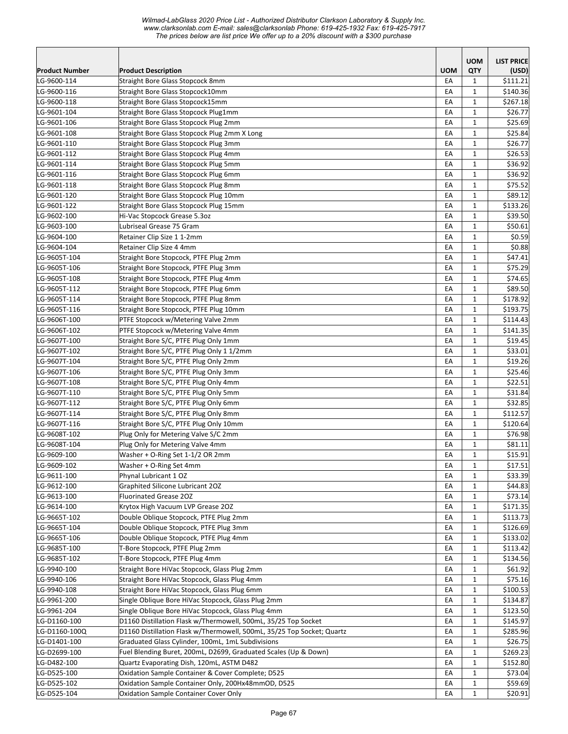| Product Number | Product Description | UOM | UOM QTY | LIST PRICE (USD) |
|---|---|---|---|---|
| LG-9600-114 | Straight Bore Glass Stopcock 8mm | EA | 1 | $111.21 |
| LG-9600-116 | Straight Bore Glass Stopcock10mm | EA | 1 | $140.36 |
| LG-9600-118 | Straight Bore Glass Stopcock15mm | EA | 1 | $267.18 |
| LG-9601-104 | Straight Bore Glass Stopcock Plug1mm | EA | 1 | $26.77 |
| LG-9601-106 | Straight Bore Glass Stopcock Plug 2mm | EA | 1 | $25.69 |
| LG-9601-108 | Straight Bore Glass Stopcock Plug 2mm X Long | EA | 1 | $25.84 |
| LG-9601-110 | Straight Bore Glass Stopcock Plug 3mm | EA | 1 | $26.77 |
| LG-9601-112 | Straight Bore Glass Stopcock Plug 4mm | EA | 1 | $26.53 |
| LG-9601-114 | Straight Bore Glass Stopcock Plug 5mm | EA | 1 | $36.92 |
| LG-9601-116 | Straight Bore Glass Stopcock Plug 6mm | EA | 1 | $36.92 |
| LG-9601-118 | Straight Bore Glass Stopcock Plug 8mm | EA | 1 | $75.52 |
| LG-9601-120 | Straight Bore Glass Stopcock Plug 10mm | EA | 1 | $89.12 |
| LG-9601-122 | Straight Bore Glass Stopcock Plug 15mm | EA | 1 | $133.26 |
| LG-9602-100 | Hi-Vac Stopcock Grease 5.3oz | EA | 1 | $39.50 |
| LG-9603-100 | Lubriseal Grease 75 Gram | EA | 1 | $50.61 |
| LG-9604-100 | Retainer Clip Size 1 1-2mm | EA | 1 | $0.59 |
| LG-9604-104 | Retainer Clip Size 4 4mm | EA | 1 | $0.88 |
| LG-9605T-104 | Straight Bore Stopcock, PTFE Plug 2mm | EA | 1 | $47.41 |
| LG-9605T-106 | Straight Bore Stopcock, PTFE Plug 3mm | EA | 1 | $75.29 |
| LG-9605T-108 | Straight Bore Stopcock, PTFE Plug 4mm | EA | 1 | $74.65 |
| LG-9605T-112 | Straight Bore Stopcock, PTFE Plug 6mm | EA | 1 | $89.50 |
| LG-9605T-114 | Straight Bore Stopcock, PTFE Plug 8mm | EA | 1 | $178.92 |
| LG-9605T-116 | Straight Bore Stopcock, PTFE Plug 10mm | EA | 1 | $193.75 |
| LG-9606T-100 | PTFE Stopcock w/Metering Valve 2mm | EA | 1 | $114.43 |
| LG-9606T-102 | PTFE Stopcock w/Metering Valve 4mm | EA | 1 | $141.35 |
| LG-9607T-100 | Straight Bore S/C, PTFE Plug Only 1mm | EA | 1 | $19.45 |
| LG-9607T-102 | Straight Bore S/C, PTFE Plug Only 1 1/2mm | EA | 1 | $33.01 |
| LG-9607T-104 | Straight Bore S/C, PTFE Plug Only 2mm | EA | 1 | $19.26 |
| LG-9607T-106 | Straight Bore S/C, PTFE Plug Only 3mm | EA | 1 | $25.46 |
| LG-9607T-108 | Straight Bore S/C, PTFE Plug Only 4mm | EA | 1 | $22.51 |
| LG-9607T-110 | Straight Bore S/C, PTFE Plug Only 5mm | EA | 1 | $31.84 |
| LG-9607T-112 | Straight Bore S/C, PTFE Plug Only 6mm | EA | 1 | $32.85 |
| LG-9607T-114 | Straight Bore S/C, PTFE Plug Only 8mm | EA | 1 | $112.57 |
| LG-9607T-116 | Straight Bore S/C, PTFE Plug Only 10mm | EA | 1 | $120.64 |
| LG-9608T-102 | Plug Only for Metering Valve S/C 2mm | EA | 1 | $76.98 |
| LG-9608T-104 | Plug Only for Metering Valve 4mm | EA | 1 | $81.11 |
| LG-9609-100 | Washer + O-Ring Set 1-1/2 OR 2mm | EA | 1 | $15.91 |
| LG-9609-102 | Washer + O-Ring Set 4mm | EA | 1 | $17.51 |
| LG-9611-100 | Phynal Lubricant 1 OZ | EA | 1 | $33.39 |
| LG-9612-100 | Graphited Silicone Lubricant 2OZ | EA | 1 | $44.83 |
| LG-9613-100 | Fluorinated Grease 2OZ | EA | 1 | $73.14 |
| LG-9614-100 | Krytox High Vacuum LVP Grease 2OZ | EA | 1 | $171.35 |
| LG-9665T-102 | Double Oblique Stopcock, PTFE Plug 2mm | EA | 1 | $113.73 |
| LG-9665T-104 | Double Oblique Stopcock, PTFE Plug 3mm | EA | 1 | $126.69 |
| LG-9665T-106 | Double Oblique Stopcock, PTFE Plug 4mm | EA | 1 | $133.02 |
| LG-9685T-100 | T-Bore Stopcock, PTFE Plug 2mm | EA | 1 | $113.42 |
| LG-9685T-102 | T-Bore Stopcock, PTFE Plug 4mm | EA | 1 | $134.56 |
| LG-9940-100 | Straight Bore HiVac Stopcock, Glass Plug 2mm | EA | 1 | $61.92 |
| LG-9940-106 | Straight Bore HiVac Stopcock, Glass Plug 4mm | EA | 1 | $75.16 |
| LG-9940-108 | Straight Bore HiVac Stopcock, Glass Plug 6mm | EA | 1 | $100.53 |
| LG-9961-200 | Single Oblique Bore HiVac Stopcock, Glass Plug 2mm | EA | 1 | $134.87 |
| LG-9961-204 | Single Oblique Bore HiVac Stopcock, Glass Plug 4mm | EA | 1 | $123.50 |
| LG-D1160-100 | D1160 Distillation Flask w/Thermowell, 500mL, 35/25 Top Socket | EA | 1 | $145.97 |
| LG-D1160-100Q | D1160 Distillation Flask w/Thermowell, 500mL, 35/25 Top Socket; Quartz | EA | 1 | $285.96 |
| LG-D1401-100 | Graduated Glass Cylinder, 100mL, 1mL Subdivisions | EA | 1 | $26.75 |
| LG-D2699-100 | Fuel Blending Buret, 200mL, D2699, Graduated Scales (Up & Down) | EA | 1 | $269.23 |
| LG-D482-100 | Quartz Evaporating Dish, 120mL, ASTM D482 | EA | 1 | $152.80 |
| LG-D525-100 | Oxidation Sample Container & Cover Complete; D525 | EA | 1 | $73.04 |
| LG-D525-102 | Oxidation Sample Container Only, 200Hx48mmOD, D525 | EA | 1 | $59.69 |
| LG-D525-104 | Oxidation Sample Container Cover Only | EA | 1 | $20.91 |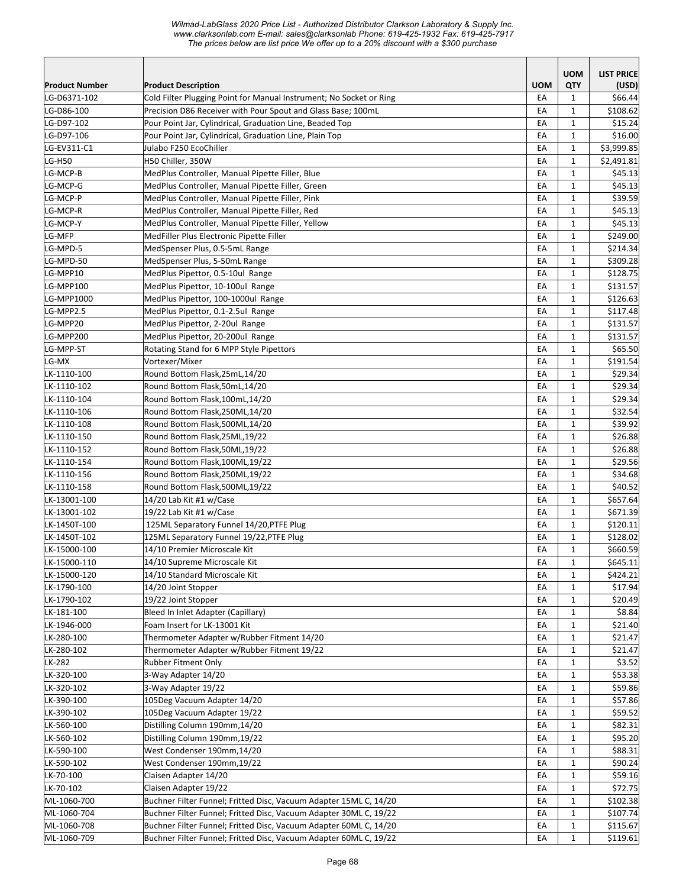| Product Number | Product Description | UOM | UOM QTY | LIST PRICE (USD) |
|---|---|---|---|---|
| LG-D6371-102 | Cold Filter Plugging Point for Manual Instrument; No Socket or Ring | EA | 1 | $66.44 |
| LG-D86-100 | Precision D86 Receiver with Pour Spout and Glass Base; 100mL | EA | 1 | $108.62 |
| LG-D97-102 | Pour Point Jar, Cylindrical, Graduation Line, Beaded Top | EA | 1 | $15.24 |
| LG-D97-106 | Pour Point Jar, Cylindrical, Graduation Line, Plain Top | EA | 1 | $16.00 |
| LG-EV311-C1 | Julabo F250 EcoChiller | EA | 1 | $3,999.85 |
| LG-H50 | H50 Chiller, 350W | EA | 1 | $2,491.81 |
| LG-MCP-B | MedPlus Controller, Manual Pipette Filler, Blue | EA | 1 | $45.13 |
| LG-MCP-G | MedPlus Controller, Manual Pipette Filler, Green | EA | 1 | $45.13 |
| LG-MCP-P | MedPlus Controller, Manual Pipette Filler, Pink | EA | 1 | $39.59 |
| LG-MCP-R | MedPlus Controller, Manual Pipette Filler, Red | EA | 1 | $45.13 |
| LG-MCP-Y | MedPlus Controller, Manual Pipette Filler, Yellow | EA | 1 | $45.13 |
| LG-MFP | MedFiller Plus Electronic Pipette Filler | EA | 1 | $249.00 |
| LG-MPD-5 | MedSpenser Plus, 0.5-5mL Range | EA | 1 | $214.34 |
| LG-MPD-50 | MedSpenser Plus, 5-50mL Range | EA | 1 | $309.28 |
| LG-MPP10 | MedPlus Pipettor, 0.5-10ul Range | EA | 1 | $128.75 |
| LG-MPP100 | MedPlus Pipettor, 10-100ul Range | EA | 1 | $131.57 |
| LG-MPP1000 | MedPlus Pipettor, 100-1000ul Range | EA | 1 | $126.63 |
| LG-MPP2.5 | MedPlus Pipettor, 0.1-2.5ul Range | EA | 1 | $117.48 |
| LG-MPP20 | MedPlus Pipettor, 2-20ul Range | EA | 1 | $131.57 |
| LG-MPP200 | MedPlus Pipettor, 20-200ul Range | EA | 1 | $131.57 |
| LG-MPP-ST | Rotating Stand for 6 MPP Style Pipettors | EA | 1 | $65.50 |
| LG-MX | Vortexer/Mixer | EA | 1 | $191.54 |
| LK-1110-100 | Round Bottom Flask,25mL,14/20 | EA | 1 | $29.34 |
| LK-1110-102 | Round Bottom Flask,50mL,14/20 | EA | 1 | $29.34 |
| LK-1110-104 | Round Bottom Flask,100mL,14/20 | EA | 1 | $29.34 |
| LK-1110-106 | Round Bottom Flask,250ML,14/20 | EA | 1 | $32.54 |
| LK-1110-108 | Round Bottom Flask,500ML,14/20 | EA | 1 | $39.92 |
| LK-1110-150 | Round Bottom Flask,25ML,19/22 | EA | 1 | $26.88 |
| LK-1110-152 | Round Bottom Flask,50ML,19/22 | EA | 1 | $26.88 |
| LK-1110-154 | Round Bottom Flask,100ML,19/22 | EA | 1 | $29.56 |
| LK-1110-156 | Round Bottom Flask,250ML,19/22 | EA | 1 | $34.68 |
| LK-1110-158 | Round Bottom Flask,500ML,19/22 | EA | 1 | $40.52 |
| LK-13001-100 | 14/20 Lab Kit #1 w/Case | EA | 1 | $657.64 |
| LK-13001-102 | 19/22 Lab Kit #1 w/Case | EA | 1 | $671.39 |
| LK-1450T-100 | 125ML Separatory Funnel 14/20,PTFE Plug | EA | 1 | $120.11 |
| LK-1450T-102 | 125ML Separatory Funnel 19/22,PTFE Plug | EA | 1 | $128.02 |
| LK-15000-100 | 14/10 Premier Microscale Kit | EA | 1 | $660.59 |
| LK-15000-110 | 14/10 Supreme Microscale Kit | EA | 1 | $645.11 |
| LK-15000-120 | 14/10 Standard Microscale Kit | EA | 1 | $424.21 |
| LK-1790-100 | 14/20 Joint Stopper | EA | 1 | $17.94 |
| LK-1790-102 | 19/22 Joint Stopper | EA | 1 | $20.49 |
| LK-181-100 | Bleed In Inlet Adapter (Capillary) | EA | 1 | $8.84 |
| LK-1946-000 | Foam Insert for LK-13001 Kit | EA | 1 | $21.40 |
| LK-280-100 | Thermometer Adapter w/Rubber Fitment 14/20 | EA | 1 | $21.47 |
| LK-280-102 | Thermometer Adapter w/Rubber Fitment 19/22 | EA | 1 | $21.47 |
| LK-282 | Rubber Fitment Only | EA | 1 | $3.52 |
| LK-320-100 | 3-Way Adapter 14/20 | EA | 1 | $53.38 |
| LK-320-102 | 3-Way Adapter 19/22 | EA | 1 | $59.86 |
| LK-390-100 | 105Deg Vacuum Adapter 14/20 | EA | 1 | $57.86 |
| LK-390-102 | 105Deg Vacuum Adapter 19/22 | EA | 1 | $59.52 |
| LK-560-100 | Distilling Column 190mm,14/20 | EA | 1 | $82.31 |
| LK-560-102 | Distilling Column 190mm,19/22 | EA | 1 | $95.20 |
| LK-590-100 | West Condenser 190mm,14/20 | EA | 1 | $88.31 |
| LK-590-102 | West Condenser 190mm,19/22 | EA | 1 | $90.24 |
| LK-70-100 | Claisen Adapter 14/20 | EA | 1 | $59.16 |
| LK-70-102 | Claisen Adapter 19/22 | EA | 1 | $72.75 |
| ML-1060-700 | Buchner Filter Funnel; Fritted Disc, Vacuum Adapter 15ML C, 14/20 | EA | 1 | $102.38 |
| ML-1060-704 | Buchner Filter Funnel; Fritted Disc, Vacuum Adapter 30ML C, 19/22 | EA | 1 | $107.74 |
| ML-1060-708 | Buchner Filter Funnel; Fritted Disc, Vacuum Adapter 60ML C, 14/20 | EA | 1 | $115.67 |
| ML-1060-709 | Buchner Filter Funnel; Fritted Disc, Vacuum Adapter 60ML C, 19/22 | EA | 1 | $119.61 |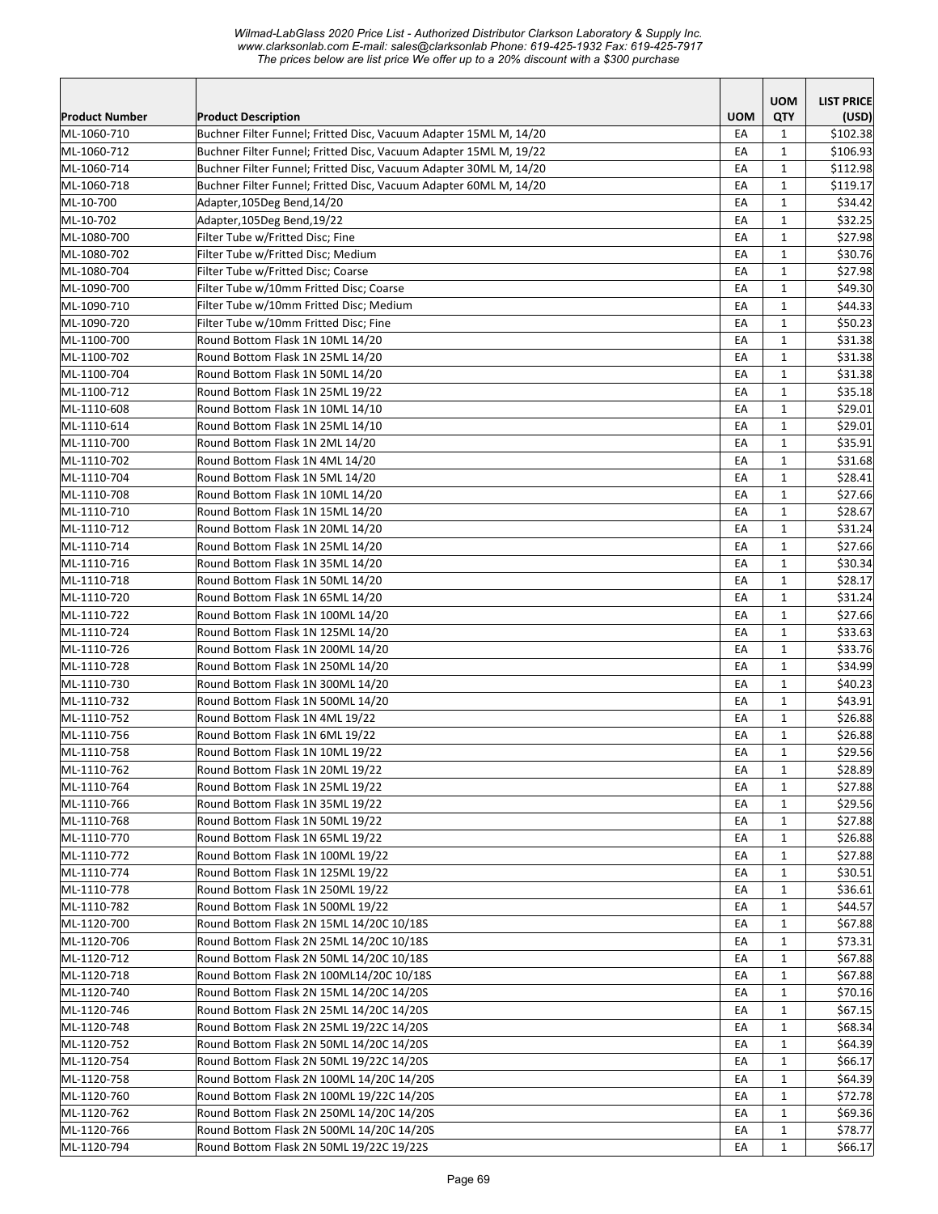*Wilmad-LabGlass 2020 Price List - Authorized Distributor Clarkson Laboratory & Supply Inc.*
*www.clarksonlab.com E-mail: sales@clarksonlab Phone: 619-425-1932 Fax: 619-425-7917*
*The prices below are list price We offer up to a 20% discount with a $300 purchase*

| Product Number | Product Description | UOM | UOM QTY | LIST PRICE (USD) |
|---|---|---|---|---|
| ML-1060-710 | Buchner Filter Funnel; Fritted Disc, Vacuum Adapter 15ML M, 14/20 | EA | 1 | $102.38 |
| ML-1060-712 | Buchner Filter Funnel; Fritted Disc, Vacuum Adapter 15ML M, 19/22 | EA | 1 | $106.93 |
| ML-1060-714 | Buchner Filter Funnel; Fritted Disc, Vacuum Adapter 30ML M, 14/20 | EA | 1 | $112.98 |
| ML-1060-718 | Buchner Filter Funnel; Fritted Disc, Vacuum Adapter 60ML M, 14/20 | EA | 1 | $119.17 |
| ML-10-700 | Adapter,105Deg Bend,14/20 | EA | 1 | $34.42 |
| ML-10-702 | Adapter,105Deg Bend,19/22 | EA | 1 | $32.25 |
| ML-1080-700 | Filter Tube w/Fritted Disc; Fine | EA | 1 | $27.98 |
| ML-1080-702 | Filter Tube w/Fritted Disc; Medium | EA | 1 | $30.76 |
| ML-1080-704 | Filter Tube w/Fritted Disc; Coarse | EA | 1 | $27.98 |
| ML-1090-700 | Filter Tube w/10mm Fritted Disc; Coarse | EA | 1 | $49.30 |
| ML-1090-710 | Filter Tube w/10mm Fritted Disc; Medium | EA | 1 | $44.33 |
| ML-1090-720 | Filter Tube w/10mm Fritted Disc; Fine | EA | 1 | $50.23 |
| ML-1100-700 | Round Bottom Flask 1N 10ML 14/20 | EA | 1 | $31.38 |
| ML-1100-702 | Round Bottom Flask 1N 25ML 14/20 | EA | 1 | $31.38 |
| ML-1100-704 | Round Bottom Flask 1N 50ML 14/20 | EA | 1 | $31.38 |
| ML-1100-712 | Round Bottom Flask 1N 25ML 19/22 | EA | 1 | $35.18 |
| ML-1110-608 | Round Bottom Flask 1N 10ML 14/10 | EA | 1 | $29.01 |
| ML-1110-614 | Round Bottom Flask 1N 25ML 14/10 | EA | 1 | $29.01 |
| ML-1110-700 | Round Bottom Flask 1N 2ML 14/20 | EA | 1 | $35.91 |
| ML-1110-702 | Round Bottom Flask 1N 4ML 14/20 | EA | 1 | $31.68 |
| ML-1110-704 | Round Bottom Flask 1N 5ML 14/20 | EA | 1 | $28.41 |
| ML-1110-708 | Round Bottom Flask 1N 10ML 14/20 | EA | 1 | $27.66 |
| ML-1110-710 | Round Bottom Flask 1N 15ML 14/20 | EA | 1 | $28.67 |
| ML-1110-712 | Round Bottom Flask 1N 20ML 14/20 | EA | 1 | $31.24 |
| ML-1110-714 | Round Bottom Flask 1N 25ML 14/20 | EA | 1 | $27.66 |
| ML-1110-716 | Round Bottom Flask 1N 35ML 14/20 | EA | 1 | $30.34 |
| ML-1110-718 | Round Bottom Flask 1N 50ML 14/20 | EA | 1 | $28.17 |
| ML-1110-720 | Round Bottom Flask 1N 65ML 14/20 | EA | 1 | $31.24 |
| ML-1110-722 | Round Bottom Flask 1N 100ML 14/20 | EA | 1 | $27.66 |
| ML-1110-724 | Round Bottom Flask 1N 125ML 14/20 | EA | 1 | $33.63 |
| ML-1110-726 | Round Bottom Flask 1N 200ML 14/20 | EA | 1 | $33.76 |
| ML-1110-728 | Round Bottom Flask 1N 250ML 14/20 | EA | 1 | $34.99 |
| ML-1110-730 | Round Bottom Flask 1N 300ML 14/20 | EA | 1 | $40.23 |
| ML-1110-732 | Round Bottom Flask 1N 500ML 14/20 | EA | 1 | $43.91 |
| ML-1110-752 | Round Bottom Flask 1N 4ML 19/22 | EA | 1 | $26.88 |
| ML-1110-756 | Round Bottom Flask 1N 6ML 19/22 | EA | 1 | $26.88 |
| ML-1110-758 | Round Bottom Flask 1N 10ML 19/22 | EA | 1 | $29.56 |
| ML-1110-762 | Round Bottom Flask 1N 20ML 19/22 | EA | 1 | $28.89 |
| ML-1110-764 | Round Bottom Flask 1N 25ML 19/22 | EA | 1 | $27.88 |
| ML-1110-766 | Round Bottom Flask 1N 35ML 19/22 | EA | 1 | $29.56 |
| ML-1110-768 | Round Bottom Flask 1N 50ML 19/22 | EA | 1 | $27.88 |
| ML-1110-770 | Round Bottom Flask 1N 65ML 19/22 | EA | 1 | $26.88 |
| ML-1110-772 | Round Bottom Flask 1N 100ML 19/22 | EA | 1 | $27.88 |
| ML-1110-774 | Round Bottom Flask 1N 125ML 19/22 | EA | 1 | $30.51 |
| ML-1110-778 | Round Bottom Flask 1N 250ML 19/22 | EA | 1 | $36.61 |
| ML-1110-782 | Round Bottom Flask 1N 500ML 19/22 | EA | 1 | $44.57 |
| ML-1120-700 | Round Bottom Flask 2N 15ML 14/20C 10/18S | EA | 1 | $67.88 |
| ML-1120-706 | Round Bottom Flask 2N 25ML 14/20C 10/18S | EA | 1 | $73.31 |
| ML-1120-712 | Round Bottom Flask 2N 50ML 14/20C 10/18S | EA | 1 | $67.88 |
| ML-1120-718 | Round Bottom Flask 2N 100ML14/20C 10/18S | EA | 1 | $67.88 |
| ML-1120-740 | Round Bottom Flask 2N 15ML 14/20C 14/20S | EA | 1 | $70.16 |
| ML-1120-746 | Round Bottom Flask 2N 25ML 14/20C 14/20S | EA | 1 | $67.15 |
| ML-1120-748 | Round Bottom Flask 2N 25ML 19/22C 14/20S | EA | 1 | $68.34 |
| ML-1120-752 | Round Bottom Flask 2N 50ML 14/20C 14/20S | EA | 1 | $64.39 |
| ML-1120-754 | Round Bottom Flask 2N 50ML 19/22C 14/20S | EA | 1 | $66.17 |
| ML-1120-758 | Round Bottom Flask 2N 100ML 14/20C 14/20S | EA | 1 | $64.39 |
| ML-1120-760 | Round Bottom Flask 2N 100ML 19/22C 14/20S | EA | 1 | $72.78 |
| ML-1120-762 | Round Bottom Flask 2N 250ML 14/20C 14/20S | EA | 1 | $69.36 |
| ML-1120-766 | Round Bottom Flask 2N 500ML 14/20C 14/20S | EA | 1 | $78.77 |
| ML-1120-794 | Round Bottom Flask 2N 50ML 19/22C 19/22S | EA | 1 | $66.17 |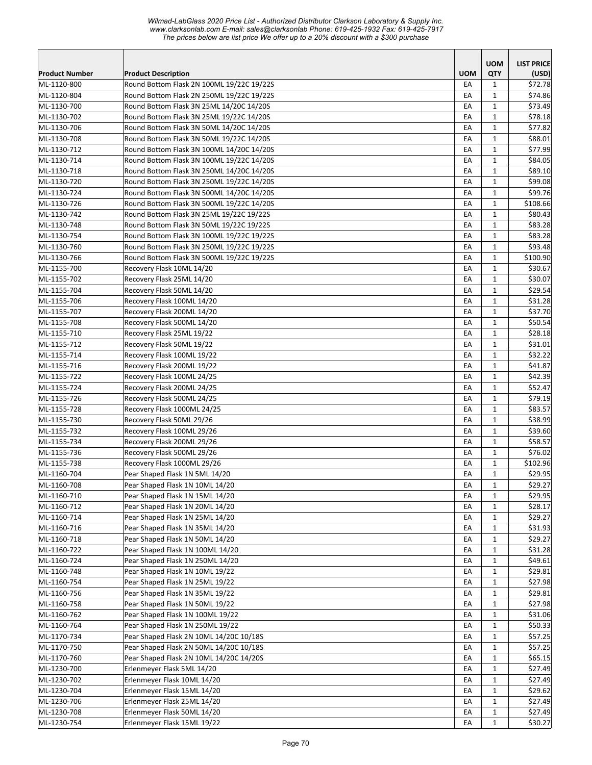| Product Number | Product Description | UOM | UOM QTY | LIST PRICE (USD) |
|---|---|---|---|---|
| ML-1120-800 | Round Bottom Flask 2N 100ML 19/22C 19/22S | EA | 1 | $72.78 |
| ML-1120-804 | Round Bottom Flask 2N 250ML 19/22C 19/22S | EA | 1 | $74.86 |
| ML-1130-700 | Round Bottom Flask 3N 25ML 14/20C 14/20S | EA | 1 | $73.49 |
| ML-1130-702 | Round Bottom Flask 3N 25ML 19/22C 14/20S | EA | 1 | $78.18 |
| ML-1130-706 | Round Bottom Flask 3N 50ML 14/20C 14/20S | EA | 1 | $77.82 |
| ML-1130-708 | Round Bottom Flask 3N 50ML 19/22C 14/20S | EA | 1 | $88.01 |
| ML-1130-712 | Round Bottom Flask 3N 100ML 14/20C 14/20S | EA | 1 | $77.99 |
| ML-1130-714 | Round Bottom Flask 3N 100ML 19/22C 14/20S | EA | 1 | $84.05 |
| ML-1130-718 | Round Bottom Flask 3N 250ML 14/20C 14/20S | EA | 1 | $89.10 |
| ML-1130-720 | Round Bottom Flask 3N 250ML 19/22C 14/20S | EA | 1 | $99.08 |
| ML-1130-724 | Round Bottom Flask 3N 500ML 14/20C 14/20S | EA | 1 | $99.76 |
| ML-1130-726 | Round Bottom Flask 3N 500ML 19/22C 14/20S | EA | 1 | $108.66 |
| ML-1130-742 | Round Bottom Flask 3N 25ML 19/22C 19/22S | EA | 1 | $80.43 |
| ML-1130-748 | Round Bottom Flask 3N 50ML 19/22C 19/22S | EA | 1 | $83.28 |
| ML-1130-754 | Round Bottom Flask 3N 100ML 19/22C 19/22S | EA | 1 | $83.28 |
| ML-1130-760 | Round Bottom Flask 3N 250ML 19/22C 19/22S | EA | 1 | $93.48 |
| ML-1130-766 | Round Bottom Flask 3N 500ML 19/22C 19/22S | EA | 1 | $100.90 |
| ML-1155-700 | Recovery Flask 10ML 14/20 | EA | 1 | $30.67 |
| ML-1155-702 | Recovery Flask 25ML 14/20 | EA | 1 | $30.07 |
| ML-1155-704 | Recovery Flask 50ML 14/20 | EA | 1 | $29.54 |
| ML-1155-706 | Recovery Flask 100ML 14/20 | EA | 1 | $31.28 |
| ML-1155-707 | Recovery Flask 200ML 14/20 | EA | 1 | $37.70 |
| ML-1155-708 | Recovery Flask 500ML 14/20 | EA | 1 | $50.54 |
| ML-1155-710 | Recovery Flask 25ML 19/22 | EA | 1 | $28.18 |
| ML-1155-712 | Recovery Flask 50ML 19/22 | EA | 1 | $31.01 |
| ML-1155-714 | Recovery Flask 100ML 19/22 | EA | 1 | $32.22 |
| ML-1155-716 | Recovery Flask 200ML 19/22 | EA | 1 | $41.87 |
| ML-1155-722 | Recovery Flask 100ML 24/25 | EA | 1 | $42.39 |
| ML-1155-724 | Recovery Flask 200ML 24/25 | EA | 1 | $52.47 |
| ML-1155-726 | Recovery Flask 500ML 24/25 | EA | 1 | $79.19 |
| ML-1155-728 | Recovery Flask 1000ML 24/25 | EA | 1 | $83.57 |
| ML-1155-730 | Recovery Flask 50ML 29/26 | EA | 1 | $38.99 |
| ML-1155-732 | Recovery Flask 100ML 29/26 | EA | 1 | $39.60 |
| ML-1155-734 | Recovery Flask 200ML 29/26 | EA | 1 | $58.57 |
| ML-1155-736 | Recovery Flask 500ML 29/26 | EA | 1 | $76.02 |
| ML-1155-738 | Recovery Flask 1000ML 29/26 | EA | 1 | $102.96 |
| ML-1160-704 | Pear Shaped Flask 1N 5ML 14/20 | EA | 1 | $29.95 |
| ML-1160-708 | Pear Shaped Flask 1N 10ML 14/20 | EA | 1 | $29.27 |
| ML-1160-710 | Pear Shaped Flask 1N 15ML 14/20 | EA | 1 | $29.95 |
| ML-1160-712 | Pear Shaped Flask 1N 20ML 14/20 | EA | 1 | $28.17 |
| ML-1160-714 | Pear Shaped Flask 1N 25ML 14/20 | EA | 1 | $29.27 |
| ML-1160-716 | Pear Shaped Flask 1N 35ML 14/20 | EA | 1 | $31.93 |
| ML-1160-718 | Pear Shaped Flask 1N 50ML 14/20 | EA | 1 | $29.27 |
| ML-1160-722 | Pear Shaped Flask 1N 100ML 14/20 | EA | 1 | $31.28 |
| ML-1160-724 | Pear Shaped Flask 1N 250ML 14/20 | EA | 1 | $49.61 |
| ML-1160-748 | Pear Shaped Flask 1N 10ML 19/22 | EA | 1 | $29.81 |
| ML-1160-754 | Pear Shaped Flask 1N 25ML 19/22 | EA | 1 | $27.98 |
| ML-1160-756 | Pear Shaped Flask 1N 35ML 19/22 | EA | 1 | $29.81 |
| ML-1160-758 | Pear Shaped Flask 1N 50ML 19/22 | EA | 1 | $27.98 |
| ML-1160-762 | Pear Shaped Flask 1N 100ML 19/22 | EA | 1 | $31.06 |
| ML-1160-764 | Pear Shaped Flask 1N 250ML 19/22 | EA | 1 | $50.33 |
| ML-1170-734 | Pear Shaped Flask 2N 10ML 14/20C 10/18S | EA | 1 | $57.25 |
| ML-1170-750 | Pear Shaped Flask 2N 50ML 14/20C 10/18S | EA | 1 | $57.25 |
| ML-1170-760 | Pear Shaped Flask 2N 10ML 14/20C 14/20S | EA | 1 | $65.15 |
| ML-1230-700 | Erlenmeyer Flask 5ML 14/20 | EA | 1 | $27.49 |
| ML-1230-702 | Erlenmeyer Flask 10ML 14/20 | EA | 1 | $27.49 |
| ML-1230-704 | Erlenmeyer Flask 15ML 14/20 | EA | 1 | $29.62 |
| ML-1230-706 | Erlenmeyer Flask 25ML 14/20 | EA | 1 | $27.49 |
| ML-1230-708 | Erlenmeyer Flask 50ML 14/20 | EA | 1 | $27.49 |
| ML-1230-754 | Erlenmeyer Flask 15ML 19/22 | EA | 1 | $30.27 |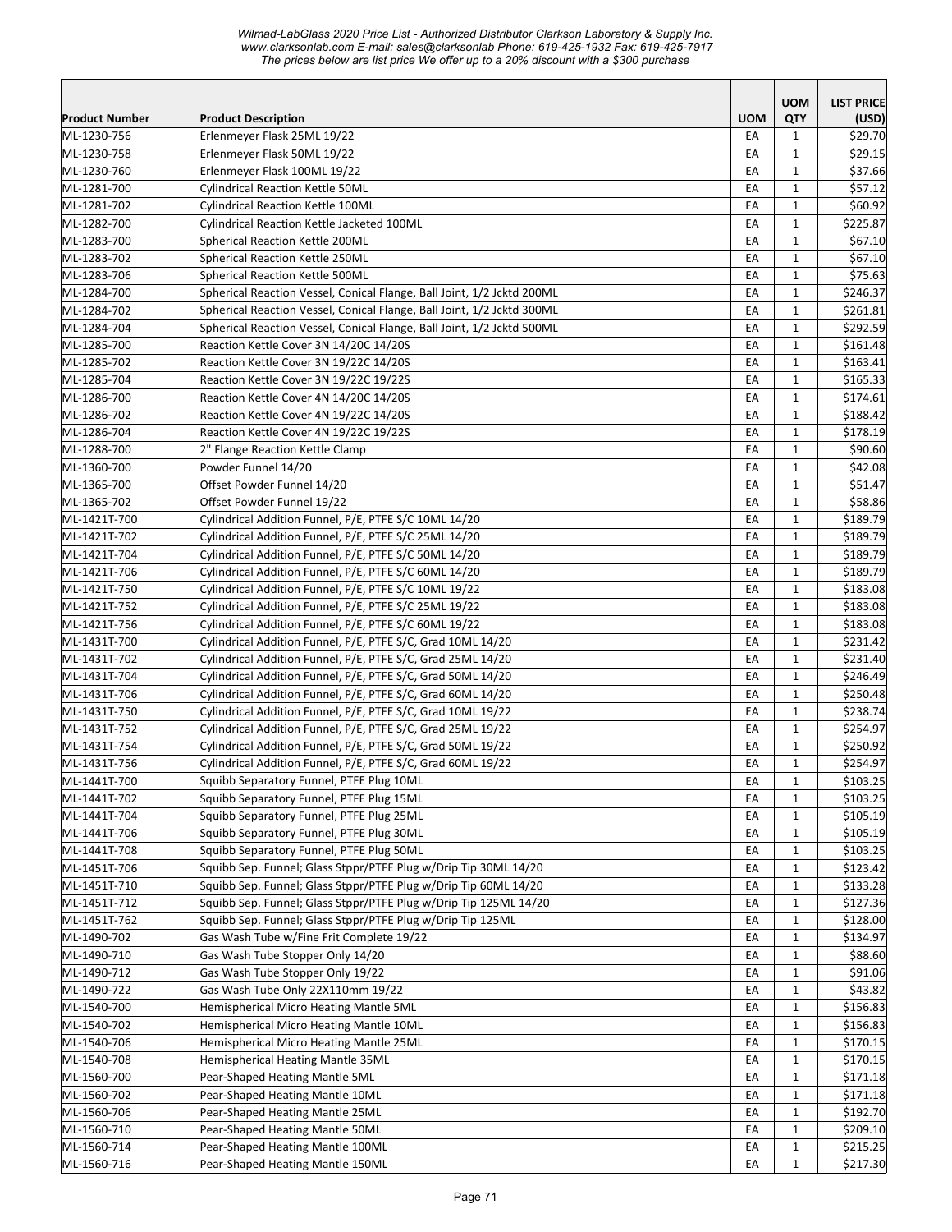| Product Number | Product Description | UOM | UOM QTY | LIST PRICE (USD) |
|---|---|---|---|---|
| ML-1230-756 | Erlenmeyer Flask 25ML 19/22 | EA | 1 | $29.70 |
| ML-1230-758 | Erlenmeyer Flask 50ML 19/22 | EA | 1 | $29.15 |
| ML-1230-760 | Erlenmeyer Flask 100ML 19/22 | EA | 1 | $37.66 |
| ML-1281-700 | Cylindrical Reaction Kettle 50ML | EA | 1 | $57.12 |
| ML-1281-702 | Cylindrical Reaction Kettle 100ML | EA | 1 | $60.92 |
| ML-1282-700 | Cylindrical Reaction Kettle Jacketed 100ML | EA | 1 | $225.87 |
| ML-1283-700 | Spherical Reaction Kettle 200ML | EA | 1 | $67.10 |
| ML-1283-702 | Spherical Reaction Kettle 250ML | EA | 1 | $67.10 |
| ML-1283-706 | Spherical Reaction Kettle 500ML | EA | 1 | $75.63 |
| ML-1284-700 | Spherical Reaction Vessel, Conical Flange, Ball Joint, 1/2 Jcktd 200ML | EA | 1 | $246.37 |
| ML-1284-702 | Spherical Reaction Vessel, Conical Flange, Ball Joint, 1/2 Jcktd 300ML | EA | 1 | $261.81 |
| ML-1284-704 | Spherical Reaction Vessel, Conical Flange, Ball Joint, 1/2 Jcktd 500ML | EA | 1 | $292.59 |
| ML-1285-700 | Reaction Kettle Cover 3N 14/20C 14/20S | EA | 1 | $161.48 |
| ML-1285-702 | Reaction Kettle Cover 3N 19/22C 14/20S | EA | 1 | $163.41 |
| ML-1285-704 | Reaction Kettle Cover 3N 19/22C 19/22S | EA | 1 | $165.33 |
| ML-1286-700 | Reaction Kettle Cover 4N 14/20C 14/20S | EA | 1 | $174.61 |
| ML-1286-702 | Reaction Kettle Cover 4N 19/22C 14/20S | EA | 1 | $188.42 |
| ML-1286-704 | Reaction Kettle Cover 4N 19/22C 19/22S | EA | 1 | $178.19 |
| ML-1288-700 | 2" Flange Reaction Kettle Clamp | EA | 1 | $90.60 |
| ML-1360-700 | Powder Funnel 14/20 | EA | 1 | $42.08 |
| ML-1365-700 | Offset Powder Funnel 14/20 | EA | 1 | $51.47 |
| ML-1365-702 | Offset Powder Funnel 19/22 | EA | 1 | $58.86 |
| ML-1421T-700 | Cylindrical Addition Funnel, P/E, PTFE S/C 10ML 14/20 | EA | 1 | $189.79 |
| ML-1421T-702 | Cylindrical Addition Funnel, P/E, PTFE S/C 25ML 14/20 | EA | 1 | $189.79 |
| ML-1421T-704 | Cylindrical Addition Funnel, P/E, PTFE S/C 50ML 14/20 | EA | 1 | $189.79 |
| ML-1421T-706 | Cylindrical Addition Funnel, P/E, PTFE S/C 60ML 14/20 | EA | 1 | $189.79 |
| ML-1421T-750 | Cylindrical Addition Funnel, P/E, PTFE S/C 10ML 19/22 | EA | 1 | $183.08 |
| ML-1421T-752 | Cylindrical Addition Funnel, P/E, PTFE S/C 25ML 19/22 | EA | 1 | $183.08 |
| ML-1421T-756 | Cylindrical Addition Funnel, P/E, PTFE S/C 60ML 19/22 | EA | 1 | $183.08 |
| ML-1431T-700 | Cylindrical Addition Funnel, P/E, PTFE S/C, Grad 10ML 14/20 | EA | 1 | $231.42 |
| ML-1431T-702 | Cylindrical Addition Funnel, P/E, PTFE S/C, Grad 25ML 14/20 | EA | 1 | $231.40 |
| ML-1431T-704 | Cylindrical Addition Funnel, P/E, PTFE S/C, Grad 50ML 14/20 | EA | 1 | $246.49 |
| ML-1431T-706 | Cylindrical Addition Funnel, P/E, PTFE S/C, Grad 60ML 14/20 | EA | 1 | $250.48 |
| ML-1431T-750 | Cylindrical Addition Funnel, P/E, PTFE S/C, Grad 10ML 19/22 | EA | 1 | $238.74 |
| ML-1431T-752 | Cylindrical Addition Funnel, P/E, PTFE S/C, Grad 25ML 19/22 | EA | 1 | $254.97 |
| ML-1431T-754 | Cylindrical Addition Funnel, P/E, PTFE S/C, Grad 50ML 19/22 | EA | 1 | $250.92 |
| ML-1431T-756 | Cylindrical Addition Funnel, P/E, PTFE S/C, Grad 60ML 19/22 | EA | 1 | $254.97 |
| ML-1441T-700 | Squibb Separatory Funnel, PTFE Plug 10ML | EA | 1 | $103.25 |
| ML-1441T-702 | Squibb Separatory Funnel, PTFE Plug 15ML | EA | 1 | $103.25 |
| ML-1441T-704 | Squibb Separatory Funnel, PTFE Plug 25ML | EA | 1 | $105.19 |
| ML-1441T-706 | Squibb Separatory Funnel, PTFE Plug 30ML | EA | 1 | $105.19 |
| ML-1441T-708 | Squibb Separatory Funnel, PTFE Plug 50ML | EA | 1 | $103.25 |
| ML-1451T-706 | Squibb Sep. Funnel; Glass Stppr/PTFE Plug w/Drip Tip 30ML 14/20 | EA | 1 | $123.42 |
| ML-1451T-710 | Squibb Sep. Funnel; Glass Stppr/PTFE Plug w/Drip Tip 60ML 14/20 | EA | 1 | $133.28 |
| ML-1451T-712 | Squibb Sep. Funnel; Glass Stppr/PTFE Plug w/Drip Tip 125ML 14/20 | EA | 1 | $127.36 |
| ML-1451T-762 | Squibb Sep. Funnel; Glass Stppr/PTFE Plug w/Drip Tip 125ML | EA | 1 | $128.00 |
| ML-1490-702 | Gas Wash Tube w/Fine Frit Complete 19/22 | EA | 1 | $134.97 |
| ML-1490-710 | Gas Wash Tube Stopper Only 14/20 | EA | 1 | $88.60 |
| ML-1490-712 | Gas Wash Tube Stopper Only 19/22 | EA | 1 | $91.06 |
| ML-1490-722 | Gas Wash Tube Only 22X110mm 19/22 | EA | 1 | $43.82 |
| ML-1540-700 | Hemispherical Micro Heating Mantle 5ML | EA | 1 | $156.83 |
| ML-1540-702 | Hemispherical Micro Heating Mantle 10ML | EA | 1 | $156.83 |
| ML-1540-706 | Hemispherical Micro Heating Mantle 25ML | EA | 1 | $170.15 |
| ML-1540-708 | Hemispherical Heating Mantle 35ML | EA | 1 | $170.15 |
| ML-1560-700 | Pear-Shaped Heating Mantle 5ML | EA | 1 | $171.18 |
| ML-1560-702 | Pear-Shaped Heating Mantle 10ML | EA | 1 | $171.18 |
| ML-1560-706 | Pear-Shaped Heating Mantle 25ML | EA | 1 | $192.70 |
| ML-1560-710 | Pear-Shaped Heating Mantle 50ML | EA | 1 | $209.10 |
| ML-1560-714 | Pear-Shaped Heating Mantle 100ML | EA | 1 | $215.25 |
| ML-1560-716 | Pear-Shaped Heating Mantle 150ML | EA | 1 | $217.30 |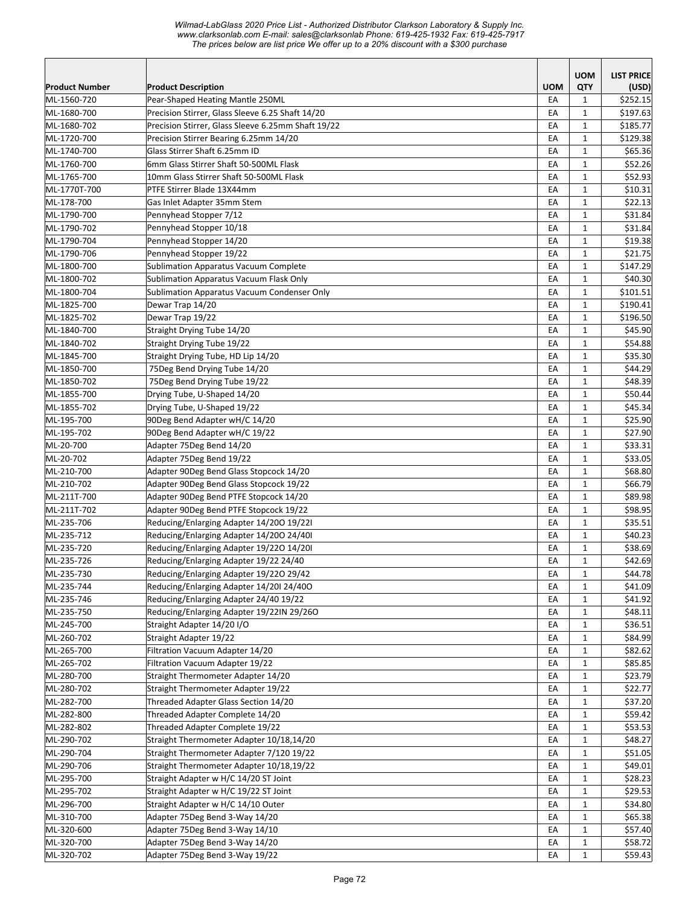*Wilmad-LabGlass 2020 Price List - Authorized Distributor Clarkson Laboratory & Supply Inc.*
*www.clarksonlab.com E-mail: sales@clarksonlab Phone: 619-425-1932 Fax: 619-425-7917*
*The prices below are list price We offer up to a 20% discount with a $300 purchase*

| Product Number | Product Description | UOM | UOM QTY | LIST PRICE (USD) |
|---|---|---|---|---|
| ML-1560-720 | Pear-Shaped Heating Mantle 250ML | EA | 1 | $252.15 |
| ML-1680-700 | Precision Stirrer, Glass Sleeve 6.25 Shaft 14/20 | EA | 1 | $197.63 |
| ML-1680-702 | Precision Stirrer, Glass Sleeve 6.25mm Shaft 19/22 | EA | 1 | $185.77 |
| ML-1720-700 | Precision Stirrer Bearing 6.25mm 14/20 | EA | 1 | $129.38 |
| ML-1740-700 | Glass Stirrer Shaft 6.25mm ID | EA | 1 | $65.36 |
| ML-1760-700 | 6mm Glass Stirrer Shaft 50-500ML Flask | EA | 1 | $52.26 |
| ML-1765-700 | 10mm Glass Stirrer Shaft 50-500ML Flask | EA | 1 | $52.93 |
| ML-1770T-700 | PTFE Stirrer Blade 13X44mm | EA | 1 | $10.31 |
| ML-178-700 | Gas Inlet Adapter 35mm Stem | EA | 1 | $22.13 |
| ML-1790-700 | Pennyhead Stopper 7/12 | EA | 1 | $31.84 |
| ML-1790-702 | Pennyhead Stopper 10/18 | EA | 1 | $31.84 |
| ML-1790-704 | Pennyhead Stopper 14/20 | EA | 1 | $19.38 |
| ML-1790-706 | Pennyhead Stopper 19/22 | EA | 1 | $21.75 |
| ML-1800-700 | Sublimation Apparatus Vacuum Complete | EA | 1 | $147.29 |
| ML-1800-702 | Sublimation Apparatus Vacuum Flask Only | EA | 1 | $40.30 |
| ML-1800-704 | Sublimation Apparatus Vacuum Condenser Only | EA | 1 | $101.51 |
| ML-1825-700 | Dewar Trap 14/20 | EA | 1 | $190.41 |
| ML-1825-702 | Dewar Trap 19/22 | EA | 1 | $196.50 |
| ML-1840-700 | Straight Drying Tube 14/20 | EA | 1 | $45.90 |
| ML-1840-702 | Straight Drying Tube 19/22 | EA | 1 | $54.88 |
| ML-1845-700 | Straight Drying Tube, HD Lip 14/20 | EA | 1 | $35.30 |
| ML-1850-700 | 75Deg Bend Drying Tube 14/20 | EA | 1 | $44.29 |
| ML-1850-702 | 75Deg Bend Drying Tube 19/22 | EA | 1 | $48.39 |
| ML-1855-700 | Drying Tube, U-Shaped 14/20 | EA | 1 | $50.44 |
| ML-1855-702 | Drying Tube, U-Shaped 19/22 | EA | 1 | $45.34 |
| ML-195-700 | 90Deg Bend Adapter wH/C 14/20 | EA | 1 | $25.90 |
| ML-195-702 | 90Deg Bend Adapter wH/C 19/22 | EA | 1 | $27.90 |
| ML-20-700 | Adapter 75Deg Bend 14/20 | EA | 1 | $33.31 |
| ML-20-702 | Adapter 75Deg Bend 19/22 | EA | 1 | $33.05 |
| ML-210-700 | Adapter 90Deg Bend Glass Stopcock 14/20 | EA | 1 | $68.80 |
| ML-210-702 | Adapter 90Deg Bend Glass Stopcock 19/22 | EA | 1 | $66.79 |
| ML-211T-700 | Adapter 90Deg Bend PTFE Stopcock 14/20 | EA | 1 | $89.98 |
| ML-211T-702 | Adapter 90Deg Bend PTFE Stopcock 19/22 | EA | 1 | $98.95 |
| ML-235-706 | Reducing/Enlarging Adapter 14/20O 19/22I | EA | 1 | $35.51 |
| ML-235-712 | Reducing/Enlarging Adapter 14/20O 24/40I | EA | 1 | $40.23 |
| ML-235-720 | Reducing/Enlarging Adapter 19/22O 14/20I | EA | 1 | $38.69 |
| ML-235-726 | Reducing/Enlarging Adapter 19/22 24/40 | EA | 1 | $42.69 |
| ML-235-730 | Reducing/Enlarging Adapter 19/22O 29/42 | EA | 1 | $44.78 |
| ML-235-744 | Reducing/Enlarging Adapter 14/20I 24/40O | EA | 1 | $41.09 |
| ML-235-746 | Reducing/Enlarging Adapter 24/40 19/22 | EA | 1 | $41.92 |
| ML-235-750 | Reducing/Enlarging Adapter 19/22IN 29/26O | EA | 1 | $48.11 |
| ML-245-700 | Straight Adapter 14/20 I/O | EA | 1 | $36.51 |
| ML-260-702 | Straight Adapter 19/22 | EA | 1 | $84.99 |
| ML-265-700 | Filtration Vacuum Adapter 14/20 | EA | 1 | $82.62 |
| ML-265-702 | Filtration Vacuum Adapter 19/22 | EA | 1 | $85.85 |
| ML-280-700 | Straight Thermometer Adapter 14/20 | EA | 1 | $23.79 |
| ML-280-702 | Straight Thermometer Adapter 19/22 | EA | 1 | $22.77 |
| ML-282-700 | Threaded Adapter Glass Section 14/20 | EA | 1 | $37.20 |
| ML-282-800 | Threaded Adapter Complete 14/20 | EA | 1 | $59.42 |
| ML-282-802 | Threaded Adapter Complete 19/22 | EA | 1 | $53.53 |
| ML-290-702 | Straight Thermometer Adapter 10/18,14/20 | EA | 1 | $48.27 |
| ML-290-704 | Straight Thermometer Adapter 7/120 19/22 | EA | 1 | $51.05 |
| ML-290-706 | Straight Thermometer Adapter 10/18,19/22 | EA | 1 | $49.01 |
| ML-295-700 | Straight Adapter w H/C 14/20 ST Joint | EA | 1 | $28.23 |
| ML-295-702 | Straight Adapter w H/C 19/22 ST Joint | EA | 1 | $29.53 |
| ML-296-700 | Straight Adapter w H/C 14/10 Outer | EA | 1 | $34.80 |
| ML-310-700 | Adapter 75Deg Bend 3-Way 14/20 | EA | 1 | $65.38 |
| ML-320-600 | Adapter 75Deg Bend 3-Way 14/10 | EA | 1 | $57.40 |
| ML-320-700 | Adapter 75Deg Bend 3-Way 14/20 | EA | 1 | $58.72 |
| ML-320-702 | Adapter 75Deg Bend 3-Way 19/22 | EA | 1 | $59.43 |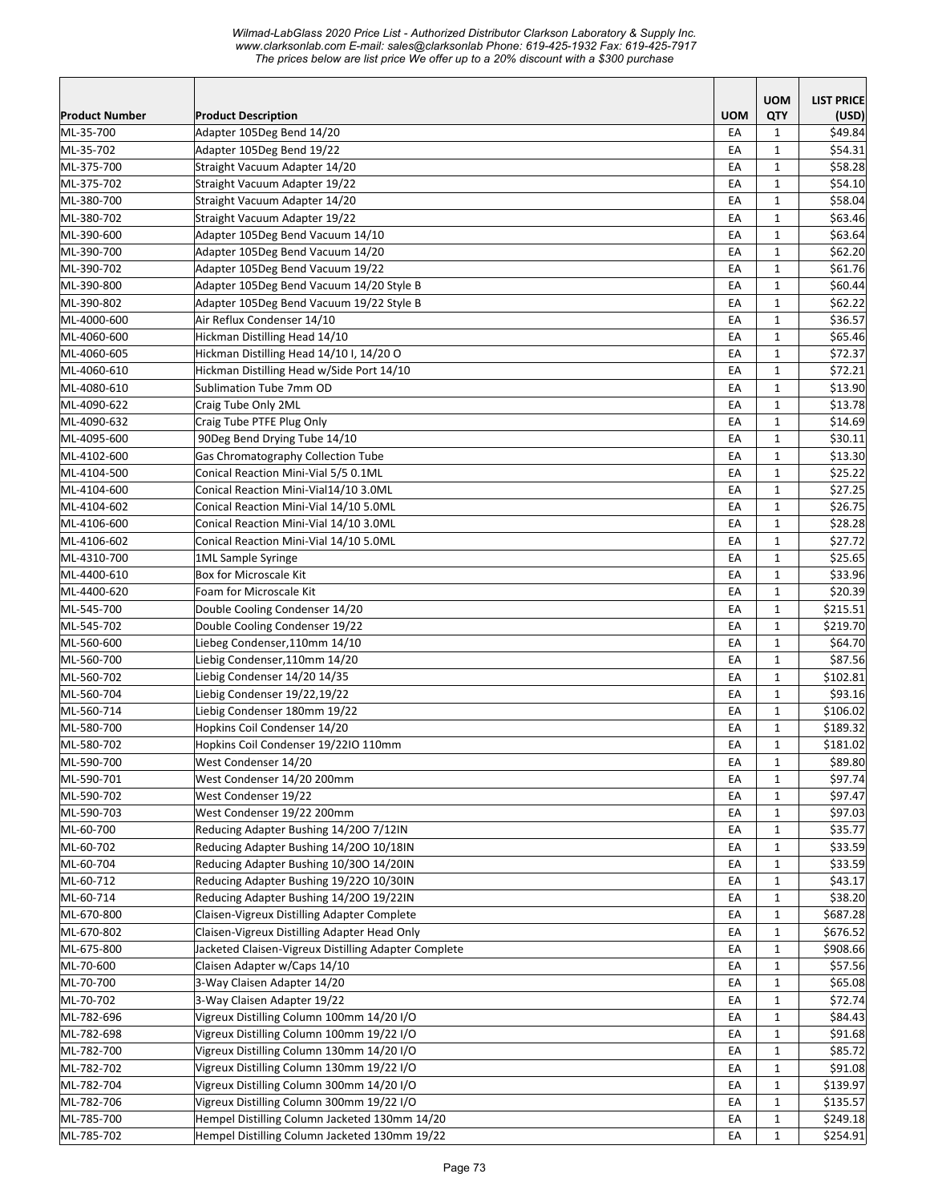*Wilmad-LabGlass 2020 Price List - Authorized Distributor Clarkson Laboratory & Supply Inc.*
*www.clarksonlab.com E-mail: sales@clarksonlab Phone: 619-425-1932 Fax: 619-425-7917*
*The prices below are list price We offer up to a 20% discount with a $300 purchase*

| Product Number | Product Description | UOM | UOM QTY | LIST PRICE (USD) |
|---|---|---|---|---|
| ML-35-700 | Adapter 105Deg Bend 14/20 | EA | 1 | $49.84 |
| ML-35-702 | Adapter 105Deg Bend 19/22 | EA | 1 | $54.31 |
| ML-375-700 | Straight Vacuum Adapter 14/20 | EA | 1 | $58.28 |
| ML-375-702 | Straight Vacuum Adapter 19/22 | EA | 1 | $54.10 |
| ML-380-700 | Straight Vacuum Adapter 14/20 | EA | 1 | $58.04 |
| ML-380-702 | Straight Vacuum Adapter 19/22 | EA | 1 | $63.46 |
| ML-390-600 | Adapter 105Deg Bend Vacuum 14/10 | EA | 1 | $63.64 |
| ML-390-700 | Adapter 105Deg Bend Vacuum 14/20 | EA | 1 | $62.20 |
| ML-390-702 | Adapter 105Deg Bend Vacuum 19/22 | EA | 1 | $61.76 |
| ML-390-800 | Adapter 105Deg Bend Vacuum 14/20 Style B | EA | 1 | $60.44 |
| ML-390-802 | Adapter 105Deg Bend Vacuum 19/22 Style B | EA | 1 | $62.22 |
| ML-4000-600 | Air Reflux Condenser 14/10 | EA | 1 | $36.57 |
| ML-4060-600 | Hickman Distilling Head 14/10 | EA | 1 | $65.46 |
| ML-4060-605 | Hickman Distilling Head 14/10 I, 14/20 O | EA | 1 | $72.37 |
| ML-4060-610 | Hickman Distilling Head w/Side Port 14/10 | EA | 1 | $72.21 |
| ML-4080-610 | Sublimation Tube 7mm OD | EA | 1 | $13.90 |
| ML-4090-622 | Craig Tube Only 2ML | EA | 1 | $13.78 |
| ML-4090-632 | Craig Tube PTFE Plug Only | EA | 1 | $14.69 |
| ML-4095-600 | 90Deg Bend Drying Tube 14/10 | EA | 1 | $30.11 |
| ML-4102-600 | Gas Chromatography Collection Tube | EA | 1 | $13.30 |
| ML-4104-500 | Conical Reaction Mini-Vial 5/5 0.1ML | EA | 1 | $25.22 |
| ML-4104-600 | Conical Reaction Mini-Vial14/10 3.0ML | EA | 1 | $27.25 |
| ML-4104-602 | Conical Reaction Mini-Vial 14/10 5.0ML | EA | 1 | $26.75 |
| ML-4106-600 | Conical Reaction Mini-Vial 14/10 3.0ML | EA | 1 | $28.28 |
| ML-4106-602 | Conical Reaction Mini-Vial 14/10 5.0ML | EA | 1 | $27.72 |
| ML-4310-700 | 1ML Sample Syringe | EA | 1 | $25.65 |
| ML-4400-610 | Box for Microscale Kit | EA | 1 | $33.96 |
| ML-4400-620 | Foam for Microscale Kit | EA | 1 | $20.39 |
| ML-545-700 | Double Cooling Condenser 14/20 | EA | 1 | $215.51 |
| ML-545-702 | Double Cooling Condenser 19/22 | EA | 1 | $219.70 |
| ML-560-600 | Liebeg Condenser,110mm 14/10 | EA | 1 | $64.70 |
| ML-560-700 | Liebig Condenser,110mm 14/20 | EA | 1 | $87.56 |
| ML-560-702 | Liebig Condenser 14/20 14/35 | EA | 1 | $102.81 |
| ML-560-704 | Liebig Condenser 19/22,19/22 | EA | 1 | $93.16 |
| ML-560-714 | Liebig Condenser 180mm 19/22 | EA | 1 | $106.02 |
| ML-580-700 | Hopkins Coil Condenser 14/20 | EA | 1 | $189.32 |
| ML-580-702 | Hopkins Coil Condenser 19/22IO 110mm | EA | 1 | $181.02 |
| ML-590-700 | West Condenser 14/20 | EA | 1 | $89.80 |
| ML-590-701 | West Condenser 14/20 200mm | EA | 1 | $97.74 |
| ML-590-702 | West Condenser 19/22 | EA | 1 | $97.47 |
| ML-590-703 | West Condenser 19/22 200mm | EA | 1 | $97.03 |
| ML-60-700 | Reducing Adapter Bushing 14/20O 7/12IN | EA | 1 | $35.77 |
| ML-60-702 | Reducing Adapter Bushing 14/20O 10/18IN | EA | 1 | $33.59 |
| ML-60-704 | Reducing Adapter Bushing 10/30O 14/20IN | EA | 1 | $33.59 |
| ML-60-712 | Reducing Adapter Bushing 19/22O 10/30IN | EA | 1 | $43.17 |
| ML-60-714 | Reducing Adapter Bushing 14/20O 19/22IN | EA | 1 | $38.20 |
| ML-670-800 | Claisen-Vigreux Distilling Adapter Complete | EA | 1 | $687.28 |
| ML-670-802 | Claisen-Vigreux Distilling Adapter Head Only | EA | 1 | $676.52 |
| ML-675-800 | Jacketed Claisen-Vigreux Distilling Adapter Complete | EA | 1 | $908.66 |
| ML-70-600 | Claisen Adapter w/Caps 14/10 | EA | 1 | $57.56 |
| ML-70-700 | 3-Way Claisen Adapter 14/20 | EA | 1 | $65.08 |
| ML-70-702 | 3-Way Claisen Adapter 19/22 | EA | 1 | $72.74 |
| ML-782-696 | Vigreux Distilling Column 100mm 14/20 I/O | EA | 1 | $84.43 |
| ML-782-698 | Vigreux Distilling Column 100mm 19/22 I/O | EA | 1 | $91.68 |
| ML-782-700 | Vigreux Distilling Column 130mm 14/20 I/O | EA | 1 | $85.72 |
| ML-782-702 | Vigreux Distilling Column 130mm 19/22 I/O | EA | 1 | $91.08 |
| ML-782-704 | Vigreux Distilling Column 300mm 14/20 I/O | EA | 1 | $139.97 |
| ML-782-706 | Vigreux Distilling Column 300mm 19/22 I/O | EA | 1 | $135.57 |
| ML-785-700 | Hempel Distilling Column Jacketed 130mm 14/20 | EA | 1 | $249.18 |
| ML-785-702 | Hempel Distilling Column Jacketed 130mm 19/22 | EA | 1 | $254.91 |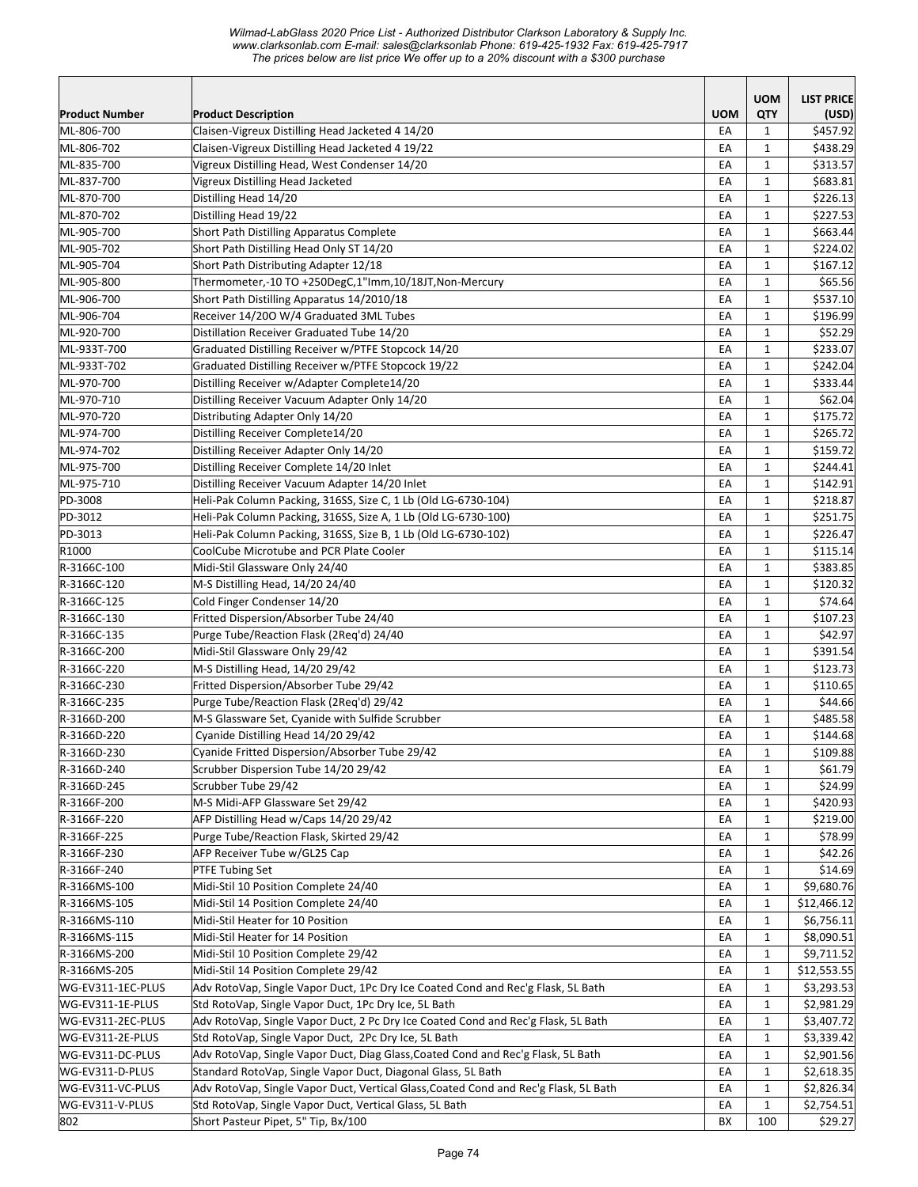| Product Number | Product Description | UOM | UOM QTY | LIST PRICE (USD) |
|---|---|---|---|---|
| ML-806-700 | Claisen-Vigreux Distilling Head Jacketed 4 14/20 | EA | 1 | $457.92 |
| ML-806-702 | Claisen-Vigreux Distilling Head Jacketed 4 19/22 | EA | 1 | $438.29 |
| ML-835-700 | Vigreux Distilling Head, West Condenser 14/20 | EA | 1 | $313.57 |
| ML-837-700 | Vigreux Distilling Head Jacketed | EA | 1 | $683.81 |
| ML-870-700 | Distilling Head 14/20 | EA | 1 | $226.13 |
| ML-870-702 | Distilling Head 19/22 | EA | 1 | $227.53 |
| ML-905-700 | Short Path Distilling Apparatus Complete | EA | 1 | $663.44 |
| ML-905-702 | Short Path Distilling Head Only ST 14/20 | EA | 1 | $224.02 |
| ML-905-704 | Short Path Distributing Adapter 12/18 | EA | 1 | $167.12 |
| ML-905-800 | Thermometer,-10 TO +250DegC,1"Imm,10/18JT,Non-Mercury | EA | 1 | $65.56 |
| ML-906-700 | Short Path Distilling Apparatus 14/2010/18 | EA | 1 | $537.10 |
| ML-906-704 | Receiver 14/20O W/4 Graduated 3ML Tubes | EA | 1 | $196.99 |
| ML-920-700 | Distillation Receiver Graduated Tube 14/20 | EA | 1 | $52.29 |
| ML-933T-700 | Graduated Distilling Receiver w/PTFE Stopcock 14/20 | EA | 1 | $233.07 |
| ML-933T-702 | Graduated Distilling Receiver w/PTFE Stopcock 19/22 | EA | 1 | $242.04 |
| ML-970-700 | Distilling Receiver w/Adapter Complete14/20 | EA | 1 | $333.44 |
| ML-970-710 | Distilling Receiver Vacuum Adapter Only 14/20 | EA | 1 | $62.04 |
| ML-970-720 | Distributing Adapter Only 14/20 | EA | 1 | $175.72 |
| ML-974-700 | Distilling Receiver Complete14/20 | EA | 1 | $265.72 |
| ML-974-702 | Distilling Receiver Adapter Only 14/20 | EA | 1 | $159.72 |
| ML-975-700 | Distilling Receiver Complete 14/20 Inlet | EA | 1 | $244.41 |
| ML-975-710 | Distilling Receiver Vacuum Adapter 14/20 Inlet | EA | 1 | $142.91 |
| PD-3008 | Heli-Pak Column Packing, 316SS, Size C, 1 Lb (Old LG-6730-104) | EA | 1 | $218.87 |
| PD-3012 | Heli-Pak Column Packing, 316SS, Size A, 1 Lb (Old LG-6730-100) | EA | 1 | $251.75 |
| PD-3013 | Heli-Pak Column Packing, 316SS, Size B, 1 Lb (Old LG-6730-102) | EA | 1 | $226.47 |
| R1000 | CoolCube Microtube and PCR Plate Cooler | EA | 1 | $115.14 |
| R-3166C-100 | Midi-Stil Glassware Only 24/40 | EA | 1 | $383.85 |
| R-3166C-120 | M-S Distilling Head, 14/20 24/40 | EA | 1 | $120.32 |
| R-3166C-125 | Cold Finger Condenser 14/20 | EA | 1 | $74.64 |
| R-3166C-130 | Fritted Dispersion/Absorber Tube 24/40 | EA | 1 | $107.23 |
| R-3166C-135 | Purge Tube/Reaction Flask (2Req'd) 24/40 | EA | 1 | $42.97 |
| R-3166C-200 | Midi-Stil Glassware Only 29/42 | EA | 1 | $391.54 |
| R-3166C-220 | M-S Distilling Head, 14/20 29/42 | EA | 1 | $123.73 |
| R-3166C-230 | Fritted Dispersion/Absorber Tube 29/42 | EA | 1 | $110.65 |
| R-3166C-235 | Purge Tube/Reaction Flask (2Req'd) 29/42 | EA | 1 | $44.66 |
| R-3166D-200 | M-S Glassware Set, Cyanide with Sulfide Scrubber | EA | 1 | $485.58 |
| R-3166D-220 | Cyanide Distilling Head 14/20 29/42 | EA | 1 | $144.68 |
| R-3166D-230 | Cyanide Fritted Dispersion/Absorber Tube 29/42 | EA | 1 | $109.88 |
| R-3166D-240 | Scrubber Dispersion Tube 14/20 29/42 | EA | 1 | $61.79 |
| R-3166D-245 | Scrubber Tube 29/42 | EA | 1 | $24.99 |
| R-3166F-200 | M-S Midi-AFP Glassware Set 29/42 | EA | 1 | $420.93 |
| R-3166F-220 | AFP Distilling Head w/Caps 14/20 29/42 | EA | 1 | $219.00 |
| R-3166F-225 | Purge Tube/Reaction Flask, Skirted 29/42 | EA | 1 | $78.99 |
| R-3166F-230 | AFP Receiver Tube w/GL25 Cap | EA | 1 | $42.26 |
| R-3166F-240 | PTFE Tubing Set | EA | 1 | $14.69 |
| R-3166MS-100 | Midi-Stil 10 Position Complete 24/40 | EA | 1 | $9,680.76 |
| R-3166MS-105 | Midi-Stil 14 Position Complete 24/40 | EA | 1 | $12,466.12 |
| R-3166MS-110 | Midi-Stil Heater for 10 Position | EA | 1 | $6,756.11 |
| R-3166MS-115 | Midi-Stil Heater for 14 Position | EA | 1 | $8,090.51 |
| R-3166MS-200 | Midi-Stil 10 Position Complete 29/42 | EA | 1 | $9,711.52 |
| R-3166MS-205 | Midi-Stil 14 Position Complete 29/42 | EA | 1 | $12,553.55 |
| WG-EV311-1EC-PLUS | Adv RotoVap, Single Vapor Duct, 1Pc Dry Ice Coated Cond and Rec'g Flask, 5L Bath | EA | 1 | $3,293.53 |
| WG-EV311-1E-PLUS | Std RotoVap, Single Vapor Duct, 1Pc Dry Ice, 5L Bath | EA | 1 | $2,981.29 |
| WG-EV311-2EC-PLUS | Adv RotoVap, Single Vapor Duct, 2 Pc Dry Ice Coated Cond and Rec'g Flask, 5L Bath | EA | 1 | $3,407.72 |
| WG-EV311-2E-PLUS | Std RotoVap, Single Vapor Duct, 2Pc Dry Ice, 5L Bath | EA | 1 | $3,339.42 |
| WG-EV311-DC-PLUS | Adv RotoVap, Single Vapor Duct, Diag Glass,Coated Cond and Rec'g Flask, 5L Bath | EA | 1 | $2,901.56 |
| WG-EV311-D-PLUS | Standard RotoVap, Single Vapor Duct, Diagonal Glass, 5L Bath | EA | 1 | $2,618.35 |
| WG-EV311-VC-PLUS | Adv RotoVap, Single Vapor Duct, Vertical Glass,Coated Cond and Rec'g Flask, 5L Bath | EA | 1 | $2,826.34 |
| WG-EV311-V-PLUS | Std RotoVap, Single Vapor Duct, Vertical Glass, 5L Bath | EA | 1 | $2,754.51 |
| 802 | Short Pasteur Pipet, 5" Tip, Bx/100 | BX | 100 | $29.27 |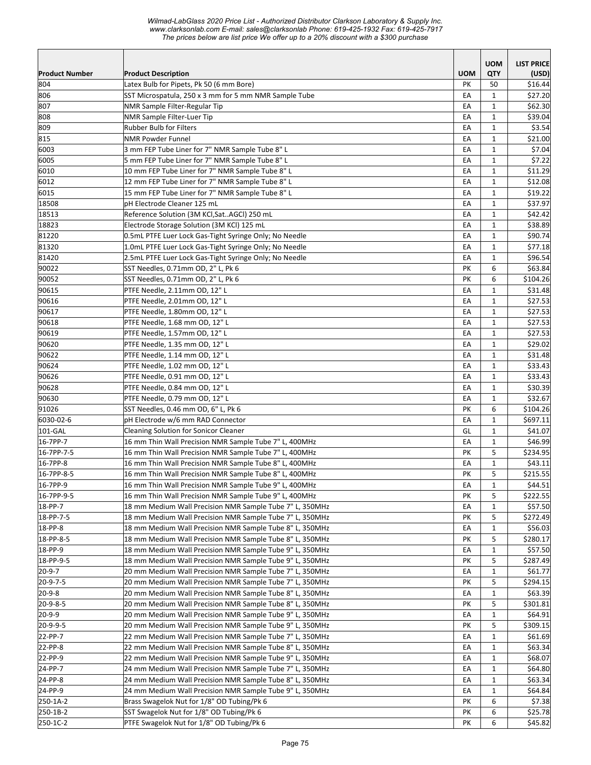Wilmad-LabGlass 2020 Price List - Authorized Distributor Clarkson Laboratory & Supply Inc.
www.clarksonlab.com E-mail: sales@clarksonlab Phone: 619-425-1932 Fax: 619-425-7917
The prices below are list price We offer up to a 20% discount with a $300 purchase

| Product Number | Product Description | UOM | UOM QTY | LIST PRICE (USD) |
|---|---|---|---|---|
| 804 | Latex Bulb for Pipets, Pk 50 (6 mm Bore) | PK | 50 | $16.44 |
| 806 | SST Microspatula, 250 x 3 mm for 5 mm NMR Sample Tube | EA | 1 | $27.20 |
| 807 | NMR Sample Filter-Regular Tip | EA | 1 | $62.30 |
| 808 | NMR Sample Filter-Luer Tip | EA | 1 | $39.04 |
| 809 | Rubber Bulb for Filters | EA | 1 | $3.54 |
| 815 | NMR Powder Funnel | EA | 1 | $21.00 |
| 6003 | 3 mm FEP Tube Liner for 7" NMR Sample Tube 8" L | EA | 1 | $7.04 |
| 6005 | 5 mm FEP Tube Liner for 7" NMR Sample Tube 8" L | EA | 1 | $7.22 |
| 6010 | 10 mm FEP Tube Liner for 7" NMR Sample Tube 8" L | EA | 1 | $11.29 |
| 6012 | 12 mm FEP Tube Liner for 7" NMR Sample Tube 8" L | EA | 1 | $12.08 |
| 6015 | 15 mm FEP Tube Liner for 7" NMR Sample Tube 8" L | EA | 1 | $19.22 |
| 18508 | pH Electrode Cleaner 125 mL | EA | 1 | $37.97 |
| 18513 | Reference Solution (3M KCl,Sat..AGCl) 250 mL | EA | 1 | $42.42 |
| 18823 | Electrode Storage Solution (3M KCl) 125 mL | EA | 1 | $38.89 |
| 81220 | 0.5mL PTFE Luer Lock Gas-Tight Syringe Only; No Needle | EA | 1 | $90.74 |
| 81320 | 1.0mL PTFE Luer Lock Gas-Tight Syringe Only; No Needle | EA | 1 | $77.18 |
| 81420 | 2.5mL PTFE Luer Lock Gas-Tight Syringe Only; No Needle | EA | 1 | $96.54 |
| 90022 | SST Needles, 0.71mm OD, 2" L, Pk 6 | PK | 6 | $63.84 |
| 90052 | SST Needles, 0.71mm OD, 2" L, Pk 6 | PK | 6 | $104.26 |
| 90615 | PTFE Needle, 2.11mm OD, 12" L | EA | 1 | $31.48 |
| 90616 | PTFE Needle, 2.01mm OD, 12" L | EA | 1 | $27.53 |
| 90617 | PTFE Needle, 1.80mm OD, 12" L | EA | 1 | $27.53 |
| 90618 | PTFE Needle, 1.68 mm OD, 12" L | EA | 1 | $27.53 |
| 90619 | PTFE Needle, 1.57mm OD, 12" L | EA | 1 | $27.53 |
| 90620 | PTFE Needle, 1.35 mm OD, 12" L | EA | 1 | $29.02 |
| 90622 | PTFE Needle, 1.14 mm OD, 12" L | EA | 1 | $31.48 |
| 90624 | PTFE Needle, 1.02 mm OD, 12" L | EA | 1 | $33.43 |
| 90626 | PTFE Needle, 0.91 mm OD, 12" L | EA | 1 | $33.43 |
| 90628 | PTFE Needle, 0.84 mm OD, 12" L | EA | 1 | $30.39 |
| 90630 | PTFE Needle, 0.79 mm OD, 12" L | EA | 1 | $32.67 |
| 91026 | SST Needles, 0.46 mm OD, 6" L, Pk 6 | PK | 6 | $104.26 |
| 6030-02-6 | pH Electrode w/6 mm RAD Connector | EA | 1 | $697.11 |
| 101-GAL | Cleaning Solution for Sonicor Cleaner | GL | 1 | $41.07 |
| 16-7PP-7 | 16 mm Thin Wall Precision NMR Sample Tube 7" L, 400MHz | EA | 1 | $46.99 |
| 16-7PP-7-5 | 16 mm Thin Wall Precision NMR Sample Tube 7" L, 400MHz | PK | 5 | $234.95 |
| 16-7PP-8 | 16 mm Thin Wall Precision NMR Sample Tube 8" L, 400MHz | EA | 1 | $43.11 |
| 16-7PP-8-5 | 16 mm Thin Wall Precision NMR Sample Tube 8" L, 400MHz | PK | 5 | $215.55 |
| 16-7PP-9 | 16 mm Thin Wall Precision NMR Sample Tube 9" L, 400MHz | EA | 1 | $44.51 |
| 16-7PP-9-5 | 16 mm Thin Wall Precision NMR Sample Tube 9" L, 400MHz | PK | 5 | $222.55 |
| 18-PP-7 | 18 mm Medium Wall Precision NMR Sample Tube 7" L, 350MHz | EA | 1 | $57.50 |
| 18-PP-7-5 | 18 mm Medium Wall Precision NMR Sample Tube 7" L, 350MHz | PK | 5 | $272.49 |
| 18-PP-8 | 18 mm Medium Wall Precision NMR Sample Tube 8" L, 350MHz | EA | 1 | $56.03 |
| 18-PP-8-5 | 18 mm Medium Wall Precision NMR Sample Tube 8" L, 350MHz | PK | 5 | $280.17 |
| 18-PP-9 | 18 mm Medium Wall Precision NMR Sample Tube 9" L, 350MHz | EA | 1 | $57.50 |
| 18-PP-9-5 | 18 mm Medium Wall Precision NMR Sample Tube 9" L, 350MHz | PK | 5 | $287.49 |
| 20-9-7 | 20 mm Medium Wall Precision NMR Sample Tube 7" L, 350MHz | EA | 1 | $61.77 |
| 20-9-7-5 | 20 mm Medium Wall Precision NMR Sample Tube 7" L, 350MHz | PK | 5 | $294.15 |
| 20-9-8 | 20 mm Medium Wall Precision NMR Sample Tube 8" L, 350MHz | EA | 1 | $63.39 |
| 20-9-8-5 | 20 mm Medium Wall Precision NMR Sample Tube 8" L, 350MHz | PK | 5 | $301.81 |
| 20-9-9 | 20 mm Medium Wall Precision NMR Sample Tube 9" L, 350MHz | EA | 1 | $64.91 |
| 20-9-9-5 | 20 mm Medium Wall Precision NMR Sample Tube 9" L, 350MHz | PK | 5 | $309.15 |
| 22-PP-7 | 22 mm Medium Wall Precision NMR Sample Tube 7" L, 350MHz | EA | 1 | $61.69 |
| 22-PP-8 | 22 mm Medium Wall Precision NMR Sample Tube 8" L, 350MHz | EA | 1 | $63.34 |
| 22-PP-9 | 22 mm Medium Wall Precision NMR Sample Tube 9" L, 350MHz | EA | 1 | $68.07 |
| 24-PP-7 | 24 mm Medium Wall Precision NMR Sample Tube 7" L, 350MHz | EA | 1 | $64.80 |
| 24-PP-8 | 24 mm Medium Wall Precision NMR Sample Tube 8" L, 350MHz | EA | 1 | $63.34 |
| 24-PP-9 | 24 mm Medium Wall Precision NMR Sample Tube 9" L, 350MHz | EA | 1 | $64.84 |
| 250-1A-2 | Brass Swagelok Nut for 1/8" OD Tubing/Pk 6 | PK | 6 | $7.38 |
| 250-1B-2 | SST Swagelok Nut for 1/8" OD Tubing/Pk 6 | PK | 6 | $25.78 |
| 250-1C-2 | PTFE Swagelok Nut for 1/8" OD Tubing/Pk 6 | PK | 6 | $45.82 |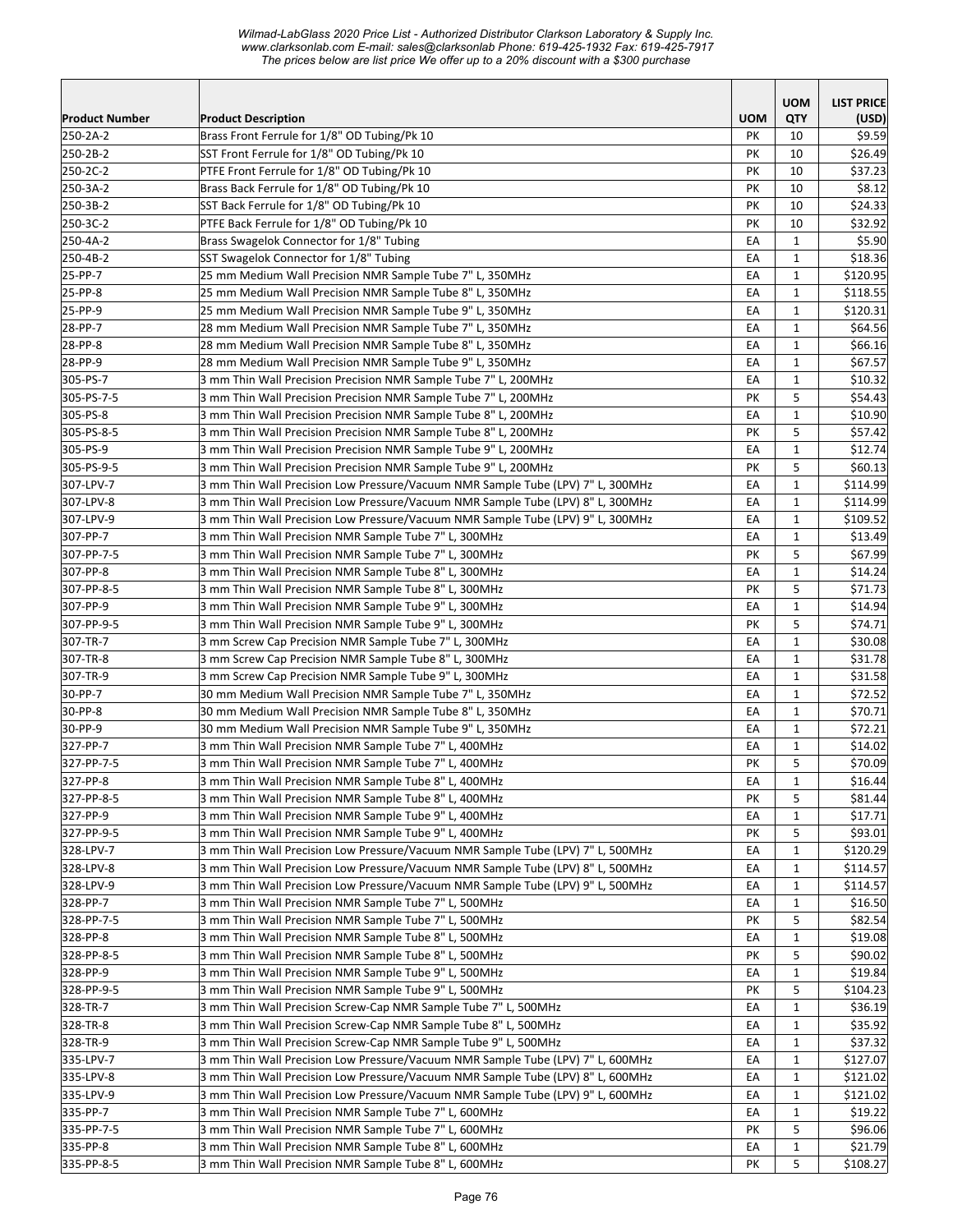| Product Number | Product Description | UOM | UOM QTY | LIST PRICE (USD) |
|---|---|---|---|---|
| 250-2A-2 | Brass Front Ferrule for 1/8" OD Tubing/Pk 10 | PK | 10 | $9.59 |
| 250-2B-2 | SST Front Ferrule for 1/8" OD Tubing/Pk 10 | PK | 10 | $26.49 |
| 250-2C-2 | PTFE Front Ferrule for 1/8" OD Tubing/Pk 10 | PK | 10 | $37.23 |
| 250-3A-2 | Brass Back Ferrule for 1/8" OD Tubing/Pk 10 | PK | 10 | $8.12 |
| 250-3B-2 | SST Back Ferrule for 1/8" OD Tubing/Pk 10 | PK | 10 | $24.33 |
| 250-3C-2 | PTFE Back Ferrule for 1/8" OD Tubing/Pk 10 | PK | 10 | $32.92 |
| 250-4A-2 | Brass Swagelok Connector for 1/8" Tubing | EA | 1 | $5.90 |
| 250-4B-2 | SST Swagelok Connector for 1/8" Tubing | EA | 1 | $18.36 |
| 25-PP-7 | 25 mm Medium Wall Precision NMR Sample Tube 7" L, 350MHz | EA | 1 | $120.95 |
| 25-PP-8 | 25 mm Medium Wall Precision NMR Sample Tube 8" L, 350MHz | EA | 1 | $118.55 |
| 25-PP-9 | 25 mm Medium Wall Precision NMR Sample Tube 9" L, 350MHz | EA | 1 | $120.31 |
| 28-PP-7 | 28 mm Medium Wall Precision NMR Sample Tube 7" L, 350MHz | EA | 1 | $64.56 |
| 28-PP-8 | 28 mm Medium Wall Precision NMR Sample Tube 8" L, 350MHz | EA | 1 | $66.16 |
| 28-PP-9 | 28 mm Medium Wall Precision NMR Sample Tube 9" L, 350MHz | EA | 1 | $67.57 |
| 305-PS-7 | 3 mm Thin Wall Precision Precision NMR Sample Tube 7" L, 200MHz | EA | 1 | $10.32 |
| 305-PS-7-5 | 3 mm Thin Wall Precision Precision NMR Sample Tube 7" L, 200MHz | PK | 5 | $54.43 |
| 305-PS-8 | 3 mm Thin Wall Precision Precision NMR Sample Tube 8" L, 200MHz | EA | 1 | $10.90 |
| 305-PS-8-5 | 3 mm Thin Wall Precision Precision NMR Sample Tube 8" L, 200MHz | PK | 5 | $57.42 |
| 305-PS-9 | 3 mm Thin Wall Precision Precision NMR Sample Tube 9" L, 200MHz | EA | 1 | $12.74 |
| 305-PS-9-5 | 3 mm Thin Wall Precision Precision NMR Sample Tube 9" L, 200MHz | PK | 5 | $60.13 |
| 307-LPV-7 | 3 mm Thin Wall Precision Low Pressure/Vacuum NMR Sample Tube (LPV) 7" L, 300MHz | EA | 1 | $114.99 |
| 307-LPV-8 | 3 mm Thin Wall Precision Low Pressure/Vacuum NMR Sample Tube (LPV) 8" L, 300MHz | EA | 1 | $114.99 |
| 307-LPV-9 | 3 mm Thin Wall Precision Low Pressure/Vacuum NMR Sample Tube (LPV) 9" L, 300MHz | EA | 1 | $109.52 |
| 307-PP-7 | 3 mm Thin Wall Precision NMR Sample Tube 7" L, 300MHz | EA | 1 | $13.49 |
| 307-PP-7-5 | 3 mm Thin Wall Precision NMR Sample Tube 7" L, 300MHz | PK | 5 | $67.99 |
| 307-PP-8 | 3 mm Thin Wall Precision NMR Sample Tube 8" L, 300MHz | EA | 1 | $14.24 |
| 307-PP-8-5 | 3 mm Thin Wall Precision NMR Sample Tube 8" L, 300MHz | PK | 5 | $71.73 |
| 307-PP-9 | 3 mm Thin Wall Precision NMR Sample Tube 9" L, 300MHz | EA | 1 | $14.94 |
| 307-PP-9-5 | 3 mm Thin Wall Precision NMR Sample Tube 9" L, 300MHz | PK | 5 | $74.71 |
| 307-TR-7 | 3 mm Screw Cap Precision NMR Sample Tube 7" L, 300MHz | EA | 1 | $30.08 |
| 307-TR-8 | 3 mm Screw Cap Precision NMR Sample Tube 8" L, 300MHz | EA | 1 | $31.78 |
| 307-TR-9 | 3 mm Screw Cap Precision NMR Sample Tube 9" L, 300MHz | EA | 1 | $31.58 |
| 30-PP-7 | 30 mm Medium Wall Precision NMR Sample Tube 7" L, 350MHz | EA | 1 | $72.52 |
| 30-PP-8 | 30 mm Medium Wall Precision NMR Sample Tube 8" L, 350MHz | EA | 1 | $70.71 |
| 30-PP-9 | 30 mm Medium Wall Precision NMR Sample Tube 9" L, 350MHz | EA | 1 | $72.21 |
| 327-PP-7 | 3 mm Thin Wall Precision NMR Sample Tube 7" L, 400MHz | EA | 1 | $14.02 |
| 327-PP-7-5 | 3 mm Thin Wall Precision NMR Sample Tube 7" L, 400MHz | PK | 5 | $70.09 |
| 327-PP-8 | 3 mm Thin Wall Precision NMR Sample Tube 8" L, 400MHz | EA | 1 | $16.44 |
| 327-PP-8-5 | 3 mm Thin Wall Precision NMR Sample Tube 8" L, 400MHz | PK | 5 | $81.44 |
| 327-PP-9 | 3 mm Thin Wall Precision NMR Sample Tube 9" L, 400MHz | EA | 1 | $17.71 |
| 327-PP-9-5 | 3 mm Thin Wall Precision NMR Sample Tube 9" L, 400MHz | PK | 5 | $93.01 |
| 328-LPV-7 | 3 mm Thin Wall Precision Low Pressure/Vacuum NMR Sample Tube (LPV) 7" L, 500MHz | EA | 1 | $120.29 |
| 328-LPV-8 | 3 mm Thin Wall Precision Low Pressure/Vacuum NMR Sample Tube (LPV) 8" L, 500MHz | EA | 1 | $114.57 |
| 328-LPV-9 | 3 mm Thin Wall Precision Low Pressure/Vacuum NMR Sample Tube (LPV) 9" L, 500MHz | EA | 1 | $114.57 |
| 328-PP-7 | 3 mm Thin Wall Precision NMR Sample Tube 7" L, 500MHz | EA | 1 | $16.50 |
| 328-PP-7-5 | 3 mm Thin Wall Precision NMR Sample Tube 7" L, 500MHz | PK | 5 | $82.54 |
| 328-PP-8 | 3 mm Thin Wall Precision NMR Sample Tube 8" L, 500MHz | EA | 1 | $19.08 |
| 328-PP-8-5 | 3 mm Thin Wall Precision NMR Sample Tube 8" L, 500MHz | PK | 5 | $90.02 |
| 328-PP-9 | 3 mm Thin Wall Precision NMR Sample Tube 9" L, 500MHz | EA | 1 | $19.84 |
| 328-PP-9-5 | 3 mm Thin Wall Precision NMR Sample Tube 9" L, 500MHz | PK | 5 | $104.23 |
| 328-TR-7 | 3 mm Thin Wall Precision Screw-Cap NMR Sample Tube 7" L, 500MHz | EA | 1 | $36.19 |
| 328-TR-8 | 3 mm Thin Wall Precision Screw-Cap NMR Sample Tube 8" L, 500MHz | EA | 1 | $35.92 |
| 328-TR-9 | 3 mm Thin Wall Precision Screw-Cap NMR Sample Tube 9" L, 500MHz | EA | 1 | $37.32 |
| 335-LPV-7 | 3 mm Thin Wall Precision Low Pressure/Vacuum NMR Sample Tube (LPV) 7" L, 600MHz | EA | 1 | $127.07 |
| 335-LPV-8 | 3 mm Thin Wall Precision Low Pressure/Vacuum NMR Sample Tube (LPV) 8" L, 600MHz | EA | 1 | $121.02 |
| 335-LPV-9 | 3 mm Thin Wall Precision Low Pressure/Vacuum NMR Sample Tube (LPV) 9" L, 600MHz | EA | 1 | $121.02 |
| 335-PP-7 | 3 mm Thin Wall Precision NMR Sample Tube 7" L, 600MHz | EA | 1 | $19.22 |
| 335-PP-7-5 | 3 mm Thin Wall Precision NMR Sample Tube 7" L, 600MHz | PK | 5 | $96.06 |
| 335-PP-8 | 3 mm Thin Wall Precision NMR Sample Tube 8" L, 600MHz | EA | 1 | $21.79 |
| 335-PP-8-5 | 3 mm Thin Wall Precision NMR Sample Tube 8" L, 600MHz | PK | 5 | $108.27 |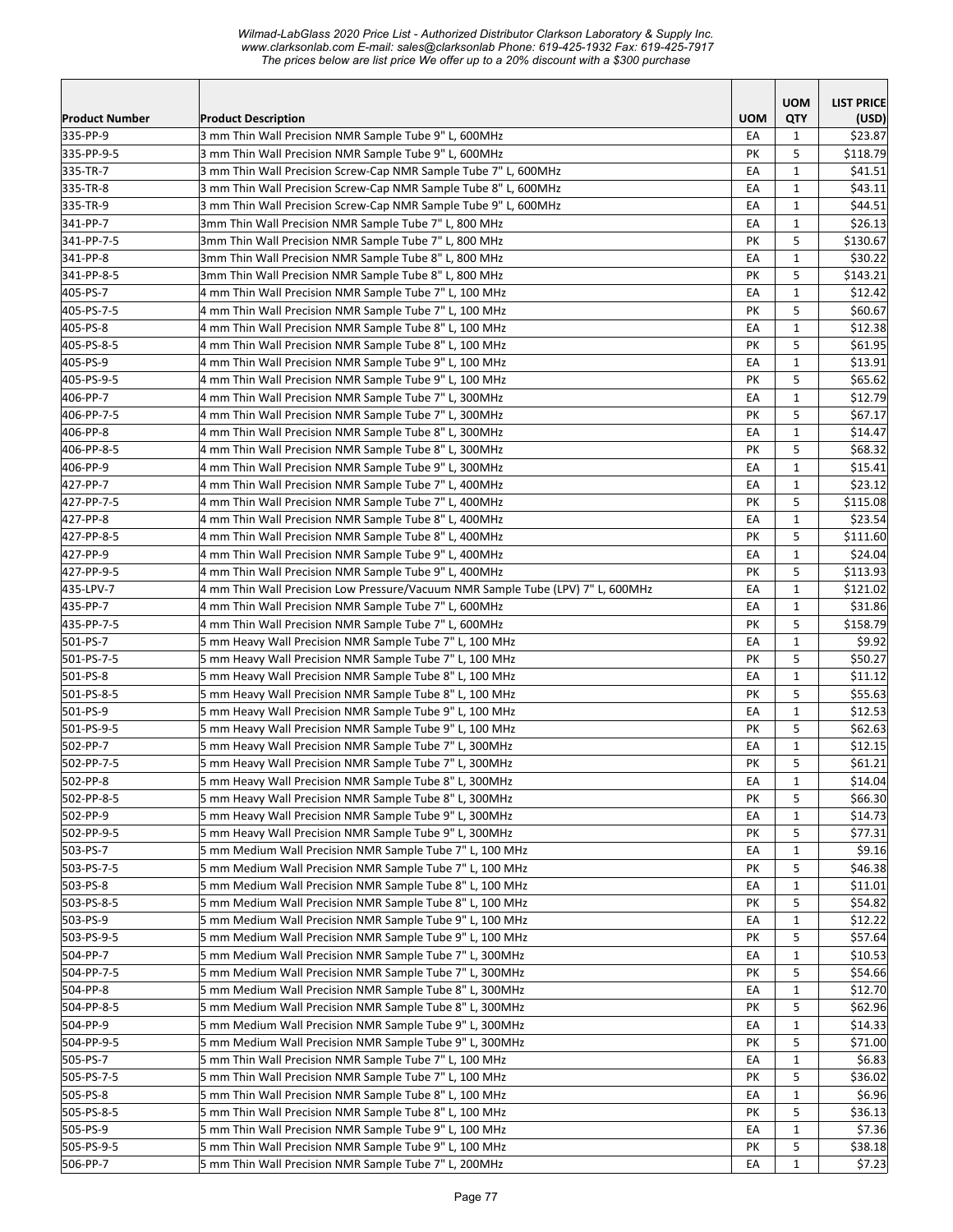| Product Number | Product Description | UOM | UOM QTY | LIST PRICE (USD) |
|---|---|---|---|---|
| 335-PP-9 | 3 mm Thin Wall Precision NMR Sample Tube 9" L, 600MHz | EA | 1 | $23.87 |
| 335-PP-9-5 | 3 mm Thin Wall Precision NMR Sample Tube 9" L, 600MHz | PK | 5 | $118.79 |
| 335-TR-7 | 3 mm Thin Wall Precision Screw-Cap NMR Sample Tube 7" L, 600MHz | EA | 1 | $41.51 |
| 335-TR-8 | 3 mm Thin Wall Precision Screw-Cap NMR Sample Tube 8" L, 600MHz | EA | 1 | $43.11 |
| 335-TR-9 | 3 mm Thin Wall Precision Screw-Cap NMR Sample Tube 9" L, 600MHz | EA | 1 | $44.51 |
| 341-PP-7 | 3mm Thin Wall Precision NMR Sample Tube 7" L, 800 MHz | EA | 1 | $26.13 |
| 341-PP-7-5 | 3mm Thin Wall Precision NMR Sample Tube 7" L, 800 MHz | PK | 5 | $130.67 |
| 341-PP-8 | 3mm Thin Wall Precision NMR Sample Tube 8" L, 800 MHz | EA | 1 | $30.22 |
| 341-PP-8-5 | 3mm Thin Wall Precision NMR Sample Tube 8" L, 800 MHz | PK | 5 | $143.21 |
| 405-PS-7 | 4 mm Thin Wall Precision NMR Sample Tube 7" L, 100 MHz | EA | 1 | $12.42 |
| 405-PS-7-5 | 4 mm Thin Wall Precision NMR Sample Tube 7" L, 100 MHz | PK | 5 | $60.67 |
| 405-PS-8 | 4 mm Thin Wall Precision NMR Sample Tube 8" L, 100 MHz | EA | 1 | $12.38 |
| 405-PS-8-5 | 4 mm Thin Wall Precision NMR Sample Tube 8" L, 100 MHz | PK | 5 | $61.95 |
| 405-PS-9 | 4 mm Thin Wall Precision NMR Sample Tube 9" L, 100 MHz | EA | 1 | $13.91 |
| 405-PS-9-5 | 4 mm Thin Wall Precision NMR Sample Tube 9" L, 100 MHz | PK | 5 | $65.62 |
| 406-PP-7 | 4 mm Thin Wall Precision NMR Sample Tube 7" L, 300MHz | EA | 1 | $12.79 |
| 406-PP-7-5 | 4 mm Thin Wall Precision NMR Sample Tube 7" L, 300MHz | PK | 5 | $67.17 |
| 406-PP-8 | 4 mm Thin Wall Precision NMR Sample Tube 8" L, 300MHz | EA | 1 | $14.47 |
| 406-PP-8-5 | 4 mm Thin Wall Precision NMR Sample Tube 8" L, 300MHz | PK | 5 | $68.32 |
| 406-PP-9 | 4 mm Thin Wall Precision NMR Sample Tube 9" L, 300MHz | EA | 1 | $15.41 |
| 427-PP-7 | 4 mm Thin Wall Precision NMR Sample Tube 7" L, 400MHz | EA | 1 | $23.12 |
| 427-PP-7-5 | 4 mm Thin Wall Precision NMR Sample Tube 7" L, 400MHz | PK | 5 | $115.08 |
| 427-PP-8 | 4 mm Thin Wall Precision NMR Sample Tube 8" L, 400MHz | EA | 1 | $23.54 |
| 427-PP-8-5 | 4 mm Thin Wall Precision NMR Sample Tube 8" L, 400MHz | PK | 5 | $111.60 |
| 427-PP-9 | 4 mm Thin Wall Precision NMR Sample Tube 9" L, 400MHz | EA | 1 | $24.04 |
| 427-PP-9-5 | 4 mm Thin Wall Precision NMR Sample Tube 9" L, 400MHz | PK | 5 | $113.93 |
| 435-LPV-7 | 4 mm Thin Wall Precision Low Pressure/Vacuum NMR Sample Tube (LPV) 7" L, 600MHz | EA | 1 | $121.02 |
| 435-PP-7 | 4 mm Thin Wall Precision NMR Sample Tube 7" L, 600MHz | EA | 1 | $31.86 |
| 435-PP-7-5 | 4 mm Thin Wall Precision NMR Sample Tube 7" L, 600MHz | PK | 5 | $158.79 |
| 501-PS-7 | 5 mm Heavy Wall Precision NMR Sample Tube 7" L, 100 MHz | EA | 1 | $9.92 |
| 501-PS-7-5 | 5 mm Heavy Wall Precision NMR Sample Tube 7" L, 100 MHz | PK | 5 | $50.27 |
| 501-PS-8 | 5 mm Heavy Wall Precision NMR Sample Tube 8" L, 100 MHz | EA | 1 | $11.12 |
| 501-PS-8-5 | 5 mm Heavy Wall Precision NMR Sample Tube 8" L, 100 MHz | PK | 5 | $55.63 |
| 501-PS-9 | 5 mm Heavy Wall Precision NMR Sample Tube 9" L, 100 MHz | EA | 1 | $12.53 |
| 501-PS-9-5 | 5 mm Heavy Wall Precision NMR Sample Tube 9" L, 100 MHz | PK | 5 | $62.63 |
| 502-PP-7 | 5 mm Heavy Wall Precision NMR Sample Tube 7" L, 300MHz | EA | 1 | $12.15 |
| 502-PP-7-5 | 5 mm Heavy Wall Precision NMR Sample Tube 7" L, 300MHz | PK | 5 | $61.21 |
| 502-PP-8 | 5 mm Heavy Wall Precision NMR Sample Tube 8" L, 300MHz | EA | 1 | $14.04 |
| 502-PP-8-5 | 5 mm Heavy Wall Precision NMR Sample Tube 8" L, 300MHz | PK | 5 | $66.30 |
| 502-PP-9 | 5 mm Heavy Wall Precision NMR Sample Tube 9" L, 300MHz | EA | 1 | $14.73 |
| 502-PP-9-5 | 5 mm Heavy Wall Precision NMR Sample Tube 9" L, 300MHz | PK | 5 | $77.31 |
| 503-PS-7 | 5 mm Medium Wall Precision NMR Sample Tube 7" L, 100 MHz | EA | 1 | $9.16 |
| 503-PS-7-5 | 5 mm Medium Wall Precision NMR Sample Tube 7" L, 100 MHz | PK | 5 | $46.38 |
| 503-PS-8 | 5 mm Medium Wall Precision NMR Sample Tube 8" L, 100 MHz | EA | 1 | $11.01 |
| 503-PS-8-5 | 5 mm Medium Wall Precision NMR Sample Tube 8" L, 100 MHz | PK | 5 | $54.82 |
| 503-PS-9 | 5 mm Medium Wall Precision NMR Sample Tube 9" L, 100 MHz | EA | 1 | $12.22 |
| 503-PS-9-5 | 5 mm Medium Wall Precision NMR Sample Tube 9" L, 100 MHz | PK | 5 | $57.64 |
| 504-PP-7 | 5 mm Medium Wall Precision NMR Sample Tube 7" L, 300MHz | EA | 1 | $10.53 |
| 504-PP-7-5 | 5 mm Medium Wall Precision NMR Sample Tube 7" L, 300MHz | PK | 5 | $54.66 |
| 504-PP-8 | 5 mm Medium Wall Precision NMR Sample Tube 8" L, 300MHz | EA | 1 | $12.70 |
| 504-PP-8-5 | 5 mm Medium Wall Precision NMR Sample Tube 8" L, 300MHz | PK | 5 | $62.96 |
| 504-PP-9 | 5 mm Medium Wall Precision NMR Sample Tube 9" L, 300MHz | EA | 1 | $14.33 |
| 504-PP-9-5 | 5 mm Medium Wall Precision NMR Sample Tube 9" L, 300MHz | PK | 5 | $71.00 |
| 505-PS-7 | 5 mm Thin Wall Precision NMR Sample Tube 7" L, 100 MHz | EA | 1 | $6.83 |
| 505-PS-7-5 | 5 mm Thin Wall Precision NMR Sample Tube 7" L, 100 MHz | PK | 5 | $36.02 |
| 505-PS-8 | 5 mm Thin Wall Precision NMR Sample Tube 8" L, 100 MHz | EA | 1 | $6.96 |
| 505-PS-8-5 | 5 mm Thin Wall Precision NMR Sample Tube 8" L, 100 MHz | PK | 5 | $36.13 |
| 505-PS-9 | 5 mm Thin Wall Precision NMR Sample Tube 9" L, 100 MHz | EA | 1 | $7.36 |
| 505-PS-9-5 | 5 mm Thin Wall Precision NMR Sample Tube 9" L, 100 MHz | PK | 5 | $38.18 |
| 506-PP-7 | 5 mm Thin Wall Precision NMR Sample Tube 7" L, 200MHz | EA | 1 | $7.23 |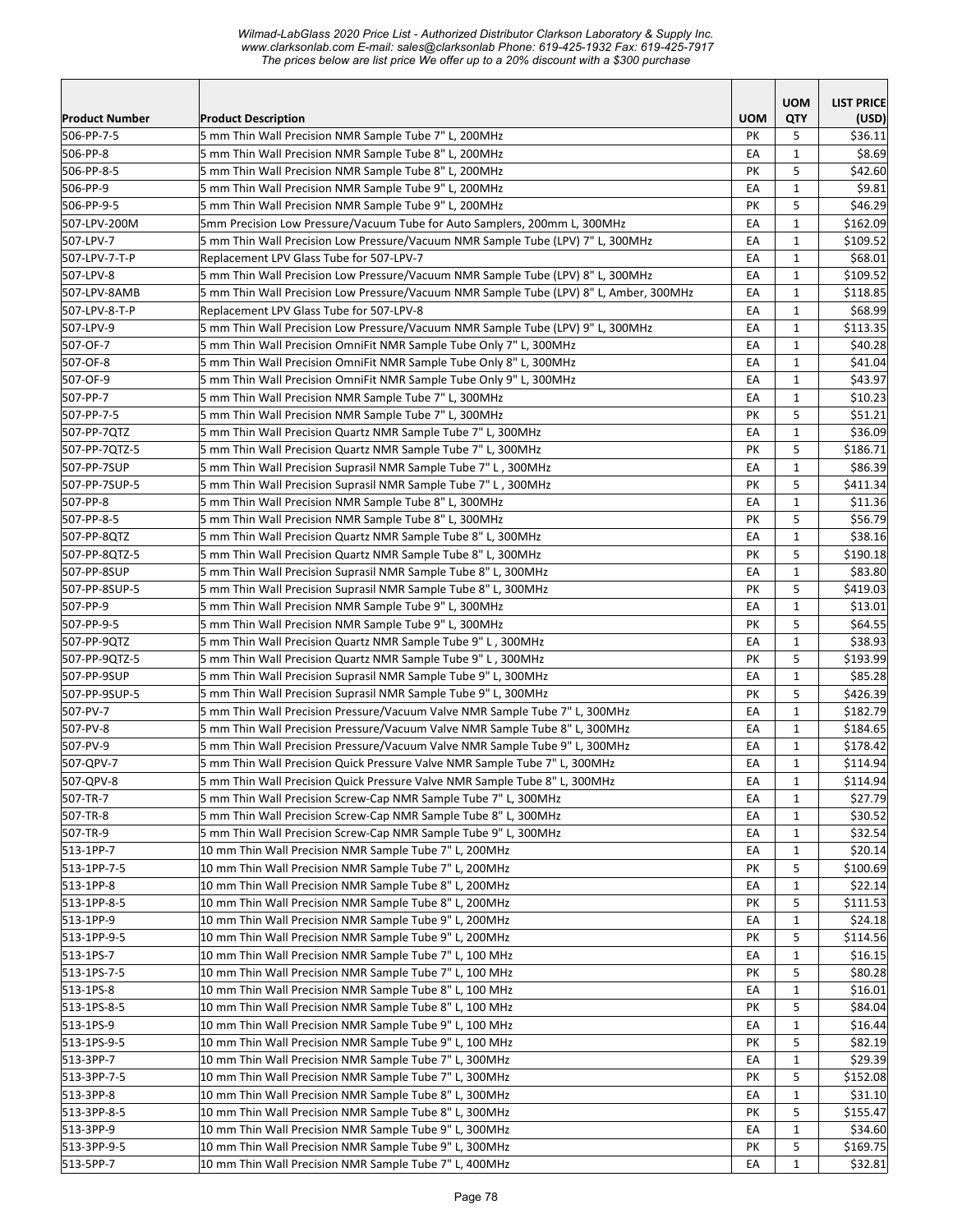| Product Number | Product Description | UOM | UOM QTY | LIST PRICE (USD) |
|---|---|---|---|---|
| 506-PP-7-5 | 5 mm Thin Wall Precision NMR Sample Tube 7" L, 200MHz | PK | 5 | $36.11 |
| 506-PP-8 | 5 mm Thin Wall Precision NMR Sample Tube 8" L, 200MHz | EA | 1 | $8.69 |
| 506-PP-8-5 | 5 mm Thin Wall Precision NMR Sample Tube 8" L, 200MHz | PK | 5 | $42.60 |
| 506-PP-9 | 5 mm Thin Wall Precision NMR Sample Tube 9" L, 200MHz | EA | 1 | $9.81 |
| 506-PP-9-5 | 5 mm Thin Wall Precision NMR Sample Tube 9" L, 200MHz | PK | 5 | $46.29 |
| 507-LPV-200M | 5mm Precision Low Pressure/Vacuum Tube for Auto Samplers, 200mm L, 300MHz | EA | 1 | $162.09 |
| 507-LPV-7 | 5 mm Thin Wall Precision Low Pressure/Vacuum NMR Sample Tube (LPV) 7" L, 300MHz | EA | 1 | $109.52 |
| 507-LPV-7-T-P | Replacement LPV Glass Tube for 507-LPV-7 | EA | 1 | $68.01 |
| 507-LPV-8 | 5 mm Thin Wall Precision Low Pressure/Vacuum NMR Sample Tube (LPV) 8" L, 300MHz | EA | 1 | $109.52 |
| 507-LPV-8AMB | 5 mm Thin Wall Precision Low Pressure/Vacuum NMR Sample Tube (LPV) 8" L, Amber, 300MHz | EA | 1 | $118.85 |
| 507-LPV-8-T-P | Replacement LPV Glass Tube for 507-LPV-8 | EA | 1 | $68.99 |
| 507-LPV-9 | 5 mm Thin Wall Precision Low Pressure/Vacuum NMR Sample Tube (LPV) 9" L, 300MHz | EA | 1 | $113.35 |
| 507-OF-7 | 5 mm Thin Wall Precision OmniFit NMR Sample Tube Only 7" L, 300MHz | EA | 1 | $40.28 |
| 507-OF-8 | 5 mm Thin Wall Precision OmniFit NMR Sample Tube Only 8" L, 300MHz | EA | 1 | $41.04 |
| 507-OF-9 | 5 mm Thin Wall Precision OmniFit NMR Sample Tube Only 9" L, 300MHz | EA | 1 | $43.97 |
| 507-PP-7 | 5 mm Thin Wall Precision NMR Sample Tube 7" L, 300MHz | EA | 1 | $10.23 |
| 507-PP-7-5 | 5 mm Thin Wall Precision NMR Sample Tube 7" L, 300MHz | PK | 5 | $51.21 |
| 507-PP-7QTZ | 5 mm Thin Wall Precision Quartz NMR Sample Tube 7" L, 300MHz | EA | 1 | $36.09 |
| 507-PP-7QTZ-5 | 5 mm Thin Wall Precision Quartz NMR Sample Tube 7" L, 300MHz | PK | 5 | $186.71 |
| 507-PP-7SUP | 5 mm Thin Wall Precision Suprasil NMR Sample Tube 7" L , 300MHz | EA | 1 | $86.39 |
| 507-PP-7SUP-5 | 5 mm Thin Wall Precision Suprasil NMR Sample Tube 7" L , 300MHz | PK | 5 | $411.34 |
| 507-PP-8 | 5 mm Thin Wall Precision NMR Sample Tube 8" L, 300MHz | EA | 1 | $11.36 |
| 507-PP-8-5 | 5 mm Thin Wall Precision NMR Sample Tube 8" L, 300MHz | PK | 5 | $56.79 |
| 507-PP-8QTZ | 5 mm Thin Wall Precision Quartz NMR Sample Tube 8" L, 300MHz | EA | 1 | $38.16 |
| 507-PP-8QTZ-5 | 5 mm Thin Wall Precision Quartz NMR Sample Tube 8" L, 300MHz | PK | 5 | $190.18 |
| 507-PP-8SUP | 5 mm Thin Wall Precision Suprasil NMR Sample Tube 8" L, 300MHz | EA | 1 | $83.80 |
| 507-PP-8SUP-5 | 5 mm Thin Wall Precision Suprasil NMR Sample Tube 8" L, 300MHz | PK | 5 | $419.03 |
| 507-PP-9 | 5 mm Thin Wall Precision NMR Sample Tube 9" L, 300MHz | EA | 1 | $13.01 |
| 507-PP-9-5 | 5 mm Thin Wall Precision NMR Sample Tube 9" L, 300MHz | PK | 5 | $64.55 |
| 507-PP-9QTZ | 5 mm Thin Wall Precision Quartz NMR Sample Tube 9" L , 300MHz | EA | 1 | $38.93 |
| 507-PP-9QTZ-5 | 5 mm Thin Wall Precision Quartz NMR Sample Tube 9" L , 300MHz | PK | 5 | $193.99 |
| 507-PP-9SUP | 5 mm Thin Wall Precision Suprasil NMR Sample Tube 9" L, 300MHz | EA | 1 | $85.28 |
| 507-PP-9SUP-5 | 5 mm Thin Wall Precision Suprasil NMR Sample Tube 9" L, 300MHz | PK | 5 | $426.39 |
| 507-PV-7 | 5 mm Thin Wall Precision Pressure/Vacuum Valve NMR Sample Tube 7" L, 300MHz | EA | 1 | $182.79 |
| 507-PV-8 | 5 mm Thin Wall Precision Pressure/Vacuum Valve NMR Sample Tube 8" L, 300MHz | EA | 1 | $184.65 |
| 507-PV-9 | 5 mm Thin Wall Precision Pressure/Vacuum Valve NMR Sample Tube 9" L, 300MHz | EA | 1 | $178.42 |
| 507-QPV-7 | 5 mm Thin Wall Precision Quick Pressure Valve NMR Sample Tube 7" L, 300MHz | EA | 1 | $114.94 |
| 507-QPV-8 | 5 mm Thin Wall Precision Quick Pressure Valve NMR Sample Tube 8" L, 300MHz | EA | 1 | $114.94 |
| 507-TR-7 | 5 mm Thin Wall Precision Screw-Cap NMR Sample Tube 7" L, 300MHz | EA | 1 | $27.79 |
| 507-TR-8 | 5 mm Thin Wall Precision Screw-Cap NMR Sample Tube 8" L, 300MHz | EA | 1 | $30.52 |
| 507-TR-9 | 5 mm Thin Wall Precision Screw-Cap NMR Sample Tube 9" L, 300MHz | EA | 1 | $32.54 |
| 513-1PP-7 | 10 mm Thin Wall Precision NMR Sample Tube 7" L, 200MHz | EA | 1 | $20.14 |
| 513-1PP-7-5 | 10 mm Thin Wall Precision NMR Sample Tube 7" L, 200MHz | PK | 5 | $100.69 |
| 513-1PP-8 | 10 mm Thin Wall Precision NMR Sample Tube 8" L, 200MHz | EA | 1 | $22.14 |
| 513-1PP-8-5 | 10 mm Thin Wall Precision NMR Sample Tube 8" L, 200MHz | PK | 5 | $111.53 |
| 513-1PP-9 | 10 mm Thin Wall Precision NMR Sample Tube 9" L, 200MHz | EA | 1 | $24.18 |
| 513-1PP-9-5 | 10 mm Thin Wall Precision NMR Sample Tube 9" L, 200MHz | PK | 5 | $114.56 |
| 513-1PS-7 | 10 mm Thin Wall Precision NMR Sample Tube 7" L, 100 MHz | EA | 1 | $16.15 |
| 513-1PS-7-5 | 10 mm Thin Wall Precision NMR Sample Tube 7" L, 100 MHz | PK | 5 | $80.28 |
| 513-1PS-8 | 10 mm Thin Wall Precision NMR Sample Tube 8" L, 100 MHz | EA | 1 | $16.01 |
| 513-1PS-8-5 | 10 mm Thin Wall Precision NMR Sample Tube 8" L, 100 MHz | PK | 5 | $84.04 |
| 513-1PS-9 | 10 mm Thin Wall Precision NMR Sample Tube 9" L, 100 MHz | EA | 1 | $16.44 |
| 513-1PS-9-5 | 10 mm Thin Wall Precision NMR Sample Tube 9" L, 100 MHz | PK | 5 | $82.19 |
| 513-3PP-7 | 10 mm Thin Wall Precision NMR Sample Tube 7" L, 300MHz | EA | 1 | $29.39 |
| 513-3PP-7-5 | 10 mm Thin Wall Precision NMR Sample Tube 7" L, 300MHz | PK | 5 | $152.08 |
| 513-3PP-8 | 10 mm Thin Wall Precision NMR Sample Tube 8" L, 300MHz | EA | 1 | $31.10 |
| 513-3PP-8-5 | 10 mm Thin Wall Precision NMR Sample Tube 8" L, 300MHz | PK | 5 | $155.47 |
| 513-3PP-9 | 10 mm Thin Wall Precision NMR Sample Tube 9" L, 300MHz | EA | 1 | $34.60 |
| 513-3PP-9-5 | 10 mm Thin Wall Precision NMR Sample Tube 9" L, 300MHz | PK | 5 | $169.75 |
| 513-5PP-7 | 10 mm Thin Wall Precision NMR Sample Tube 7" L, 400MHz | EA | 1 | $32.81 |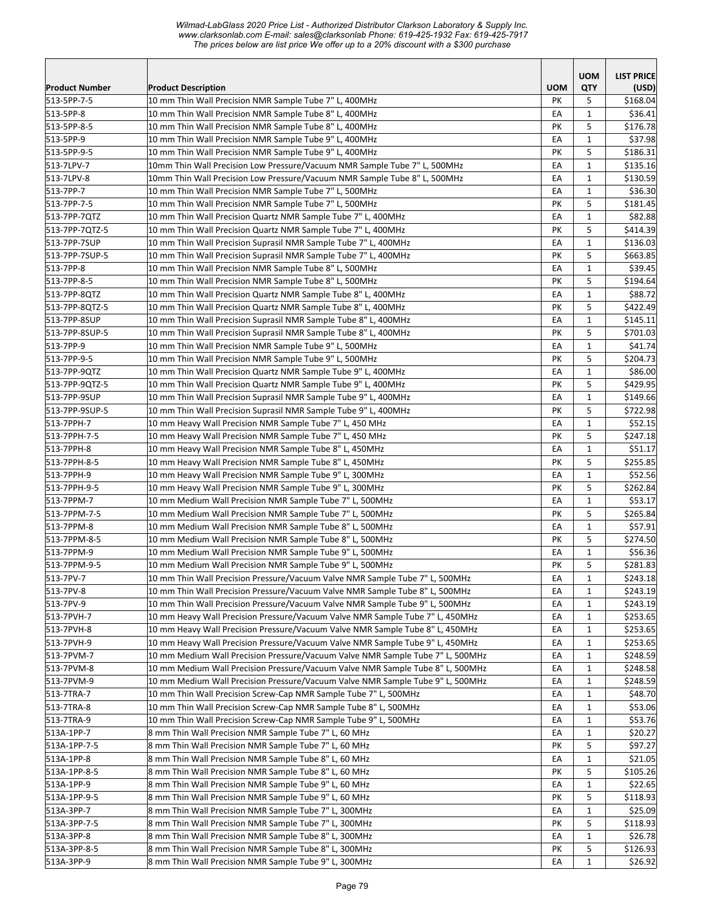| Product Number | Product Description | UOM | UOM QTY | LIST PRICE (USD) |
|---|---|---|---|---|
| 513-5PP-7-5 | 10 mm Thin Wall Precision NMR Sample Tube 7" L, 400MHz | PK | 5 | $168.04 |
| 513-5PP-8 | 10 mm Thin Wall Precision NMR Sample Tube 8" L, 400MHz | EA | 1 | $36.41 |
| 513-5PP-8-5 | 10 mm Thin Wall Precision NMR Sample Tube 8" L, 400MHz | PK | 5 | $176.78 |
| 513-5PP-9 | 10 mm Thin Wall Precision NMR Sample Tube 9" L, 400MHz | EA | 1 | $37.98 |
| 513-5PP-9-5 | 10 mm Thin Wall Precision NMR Sample Tube 9" L, 400MHz | PK | 5 | $186.31 |
| 513-7LPV-7 | 10mm Thin Wall Precision Low Pressure/Vacuum NMR Sample Tube 7" L, 500MHz | EA | 1 | $135.16 |
| 513-7LPV-8 | 10mm Thin Wall Precision Low Pressure/Vacuum NMR Sample Tube 8" L, 500MHz | EA | 1 | $130.59 |
| 513-7PP-7 | 10 mm Thin Wall Precision NMR Sample Tube 7" L, 500MHz | EA | 1 | $36.30 |
| 513-7PP-7-5 | 10 mm Thin Wall Precision NMR Sample Tube 7" L, 500MHz | PK | 5 | $181.45 |
| 513-7PP-7QTZ | 10 mm Thin Wall Precision Quartz NMR Sample Tube 7" L, 400MHz | EA | 1 | $82.88 |
| 513-7PP-7QTZ-5 | 10 mm Thin Wall Precision Quartz NMR Sample Tube 7" L, 400MHz | PK | 5 | $414.39 |
| 513-7PP-7SUP | 10 mm Thin Wall Precision Suprasil NMR Sample Tube 7" L, 400MHz | EA | 1 | $136.03 |
| 513-7PP-7SUP-5 | 10 mm Thin Wall Precision Suprasil NMR Sample Tube 7" L, 400MHz | PK | 5 | $663.85 |
| 513-7PP-8 | 10 mm Thin Wall Precision NMR Sample Tube 8" L, 500MHz | EA | 1 | $39.45 |
| 513-7PP-8-5 | 10 mm Thin Wall Precision NMR Sample Tube 8" L, 500MHz | PK | 5 | $194.64 |
| 513-7PP-8QTZ | 10 mm Thin Wall Precision Quartz NMR Sample Tube 8" L, 400MHz | EA | 1 | $88.72 |
| 513-7PP-8QTZ-5 | 10 mm Thin Wall Precision Quartz NMR Sample Tube 8" L, 400MHz | PK | 5 | $422.49 |
| 513-7PP-8SUP | 10 mm Thin Wall Precision Suprasil NMR Sample Tube 8" L, 400MHz | EA | 1 | $145.11 |
| 513-7PP-8SUP-5 | 10 mm Thin Wall Precision Suprasil NMR Sample Tube 8" L, 400MHz | PK | 5 | $701.03 |
| 513-7PP-9 | 10 mm Thin Wall Precision NMR Sample Tube 9" L, 500MHz | EA | 1 | $41.74 |
| 513-7PP-9-5 | 10 mm Thin Wall Precision NMR Sample Tube 9" L, 500MHz | PK | 5 | $204.73 |
| 513-7PP-9QTZ | 10 mm Thin Wall Precision Quartz NMR Sample Tube 9" L, 400MHz | EA | 1 | $86.00 |
| 513-7PP-9QTZ-5 | 10 mm Thin Wall Precision Quartz NMR Sample Tube 9" L, 400MHz | PK | 5 | $429.95 |
| 513-7PP-9SUP | 10 mm Thin Wall Precision Suprasil NMR Sample Tube 9" L, 400MHz | EA | 1 | $149.66 |
| 513-7PP-9SUP-5 | 10 mm Thin Wall Precision Suprasil NMR Sample Tube 9" L, 400MHz | PK | 5 | $722.98 |
| 513-7PPH-7 | 10 mm Heavy Wall Precision NMR Sample Tube 7" L, 450 MHz | EA | 1 | $52.15 |
| 513-7PPH-7-5 | 10 mm Heavy Wall Precision NMR Sample Tube 7" L, 450 MHz | PK | 5 | $247.18 |
| 513-7PPH-8 | 10 mm Heavy Wall Precision NMR Sample Tube 8" L, 450MHz | EA | 1 | $51.17 |
| 513-7PPH-8-5 | 10 mm Heavy Wall Precision NMR Sample Tube 8" L, 450MHz | PK | 5 | $255.85 |
| 513-7PPH-9 | 10 mm Heavy Wall Precision NMR Sample Tube 9" L, 300MHz | EA | 1 | $52.56 |
| 513-7PPH-9-5 | 10 mm Heavy Wall Precision NMR Sample Tube 9" L, 300MHz | PK | 5 | $262.84 |
| 513-7PPM-7 | 10 mm Medium Wall Precision NMR Sample Tube 7" L, 500MHz | EA | 1 | $53.17 |
| 513-7PPM-7-5 | 10 mm Medium Wall Precision NMR Sample Tube 7" L, 500MHz | PK | 5 | $265.84 |
| 513-7PPM-8 | 10 mm Medium Wall Precision NMR Sample Tube 8" L, 500MHz | EA | 1 | $57.91 |
| 513-7PPM-8-5 | 10 mm Medium Wall Precision NMR Sample Tube 8" L, 500MHz | PK | 5 | $274.50 |
| 513-7PPM-9 | 10 mm Medium Wall Precision NMR Sample Tube 9" L, 500MHz | EA | 1 | $56.36 |
| 513-7PPM-9-5 | 10 mm Medium Wall Precision NMR Sample Tube 9" L, 500MHz | PK | 5 | $281.83 |
| 513-7PV-7 | 10 mm Thin Wall Precision Pressure/Vacuum Valve NMR Sample Tube 7" L, 500MHz | EA | 1 | $243.18 |
| 513-7PV-8 | 10 mm Thin Wall Precision Pressure/Vacuum Valve NMR Sample Tube 8" L, 500MHz | EA | 1 | $243.19 |
| 513-7PV-9 | 10 mm Thin Wall Precision Pressure/Vacuum Valve NMR Sample Tube 9" L, 500MHz | EA | 1 | $243.19 |
| 513-7PVH-7 | 10 mm Heavy Wall Precision Pressure/Vacuum Valve NMR Sample Tube 7" L, 450MHz | EA | 1 | $253.65 |
| 513-7PVH-8 | 10 mm Heavy Wall Precision Pressure/Vacuum Valve NMR Sample Tube 8" L, 450MHz | EA | 1 | $253.65 |
| 513-7PVH-9 | 10 mm Heavy Wall Precision Pressure/Vacuum Valve NMR Sample Tube 9" L, 450MHz | EA | 1 | $253.65 |
| 513-7PVM-7 | 10 mm Medium Wall Precision Pressure/Vacuum Valve NMR Sample Tube 7" L, 500MHz | EA | 1 | $248.59 |
| 513-7PVM-8 | 10 mm Medium Wall Precision Pressure/Vacuum Valve NMR Sample Tube 8" L, 500MHz | EA | 1 | $248.58 |
| 513-7PVM-9 | 10 mm Medium Wall Precision Pressure/Vacuum Valve NMR Sample Tube 9" L, 500MHz | EA | 1 | $248.59 |
| 513-7TRA-7 | 10 mm Thin Wall Precision Screw-Cap NMR Sample Tube 7" L, 500MHz | EA | 1 | $48.70 |
| 513-7TRA-8 | 10 mm Thin Wall Precision Screw-Cap NMR Sample Tube 8" L, 500MHz | EA | 1 | $53.06 |
| 513-7TRA-9 | 10 mm Thin Wall Precision Screw-Cap NMR Sample Tube 9" L, 500MHz | EA | 1 | $53.76 |
| 513A-1PP-7 | 8 mm Thin Wall Precision NMR Sample Tube 7" L, 60 MHz | EA | 1 | $20.27 |
| 513A-1PP-7-5 | 8 mm Thin Wall Precision NMR Sample Tube 7" L, 60 MHz | PK | 5 | $97.27 |
| 513A-1PP-8 | 8 mm Thin Wall Precision NMR Sample Tube 8" L, 60 MHz | EA | 1 | $21.05 |
| 513A-1PP-8-5 | 8 mm Thin Wall Precision NMR Sample Tube 8" L, 60 MHz | PK | 5 | $105.26 |
| 513A-1PP-9 | 8 mm Thin Wall Precision NMR Sample Tube 9" L, 60 MHz | EA | 1 | $22.65 |
| 513A-1PP-9-5 | 8 mm Thin Wall Precision NMR Sample Tube 9" L, 60 MHz | PK | 5 | $118.93 |
| 513A-3PP-7 | 8 mm Thin Wall Precision NMR Sample Tube 7" L, 300MHz | EA | 1 | $25.09 |
| 513A-3PP-7-5 | 8 mm Thin Wall Precision NMR Sample Tube 7" L, 300MHz | PK | 5 | $118.93 |
| 513A-3PP-8 | 8 mm Thin Wall Precision NMR Sample Tube 8" L, 300MHz | EA | 1 | $26.78 |
| 513A-3PP-8-5 | 8 mm Thin Wall Precision NMR Sample Tube 8" L, 300MHz | PK | 5 | $126.93 |
| 513A-3PP-9 | 8 mm Thin Wall Precision NMR Sample Tube 9" L, 300MHz | EA | 1 | $26.92 |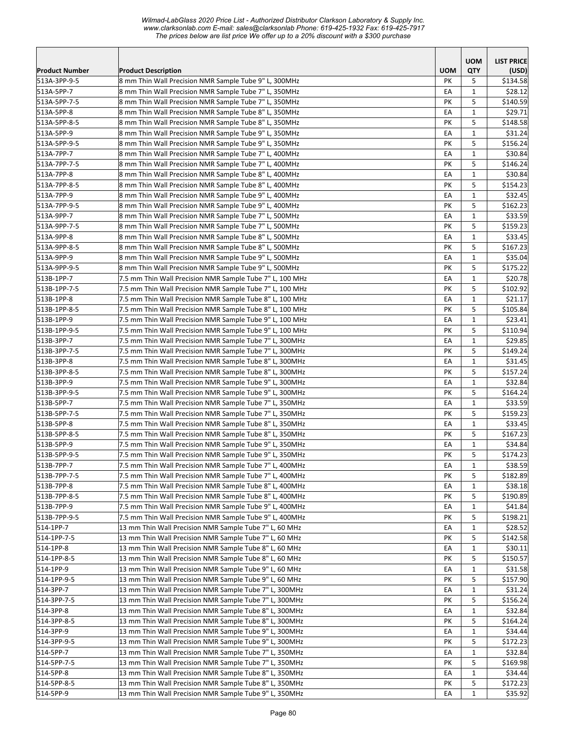| Product Number | Product Description | UOM | UOM QTY | LIST PRICE (USD) |
|---|---|---|---|---|
| 513A-3PP-9-5 | 8 mm Thin Wall Precision NMR Sample Tube 9" L, 300MHz | PK | 5 | $134.58 |
| 513A-5PP-7 | 8 mm Thin Wall Precision NMR Sample Tube 7" L, 350MHz | EA | 1 | $28.12 |
| 513A-5PP-7-5 | 8 mm Thin Wall Precision NMR Sample Tube 7" L, 350MHz | PK | 5 | $140.59 |
| 513A-5PP-8 | 8 mm Thin Wall Precision NMR Sample Tube 8" L, 350MHz | EA | 1 | $29.71 |
| 513A-5PP-8-5 | 8 mm Thin Wall Precision NMR Sample Tube 8" L, 350MHz | PK | 5 | $148.58 |
| 513A-5PP-9 | 8 mm Thin Wall Precision NMR Sample Tube 9" L, 350MHz | EA | 1 | $31.24 |
| 513A-5PP-9-5 | 8 mm Thin Wall Precision NMR Sample Tube 9" L, 350MHz | PK | 5 | $156.24 |
| 513A-7PP-7 | 8 mm Thin Wall Precision NMR Sample Tube 7" L, 400MHz | EA | 1 | $30.84 |
| 513A-7PP-7-5 | 8 mm Thin Wall Precision NMR Sample Tube 7" L, 400MHz | PK | 5 | $146.24 |
| 513A-7PP-8 | 8 mm Thin Wall Precision NMR Sample Tube 8" L, 400MHz | EA | 1 | $30.84 |
| 513A-7PP-8-5 | 8 mm Thin Wall Precision NMR Sample Tube 8" L, 400MHz | PK | 5 | $154.23 |
| 513A-7PP-9 | 8 mm Thin Wall Precision NMR Sample Tube 9" L, 400MHz | EA | 1 | $32.45 |
| 513A-7PP-9-5 | 8 mm Thin Wall Precision NMR Sample Tube 9" L, 400MHz | PK | 5 | $162.23 |
| 513A-9PP-7 | 8 mm Thin Wall Precision NMR Sample Tube 7" L, 500MHz | EA | 1 | $33.59 |
| 513A-9PP-7-5 | 8 mm Thin Wall Precision NMR Sample Tube 7" L, 500MHz | PK | 5 | $159.23 |
| 513A-9PP-8 | 8 mm Thin Wall Precision NMR Sample Tube 8" L, 500MHz | EA | 1 | $33.45 |
| 513A-9PP-8-5 | 8 mm Thin Wall Precision NMR Sample Tube 8" L, 500MHz | PK | 5 | $167.23 |
| 513A-9PP-9 | 8 mm Thin Wall Precision NMR Sample Tube 9" L, 500MHz | EA | 1 | $35.04 |
| 513A-9PP-9-5 | 8 mm Thin Wall Precision NMR Sample Tube 9" L, 500MHz | PK | 5 | $175.22 |
| 513B-1PP-7 | 7.5 mm Thin Wall Precision NMR Sample Tube 7" L, 100 MHz | EA | 1 | $20.78 |
| 513B-1PP-7-5 | 7.5 mm Thin Wall Precision NMR Sample Tube 7" L, 100 MHz | PK | 5 | $102.92 |
| 513B-1PP-8 | 7.5 mm Thin Wall Precision NMR Sample Tube 8" L, 100 MHz | EA | 1 | $21.17 |
| 513B-1PP-8-5 | 7.5 mm Thin Wall Precision NMR Sample Tube 8" L, 100 MHz | PK | 5 | $105.84 |
| 513B-1PP-9 | 7.5 mm Thin Wall Precision NMR Sample Tube 9" L, 100 MHz | EA | 1 | $23.41 |
| 513B-1PP-9-5 | 7.5 mm Thin Wall Precision NMR Sample Tube 9" L, 100 MHz | PK | 5 | $110.94 |
| 513B-3PP-7 | 7.5 mm Thin Wall Precision NMR Sample Tube 7" L, 300MHz | EA | 1 | $29.85 |
| 513B-3PP-7-5 | 7.5 mm Thin Wall Precision NMR Sample Tube 7" L, 300MHz | PK | 5 | $149.24 |
| 513B-3PP-8 | 7.5 mm Thin Wall Precision NMR Sample Tube 8" L, 300MHz | EA | 1 | $31.45 |
| 513B-3PP-8-5 | 7.5 mm Thin Wall Precision NMR Sample Tube 8" L, 300MHz | PK | 5 | $157.24 |
| 513B-3PP-9 | 7.5 mm Thin Wall Precision NMR Sample Tube 9" L, 300MHz | EA | 1 | $32.84 |
| 513B-3PP-9-5 | 7.5 mm Thin Wall Precision NMR Sample Tube 9" L, 300MHz | PK | 5 | $164.24 |
| 513B-5PP-7 | 7.5 mm Thin Wall Precision NMR Sample Tube 7" L, 350MHz | EA | 1 | $33.59 |
| 513B-5PP-7-5 | 7.5 mm Thin Wall Precision NMR Sample Tube 7" L, 350MHz | PK | 5 | $159.23 |
| 513B-5PP-8 | 7.5 mm Thin Wall Precision NMR Sample Tube 8" L, 350MHz | EA | 1 | $33.45 |
| 513B-5PP-8-5 | 7.5 mm Thin Wall Precision NMR Sample Tube 8" L, 350MHz | PK | 5 | $167.23 |
| 513B-5PP-9 | 7.5 mm Thin Wall Precision NMR Sample Tube 9" L, 350MHz | EA | 1 | $34.84 |
| 513B-5PP-9-5 | 7.5 mm Thin Wall Precision NMR Sample Tube 9" L, 350MHz | PK | 5 | $174.23 |
| 513B-7PP-7 | 7.5 mm Thin Wall Precision NMR Sample Tube 7" L, 400MHz | EA | 1 | $38.59 |
| 513B-7PP-7-5 | 7.5 mm Thin Wall Precision NMR Sample Tube 7" L, 400MHz | PK | 5 | $182.89 |
| 513B-7PP-8 | 7.5 mm Thin Wall Precision NMR Sample Tube 8" L, 400MHz | EA | 1 | $38.18 |
| 513B-7PP-8-5 | 7.5 mm Thin Wall Precision NMR Sample Tube 8" L, 400MHz | PK | 5 | $190.89 |
| 513B-7PP-9 | 7.5 mm Thin Wall Precision NMR Sample Tube 9" L, 400MHz | EA | 1 | $41.84 |
| 513B-7PP-9-5 | 7.5 mm Thin Wall Precision NMR Sample Tube 9" L, 400MHz | PK | 5 | $198.21 |
| 514-1PP-7 | 13 mm Thin Wall Precision NMR Sample Tube 7" L, 60 MHz | EA | 1 | $28.52 |
| 514-1PP-7-5 | 13 mm Thin Wall Precision NMR Sample Tube 7" L, 60 MHz | PK | 5 | $142.58 |
| 514-1PP-8 | 13 mm Thin Wall Precision NMR Sample Tube 8" L, 60 MHz | EA | 1 | $30.11 |
| 514-1PP-8-5 | 13 mm Thin Wall Precision NMR Sample Tube 8" L, 60 MHz | PK | 5 | $150.57 |
| 514-1PP-9 | 13 mm Thin Wall Precision NMR Sample Tube 9" L, 60 MHz | EA | 1 | $31.58 |
| 514-1PP-9-5 | 13 mm Thin Wall Precision NMR Sample Tube 9" L, 60 MHz | PK | 5 | $157.90 |
| 514-3PP-7 | 13 mm Thin Wall Precision NMR Sample Tube 7" L, 300MHz | EA | 1 | $31.24 |
| 514-3PP-7-5 | 13 mm Thin Wall Precision NMR Sample Tube 7" L, 300MHz | PK | 5 | $156.24 |
| 514-3PP-8 | 13 mm Thin Wall Precision NMR Sample Tube 8" L, 300MHz | EA | 1 | $32.84 |
| 514-3PP-8-5 | 13 mm Thin Wall Precision NMR Sample Tube 8" L, 300MHz | PK | 5 | $164.24 |
| 514-3PP-9 | 13 mm Thin Wall Precision NMR Sample Tube 9" L, 300MHz | EA | 1 | $34.44 |
| 514-3PP-9-5 | 13 mm Thin Wall Precision NMR Sample Tube 9" L, 300MHz | PK | 5 | $172.23 |
| 514-5PP-7 | 13 mm Thin Wall Precision NMR Sample Tube 7" L, 350MHz | EA | 1 | $32.84 |
| 514-5PP-7-5 | 13 mm Thin Wall Precision NMR Sample Tube 7" L, 350MHz | PK | 5 | $169.98 |
| 514-5PP-8 | 13 mm Thin Wall Precision NMR Sample Tube 8" L, 350MHz | EA | 1 | $34.44 |
| 514-5PP-8-5 | 13 mm Thin Wall Precision NMR Sample Tube 8" L, 350MHz | PK | 5 | $172.23 |
| 514-5PP-9 | 13 mm Thin Wall Precision NMR Sample Tube 9" L, 350MHz | EA | 1 | $35.92 |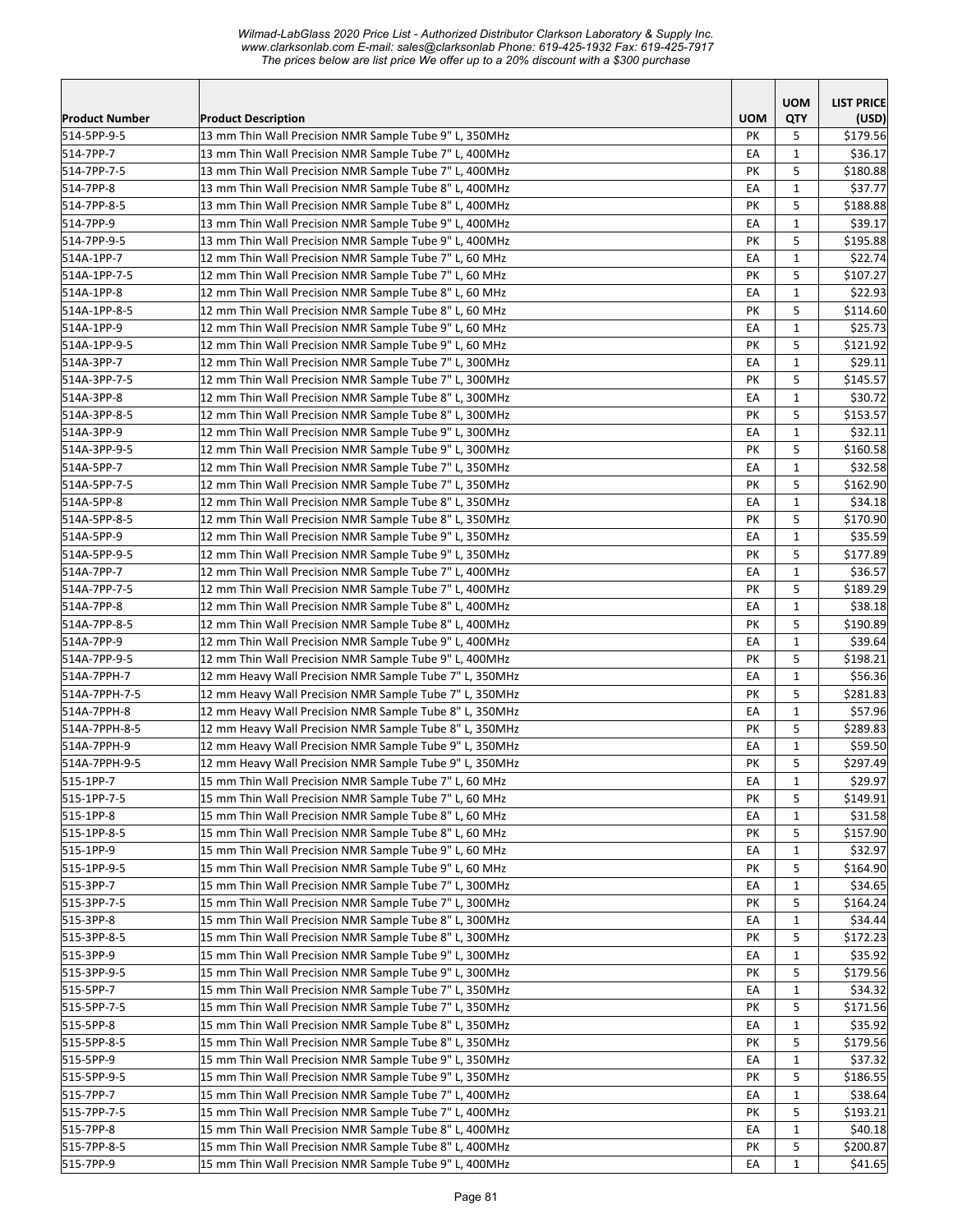| Product Number | Product Description | UOM | UOM QTY | LIST PRICE (USD) |
|---|---|---|---|---|
| 514-5PP-9-5 | 13 mm Thin Wall Precision NMR Sample Tube 9" L, 350MHz | PK | 5 | $179.56 |
| 514-7PP-7 | 13 mm Thin Wall Precision NMR Sample Tube 7" L, 400MHz | EA | 1 | $36.17 |
| 514-7PP-7-5 | 13 mm Thin Wall Precision NMR Sample Tube 7" L, 400MHz | PK | 5 | $180.88 |
| 514-7PP-8 | 13 mm Thin Wall Precision NMR Sample Tube 8" L, 400MHz | EA | 1 | $37.77 |
| 514-7PP-8-5 | 13 mm Thin Wall Precision NMR Sample Tube 8" L, 400MHz | PK | 5 | $188.88 |
| 514-7PP-9 | 13 mm Thin Wall Precision NMR Sample Tube 9" L, 400MHz | EA | 1 | $39.17 |
| 514-7PP-9-5 | 13 mm Thin Wall Precision NMR Sample Tube 9" L, 400MHz | PK | 5 | $195.88 |
| 514A-1PP-7 | 12 mm Thin Wall Precision NMR Sample Tube 7" L, 60 MHz | EA | 1 | $22.74 |
| 514A-1PP-7-5 | 12 mm Thin Wall Precision NMR Sample Tube 7" L, 60 MHz | PK | 5 | $107.27 |
| 514A-1PP-8 | 12 mm Thin Wall Precision NMR Sample Tube 8" L, 60 MHz | EA | 1 | $22.93 |
| 514A-1PP-8-5 | 12 mm Thin Wall Precision NMR Sample Tube 8" L, 60 MHz | PK | 5 | $114.60 |
| 514A-1PP-9 | 12 mm Thin Wall Precision NMR Sample Tube 9" L, 60 MHz | EA | 1 | $25.73 |
| 514A-1PP-9-5 | 12 mm Thin Wall Precision NMR Sample Tube 9" L, 60 MHz | PK | 5 | $121.92 |
| 514A-3PP-7 | 12 mm Thin Wall Precision NMR Sample Tube 7" L, 300MHz | EA | 1 | $29.11 |
| 514A-3PP-7-5 | 12 mm Thin Wall Precision NMR Sample Tube 7" L, 300MHz | PK | 5 | $145.57 |
| 514A-3PP-8 | 12 mm Thin Wall Precision NMR Sample Tube 8" L, 300MHz | EA | 1 | $30.72 |
| 514A-3PP-8-5 | 12 mm Thin Wall Precision NMR Sample Tube 8" L, 300MHz | PK | 5 | $153.57 |
| 514A-3PP-9 | 12 mm Thin Wall Precision NMR Sample Tube 9" L, 300MHz | EA | 1 | $32.11 |
| 514A-3PP-9-5 | 12 mm Thin Wall Precision NMR Sample Tube 9" L, 300MHz | PK | 5 | $160.58 |
| 514A-5PP-7 | 12 mm Thin Wall Precision NMR Sample Tube 7" L, 350MHz | EA | 1 | $32.58 |
| 514A-5PP-7-5 | 12 mm Thin Wall Precision NMR Sample Tube 7" L, 350MHz | PK | 5 | $162.90 |
| 514A-5PP-8 | 12 mm Thin Wall Precision NMR Sample Tube 8" L, 350MHz | EA | 1 | $34.18 |
| 514A-5PP-8-5 | 12 mm Thin Wall Precision NMR Sample Tube 8" L, 350MHz | PK | 5 | $170.90 |
| 514A-5PP-9 | 12 mm Thin Wall Precision NMR Sample Tube 9" L, 350MHz | EA | 1 | $35.59 |
| 514A-5PP-9-5 | 12 mm Thin Wall Precision NMR Sample Tube 9" L, 350MHz | PK | 5 | $177.89 |
| 514A-7PP-7 | 12 mm Thin Wall Precision NMR Sample Tube 7" L, 400MHz | EA | 1 | $36.57 |
| 514A-7PP-7-5 | 12 mm Thin Wall Precision NMR Sample Tube 7" L, 400MHz | PK | 5 | $189.29 |
| 514A-7PP-8 | 12 mm Thin Wall Precision NMR Sample Tube 8" L, 400MHz | EA | 1 | $38.18 |
| 514A-7PP-8-5 | 12 mm Thin Wall Precision NMR Sample Tube 8" L, 400MHz | PK | 5 | $190.89 |
| 514A-7PP-9 | 12 mm Thin Wall Precision NMR Sample Tube 9" L, 400MHz | EA | 1 | $39.64 |
| 514A-7PP-9-5 | 12 mm Thin Wall Precision NMR Sample Tube 9" L, 400MHz | PK | 5 | $198.21 |
| 514A-7PPH-7 | 12 mm Heavy Wall Precision NMR Sample Tube 7" L, 350MHz | EA | 1 | $56.36 |
| 514A-7PPH-7-5 | 12 mm Heavy Wall Precision NMR Sample Tube 7" L, 350MHz | PK | 5 | $281.83 |
| 514A-7PPH-8 | 12 mm Heavy Wall Precision NMR Sample Tube 8" L, 350MHz | EA | 1 | $57.96 |
| 514A-7PPH-8-5 | 12 mm Heavy Wall Precision NMR Sample Tube 8" L, 350MHz | PK | 5 | $289.83 |
| 514A-7PPH-9 | 12 mm Heavy Wall Precision NMR Sample Tube 9" L, 350MHz | EA | 1 | $59.50 |
| 514A-7PPH-9-5 | 12 mm Heavy Wall Precision NMR Sample Tube 9" L, 350MHz | PK | 5 | $297.49 |
| 515-1PP-7 | 15 mm Thin Wall Precision NMR Sample Tube 7" L, 60 MHz | EA | 1 | $29.97 |
| 515-1PP-7-5 | 15 mm Thin Wall Precision NMR Sample Tube 7" L, 60 MHz | PK | 5 | $149.91 |
| 515-1PP-8 | 15 mm Thin Wall Precision NMR Sample Tube 8" L, 60 MHz | EA | 1 | $31.58 |
| 515-1PP-8-5 | 15 mm Thin Wall Precision NMR Sample Tube 8" L, 60 MHz | PK | 5 | $157.90 |
| 515-1PP-9 | 15 mm Thin Wall Precision NMR Sample Tube 9" L, 60 MHz | EA | 1 | $32.97 |
| 515-1PP-9-5 | 15 mm Thin Wall Precision NMR Sample Tube 9" L, 60 MHz | PK | 5 | $164.90 |
| 515-3PP-7 | 15 mm Thin Wall Precision NMR Sample Tube 7" L, 300MHz | EA | 1 | $34.65 |
| 515-3PP-7-5 | 15 mm Thin Wall Precision NMR Sample Tube 7" L, 300MHz | PK | 5 | $164.24 |
| 515-3PP-8 | 15 mm Thin Wall Precision NMR Sample Tube 8" L, 300MHz | EA | 1 | $34.44 |
| 515-3PP-8-5 | 15 mm Thin Wall Precision NMR Sample Tube 8" L, 300MHz | PK | 5 | $172.23 |
| 515-3PP-9 | 15 mm Thin Wall Precision NMR Sample Tube 9" L, 300MHz | EA | 1 | $35.92 |
| 515-3PP-9-5 | 15 mm Thin Wall Precision NMR Sample Tube 9" L, 300MHz | PK | 5 | $179.56 |
| 515-5PP-7 | 15 mm Thin Wall Precision NMR Sample Tube 7" L, 350MHz | EA | 1 | $34.32 |
| 515-5PP-7-5 | 15 mm Thin Wall Precision NMR Sample Tube 7" L, 350MHz | PK | 5 | $171.56 |
| 515-5PP-8 | 15 mm Thin Wall Precision NMR Sample Tube 8" L, 350MHz | EA | 1 | $35.92 |
| 515-5PP-8-5 | 15 mm Thin Wall Precision NMR Sample Tube 8" L, 350MHz | PK | 5 | $179.56 |
| 515-5PP-9 | 15 mm Thin Wall Precision NMR Sample Tube 9" L, 350MHz | EA | 1 | $37.32 |
| 515-5PP-9-5 | 15 mm Thin Wall Precision NMR Sample Tube 9" L, 350MHz | PK | 5 | $186.55 |
| 515-7PP-7 | 15 mm Thin Wall Precision NMR Sample Tube 7" L, 400MHz | EA | 1 | $38.64 |
| 515-7PP-7-5 | 15 mm Thin Wall Precision NMR Sample Tube 7" L, 400MHz | PK | 5 | $193.21 |
| 515-7PP-8 | 15 mm Thin Wall Precision NMR Sample Tube 8" L, 400MHz | EA | 1 | $40.18 |
| 515-7PP-8-5 | 15 mm Thin Wall Precision NMR Sample Tube 8" L, 400MHz | PK | 5 | $200.87 |
| 515-7PP-9 | 15 mm Thin Wall Precision NMR Sample Tube 9" L, 400MHz | EA | 1 | $41.65 |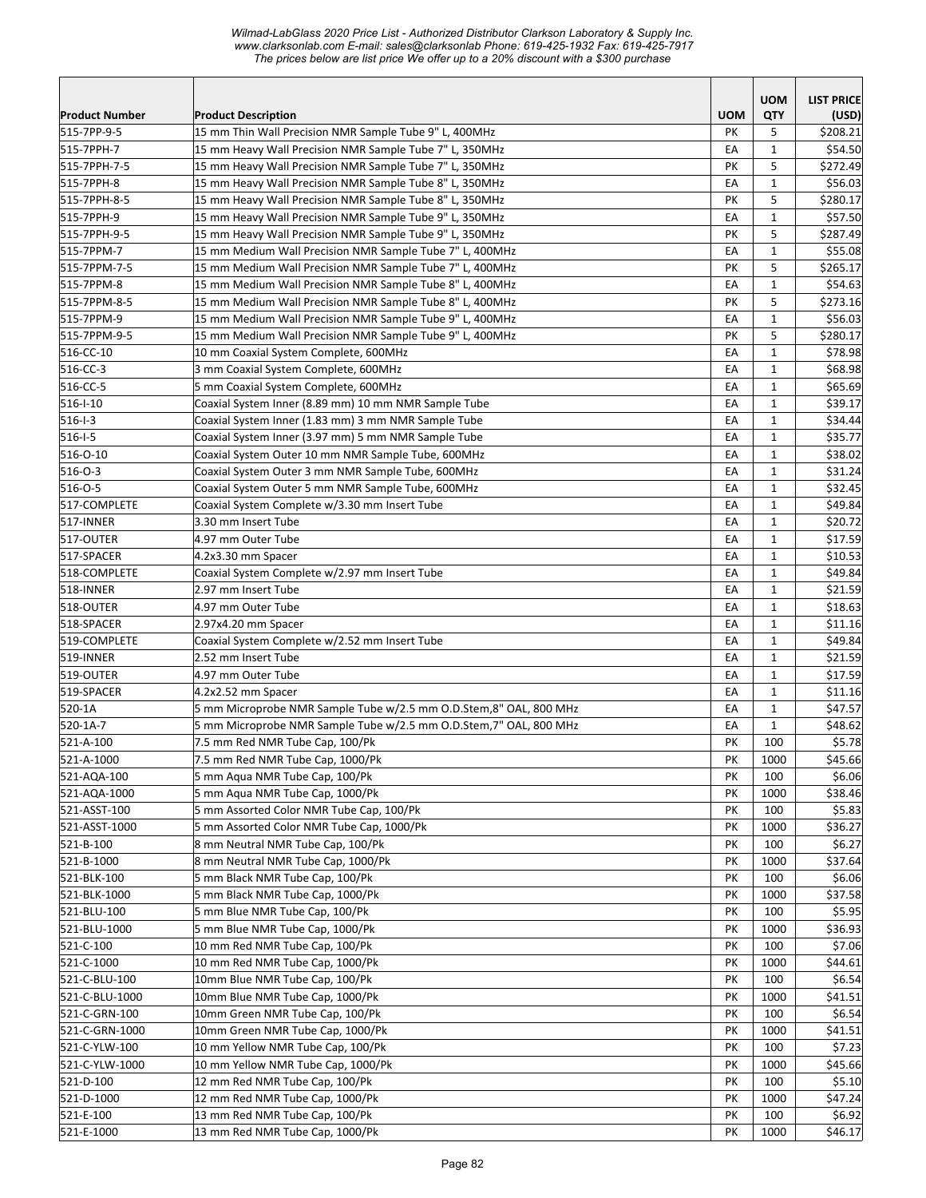| Product Number | Product Description | UOM | UOM QTY | LIST PRICE (USD) |
|---|---|---|---|---|
| 515-7PP-9-5 | 15 mm Thin Wall Precision NMR Sample Tube 9" L, 400MHz | PK | 5 | $208.21 |
| 515-7PPH-7 | 15 mm Heavy Wall Precision NMR Sample Tube 7" L, 350MHz | EA | 1 | $54.50 |
| 515-7PPH-7-5 | 15 mm Heavy Wall Precision NMR Sample Tube 7" L, 350MHz | PK | 5 | $272.49 |
| 515-7PPH-8 | 15 mm Heavy Wall Precision NMR Sample Tube 8" L, 350MHz | EA | 1 | $56.03 |
| 515-7PPH-8-5 | 15 mm Heavy Wall Precision NMR Sample Tube 8" L, 350MHz | PK | 5 | $280.17 |
| 515-7PPH-9 | 15 mm Heavy Wall Precision NMR Sample Tube 9" L, 350MHz | EA | 1 | $57.50 |
| 515-7PPH-9-5 | 15 mm Heavy Wall Precision NMR Sample Tube 9" L, 350MHz | PK | 5 | $287.49 |
| 515-7PPM-7 | 15 mm Medium Wall Precision NMR Sample Tube 7" L, 400MHz | EA | 1 | $55.08 |
| 515-7PPM-7-5 | 15 mm Medium Wall Precision NMR Sample Tube 7" L, 400MHz | PK | 5 | $265.17 |
| 515-7PPM-8 | 15 mm Medium Wall Precision NMR Sample Tube 8" L, 400MHz | EA | 1 | $54.63 |
| 515-7PPM-8-5 | 15 mm Medium Wall Precision NMR Sample Tube 8" L, 400MHz | PK | 5 | $273.16 |
| 515-7PPM-9 | 15 mm Medium Wall Precision NMR Sample Tube 9" L, 400MHz | EA | 1 | $56.03 |
| 515-7PPM-9-5 | 15 mm Medium Wall Precision NMR Sample Tube 9" L, 400MHz | PK | 5 | $280.17 |
| 516-CC-10 | 10 mm Coaxial System Complete, 600MHz | EA | 1 | $78.98 |
| 516-CC-3 | 3 mm Coaxial System Complete, 600MHz | EA | 1 | $68.98 |
| 516-CC-5 | 5 mm Coaxial System Complete, 600MHz | EA | 1 | $65.69 |
| 516-I-10 | Coaxial System Inner (8.89 mm) 10 mm NMR Sample Tube | EA | 1 | $39.17 |
| 516-I-3 | Coaxial System Inner (1.83 mm) 3 mm NMR Sample Tube | EA | 1 | $34.44 |
| 516-I-5 | Coaxial System Inner (3.97 mm) 5 mm NMR Sample Tube | EA | 1 | $35.77 |
| 516-O-10 | Coaxial System Outer 10 mm NMR Sample Tube, 600MHz | EA | 1 | $38.02 |
| 516-O-3 | Coaxial System Outer 3 mm NMR Sample Tube, 600MHz | EA | 1 | $31.24 |
| 516-O-5 | Coaxial System Outer 5 mm NMR Sample Tube, 600MHz | EA | 1 | $32.45 |
| 517-COMPLETE | Coaxial System Complete w/3.30 mm Insert Tube | EA | 1 | $49.84 |
| 517-INNER | 3.30 mm Insert Tube | EA | 1 | $20.72 |
| 517-OUTER | 4.97 mm Outer Tube | EA | 1 | $17.59 |
| 517-SPACER | 4.2x3.30 mm Spacer | EA | 1 | $10.53 |
| 518-COMPLETE | Coaxial System Complete w/2.97 mm Insert Tube | EA | 1 | $49.84 |
| 518-INNER | 2.97 mm Insert Tube | EA | 1 | $21.59 |
| 518-OUTER | 4.97 mm Outer Tube | EA | 1 | $18.63 |
| 518-SPACER | 2.97x4.20 mm Spacer | EA | 1 | $11.16 |
| 519-COMPLETE | Coaxial System Complete w/2.52 mm Insert Tube | EA | 1 | $49.84 |
| 519-INNER | 2.52 mm Insert Tube | EA | 1 | $21.59 |
| 519-OUTER | 4.97 mm Outer Tube | EA | 1 | $17.59 |
| 519-SPACER | 4.2x2.52 mm Spacer | EA | 1 | $11.16 |
| 520-1A | 5 mm Microprobe NMR Sample Tube w/2.5 mm O.D.Stem,8" OAL, 800 MHz | EA | 1 | $47.57 |
| 520-1A-7 | 5 mm Microprobe NMR Sample Tube w/2.5 mm O.D.Stem,7" OAL, 800 MHz | EA | 1 | $48.62 |
| 521-A-100 | 7.5 mm Red NMR Tube Cap, 100/Pk | PK | 100 | $5.78 |
| 521-A-1000 | 7.5 mm Red NMR Tube Cap, 1000/Pk | PK | 1000 | $45.66 |
| 521-AQA-100 | 5 mm Aqua NMR Tube Cap, 100/Pk | PK | 100 | $6.06 |
| 521-AQA-1000 | 5 mm Aqua NMR Tube Cap, 1000/Pk | PK | 1000 | $38.46 |
| 521-ASST-100 | 5 mm Assorted Color NMR Tube Cap, 100/Pk | PK | 100 | $5.83 |
| 521-ASST-1000 | 5 mm Assorted Color NMR Tube Cap, 1000/Pk | PK | 1000 | $36.27 |
| 521-B-100 | 8 mm Neutral NMR Tube Cap, 100/Pk | PK | 100 | $6.27 |
| 521-B-1000 | 8 mm Neutral NMR Tube Cap, 1000/Pk | PK | 1000 | $37.64 |
| 521-BLK-100 | 5 mm Black NMR Tube Cap, 100/Pk | PK | 100 | $6.06 |
| 521-BLK-1000 | 5 mm Black NMR Tube Cap, 1000/Pk | PK | 1000 | $37.58 |
| 521-BLU-100 | 5 mm Blue NMR Tube Cap, 100/Pk | PK | 100 | $5.95 |
| 521-BLU-1000 | 5 mm Blue NMR Tube Cap, 1000/Pk | PK | 1000 | $36.93 |
| 521-C-100 | 10 mm Red NMR Tube Cap, 100/Pk | PK | 100 | $7.06 |
| 521-C-1000 | 10 mm Red NMR Tube Cap, 1000/Pk | PK | 1000 | $44.61 |
| 521-C-BLU-100 | 10mm Blue NMR Tube Cap, 100/Pk | PK | 100 | $6.54 |
| 521-C-BLU-1000 | 10mm Blue NMR Tube Cap, 1000/Pk | PK | 1000 | $41.51 |
| 521-C-GRN-100 | 10mm Green NMR Tube Cap, 100/Pk | PK | 100 | $6.54 |
| 521-C-GRN-1000 | 10mm Green NMR Tube Cap, 1000/Pk | PK | 1000 | $41.51 |
| 521-C-YLW-100 | 10 mm Yellow NMR Tube Cap, 100/Pk | PK | 100 | $7.23 |
| 521-C-YLW-1000 | 10 mm Yellow NMR Tube Cap, 1000/Pk | PK | 1000 | $45.66 |
| 521-D-100 | 12 mm Red NMR Tube Cap, 100/Pk | PK | 100 | $5.10 |
| 521-D-1000 | 12 mm Red NMR Tube Cap, 1000/Pk | PK | 1000 | $47.24 |
| 521-E-100 | 13 mm Red NMR Tube Cap, 100/Pk | PK | 100 | $6.92 |
| 521-E-1000 | 13 mm Red NMR Tube Cap, 1000/Pk | PK | 1000 | $46.17 |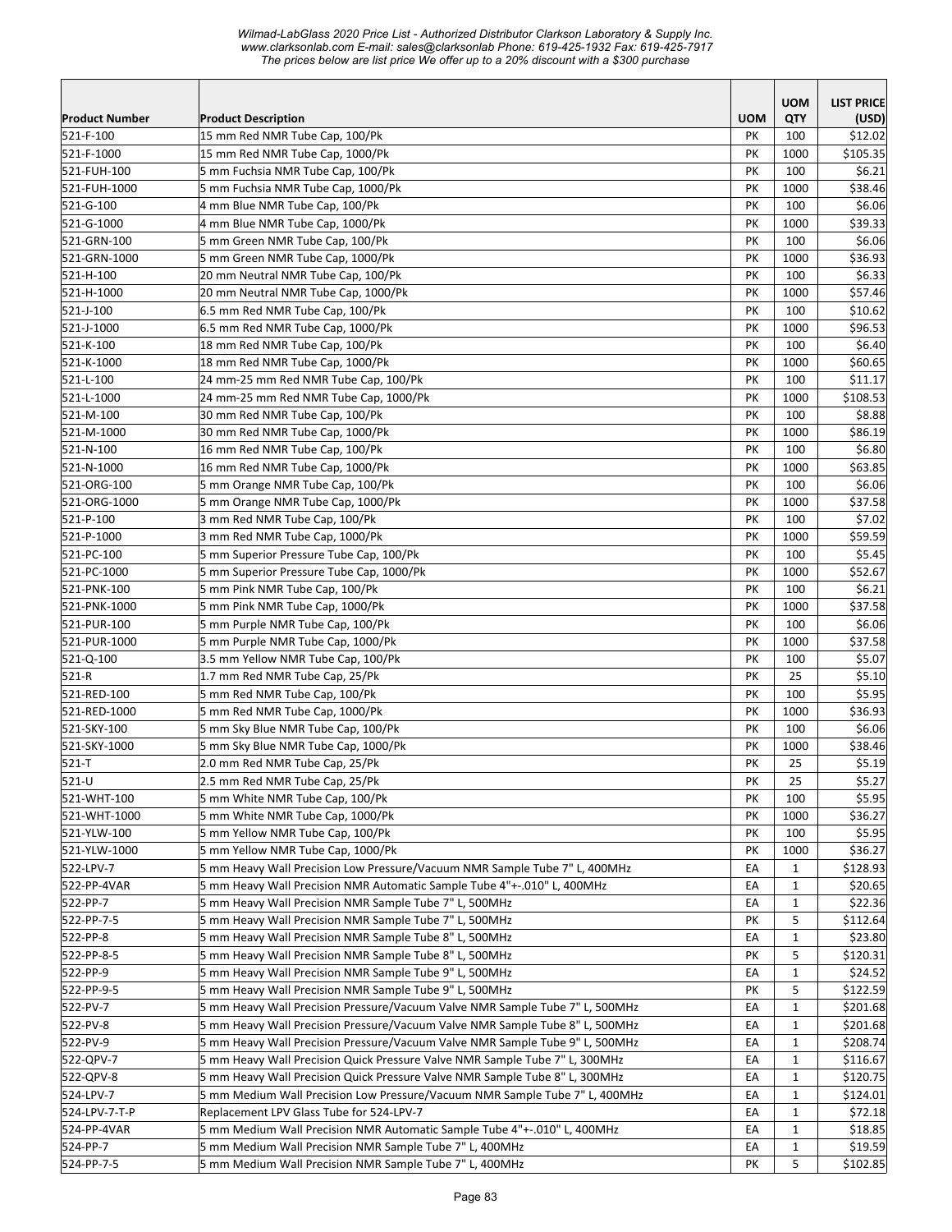Wilmad-LabGlass 2020 Price List - Authorized Distributor Clarkson Laboratory & Supply Inc.
www.clarksonlab.com E-mail: sales@clarksonlab Phone: 619-425-1932 Fax: 619-425-7917
The prices below are list price We offer up to a 20% discount with a $300 purchase

| Product Number | Product Description | UOM | UOM QTY | LIST PRICE (USD) |
|---|---|---|---|---|
| 521-F-100 | 15 mm Red NMR Tube Cap, 100/Pk | PK | 100 | $12.02 |
| 521-F-1000 | 15 mm Red NMR Tube Cap, 1000/Pk | PK | 1000 | $105.35 |
| 521-FUH-100 | 5 mm Fuchsia NMR Tube Cap, 100/Pk | PK | 100 | $6.21 |
| 521-FUH-1000 | 5 mm Fuchsia NMR Tube Cap, 1000/Pk | PK | 1000 | $38.46 |
| 521-G-100 | 4 mm Blue NMR Tube Cap, 100/Pk | PK | 100 | $6.06 |
| 521-G-1000 | 4 mm Blue NMR Tube Cap, 1000/Pk | PK | 1000 | $39.33 |
| 521-GRN-100 | 5 mm Green NMR Tube Cap, 100/Pk | PK | 100 | $6.06 |
| 521-GRN-1000 | 5 mm Green NMR Tube Cap, 1000/Pk | PK | 1000 | $36.93 |
| 521-H-100 | 20 mm Neutral NMR Tube Cap, 100/Pk | PK | 100 | $6.33 |
| 521-H-1000 | 20 mm Neutral NMR Tube Cap, 1000/Pk | PK | 1000 | $57.46 |
| 521-J-100 | 6.5 mm Red NMR Tube Cap, 100/Pk | PK | 100 | $10.62 |
| 521-J-1000 | 6.5 mm Red NMR Tube Cap, 1000/Pk | PK | 1000 | $96.53 |
| 521-K-100 | 18 mm Red NMR Tube Cap, 100/Pk | PK | 100 | $6.40 |
| 521-K-1000 | 18 mm Red NMR Tube Cap, 1000/Pk | PK | 1000 | $60.65 |
| 521-L-100 | 24 mm-25 mm Red NMR Tube Cap, 100/Pk | PK | 100 | $11.17 |
| 521-L-1000 | 24 mm-25 mm Red NMR Tube Cap, 1000/Pk | PK | 1000 | $108.53 |
| 521-M-100 | 30 mm Red NMR Tube Cap, 100/Pk | PK | 100 | $8.88 |
| 521-M-1000 | 30 mm Red NMR Tube Cap, 1000/Pk | PK | 1000 | $86.19 |
| 521-N-100 | 16 mm Red NMR Tube Cap, 100/Pk | PK | 100 | $6.80 |
| 521-N-1000 | 16 mm Red NMR Tube Cap, 1000/Pk | PK | 1000 | $63.85 |
| 521-ORG-100 | 5 mm Orange NMR Tube Cap, 100/Pk | PK | 100 | $6.06 |
| 521-ORG-1000 | 5 mm Orange NMR Tube Cap, 1000/Pk | PK | 1000 | $37.58 |
| 521-P-100 | 3 mm Red NMR Tube Cap, 100/Pk | PK | 100 | $7.02 |
| 521-P-1000 | 3 mm Red NMR Tube Cap, 1000/Pk | PK | 1000 | $59.59 |
| 521-PC-100 | 5 mm Superior Pressure Tube Cap, 100/Pk | PK | 100 | $5.45 |
| 521-PC-1000 | 5 mm Superior Pressure Tube Cap, 1000/Pk | PK | 1000 | $52.67 |
| 521-PNK-100 | 5 mm Pink NMR Tube Cap, 100/Pk | PK | 100 | $6.21 |
| 521-PNK-1000 | 5 mm Pink NMR Tube Cap, 1000/Pk | PK | 1000 | $37.58 |
| 521-PUR-100 | 5 mm Purple NMR Tube Cap, 100/Pk | PK | 100 | $6.06 |
| 521-PUR-1000 | 5 mm Purple NMR Tube Cap, 1000/Pk | PK | 1000 | $37.58 |
| 521-Q-100 | 3.5 mm Yellow NMR Tube Cap, 100/Pk | PK | 100 | $5.07 |
| 521-R | 1.7 mm Red NMR Tube Cap, 25/Pk | PK | 25 | $5.10 |
| 521-RED-100 | 5 mm Red NMR Tube Cap, 100/Pk | PK | 100 | $5.95 |
| 521-RED-1000 | 5 mm Red NMR Tube Cap, 1000/Pk | PK | 1000 | $36.93 |
| 521-SKY-100 | 5 mm Sky Blue NMR Tube Cap, 100/Pk | PK | 100 | $6.06 |
| 521-SKY-1000 | 5 mm Sky Blue NMR Tube Cap, 1000/Pk | PK | 1000 | $38.46 |
| 521-T | 2.0 mm Red NMR Tube Cap, 25/Pk | PK | 25 | $5.19 |
| 521-U | 2.5 mm Red NMR Tube Cap, 25/Pk | PK | 25 | $5.27 |
| 521-WHT-100 | 5 mm White NMR Tube Cap, 100/Pk | PK | 100 | $5.95 |
| 521-WHT-1000 | 5 mm White NMR Tube Cap, 1000/Pk | PK | 1000 | $36.27 |
| 521-YLW-100 | 5 mm Yellow NMR Tube Cap, 100/Pk | PK | 100 | $5.95 |
| 521-YLW-1000 | 5 mm Yellow NMR Tube Cap, 1000/Pk | PK | 1000 | $36.27 |
| 522-LPV-7 | 5 mm Heavy Wall Precision Low Pressure/Vacuum NMR Sample Tube 7" L, 400MHz | EA | 1 | $128.93 |
| 522-PP-4VAR | 5 mm Heavy Wall Precision NMR Automatic Sample Tube 4"+-.010" L, 400MHz | EA | 1 | $20.65 |
| 522-PP-7 | 5 mm Heavy Wall Precision NMR Sample Tube 7" L, 500MHz | EA | 1 | $22.36 |
| 522-PP-7-5 | 5 mm Heavy Wall Precision NMR Sample Tube 7" L, 500MHz | PK | 5 | $112.64 |
| 522-PP-8 | 5 mm Heavy Wall Precision NMR Sample Tube 8" L, 500MHz | EA | 1 | $23.80 |
| 522-PP-8-5 | 5 mm Heavy Wall Precision NMR Sample Tube 8" L, 500MHz | PK | 5 | $120.31 |
| 522-PP-9 | 5 mm Heavy Wall Precision NMR Sample Tube 9" L, 500MHz | EA | 1 | $24.52 |
| 522-PP-9-5 | 5 mm Heavy Wall Precision NMR Sample Tube 9" L, 500MHz | PK | 5 | $122.59 |
| 522-PV-7 | 5 mm Heavy Wall Precision Pressure/Vacuum Valve NMR Sample Tube 7" L, 500MHz | EA | 1 | $201.68 |
| 522-PV-8 | 5 mm Heavy Wall Precision Pressure/Vacuum Valve NMR Sample Tube 8" L, 500MHz | EA | 1 | $201.68 |
| 522-PV-9 | 5 mm Heavy Wall Precision Pressure/Vacuum Valve NMR Sample Tube 9" L, 500MHz | EA | 1 | $208.74 |
| 522-QPV-7 | 5 mm Heavy Wall Precision Quick Pressure Valve NMR Sample Tube 7" L, 300MHz | EA | 1 | $116.67 |
| 522-QPV-8 | 5 mm Heavy Wall Precision Quick Pressure Valve NMR Sample Tube 8" L, 300MHz | EA | 1 | $120.75 |
| 524-LPV-7 | 5 mm Medium Wall Precision Low Pressure/Vacuum NMR Sample Tube 7" L, 400MHz | EA | 1 | $124.01 |
| 524-LPV-7-T-P | Replacement LPV Glass Tube for 524-LPV-7 | EA | 1 | $72.18 |
| 524-PP-4VAR | 5 mm Medium Wall Precision NMR Automatic Sample Tube 4"+-.010" L, 400MHz | EA | 1 | $18.85 |
| 524-PP-7 | 5 mm Medium Wall Precision NMR Sample Tube 7" L, 400MHz | EA | 1 | $19.59 |
| 524-PP-7-5 | 5 mm Medium Wall Precision NMR Sample Tube 7" L, 400MHz | PK | 5 | $102.85 |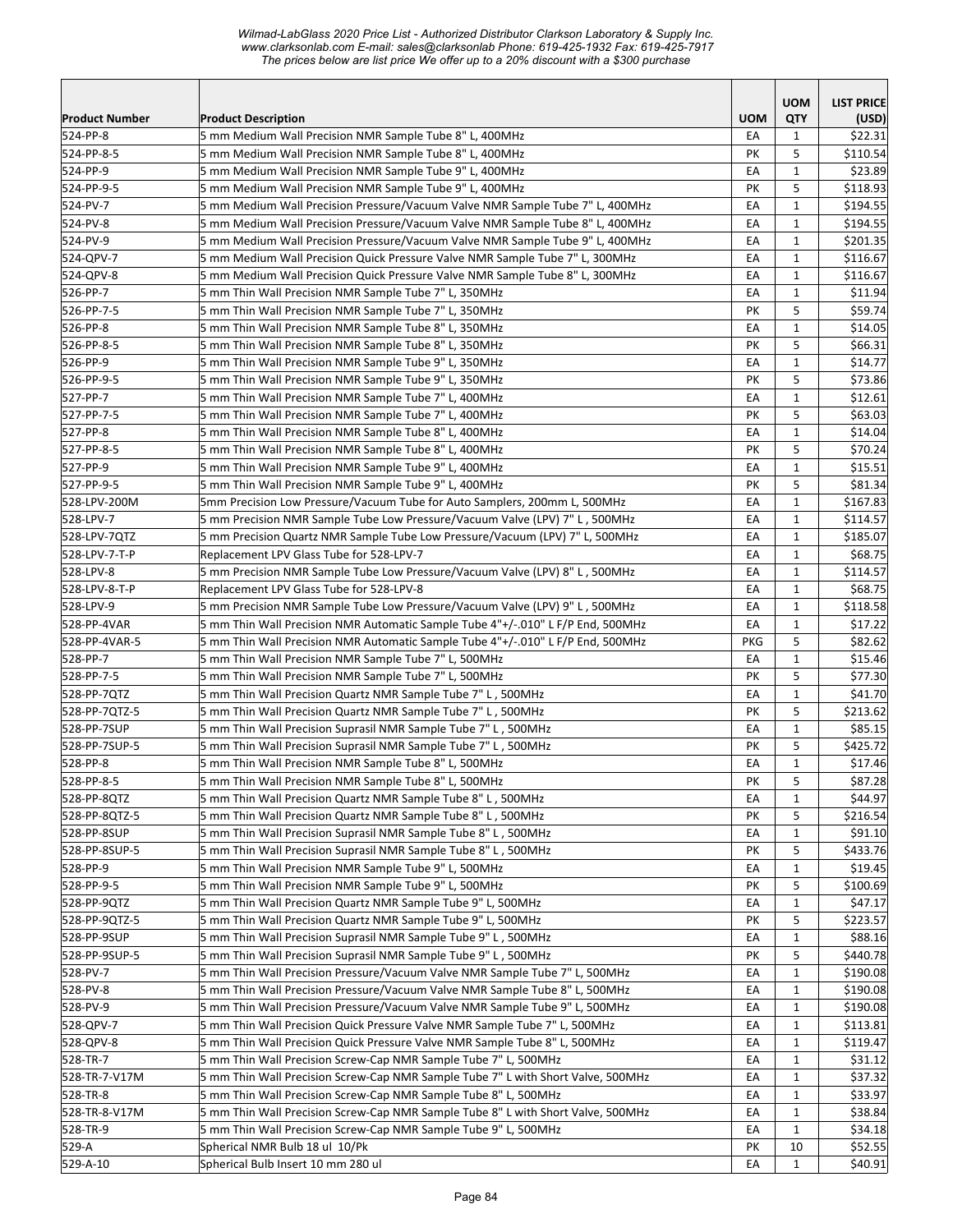*Wilmad-LabGlass 2020 Price List - Authorized Distributor Clarkson Laboratory & Supply Inc.*
*www.clarksonlab.com E-mail: sales@clarksonlab Phone: 619-425-1932 Fax: 619-425-7917*
*The prices below are list price We offer up to a 20% discount with a $300 purchase*

| Product Number | Product Description | UOM | UOM QTY | LIST PRICE (USD) |
|---|---|---|---|---|
| 524-PP-8 | 5 mm Medium Wall Precision NMR Sample Tube 8" L, 400MHz | EA | 1 | $22.31 |
| 524-PP-8-5 | 5 mm Medium Wall Precision NMR Sample Tube 8" L, 400MHz | PK | 5 | $110.54 |
| 524-PP-9 | 5 mm Medium Wall Precision NMR Sample Tube 9" L, 400MHz | EA | 1 | $23.89 |
| 524-PP-9-5 | 5 mm Medium Wall Precision NMR Sample Tube 9" L, 400MHz | PK | 5 | $118.93 |
| 524-PV-7 | 5 mm Medium Wall Precision Pressure/Vacuum Valve NMR Sample Tube 7" L, 400MHz | EA | 1 | $194.55 |
| 524-PV-8 | 5 mm Medium Wall Precision Pressure/Vacuum Valve NMR Sample Tube 8" L, 400MHz | EA | 1 | $194.55 |
| 524-PV-9 | 5 mm Medium Wall Precision Pressure/Vacuum Valve NMR Sample Tube 9" L, 400MHz | EA | 1 | $201.35 |
| 524-QPV-7 | 5 mm Medium Wall Precision Quick Pressure Valve NMR Sample Tube 7" L, 300MHz | EA | 1 | $116.67 |
| 524-QPV-8 | 5 mm Medium Wall Precision Quick Pressure Valve NMR Sample Tube 8" L, 300MHz | EA | 1 | $116.67 |
| 526-PP-7 | 5 mm Thin Wall Precision NMR Sample Tube 7" L, 350MHz | EA | 1 | $11.94 |
| 526-PP-7-5 | 5 mm Thin Wall Precision NMR Sample Tube 7" L, 350MHz | PK | 5 | $59.74 |
| 526-PP-8 | 5 mm Thin Wall Precision NMR Sample Tube 8" L, 350MHz | EA | 1 | $14.05 |
| 526-PP-8-5 | 5 mm Thin Wall Precision NMR Sample Tube 8" L, 350MHz | PK | 5 | $66.31 |
| 526-PP-9 | 5 mm Thin Wall Precision NMR Sample Tube 9" L, 350MHz | EA | 1 | $14.77 |
| 526-PP-9-5 | 5 mm Thin Wall Precision NMR Sample Tube 9" L, 350MHz | PK | 5 | $73.86 |
| 527-PP-7 | 5 mm Thin Wall Precision NMR Sample Tube 7" L, 400MHz | EA | 1 | $12.61 |
| 527-PP-7-5 | 5 mm Thin Wall Precision NMR Sample Tube 7" L, 400MHz | PK | 5 | $63.03 |
| 527-PP-8 | 5 mm Thin Wall Precision NMR Sample Tube 8" L, 400MHz | EA | 1 | $14.04 |
| 527-PP-8-5 | 5 mm Thin Wall Precision NMR Sample Tube 8" L, 400MHz | PK | 5 | $70.24 |
| 527-PP-9 | 5 mm Thin Wall Precision NMR Sample Tube 9" L, 400MHz | EA | 1 | $15.51 |
| 527-PP-9-5 | 5 mm Thin Wall Precision NMR Sample Tube 9" L, 400MHz | PK | 5 | $81.34 |
| 528-LPV-200M | 5mm Precision Low Pressure/Vacuum Tube for Auto Samplers, 200mm L, 500MHz | EA | 1 | $167.83 |
| 528-LPV-7 | 5 mm Precision NMR Sample Tube Low Pressure/Vacuum Valve (LPV) 7" L , 500MHz | EA | 1 | $114.57 |
| 528-LPV-7QTZ | 5 mm Precision Quartz NMR Sample Tube Low Pressure/Vacuum (LPV) 7" L, 500MHz | EA | 1 | $185.07 |
| 528-LPV-7-T-P | Replacement LPV Glass Tube for 528-LPV-7 | EA | 1 | $68.75 |
| 528-LPV-8 | 5 mm Precision NMR Sample Tube Low Pressure/Vacuum Valve (LPV) 8" L , 500MHz | EA | 1 | $114.57 |
| 528-LPV-8-T-P | Replacement LPV Glass Tube for 528-LPV-8 | EA | 1 | $68.75 |
| 528-LPV-9 | 5 mm Precision NMR Sample Tube Low Pressure/Vacuum Valve (LPV) 9" L , 500MHz | EA | 1 | $118.58 |
| 528-PP-4VAR | 5 mm Thin Wall Precision NMR Automatic Sample Tube 4"+/-.010" L F/P End, 500MHz | EA | 1 | $17.22 |
| 528-PP-4VAR-5 | 5 mm Thin Wall Precision NMR Automatic Sample Tube 4"+/-.010" L F/P End, 500MHz | PKG | 5 | $82.62 |
| 528-PP-7 | 5 mm Thin Wall Precision NMR Sample Tube 7" L, 500MHz | EA | 1 | $15.46 |
| 528-PP-7-5 | 5 mm Thin Wall Precision NMR Sample Tube 7" L, 500MHz | PK | 5 | $77.30 |
| 528-PP-7QTZ | 5 mm Thin Wall Precision Quartz NMR Sample Tube 7" L , 500MHz | EA | 1 | $41.70 |
| 528-PP-7QTZ-5 | 5 mm Thin Wall Precision Quartz NMR Sample Tube 7" L , 500MHz | PK | 5 | $213.62 |
| 528-PP-7SUP | 5 mm Thin Wall Precision Suprasil NMR Sample Tube 7" L , 500MHz | EA | 1 | $85.15 |
| 528-PP-7SUP-5 | 5 mm Thin Wall Precision Suprasil NMR Sample Tube 7" L , 500MHz | PK | 5 | $425.72 |
| 528-PP-8 | 5 mm Thin Wall Precision NMR Sample Tube 8" L, 500MHz | EA | 1 | $17.46 |
| 528-PP-8-5 | 5 mm Thin Wall Precision NMR Sample Tube 8" L, 500MHz | PK | 5 | $87.28 |
| 528-PP-8QTZ | 5 mm Thin Wall Precision Quartz NMR Sample Tube 8" L , 500MHz | EA | 1 | $44.97 |
| 528-PP-8QTZ-5 | 5 mm Thin Wall Precision Quartz NMR Sample Tube 8" L , 500MHz | PK | 5 | $216.54 |
| 528-PP-8SUP | 5 mm Thin Wall Precision Suprasil NMR Sample Tube 8" L , 500MHz | EA | 1 | $91.10 |
| 528-PP-8SUP-5 | 5 mm Thin Wall Precision Suprasil NMR Sample Tube 8" L , 500MHz | PK | 5 | $433.76 |
| 528-PP-9 | 5 mm Thin Wall Precision NMR Sample Tube 9" L, 500MHz | EA | 1 | $19.45 |
| 528-PP-9-5 | 5 mm Thin Wall Precision NMR Sample Tube 9" L, 500MHz | PK | 5 | $100.69 |
| 528-PP-9QTZ | 5 mm Thin Wall Precision Quartz NMR Sample Tube 9" L, 500MHz | EA | 1 | $47.17 |
| 528-PP-9QTZ-5 | 5 mm Thin Wall Precision Quartz NMR Sample Tube 9" L, 500MHz | PK | 5 | $223.57 |
| 528-PP-9SUP | 5 mm Thin Wall Precision Suprasil NMR Sample Tube 9" L , 500MHz | EA | 1 | $88.16 |
| 528-PP-9SUP-5 | 5 mm Thin Wall Precision Suprasil NMR Sample Tube 9" L , 500MHz | PK | 5 | $440.78 |
| 528-PV-7 | 5 mm Thin Wall Precision Pressure/Vacuum Valve NMR Sample Tube 7" L, 500MHz | EA | 1 | $190.08 |
| 528-PV-8 | 5 mm Thin Wall Precision Pressure/Vacuum Valve NMR Sample Tube 8" L, 500MHz | EA | 1 | $190.08 |
| 528-PV-9 | 5 mm Thin Wall Precision Pressure/Vacuum Valve NMR Sample Tube 9" L, 500MHz | EA | 1 | $190.08 |
| 528-QPV-7 | 5 mm Thin Wall Precision Quick Pressure Valve NMR Sample Tube 7" L, 500MHz | EA | 1 | $113.81 |
| 528-QPV-8 | 5 mm Thin Wall Precision Quick Pressure Valve NMR Sample Tube 8" L, 500MHz | EA | 1 | $119.47 |
| 528-TR-7 | 5 mm Thin Wall Precision Screw-Cap NMR Sample Tube 7" L, 500MHz | EA | 1 | $31.12 |
| 528-TR-7-V17M | 5 mm Thin Wall Precision Screw-Cap NMR Sample Tube 7" L with Short Valve, 500MHz | EA | 1 | $37.32 |
| 528-TR-8 | 5 mm Thin Wall Precision Screw-Cap NMR Sample Tube 8" L, 500MHz | EA | 1 | $33.97 |
| 528-TR-8-V17M | 5 mm Thin Wall Precision Screw-Cap NMR Sample Tube 8" L with Short Valve, 500MHz | EA | 1 | $38.84 |
| 528-TR-9 | 5 mm Thin Wall Precision Screw-Cap NMR Sample Tube 9" L, 500MHz | EA | 1 | $34.18 |
| 529-A | Spherical NMR Bulb 18 ul 10/Pk | PK | 10 | $52.55 |
| 529-A-10 | Spherical Bulb Insert 10 mm 280 ul | EA | 1 | $40.91 |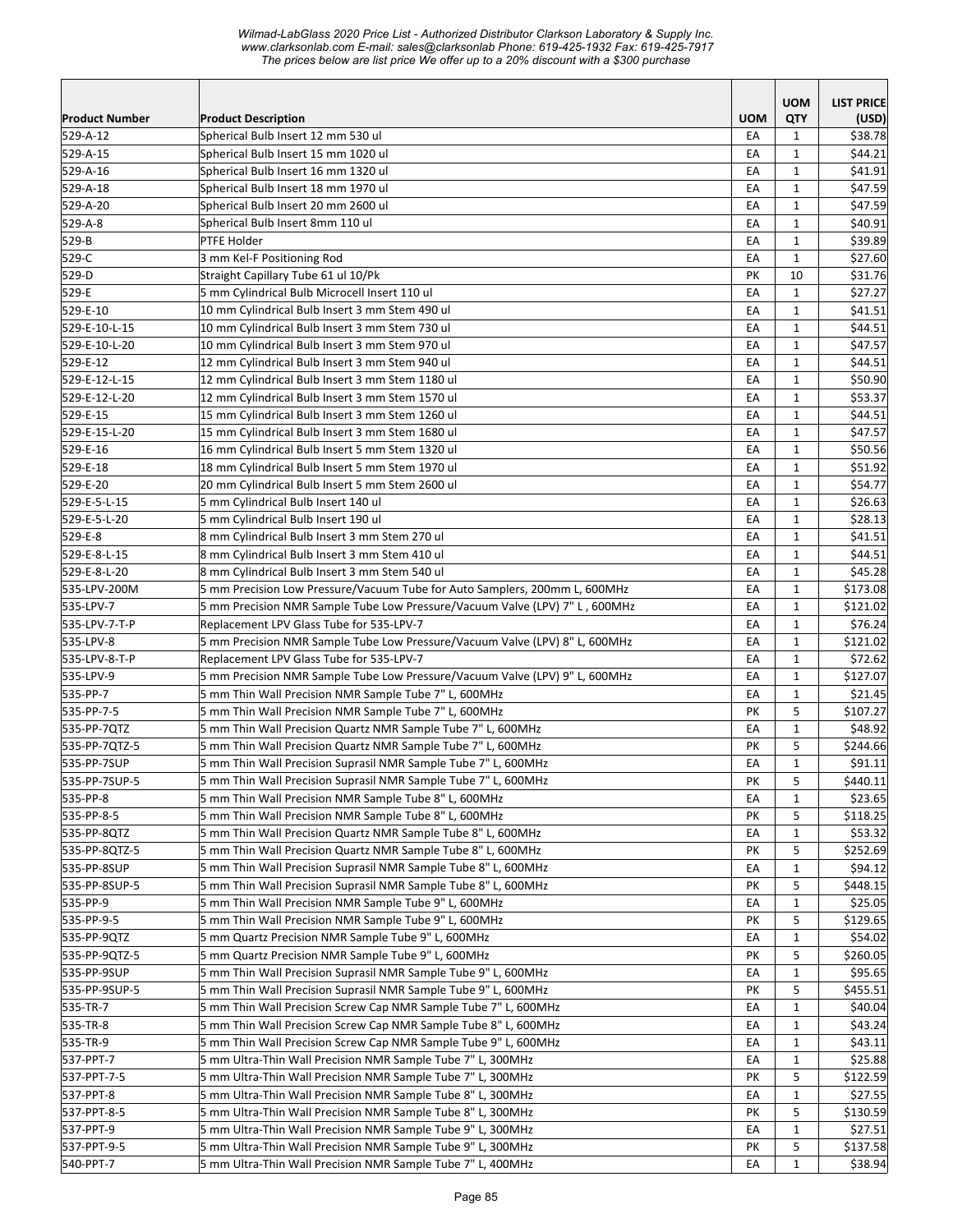| Product Number | Product Description | UOM | UOM QTY | LIST PRICE (USD) |
|---|---|---|---|---|
| 529-A-12 | Spherical Bulb Insert 12 mm 530 ul | EA | 1 | $38.78 |
| 529-A-15 | Spherical Bulb Insert 15 mm 1020 ul | EA | 1 | $44.21 |
| 529-A-16 | Spherical Bulb Insert 16 mm 1320 ul | EA | 1 | $41.91 |
| 529-A-18 | Spherical Bulb Insert 18 mm 1970 ul | EA | 1 | $47.59 |
| 529-A-20 | Spherical Bulb Insert 20 mm 2600 ul | EA | 1 | $47.59 |
| 529-A-8 | Spherical Bulb Insert 8mm 110 ul | EA | 1 | $40.91 |
| 529-B | PTFE Holder | EA | 1 | $39.89 |
| 529-C | 3 mm Kel-F Positioning Rod | EA | 1 | $27.60 |
| 529-D | Straight Capillary Tube 61 ul 10/Pk | PK | 10 | $31.76 |
| 529-E | 5 mm Cylindrical Bulb Microcell Insert 110 ul | EA | 1 | $27.27 |
| 529-E-10 | 10 mm Cylindrical Bulb Insert 3 mm Stem 490 ul | EA | 1 | $41.51 |
| 529-E-10-L-15 | 10 mm Cylindrical Bulb Insert 3 mm Stem 730 ul | EA | 1 | $44.51 |
| 529-E-10-L-20 | 10 mm Cylindrical Bulb Insert 3 mm Stem 970 ul | EA | 1 | $47.57 |
| 529-E-12 | 12 mm Cylindrical Bulb Insert 3 mm Stem 940 ul | EA | 1 | $44.51 |
| 529-E-12-L-15 | 12 mm Cylindrical Bulb Insert 3 mm Stem 1180 ul | EA | 1 | $50.90 |
| 529-E-12-L-20 | 12 mm Cylindrical Bulb Insert 3 mm Stem 1570 ul | EA | 1 | $53.37 |
| 529-E-15 | 15 mm Cylindrical Bulb Insert 3 mm Stem 1260 ul | EA | 1 | $44.51 |
| 529-E-15-L-20 | 15 mm Cylindrical Bulb Insert 3 mm Stem 1680 ul | EA | 1 | $47.57 |
| 529-E-16 | 16 mm Cylindrical Bulb Insert 5 mm Stem 1320 ul | EA | 1 | $50.56 |
| 529-E-18 | 18 mm Cylindrical Bulb Insert 5 mm Stem 1970 ul | EA | 1 | $51.92 |
| 529-E-20 | 20 mm Cylindrical Bulb Insert 5 mm Stem 2600 ul | EA | 1 | $54.77 |
| 529-E-5-L-15 | 5 mm Cylindrical Bulb Insert 140 ul | EA | 1 | $26.63 |
| 529-E-5-L-20 | 5 mm Cylindrical Bulb Insert 190 ul | EA | 1 | $28.13 |
| 529-E-8 | 8 mm Cylindrical Bulb Insert 3 mm Stem 270 ul | EA | 1 | $41.51 |
| 529-E-8-L-15 | 8 mm Cylindrical Bulb Insert 3 mm Stem 410 ul | EA | 1 | $44.51 |
| 529-E-8-L-20 | 8 mm Cylindrical Bulb Insert 3 mm Stem 540 ul | EA | 1 | $45.28 |
| 535-LPV-200M | 5 mm Precision Low Pressure/Vacuum Tube for Auto Samplers, 200mm L, 600MHz | EA | 1 | $173.08 |
| 535-LPV-7 | 5 mm Precision NMR Sample Tube Low Pressure/Vacuum Valve (LPV) 7" L , 600MHz | EA | 1 | $121.02 |
| 535-LPV-7-T-P | Replacement LPV Glass Tube for 535-LPV-7 | EA | 1 | $76.24 |
| 535-LPV-8 | 5 mm Precision NMR Sample Tube Low Pressure/Vacuum Valve (LPV) 8" L, 600MHz | EA | 1 | $121.02 |
| 535-LPV-8-T-P | Replacement LPV Glass Tube for 535-LPV-7 | EA | 1 | $72.62 |
| 535-LPV-9 | 5 mm Precision NMR Sample Tube Low Pressure/Vacuum Valve (LPV) 9" L, 600MHz | EA | 1 | $127.07 |
| 535-PP-7 | 5 mm Thin Wall Precision NMR Sample Tube 7" L, 600MHz | EA | 1 | $21.45 |
| 535-PP-7-5 | 5 mm Thin Wall Precision NMR Sample Tube 7" L, 600MHz | PK | 5 | $107.27 |
| 535-PP-7QTZ | 5 mm Thin Wall Precision Quartz NMR Sample Tube 7" L, 600MHz | EA | 1 | $48.92 |
| 535-PP-7QTZ-5 | 5 mm Thin Wall Precision Quartz NMR Sample Tube 7" L, 600MHz | PK | 5 | $244.66 |
| 535-PP-7SUP | 5 mm Thin Wall Precision Suprasil NMR Sample Tube 7" L, 600MHz | EA | 1 | $91.11 |
| 535-PP-7SUP-5 | 5 mm Thin Wall Precision Suprasil NMR Sample Tube 7" L, 600MHz | PK | 5 | $440.11 |
| 535-PP-8 | 5 mm Thin Wall Precision NMR Sample Tube 8" L, 600MHz | EA | 1 | $23.65 |
| 535-PP-8-5 | 5 mm Thin Wall Precision NMR Sample Tube 8" L, 600MHz | PK | 5 | $118.25 |
| 535-PP-8QTZ | 5 mm Thin Wall Precision Quartz NMR Sample Tube 8" L, 600MHz | EA | 1 | $53.32 |
| 535-PP-8QTZ-5 | 5 mm Thin Wall Precision Quartz NMR Sample Tube 8" L, 600MHz | PK | 5 | $252.69 |
| 535-PP-8SUP | 5 mm Thin Wall Precision Suprasil NMR Sample Tube 8" L, 600MHz | EA | 1 | $94.12 |
| 535-PP-8SUP-5 | 5 mm Thin Wall Precision Suprasil NMR Sample Tube 8" L, 600MHz | PK | 5 | $448.15 |
| 535-PP-9 | 5 mm Thin Wall Precision NMR Sample Tube 9" L, 600MHz | EA | 1 | $25.05 |
| 535-PP-9-5 | 5 mm Thin Wall Precision NMR Sample Tube 9" L, 600MHz | PK | 5 | $129.65 |
| 535-PP-9QTZ | 5 mm Quartz Precision NMR Sample Tube 9" L, 600MHz | EA | 1 | $54.02 |
| 535-PP-9QTZ-5 | 5 mm Quartz Precision NMR Sample Tube 9" L, 600MHz | PK | 5 | $260.05 |
| 535-PP-9SUP | 5 mm Thin Wall Precision Suprasil NMR Sample Tube 9" L, 600MHz | EA | 1 | $95.65 |
| 535-PP-9SUP-5 | 5 mm Thin Wall Precision Suprasil NMR Sample Tube 9" L, 600MHz | PK | 5 | $455.51 |
| 535-TR-7 | 5 mm Thin Wall Precision Screw Cap NMR Sample Tube 7" L, 600MHz | EA | 1 | $40.04 |
| 535-TR-8 | 5 mm Thin Wall Precision Screw Cap NMR Sample Tube 8" L, 600MHz | EA | 1 | $43.24 |
| 535-TR-9 | 5 mm Thin Wall Precision Screw Cap NMR Sample Tube 9" L, 600MHz | EA | 1 | $43.11 |
| 537-PPT-7 | 5 mm Ultra-Thin Wall Precision NMR Sample Tube 7" L, 300MHz | EA | 1 | $25.88 |
| 537-PPT-7-5 | 5 mm Ultra-Thin Wall Precision NMR Sample Tube 7" L, 300MHz | PK | 5 | $122.59 |
| 537-PPT-8 | 5 mm Ultra-Thin Wall Precision NMR Sample Tube 8" L, 300MHz | EA | 1 | $27.55 |
| 537-PPT-8-5 | 5 mm Ultra-Thin Wall Precision NMR Sample Tube 8" L, 300MHz | PK | 5 | $130.59 |
| 537-PPT-9 | 5 mm Ultra-Thin Wall Precision NMR Sample Tube 9" L, 300MHz | EA | 1 | $27.51 |
| 537-PPT-9-5 | 5 mm Ultra-Thin Wall Precision NMR Sample Tube 9" L, 300MHz | PK | 5 | $137.58 |
| 540-PPT-7 | 5 mm Ultra-Thin Wall Precision NMR Sample Tube 7" L, 400MHz | EA | 1 | $38.94 |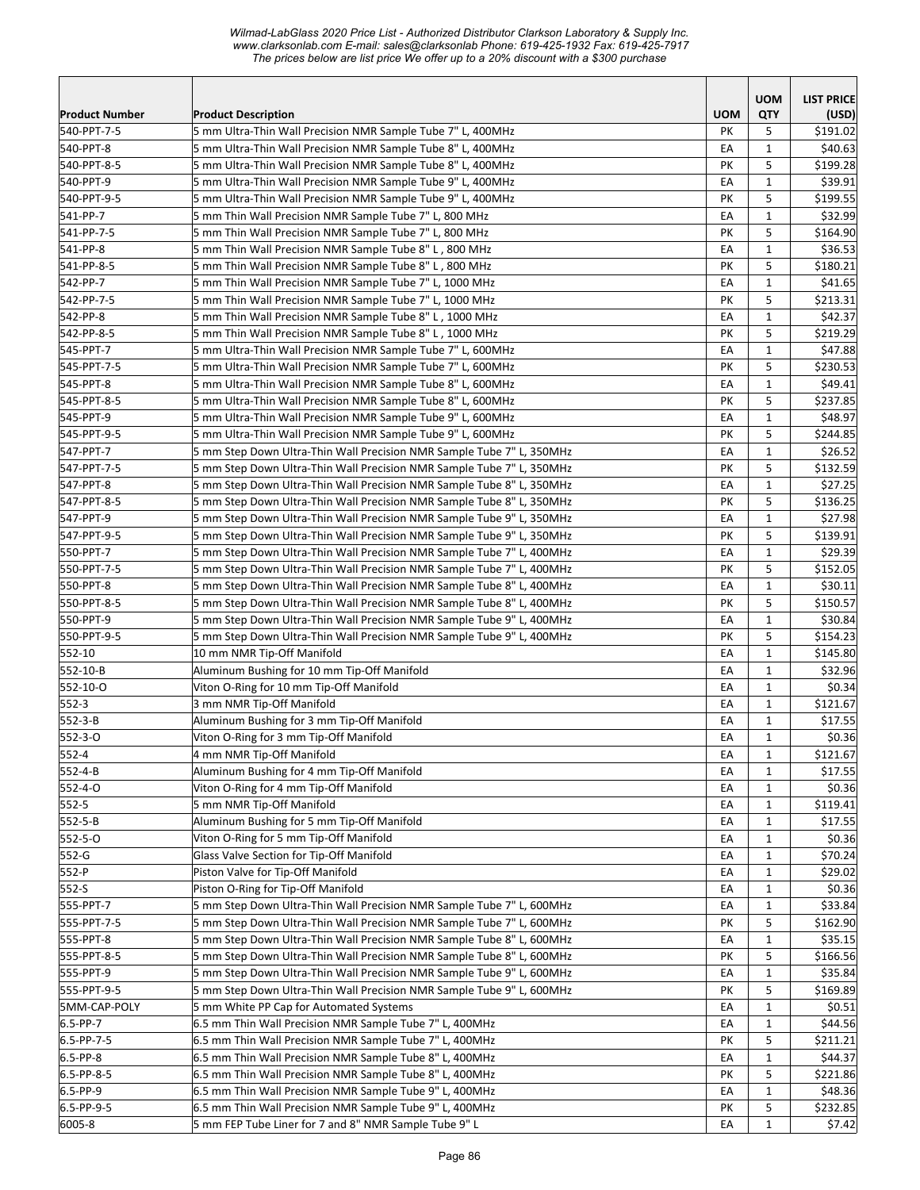| Product Number | Product Description | UOM | UOM QTY | LIST PRICE (USD) |
|---|---|---|---|---|
| 540-PPT-7-5 | 5 mm Ultra-Thin Wall Precision NMR Sample Tube 7" L, 400MHz | PK | 5 | $191.02 |
| 540-PPT-8 | 5 mm Ultra-Thin Wall Precision NMR Sample Tube 8" L, 400MHz | EA | 1 | $40.63 |
| 540-PPT-8-5 | 5 mm Ultra-Thin Wall Precision NMR Sample Tube 8" L, 400MHz | PK | 5 | $199.28 |
| 540-PPT-9 | 5 mm Ultra-Thin Wall Precision NMR Sample Tube 9" L, 400MHz | EA | 1 | $39.91 |
| 540-PPT-9-5 | 5 mm Ultra-Thin Wall Precision NMR Sample Tube 9" L, 400MHz | PK | 5 | $199.55 |
| 541-PP-7 | 5 mm Thin Wall Precision NMR Sample Tube 7" L, 800 MHz | EA | 1 | $32.99 |
| 541-PP-7-5 | 5 mm Thin Wall Precision NMR Sample Tube 7" L, 800 MHz | PK | 5 | $164.90 |
| 541-PP-8 | 5 mm Thin Wall Precision NMR Sample Tube 8" L , 800 MHz | EA | 1 | $36.53 |
| 541-PP-8-5 | 5 mm Thin Wall Precision NMR Sample Tube 8" L , 800 MHz | PK | 5 | $180.21 |
| 542-PP-7 | 5 mm Thin Wall Precision NMR Sample Tube 7" L, 1000 MHz | EA | 1 | $41.65 |
| 542-PP-7-5 | 5 mm Thin Wall Precision NMR Sample Tube 7" L, 1000 MHz | PK | 5 | $213.31 |
| 542-PP-8 | 5 mm Thin Wall Precision NMR Sample Tube 8" L , 1000 MHz | EA | 1 | $42.37 |
| 542-PP-8-5 | 5 mm Thin Wall Precision NMR Sample Tube 8" L , 1000 MHz | PK | 5 | $219.29 |
| 545-PPT-7 | 5 mm Ultra-Thin Wall Precision NMR Sample Tube 7" L, 600MHz | EA | 1 | $47.88 |
| 545-PPT-7-5 | 5 mm Ultra-Thin Wall Precision NMR Sample Tube 7" L, 600MHz | PK | 5 | $230.53 |
| 545-PPT-8 | 5 mm Ultra-Thin Wall Precision NMR Sample Tube 8" L, 600MHz | EA | 1 | $49.41 |
| 545-PPT-8-5 | 5 mm Ultra-Thin Wall Precision NMR Sample Tube 8" L, 600MHz | PK | 5 | $237.85 |
| 545-PPT-9 | 5 mm Ultra-Thin Wall Precision NMR Sample Tube 9" L, 600MHz | EA | 1 | $48.97 |
| 545-PPT-9-5 | 5 mm Ultra-Thin Wall Precision NMR Sample Tube 9" L, 600MHz | PK | 5 | $244.85 |
| 547-PPT-7 | 5 mm Step Down Ultra-Thin Wall Precision NMR Sample Tube 7" L, 350MHz | EA | 1 | $26.52 |
| 547-PPT-7-5 | 5 mm Step Down Ultra-Thin Wall Precision NMR Sample Tube 7" L, 350MHz | PK | 5 | $132.59 |
| 547-PPT-8 | 5 mm Step Down Ultra-Thin Wall Precision NMR Sample Tube 8" L, 350MHz | EA | 1 | $27.25 |
| 547-PPT-8-5 | 5 mm Step Down Ultra-Thin Wall Precision NMR Sample Tube 8" L, 350MHz | PK | 5 | $136.25 |
| 547-PPT-9 | 5 mm Step Down Ultra-Thin Wall Precision NMR Sample Tube 9" L, 350MHz | EA | 1 | $27.98 |
| 547-PPT-9-5 | 5 mm Step Down Ultra-Thin Wall Precision NMR Sample Tube 9" L, 350MHz | PK | 5 | $139.91 |
| 550-PPT-7 | 5 mm Step Down Ultra-Thin Wall Precision NMR Sample Tube 7" L, 400MHz | EA | 1 | $29.39 |
| 550-PPT-7-5 | 5 mm Step Down Ultra-Thin Wall Precision NMR Sample Tube 7" L, 400MHz | PK | 5 | $152.05 |
| 550-PPT-8 | 5 mm Step Down Ultra-Thin Wall Precision NMR Sample Tube 8" L, 400MHz | EA | 1 | $30.11 |
| 550-PPT-8-5 | 5 mm Step Down Ultra-Thin Wall Precision NMR Sample Tube 8" L, 400MHz | PK | 5 | $150.57 |
| 550-PPT-9 | 5 mm Step Down Ultra-Thin Wall Precision NMR Sample Tube 9" L, 400MHz | EA | 1 | $30.84 |
| 550-PPT-9-5 | 5 mm Step Down Ultra-Thin Wall Precision NMR Sample Tube 9" L, 400MHz | PK | 5 | $154.23 |
| 552-10 | 10 mm NMR Tip-Off Manifold | EA | 1 | $145.80 |
| 552-10-B | Aluminum Bushing for 10 mm Tip-Off Manifold | EA | 1 | $32.96 |
| 552-10-O | Viton O-Ring for 10 mm Tip-Off Manifold | EA | 1 | $0.34 |
| 552-3 | 3 mm NMR Tip-Off Manifold | EA | 1 | $121.67 |
| 552-3-B | Aluminum Bushing for 3 mm Tip-Off Manifold | EA | 1 | $17.55 |
| 552-3-O | Viton O-Ring for 3 mm Tip-Off Manifold | EA | 1 | $0.36 |
| 552-4 | 4 mm NMR Tip-Off Manifold | EA | 1 | $121.67 |
| 552-4-B | Aluminum Bushing for 4 mm Tip-Off Manifold | EA | 1 | $17.55 |
| 552-4-O | Viton O-Ring for 4 mm Tip-Off Manifold | EA | 1 | $0.36 |
| 552-5 | 5 mm NMR Tip-Off Manifold | EA | 1 | $119.41 |
| 552-5-B | Aluminum Bushing for 5 mm Tip-Off Manifold | EA | 1 | $17.55 |
| 552-5-O | Viton O-Ring for 5 mm Tip-Off Manifold | EA | 1 | $0.36 |
| 552-G | Glass Valve Section for Tip-Off Manifold | EA | 1 | $70.24 |
| 552-P | Piston Valve for Tip-Off Manifold | EA | 1 | $29.02 |
| 552-S | Piston O-Ring for Tip-Off Manifold | EA | 1 | $0.36 |
| 555-PPT-7 | 5 mm Step Down Ultra-Thin Wall Precision NMR Sample Tube 7" L, 600MHz | EA | 1 | $33.84 |
| 555-PPT-7-5 | 5 mm Step Down Ultra-Thin Wall Precision NMR Sample Tube 7" L, 600MHz | PK | 5 | $162.90 |
| 555-PPT-8 | 5 mm Step Down Ultra-Thin Wall Precision NMR Sample Tube 8" L, 600MHz | EA | 1 | $35.15 |
| 555-PPT-8-5 | 5 mm Step Down Ultra-Thin Wall Precision NMR Sample Tube 8" L, 600MHz | PK | 5 | $166.56 |
| 555-PPT-9 | 5 mm Step Down Ultra-Thin Wall Precision NMR Sample Tube 9" L, 600MHz | EA | 1 | $35.84 |
| 555-PPT-9-5 | 5 mm Step Down Ultra-Thin Wall Precision NMR Sample Tube 9" L, 600MHz | PK | 5 | $169.89 |
| 5MM-CAP-POLY | 5 mm White PP Cap for Automated Systems | EA | 1 | $0.51 |
| 6.5-PP-7 | 6.5 mm Thin Wall Precision NMR Sample Tube 7" L, 400MHz | EA | 1 | $44.56 |
| 6.5-PP-7-5 | 6.5 mm Thin Wall Precision NMR Sample Tube 7" L, 400MHz | PK | 5 | $211.21 |
| 6.5-PP-8 | 6.5 mm Thin Wall Precision NMR Sample Tube 8" L, 400MHz | EA | 1 | $44.37 |
| 6.5-PP-8-5 | 6.5 mm Thin Wall Precision NMR Sample Tube 8" L, 400MHz | PK | 5 | $221.86 |
| 6.5-PP-9 | 6.5 mm Thin Wall Precision NMR Sample Tube 9" L, 400MHz | EA | 1 | $48.36 |
| 6.5-PP-9-5 | 6.5 mm Thin Wall Precision NMR Sample Tube 9" L, 400MHz | PK | 5 | $232.85 |
| 6005-8 | 5 mm FEP Tube Liner for 7 and 8" NMR Sample Tube 9" L | EA | 1 | $7.42 |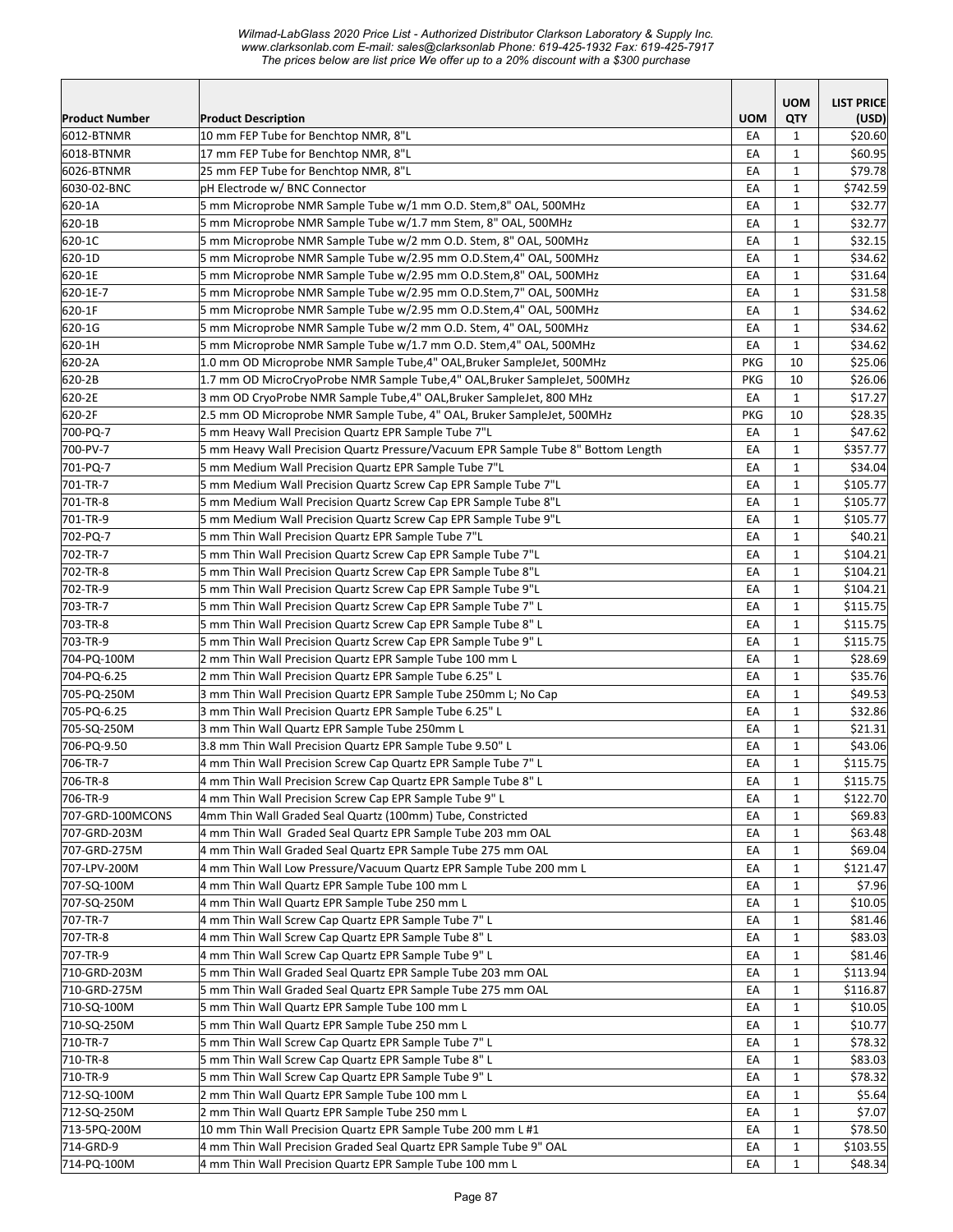*Wilmad-LabGlass 2020 Price List - Authorized Distributor Clarkson Laboratory & Supply Inc.*
*www.clarksonlab.com E-mail: sales@clarksonlab Phone: 619-425-1932 Fax: 619-425-7917*
*The prices below are list price We offer up to a 20% discount with a $300 purchase*

| Product Number | Product Description | UOM | UOM QTY | LIST PRICE (USD) |
|---|---|---|---|---|
| 6012-BTNMR | 10 mm FEP Tube for Benchtop NMR, 8"L | EA | 1 | $20.60 |
| 6018-BTNMR | 17 mm FEP Tube for Benchtop NMR, 8"L | EA | 1 | $60.95 |
| 6026-BTNMR | 25 mm FEP Tube for Benchtop NMR, 8"L | EA | 1 | $79.78 |
| 6030-02-BNC | pH Electrode w/ BNC Connector | EA | 1 | $742.59 |
| 620-1A | 5 mm Microprobe NMR Sample Tube w/1 mm O.D. Stem,8" OAL, 500MHz | EA | 1 | $32.77 |
| 620-1B | 5 mm Microprobe NMR Sample Tube w/1.7 mm Stem, 8" OAL, 500MHz | EA | 1 | $32.77 |
| 620-1C | 5 mm Microprobe NMR Sample Tube w/2 mm O.D. Stem, 8" OAL, 500MHz | EA | 1 | $32.15 |
| 620-1D | 5 mm Microprobe NMR Sample Tube w/2.95 mm O.D.Stem,4" OAL, 500MHz | EA | 1 | $34.62 |
| 620-1E | 5 mm Microprobe NMR Sample Tube w/2.95 mm O.D.Stem,8" OAL, 500MHz | EA | 1 | $31.64 |
| 620-1E-7 | 5 mm Microprobe NMR Sample Tube w/2.95 mm O.D.Stem,7" OAL, 500MHz | EA | 1 | $31.58 |
| 620-1F | 5 mm Microprobe NMR Sample Tube w/2.95 mm O.D.Stem,4" OAL, 500MHz | EA | 1 | $34.62 |
| 620-1G | 5 mm Microprobe NMR Sample Tube w/2 mm O.D. Stem, 4" OAL, 500MHz | EA | 1 | $34.62 |
| 620-1H | 5 mm Microprobe NMR Sample Tube w/1.7 mm O.D. Stem,4" OAL, 500MHz | EA | 1 | $34.62 |
| 620-2A | 1.0 mm OD Microprobe NMR Sample Tube,4" OAL,Bruker SampleJet, 500MHz | PKG | 10 | $25.06 |
| 620-2B | 1.7 mm OD MicroCryoProbe NMR Sample Tube,4" OAL,Bruker SampleJet, 500MHz | PKG | 10 | $26.06 |
| 620-2E | 3 mm OD CryoProbe NMR Sample Tube,4" OAL,Bruker SampleJet, 800 MHz | EA | 1 | $17.27 |
| 620-2F | 2.5 mm OD Microprobe NMR Sample Tube, 4" OAL, Bruker SampleJet, 500MHz | PKG | 10 | $28.35 |
| 700-PQ-7 | 5 mm Heavy Wall Precision Quartz EPR Sample Tube 7"L | EA | 1 | $47.62 |
| 700-PV-7 | 5 mm Heavy Wall Precision Quartz Pressure/Vacuum EPR Sample Tube 8" Bottom Length | EA | 1 | $357.77 |
| 701-PQ-7 | 5 mm Medium Wall Precision Quartz EPR Sample Tube 7"L | EA | 1 | $34.04 |
| 701-TR-7 | 5 mm Medium Wall Precision Quartz Screw Cap EPR Sample Tube 7"L | EA | 1 | $105.77 |
| 701-TR-8 | 5 mm Medium Wall Precision Quartz Screw Cap EPR Sample Tube 8"L | EA | 1 | $105.77 |
| 701-TR-9 | 5 mm Medium Wall Precision Quartz Screw Cap EPR Sample Tube 9"L | EA | 1 | $105.77 |
| 702-PQ-7 | 5 mm Thin Wall Precision Quartz EPR Sample Tube 7"L | EA | 1 | $40.21 |
| 702-TR-7 | 5 mm Thin Wall Precision Quartz Screw Cap EPR Sample Tube 7"L | EA | 1 | $104.21 |
| 702-TR-8 | 5 mm Thin Wall Precision Quartz Screw Cap EPR Sample Tube 8"L | EA | 1 | $104.21 |
| 702-TR-9 | 5 mm Thin Wall Precision Quartz Screw Cap EPR Sample Tube 9"L | EA | 1 | $104.21 |
| 703-TR-7 | 5 mm Thin Wall Precision Quartz Screw Cap EPR Sample Tube 7" L | EA | 1 | $115.75 |
| 703-TR-8 | 5 mm Thin Wall Precision Quartz Screw Cap EPR Sample Tube 8" L | EA | 1 | $115.75 |
| 703-TR-9 | 5 mm Thin Wall Precision Quartz Screw Cap EPR Sample Tube 9" L | EA | 1 | $115.75 |
| 704-PQ-100M | 2 mm Thin Wall Precision Quartz EPR Sample Tube 100 mm L | EA | 1 | $28.69 |
| 704-PQ-6.25 | 2 mm Thin Wall Precision Quartz EPR Sample Tube 6.25" L | EA | 1 | $35.76 |
| 705-PQ-250M | 3 mm Thin Wall Precision Quartz EPR Sample Tube 250mm L; No Cap | EA | 1 | $49.53 |
| 705-PQ-6.25 | 3 mm Thin Wall Precision Quartz EPR Sample Tube 6.25" L | EA | 1 | $32.86 |
| 705-SQ-250M | 3 mm Thin Wall Quartz EPR Sample Tube 250mm L | EA | 1 | $21.31 |
| 706-PQ-9.50 | 3.8 mm Thin Wall Precision Quartz EPR Sample Tube 9.50" L | EA | 1 | $43.06 |
| 706-TR-7 | 4 mm Thin Wall Precision Screw Cap Quartz EPR Sample Tube 7" L | EA | 1 | $115.75 |
| 706-TR-8 | 4 mm Thin Wall Precision Screw Cap Quartz EPR Sample Tube 8" L | EA | 1 | $115.75 |
| 706-TR-9 | 4 mm Thin Wall Precision Screw Cap EPR Sample Tube 9" L | EA | 1 | $122.70 |
| 707-GRD-100MCONS | 4mm Thin Wall Graded Seal Quartz (100mm) Tube, Constricted | EA | 1 | $69.83 |
| 707-GRD-203M | 4 mm Thin Wall Graded Seal Quartz EPR Sample Tube 203 mm OAL | EA | 1 | $63.48 |
| 707-GRD-275M | 4 mm Thin Wall Graded Seal Quartz EPR Sample Tube 275 mm OAL | EA | 1 | $69.04 |
| 707-LPV-200M | 4 mm Thin Wall Low Pressure/Vacuum Quartz EPR Sample Tube 200 mm L | EA | 1 | $121.47 |
| 707-SQ-100M | 4 mm Thin Wall Quartz EPR Sample Tube 100 mm L | EA | 1 | $7.96 |
| 707-SQ-250M | 4 mm Thin Wall Quartz EPR Sample Tube 250 mm L | EA | 1 | $10.05 |
| 707-TR-7 | 4 mm Thin Wall Screw Cap Quartz EPR Sample Tube 7" L | EA | 1 | $81.46 |
| 707-TR-8 | 4 mm Thin Wall Screw Cap Quartz EPR Sample Tube 8" L | EA | 1 | $83.03 |
| 707-TR-9 | 4 mm Thin Wall Screw Cap Quartz EPR Sample Tube 9" L | EA | 1 | $81.46 |
| 710-GRD-203M | 5 mm Thin Wall Graded Seal Quartz EPR Sample Tube 203 mm OAL | EA | 1 | $113.94 |
| 710-GRD-275M | 5 mm Thin Wall Graded Seal Quartz EPR Sample Tube 275 mm OAL | EA | 1 | $116.87 |
| 710-SQ-100M | 5 mm Thin Wall Quartz EPR Sample Tube 100 mm L | EA | 1 | $10.05 |
| 710-SQ-250M | 5 mm Thin Wall Quartz EPR Sample Tube 250 mm L | EA | 1 | $10.77 |
| 710-TR-7 | 5 mm Thin Wall Screw Cap Quartz EPR Sample Tube 7" L | EA | 1 | $78.32 |
| 710-TR-8 | 5 mm Thin Wall Screw Cap Quartz EPR Sample Tube 8" L | EA | 1 | $83.03 |
| 710-TR-9 | 5 mm Thin Wall Screw Cap Quartz EPR Sample Tube 9" L | EA | 1 | $78.32 |
| 712-SQ-100M | 2 mm Thin Wall Quartz EPR Sample Tube 100 mm L | EA | 1 | $5.64 |
| 712-SQ-250M | 2 mm Thin Wall Quartz EPR Sample Tube 250 mm L | EA | 1 | $7.07 |
| 713-5PQ-200M | 10 mm Thin Wall Precision Quartz EPR Sample Tube 200 mm L #1 | EA | 1 | $78.50 |
| 714-GRD-9 | 4 mm Thin Wall Precision Graded Seal Quartz EPR Sample Tube 9" OAL | EA | 1 | $103.55 |
| 714-PQ-100M | 4 mm Thin Wall Precision Quartz EPR Sample Tube 100 mm L | EA | 1 | $48.34 |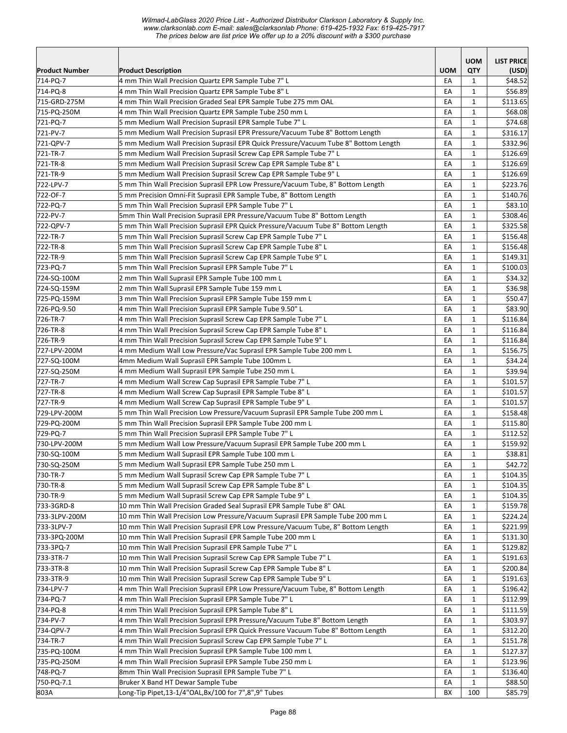| Product Number | Product Description | UOM | UOM QTY | LIST PRICE (USD) |
|---|---|---|---|---|
| 714-PQ-7 | 4 mm Thin Wall Precision Quartz EPR Sample Tube 7" L | EA | 1 | $48.52 |
| 714-PQ-8 | 4 mm Thin Wall Precision Quartz EPR Sample Tube 8" L | EA | 1 | $56.89 |
| 715-GRD-275M | 4 mm Thin Wall Precision Graded Seal EPR Sample Tube 275 mm OAL | EA | 1 | $113.65 |
| 715-PQ-250M | 4 mm Thin Wall Precision Quartz EPR Sample Tube 250 mm L | EA | 1 | $68.08 |
| 721-PQ-7 | 5 mm Medium Wall Precision Suprasil EPR Sample Tube 7" L | EA | 1 | $74.68 |
| 721-PV-7 | 5 mm Medium Wall Precision Suprasil EPR Pressure/Vacuum Tube 8" Bottom Length | EA | 1 | $316.17 |
| 721-QPV-7 | 5 mm Medium Wall Precision Suprasil EPR Quick Pressure/Vacuum Tube 8" Bottom Length | EA | 1 | $332.96 |
| 721-TR-7 | 5 mm Medium Wall Precision Suprasil Screw Cap EPR Sample Tube 7" L | EA | 1 | $126.69 |
| 721-TR-8 | 5 mm Medium Wall Precision Suprasil Screw Cap EPR Sample Tube 8" L | EA | 1 | $126.69 |
| 721-TR-9 | 5 mm Medium Wall Precision Suprasil Screw Cap EPR Sample Tube 9" L | EA | 1 | $126.69 |
| 722-LPV-7 | 5 mm Thin Wall Precision Suprasil EPR Low Pressure/Vacuum Tube, 8" Bottom Length | EA | 1 | $223.76 |
| 722-OF-7 | 5 mm Precision Omni-Fit Suprasil EPR Sample Tube, 8" Bottom Length | EA | 1 | $140.76 |
| 722-PQ-7 | 5 mm Thin Wall Precision Suprasil EPR Sample Tube 7" L | EA | 1 | $83.10 |
| 722-PV-7 | 5mm Thin Wall Precision Suprasil EPR Pressure/Vacuum Tube 8" Bottom Length | EA | 1 | $308.46 |
| 722-QPV-7 | 5 mm Thin Wall Precision Suprasil EPR Quick Pressure/Vacuum Tube 8" Bottom Length | EA | 1 | $325.58 |
| 722-TR-7 | 5 mm Thin Wall Precision Suprasil Screw Cap EPR Sample Tube 7" L | EA | 1 | $156.48 |
| 722-TR-8 | 5 mm Thin Wall Precision Suprasil Screw Cap EPR Sample Tube 8" L | EA | 1 | $156.48 |
| 722-TR-9 | 5 mm Thin Wall Precision Suprasil Screw Cap EPR Sample Tube 9" L | EA | 1 | $149.31 |
| 723-PQ-7 | 5 mm Thin Wall Precision Suprasil EPR Sample Tube 7" L | EA | 1 | $100.03 |
| 724-SQ-100M | 2 mm Thin Wall Suprasil EPR Sample Tube 100 mm L | EA | 1 | $34.32 |
| 724-SQ-159M | 2 mm Thin Wall Suprasil EPR Sample Tube 159 mm L | EA | 1 | $36.98 |
| 725-PQ-159M | 3 mm Thin Wall Precision Suprasil EPR Sample Tube 159 mm L | EA | 1 | $50.47 |
| 726-PQ-9.50 | 4 mm Thin Wall Precision Suprasil EPR Sample Tube 9.50" L | EA | 1 | $83.90 |
| 726-TR-7 | 4 mm Thin Wall Precision Suprasil Screw Cap EPR Sample Tube 7" L | EA | 1 | $116.84 |
| 726-TR-8 | 4 mm Thin Wall Precision Suprasil Screw Cap EPR Sample Tube 8" L | EA | 1 | $116.84 |
| 726-TR-9 | 4 mm Thin Wall Precision Suprasil Screw Cap EPR Sample Tube 9" L | EA | 1 | $116.84 |
| 727-LPV-200M | 4 mm Medium Wall Low Pressure/Vac Suprasil EPR Sample Tube 200 mm L | EA | 1 | $156.75 |
| 727-SQ-100M | 4mm Medium Wall Suprasil EPR Sample Tube 100mm L | EA | 1 | $34.24 |
| 727-SQ-250M | 4 mm Medium Wall Suprasil EPR Sample Tube 250 mm L | EA | 1 | $39.94 |
| 727-TR-7 | 4 mm Medium Wall Screw Cap Suprasil EPR Sample Tube 7" L | EA | 1 | $101.57 |
| 727-TR-8 | 4 mm Medium Wall Screw Cap Suprasil EPR Sample Tube 8" L | EA | 1 | $101.57 |
| 727-TR-9 | 4 mm Medium Wall Screw Cap Suprasil EPR Sample Tube 9" L | EA | 1 | $101.57 |
| 729-LPV-200M | 5 mm Thin Wall Precision Low Pressure/Vacuum Suprasil EPR Sample Tube 200 mm L | EA | 1 | $158.48 |
| 729-PQ-200M | 5 mm Thin Wall Precision Suprasil EPR Sample Tube 200 mm L | EA | 1 | $115.80 |
| 729-PQ-7 | 5 mm Thin Wall Precision Suprasil EPR Sample Tube 7" L | EA | 1 | $112.52 |
| 730-LPV-200M | 5 mm Medium Wall Low Pressure/Vacuum Suprasil EPR Sample Tube 200 mm L | EA | 1 | $159.92 |
| 730-SQ-100M | 5 mm Medium Wall Suprasil EPR Sample Tube 100 mm L | EA | 1 | $38.81 |
| 730-SQ-250M | 5 mm Medium Wall Suprasil EPR Sample Tube 250 mm L | EA | 1 | $42.72 |
| 730-TR-7 | 5 mm Medium Wall Suprasil Screw Cap EPR Sample Tube 7" L | EA | 1 | $104.35 |
| 730-TR-8 | 5 mm Medium Wall Suprasil Screw Cap EPR Sample Tube 8" L | EA | 1 | $104.35 |
| 730-TR-9 | 5 mm Medium Wall Suprasil Screw Cap EPR Sample Tube 9" L | EA | 1 | $104.35 |
| 733-3GRD-8 | 10 mm Thin Wall Precision Graded Seal Suprasil EPR Sample Tube 8" OAL | EA | 1 | $159.78 |
| 733-3LPV-200M | 10 mm Thin Wall Precision Low Pressure/Vacuum Suprasil EPR Sample Tube 200 mm L | EA | 1 | $224.24 |
| 733-3LPV-7 | 10 mm Thin Wall Precision Suprasil EPR Low Pressure/Vacuum Tube, 8" Bottom Length | EA | 1 | $221.99 |
| 733-3PQ-200M | 10 mm Thin Wall Precision Suprasil EPR Sample Tube 200 mm L | EA | 1 | $131.30 |
| 733-3PQ-7 | 10 mm Thin Wall Precision Suprasil EPR Sample Tube 7" L | EA | 1 | $129.82 |
| 733-3TR-7 | 10 mm Thin Wall Precision Suprasil Screw Cap EPR Sample Tube 7" L | EA | 1 | $191.63 |
| 733-3TR-8 | 10 mm Thin Wall Precision Suprasil Screw Cap EPR Sample Tube 8" L | EA | 1 | $200.84 |
| 733-3TR-9 | 10 mm Thin Wall Precision Suprasil Screw Cap EPR Sample Tube 9" L | EA | 1 | $191.63 |
| 734-LPV-7 | 4 mm Thin Wall Precision Suprasil EPR Low Pressure/Vacuum Tube, 8" Bottom Length | EA | 1 | $196.42 |
| 734-PQ-7 | 4 mm Thin Wall Precision Suprasil EPR Sample Tube 7" L | EA | 1 | $112.99 |
| 734-PQ-8 | 4 mm Thin Wall Precision Suprasil EPR Sample Tube 8" L | EA | 1 | $111.59 |
| 734-PV-7 | 4 mm Thin Wall Precision Suprasil EPR Pressure/Vacuum Tube 8" Bottom Length | EA | 1 | $303.97 |
| 734-QPV-7 | 4 mm Thin Wall Precision Suprasil EPR Quick Pressure Vacuum Tube 8" Bottom Length | EA | 1 | $312.20 |
| 734-TR-7 | 4 mm Thin Wall Precision Suprasil Screw Cap EPR Sample Tube 7" L | EA | 1 | $151.78 |
| 735-PQ-100M | 4 mm Thin Wall Precision Suprasil EPR Sample Tube 100 mm L | EA | 1 | $127.37 |
| 735-PQ-250M | 4 mm Thin Wall Precision Suprasil EPR Sample Tube 250 mm L | EA | 1 | $123.96 |
| 748-PQ-7 | 8mm Thin Wall Precision Suprasil EPR Sample Tube 7" L | EA | 1 | $136.40 |
| 750-PQ-7.1 | Bruker X Band HT Dewar Sample Tube | EA | 1 | $88.50 |
| 803A | Long-Tip Pipet,13-1/4"OAL,Bx/100 for 7",8",9" Tubes | BX | 100 | $85.79 |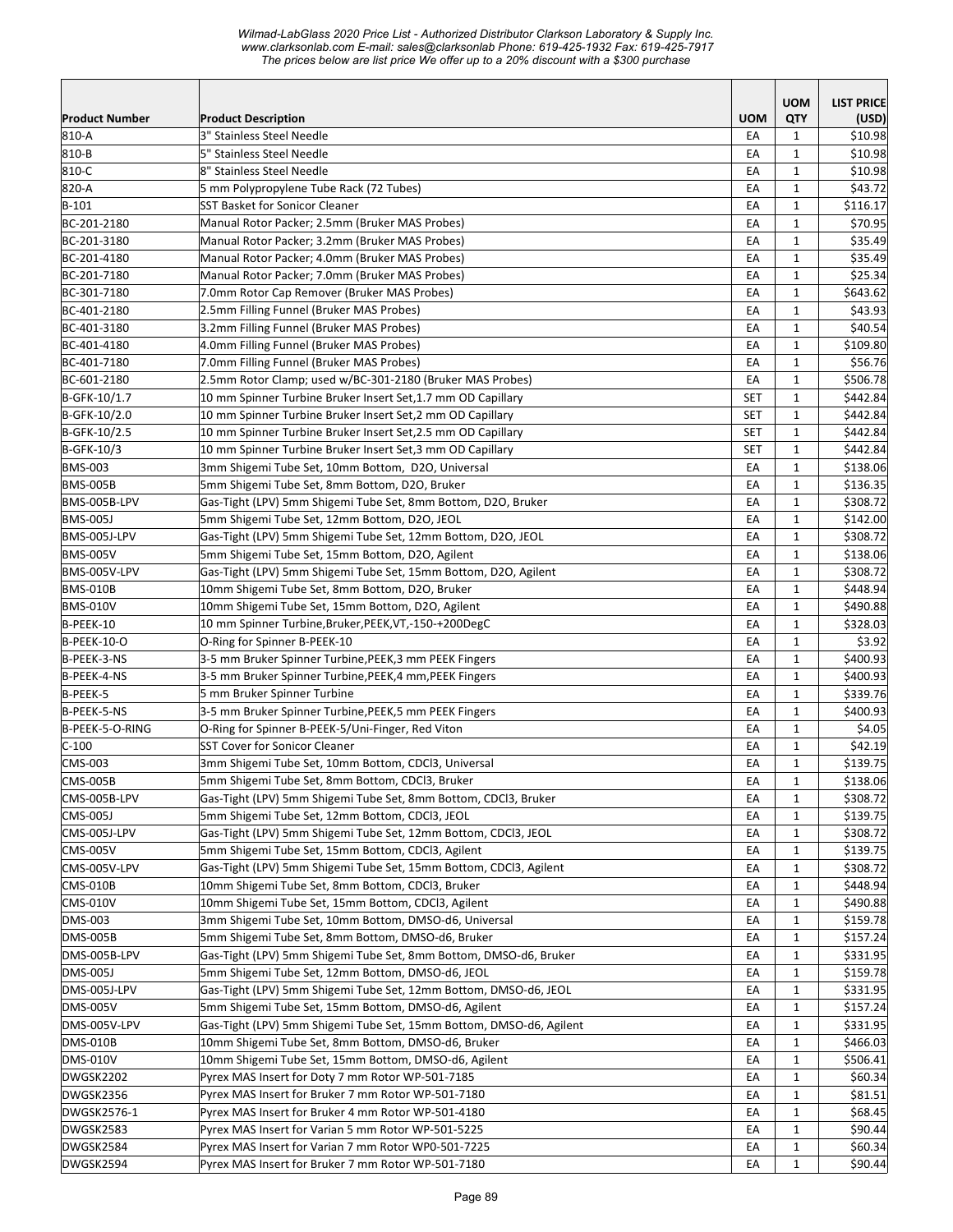| Product Number | Product Description | UOM | UOM QTY | LIST PRICE (USD) |
|---|---|---|---|---|
| 810-A | 3" Stainless Steel Needle | EA | 1 | $10.98 |
| 810-B | 5" Stainless Steel Needle | EA | 1 | $10.98 |
| 810-C | 8" Stainless Steel Needle | EA | 1 | $10.98 |
| 820-A | 5 mm Polypropylene Tube Rack (72 Tubes) | EA | 1 | $43.72 |
| B-101 | SST Basket for Sonicor Cleaner | EA | 1 | $116.17 |
| BC-201-2180 | Manual Rotor Packer; 2.5mm (Bruker MAS Probes) | EA | 1 | $70.95 |
| BC-201-3180 | Manual Rotor Packer; 3.2mm (Bruker MAS Probes) | EA | 1 | $35.49 |
| BC-201-4180 | Manual Rotor Packer; 4.0mm (Bruker MAS Probes) | EA | 1 | $35.49 |
| BC-201-7180 | Manual Rotor Packer; 7.0mm (Bruker MAS Probes) | EA | 1 | $25.34 |
| BC-301-7180 | 7.0mm Rotor Cap Remover (Bruker MAS Probes) | EA | 1 | $643.62 |
| BC-401-2180 | 2.5mm Filling Funnel (Bruker MAS Probes) | EA | 1 | $43.93 |
| BC-401-3180 | 3.2mm Filling Funnel (Bruker MAS Probes) | EA | 1 | $40.54 |
| BC-401-4180 | 4.0mm Filling Funnel (Bruker MAS Probes) | EA | 1 | $109.80 |
| BC-401-7180 | 7.0mm Filling Funnel (Bruker MAS Probes) | EA | 1 | $56.76 |
| BC-601-2180 | 2.5mm Rotor Clamp; used w/BC-301-2180 (Bruker MAS Probes) | EA | 1 | $506.78 |
| B-GFK-10/1.7 | 10 mm Spinner Turbine Bruker Insert Set,1.7 mm OD Capillary | SET | 1 | $442.84 |
| B-GFK-10/2.0 | 10 mm Spinner Turbine Bruker Insert Set,2 mm OD Capillary | SET | 1 | $442.84 |
| B-GFK-10/2.5 | 10 mm Spinner Turbine Bruker Insert Set,2.5 mm OD Capillary | SET | 1 | $442.84 |
| B-GFK-10/3 | 10 mm Spinner Turbine Bruker Insert Set,3 mm OD Capillary | SET | 1 | $442.84 |
| BMS-003 | 3mm Shigemi Tube Set, 10mm Bottom, D2O, Universal | EA | 1 | $138.06 |
| BMS-005B | 5mm Shigemi Tube Set, 8mm Bottom, D2O, Bruker | EA | 1 | $136.35 |
| BMS-005B-LPV | Gas-Tight (LPV) 5mm Shigemi Tube Set, 8mm Bottom, D2O, Bruker | EA | 1 | $308.72 |
| BMS-005J | 5mm Shigemi Tube Set, 12mm Bottom, D2O, JEOL | EA | 1 | $142.00 |
| BMS-005J-LPV | Gas-Tight (LPV) 5mm Shigemi Tube Set, 12mm Bottom, D2O, JEOL | EA | 1 | $308.72 |
| BMS-005V | 5mm Shigemi Tube Set, 15mm Bottom, D2O, Agilent | EA | 1 | $138.06 |
| BMS-005V-LPV | Gas-Tight (LPV) 5mm Shigemi Tube Set, 15mm Bottom, D2O, Agilent | EA | 1 | $308.72 |
| BMS-010B | 10mm Shigemi Tube Set, 8mm Bottom, D2O, Bruker | EA | 1 | $448.94 |
| BMS-010V | 10mm Shigemi Tube Set, 15mm Bottom, D2O, Agilent | EA | 1 | $490.88 |
| B-PEEK-10 | 10 mm Spinner Turbine,Bruker,PEEK,VT,-150-+200DegC | EA | 1 | $328.03 |
| B-PEEK-10-O | O-Ring for Spinner B-PEEK-10 | EA | 1 | $3.92 |
| B-PEEK-3-NS | 3-5 mm Bruker Spinner Turbine,PEEK,3 mm PEEK Fingers | EA | 1 | $400.93 |
| B-PEEK-4-NS | 3-5 mm Bruker Spinner Turbine,PEEK,4 mm,PEEK Fingers | EA | 1 | $400.93 |
| B-PEEK-5 | 5 mm Bruker Spinner Turbine | EA | 1 | $339.76 |
| B-PEEK-5-NS | 3-5 mm Bruker Spinner Turbine,PEEK,5 mm PEEK Fingers | EA | 1 | $400.93 |
| B-PEEK-5-O-RING | O-Ring for Spinner B-PEEK-5/Uni-Finger, Red Viton | EA | 1 | $4.05 |
| C-100 | SST Cover for Sonicor Cleaner | EA | 1 | $42.19 |
| CMS-003 | 3mm Shigemi Tube Set, 10mm Bottom, CDCl3, Universal | EA | 1 | $139.75 |
| CMS-005B | 5mm Shigemi Tube Set, 8mm Bottom, CDCl3, Bruker | EA | 1 | $138.06 |
| CMS-005B-LPV | Gas-Tight (LPV) 5mm Shigemi Tube Set, 8mm Bottom, CDCl3, Bruker | EA | 1 | $308.72 |
| CMS-005J | 5mm Shigemi Tube Set, 12mm Bottom, CDCl3, JEOL | EA | 1 | $139.75 |
| CMS-005J-LPV | Gas-Tight (LPV) 5mm Shigemi Tube Set, 12mm Bottom, CDCl3, JEOL | EA | 1 | $308.72 |
| CMS-005V | 5mm Shigemi Tube Set, 15mm Bottom, CDCl3, Agilent | EA | 1 | $139.75 |
| CMS-005V-LPV | Gas-Tight (LPV) 5mm Shigemi Tube Set, 15mm Bottom, CDCl3, Agilent | EA | 1 | $308.72 |
| CMS-010B | 10mm Shigemi Tube Set, 8mm Bottom, CDCl3, Bruker | EA | 1 | $448.94 |
| CMS-010V | 10mm Shigemi Tube Set, 15mm Bottom, CDCl3, Agilent | EA | 1 | $490.88 |
| DMS-003 | 3mm Shigemi Tube Set, 10mm Bottom, DMSO-d6, Universal | EA | 1 | $159.78 |
| DMS-005B | 5mm Shigemi Tube Set, 8mm Bottom, DMSO-d6, Bruker | EA | 1 | $157.24 |
| DMS-005B-LPV | Gas-Tight (LPV) 5mm Shigemi Tube Set, 8mm Bottom, DMSO-d6, Bruker | EA | 1 | $331.95 |
| DMS-005J | 5mm Shigemi Tube Set, 12mm Bottom, DMSO-d6, JEOL | EA | 1 | $159.78 |
| DMS-005J-LPV | Gas-Tight (LPV) 5mm Shigemi Tube Set, 12mm Bottom, DMSO-d6, JEOL | EA | 1 | $331.95 |
| DMS-005V | 5mm Shigemi Tube Set, 15mm Bottom, DMSO-d6, Agilent | EA | 1 | $157.24 |
| DMS-005V-LPV | Gas-Tight (LPV) 5mm Shigemi Tube Set, 15mm Bottom, DMSO-d6, Agilent | EA | 1 | $331.95 |
| DMS-010B | 10mm Shigemi Tube Set, 8mm Bottom, DMSO-d6, Bruker | EA | 1 | $466.03 |
| DMS-010V | 10mm Shigemi Tube Set, 15mm Bottom, DMSO-d6, Agilent | EA | 1 | $506.41 |
| DWGSK2202 | Pyrex MAS Insert for Doty 7 mm Rotor WP-501-7185 | EA | 1 | $60.34 |
| DWGSK2356 | Pyrex MAS Insert for Bruker 7 mm Rotor WP-501-7180 | EA | 1 | $81.51 |
| DWGSK2576-1 | Pyrex MAS Insert for Bruker 4 mm Rotor WP-501-4180 | EA | 1 | $68.45 |
| DWGSK2583 | Pyrex MAS Insert for Varian 5 mm Rotor WP-501-5225 | EA | 1 | $90.44 |
| DWGSK2584 | Pyrex MAS Insert for Varian 7 mm Rotor WP0-501-7225 | EA | 1 | $60.34 |
| DWGSK2594 | Pyrex MAS Insert for Bruker 7 mm Rotor WP-501-7180 | EA | 1 | $90.44 |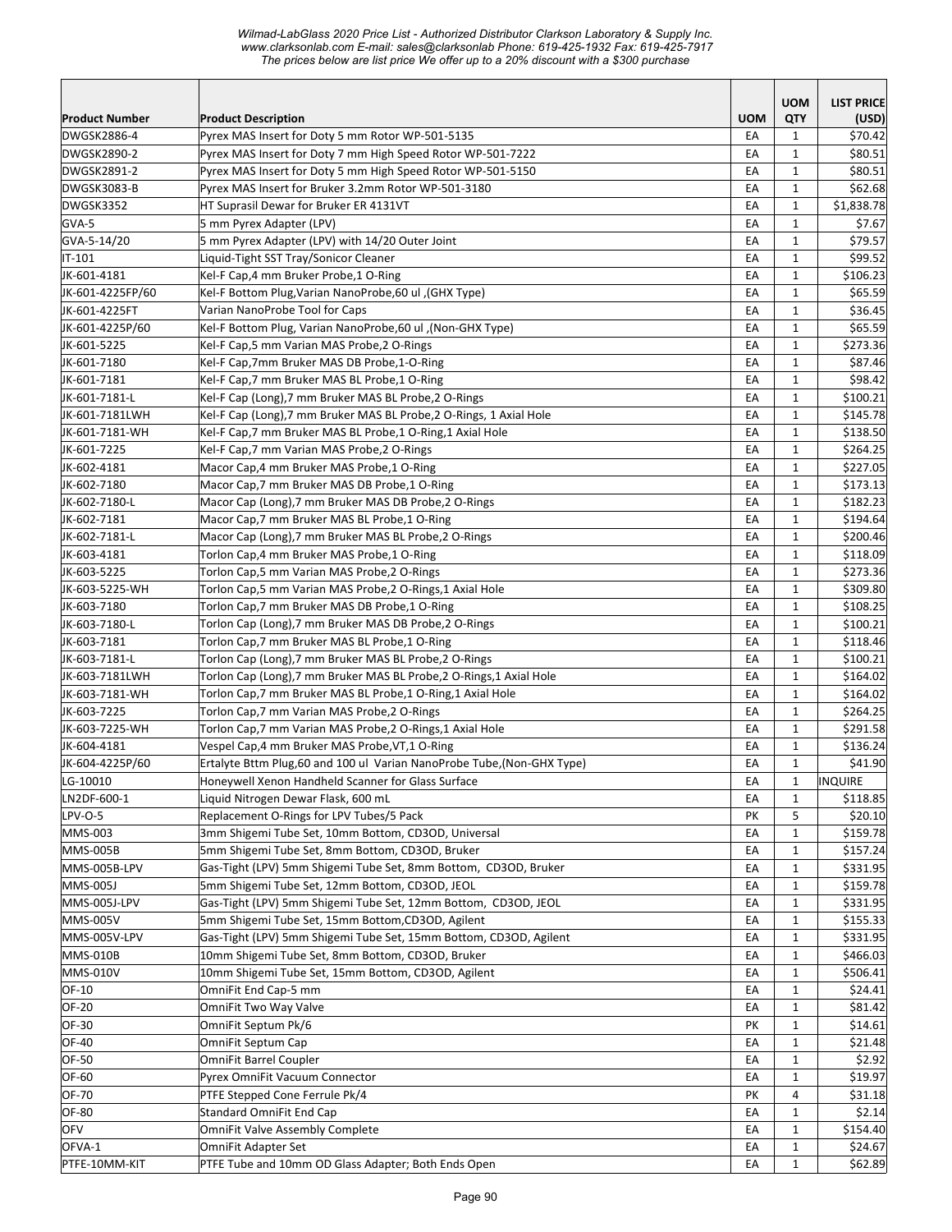| Product Number | Product Description | UOM | UOM QTY | LIST PRICE (USD) |
|---|---|---|---|---|
| DWGSK2886-4 | Pyrex MAS Insert for Doty 5 mm Rotor WP-501-5135 | EA | 1 | $70.42 |
| DWGSK2890-2 | Pyrex MAS Insert for Doty 7 mm High Speed Rotor WP-501-7222 | EA | 1 | $80.51 |
| DWGSK2891-2 | Pyrex MAS Insert for Doty 5 mm High Speed Rotor WP-501-5150 | EA | 1 | $80.51 |
| DWGSK3083-B | Pyrex MAS Insert for Bruker 3.2mm Rotor WP-501-3180 | EA | 1 | $62.68 |
| DWGSK3352 | HT Suprasil Dewar for Bruker ER 4131VT | EA | 1 | $1,838.78 |
| GVA-5 | 5 mm Pyrex Adapter (LPV) | EA | 1 | $7.67 |
| GVA-5-14/20 | 5 mm Pyrex Adapter (LPV) with 14/20 Outer Joint | EA | 1 | $79.57 |
| IT-101 | Liquid-Tight SST Tray/Sonicor Cleaner | EA | 1 | $99.52 |
| JK-601-4181 | Kel-F Cap,4 mm Bruker Probe,1 O-Ring | EA | 1 | $106.23 |
| JK-601-4225FP/60 | Kel-F Bottom Plug,Varian NanoProbe,60 ul ,(GHX Type) | EA | 1 | $65.59 |
| JK-601-4225FT | Varian NanoProbe Tool for Caps | EA | 1 | $36.45 |
| JK-601-4225P/60 | Kel-F Bottom Plug, Varian NanoProbe,60 ul ,(Non-GHX Type) | EA | 1 | $65.59 |
| JK-601-5225 | Kel-F Cap,5 mm Varian MAS Probe,2 O-Rings | EA | 1 | $273.36 |
| JK-601-7180 | Kel-F Cap,7mm Bruker MAS DB Probe,1-O-Ring | EA | 1 | $87.46 |
| JK-601-7181 | Kel-F Cap,7 mm Bruker MAS BL Probe,1 O-Ring | EA | 1 | $98.42 |
| JK-601-7181-L | Kel-F Cap (Long),7 mm Bruker MAS BL Probe,2 O-Rings | EA | 1 | $100.21 |
| JK-601-7181LWH | Kel-F Cap (Long),7 mm Bruker MAS BL Probe,2 O-Rings, 1 Axial Hole | EA | 1 | $145.78 |
| JK-601-7181-WH | Kel-F Cap,7 mm Bruker MAS BL Probe,1 O-Ring,1 Axial Hole | EA | 1 | $138.50 |
| JK-601-7225 | Kel-F Cap,7 mm Varian MAS Probe,2 O-Rings | EA | 1 | $264.25 |
| JK-602-4181 | Macor Cap,4 mm Bruker MAS Probe,1 O-Ring | EA | 1 | $227.05 |
| JK-602-7180 | Macor Cap,7 mm Bruker MAS DB Probe,1 O-Ring | EA | 1 | $173.13 |
| JK-602-7180-L | Macor Cap (Long),7 mm Bruker MAS DB Probe,2 O-Rings | EA | 1 | $182.23 |
| JK-602-7181 | Macor Cap,7 mm Bruker MAS BL Probe,1 O-Ring | EA | 1 | $194.64 |
| JK-602-7181-L | Macor Cap (Long),7 mm Bruker MAS BL Probe,2 O-Rings | EA | 1 | $200.46 |
| JK-603-4181 | Torlon Cap,4 mm Bruker MAS Probe,1 O-Ring | EA | 1 | $118.09 |
| JK-603-5225 | Torlon Cap,5 mm Varian MAS Probe,2 O-Rings | EA | 1 | $273.36 |
| JK-603-5225-WH | Torlon Cap,5 mm Varian MAS Probe,2 O-Rings,1 Axial Hole | EA | 1 | $309.80 |
| JK-603-7180 | Torlon Cap,7 mm Bruker MAS DB Probe,1 O-Ring | EA | 1 | $108.25 |
| JK-603-7180-L | Torlon Cap (Long),7 mm Bruker MAS DB Probe,2 O-Rings | EA | 1 | $100.21 |
| JK-603-7181 | Torlon Cap,7 mm Bruker MAS BL Probe,1 O-Ring | EA | 1 | $118.46 |
| JK-603-7181-L | Torlon Cap (Long),7 mm Bruker MAS BL Probe,2 O-Rings | EA | 1 | $100.21 |
| JK-603-7181LWH | Torlon Cap (Long),7 mm Bruker MAS BL Probe,2 O-Rings,1 Axial Hole | EA | 1 | $164.02 |
| JK-603-7181-WH | Torlon Cap,7 mm Bruker MAS BL Probe,1 O-Ring,1 Axial Hole | EA | 1 | $164.02 |
| JK-603-7225 | Torlon Cap,7 mm Varian MAS Probe,2 O-Rings | EA | 1 | $264.25 |
| JK-603-7225-WH | Torlon Cap,7 mm Varian MAS Probe,2 O-Rings,1 Axial Hole | EA | 1 | $291.58 |
| JK-604-4181 | Vespel Cap,4 mm Bruker MAS Probe,VT,1 O-Ring | EA | 1 | $136.24 |
| JK-604-4225P/60 | Ertalyte Bttm Plug,60 and 100 ul Varian NanoProbe Tube,(Non-GHX Type) | EA | 1 | $41.90 |
| LG-10010 | Honeywell Xenon Handheld Scanner for Glass Surface | EA | 1 | INQUIRE |
| LN2DF-600-1 | Liquid Nitrogen Dewar Flask, 600 mL | EA | 1 | $118.85 |
| LPV-O-5 | Replacement O-Rings for LPV Tubes/5 Pack | PK | 5 | $20.10 |
| MMS-003 | 3mm Shigemi Tube Set, 10mm Bottom, CD3OD, Universal | EA | 1 | $159.78 |
| MMS-005B | 5mm Shigemi Tube Set, 8mm Bottom, CD3OD, Bruker | EA | 1 | $157.24 |
| MMS-005B-LPV | Gas-Tight (LPV) 5mm Shigemi Tube Set, 8mm Bottom, CD3OD, Bruker | EA | 1 | $331.95 |
| MMS-005J | 5mm Shigemi Tube Set, 12mm Bottom, CD3OD, JEOL | EA | 1 | $159.78 |
| MMS-005J-LPV | Gas-Tight (LPV) 5mm Shigemi Tube Set, 12mm Bottom, CD3OD, JEOL | EA | 1 | $331.95 |
| MMS-005V | 5mm Shigemi Tube Set, 15mm Bottom,CD3OD, Agilent | EA | 1 | $155.33 |
| MMS-005V-LPV | Gas-Tight (LPV) 5mm Shigemi Tube Set, 15mm Bottom, CD3OD, Agilent | EA | 1 | $331.95 |
| MMS-010B | 10mm Shigemi Tube Set, 8mm Bottom, CD3OD, Bruker | EA | 1 | $466.03 |
| MMS-010V | 10mm Shigemi Tube Set, 15mm Bottom, CD3OD, Agilent | EA | 1 | $506.41 |
| OF-10 | OmniFit End Cap-5 mm | EA | 1 | $24.41 |
| OF-20 | OmniFit Two Way Valve | EA | 1 | $81.42 |
| OF-30 | OmniFit Septum Pk/6 | PK | 1 | $14.61 |
| OF-40 | OmniFit Septum Cap | EA | 1 | $21.48 |
| OF-50 | OmniFit Barrel Coupler | EA | 1 | $2.92 |
| OF-60 | Pyrex OmniFit Vacuum Connector | EA | 1 | $19.97 |
| OF-70 | PTFE Stepped Cone Ferrule Pk/4 | PK | 4 | $31.18 |
| OF-80 | Standard OmniFit End Cap | EA | 1 | $2.14 |
| OFV | OmniFit Valve Assembly Complete | EA | 1 | $154.40 |
| OFVA-1 | OmniFit Adapter Set | EA | 1 | $24.67 |
| PTFE-10MM-KIT | PTFE Tube and 10mm OD Glass Adapter; Both Ends Open | EA | 1 | $62.89 |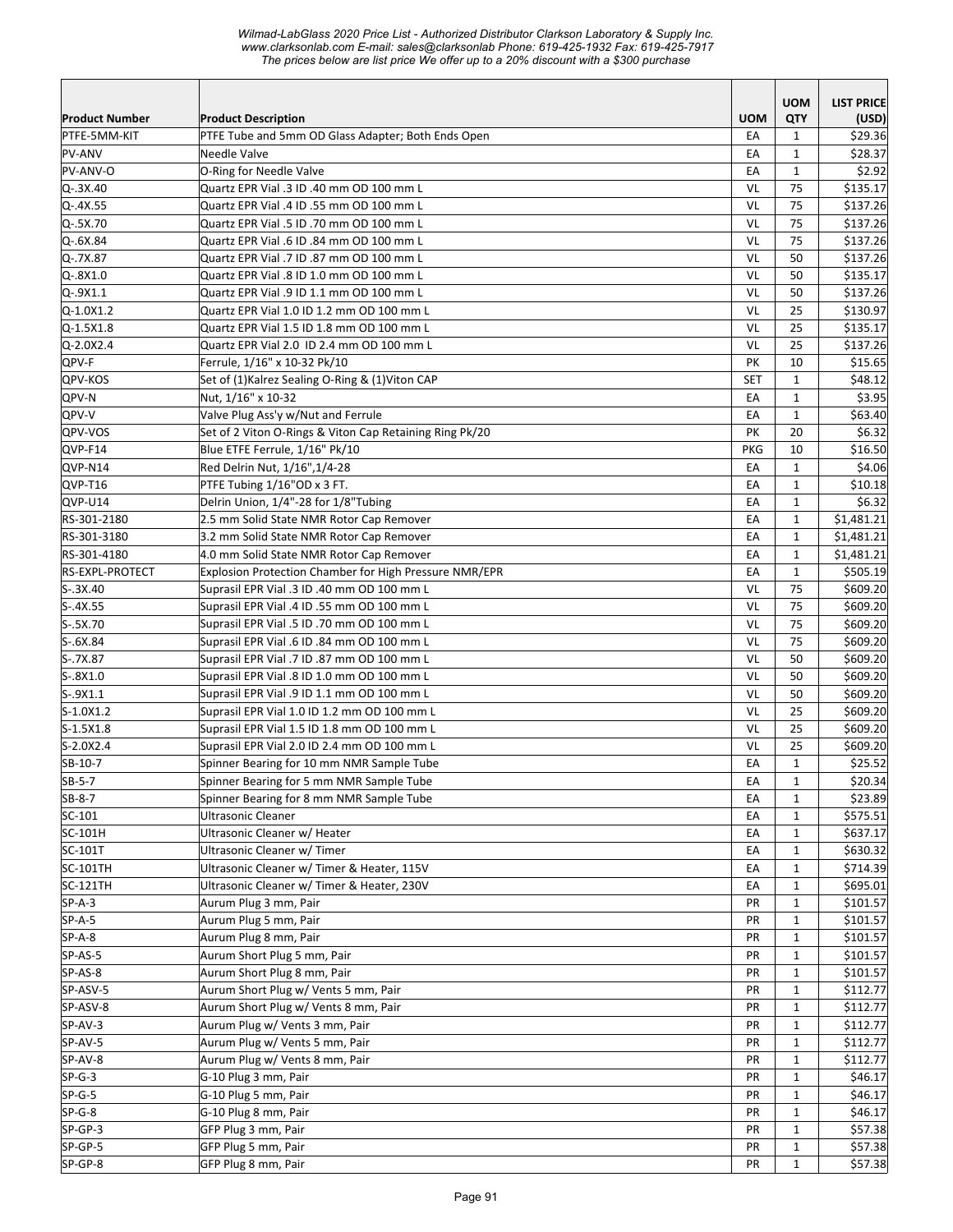*Wilmad-LabGlass 2020 Price List - Authorized Distributor Clarkson Laboratory & Supply Inc.*
*www.clarksonlab.com E-mail: sales@clarksonlab Phone: 619-425-1932 Fax: 619-425-7917*
*The prices below are list price We offer up to a 20% discount with a $300 purchase*

| Product Number | Product Description | UOM | UOM QTY | LIST PRICE (USD) |
|---|---|---|---|---|
| PTFE-5MM-KIT | PTFE Tube and 5mm OD Glass Adapter; Both Ends Open | EA | 1 | $29.36 |
| PV-ANV | Needle Valve | EA | 1 | $28.37 |
| PV-ANV-O | O-Ring for Needle Valve | EA | 1 | $2.92 |
| Q-.3X.40 | Quartz EPR Vial .3 ID .40 mm OD 100 mm L | VL | 75 | $135.17 |
| Q-.4X.55 | Quartz EPR Vial .4 ID .55 mm OD 100 mm L | VL | 75 | $137.26 |
| Q-.5X.70 | Quartz EPR Vial .5 ID .70 mm OD 100 mm L | VL | 75 | $137.26 |
| Q-.6X.84 | Quartz EPR Vial .6 ID .84 mm OD 100 mm L | VL | 75 | $137.26 |
| Q-.7X.87 | Quartz EPR Vial .7 ID .87 mm OD 100 mm L | VL | 50 | $137.26 |
| Q-.8X1.0 | Quartz EPR Vial .8 ID 1.0 mm OD 100 mm L | VL | 50 | $135.17 |
| Q-.9X1.1 | Quartz EPR Vial .9 ID 1.1 mm OD 100 mm L | VL | 50 | $137.26 |
| Q-1.0X1.2 | Quartz EPR Vial 1.0 ID 1.2 mm OD 100 mm L | VL | 25 | $130.97 |
| Q-1.5X1.8 | Quartz EPR Vial 1.5 ID 1.8 mm OD 100 mm L | VL | 25 | $135.17 |
| Q-2.0X2.4 | Quartz EPR Vial 2.0 ID 2.4 mm OD 100 mm L | VL | 25 | $137.26 |
| QPV-F | Ferrule, 1/16" x 10-32 Pk/10 | PK | 10 | $15.65 |
| QPV-KOS | Set of (1)Kalrez Sealing O-Ring & (1)Viton CAP | SET | 1 | $48.12 |
| QPV-N | Nut, 1/16" x 10-32 | EA | 1 | $3.95 |
| QPV-V | Valve Plug Ass'y w/Nut and Ferrule | EA | 1 | $63.40 |
| QPV-VOS | Set of 2 Viton O-Rings & Viton Cap Retaining Ring Pk/20 | PK | 20 | $6.32 |
| QVP-F14 | Blue ETFE Ferrule, 1/16" Pk/10 | PKG | 10 | $16.50 |
| QVP-N14 | Red Delrin Nut, 1/16",1/4-28 | EA | 1 | $4.06 |
| QVP-T16 | PTFE Tubing 1/16"OD x 3 FT. | EA | 1 | $10.18 |
| QVP-U14 | Delrin Union, 1/4"-28 for 1/8"Tubing | EA | 1 | $6.32 |
| RS-301-2180 | 2.5 mm Solid State NMR Rotor Cap Remover | EA | 1 | $1,481.21 |
| RS-301-3180 | 3.2 mm Solid State NMR Rotor Cap Remover | EA | 1 | $1,481.21 |
| RS-301-4180 | 4.0 mm Solid State NMR Rotor Cap Remover | EA | 1 | $1,481.21 |
| RS-EXPL-PROTECT | Explosion Protection Chamber for High Pressure NMR/EPR | EA | 1 | $505.19 |
| S-.3X.40 | Suprasil EPR Vial .3 ID .40 mm OD 100 mm L | VL | 75 | $609.20 |
| S-.4X.55 | Suprasil EPR Vial .4 ID .55 mm OD 100 mm L | VL | 75 | $609.20 |
| S-.5X.70 | Suprasil EPR Vial .5 ID .70 mm OD 100 mm L | VL | 75 | $609.20 |
| S-.6X.84 | Suprasil EPR Vial .6 ID .84 mm OD 100 mm L | VL | 75 | $609.20 |
| S-.7X.87 | Suprasil EPR Vial .7 ID .87 mm OD 100 mm L | VL | 50 | $609.20 |
| S-.8X1.0 | Suprasil EPR Vial .8 ID 1.0 mm OD 100 mm L | VL | 50 | $609.20 |
| S-.9X1.1 | Suprasil EPR Vial .9 ID 1.1 mm OD 100 mm L | VL | 50 | $609.20 |
| S-1.0X1.2 | Suprasil EPR Vial 1.0 ID 1.2 mm OD 100 mm L | VL | 25 | $609.20 |
| S-1.5X1.8 | Suprasil EPR Vial 1.5 ID 1.8 mm OD 100 mm L | VL | 25 | $609.20 |
| S-2.0X2.4 | Suprasil EPR Vial 2.0 ID 2.4 mm OD 100 mm L | VL | 25 | $609.20 |
| SB-10-7 | Spinner Bearing for 10 mm NMR Sample Tube | EA | 1 | $25.52 |
| SB-5-7 | Spinner Bearing for 5 mm NMR Sample Tube | EA | 1 | $20.34 |
| SB-8-7 | Spinner Bearing for 8 mm NMR Sample Tube | EA | 1 | $23.89 |
| SC-101 | Ultrasonic Cleaner | EA | 1 | $575.51 |
| SC-101H | Ultrasonic Cleaner w/ Heater | EA | 1 | $637.17 |
| SC-101T | Ultrasonic Cleaner w/ Timer | EA | 1 | $630.32 |
| SC-101TH | Ultrasonic Cleaner w/ Timer & Heater, 115V | EA | 1 | $714.39 |
| SC-121TH | Ultrasonic Cleaner w/ Timer & Heater, 230V | EA | 1 | $695.01 |
| SP-A-3 | Aurum Plug 3 mm, Pair | PR | 1 | $101.57 |
| SP-A-5 | Aurum Plug 5 mm, Pair | PR | 1 | $101.57 |
| SP-A-8 | Aurum Plug 8 mm, Pair | PR | 1 | $101.57 |
| SP-AS-5 | Aurum Short Plug 5 mm, Pair | PR | 1 | $101.57 |
| SP-AS-8 | Aurum Short Plug 8 mm, Pair | PR | 1 | $101.57 |
| SP-ASV-5 | Aurum Short Plug w/ Vents 5 mm, Pair | PR | 1 | $112.77 |
| SP-ASV-8 | Aurum Short Plug w/ Vents 8 mm, Pair | PR | 1 | $112.77 |
| SP-AV-3 | Aurum Plug w/ Vents 3 mm, Pair | PR | 1 | $112.77 |
| SP-AV-5 | Aurum Plug w/ Vents 5 mm, Pair | PR | 1 | $112.77 |
| SP-AV-8 | Aurum Plug w/ Vents 8 mm, Pair | PR | 1 | $112.77 |
| SP-G-3 | G-10 Plug 3 mm, Pair | PR | 1 | $46.17 |
| SP-G-5 | G-10 Plug 5 mm, Pair | PR | 1 | $46.17 |
| SP-G-8 | G-10 Plug 8 mm, Pair | PR | 1 | $46.17 |
| SP-GP-3 | GFP Plug 3 mm, Pair | PR | 1 | $57.38 |
| SP-GP-5 | GFP Plug 5 mm, Pair | PR | 1 | $57.38 |
| SP-GP-8 | GFP Plug 8 mm, Pair | PR | 1 | $57.38 |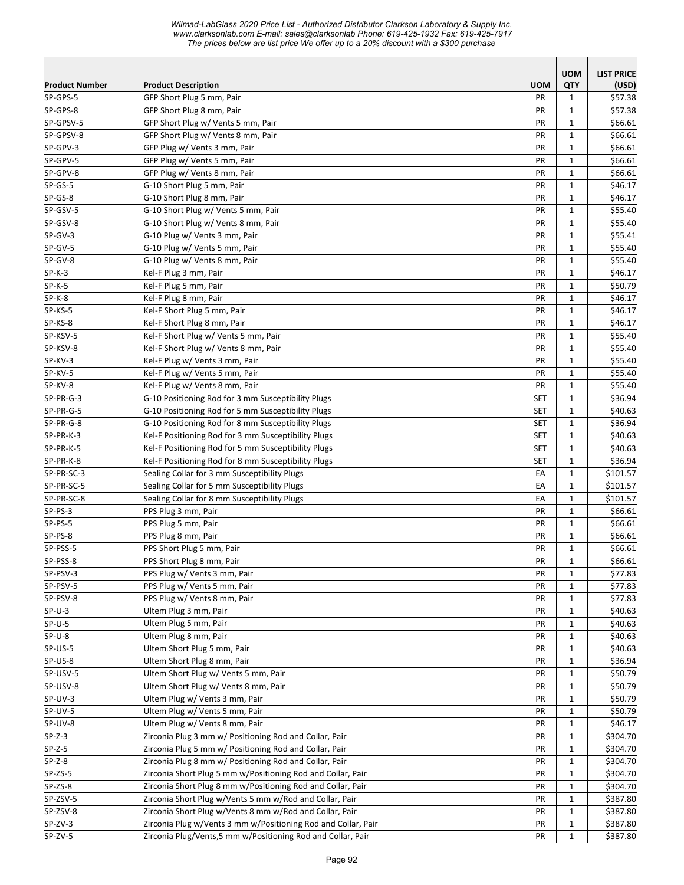| Product Number | Product Description | UOM | UOM QTY | LIST PRICE (USD) |
|---|---|---|---|---|
| SP-GPS-5 | GFP Short Plug 5 mm, Pair | PR | 1 | $57.38 |
| SP-GPS-8 | GFP Short Plug 8 mm, Pair | PR | 1 | $57.38 |
| SP-GPSV-5 | GFP Short Plug w/ Vents 5 mm, Pair | PR | 1 | $66.61 |
| SP-GPSV-8 | GFP Short Plug w/ Vents 8 mm, Pair | PR | 1 | $66.61 |
| SP-GPV-3 | GFP Plug w/ Vents 3 mm, Pair | PR | 1 | $66.61 |
| SP-GPV-5 | GFP Plug w/ Vents 5 mm, Pair | PR | 1 | $66.61 |
| SP-GPV-8 | GFP Plug w/ Vents 8 mm, Pair | PR | 1 | $66.61 |
| SP-GS-5 | G-10 Short Plug 5 mm, Pair | PR | 1 | $46.17 |
| SP-GS-8 | G-10 Short Plug 8 mm, Pair | PR | 1 | $46.17 |
| SP-GSV-5 | G-10 Short Plug w/ Vents 5 mm, Pair | PR | 1 | $55.40 |
| SP-GSV-8 | G-10 Short Plug w/ Vents 8 mm, Pair | PR | 1 | $55.40 |
| SP-GV-3 | G-10 Plug w/ Vents 3 mm, Pair | PR | 1 | $55.41 |
| SP-GV-5 | G-10 Plug w/ Vents 5 mm, Pair | PR | 1 | $55.40 |
| SP-GV-8 | G-10 Plug w/ Vents 8 mm, Pair | PR | 1 | $55.40 |
| SP-K-3 | Kel-F Plug 3 mm, Pair | PR | 1 | $46.17 |
| SP-K-5 | Kel-F Plug 5 mm, Pair | PR | 1 | $50.79 |
| SP-K-8 | Kel-F Plug 8 mm, Pair | PR | 1 | $46.17 |
| SP-KS-5 | Kel-F Short Plug 5 mm, Pair | PR | 1 | $46.17 |
| SP-KS-8 | Kel-F Short Plug 8 mm, Pair | PR | 1 | $46.17 |
| SP-KSV-5 | Kel-F Short Plug w/ Vents 5 mm, Pair | PR | 1 | $55.40 |
| SP-KSV-8 | Kel-F Short Plug w/ Vents 8 mm, Pair | PR | 1 | $55.40 |
| SP-KV-3 | Kel-F Plug w/ Vents 3 mm, Pair | PR | 1 | $55.40 |
| SP-KV-5 | Kel-F Plug w/ Vents 5 mm, Pair | PR | 1 | $55.40 |
| SP-KV-8 | Kel-F Plug w/ Vents 8 mm, Pair | PR | 1 | $55.40 |
| SP-PR-G-3 | G-10 Positioning Rod for 3 mm Susceptibility Plugs | SET | 1 | $36.94 |
| SP-PR-G-5 | G-10 Positioning Rod for 5 mm Susceptibility Plugs | SET | 1 | $40.63 |
| SP-PR-G-8 | G-10 Positioning Rod for 8 mm Susceptibility Plugs | SET | 1 | $36.94 |
| SP-PR-K-3 | Kel-F Positioning Rod for 3 mm Susceptibility Plugs | SET | 1 | $40.63 |
| SP-PR-K-5 | Kel-F Positioning Rod for 5 mm Susceptibility Plugs | SET | 1 | $40.63 |
| SP-PR-K-8 | Kel-F Positioning Rod for 8 mm Susceptibility Plugs | SET | 1 | $36.94 |
| SP-PR-SC-3 | Sealing Collar for 3 mm Susceptibility Plugs | EA | 1 | $101.57 |
| SP-PR-SC-5 | Sealing Collar for 5 mm Susceptibility Plugs | EA | 1 | $101.57 |
| SP-PR-SC-8 | Sealing Collar for 8 mm Susceptibility Plugs | EA | 1 | $101.57 |
| SP-PS-3 | PPS Plug 3 mm, Pair | PR | 1 | $66.61 |
| SP-PS-5 | PPS Plug 5 mm, Pair | PR | 1 | $66.61 |
| SP-PS-8 | PPS Plug 8 mm, Pair | PR | 1 | $66.61 |
| SP-PSS-5 | PPS Short Plug 5 mm, Pair | PR | 1 | $66.61 |
| SP-PSS-8 | PPS Short Plug 8 mm, Pair | PR | 1 | $66.61 |
| SP-PSV-3 | PPS Plug w/ Vents 3 mm, Pair | PR | 1 | $77.83 |
| SP-PSV-5 | PPS Plug w/ Vents 5 mm, Pair | PR | 1 | $77.83 |
| SP-PSV-8 | PPS Plug w/ Vents 8 mm, Pair | PR | 1 | $77.83 |
| SP-U-3 | Ultem Plug 3 mm, Pair | PR | 1 | $40.63 |
| SP-U-5 | Ultem Plug 5 mm, Pair | PR | 1 | $40.63 |
| SP-U-8 | Ultem Plug 8 mm, Pair | PR | 1 | $40.63 |
| SP-US-5 | Ultem Short Plug 5 mm, Pair | PR | 1 | $40.63 |
| SP-US-8 | Ultem Short Plug 8 mm, Pair | PR | 1 | $36.94 |
| SP-USV-5 | Ultem Short Plug w/ Vents 5 mm, Pair | PR | 1 | $50.79 |
| SP-USV-8 | Ultem Short Plug w/ Vents 8 mm, Pair | PR | 1 | $50.79 |
| SP-UV-3 | Ultem Plug w/ Vents 3 mm, Pair | PR | 1 | $50.79 |
| SP-UV-5 | Ultem Plug w/ Vents 5 mm, Pair | PR | 1 | $50.79 |
| SP-UV-8 | Ultem Plug w/ Vents 8 mm, Pair | PR | 1 | $46.17 |
| SP-Z-3 | Zirconia Plug 3 mm w/ Positioning Rod and Collar, Pair | PR | 1 | $304.70 |
| SP-Z-5 | Zirconia Plug 5 mm w/ Positioning Rod and Collar, Pair | PR | 1 | $304.70 |
| SP-Z-8 | Zirconia Plug 8 mm w/ Positioning Rod and Collar, Pair | PR | 1 | $304.70 |
| SP-ZS-5 | Zirconia Short Plug 5 mm w/Positioning Rod and Collar, Pair | PR | 1 | $304.70 |
| SP-ZS-8 | Zirconia Short Plug 8 mm w/Positioning Rod and Collar, Pair | PR | 1 | $304.70 |
| SP-ZSV-5 | Zirconia Short Plug w/Vents 5 mm w/Rod and Collar, Pair | PR | 1 | $387.80 |
| SP-ZSV-8 | Zirconia Short Plug w/Vents 8 mm w/Rod and Collar, Pair | PR | 1 | $387.80 |
| SP-ZV-3 | Zirconia Plug w/Vents 3 mm w/Positioning Rod and Collar, Pair | PR | 1 | $387.80 |
| SP-ZV-5 | Zirconia Plug/Vents,5 mm w/Positioning Rod and Collar, Pair | PR | 1 | $387.80 |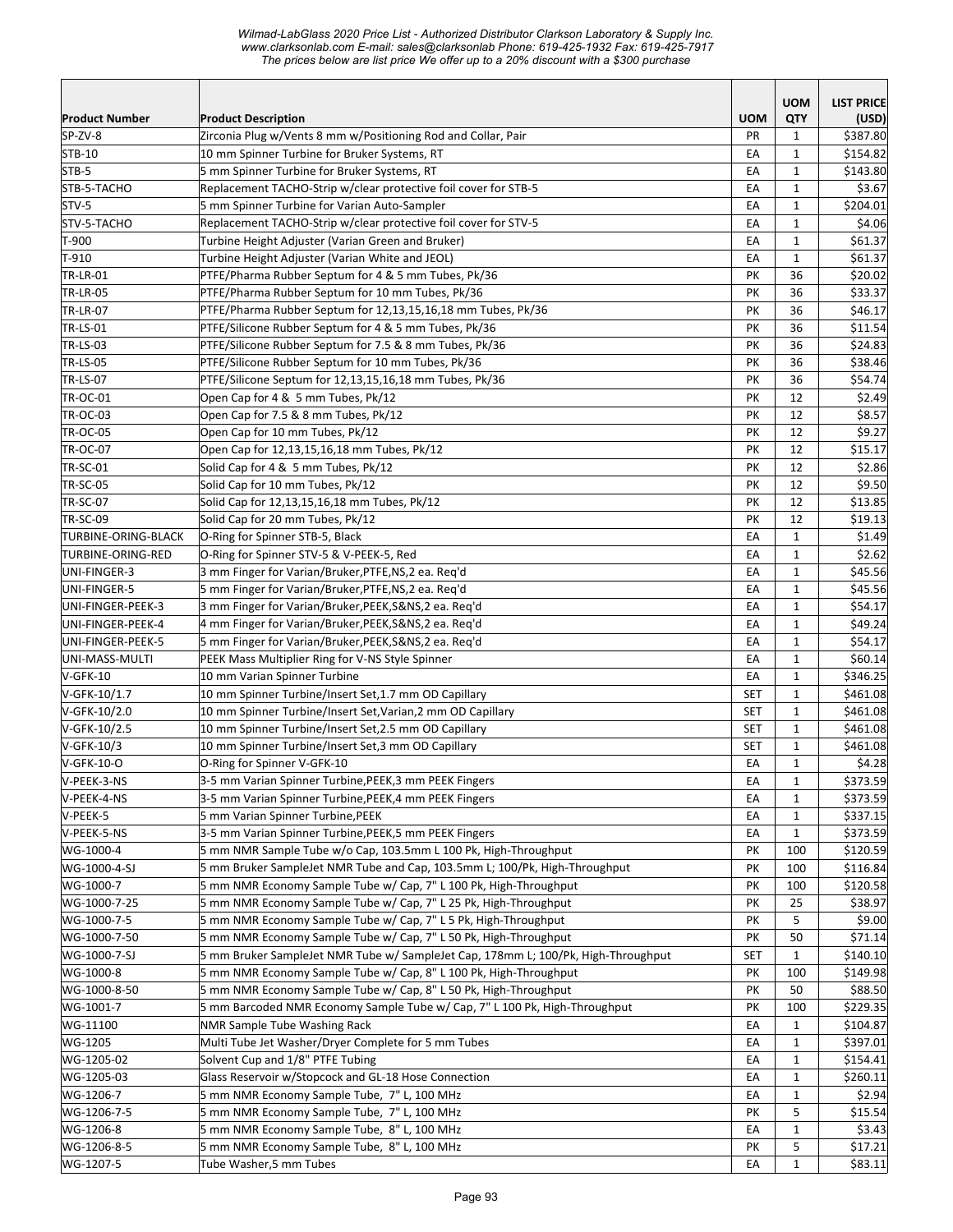*Wilmad-LabGlass 2020 Price List - Authorized Distributor Clarkson Laboratory & Supply Inc.*
*www.clarksonlab.com E-mail: sales@clarksonlab Phone: 619-425-1932 Fax: 619-425-7917*
*The prices below are list price We offer up to a 20% discount with a $300 purchase*

| Product Number | Product Description | UOM | UOM QTY | LIST PRICE (USD) |
|---|---|---|---|---|
| SP-ZV-8 | Zirconia Plug w/Vents 8 mm w/Positioning Rod and Collar, Pair | PR | 1 | $387.80 |
| STB-10 | 10 mm Spinner Turbine for Bruker Systems, RT | EA | 1 | $154.82 |
| STB-5 | 5 mm Spinner Turbine for Bruker Systems, RT | EA | 1 | $143.80 |
| STB-5-TACHO | Replacement TACHO-Strip w/clear protective foil cover for STB-5 | EA | 1 | $3.67 |
| STV-5 | 5 mm Spinner Turbine for Varian Auto-Sampler | EA | 1 | $204.01 |
| STV-5-TACHO | Replacement TACHO-Strip w/clear protective foil cover for STV-5 | EA | 1 | $4.06 |
| T-900 | Turbine Height Adjuster (Varian Green and Bruker) | EA | 1 | $61.37 |
| T-910 | Turbine Height Adjuster (Varian White and JEOL) | EA | 1 | $61.37 |
| TR-LR-01 | PTFE/Pharma Rubber Septum for 4 & 5 mm Tubes, Pk/36 | PK | 36 | $20.02 |
| TR-LR-05 | PTFE/Pharma Rubber Septum for 10 mm Tubes, Pk/36 | PK | 36 | $33.37 |
| TR-LR-07 | PTFE/Pharma Rubber Septum for 12,13,15,16,18 mm Tubes, Pk/36 | PK | 36 | $46.17 |
| TR-LS-01 | PTFE/Silicone Rubber Septum for 4 & 5 mm Tubes, Pk/36 | PK | 36 | $11.54 |
| TR-LS-03 | PTFE/Silicone Rubber Septum for 7.5 & 8 mm Tubes, Pk/36 | PK | 36 | $24.83 |
| TR-LS-05 | PTFE/Silicone Rubber Septum for 10 mm Tubes, Pk/36 | PK | 36 | $38.46 |
| TR-LS-07 | PTFE/Silicone Septum for 12,13,15,16,18 mm Tubes, Pk/36 | PK | 36 | $54.74 |
| TR-OC-01 | Open Cap for 4 & 5 mm Tubes, Pk/12 | PK | 12 | $2.49 |
| TR-OC-03 | Open Cap for 7.5 & 8 mm Tubes, Pk/12 | PK | 12 | $8.57 |
| TR-OC-05 | Open Cap for 10 mm Tubes, Pk/12 | PK | 12 | $9.27 |
| TR-OC-07 | Open Cap for 12,13,15,16,18 mm Tubes, Pk/12 | PK | 12 | $15.17 |
| TR-SC-01 | Solid Cap for 4 & 5 mm Tubes, Pk/12 | PK | 12 | $2.86 |
| TR-SC-05 | Solid Cap for 10 mm Tubes, Pk/12 | PK | 12 | $9.50 |
| TR-SC-07 | Solid Cap for 12,13,15,16,18 mm Tubes, Pk/12 | PK | 12 | $13.85 |
| TR-SC-09 | Solid Cap for 20 mm Tubes, Pk/12 | PK | 12 | $19.13 |
| TURBINE-ORING-BLACK | O-Ring for Spinner STB-5, Black | EA | 1 | $1.49 |
| TURBINE-ORING-RED | O-Ring for Spinner STV-5 & V-PEEK-5, Red | EA | 1 | $2.62 |
| UNI-FINGER-3 | 3 mm Finger for Varian/Bruker,PTFE,NS,2 ea. Req'd | EA | 1 | $45.56 |
| UNI-FINGER-5 | 5 mm Finger for Varian/Bruker,PTFE,NS,2 ea. Req'd | EA | 1 | $45.56 |
| UNI-FINGER-PEEK-3 | 3 mm Finger for Varian/Bruker,PEEK,S&NS,2 ea. Req'd | EA | 1 | $54.17 |
| UNI-FINGER-PEEK-4 | 4 mm Finger for Varian/Bruker,PEEK,S&NS,2 ea. Req'd | EA | 1 | $49.24 |
| UNI-FINGER-PEEK-5 | 5 mm Finger for Varian/Bruker,PEEK,S&NS,2 ea. Req'd | EA | 1 | $54.17 |
| UNI-MASS-MULTI | PEEK Mass Multiplier Ring for V-NS Style Spinner | EA | 1 | $60.14 |
| V-GFK-10 | 10 mm Varian Spinner Turbine | EA | 1 | $346.25 |
| V-GFK-10/1.7 | 10 mm Spinner Turbine/Insert Set,1.7 mm OD Capillary | SET | 1 | $461.08 |
| V-GFK-10/2.0 | 10 mm Spinner Turbine/Insert Set,Varian,2 mm OD Capillary | SET | 1 | $461.08 |
| V-GFK-10/2.5 | 10 mm Spinner Turbine/Insert Set,2.5 mm OD Capillary | SET | 1 | $461.08 |
| V-GFK-10/3 | 10 mm Spinner Turbine/Insert Set,3 mm OD Capillary | SET | 1 | $461.08 |
| V-GFK-10-O | O-Ring for Spinner V-GFK-10 | EA | 1 | $4.28 |
| V-PEEK-3-NS | 3-5 mm Varian Spinner Turbine,PEEK,3 mm PEEK Fingers | EA | 1 | $373.59 |
| V-PEEK-4-NS | 3-5 mm Varian Spinner Turbine,PEEK,4 mm PEEK Fingers | EA | 1 | $373.59 |
| V-PEEK-5 | 5 mm Varian Spinner Turbine,PEEK | EA | 1 | $337.15 |
| V-PEEK-5-NS | 3-5 mm Varian Spinner Turbine,PEEK,5 mm PEEK Fingers | EA | 1 | $373.59 |
| WG-1000-4 | 5 mm NMR Sample Tube w/o Cap, 103.5mm L 100 Pk, High-Throughput | PK | 100 | $120.59 |
| WG-1000-4-SJ | 5 mm Bruker SampleJet NMR Tube and Cap, 103.5mm L; 100/Pk, High-Throughput | PK | 100 | $116.84 |
| WG-1000-7 | 5 mm NMR Economy Sample Tube w/ Cap, 7" L 100 Pk, High-Throughput | PK | 100 | $120.58 |
| WG-1000-7-25 | 5 mm NMR Economy Sample Tube w/ Cap, 7" L 25 Pk, High-Throughput | PK | 25 | $38.97 |
| WG-1000-7-5 | 5 mm NMR Economy Sample Tube w/ Cap, 7" L 5 Pk, High-Throughput | PK | 5 | $9.00 |
| WG-1000-7-50 | 5 mm NMR Economy Sample Tube w/ Cap, 7" L 50 Pk, High-Throughput | PK | 50 | $71.14 |
| WG-1000-7-SJ | 5 mm Bruker SampleJet NMR Tube w/ SampleJet Cap, 178mm L; 100/Pk, High-Throughput | SET | 1 | $140.10 |
| WG-1000-8 | 5 mm NMR Economy Sample Tube w/ Cap, 8" L 100 Pk, High-Throughput | PK | 100 | $149.98 |
| WG-1000-8-50 | 5 mm NMR Economy Sample Tube w/ Cap, 8" L 50 Pk, High-Throughput | PK | 50 | $88.50 |
| WG-1001-7 | 5 mm Barcoded NMR Economy Sample Tube w/ Cap, 7" L 100 Pk, High-Throughput | PK | 100 | $229.35 |
| WG-11100 | NMR Sample Tube Washing Rack | EA | 1 | $104.87 |
| WG-1205 | Multi Tube Jet Washer/Dryer Complete for 5 mm Tubes | EA | 1 | $397.01 |
| WG-1205-02 | Solvent Cup and 1/8" PTFE Tubing | EA | 1 | $154.41 |
| WG-1205-03 | Glass Reservoir w/Stopcock and GL-18 Hose Connection | EA | 1 | $260.11 |
| WG-1206-7 | 5 mm NMR Economy Sample Tube, 7" L, 100 MHz | EA | 1 | $2.94 |
| WG-1206-7-5 | 5 mm NMR Economy Sample Tube, 7" L, 100 MHz | PK | 5 | $15.54 |
| WG-1206-8 | 5 mm NMR Economy Sample Tube, 8" L, 100 MHz | EA | 1 | $3.43 |
| WG-1206-8-5 | 5 mm NMR Economy Sample Tube, 8" L, 100 MHz | PK | 5 | $17.21 |
| WG-1207-5 | Tube Washer,5 mm Tubes | EA | 1 | $83.11 |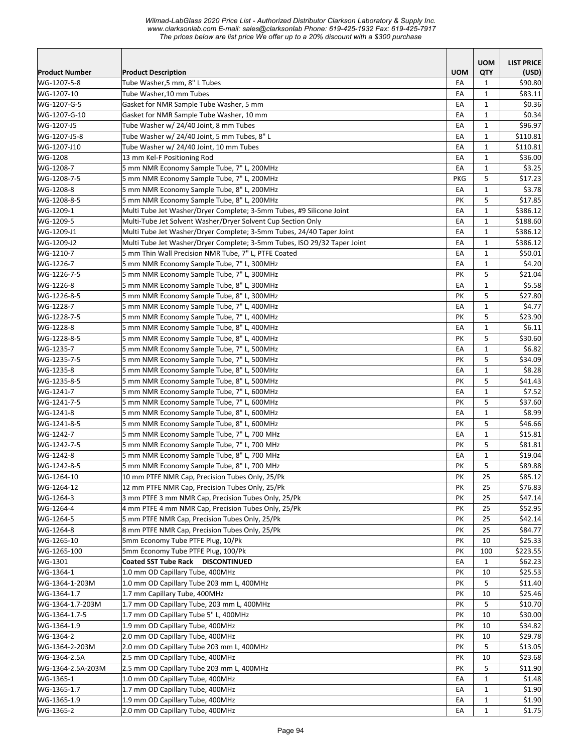| Product Number | Product Description | UOM | UOM QTY | LIST PRICE (USD) |
|---|---|---|---|---|
| WG-1207-5-8 | Tube Washer,5 mm, 8" L Tubes | EA | 1 | $90.80 |
| WG-1207-10 | Tube Washer,10 mm Tubes | EA | 1 | $83.11 |
| WG-1207-G-5 | Gasket for NMR Sample Tube Washer, 5 mm | EA | 1 | $0.36 |
| WG-1207-G-10 | Gasket for NMR Sample Tube Washer, 10 mm | EA | 1 | $0.34 |
| WG-1207-J5 | Tube Washer w/ 24/40 Joint, 8 mm Tubes | EA | 1 | $96.97 |
| WG-1207-J5-8 | Tube Washer w/ 24/40 Joint, 5 mm Tubes, 8" L | EA | 1 | $110.81 |
| WG-1207-J10 | Tube Washer w/ 24/40 Joint, 10 mm Tubes | EA | 1 | $110.81 |
| WG-1208 | 13 mm Kel-F Positioning Rod | EA | 1 | $36.00 |
| WG-1208-7 | 5 mm NMR Economy Sample Tube, 7" L, 200MHz | EA | 1 | $3.25 |
| WG-1208-7-5 | 5 mm NMR Economy Sample Tube, 7" L, 200MHz | PKG | 5 | $17.23 |
| WG-1208-8 | 5 mm NMR Economy Sample Tube, 8" L, 200MHz | EA | 1 | $3.78 |
| WG-1208-8-5 | 5 mm NMR Economy Sample Tube, 8" L, 200MHz | PK | 5 | $17.85 |
| WG-1209-1 | Multi Tube Jet Washer/Dryer Complete; 3-5mm Tubes, #9 Silicone Joint | EA | 1 | $386.12 |
| WG-1209-5 | Multi-Tube Jet Solvent Washer/Dryer Solvent Cup Section Only | EA | 1 | $188.60 |
| WG-1209-J1 | Multi Tube Jet Washer/Dryer Complete; 3-5mm Tubes, 24/40 Taper Joint | EA | 1 | $386.12 |
| WG-1209-J2 | Multi Tube Jet Washer/Dryer Complete; 3-5mm Tubes, ISO 29/32 Taper Joint | EA | 1 | $386.12 |
| WG-1210-7 | 5 mm Thin Wall Precision NMR Tube, 7" L, PTFE Coated | EA | 1 | $50.01 |
| WG-1226-7 | 5 mm NMR Economy Sample Tube, 7" L, 300MHz | EA | 1 | $4.20 |
| WG-1226-7-5 | 5 mm NMR Economy Sample Tube, 7" L, 300MHz | PK | 5 | $21.04 |
| WG-1226-8 | 5 mm NMR Economy Sample Tube, 8" L, 300MHz | EA | 1 | $5.58 |
| WG-1226-8-5 | 5 mm NMR Economy Sample Tube, 8" L, 300MHz | PK | 5 | $27.80 |
| WG-1228-7 | 5 mm NMR Economy Sample Tube, 7" L, 400MHz | EA | 1 | $4.77 |
| WG-1228-7-5 | 5 mm NMR Economy Sample Tube, 7" L, 400MHz | PK | 5 | $23.90 |
| WG-1228-8 | 5 mm NMR Economy Sample Tube, 8" L, 400MHz | EA | 1 | $6.11 |
| WG-1228-8-5 | 5 mm NMR Economy Sample Tube, 8" L, 400MHz | PK | 5 | $30.60 |
| WG-1235-7 | 5 mm NMR Economy Sample Tube, 7" L, 500MHz | EA | 1 | $6.82 |
| WG-1235-7-5 | 5 mm NMR Economy Sample Tube, 7" L, 500MHz | PK | 5 | $34.09 |
| WG-1235-8 | 5 mm NMR Economy Sample Tube, 8" L, 500MHz | EA | 1 | $8.28 |
| WG-1235-8-5 | 5 mm NMR Economy Sample Tube, 8" L, 500MHz | PK | 5 | $41.43 |
| WG-1241-7 | 5 mm NMR Economy Sample Tube, 7" L, 600MHz | EA | 1 | $7.52 |
| WG-1241-7-5 | 5 mm NMR Economy Sample Tube, 7" L, 600MHz | PK | 5 | $37.60 |
| WG-1241-8 | 5 mm NMR Economy Sample Tube, 8" L, 600MHz | EA | 1 | $8.99 |
| WG-1241-8-5 | 5 mm NMR Economy Sample Tube, 8" L, 600MHz | PK | 5 | $46.66 |
| WG-1242-7 | 5 mm NMR Economy Sample Tube, 7" L, 700 MHz | EA | 1 | $15.81 |
| WG-1242-7-5 | 5 mm NMR Economy Sample Tube, 7" L, 700 MHz | PK | 5 | $81.81 |
| WG-1242-8 | 5 mm NMR Economy Sample Tube, 8" L, 700 MHz | EA | 1 | $19.04 |
| WG-1242-8-5 | 5 mm NMR Economy Sample Tube, 8" L, 700 MHz | PK | 5 | $89.88 |
| WG-1264-10 | 10 mm PTFE NMR Cap, Precision Tubes Only, 25/Pk | PK | 25 | $85.12 |
| WG-1264-12 | 12 mm PTFE NMR Cap, Precision Tubes Only, 25/Pk | PK | 25 | $76.83 |
| WG-1264-3 | 3 mm PTFE 3 mm NMR Cap, Precision Tubes Only, 25/Pk | PK | 25 | $47.14 |
| WG-1264-4 | 4 mm PTFE 4 mm NMR Cap, Precision Tubes Only, 25/Pk | PK | 25 | $52.95 |
| WG-1264-5 | 5 mm PTFE NMR Cap, Precision Tubes Only, 25/Pk | PK | 25 | $42.14 |
| WG-1264-8 | 8 mm PTFE NMR Cap, Precision Tubes Only, 25/Pk | PK | 25 | $84.77 |
| WG-1265-10 | 5mm Economy Tube PTFE Plug, 10/Pk | PK | 10 | $25.33 |
| WG-1265-100 | 5mm Economy Tube PTFE Plug, 100/Pk | PK | 100 | $223.55 |
| WG-1301 | **Coated SST Tube Rack DISCONTINUED** | EA | 1 | $62.23 |
| WG-1364-1 | 1.0 mm OD Capillary Tube, 400MHz | PK | 10 | $25.53 |
| WG-1364-1-203M | 1.0 mm OD Capillary Tube 203 mm L, 400MHz | PK | 5 | $11.40 |
| WG-1364-1.7 | 1.7 mm Capillary Tube, 400MHz | PK | 10 | $25.46 |
| WG-1364-1.7-203M | 1.7 mm OD Capillary Tube, 203 mm L, 400MHz | PK | 5 | $10.70 |
| WG-1364-1.7-5 | 1.7 mm OD Capillary Tube 5" L, 400MHz | PK | 10 | $30.00 |
| WG-1364-1.9 | 1.9 mm OD Capillary Tube, 400MHz | PK | 10 | $34.82 |
| WG-1364-2 | 2.0 mm OD Capillary Tube, 400MHz | PK | 10 | $29.78 |
| WG-1364-2-203M | 2.0 mm OD Capillary Tube 203 mm L, 400MHz | PK | 5 | $13.05 |
| WG-1364-2.5A | 2.5 mm OD Capillary Tube, 400MHz | PK | 10 | $23.68 |
| WG-1364-2.5A-203M | 2.5 mm OD Capillary Tube 203 mm L, 400MHz | PK | 5 | $11.90 |
| WG-1365-1 | 1.0 mm OD Capillary Tube, 400MHz | EA | 1 | $1.48 |
| WG-1365-1.7 | 1.7 mm OD Capillary Tube, 400MHz | EA | 1 | $1.90 |
| WG-1365-1.9 | 1.9 mm OD Capillary Tube, 400MHz | EA | 1 | $1.90 |
| WG-1365-2 | 2.0 mm OD Capillary Tube, 400MHz | EA | 1 | $1.75 |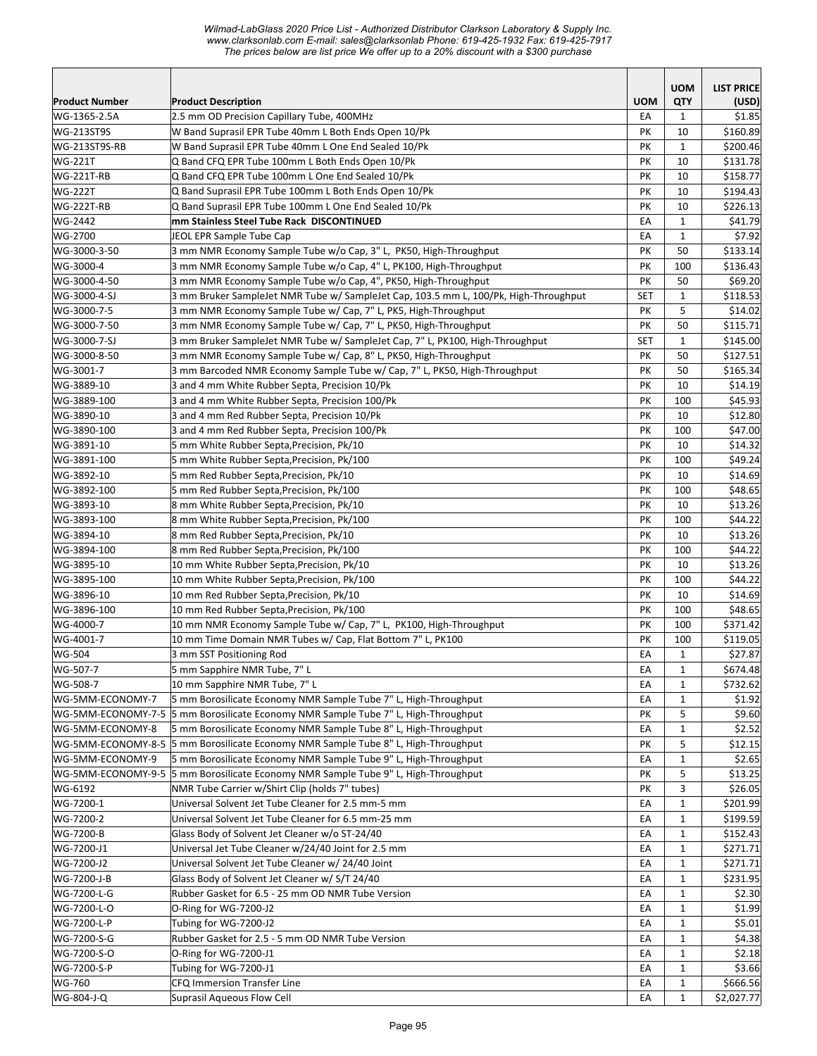| Product Number | Product Description | UOM | UOM QTY | LIST PRICE (USD) |
|---|---|---|---|---|
| WG-1365-2.5A | 2.5 mm OD Precision Capillary Tube, 400MHz | EA | 1 | $1.85 |
| WG-213ST9S | W Band Suprasil EPR Tube 40mm L Both Ends Open 10/Pk | PK | 10 | $160.89 |
| WG-213ST9S-RB | W Band Suprasil EPR Tube 40mm L One End Sealed 10/Pk | PK | 1 | $200.46 |
| WG-221T | Q Band CFQ EPR Tube 100mm L Both Ends Open 10/Pk | PK | 10 | $131.78 |
| WG-221T-RB | Q Band CFQ EPR Tube 100mm L One End Sealed 10/Pk | PK | 10 | $158.77 |
| WG-222T | Q Band Suprasil EPR Tube 100mm L Both Ends Open 10/Pk | PK | 10 | $194.43 |
| WG-222T-RB | Q Band Suprasil EPR Tube 100mm L One End Sealed 10/Pk | PK | 10 | $226.13 |
| WG-2442 | **mm Stainless Steel Tube Rack DISCONTINUED** | EA | 1 | $41.79 |
| WG-2700 | JEOL EPR Sample Tube Cap | EA | 1 | $7.92 |
| WG-3000-3-50 | 3 mm NMR Economy Sample Tube w/o Cap, 3" L, PK50, High-Throughput | PK | 50 | $133.14 |
| WG-3000-4 | 3 mm NMR Economy Sample Tube w/o Cap, 4" L, PK100, High-Throughput | PK | 100 | $136.43 |
| WG-3000-4-50 | 3 mm NMR Economy Sample Tube w/o Cap, 4", PK50, High-Throughput | PK | 50 | $69.20 |
| WG-3000-4-SJ | 3 mm Bruker SampleJet NMR Tube w/ SampleJet Cap, 103.5 mm L, 100/Pk, High-Throughput | SET | 1 | $118.53 |
| WG-3000-7-5 | 3 mm NMR Economy Sample Tube w/ Cap, 7" L, PK5, High-Throughput | PK | 5 | $14.02 |
| WG-3000-7-50 | 3 mm NMR Economy Sample Tube w/ Cap, 7" L, PK50, High-Throughput | PK | 50 | $115.71 |
| WG-3000-7-SJ | 3 mm Bruker SampleJet NMR Tube w/ SampleJet Cap, 7" L, PK100, High-Throughput | SET | 1 | $145.00 |
| WG-3000-8-50 | 3 mm NMR Economy Sample Tube w/ Cap, 8" L, PK50, High-Throughput | PK | 50 | $127.51 |
| WG-3001-7 | 3 mm Barcoded NMR Economy Sample Tube w/ Cap, 7" L, PK50, High-Throughput | PK | 50 | $165.34 |
| WG-3889-10 | 3 and 4 mm White Rubber Septa, Precision 10/Pk | PK | 10 | $14.19 |
| WG-3889-100 | 3 and 4 mm White Rubber Septa, Precision 100/Pk | PK | 100 | $45.93 |
| WG-3890-10 | 3 and 4 mm Red Rubber Septa, Precision 10/Pk | PK | 10 | $12.80 |
| WG-3890-100 | 3 and 4 mm Red Rubber Septa, Precision 100/Pk | PK | 100 | $47.00 |
| WG-3891-10 | 5 mm White Rubber Septa,Precision, Pk/10 | PK | 10 | $14.32 |
| WG-3891-100 | 5 mm White Rubber Septa,Precision, Pk/100 | PK | 100 | $49.24 |
| WG-3892-10 | 5 mm Red Rubber Septa,Precision, Pk/10 | PK | 10 | $14.69 |
| WG-3892-100 | 5 mm Red Rubber Septa,Precision, Pk/100 | PK | 100 | $48.65 |
| WG-3893-10 | 8 mm White Rubber Septa,Precision, Pk/10 | PK | 10 | $13.26 |
| WG-3893-100 | 8 mm White Rubber Septa,Precision, Pk/100 | PK | 100 | $44.22 |
| WG-3894-10 | 8 mm Red Rubber Septa,Precision, Pk/10 | PK | 10 | $13.26 |
| WG-3894-100 | 8 mm Red Rubber Septa,Precision, Pk/100 | PK | 100 | $44.22 |
| WG-3895-10 | 10 mm White Rubber Septa,Precision, Pk/10 | PK | 10 | $13.26 |
| WG-3895-100 | 10 mm White Rubber Septa,Precision, Pk/100 | PK | 100 | $44.22 |
| WG-3896-10 | 10 mm Red Rubber Septa,Precision, Pk/10 | PK | 10 | $14.69 |
| WG-3896-100 | 10 mm Red Rubber Septa,Precision, Pk/100 | PK | 100 | $48.65 |
| WG-4000-7 | 10 mm NMR Economy Sample Tube w/ Cap, 7" L, PK100, High-Throughput | PK | 100 | $371.42 |
| WG-4001-7 | 10 mm Time Domain NMR Tubes w/ Cap, Flat Bottom 7" L, PK100 | PK | 100 | $119.05 |
| WG-504 | 3 mm SST Positioning Rod | EA | 1 | $27.87 |
| WG-507-7 | 5 mm Sapphire NMR Tube, 7" L | EA | 1 | $674.48 |
| WG-508-7 | 10 mm Sapphire NMR Tube, 7" L | EA | 1 | $732.62 |
| WG-5MM-ECONOMY-7 | 5 mm Borosilicate Economy NMR Sample Tube 7" L, High-Throughput | EA | 1 | $1.92 |
| WG-5MM-ECONOMY-7-5 | 5 mm Borosilicate Economy NMR Sample Tube 7" L, High-Throughput | PK | 5 | $9.60 |
| WG-5MM-ECONOMY-8 | 5 mm Borosilicate Economy NMR Sample Tube 8" L, High-Throughput | EA | 1 | $2.52 |
| WG-5MM-ECONOMY-8-5 | 5 mm Borosilicate Economy NMR Sample Tube 8" L, High-Throughput | PK | 5 | $12.15 |
| WG-5MM-ECONOMY-9 | 5 mm Borosilicate Economy NMR Sample Tube 9" L, High-Throughput | EA | 1 | $2.65 |
| WG-5MM-ECONOMY-9-5 | 5 mm Borosilicate Economy NMR Sample Tube 9" L, High-Throughput | PK | 5 | $13.25 |
| WG-6192 | NMR Tube Carrier w/Shirt Clip (holds 7" tubes) | PK | 3 | $26.05 |
| WG-7200-1 | Universal Solvent Jet Tube Cleaner for 2.5 mm-5 mm | EA | 1 | $201.99 |
| WG-7200-2 | Universal Solvent Jet Tube Cleaner for 6.5 mm-25 mm | EA | 1 | $199.59 |
| WG-7200-B | Glass Body of Solvent Jet Cleaner w/o ST-24/40 | EA | 1 | $152.43 |
| WG-7200-J1 | Universal Jet Tube Cleaner w/24/40 Joint for 2.5 mm | EA | 1 | $271.71 |
| WG-7200-J2 | Universal Solvent Jet Tube Cleaner w/ 24/40 Joint | EA | 1 | $271.71 |
| WG-7200-J-B | Glass Body of Solvent Jet Cleaner w/ S/T 24/40 | EA | 1 | $231.95 |
| WG-7200-L-G | Rubber Gasket for 6.5 - 25 mm OD NMR Tube Version | EA | 1 | $2.30 |
| WG-7200-L-O | O-Ring for WG-7200-J2 | EA | 1 | $1.99 |
| WG-7200-L-P | Tubing for WG-7200-J2 | EA | 1 | $5.01 |
| WG-7200-S-G | Rubber Gasket for 2.5 - 5 mm OD NMR Tube Version | EA | 1 | $4.38 |
| WG-7200-S-O | O-Ring for WG-7200-J1 | EA | 1 | $2.18 |
| WG-7200-S-P | Tubing for WG-7200-J1 | EA | 1 | $3.66 |
| WG-760 | CFQ Immersion Transfer Line | EA | 1 | $666.56 |
| WG-804-J-Q | Suprasil Aqueous Flow Cell | EA | 1 | $2,027.77 |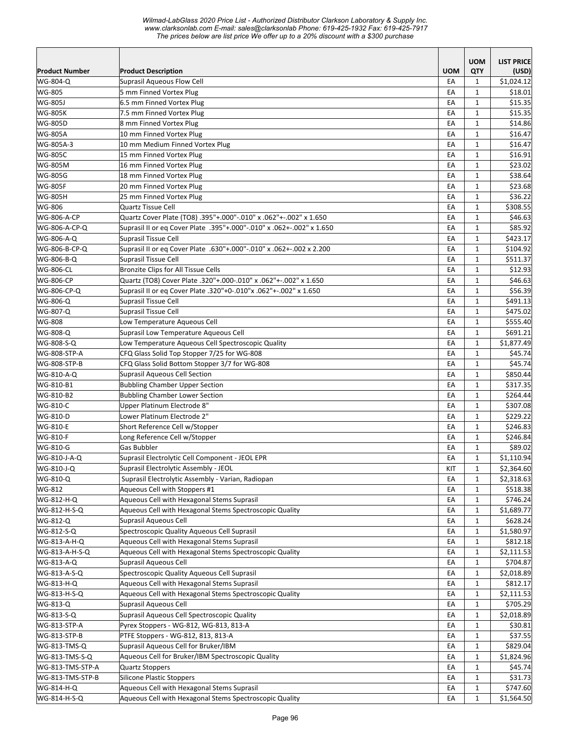*Wilmad-LabGlass 2020 Price List - Authorized Distributor Clarkson Laboratory & Supply Inc.*
*www.clarksonlab.com E-mail: sales@clarksonlab Phone: 619-425-1932 Fax: 619-425-7917*
*The prices below are list price We offer up to a 20% discount with a $300 purchase*

| Product Number | Product Description | UOM | UOM QTY | LIST PRICE (USD) |
|---|---|---|---|---|
| WG-804-Q | Suprasil Aqueous Flow Cell | EA | 1 | $1,024.12 |
| WG-805 | 5 mm Finned Vortex Plug | EA | 1 | $18.01 |
| WG-805J | 6.5 mm Finned Vortex Plug | EA | 1 | $15.35 |
| WG-805K | 7.5 mm Finned Vortex Plug | EA | 1 | $15.35 |
| WG-805D | 8 mm Finned Vortex Plug | EA | 1 | $14.86 |
| WG-805A | 10 mm Finned Vortex Plug | EA | 1 | $16.47 |
| WG-805A-3 | 10 mm Medium Finned Vortex Plug | EA | 1 | $16.47 |
| WG-805C | 15 mm Finned Vortex Plug | EA | 1 | $16.91 |
| WG-805M | 16 mm Finned Vortex Plug | EA | 1 | $23.02 |
| WG-805G | 18 mm Finned Vortex Plug | EA | 1 | $38.64 |
| WG-805F | 20 mm Finned Vortex Plug | EA | 1 | $23.68 |
| WG-805H | 25 mm Finned Vortex Plug | EA | 1 | $36.22 |
| WG-806 | Quartz Tissue Cell | EA | 1 | $308.55 |
| WG-806-A-CP | Quartz Cover Plate (TO8) .395"+.000"-.010" x .062"+-.002" x 1.650 | EA | 1 | $46.63 |
| WG-806-A-CP-Q | Suprasil II or eq Cover Plate .395"+.000"-.010" x .062+-.002" x 1.650 | EA | 1 | $85.92 |
| WG-806-A-Q | Suprasil Tissue Cell | EA | 1 | $423.17 |
| WG-806-B-CP-Q | Suprasil II or eq Cover Plate .630"+.000"-.010" x .062+-.002 x 2.200 | EA | 1 | $104.92 |
| WG-806-B-Q | Suprasil Tissue Cell | EA | 1 | $511.37 |
| WG-806-CL | Bronzite Clips for All Tissue Cells | EA | 1 | $12.93 |
| WG-806-CP | Quartz (TO8) Cover Plate .320"+.000-.010" x .062"+-.002" x 1.650 | EA | 1 | $46.63 |
| WG-806-CP-Q | Suprasil II or eq Cover Plate .320"+0-.010"x .062"+-.002" x 1.650 | EA | 1 | $56.39 |
| WG-806-Q | Suprasil Tissue Cell | EA | 1 | $491.13 |
| WG-807-Q | Suprasil Tissue Cell | EA | 1 | $475.02 |
| WG-808 | Low Temperature Aqueous Cell | EA | 1 | $555.40 |
| WG-808-Q | Suprasil Low Temperature Aqueous Cell | EA | 1 | $691.21 |
| WG-808-S-Q | Low Temperature Aqueous Cell Spectroscopic Quality | EA | 1 | $1,877.49 |
| WG-808-STP-A | CFQ Glass Solid Top Stopper 7/25 for WG-808 | EA | 1 | $45.74 |
| WG-808-STP-B | CFQ Glass Solid Bottom Stopper 3/7 for WG-808 | EA | 1 | $45.74 |
| WG-810-A-Q | Suprasil Aqueous Cell Section | EA | 1 | $850.44 |
| WG-810-B1 | Bubbling Chamber Upper Section | EA | 1 | $317.35 |
| WG-810-B2 | Bubbling Chamber Lower Section | EA | 1 | $264.44 |
| WG-810-C | Upper Platinum Electrode 8" | EA | 1 | $307.08 |
| WG-810-D | Lower Platinum Electrode 2" | EA | 1 | $229.22 |
| WG-810-E | Short Reference Cell w/Stopper | EA | 1 | $246.83 |
| WG-810-F | Long Reference Cell w/Stopper | EA | 1 | $246.84 |
| WG-810-G | Gas Bubbler | EA | 1 | $89.02 |
| WG-810-J-A-Q | Suprasil Electrolytic Cell Component - JEOL EPR | EA | 1 | $1,110.94 |
| WG-810-J-Q | Suprasil Electrolytic Assembly - JEOL | KIT | 1 | $2,364.60 |
| WG-810-Q | Suprasil Electrolytic Assembly - Varian, Radiopan | EA | 1 | $2,318.63 |
| WG-812 | Aqueous Cell with Stoppers #1 | EA | 1 | $518.38 |
| WG-812-H-Q | Aqueous Cell with Hexagonal Stems Suprasil | EA | 1 | $746.24 |
| WG-812-H-S-Q | Aqueous Cell with Hexagonal Stems Spectroscopic Quality | EA | 1 | $1,689.77 |
| WG-812-Q | Suprasil Aqueous Cell | EA | 1 | $628.24 |
| WG-812-S-Q | Spectroscopic Quality Aqueous Cell Suprasil | EA | 1 | $1,580.97 |
| WG-813-A-H-Q | Aqueous Cell with Hexagonal Stems Suprasil | EA | 1 | $812.18 |
| WG-813-A-H-S-Q | Aqueous Cell with Hexagonal Stems Spectroscopic Quality | EA | 1 | $2,111.53 |
| WG-813-A-Q | Suprasil Aqueous Cell | EA | 1 | $704.87 |
| WG-813-A-S-Q | Spectroscopic Quality Aqueous Cell Suprasil | EA | 1 | $2,018.89 |
| WG-813-H-Q | Aqueous Cell with Hexagonal Stems Suprasil | EA | 1 | $812.17 |
| WG-813-H-S-Q | Aqueous Cell with Hexagonal Stems Spectroscopic Quality | EA | 1 | $2,111.53 |
| WG-813-Q | Suprasil Aqueous Cell | EA | 1 | $705.29 |
| WG-813-S-Q | Suprasil Aqueous Cell Spectroscopic Quality | EA | 1 | $2,018.89 |
| WG-813-STP-A | Pyrex Stoppers - WG-812, WG-813, 813-A | EA | 1 | $30.81 |
| WG-813-STP-B | PTFE Stoppers - WG-812, 813, 813-A | EA | 1 | $37.55 |
| WG-813-TMS-Q | Suprasil Aqueous Cell for Bruker/IBM | EA | 1 | $829.04 |
| WG-813-TMS-S-Q | Aqueous Cell for Bruker/IBM Spectroscopic Quality | EA | 1 | $1,824.96 |
| WG-813-TMS-STP-A | Quartz Stoppers | EA | 1 | $45.74 |
| WG-813-TMS-STP-B | Silicone Plastic Stoppers | EA | 1 | $31.73 |
| WG-814-H-Q | Aqueous Cell with Hexagonal Stems Suprasil | EA | 1 | $747.60 |
| WG-814-H-S-Q | Aqueous Cell with Hexagonal Stems Spectroscopic Quality | EA | 1 | $1,564.50 |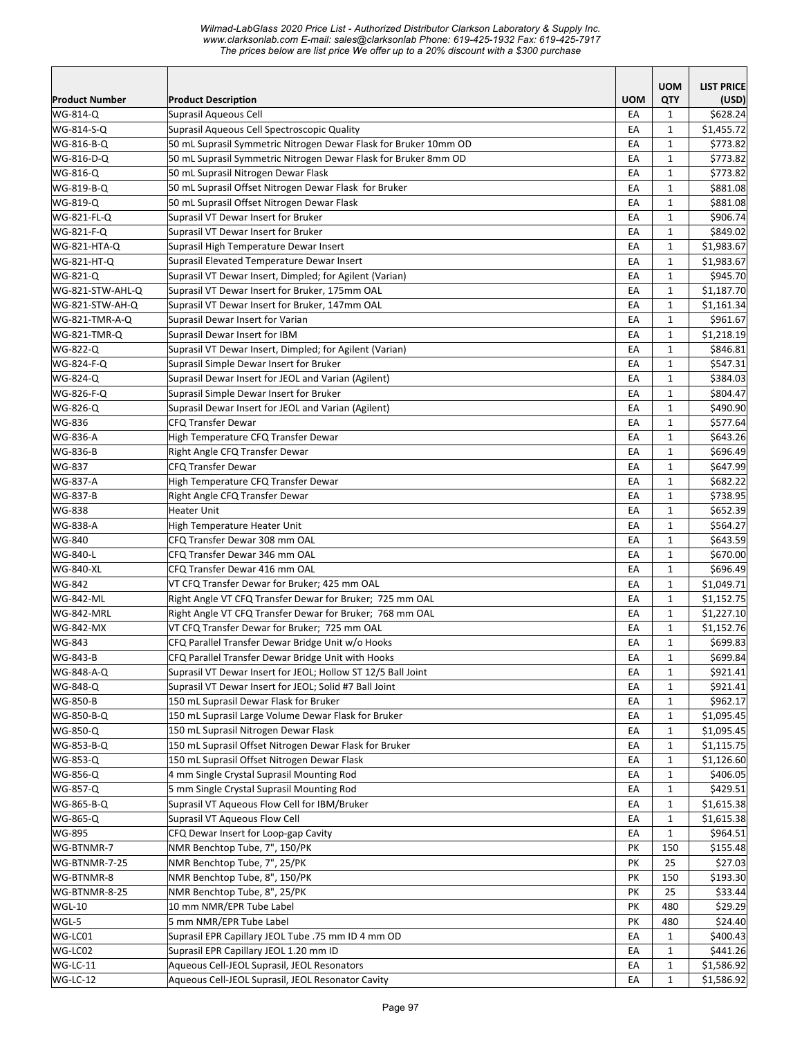| Product Number | Product Description | UOM | UOM QTY | LIST PRICE (USD) |
|---|---|---|---|---|
| WG-814-Q | Suprasil Aqueous Cell | EA | 1 | $628.24 |
| WG-814-S-Q | Suprasil Aqueous Cell Spectroscopic Quality | EA | 1 | $1,455.72 |
| WG-816-B-Q | 50 mL Suprasil Symmetric Nitrogen Dewar Flask for Bruker 10mm OD | EA | 1 | $773.82 |
| WG-816-D-Q | 50 mL Suprasil Symmetric Nitrogen Dewar Flask for Bruker 8mm OD | EA | 1 | $773.82 |
| WG-816-Q | 50 mL Suprasil Nitrogen Dewar Flask | EA | 1 | $773.82 |
| WG-819-B-Q | 50 mL Suprasil Offset Nitrogen Dewar Flask for Bruker | EA | 1 | $881.08 |
| WG-819-Q | 50 mL Suprasil Offset Nitrogen Dewar Flask | EA | 1 | $881.08 |
| WG-821-FL-Q | Suprasil VT Dewar Insert for Bruker | EA | 1 | $906.74 |
| WG-821-F-Q | Suprasil VT Dewar Insert for Bruker | EA | 1 | $849.02 |
| WG-821-HTA-Q | Suprasil High Temperature Dewar Insert | EA | 1 | $1,983.67 |
| WG-821-HT-Q | Suprasil Elevated Temperature Dewar Insert | EA | 1 | $1,983.67 |
| WG-821-Q | Suprasil VT Dewar Insert, Dimpled; for Agilent (Varian) | EA | 1 | $945.70 |
| WG-821-STW-AHL-Q | Suprasil VT Dewar Insert for Bruker, 175mm OAL | EA | 1 | $1,187.70 |
| WG-821-STW-AH-Q | Suprasil VT Dewar Insert for Bruker, 147mm OAL | EA | 1 | $1,161.34 |
| WG-821-TMR-A-Q | Suprasil Dewar Insert for Varian | EA | 1 | $961.67 |
| WG-821-TMR-Q | Suprasil Dewar Insert for IBM | EA | 1 | $1,218.19 |
| WG-822-Q | Suprasil VT Dewar Insert, Dimpled; for Agilent (Varian) | EA | 1 | $846.81 |
| WG-824-F-Q | Suprasil Simple Dewar Insert for Bruker | EA | 1 | $547.31 |
| WG-824-Q | Suprasil Dewar Insert for JEOL and Varian (Agilent) | EA | 1 | $384.03 |
| WG-826-F-Q | Suprasil Simple Dewar Insert for Bruker | EA | 1 | $804.47 |
| WG-826-Q | Suprasil Dewar Insert for JEOL and Varian (Agilent) | EA | 1 | $490.90 |
| WG-836 | CFQ Transfer Dewar | EA | 1 | $577.64 |
| WG-836-A | High Temperature CFQ Transfer Dewar | EA | 1 | $643.26 |
| WG-836-B | Right Angle CFQ Transfer Dewar | EA | 1 | $696.49 |
| WG-837 | CFQ Transfer Dewar | EA | 1 | $647.99 |
| WG-837-A | High Temperature CFQ Transfer Dewar | EA | 1 | $682.22 |
| WG-837-B | Right Angle CFQ Transfer Dewar | EA | 1 | $738.95 |
| WG-838 | Heater Unit | EA | 1 | $652.39 |
| WG-838-A | High Temperature Heater Unit | EA | 1 | $564.27 |
| WG-840 | CFQ Transfer Dewar 308 mm OAL | EA | 1 | $643.59 |
| WG-840-L | CFQ Transfer Dewar 346 mm OAL | EA | 1 | $670.00 |
| WG-840-XL | CFQ Transfer Dewar 416 mm OAL | EA | 1 | $696.49 |
| WG-842 | VT CFQ Transfer Dewar for Bruker; 425 mm OAL | EA | 1 | $1,049.71 |
| WG-842-ML | Right Angle VT CFQ Transfer Dewar for Bruker; 725 mm OAL | EA | 1 | $1,152.75 |
| WG-842-MRL | Right Angle VT CFQ Transfer Dewar for Bruker; 768 mm OAL | EA | 1 | $1,227.10 |
| WG-842-MX | VT CFQ Transfer Dewar for Bruker; 725 mm OAL | EA | 1 | $1,152.76 |
| WG-843 | CFQ Parallel Transfer Dewar Bridge Unit w/o Hooks | EA | 1 | $699.83 |
| WG-843-B | CFQ Parallel Transfer Dewar Bridge Unit with Hooks | EA | 1 | $699.84 |
| WG-848-A-Q | Suprasil VT Dewar Insert for JEOL; Hollow ST 12/5 Ball Joint | EA | 1 | $921.41 |
| WG-848-Q | Suprasil VT Dewar Insert for JEOL; Solid #7 Ball Joint | EA | 1 | $921.41 |
| WG-850-B | 150 mL Suprasil Dewar Flask for Bruker | EA | 1 | $962.17 |
| WG-850-B-Q | 150 mL Suprasil Large Volume Dewar Flask for Bruker | EA | 1 | $1,095.45 |
| WG-850-Q | 150 mL Suprasil Nitrogen Dewar Flask | EA | 1 | $1,095.45 |
| WG-853-B-Q | 150 mL Suprasil Offset Nitrogen Dewar Flask for Bruker | EA | 1 | $1,115.75 |
| WG-853-Q | 150 mL Suprasil Offset Nitrogen Dewar Flask | EA | 1 | $1,126.60 |
| WG-856-Q | 4 mm Single Crystal Suprasil Mounting Rod | EA | 1 | $406.05 |
| WG-857-Q | 5 mm Single Crystal Suprasil Mounting Rod | EA | 1 | $429.51 |
| WG-865-B-Q | Suprasil VT Aqueous Flow Cell for IBM/Bruker | EA | 1 | $1,615.38 |
| WG-865-Q | Suprasil VT Aqueous Flow Cell | EA | 1 | $1,615.38 |
| WG-895 | CFQ Dewar Insert for Loop-gap Cavity | EA | 1 | $964.51 |
| WG-BTNMR-7 | NMR Benchtop Tube, 7", 150/PK | PK | 150 | $155.48 |
| WG-BTNMR-7-25 | NMR Benchtop Tube, 7", 25/PK | PK | 25 | $27.03 |
| WG-BTNMR-8 | NMR Benchtop Tube, 8", 150/PK | PK | 150 | $193.30 |
| WG-BTNMR-8-25 | NMR Benchtop Tube, 8", 25/PK | PK | 25 | $33.44 |
| WGL-10 | 10 mm NMR/EPR Tube Label | PK | 480 | $29.29 |
| WGL-5 | 5 mm NMR/EPR Tube Label | PK | 480 | $24.40 |
| WG-LC01 | Suprasil EPR Capillary Tube JEOL .75 mm ID 4 mm OD | EA | 1 | $400.43 |
| WG-LC02 | Suprasil EPR Capillary JEOL 1.20 mm ID | EA | 1 | $441.26 |
| WG-LC-11 | Aqueous Cell-JEOL Suprasil, JEOL Resonators | EA | 1 | $1,586.92 |
| WG-LC-12 | Aqueous Cell-JEOL Suprasil, JEOL Resonator Cavity | EA | 1 | $1,586.92 |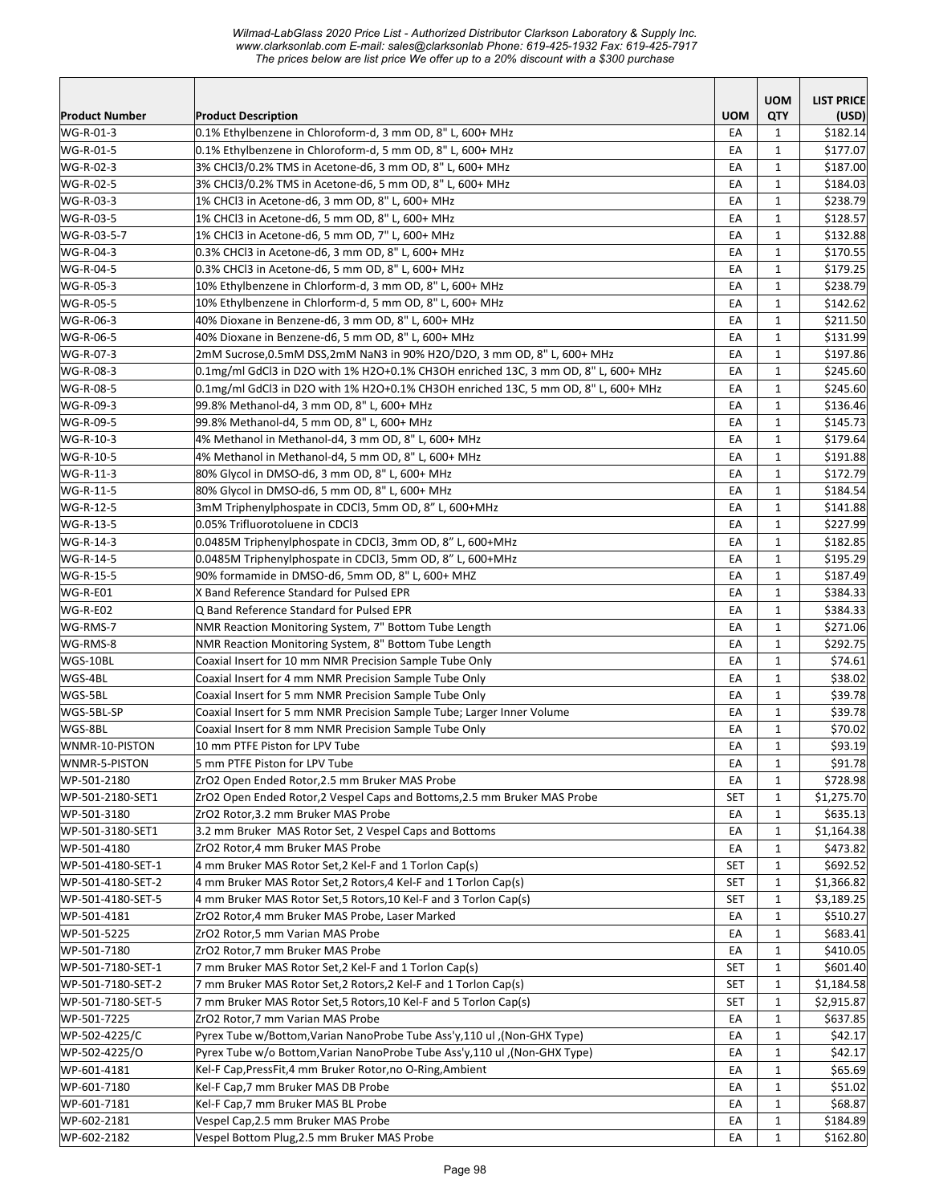| Product Number | Product Description | UOM | UOM QTY | LIST PRICE (USD) |
|---|---|---|---|---|
| WG-R-01-3 | 0.1% Ethylbenzene in Chloroform-d, 3 mm OD, 8" L, 600+ MHz | EA | 1 | $182.14 |
| WG-R-01-5 | 0.1% Ethylbenzene in Chloroform-d, 5 mm OD, 8" L, 600+ MHz | EA | 1 | $177.07 |
| WG-R-02-3 | 3% CHCl3/0.2% TMS in Acetone-d6, 3 mm OD, 8" L, 600+ MHz | EA | 1 | $187.00 |
| WG-R-02-5 | 3% CHCl3/0.2% TMS in Acetone-d6, 5 mm OD, 8" L, 600+ MHz | EA | 1 | $184.03 |
| WG-R-03-3 | 1% CHCl3 in Acetone-d6, 3 mm OD, 8" L, 600+ MHz | EA | 1 | $238.79 |
| WG-R-03-5 | 1% CHCl3 in Acetone-d6, 5 mm OD, 8" L, 600+ MHz | EA | 1 | $128.57 |
| WG-R-03-5-7 | 1% CHCl3 in Acetone-d6, 5 mm OD, 7" L, 600+ MHz | EA | 1 | $132.88 |
| WG-R-04-3 | 0.3% CHCl3 in Acetone-d6, 3 mm OD, 8" L, 600+ MHz | EA | 1 | $170.55 |
| WG-R-04-5 | 0.3% CHCl3 in Acetone-d6, 5 mm OD, 8" L, 600+ MHz | EA | 1 | $179.25 |
| WG-R-05-3 | 10% Ethylbenzene in Chlorform-d, 3 mm OD, 8" L, 600+ MHz | EA | 1 | $238.79 |
| WG-R-05-5 | 10% Ethylbenzene in Chlorform-d, 5 mm OD, 8" L, 600+ MHz | EA | 1 | $142.62 |
| WG-R-06-3 | 40% Dioxane in Benzene-d6, 3 mm OD, 8" L, 600+ MHz | EA | 1 | $211.50 |
| WG-R-06-5 | 40% Dioxane in Benzene-d6, 5 mm OD, 8" L, 600+ MHz | EA | 1 | $131.99 |
| WG-R-07-3 | 2mM Sucrose,0.5mM DSS,2mM NaN3 in 90% H2O/D2O, 3 mm OD, 8" L, 600+ MHz | EA | 1 | $197.86 |
| WG-R-08-3 | 0.1mg/ml GdCl3 in D2O with 1% H2O+0.1% CH3OH enriched 13C, 3 mm OD, 8" L, 600+ MHz | EA | 1 | $245.60 |
| WG-R-08-5 | 0.1mg/ml GdCl3 in D2O with 1% H2O+0.1% CH3OH enriched 13C, 5 mm OD, 8" L, 600+ MHz | EA | 1 | $245.60 |
| WG-R-09-3 | 99.8% Methanol-d4, 3 mm OD, 8" L, 600+ MHz | EA | 1 | $136.46 |
| WG-R-09-5 | 99.8% Methanol-d4, 5 mm OD, 8" L, 600+ MHz | EA | 1 | $145.73 |
| WG-R-10-3 | 4% Methanol in Methanol-d4, 3 mm OD, 8" L, 600+ MHz | EA | 1 | $179.64 |
| WG-R-10-5 | 4% Methanol in Methanol-d4, 5 mm OD, 8" L, 600+ MHz | EA | 1 | $191.88 |
| WG-R-11-3 | 80% Glycol in DMSO-d6, 3 mm OD, 8" L, 600+ MHz | EA | 1 | $172.79 |
| WG-R-11-5 | 80% Glycol in DMSO-d6, 5 mm OD, 8" L, 600+ MHz | EA | 1 | $184.54 |
| WG-R-12-5 | 3mM Triphenylphospate in CDCl3, 5mm OD, 8” L, 600+MHz | EA | 1 | $141.88 |
| WG-R-13-5 | 0.05% Trifluorotoluene in CDCl3 | EA | 1 | $227.99 |
| WG-R-14-3 | 0.0485M Triphenylphospate in CDCl3, 3mm OD, 8” L, 600+MHz | EA | 1 | $182.85 |
| WG-R-14-5 | 0.0485M Triphenylphospate in CDCl3, 5mm OD, 8” L, 600+MHz | EA | 1 | $195.29 |
| WG-R-15-5 | 90% formamide in DMSO-d6, 5mm OD, 8" L, 600+ MHZ | EA | 1 | $187.49 |
| WG-R-E01 | X Band Reference Standard for Pulsed EPR | EA | 1 | $384.33 |
| WG-R-E02 | Q Band Reference Standard for Pulsed EPR | EA | 1 | $384.33 |
| WG-RMS-7 | NMR Reaction Monitoring System, 7" Bottom Tube Length | EA | 1 | $271.06 |
| WG-RMS-8 | NMR Reaction Monitoring System, 8" Bottom Tube Length | EA | 1 | $292.75 |
| WGS-10BL | Coaxial Insert for 10 mm NMR Precision Sample Tube Only | EA | 1 | $74.61 |
| WGS-4BL | Coaxial Insert for 4 mm NMR Precision Sample Tube Only | EA | 1 | $38.02 |
| WGS-5BL | Coaxial Insert for 5 mm NMR Precision Sample Tube Only | EA | 1 | $39.78 |
| WGS-5BL-SP | Coaxial Insert for 5 mm NMR Precision Sample Tube; Larger Inner Volume | EA | 1 | $39.78 |
| WGS-8BL | Coaxial Insert for 8 mm NMR Precision Sample Tube Only | EA | 1 | $70.02 |
| WNMR-10-PISTON | 10 mm PTFE Piston for LPV Tube | EA | 1 | $93.19 |
| WNMR-5-PISTON | 5 mm PTFE Piston for LPV Tube | EA | 1 | $91.78 |
| WP-501-2180 | ZrO2 Open Ended Rotor,2.5 mm Bruker MAS Probe | EA | 1 | $728.98 |
| WP-501-2180-SET1 | ZrO2 Open Ended Rotor,2 Vespel Caps and Bottoms,2.5 mm Bruker MAS Probe | SET | 1 | $1,275.70 |
| WP-501-3180 | ZrO2 Rotor,3.2 mm Bruker MAS Probe | EA | 1 | $635.13 |
| WP-501-3180-SET1 | 3.2 mm Bruker MAS Rotor Set, 2 Vespel Caps and Bottoms | EA | 1 | $1,164.38 |
| WP-501-4180 | ZrO2 Rotor,4 mm Bruker MAS Probe | EA | 1 | $473.82 |
| WP-501-4180-SET-1 | 4 mm Bruker MAS Rotor Set,2 Kel-F and 1 Torlon Cap(s) | SET | 1 | $692.52 |
| WP-501-4180-SET-2 | 4 mm Bruker MAS Rotor Set,2 Rotors,4 Kel-F and 1 Torlon Cap(s) | SET | 1 | $1,366.82 |
| WP-501-4180-SET-5 | 4 mm Bruker MAS Rotor Set,5 Rotors,10 Kel-F and 3 Torlon Cap(s) | SET | 1 | $3,189.25 |
| WP-501-4181 | ZrO2 Rotor,4 mm Bruker MAS Probe, Laser Marked | EA | 1 | $510.27 |
| WP-501-5225 | ZrO2 Rotor,5 mm Varian MAS Probe | EA | 1 | $683.41 |
| WP-501-7180 | ZrO2 Rotor,7 mm Bruker MAS Probe | EA | 1 | $410.05 |
| WP-501-7180-SET-1 | 7 mm Bruker MAS Rotor Set,2 Kel-F and 1 Torlon Cap(s) | SET | 1 | $601.40 |
| WP-501-7180-SET-2 | 7 mm Bruker MAS Rotor Set,2 Rotors,2 Kel-F and 1 Torlon Cap(s) | SET | 1 | $1,184.58 |
| WP-501-7180-SET-5 | 7 mm Bruker MAS Rotor Set,5 Rotors,10 Kel-F and 5 Torlon Cap(s) | SET | 1 | $2,915.87 |
| WP-501-7225 | ZrO2 Rotor,7 mm Varian MAS Probe | EA | 1 | $637.85 |
| WP-502-4225/C | Pyrex Tube w/Bottom,Varian NanoProbe Tube Ass'y,110 ul ,(Non-GHX Type) | EA | 1 | $42.17 |
| WP-502-4225/O | Pyrex Tube w/o Bottom,Varian NanoProbe Tube Ass'y,110 ul ,(Non-GHX Type) | EA | 1 | $42.17 |
| WP-601-4181 | Kel-F Cap,PressFit,4 mm Bruker Rotor,no O-Ring,Ambient | EA | 1 | $65.69 |
| WP-601-7180 | Kel-F Cap,7 mm Bruker MAS DB Probe | EA | 1 | $51.02 |
| WP-601-7181 | Kel-F Cap,7 mm Bruker MAS BL Probe | EA | 1 | $68.87 |
| WP-602-2181 | Vespel Cap,2.5 mm Bruker MAS Probe | EA | 1 | $184.89 |
| WP-602-2182 | Vespel Bottom Plug,2.5 mm Bruker MAS Probe | EA | 1 | $162.80 |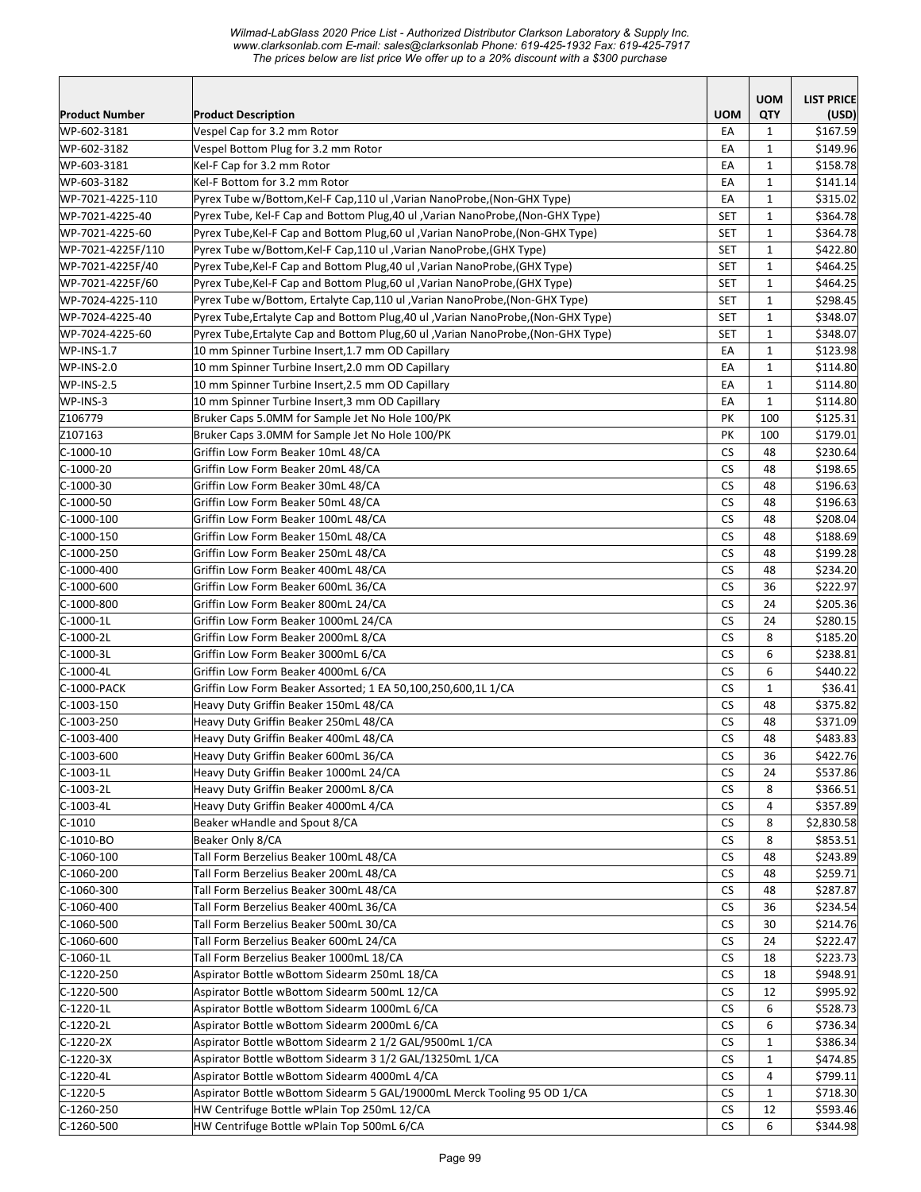*Wilmad-LabGlass 2020 Price List - Authorized Distributor Clarkson Laboratory & Supply Inc.*
*www.clarksonlab.com E-mail: sales@clarksonlab Phone: 619-425-1932 Fax: 619-425-7917*
*The prices below are list price We offer up to a 20% discount with a $300 purchase*

| Product Number | Product Description | UOM | UOM QTY | LIST PRICE (USD) |
|---|---|---|---|---|
| WP-602-3181 | Vespel Cap for 3.2 mm Rotor | EA | 1 | $167.59 |
| WP-602-3182 | Vespel Bottom Plug for 3.2 mm Rotor | EA | 1 | $149.96 |
| WP-603-3181 | Kel-F Cap for 3.2 mm Rotor | EA | 1 | $158.78 |
| WP-603-3182 | Kel-F Bottom for 3.2 mm Rotor | EA | 1 | $141.14 |
| WP-7021-4225-110 | Pyrex Tube w/Bottom,Kel-F Cap,110 ul ,Varian NanoProbe,(Non-GHX Type) | EA | 1 | $315.02 |
| WP-7021-4225-40 | Pyrex Tube, Kel-F Cap and Bottom Plug,40 ul ,Varian NanoProbe,(Non-GHX Type) | SET | 1 | $364.78 |
| WP-7021-4225-60 | Pyrex Tube,Kel-F Cap and Bottom Plug,60 ul ,Varian NanoProbe,(Non-GHX Type) | SET | 1 | $364.78 |
| WP-7021-4225F/110 | Pyrex Tube w/Bottom,Kel-F Cap,110 ul ,Varian NanoProbe,(GHX Type) | SET | 1 | $422.80 |
| WP-7021-4225F/40 | Pyrex Tube,Kel-F Cap and Bottom Plug,40 ul ,Varian NanoProbe,(GHX Type) | SET | 1 | $464.25 |
| WP-7021-4225F/60 | Pyrex Tube,Kel-F Cap and Bottom Plug,60 ul ,Varian NanoProbe,(GHX Type) | SET | 1 | $464.25 |
| WP-7024-4225-110 | Pyrex Tube w/Bottom, Ertalyte Cap,110 ul ,Varian NanoProbe,(Non-GHX Type) | SET | 1 | $298.45 |
| WP-7024-4225-40 | Pyrex Tube,Ertalyte Cap and Bottom Plug,40 ul ,Varian NanoProbe,(Non-GHX Type) | SET | 1 | $348.07 |
| WP-7024-4225-60 | Pyrex Tube,Ertalyte Cap and Bottom Plug,60 ul ,Varian NanoProbe,(Non-GHX Type) | SET | 1 | $348.07 |
| WP-INS-1.7 | 10 mm Spinner Turbine Insert,1.7 mm OD Capillary | EA | 1 | $123.98 |
| WP-INS-2.0 | 10 mm Spinner Turbine Insert,2.0 mm OD Capillary | EA | 1 | $114.80 |
| WP-INS-2.5 | 10 mm Spinner Turbine Insert,2.5 mm OD Capillary | EA | 1 | $114.80 |
| WP-INS-3 | 10 mm Spinner Turbine Insert,3 mm OD Capillary | EA | 1 | $114.80 |
| Z106779 | Bruker Caps 5.0MM for Sample Jet No Hole 100/PK | PK | 100 | $125.31 |
| Z107163 | Bruker Caps 3.0MM for Sample Jet No Hole 100/PK | PK | 100 | $179.01 |
| C-1000-10 | Griffin Low Form Beaker 10mL 48/CA | CS | 48 | $230.64 |
| C-1000-20 | Griffin Low Form Beaker 20mL 48/CA | CS | 48 | $198.65 |
| C-1000-30 | Griffin Low Form Beaker 30mL 48/CA | CS | 48 | $196.63 |
| C-1000-50 | Griffin Low Form Beaker 50mL 48/CA | CS | 48 | $196.63 |
| C-1000-100 | Griffin Low Form Beaker 100mL 48/CA | CS | 48 | $208.04 |
| C-1000-150 | Griffin Low Form Beaker 150mL 48/CA | CS | 48 | $188.69 |
| C-1000-250 | Griffin Low Form Beaker 250mL 48/CA | CS | 48 | $199.28 |
| C-1000-400 | Griffin Low Form Beaker 400mL 48/CA | CS | 48 | $234.20 |
| C-1000-600 | Griffin Low Form Beaker 600mL 36/CA | CS | 36 | $222.97 |
| C-1000-800 | Griffin Low Form Beaker 800mL 24/CA | CS | 24 | $205.36 |
| C-1000-1L | Griffin Low Form Beaker 1000mL 24/CA | CS | 24 | $280.15 |
| C-1000-2L | Griffin Low Form Beaker 2000mL 8/CA | CS | 8 | $185.20 |
| C-1000-3L | Griffin Low Form Beaker 3000mL 6/CA | CS | 6 | $238.81 |
| C-1000-4L | Griffin Low Form Beaker 4000mL 6/CA | CS | 6 | $440.22 |
| C-1000-PACK | Griffin Low Form Beaker Assorted; 1 EA 50,100,250,600,1L 1/CA | CS | 1 | $36.41 |
| C-1003-150 | Heavy Duty Griffin Beaker 150mL 48/CA | CS | 48 | $375.82 |
| C-1003-250 | Heavy Duty Griffin Beaker 250mL 48/CA | CS | 48 | $371.09 |
| C-1003-400 | Heavy Duty Griffin Beaker 400mL 48/CA | CS | 48 | $483.83 |
| C-1003-600 | Heavy Duty Griffin Beaker 600mL 36/CA | CS | 36 | $422.76 |
| C-1003-1L | Heavy Duty Griffin Beaker 1000mL 24/CA | CS | 24 | $537.86 |
| C-1003-2L | Heavy Duty Griffin Beaker 2000mL 8/CA | CS | 8 | $366.51 |
| C-1003-4L | Heavy Duty Griffin Beaker 4000mL 4/CA | CS | 4 | $357.89 |
| C-1010 | Beaker wHandle and Spout 8/CA | CS | 8 | $2,830.58 |
| C-1010-BO | Beaker Only 8/CA | CS | 8 | $853.51 |
| C-1060-100 | Tall Form Berzelius Beaker 100mL 48/CA | CS | 48 | $243.89 |
| C-1060-200 | Tall Form Berzelius Beaker 200mL 48/CA | CS | 48 | $259.71 |
| C-1060-300 | Tall Form Berzelius Beaker 300mL 48/CA | CS | 48 | $287.87 |
| C-1060-400 | Tall Form Berzelius Beaker 400mL 36/CA | CS | 36 | $234.54 |
| C-1060-500 | Tall Form Berzelius Beaker 500mL 30/CA | CS | 30 | $214.76 |
| C-1060-600 | Tall Form Berzelius Beaker 600mL 24/CA | CS | 24 | $222.47 |
| C-1060-1L | Tall Form Berzelius Beaker 1000mL 18/CA | CS | 18 | $223.73 |
| C-1220-250 | Aspirator Bottle wBottom Sidearm 250mL 18/CA | CS | 18 | $948.91 |
| C-1220-500 | Aspirator Bottle wBottom Sidearm 500mL 12/CA | CS | 12 | $995.92 |
| C-1220-1L | Aspirator Bottle wBottom Sidearm 1000mL 6/CA | CS | 6 | $528.73 |
| C-1220-2L | Aspirator Bottle wBottom Sidearm 2000mL 6/CA | CS | 6 | $736.34 |
| C-1220-2X | Aspirator Bottle wBottom Sidearm 2 1/2 GAL/9500mL 1/CA | CS | 1 | $386.34 |
| C-1220-3X | Aspirator Bottle wBottom Sidearm 3 1/2 GAL/13250mL 1/CA | CS | 1 | $474.85 |
| C-1220-4L | Aspirator Bottle wBottom Sidearm 4000mL 4/CA | CS | 4 | $799.11 |
| C-1220-5 | Aspirator Bottle wBottom Sidearm 5 GAL/19000mL Merck Tooling 95 OD 1/CA | CS | 1 | $718.30 |
| C-1260-250 | HW Centrifuge Bottle wPlain Top 250mL 12/CA | CS | 12 | $593.46 |
| C-1260-500 | HW Centrifuge Bottle wPlain Top 500mL 6/CA | CS | 6 | $344.98 |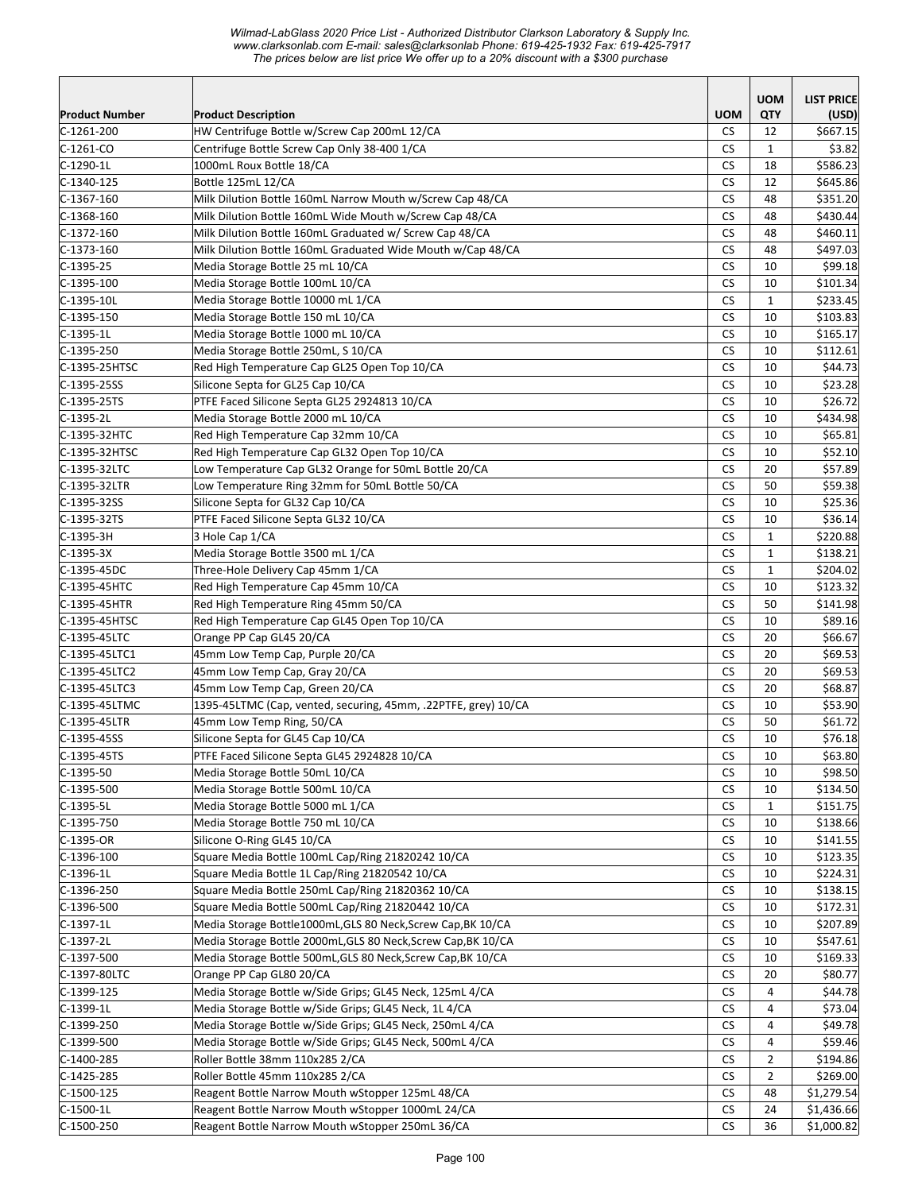*Wilmad-LabGlass 2020 Price List - Authorized Distributor Clarkson Laboratory & Supply Inc.*
*www.clarksonlab.com E-mail: sales@clarksonlab Phone: 619-425-1932 Fax: 619-425-7917*
*The prices below are list price We offer up to a 20% discount with a $300 purchase*

| Product Number | Product Description | UOM | UOM QTY | LIST PRICE (USD) |
|---|---|---|---|---|
| C-1261-200 | HW Centrifuge Bottle w/Screw Cap 200mL 12/CA | CS | 12 | $667.15 |
| C-1261-CO | Centrifuge Bottle Screw Cap Only 38-400 1/CA | CS | 1 | $3.82 |
| C-1290-1L | 1000mL Roux Bottle 18/CA | CS | 18 | $586.23 |
| C-1340-125 | Bottle 125mL 12/CA | CS | 12 | $645.86 |
| C-1367-160 | Milk Dilution Bottle 160mL Narrow Mouth w/Screw Cap 48/CA | CS | 48 | $351.20 |
| C-1368-160 | Milk Dilution Bottle 160mL Wide Mouth w/Screw Cap 48/CA | CS | 48 | $430.44 |
| C-1372-160 | Milk Dilution Bottle 160mL Graduated w/ Screw Cap 48/CA | CS | 48 | $460.11 |
| C-1373-160 | Milk Dilution Bottle 160mL Graduated Wide Mouth w/Cap 48/CA | CS | 48 | $497.03 |
| C-1395-25 | Media Storage Bottle 25 mL 10/CA | CS | 10 | $99.18 |
| C-1395-100 | Media Storage Bottle 100mL 10/CA | CS | 10 | $101.34 |
| C-1395-10L | Media Storage Bottle 10000 mL 1/CA | CS | 1 | $233.45 |
| C-1395-150 | Media Storage Bottle 150 mL 10/CA | CS | 10 | $103.83 |
| C-1395-1L | Media Storage Bottle 1000 mL 10/CA | CS | 10 | $165.17 |
| C-1395-250 | Media Storage Bottle 250mL, S 10/CA | CS | 10 | $112.61 |
| C-1395-25HTSC | Red High Temperature Cap GL25 Open Top 10/CA | CS | 10 | $44.73 |
| C-1395-25SS | Silicone Septa for GL25 Cap 10/CA | CS | 10 | $23.28 |
| C-1395-25TS | PTFE Faced Silicone Septa GL25 2924813 10/CA | CS | 10 | $26.72 |
| C-1395-2L | Media Storage Bottle 2000 mL 10/CA | CS | 10 | $434.98 |
| C-1395-32HTC | Red High Temperature Cap 32mm 10/CA | CS | 10 | $65.81 |
| C-1395-32HTSC | Red High Temperature Cap GL32 Open Top 10/CA | CS | 10 | $52.10 |
| C-1395-32LTC | Low Temperature Cap GL32 Orange for 50mL Bottle 20/CA | CS | 20 | $57.89 |
| C-1395-32LTR | Low Temperature Ring 32mm for 50mL Bottle 50/CA | CS | 50 | $59.38 |
| C-1395-32SS | Silicone Septa for GL32 Cap 10/CA | CS | 10 | $25.36 |
| C-1395-32TS | PTFE Faced Silicone Septa GL32 10/CA | CS | 10 | $36.14 |
| C-1395-3H | 3 Hole Cap 1/CA | CS | 1 | $220.88 |
| C-1395-3X | Media Storage Bottle 3500 mL 1/CA | CS | 1 | $138.21 |
| C-1395-45DC | Three-Hole Delivery Cap 45mm 1/CA | CS | 1 | $204.02 |
| C-1395-45HTC | Red High Temperature Cap 45mm 10/CA | CS | 10 | $123.32 |
| C-1395-45HTR | Red High Temperature Ring 45mm 50/CA | CS | 50 | $141.98 |
| C-1395-45HTSC | Red High Temperature Cap GL45 Open Top 10/CA | CS | 10 | $89.16 |
| C-1395-45LTC | Orange PP Cap GL45 20/CA | CS | 20 | $66.67 |
| C-1395-45LTC1 | 45mm Low Temp Cap, Purple 20/CA | CS | 20 | $69.53 |
| C-1395-45LTC2 | 45mm Low Temp Cap, Gray 20/CA | CS | 20 | $69.53 |
| C-1395-45LTC3 | 45mm Low Temp Cap, Green 20/CA | CS | 20 | $68.87 |
| C-1395-45LTMC | 1395-45LTMC (Cap, vented, securing, 45mm, .22PTFE, grey) 10/CA | CS | 10 | $53.90 |
| C-1395-45LTR | 45mm Low Temp Ring, 50/CA | CS | 50 | $61.72 |
| C-1395-45SS | Silicone Septa for GL45 Cap 10/CA | CS | 10 | $76.18 |
| C-1395-45TS | PTFE Faced Silicone Septa GL45 2924828 10/CA | CS | 10 | $63.80 |
| C-1395-50 | Media Storage Bottle 50mL 10/CA | CS | 10 | $98.50 |
| C-1395-500 | Media Storage Bottle 500mL 10/CA | CS | 10 | $134.50 |
| C-1395-5L | Media Storage Bottle 5000 mL 1/CA | CS | 1 | $151.75 |
| C-1395-750 | Media Storage Bottle 750 mL 10/CA | CS | 10 | $138.66 |
| C-1395-OR | Silicone O-Ring GL45 10/CA | CS | 10 | $141.55 |
| C-1396-100 | Square Media Bottle 100mL Cap/Ring 21820242 10/CA | CS | 10 | $123.35 |
| C-1396-1L | Square Media Bottle 1L Cap/Ring 21820542 10/CA | CS | 10 | $224.31 |
| C-1396-250 | Square Media Bottle 250mL Cap/Ring 21820362 10/CA | CS | 10 | $138.15 |
| C-1396-500 | Square Media Bottle 500mL Cap/Ring 21820442 10/CA | CS | 10 | $172.31 |
| C-1397-1L | Media Storage Bottle1000mL,GLS 80 Neck,Screw Cap,BK 10/CA | CS | 10 | $207.89 |
| C-1397-2L | Media Storage Bottle 2000mL,GLS 80 Neck,Screw Cap,BK 10/CA | CS | 10 | $547.61 |
| C-1397-500 | Media Storage Bottle 500mL,GLS 80 Neck,Screw Cap,BK 10/CA | CS | 10 | $169.33 |
| C-1397-80LTC | Orange PP Cap GL80 20/CA | CS | 20 | $80.77 |
| C-1399-125 | Media Storage Bottle w/Side Grips; GL45 Neck, 125mL 4/CA | CS | 4 | $44.78 |
| C-1399-1L | Media Storage Bottle w/Side Grips; GL45 Neck, 1L 4/CA | CS | 4 | $73.04 |
| C-1399-250 | Media Storage Bottle w/Side Grips; GL45 Neck, 250mL 4/CA | CS | 4 | $49.78 |
| C-1399-500 | Media Storage Bottle w/Side Grips; GL45 Neck, 500mL 4/CA | CS | 4 | $59.46 |
| C-1400-285 | Roller Bottle 38mm 110x285 2/CA | CS | 2 | $194.86 |
| C-1425-285 | Roller Bottle 45mm 110x285 2/CA | CS | 2 | $269.00 |
| C-1500-125 | Reagent Bottle Narrow Mouth wStopper 125mL 48/CA | CS | 48 | $1,279.54 |
| C-1500-1L | Reagent Bottle Narrow Mouth wStopper 1000mL 24/CA | CS | 24 | $1,436.66 |
| C-1500-250 | Reagent Bottle Narrow Mouth wStopper 250mL 36/CA | CS | 36 | $1,000.82 |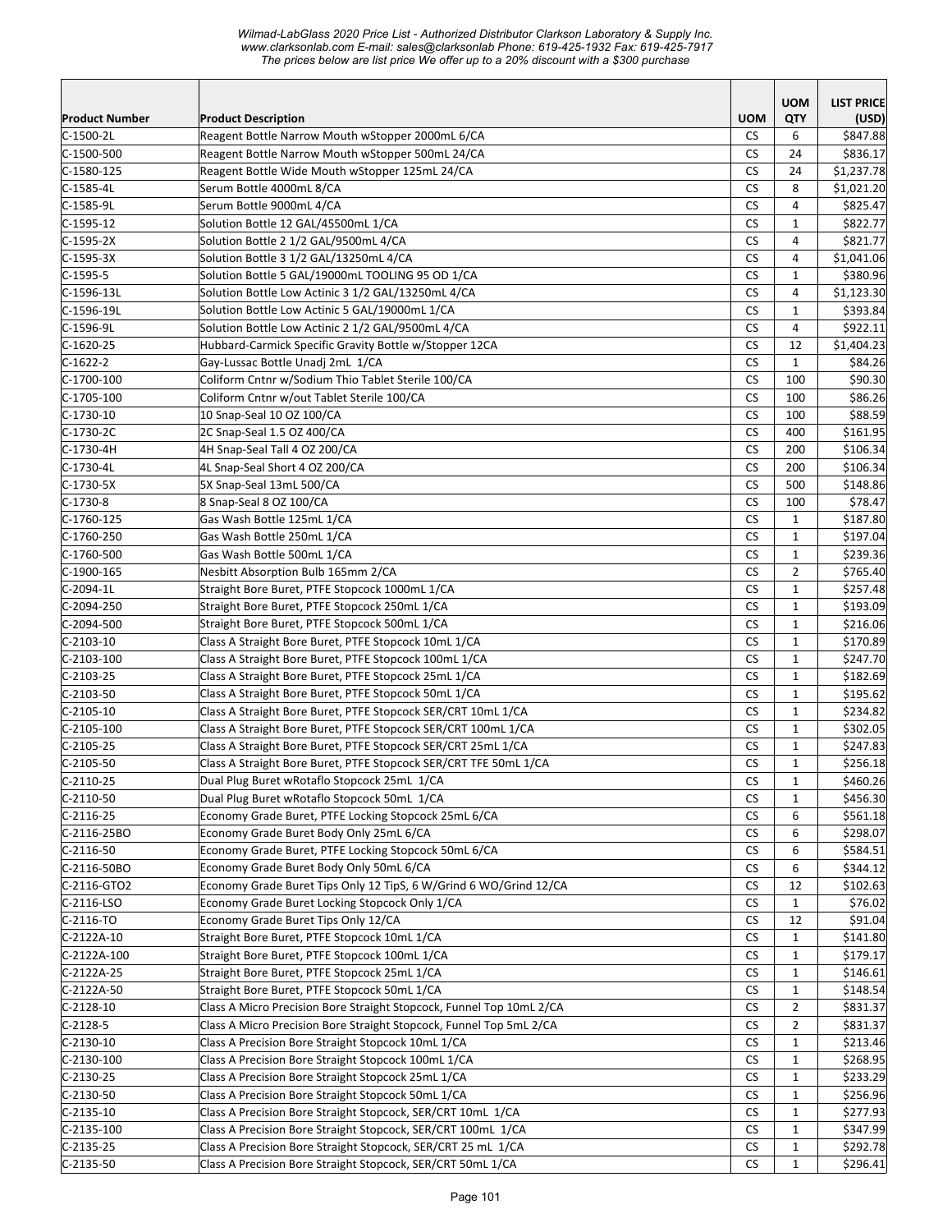*Wilmad-LabGlass 2020 Price List - Authorized Distributor Clarkson Laboratory & Supply Inc.*
*www.clarksonlab.com E-mail: sales@clarksonlab Phone: 619-425-1932 Fax: 619-425-7917*
*The prices below are list price We offer up to a 20% discount with a $300 purchase*

| Product Number | Product Description | UOM | UOM QTY | LIST PRICE (USD) |
|---|---|---|---|---|
| C-1500-2L | Reagent Bottle Narrow Mouth wStopper 2000mL 6/CA | CS | 6 | $847.88 |
| C-1500-500 | Reagent Bottle Narrow Mouth wStopper 500mL 24/CA | CS | 24 | $836.17 |
| C-1580-125 | Reagent Bottle Wide Mouth wStopper 125mL 24/CA | CS | 24 | $1,237.78 |
| C-1585-4L | Serum Bottle 4000mL 8/CA | CS | 8 | $1,021.20 |
| C-1585-9L | Serum Bottle 9000mL 4/CA | CS | 4 | $825.47 |
| C-1595-12 | Solution Bottle 12 GAL/45500mL 1/CA | CS | 1 | $822.77 |
| C-1595-2X | Solution Bottle 2 1/2 GAL/9500mL 4/CA | CS | 4 | $821.77 |
| C-1595-3X | Solution Bottle 3 1/2 GAL/13250mL 4/CA | CS | 4 | $1,041.06 |
| C-1595-5 | Solution Bottle 5 GAL/19000mL TOOLING 95 OD 1/CA | CS | 1 | $380.96 |
| C-1596-13L | Solution Bottle Low Actinic 3 1/2 GAL/13250mL 4/CA | CS | 4 | $1,123.30 |
| C-1596-19L | Solution Bottle Low Actinic 5 GAL/19000mL 1/CA | CS | 1 | $393.84 |
| C-1596-9L | Solution Bottle Low Actinic 2 1/2 GAL/9500mL 4/CA | CS | 4 | $922.11 |
| C-1620-25 | Hubbard-Carmick Specific Gravity Bottle w/Stopper 12CA | CS | 12 | $1,404.23 |
| C-1622-2 | Gay-Lussac Bottle Unadj 2mL 1/CA | CS | 1 | $84.26 |
| C-1700-100 | Coliform Cntnr w/Sodium Thio Tablet Sterile 100/CA | CS | 100 | $90.30 |
| C-1705-100 | Coliform Cntnr w/out Tablet Sterile 100/CA | CS | 100 | $86.26 |
| C-1730-10 | 10 Snap-Seal 10 OZ 100/CA | CS | 100 | $88.59 |
| C-1730-2C | 2C Snap-Seal 1.5 OZ 400/CA | CS | 400 | $161.95 |
| C-1730-4H | 4H Snap-Seal Tall 4 OZ 200/CA | CS | 200 | $106.34 |
| C-1730-4L | 4L Snap-Seal Short 4 OZ 200/CA | CS | 200 | $106.34 |
| C-1730-5X | 5X Snap-Seal 13mL 500/CA | CS | 500 | $148.86 |
| C-1730-8 | 8 Snap-Seal 8 OZ 100/CA | CS | 100 | $78.47 |
| C-1760-125 | Gas Wash Bottle 125mL 1/CA | CS | 1 | $187.80 |
| C-1760-250 | Gas Wash Bottle 250mL 1/CA | CS | 1 | $197.04 |
| C-1760-500 | Gas Wash Bottle 500mL 1/CA | CS | 1 | $239.36 |
| C-1900-165 | Nesbitt Absorption Bulb 165mm 2/CA | CS | 2 | $765.40 |
| C-2094-1L | Straight Bore Buret, PTFE Stopcock 1000mL 1/CA | CS | 1 | $257.48 |
| C-2094-250 | Straight Bore Buret, PTFE Stopcock 250mL 1/CA | CS | 1 | $193.09 |
| C-2094-500 | Straight Bore Buret, PTFE Stopcock 500mL 1/CA | CS | 1 | $216.06 |
| C-2103-10 | Class A Straight Bore Buret, PTFE Stopcock 10mL 1/CA | CS | 1 | $170.89 |
| C-2103-100 | Class A Straight Bore Buret, PTFE Stopcock 100mL 1/CA | CS | 1 | $247.70 |
| C-2103-25 | Class A Straight Bore Buret, PTFE Stopcock 25mL 1/CA | CS | 1 | $182.69 |
| C-2103-50 | Class A Straight Bore Buret, PTFE Stopcock 50mL 1/CA | CS | 1 | $195.62 |
| C-2105-10 | Class A Straight Bore Buret, PTFE Stopcock SER/CRT 10mL 1/CA | CS | 1 | $234.82 |
| C-2105-100 | Class A Straight Bore Buret, PTFE Stopcock SER/CRT 100mL 1/CA | CS | 1 | $302.05 |
| C-2105-25 | Class A Straight Bore Buret, PTFE Stopcock SER/CRT 25mL 1/CA | CS | 1 | $247.83 |
| C-2105-50 | Class A Straight Bore Buret, PTFE Stopcock SER/CRT TFE 50mL 1/CA | CS | 1 | $256.18 |
| C-2110-25 | Dual Plug Buret wRotaflo Stopcock 25mL 1/CA | CS | 1 | $460.26 |
| C-2110-50 | Dual Plug Buret wRotaflo Stopcock 50mL 1/CA | CS | 1 | $456.30 |
| C-2116-25 | Economy Grade Buret, PTFE Locking Stopcock 25mL 6/CA | CS | 6 | $561.18 |
| C-2116-25BO | Economy Grade Buret Body Only 25mL 6/CA | CS | 6 | $298.07 |
| C-2116-50 | Economy Grade Buret, PTFE Locking Stopcock 50mL 6/CA | CS | 6 | $584.51 |
| C-2116-50BO | Economy Grade Buret Body Only 50mL 6/CA | CS | 6 | $344.12 |
| C-2116-GTO2 | Economy Grade Buret Tips Only 12 TipS, 6 W/Grind 6 WO/Grind 12/CA | CS | 12 | $102.63 |
| C-2116-LSO | Economy Grade Buret Locking Stopcock Only 1/CA | CS | 1 | $76.02 |
| C-2116-TO | Economy Grade Buret Tips Only 12/CA | CS | 12 | $91.04 |
| C-2122A-10 | Straight Bore Buret, PTFE Stopcock 10mL 1/CA | CS | 1 | $141.80 |
| C-2122A-100 | Straight Bore Buret, PTFE Stopcock 100mL 1/CA | CS | 1 | $179.17 |
| C-2122A-25 | Straight Bore Buret, PTFE Stopcock 25mL 1/CA | CS | 1 | $146.61 |
| C-2122A-50 | Straight Bore Buret, PTFE Stopcock 50mL 1/CA | CS | 1 | $148.54 |
| C-2128-10 | Class A Micro Precision Bore Straight Stopcock, Funnel Top 10mL 2/CA | CS | 2 | $831.37 |
| C-2128-5 | Class A Micro Precision Bore Straight Stopcock, Funnel Top 5mL 2/CA | CS | 2 | $831.37 |
| C-2130-10 | Class A Precision Bore Straight Stopcock 10mL 1/CA | CS | 1 | $213.46 |
| C-2130-100 | Class A Precision Bore Straight Stopcock 100mL 1/CA | CS | 1 | $268.95 |
| C-2130-25 | Class A Precision Bore Straight Stopcock 25mL 1/CA | CS | 1 | $233.29 |
| C-2130-50 | Class A Precision Bore Straight Stopcock 50mL 1/CA | CS | 1 | $256.96 |
| C-2135-10 | Class A Precision Bore Straight Stopcock, SER/CRT 10mL 1/CA | CS | 1 | $277.93 |
| C-2135-100 | Class A Precision Bore Straight Stopcock, SER/CRT 100mL 1/CA | CS | 1 | $347.99 |
| C-2135-25 | Class A Precision Bore Straight Stopcock, SER/CRT 25 mL 1/CA | CS | 1 | $292.78 |
| C-2135-50 | Class A Precision Bore Straight Stopcock, SER/CRT 50mL 1/CA | CS | 1 | $296.41 |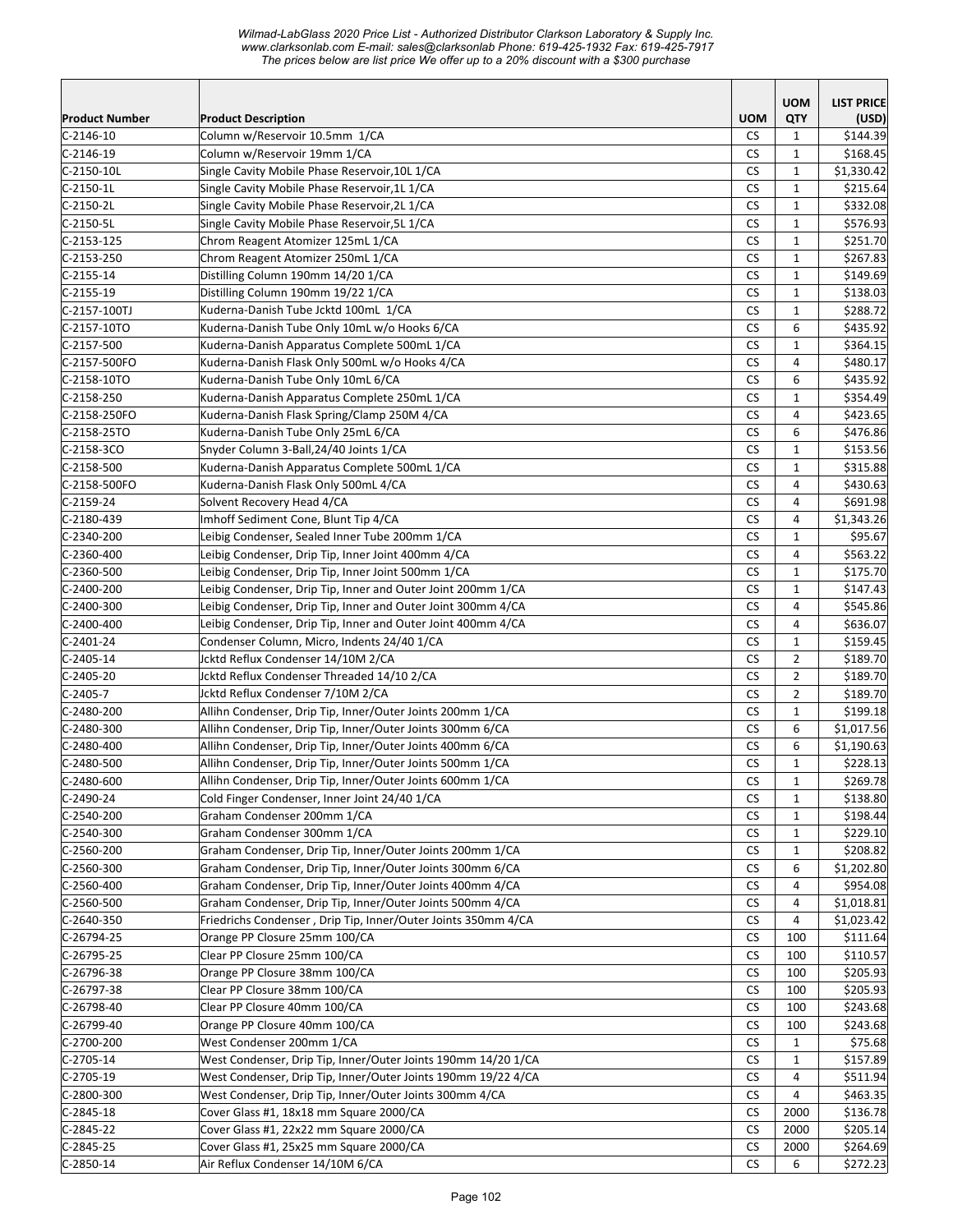*Wilmad-LabGlass 2020 Price List - Authorized Distributor Clarkson Laboratory & Supply Inc.*
*www.clarksonlab.com E-mail: sales@clarksonlab Phone: 619-425-1932 Fax: 619-425-7917*
*The prices below are list price We offer up to a 20% discount with a $300 purchase*

| Product Number | Product Description | UOM | UOM QTY | LIST PRICE (USD) |
|---|---|---|---|---|
| C-2146-10 | Column w/Reservoir 10.5mm 1/CA | CS | 1 | $144.39 |
| C-2146-19 | Column w/Reservoir 19mm 1/CA | CS | 1 | $168.45 |
| C-2150-10L | Single Cavity Mobile Phase Reservoir,10L 1/CA | CS | 1 | $1,330.42 |
| C-2150-1L | Single Cavity Mobile Phase Reservoir,1L 1/CA | CS | 1 | $215.64 |
| C-2150-2L | Single Cavity Mobile Phase Reservoir,2L 1/CA | CS | 1 | $332.08 |
| C-2150-5L | Single Cavity Mobile Phase Reservoir,5L 1/CA | CS | 1 | $576.93 |
| C-2153-125 | Chrom Reagent Atomizer 125mL 1/CA | CS | 1 | $251.70 |
| C-2153-250 | Chrom Reagent Atomizer 250mL 1/CA | CS | 1 | $267.83 |
| C-2155-14 | Distilling Column 190mm 14/20 1/CA | CS | 1 | $149.69 |
| C-2155-19 | Distilling Column 190mm 19/22 1/CA | CS | 1 | $138.03 |
| C-2157-100TJ | Kuderna-Danish Tube Jcktd 100mL 1/CA | CS | 1 | $288.72 |
| C-2157-10TO | Kuderna-Danish Tube Only 10mL w/o Hooks 6/CA | CS | 6 | $435.92 |
| C-2157-500 | Kuderna-Danish Apparatus Complete 500mL 1/CA | CS | 1 | $364.15 |
| C-2157-500FO | Kuderna-Danish Flask Only 500mL w/o Hooks 4/CA | CS | 4 | $480.17 |
| C-2158-10TO | Kuderna-Danish Tube Only 10mL 6/CA | CS | 6 | $435.92 |
| C-2158-250 | Kuderna-Danish Apparatus Complete 250mL 1/CA | CS | 1 | $354.49 |
| C-2158-250FO | Kuderna-Danish Flask Spring/Clamp 250M 4/CA | CS | 4 | $423.65 |
| C-2158-25TO | Kuderna-Danish Tube Only 25mL 6/CA | CS | 6 | $476.86 |
| C-2158-3CO | Snyder Column 3-Ball,24/40 Joints 1/CA | CS | 1 | $153.56 |
| C-2158-500 | Kuderna-Danish Apparatus Complete 500mL 1/CA | CS | 1 | $315.88 |
| C-2158-500FO | Kuderna-Danish Flask Only 500mL 4/CA | CS | 4 | $430.63 |
| C-2159-24 | Solvent Recovery Head 4/CA | CS | 4 | $691.98 |
| C-2180-439 | Imhoff Sediment Cone, Blunt Tip 4/CA | CS | 4 | $1,343.26 |
| C-2340-200 | Leibig Condenser, Sealed Inner Tube 200mm 1/CA | CS | 1 | $95.67 |
| C-2360-400 | Leibig Condenser, Drip Tip, Inner Joint 400mm 4/CA | CS | 4 | $563.22 |
| C-2360-500 | Leibig Condenser, Drip Tip, Inner Joint 500mm 1/CA | CS | 1 | $175.70 |
| C-2400-200 | Leibig Condenser, Drip Tip, Inner and Outer Joint 200mm 1/CA | CS | 1 | $147.43 |
| C-2400-300 | Leibig Condenser, Drip Tip, Inner and Outer Joint 300mm 4/CA | CS | 4 | $545.86 |
| C-2400-400 | Leibig Condenser, Drip Tip, Inner and Outer Joint 400mm 4/CA | CS | 4 | $636.07 |
| C-2401-24 | Condenser Column, Micro, Indents 24/40 1/CA | CS | 1 | $159.45 |
| C-2405-14 | Jcktd Reflux Condenser 14/10M 2/CA | CS | 2 | $189.70 |
| C-2405-20 | Jcktd Reflux Condenser Threaded 14/10 2/CA | CS | 2 | $189.70 |
| C-2405-7 | Jcktd Reflux Condenser 7/10M 2/CA | CS | 2 | $189.70 |
| C-2480-200 | Allihn Condenser, Drip Tip, Inner/Outer Joints 200mm 1/CA | CS | 1 | $199.18 |
| C-2480-300 | Allihn Condenser, Drip Tip, Inner/Outer Joints 300mm 6/CA | CS | 6 | $1,017.56 |
| C-2480-400 | Allihn Condenser, Drip Tip, Inner/Outer Joints 400mm 6/CA | CS | 6 | $1,190.63 |
| C-2480-500 | Allihn Condenser, Drip Tip, Inner/Outer Joints 500mm 1/CA | CS | 1 | $228.13 |
| C-2480-600 | Allihn Condenser, Drip Tip, Inner/Outer Joints 600mm 1/CA | CS | 1 | $269.78 |
| C-2490-24 | Cold Finger Condenser, Inner Joint 24/40 1/CA | CS | 1 | $138.80 |
| C-2540-200 | Graham Condenser 200mm 1/CA | CS | 1 | $198.44 |
| C-2540-300 | Graham Condenser 300mm 1/CA | CS | 1 | $229.10 |
| C-2560-200 | Graham Condenser, Drip Tip, Inner/Outer Joints 200mm 1/CA | CS | 1 | $208.82 |
| C-2560-300 | Graham Condenser, Drip Tip, Inner/Outer Joints 300mm 6/CA | CS | 6 | $1,202.80 |
| C-2560-400 | Graham Condenser, Drip Tip, Inner/Outer Joints 400mm 4/CA | CS | 4 | $954.08 |
| C-2560-500 | Graham Condenser, Drip Tip, Inner/Outer Joints 500mm 4/CA | CS | 4 | $1,018.81 |
| C-2640-350 | Friedrichs Condenser , Drip Tip, Inner/Outer Joints 350mm 4/CA | CS | 4 | $1,023.42 |
| C-26794-25 | Orange PP Closure 25mm 100/CA | CS | 100 | $111.64 |
| C-26795-25 | Clear PP Closure 25mm 100/CA | CS | 100 | $110.57 |
| C-26796-38 | Orange PP Closure 38mm 100/CA | CS | 100 | $205.93 |
| C-26797-38 | Clear PP Closure 38mm 100/CA | CS | 100 | $205.93 |
| C-26798-40 | Clear PP Closure 40mm 100/CA | CS | 100 | $243.68 |
| C-26799-40 | Orange PP Closure 40mm 100/CA | CS | 100 | $243.68 |
| C-2700-200 | West Condenser 200mm 1/CA | CS | 1 | $75.68 |
| C-2705-14 | West Condenser, Drip Tip, Inner/Outer Joints 190mm 14/20 1/CA | CS | 1 | $157.89 |
| C-2705-19 | West Condenser, Drip Tip, Inner/Outer Joints 190mm 19/22 4/CA | CS | 4 | $511.94 |
| C-2800-300 | West Condenser, Drip Tip, Inner/Outer Joints 300mm 4/CA | CS | 4 | $463.35 |
| C-2845-18 | Cover Glass #1, 18x18 mm Square 2000/CA | CS | 2000 | $136.78 |
| C-2845-22 | Cover Glass #1, 22x22 mm Square 2000/CA | CS | 2000 | $205.14 |
| C-2845-25 | Cover Glass #1, 25x25 mm Square 2000/CA | CS | 2000 | $264.69 |
| C-2850-14 | Air Reflux Condenser 14/10M 6/CA | CS | 6 | $272.23 |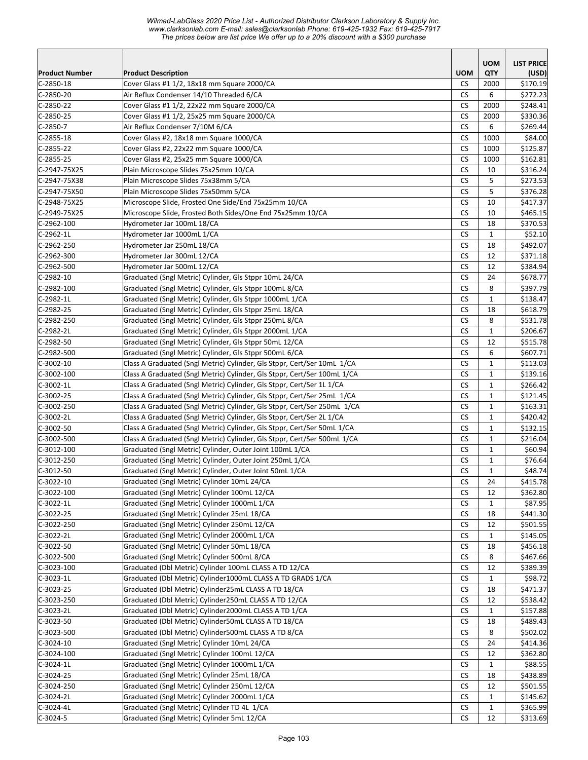*Wilmad-LabGlass 2020 Price List - Authorized Distributor Clarkson Laboratory & Supply Inc.*
*www.clarksonlab.com E-mail: sales@clarksonlab Phone: 619-425-1932 Fax: 619-425-7917*
*The prices below are list price We offer up to a 20% discount with a $300 purchase*

| Product Number | Product Description | UOM | UOM QTY | LIST PRICE (USD) |
|---|---|---|---|---|
| C-2850-18 | Cover Glass #1 1/2, 18x18 mm Square 2000/CA | CS | 2000 | $170.19 |
| C-2850-20 | Air Reflux Condenser 14/10 Threaded 6/CA | CS | 6 | $272.23 |
| C-2850-22 | Cover Glass #1 1/2, 22x22 mm Square 2000/CA | CS | 2000 | $248.41 |
| C-2850-25 | Cover Glass #1 1/2, 25x25 mm Square 2000/CA | CS | 2000 | $330.36 |
| C-2850-7 | Air Reflux Condenser 7/10M 6/CA | CS | 6 | $269.44 |
| C-2855-18 | Cover Glass #2, 18x18 mm Square 1000/CA | CS | 1000 | $84.00 |
| C-2855-22 | Cover Glass #2, 22x22 mm Square 1000/CA | CS | 1000 | $125.87 |
| C-2855-25 | Cover Glass #2, 25x25 mm Square 1000/CA | CS | 1000 | $162.81 |
| C-2947-75X25 | Plain Microscope Slides 75x25mm 10/CA | CS | 10 | $316.24 |
| C-2947-75X38 | Plain Microscope Slides 75x38mm 5/CA | CS | 5 | $273.53 |
| C-2947-75X50 | Plain Microscope Slides 75x50mm 5/CA | CS | 5 | $376.28 |
| C-2948-75X25 | Microscope Slide, Frosted One Side/End 75x25mm 10/CA | CS | 10 | $417.37 |
| C-2949-75X25 | Microscope Slide, Frosted Both Sides/One End 75x25mm 10/CA | CS | 10 | $465.15 |
| C-2962-100 | Hydrometer Jar 100mL 18/CA | CS | 18 | $370.53 |
| C-2962-1L | Hydrometer Jar 1000mL 1/CA | CS | 1 | $52.10 |
| C-2962-250 | Hydrometer Jar 250mL 18/CA | CS | 18 | $492.07 |
| C-2962-300 | Hydrometer Jar 300mL 12/CA | CS | 12 | $371.18 |
| C-2962-500 | Hydrometer Jar 500mL 12/CA | CS | 12 | $384.94 |
| C-2982-10 | Graduated (Sngl Metric) Cylinder, Gls Stppr 10mL 24/CA | CS | 24 | $678.77 |
| C-2982-100 | Graduated (Sngl Metric) Cylinder, Gls Stppr 100mL 8/CA | CS | 8 | $397.79 |
| C-2982-1L | Graduated (Sngl Metric) Cylinder, Gls Stppr 1000mL 1/CA | CS | 1 | $138.47 |
| C-2982-25 | Graduated (Sngl Metric) Cylinder, Gls Stppr 25mL 18/CA | CS | 18 | $618.79 |
| C-2982-250 | Graduated (Sngl Metric) Cylinder, Gls Stppr 250mL 8/CA | CS | 8 | $531.78 |
| C-2982-2L | Graduated (Sngl Metric) Cylinder, Gls Stppr 2000mL 1/CA | CS | 1 | $206.67 |
| C-2982-50 | Graduated (Sngl Metric) Cylinder, Gls Stppr 50mL 12/CA | CS | 12 | $515.78 |
| C-2982-500 | Graduated (Sngl Metric) Cylinder, Gls Stppr 500mL 6/CA | CS | 6 | $607.71 |
| C-3002-10 | Class A Graduated (Sngl Metric) Cylinder, Gls Stppr, Cert/Ser 10mL 1/CA | CS | 1 | $113.03 |
| C-3002-100 | Class A Graduated (Sngl Metric) Cylinder, Gls Stppr, Cert/Ser 100mL 1/CA | CS | 1 | $139.16 |
| C-3002-1L | Class A Graduated (Sngl Metric) Cylinder, Gls Stppr, Cert/Ser 1L 1/CA | CS | 1 | $266.42 |
| C-3002-25 | Class A Graduated (Sngl Metric) Cylinder, Gls Stppr, Cert/Ser 25mL 1/CA | CS | 1 | $121.45 |
| C-3002-250 | Class A Graduated (Sngl Metric) Cylinder, Gls Stppr, Cert/Ser 250mL 1/CA | CS | 1 | $163.31 |
| C-3002-2L | Class A Graduated (Sngl Metric) Cylinder, Gls Stppr, Cert/Ser 2L 1/CA | CS | 1 | $420.42 |
| C-3002-50 | Class A Graduated (Sngl Metric) Cylinder, Gls Stppr, Cert/Ser 50mL 1/CA | CS | 1 | $132.15 |
| C-3002-500 | Class A Graduated (Sngl Metric) Cylinder, Gls Stppr, Cert/Ser 500mL 1/CA | CS | 1 | $216.04 |
| C-3012-100 | Graduated (Sngl Metric) Cylinder, Outer Joint 100mL 1/CA | CS | 1 | $60.94 |
| C-3012-250 | Graduated (Sngl Metric) Cylinder, Outer Joint 250mL 1/CA | CS | 1 | $76.64 |
| C-3012-50 | Graduated (Sngl Metric) Cylinder, Outer Joint 50mL 1/CA | CS | 1 | $48.74 |
| C-3022-10 | Graduated (Sngl Metric) Cylinder 10mL 24/CA | CS | 24 | $415.78 |
| C-3022-100 | Graduated (Sngl Metric) Cylinder 100mL 12/CA | CS | 12 | $362.80 |
| C-3022-1L | Graduated (Sngl Metric) Cylinder 1000mL 1/CA | CS | 1 | $87.95 |
| C-3022-25 | Graduated (Sngl Metric) Cylinder 25mL 18/CA | CS | 18 | $441.30 |
| C-3022-250 | Graduated (Sngl Metric) Cylinder 250mL 12/CA | CS | 12 | $501.55 |
| C-3022-2L | Graduated (Sngl Metric) Cylinder 2000mL 1/CA | CS | 1 | $145.05 |
| C-3022-50 | Graduated (Sngl Metric) Cylinder 50mL 18/CA | CS | 18 | $456.18 |
| C-3022-500 | Graduated (Sngl Metric) Cylinder 500mL 8/CA | CS | 8 | $467.66 |
| C-3023-100 | Graduated (Dbl Metric) Cylinder 100mL CLASS A TD 12/CA | CS | 12 | $389.39 |
| C-3023-1L | Graduated (Dbl Metric) Cylinder1000mL CLASS A TD GRADS 1/CA | CS | 1 | $98.72 |
| C-3023-25 | Graduated (Dbl Metric) Cylinder25mL CLASS A TD 18/CA | CS | 18 | $471.37 |
| C-3023-250 | Graduated (Dbl Metric) Cylinder250mL CLASS A TD 12/CA | CS | 12 | $538.42 |
| C-3023-2L | Graduated (Dbl Metric) Cylinder2000mL CLASS A TD 1/CA | CS | 1 | $157.88 |
| C-3023-50 | Graduated (Dbl Metric) Cylinder50mL CLASS A TD 18/CA | CS | 18 | $489.43 |
| C-3023-500 | Graduated (Dbl Metric) Cylinder500mL CLASS A TD 8/CA | CS | 8 | $502.02 |
| C-3024-10 | Graduated (Sngl Metric) Cylinder 10mL 24/CA | CS | 24 | $414.36 |
| C-3024-100 | Graduated (Sngl Metric) Cylinder 100mL 12/CA | CS | 12 | $362.80 |
| C-3024-1L | Graduated (Sngl Metric) Cylinder 1000mL 1/CA | CS | 1 | $88.55 |
| C-3024-25 | Graduated (Sngl Metric) Cylinder 25mL 18/CA | CS | 18 | $438.89 |
| C-3024-250 | Graduated (Sngl Metric) Cylinder 250mL 12/CA | CS | 12 | $501.55 |
| C-3024-2L | Graduated (Sngl Metric) Cylinder 2000mL 1/CA | CS | 1 | $145.62 |
| C-3024-4L | Graduated (Sngl Metric) Cylinder TD 4L 1/CA | CS | 1 | $365.99 |
| C-3024-5 | Graduated (Sngl Metric) Cylinder 5mL 12/CA | CS | 12 | $313.69 |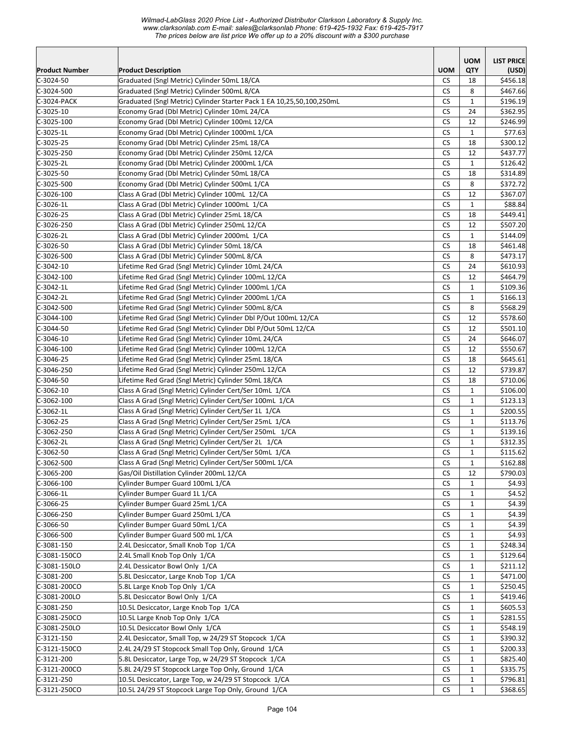*Wilmad-LabGlass 2020 Price List - Authorized Distributor Clarkson Laboratory & Supply Inc.*
*www.clarksonlab.com E-mail: sales@clarksonlab Phone: 619-425-1932 Fax: 619-425-7917*
*The prices below are list price We offer up to a 20% discount with a $300 purchase*

| Product Number | Product Description | UOM | UOM QTY | LIST PRICE (USD) |
|---|---|---|---|---|
| C-3024-50 | Graduated (Sngl Metric) Cylinder 50mL 18/CA | CS | 18 | $456.18 |
| C-3024-500 | Graduated (Sngl Metric) Cylinder 500mL 8/CA | CS | 8 | $467.66 |
| C-3024-PACK | Graduated (Sngl Metric) Cylinder Starter Pack 1 EA 10,25,50,100,250mL | CS | 1 | $196.19 |
| C-3025-10 | Economy Grad (Dbl Metric) Cylinder 10mL 24/CA | CS | 24 | $362.95 |
| C-3025-100 | Economy Grad (Dbl Metric) Cylinder 100mL 12/CA | CS | 12 | $246.99 |
| C-3025-1L | Economy Grad (Dbl Metric) Cylinder 1000mL 1/CA | CS | 1 | $77.63 |
| C-3025-25 | Economy Grad (Dbl Metric) Cylinder 25mL 18/CA | CS | 18 | $300.12 |
| C-3025-250 | Economy Grad (Dbl Metric) Cylinder 250mL 12/CA | CS | 12 | $437.77 |
| C-3025-2L | Economy Grad (Dbl Metric) Cylinder 2000mL 1/CA | CS | 1 | $126.42 |
| C-3025-50 | Economy Grad (Dbl Metric) Cylinder 50mL 18/CA | CS | 18 | $314.89 |
| C-3025-500 | Economy Grad (Dbl Metric) Cylinder 500mL 1/CA | CS | 8 | $372.72 |
| C-3026-100 | Class A Grad (Dbl Metric) Cylinder 100mL 12/CA | CS | 12 | $367.07 |
| C-3026-1L | Class A Grad (Dbl Metric) Cylinder 1000mL 1/CA | CS | 1 | $88.84 |
| C-3026-25 | Class A Grad (Dbl Metric) Cylinder 25mL 18/CA | CS | 18 | $449.41 |
| C-3026-250 | Class A Grad (Dbl Metric) Cylinder 250mL 12/CA | CS | 12 | $507.20 |
| C-3026-2L | Class A Grad (Dbl Metric) Cylinder 2000mL 1/CA | CS | 1 | $144.09 |
| C-3026-50 | Class A Grad (Dbl Metric) Cylinder 50mL 18/CA | CS | 18 | $461.48 |
| C-3026-500 | Class A Grad (Dbl Metric) Cylinder 500mL 8/CA | CS | 8 | $473.17 |
| C-3042-10 | Lifetime Red Grad (Sngl Metric) Cylinder 10mL 24/CA | CS | 24 | $610.93 |
| C-3042-100 | Lifetime Red Grad (Sngl Metric) Cylinder 100mL 12/CA | CS | 12 | $464.79 |
| C-3042-1L | Lifetime Red Grad (Sngl Metric) Cylinder 1000mL 1/CA | CS | 1 | $109.36 |
| C-3042-2L | Lifetime Red Grad (Sngl Metric) Cylinder 2000mL 1/CA | CS | 1 | $166.13 |
| C-3042-500 | Lifetime Red Grad (Sngl Metric) Cylinder 500mL 8/CA | CS | 8 | $568.29 |
| C-3044-100 | Lifetime Red Grad (Sngl Metric) Cylinder Dbl P/Out 100mL 12/CA | CS | 12 | $578.60 |
| C-3044-50 | Lifetime Red Grad (Sngl Metric) Cylinder Dbl P/Out 50mL 12/CA | CS | 12 | $501.10 |
| C-3046-10 | Lifetime Red Grad (Sngl Metric) Cylinder 10mL 24/CA | CS | 24 | $646.07 |
| C-3046-100 | Lifetime Red Grad (Sngl Metric) Cylinder 100mL 12/CA | CS | 12 | $550.67 |
| C-3046-25 | Lifetime Red Grad (Sngl Metric) Cylinder 25mL 18/CA | CS | 18 | $645.61 |
| C-3046-250 | Lifetime Red Grad (Sngl Metric) Cylinder 250mL 12/CA | CS | 12 | $739.87 |
| C-3046-50 | Lifetime Red Grad (Sngl Metric) Cylinder 50mL 18/CA | CS | 18 | $710.06 |
| C-3062-10 | Class A Grad (Sngl Metric) Cylinder Cert/Ser 10mL 1/CA | CS | 1 | $106.00 |
| C-3062-100 | Class A Grad (Sngl Metric) Cylinder Cert/Ser 100mL 1/CA | CS | 1 | $123.13 |
| C-3062-1L | Class A Grad (Sngl Metric) Cylinder Cert/Ser 1L 1/CA | CS | 1 | $200.55 |
| C-3062-25 | Class A Grad (Sngl Metric) Cylinder Cert/Ser 25mL 1/CA | CS | 1 | $113.76 |
| C-3062-250 | Class A Grad (Sngl Metric) Cylinder Cert/Ser 250mL 1/CA | CS | 1 | $139.16 |
| C-3062-2L | Class A Grad (Sngl Metric) Cylinder Cert/Ser 2L 1/CA | CS | 1 | $312.35 |
| C-3062-50 | Class A Grad (Sngl Metric) Cylinder Cert/Ser 50mL 1/CA | CS | 1 | $115.62 |
| C-3062-500 | Class A Grad (Sngl Metric) Cylinder Cert/Ser 500mL 1/CA | CS | 1 | $162.88 |
| C-3065-200 | Gas/Oil Distillation Cylinder 200mL 12/CA | CS | 12 | $790.03 |
| C-3066-100 | Cylinder Bumper Guard 100mL 1/CA | CS | 1 | $4.93 |
| C-3066-1L | Cylinder Bumper Guard 1L 1/CA | CS | 1 | $4.52 |
| C-3066-25 | Cylinder Bumper Guard 25mL 1/CA | CS | 1 | $4.39 |
| C-3066-250 | Cylinder Bumper Guard 250mL 1/CA | CS | 1 | $4.39 |
| C-3066-50 | Cylinder Bumper Guard 50mL 1/CA | CS | 1 | $4.39 |
| C-3066-500 | Cylinder Bumper Guard 500 mL 1/CA | CS | 1 | $4.93 |
| C-3081-150 | 2.4L Desiccator, Small Knob Top 1/CA | CS | 1 | $248.34 |
| C-3081-150CO | 2.4L Small Knob Top Only 1/CA | CS | 1 | $129.64 |
| C-3081-150LO | 2.4L Dessicator Bowl Only 1/CA | CS | 1 | $211.12 |
| C-3081-200 | 5.8L Desiccator, Large Knob Top 1/CA | CS | 1 | $471.00 |
| C-3081-200CO | 5.8L Large Knob Top Only 1/CA | CS | 1 | $250.45 |
| C-3081-200LO | 5.8L Desiccator Bowl Only 1/CA | CS | 1 | $419.46 |
| C-3081-250 | 10.5L Desiccator, Large Knob Top 1/CA | CS | 1 | $605.53 |
| C-3081-250CO | 10.5L Large Knob Top Only 1/CA | CS | 1 | $281.55 |
| C-3081-250LO | 10.5L Desiccator Bowl Only 1/CA | CS | 1 | $548.19 |
| C-3121-150 | 2.4L Desiccator, Small Top, w 24/29 ST Stopcock 1/CA | CS | 1 | $390.32 |
| C-3121-150CO | 2.4L 24/29 ST Stopcock Small Top Only, Ground 1/CA | CS | 1 | $200.33 |
| C-3121-200 | 5.8L Desiccator, Large Top, w 24/29 ST Stopcock 1/CA | CS | 1 | $825.40 |
| C-3121-200CO | 5.8L 24/29 ST Stopcock Large Top Only, Ground 1/CA | CS | 1 | $335.75 |
| C-3121-250 | 10.5L Desiccator, Large Top, w 24/29 ST Stopcock 1/CA | CS | 1 | $796.81 |
| C-3121-250CO | 10.5L 24/29 ST Stopcock Large Top Only, Ground 1/CA | CS | 1 | $368.65 |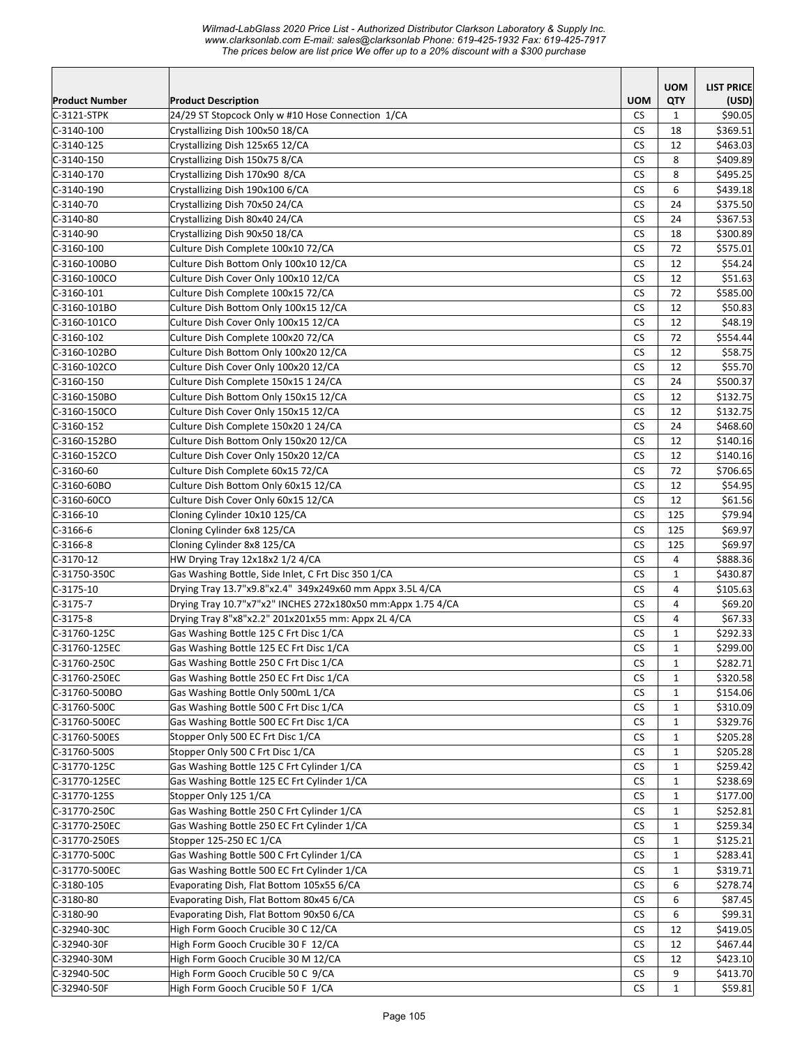*Wilmad-LabGlass 2020 Price List - Authorized Distributor Clarkson Laboratory & Supply Inc.*
*www.clarksonlab.com E-mail: sales@clarksonlab Phone: 619-425-1932 Fax: 619-425-7917*
*The prices below are list price We offer up to a 20% discount with a $300 purchase*

| Product Number | Product Description | UOM | UOM QTY | LIST PRICE (USD) |
|---|---|---|---|---|
| C-3121-STPK | 24/29 ST Stopcock Only w #10 Hose Connection 1/CA | CS | 1 | $90.05 |
| C-3140-100 | Crystallizing Dish 100x50 18/CA | CS | 18 | $369.51 |
| C-3140-125 | Crystallizing Dish 125x65 12/CA | CS | 12 | $463.03 |
| C-3140-150 | Crystallizing Dish 150x75 8/CA | CS | 8 | $409.89 |
| C-3140-170 | Crystallizing Dish 170x90 8/CA | CS | 8 | $495.25 |
| C-3140-190 | Crystallizing Dish 190x100 6/CA | CS | 6 | $439.18 |
| C-3140-70 | Crystallizing Dish 70x50 24/CA | CS | 24 | $375.50 |
| C-3140-80 | Crystallizing Dish 80x40 24/CA | CS | 24 | $367.53 |
| C-3140-90 | Crystallizing Dish 90x50 18/CA | CS | 18 | $300.89 |
| C-3160-100 | Culture Dish Complete 100x10 72/CA | CS | 72 | $575.01 |
| C-3160-100BO | Culture Dish Bottom Only 100x10 12/CA | CS | 12 | $54.24 |
| C-3160-100CO | Culture Dish Cover Only 100x10 12/CA | CS | 12 | $51.63 |
| C-3160-101 | Culture Dish Complete 100x15 72/CA | CS | 72 | $585.00 |
| C-3160-101BO | Culture Dish Bottom Only 100x15 12/CA | CS | 12 | $50.83 |
| C-3160-101CO | Culture Dish Cover Only 100x15 12/CA | CS | 12 | $48.19 |
| C-3160-102 | Culture Dish Complete 100x20 72/CA | CS | 72 | $554.44 |
| C-3160-102BO | Culture Dish Bottom Only 100x20 12/CA | CS | 12 | $58.75 |
| C-3160-102CO | Culture Dish Cover Only 100x20 12/CA | CS | 12 | $55.70 |
| C-3160-150 | Culture Dish Complete 150x15 1 24/CA | CS | 24 | $500.37 |
| C-3160-150BO | Culture Dish Bottom Only 150x15 12/CA | CS | 12 | $132.75 |
| C-3160-150CO | Culture Dish Cover Only 150x15 12/CA | CS | 12 | $132.75 |
| C-3160-152 | Culture Dish Complete 150x20 1 24/CA | CS | 24 | $468.60 |
| C-3160-152BO | Culture Dish Bottom Only 150x20 12/CA | CS | 12 | $140.16 |
| C-3160-152CO | Culture Dish Cover Only 150x20 12/CA | CS | 12 | $140.16 |
| C-3160-60 | Culture Dish Complete 60x15 72/CA | CS | 72 | $706.65 |
| C-3160-60BO | Culture Dish Bottom Only 60x15 12/CA | CS | 12 | $54.95 |
| C-3160-60CO | Culture Dish Cover Only 60x15 12/CA | CS | 12 | $61.56 |
| C-3166-10 | Cloning Cylinder 10x10 125/CA | CS | 125 | $79.94 |
| C-3166-6 | Cloning Cylinder 6x8 125/CA | CS | 125 | $69.97 |
| C-3166-8 | Cloning Cylinder 8x8 125/CA | CS | 125 | $69.97 |
| C-3170-12 | HW Drying Tray 12x18x2 1/2 4/CA | CS | 4 | $888.36 |
| C-31750-350C | Gas Washing Bottle, Side Inlet, C Frt Disc 350 1/CA | CS | 1 | $430.87 |
| C-3175-10 | Drying Tray 13.7"x9.8"x2.4" 349x249x60 mm Appx 3.5L 4/CA | CS | 4 | $105.63 |
| C-3175-7 | Drying Tray 10.7"x7"x2" INCHES 272x180x50 mm:Appx 1.75 4/CA | CS | 4 | $69.20 |
| C-3175-8 | Drying Tray 8"x8"x2.2" 201x201x55 mm: Appx 2L 4/CA | CS | 4 | $67.33 |
| C-31760-125C | Gas Washing Bottle 125 C Frt Disc 1/CA | CS | 1 | $292.33 |
| C-31760-125EC | Gas Washing Bottle 125 EC Frt Disc 1/CA | CS | 1 | $299.00 |
| C-31760-250C | Gas Washing Bottle 250 C Frt Disc 1/CA | CS | 1 | $282.71 |
| C-31760-250EC | Gas Washing Bottle 250 EC Frt Disc 1/CA | CS | 1 | $320.58 |
| C-31760-500BO | Gas Washing Bottle Only 500mL 1/CA | CS | 1 | $154.06 |
| C-31760-500C | Gas Washing Bottle 500 C Frt Disc 1/CA | CS | 1 | $310.09 |
| C-31760-500EC | Gas Washing Bottle 500 EC Frt Disc 1/CA | CS | 1 | $329.76 |
| C-31760-500ES | Stopper Only 500 EC Frt Disc 1/CA | CS | 1 | $205.28 |
| C-31760-500S | Stopper Only 500 C Frt Disc 1/CA | CS | 1 | $205.28 |
| C-31770-125C | Gas Washing Bottle 125 C Frt Cylinder 1/CA | CS | 1 | $259.42 |
| C-31770-125EC | Gas Washing Bottle 125 EC Frt Cylinder 1/CA | CS | 1 | $238.69 |
| C-31770-125S | Stopper Only 125 1/CA | CS | 1 | $177.00 |
| C-31770-250C | Gas Washing Bottle 250 C Frt Cylinder 1/CA | CS | 1 | $252.81 |
| C-31770-250EC | Gas Washing Bottle 250 EC Frt Cylinder 1/CA | CS | 1 | $259.34 |
| C-31770-250ES | Stopper 125-250 EC 1/CA | CS | 1 | $125.21 |
| C-31770-500C | Gas Washing Bottle 500 C Frt Cylinder 1/CA | CS | 1 | $283.41 |
| C-31770-500EC | Gas Washing Bottle 500 EC Frt Cylinder 1/CA | CS | 1 | $319.71 |
| C-3180-105 | Evaporating Dish, Flat Bottom 105x55 6/CA | CS | 6 | $278.74 |
| C-3180-80 | Evaporating Dish, Flat Bottom 80x45 6/CA | CS | 6 | $87.45 |
| C-3180-90 | Evaporating Dish, Flat Bottom 90x50 6/CA | CS | 6 | $99.31 |
| C-32940-30C | High Form Gooch Crucible 30 C 12/CA | CS | 12 | $419.05 |
| C-32940-30F | High Form Gooch Crucible 30 F 12/CA | CS | 12 | $467.44 |
| C-32940-30M | High Form Gooch Crucible 30 M 12/CA | CS | 12 | $423.10 |
| C-32940-50C | High Form Gooch Crucible 50 C 9/CA | CS | 9 | $413.70 |
| C-32940-50F | High Form Gooch Crucible 50 F 1/CA | CS | 1 | $59.81 |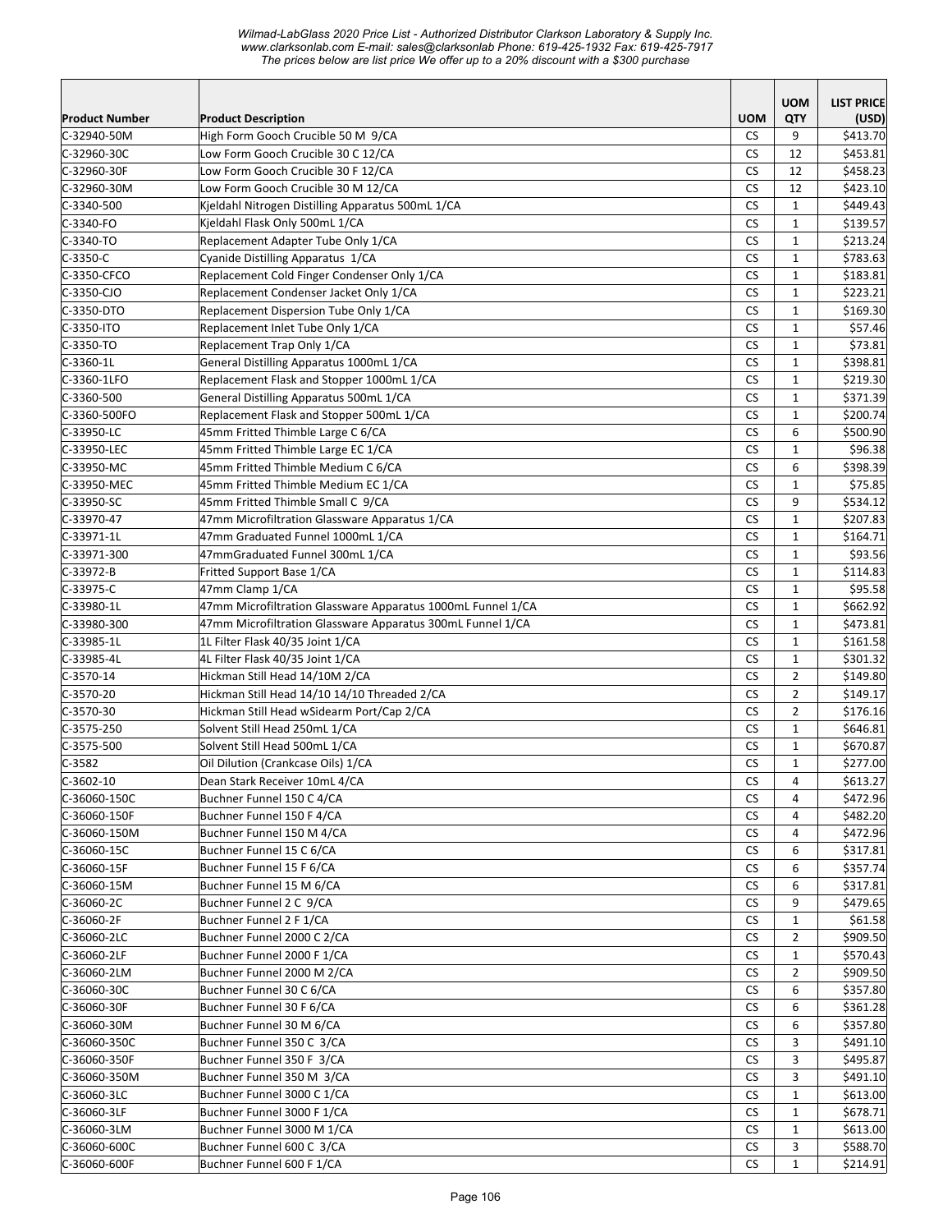Wilmad-LabGlass 2020 Price List - Authorized Distributor Clarkson Laboratory & Supply Inc.
www.clarksonlab.com E-mail: sales@clarksonlab Phone: 619-425-1932 Fax: 619-425-7917
The prices below are list price We offer up to a 20% discount with a $300 purchase

| Product Number | Product Description | UOM | UOM QTY | LIST PRICE (USD) |
|---|---|---|---|---|
| C-32940-50M | High Form Gooch Crucible 50 M 9/CA | CS | 9 | $413.70 |
| C-32960-30C | Low Form Gooch Crucible 30 C 12/CA | CS | 12 | $453.81 |
| C-32960-30F | Low Form Gooch Crucible 30 F 12/CA | CS | 12 | $458.23 |
| C-32960-30M | Low Form Gooch Crucible 30 M 12/CA | CS | 12 | $423.10 |
| C-3340-500 | Kjeldahl Nitrogen Distilling Apparatus 500mL 1/CA | CS | 1 | $449.43 |
| C-3340-FO | Kjeldahl Flask Only 500mL 1/CA | CS | 1 | $139.57 |
| C-3340-TO | Replacement Adapter Tube Only 1/CA | CS | 1 | $213.24 |
| C-3350-C | Cyanide Distilling Apparatus 1/CA | CS | 1 | $783.63 |
| C-3350-CFCO | Replacement Cold Finger Condenser Only 1/CA | CS | 1 | $183.81 |
| C-3350-CJO | Replacement Condenser Jacket Only 1/CA | CS | 1 | $223.21 |
| C-3350-DTO | Replacement Dispersion Tube Only 1/CA | CS | 1 | $169.30 |
| C-3350-ITO | Replacement Inlet Tube Only 1/CA | CS | 1 | $57.46 |
| C-3350-TO | Replacement Trap Only 1/CA | CS | 1 | $73.81 |
| C-3360-1L | General Distilling Apparatus 1000mL 1/CA | CS | 1 | $398.81 |
| C-3360-1LFO | Replacement Flask and Stopper 1000mL 1/CA | CS | 1 | $219.30 |
| C-3360-500 | General Distilling Apparatus 500mL 1/CA | CS | 1 | $371.39 |
| C-3360-500FO | Replacement Flask and Stopper 500mL 1/CA | CS | 1 | $200.74 |
| C-33950-LC | 45mm Fritted Thimble Large C 6/CA | CS | 6 | $500.90 |
| C-33950-LEC | 45mm Fritted Thimble Large EC 1/CA | CS | 1 | $96.38 |
| C-33950-MC | 45mm Fritted Thimble Medium C 6/CA | CS | 6 | $398.39 |
| C-33950-MEC | 45mm Fritted Thimble Medium EC 1/CA | CS | 1 | $75.85 |
| C-33950-SC | 45mm Fritted Thimble Small C 9/CA | CS | 9 | $534.12 |
| C-33970-47 | 47mm Microfiltration Glassware Apparatus 1/CA | CS | 1 | $207.83 |
| C-33971-1L | 47mm Graduated Funnel 1000mL 1/CA | CS | 1 | $164.71 |
| C-33971-300 | 47mmGraduated Funnel 300mL 1/CA | CS | 1 | $93.56 |
| C-33972-B | Fritted Support Base 1/CA | CS | 1 | $114.83 |
| C-33975-C | 47mm Clamp 1/CA | CS | 1 | $95.58 |
| C-33980-1L | 47mm Microfiltration Glassware Apparatus 1000mL Funnel 1/CA | CS | 1 | $662.92 |
| C-33980-300 | 47mm Microfiltration Glassware Apparatus 300mL Funnel 1/CA | CS | 1 | $473.81 |
| C-33985-1L | 1L Filter Flask 40/35 Joint 1/CA | CS | 1 | $161.58 |
| C-33985-4L | 4L Filter Flask 40/35 Joint 1/CA | CS | 1 | $301.32 |
| C-3570-14 | Hickman Still Head 14/10M 2/CA | CS | 2 | $149.80 |
| C-3570-20 | Hickman Still Head 14/10 14/10 Threaded 2/CA | CS | 2 | $149.17 |
| C-3570-30 | Hickman Still Head wSidearm Port/Cap 2/CA | CS | 2 | $176.16 |
| C-3575-250 | Solvent Still Head 250mL 1/CA | CS | 1 | $646.81 |
| C-3575-500 | Solvent Still Head 500mL 1/CA | CS | 1 | $670.87 |
| C-3582 | Oil Dilution (Crankcase Oils) 1/CA | CS | 1 | $277.00 |
| C-3602-10 | Dean Stark Receiver 10mL 4/CA | CS | 4 | $613.27 |
| C-36060-150C | Buchner Funnel 150 C 4/CA | CS | 4 | $472.96 |
| C-36060-150F | Buchner Funnel 150 F 4/CA | CS | 4 | $482.20 |
| C-36060-150M | Buchner Funnel 150 M 4/CA | CS | 4 | $472.96 |
| C-36060-15C | Buchner Funnel 15 C 6/CA | CS | 6 | $317.81 |
| C-36060-15F | Buchner Funnel 15 F 6/CA | CS | 6 | $357.74 |
| C-36060-15M | Buchner Funnel 15 M 6/CA | CS | 6 | $317.81 |
| C-36060-2C | Buchner Funnel 2 C 9/CA | CS | 9 | $479.65 |
| C-36060-2F | Buchner Funnel 2 F 1/CA | CS | 1 | $61.58 |
| C-36060-2LC | Buchner Funnel 2000 C 2/CA | CS | 2 | $909.50 |
| C-36060-2LF | Buchner Funnel 2000 F 1/CA | CS | 1 | $570.43 |
| C-36060-2LM | Buchner Funnel 2000 M 2/CA | CS | 2 | $909.50 |
| C-36060-30C | Buchner Funnel 30 C 6/CA | CS | 6 | $357.80 |
| C-36060-30F | Buchner Funnel 30 F 6/CA | CS | 6 | $361.28 |
| C-36060-30M | Buchner Funnel 30 M 6/CA | CS | 6 | $357.80 |
| C-36060-350C | Buchner Funnel 350 C 3/CA | CS | 3 | $491.10 |
| C-36060-350F | Buchner Funnel 350 F 3/CA | CS | 3 | $495.87 |
| C-36060-350M | Buchner Funnel 350 M 3/CA | CS | 3 | $491.10 |
| C-36060-3LC | Buchner Funnel 3000 C 1/CA | CS | 1 | $613.00 |
| C-36060-3LF | Buchner Funnel 3000 F 1/CA | CS | 1 | $678.71 |
| C-36060-3LM | Buchner Funnel 3000 M 1/CA | CS | 1 | $613.00 |
| C-36060-600C | Buchner Funnel 600 C 3/CA | CS | 3 | $588.70 |
| C-36060-600F | Buchner Funnel 600 F 1/CA | CS | 1 | $214.91 |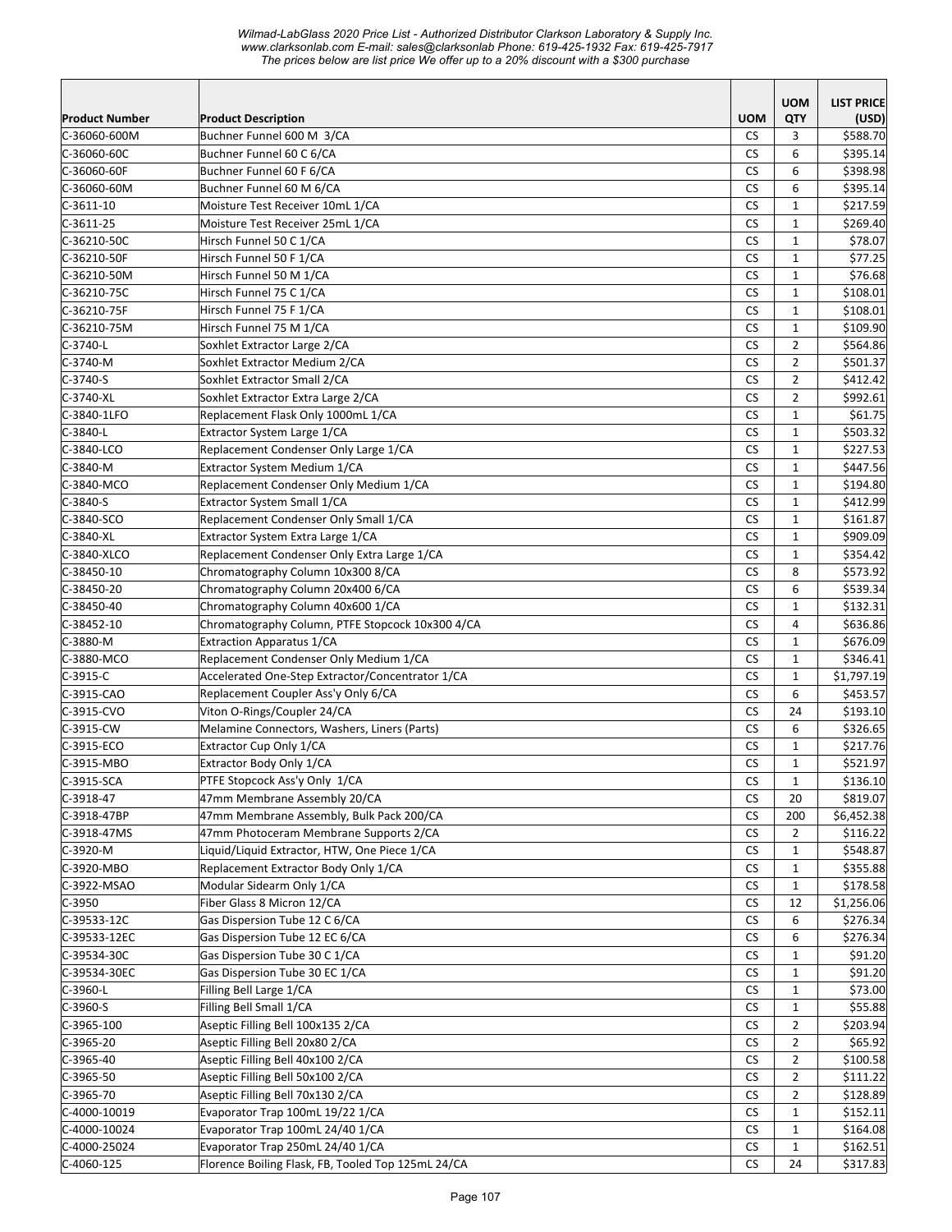| Product Number | Product Description | UOM | UOM QTY | LIST PRICE (USD) |
|---|---|---|---|---|
| C-36060-600M | Buchner Funnel 600 M  3/CA | CS | 3 | $588.70 |
| C-36060-60C | Buchner Funnel 60 C 6/CA | CS | 6 | $395.14 |
| C-36060-60F | Buchner Funnel 60 F 6/CA | CS | 6 | $398.98 |
| C-36060-60M | Buchner Funnel 60 M 6/CA | CS | 6 | $395.14 |
| C-3611-10 | Moisture Test Receiver 10mL 1/CA | CS | 1 | $217.59 |
| C-3611-25 | Moisture Test Receiver 25mL 1/CA | CS | 1 | $269.40 |
| C-36210-50C | Hirsch Funnel 50 C 1/CA | CS | 1 | $78.07 |
| C-36210-50F | Hirsch Funnel 50 F 1/CA | CS | 1 | $77.25 |
| C-36210-50M | Hirsch Funnel 50 M 1/CA | CS | 1 | $76.68 |
| C-36210-75C | Hirsch Funnel 75 C 1/CA | CS | 1 | $108.01 |
| C-36210-75F | Hirsch Funnel 75 F 1/CA | CS | 1 | $108.01 |
| C-36210-75M | Hirsch Funnel 75 M 1/CA | CS | 1 | $109.90 |
| C-3740-L | Soxhlet Extractor Large 2/CA | CS | 2 | $564.86 |
| C-3740-M | Soxhlet Extractor Medium 2/CA | CS | 2 | $501.37 |
| C-3740-S | Soxhlet Extractor Small 2/CA | CS | 2 | $412.42 |
| C-3740-XL | Soxhlet Extractor Extra Large 2/CA | CS | 2 | $992.61 |
| C-3840-1LFO | Replacement Flask Only 1000mL 1/CA | CS | 1 | $61.75 |
| C-3840-L | Extractor System Large 1/CA | CS | 1 | $503.32 |
| C-3840-LCO | Replacement Condenser Only Large 1/CA | CS | 1 | $227.53 |
| C-3840-M | Extractor System Medium 1/CA | CS | 1 | $447.56 |
| C-3840-MCO | Replacement Condenser Only Medium 1/CA | CS | 1 | $194.80 |
| C-3840-S | Extractor System Small 1/CA | CS | 1 | $412.99 |
| C-3840-SCO | Replacement Condenser Only Small 1/CA | CS | 1 | $161.87 |
| C-3840-XL | Extractor System Extra Large 1/CA | CS | 1 | $909.09 |
| C-3840-XLCO | Replacement Condenser Only Extra Large 1/CA | CS | 1 | $354.42 |
| C-38450-10 | Chromatography Column 10x300 8/CA | CS | 8 | $573.92 |
| C-38450-20 | Chromatography Column 20x400 6/CA | CS | 6 | $539.34 |
| C-38450-40 | Chromatography Column 40x600 1/CA | CS | 1 | $132.31 |
| C-38452-10 | Chromatography Column, PTFE Stopcock 10x300 4/CA | CS | 4 | $636.86 |
| C-3880-M | Extraction Apparatus 1/CA | CS | 1 | $676.09 |
| C-3880-MCO | Replacement Condenser Only Medium 1/CA | CS | 1 | $346.41 |
| C-3915-C | Accelerated One-Step Extractor/Concentrator 1/CA | CS | 1 | $1,797.19 |
| C-3915-CAO | Replacement Coupler Ass'y Only 6/CA | CS | 6 | $453.57 |
| C-3915-CVO | Viton O-Rings/Coupler 24/CA | CS | 24 | $193.10 |
| C-3915-CW | Melamine Connectors, Washers, Liners (Parts) | CS | 6 | $326.65 |
| C-3915-ECO | Extractor Cup Only 1/CA | CS | 1 | $217.76 |
| C-3915-MBO | Extractor Body Only 1/CA | CS | 1 | $521.97 |
| C-3915-SCA | PTFE Stopcock Ass'y Only  1/CA | CS | 1 | $136.10 |
| C-3918-47 | 47mm Membrane Assembly 20/CA | CS | 20 | $819.07 |
| C-3918-47BP | 47mm Membrane Assembly, Bulk Pack 200/CA | CS | 200 | $6,452.38 |
| C-3918-47MS | 47mm Photoceram Membrane Supports 2/CA | CS | 2 | $116.22 |
| C-3920-M | Liquid/Liquid Extractor, HTW, One Piece 1/CA | CS | 1 | $548.87 |
| C-3920-MBO | Replacement Extractor Body Only 1/CA | CS | 1 | $355.88 |
| C-3922-MSAO | Modular Sidearm Only 1/CA | CS | 1 | $178.58 |
| C-3950 | Fiber Glass 8 Micron 12/CA | CS | 12 | $1,256.06 |
| C-39533-12C | Gas Dispersion Tube 12 C 6/CA | CS | 6 | $276.34 |
| C-39533-12EC | Gas Dispersion Tube 12 EC 6/CA | CS | 6 | $276.34 |
| C-39534-30C | Gas Dispersion Tube 30 C 1/CA | CS | 1 | $91.20 |
| C-39534-30EC | Gas Dispersion Tube 30 EC 1/CA | CS | 1 | $91.20 |
| C-3960-L | Filling Bell Large 1/CA | CS | 1 | $73.00 |
| C-3960-S | Filling Bell Small 1/CA | CS | 1 | $55.88 |
| C-3965-100 | Aseptic Filling Bell 100x135 2/CA | CS | 2 | $203.94 |
| C-3965-20 | Aseptic Filling Bell 20x80 2/CA | CS | 2 | $65.92 |
| C-3965-40 | Aseptic Filling Bell 40x100 2/CA | CS | 2 | $100.58 |
| C-3965-50 | Aseptic Filling Bell 50x100 2/CA | CS | 2 | $111.22 |
| C-3965-70 | Aseptic Filling Bell 70x130 2/CA | CS | 2 | $128.89 |
| C-4000-10019 | Evaporator Trap 100mL 19/22 1/CA | CS | 1 | $152.11 |
| C-4000-10024 | Evaporator Trap 100mL 24/40 1/CA | CS | 1 | $164.08 |
| C-4000-25024 | Evaporator Trap 250mL 24/40 1/CA | CS | 1 | $162.51 |
| C-4060-125 | Florence Boiling Flask, FB, Tooled Top 125mL 24/CA | CS | 24 | $317.83 |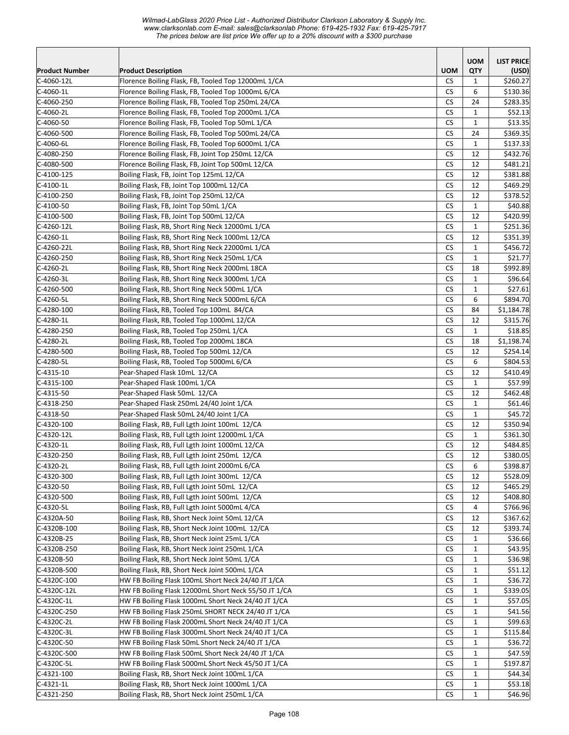*Wilmad-LabGlass 2020 Price List - Authorized Distributor Clarkson Laboratory & Supply Inc.*
*www.clarksonlab.com E-mail: sales@clarksonlab Phone: 619-425-1932 Fax: 619-425-7917*
*The prices below are list price We offer up to a 20% discount with a $300 purchase*

| Product Number | Product Description | UOM | UOM QTY | LIST PRICE (USD) |
|---|---|---|---|---|
| C-4060-12L | Florence Boiling Flask, FB, Tooled Top 12000mL 1/CA | CS | 1 | $260.27 |
| C-4060-1L | Florence Boiling Flask, FB, Tooled Top 1000mL 6/CA | CS | 6 | $130.36 |
| C-4060-250 | Florence Boiling Flask, FB, Tooled Top 250mL 24/CA | CS | 24 | $283.35 |
| C-4060-2L | Florence Boiling Flask, FB, Tooled Top 2000mL 1/CA | CS | 1 | $52.13 |
| C-4060-50 | Florence Boiling Flask, FB, Tooled Top 50mL 1/CA | CS | 1 | $13.35 |
| C-4060-500 | Florence Boiling Flask, FB, Tooled Top 500mL 24/CA | CS | 24 | $369.35 |
| C-4060-6L | Florence Boiling Flask, FB, Tooled Top 6000mL 1/CA | CS | 1 | $137.33 |
| C-4080-250 | Florence Boiling Flask, FB, Joint Top 250mL 12/CA | CS | 12 | $432.76 |
| C-4080-500 | Florence Boiling Flask, FB, Joint Top 500mL 12/CA | CS | 12 | $481.21 |
| C-4100-125 | Boiling Flask, FB, Joint Top 125mL 12/CA | CS | 12 | $381.88 |
| C-4100-1L | Boiling Flask, FB, Joint Top 1000mL 12/CA | CS | 12 | $469.29 |
| C-4100-250 | Boiling Flask, FB, Joint Top 250mL 12/CA | CS | 12 | $378.52 |
| C-4100-50 | Boiling Flask, FB, Joint Top 50mL 1/CA | CS | 1 | $40.88 |
| C-4100-500 | Boiling Flask, FB, Joint Top 500mL 12/CA | CS | 12 | $420.99 |
| C-4260-12L | Boiling Flask, RB, Short Ring Neck 12000mL 1/CA | CS | 1 | $251.36 |
| C-4260-1L | Boiling Flask, RB, Short Ring Neck 1000mL 12/CA | CS | 12 | $351.39 |
| C-4260-22L | Boiling Flask, RB, Short Ring Neck 22000mL 1/CA | CS | 1 | $456.72 |
| C-4260-250 | Boiling Flask, RB, Short Ring Neck 250mL 1/CA | CS | 1 | $21.77 |
| C-4260-2L | Boiling Flask, RB, Short Ring Neck 2000mL 18CA | CS | 18 | $992.89 |
| C-4260-3L | Boiling Flask, RB, Short Ring Neck 3000mL 1/CA | CS | 1 | $96.64 |
| C-4260-500 | Boiling Flask, RB, Short Ring Neck 500mL 1/CA | CS | 1 | $27.61 |
| C-4260-5L | Boiling Flask, RB, Short Ring Neck 5000mL 6/CA | CS | 6 | $894.70 |
| C-4280-100 | Boiling Flask, RB, Tooled Top 100mL 84/CA | CS | 84 | $1,184.78 |
| C-4280-1L | Boiling Flask, RB, Tooled Top 1000mL 12/CA | CS | 12 | $315.76 |
| C-4280-250 | Boiling Flask, RB, Tooled Top 250mL 1/CA | CS | 1 | $18.85 |
| C-4280-2L | Boiling Flask, RB, Tooled Top 2000mL 18CA | CS | 18 | $1,198.74 |
| C-4280-500 | Boiling Flask, RB, Tooled Top 500mL 12/CA | CS | 12 | $254.14 |
| C-4280-5L | Boiling Flask, RB, Tooled Top 5000mL 6/CA | CS | 6 | $804.53 |
| C-4315-10 | Pear-Shaped Flask 10mL 12/CA | CS | 12 | $410.49 |
| C-4315-100 | Pear-Shaped Flask 100mL 1/CA | CS | 1 | $57.99 |
| C-4315-50 | Pear-Shaped Flask 50mL 12/CA | CS | 12 | $462.48 |
| C-4318-250 | Pear-Shaped Flask 250mL 24/40 Joint 1/CA | CS | 1 | $61.46 |
| C-4318-50 | Pear-Shaped Flask 50mL 24/40 Joint 1/CA | CS | 1 | $45.72 |
| C-4320-100 | Boiling Flask, RB, Full Lgth Joint 100mL 12/CA | CS | 12 | $350.94 |
| C-4320-12L | Boiling Flask, RB, Full Lgth Joint 12000mL 1/CA | CS | 1 | $361.30 |
| C-4320-1L | Boiling Flask, RB, Full Lgth Joint 1000mL 12/CA | CS | 12 | $484.85 |
| C-4320-250 | Boiling Flask, RB, Full Lgth Joint 250mL 12/CA | CS | 12 | $380.05 |
| C-4320-2L | Boiling Flask, RB, Full Lgth Joint 2000mL 6/CA | CS | 6 | $398.87 |
| C-4320-300 | Boiling Flask, RB, Full Lgth Joint 300mL 12/CA | CS | 12 | $528.09 |
| C-4320-50 | Boiling Flask, RB, Full Lgth Joint 50mL 12/CA | CS | 12 | $465.29 |
| C-4320-500 | Boiling Flask, RB, Full Lgth Joint 500mL 12/CA | CS | 12 | $408.80 |
| C-4320-5L | Boiling Flask, RB, Full Lgth Joint 5000mL 4/CA | CS | 4 | $766.96 |
| C-4320A-50 | Boiling Flask, RB, Short Neck Joint 50mL 12/CA | CS | 12 | $367.62 |
| C-4320B-100 | Boiling Flask, RB, Short Neck Joint 100mL 12/CA | CS | 12 | $393.74 |
| C-4320B-25 | Boiling Flask, RB, Short Neck Joint 25mL 1/CA | CS | 1 | $36.66 |
| C-4320B-250 | Boiling Flask, RB, Short Neck Joint 250mL 1/CA | CS | 1 | $43.95 |
| C-4320B-50 | Boiling Flask, RB, Short Neck Joint 50mL 1/CA | CS | 1 | $36.98 |
| C-4320B-500 | Boiling Flask, RB, Short Neck Joint 500mL 1/CA | CS | 1 | $51.12 |
| C-4320C-100 | HW FB Boiling Flask 100mL Short Neck 24/40 JT 1/CA | CS | 1 | $36.72 |
| C-4320C-12L | HW FB Boiling Flask 12000mL Short Neck 55/50 JT 1/CA | CS | 1 | $339.05 |
| C-4320C-1L | HW FB Boiling Flask 1000mL Short Neck 24/40 JT 1/CA | CS | 1 | $57.05 |
| C-4320C-250 | HW FB Boiling Flask 250mL SHORT NECK 24/40 JT 1/CA | CS | 1 | $41.56 |
| C-4320C-2L | HW FB Boiling Flask 2000mL Short Neck 24/40 JT 1/CA | CS | 1 | $99.63 |
| C-4320C-3L | HW FB Boiling Flask 3000mL Short Neck 24/40 JT 1/CA | CS | 1 | $115.84 |
| C-4320C-50 | HW FB Boiling Flask 50mL Short Neck 24/40 JT 1/CA | CS | 1 | $36.72 |
| C-4320C-500 | HW FB Boiling Flask 500mL Short Neck 24/40 JT 1/CA | CS | 1 | $47.59 |
| C-4320C-5L | HW FB Boiling Flask 5000mL Short Neck 45/50 JT 1/CA | CS | 1 | $197.87 |
| C-4321-100 | Boiling Flask, RB, Short Neck Joint 100mL 1/CA | CS | 1 | $44.34 |
| C-4321-1L | Boiling Flask, RB, Short Neck Joint 1000mL 1/CA | CS | 1 | $53.18 |
| C-4321-250 | Boiling Flask, RB, Short Neck Joint 250mL 1/CA | CS | 1 | $46.96 |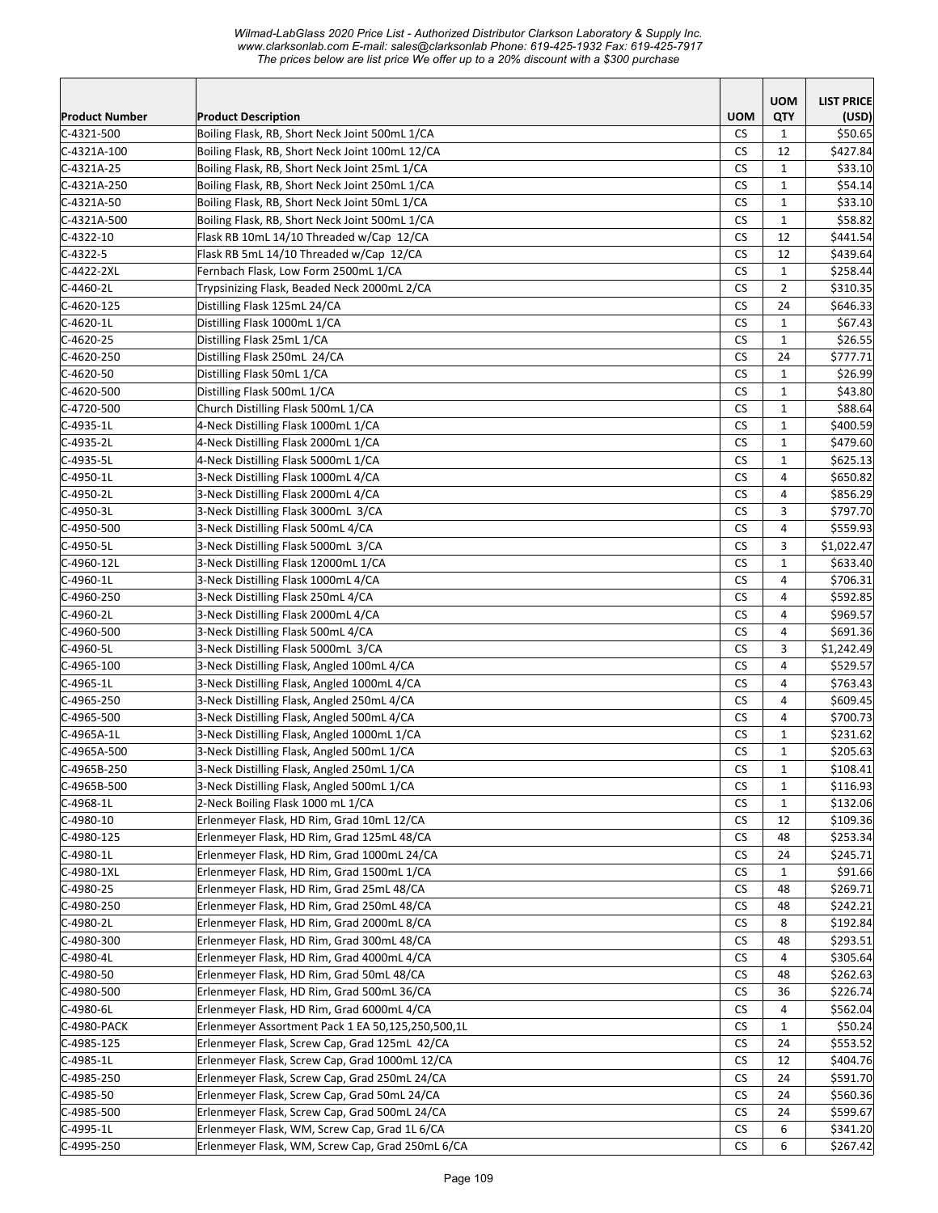| Product Number | Product Description | UOM | UOM QTY | LIST PRICE (USD) |
|---|---|---|---|---|
| C-4321-500 | Boiling Flask, RB, Short Neck Joint 500mL 1/CA | CS | 1 | $50.65 |
| C-4321A-100 | Boiling Flask, RB, Short Neck Joint 100mL 12/CA | CS | 12 | $427.84 |
| C-4321A-25 | Boiling Flask, RB, Short Neck Joint 25mL 1/CA | CS | 1 | $33.10 |
| C-4321A-250 | Boiling Flask, RB, Short Neck Joint 250mL 1/CA | CS | 1 | $54.14 |
| C-4321A-50 | Boiling Flask, RB, Short Neck Joint 50mL 1/CA | CS | 1 | $33.10 |
| C-4321A-500 | Boiling Flask, RB, Short Neck Joint 500mL 1/CA | CS | 1 | $58.82 |
| C-4322-10 | Flask RB 10mL 14/10 Threaded w/Cap 12/CA | CS | 12 | $441.54 |
| C-4322-5 | Flask RB 5mL 14/10 Threaded w/Cap 12/CA | CS | 12 | $439.64 |
| C-4422-2XL | Fernbach Flask, Low Form 2500mL 1/CA | CS | 1 | $258.44 |
| C-4460-2L | Trypsinizing Flask, Beaded Neck 2000mL 2/CA | CS | 2 | $310.35 |
| C-4620-125 | Distilling Flask 125mL 24/CA | CS | 24 | $646.33 |
| C-4620-1L | Distilling Flask 1000mL 1/CA | CS | 1 | $67.43 |
| C-4620-25 | Distilling Flask 25mL 1/CA | CS | 1 | $26.55 |
| C-4620-250 | Distilling Flask 250mL 24/CA | CS | 24 | $777.71 |
| C-4620-50 | Distilling Flask 50mL 1/CA | CS | 1 | $26.99 |
| C-4620-500 | Distilling Flask 500mL 1/CA | CS | 1 | $43.80 |
| C-4720-500 | Church Distilling Flask 500mL 1/CA | CS | 1 | $88.64 |
| C-4935-1L | 4-Neck Distilling Flask 1000mL 1/CA | CS | 1 | $400.59 |
| C-4935-2L | 4-Neck Distilling Flask 2000mL 1/CA | CS | 1 | $479.60 |
| C-4935-5L | 4-Neck Distilling Flask 5000mL 1/CA | CS | 1 | $625.13 |
| C-4950-1L | 3-Neck Distilling Flask 1000mL 4/CA | CS | 4 | $650.82 |
| C-4950-2L | 3-Neck Distilling Flask 2000mL 4/CA | CS | 4 | $856.29 |
| C-4950-3L | 3-Neck Distilling Flask 3000mL 3/CA | CS | 3 | $797.70 |
| C-4950-500 | 3-Neck Distilling Flask 500mL 4/CA | CS | 4 | $559.93 |
| C-4950-5L | 3-Neck Distilling Flask 5000mL 3/CA | CS | 3 | $1,022.47 |
| C-4960-12L | 3-Neck Distilling Flask 12000mL 1/CA | CS | 1 | $633.40 |
| C-4960-1L | 3-Neck Distilling Flask 1000mL 4/CA | CS | 4 | $706.31 |
| C-4960-250 | 3-Neck Distilling Flask 250mL 4/CA | CS | 4 | $592.85 |
| C-4960-2L | 3-Neck Distilling Flask 2000mL 4/CA | CS | 4 | $969.57 |
| C-4960-500 | 3-Neck Distilling Flask 500mL 4/CA | CS | 4 | $691.36 |
| C-4960-5L | 3-Neck Distilling Flask 5000mL 3/CA | CS | 3 | $1,242.49 |
| C-4965-100 | 3-Neck Distilling Flask, Angled 100mL 4/CA | CS | 4 | $529.57 |
| C-4965-1L | 3-Neck Distilling Flask, Angled 1000mL 4/CA | CS | 4 | $763.43 |
| C-4965-250 | 3-Neck Distilling Flask, Angled 250mL 4/CA | CS | 4 | $609.45 |
| C-4965-500 | 3-Neck Distilling Flask, Angled 500mL 4/CA | CS | 4 | $700.73 |
| C-4965A-1L | 3-Neck Distilling Flask, Angled 1000mL 1/CA | CS | 1 | $231.62 |
| C-4965A-500 | 3-Neck Distilling Flask, Angled 500mL 1/CA | CS | 1 | $205.63 |
| C-4965B-250 | 3-Neck Distilling Flask, Angled 250mL 1/CA | CS | 1 | $108.41 |
| C-4965B-500 | 3-Neck Distilling Flask, Angled 500mL 1/CA | CS | 1 | $116.93 |
| C-4968-1L | 2-Neck Boiling Flask 1000 mL 1/CA | CS | 1 | $132.06 |
| C-4980-10 | Erlenmeyer Flask, HD Rim, Grad 10mL 12/CA | CS | 12 | $109.36 |
| C-4980-125 | Erlenmeyer Flask, HD Rim, Grad 125mL 48/CA | CS | 48 | $253.34 |
| C-4980-1L | Erlenmeyer Flask, HD Rim, Grad 1000mL 24/CA | CS | 24 | $245.71 |
| C-4980-1XL | Erlenmeyer Flask, HD Rim, Grad 1500mL 1/CA | CS | 1 | $91.66 |
| C-4980-25 | Erlenmeyer Flask, HD Rim, Grad 25mL 48/CA | CS | 48 | $269.71 |
| C-4980-250 | Erlenmeyer Flask, HD Rim, Grad 250mL 48/CA | CS | 48 | $242.21 |
| C-4980-2L | Erlenmeyer Flask, HD Rim, Grad 2000mL 8/CA | CS | 8 | $192.84 |
| C-4980-300 | Erlenmeyer Flask, HD Rim, Grad 300mL 48/CA | CS | 48 | $293.51 |
| C-4980-4L | Erlenmeyer Flask, HD Rim, Grad 4000mL 4/CA | CS | 4 | $305.64 |
| C-4980-50 | Erlenmeyer Flask, HD Rim, Grad 50mL 48/CA | CS | 48 | $262.63 |
| C-4980-500 | Erlenmeyer Flask, HD Rim, Grad 500mL 36/CA | CS | 36 | $226.74 |
| C-4980-6L | Erlenmeyer Flask, HD Rim, Grad 6000mL 4/CA | CS | 4 | $562.04 |
| C-4980-PACK | Erlenmeyer Assortment Pack 1 EA 50,125,250,500,1L | CS | 1 | $50.24 |
| C-4985-125 | Erlenmeyer Flask, Screw Cap, Grad 125mL 42/CA | CS | 24 | $553.52 |
| C-4985-1L | Erlenmeyer Flask, Screw Cap, Grad 1000mL 12/CA | CS | 12 | $404.76 |
| C-4985-250 | Erlenmeyer Flask, Screw Cap, Grad 250mL 24/CA | CS | 24 | $591.70 |
| C-4985-50 | Erlenmeyer Flask, Screw Cap, Grad 50mL 24/CA | CS | 24 | $560.36 |
| C-4985-500 | Erlenmeyer Flask, Screw Cap, Grad 500mL 24/CA | CS | 24 | $599.67 |
| C-4995-1L | Erlenmeyer Flask, WM, Screw Cap, Grad 1L 6/CA | CS | 6 | $341.20 |
| C-4995-250 | Erlenmeyer Flask, WM, Screw Cap, Grad 250mL 6/CA | CS | 6 | $267.42 |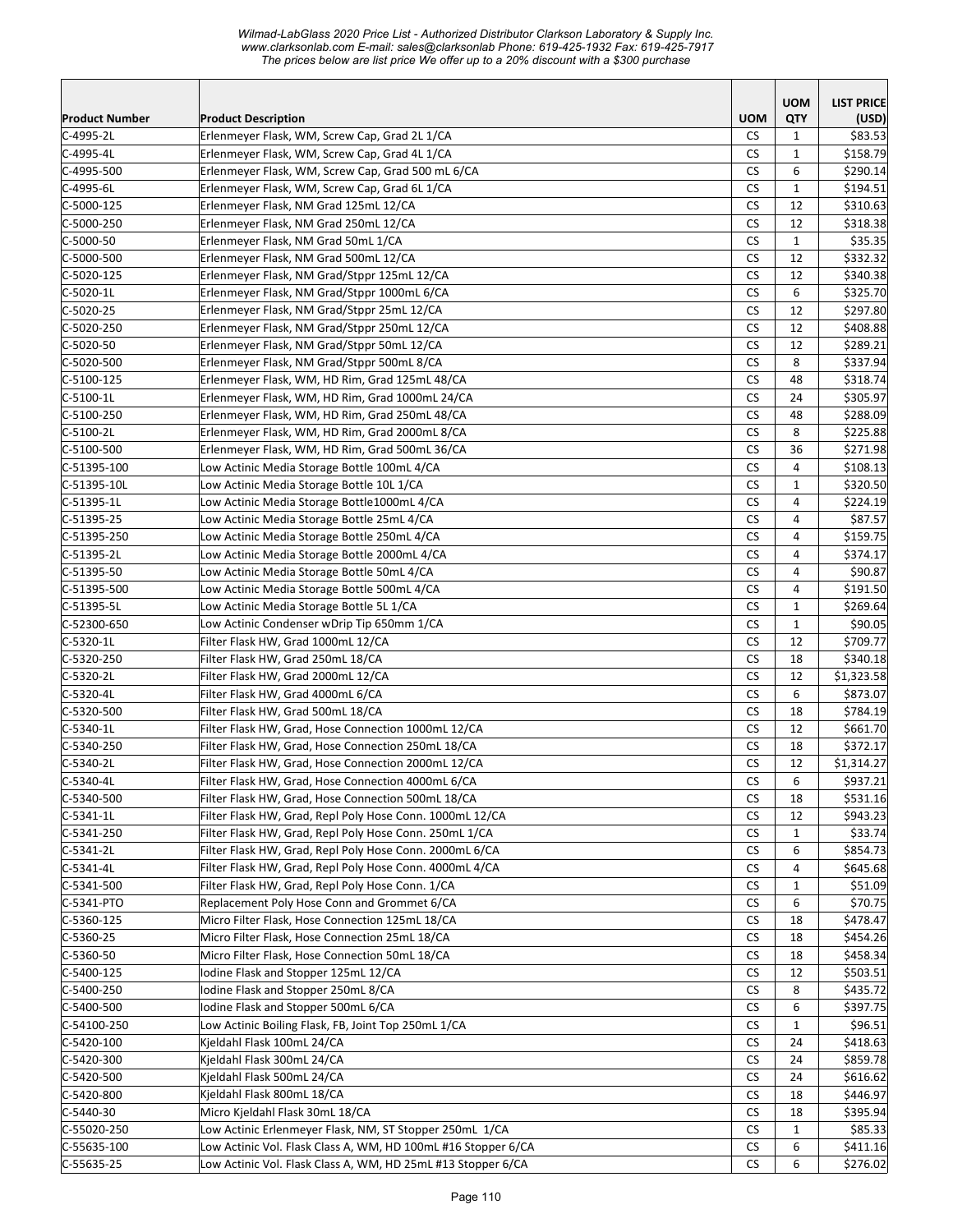*Wilmad-LabGlass 2020 Price List - Authorized Distributor Clarkson Laboratory & Supply Inc.*
*www.clarksonlab.com E-mail: sales@clarksonlab Phone: 619-425-1932 Fax: 619-425-7917*
*The prices below are list price We offer up to a 20% discount with a $300 purchase*

| Product Number | Product Description | UOM | UOM QTY | LIST PRICE (USD) |
|---|---|---|---|---|
| C-4995-2L | Erlenmeyer Flask, WM, Screw Cap, Grad 2L 1/CA | CS | 1 | $83.53 |
| C-4995-4L | Erlenmeyer Flask, WM, Screw Cap, Grad 4L 1/CA | CS | 1 | $158.79 |
| C-4995-500 | Erlenmeyer Flask, WM, Screw Cap, Grad 500 mL 6/CA | CS | 6 | $290.14 |
| C-4995-6L | Erlenmeyer Flask, WM, Screw Cap, Grad 6L 1/CA | CS | 1 | $194.51 |
| C-5000-125 | Erlenmeyer Flask, NM Grad 125mL 12/CA | CS | 12 | $310.63 |
| C-5000-250 | Erlenmeyer Flask, NM Grad 250mL 12/CA | CS | 12 | $318.38 |
| C-5000-50 | Erlenmeyer Flask, NM Grad 50mL 1/CA | CS | 1 | $35.35 |
| C-5000-500 | Erlenmeyer Flask, NM Grad 500mL 12/CA | CS | 12 | $332.32 |
| C-5020-125 | Erlenmeyer Flask, NM Grad/Stppr 125mL 12/CA | CS | 12 | $340.38 |
| C-5020-1L | Erlenmeyer Flask, NM Grad/Stppr 1000mL 6/CA | CS | 6 | $325.70 |
| C-5020-25 | Erlenmeyer Flask, NM Grad/Stppr 25mL 12/CA | CS | 12 | $297.80 |
| C-5020-250 | Erlenmeyer Flask, NM Grad/Stppr 250mL 12/CA | CS | 12 | $408.88 |
| C-5020-50 | Erlenmeyer Flask, NM Grad/Stppr 50mL 12/CA | CS | 12 | $289.21 |
| C-5020-500 | Erlenmeyer Flask, NM Grad/Stppr 500mL 8/CA | CS | 8 | $337.94 |
| C-5100-125 | Erlenmeyer Flask, WM, HD Rim, Grad 125mL 48/CA | CS | 48 | $318.74 |
| C-5100-1L | Erlenmeyer Flask, WM, HD Rim, Grad 1000mL 24/CA | CS | 24 | $305.97 |
| C-5100-250 | Erlenmeyer Flask, WM, HD Rim, Grad 250mL 48/CA | CS | 48 | $288.09 |
| C-5100-2L | Erlenmeyer Flask, WM, HD Rim, Grad 2000mL 8/CA | CS | 8 | $225.88 |
| C-5100-500 | Erlenmeyer Flask, WM, HD Rim, Grad 500mL 36/CA | CS | 36 | $271.98 |
| C-51395-100 | Low Actinic Media Storage Bottle 100mL 4/CA | CS | 4 | $108.13 |
| C-51395-10L | Low Actinic Media Storage Bottle 10L 1/CA | CS | 1 | $320.50 |
| C-51395-1L | Low Actinic Media Storage Bottle1000mL 4/CA | CS | 4 | $224.19 |
| C-51395-25 | Low Actinic Media Storage Bottle 25mL 4/CA | CS | 4 | $87.57 |
| C-51395-250 | Low Actinic Media Storage Bottle 250mL 4/CA | CS | 4 | $159.75 |
| C-51395-2L | Low Actinic Media Storage Bottle 2000mL 4/CA | CS | 4 | $374.17 |
| C-51395-50 | Low Actinic Media Storage Bottle 50mL 4/CA | CS | 4 | $90.87 |
| C-51395-500 | Low Actinic Media Storage Bottle 500mL 4/CA | CS | 4 | $191.50 |
| C-51395-5L | Low Actinic Media Storage Bottle 5L 1/CA | CS | 1 | $269.64 |
| C-52300-650 | Low Actinic Condenser wDrip Tip 650mm 1/CA | CS | 1 | $90.05 |
| C-5320-1L | Filter Flask HW, Grad 1000mL 12/CA | CS | 12 | $709.77 |
| C-5320-250 | Filter Flask HW, Grad 250mL 18/CA | CS | 18 | $340.18 |
| C-5320-2L | Filter Flask HW, Grad 2000mL 12/CA | CS | 12 | $1,323.58 |
| C-5320-4L | Filter Flask HW, Grad 4000mL 6/CA | CS | 6 | $873.07 |
| C-5320-500 | Filter Flask HW, Grad 500mL 18/CA | CS | 18 | $784.19 |
| C-5340-1L | Filter Flask HW, Grad, Hose Connection 1000mL 12/CA | CS | 12 | $661.70 |
| C-5340-250 | Filter Flask HW, Grad, Hose Connection 250mL 18/CA | CS | 18 | $372.17 |
| C-5340-2L | Filter Flask HW, Grad, Hose Connection 2000mL 12/CA | CS | 12 | $1,314.27 |
| C-5340-4L | Filter Flask HW, Grad, Hose Connection 4000mL 6/CA | CS | 6 | $937.21 |
| C-5340-500 | Filter Flask HW, Grad, Hose Connection 500mL 18/CA | CS | 18 | $531.16 |
| C-5341-1L | Filter Flask HW, Grad, Repl Poly Hose Conn. 1000mL 12/CA | CS | 12 | $943.23 |
| C-5341-250 | Filter Flask HW, Grad, Repl Poly Hose Conn. 250mL 1/CA | CS | 1 | $33.74 |
| C-5341-2L | Filter Flask HW, Grad, Repl Poly Hose Conn. 2000mL 6/CA | CS | 6 | $854.73 |
| C-5341-4L | Filter Flask HW, Grad, Repl Poly Hose Conn. 4000mL 4/CA | CS | 4 | $645.68 |
| C-5341-500 | Filter Flask HW, Grad, Repl Poly Hose Conn. 1/CA | CS | 1 | $51.09 |
| C-5341-PTO | Replacement Poly Hose Conn and Grommet 6/CA | CS | 6 | $70.75 |
| C-5360-125 | Micro Filter Flask, Hose Connection 125mL 18/CA | CS | 18 | $478.47 |
| C-5360-25 | Micro Filter Flask, Hose Connection 25mL 18/CA | CS | 18 | $454.26 |
| C-5360-50 | Micro Filter Flask, Hose Connection 50mL 18/CA | CS | 18 | $458.34 |
| C-5400-125 | Iodine Flask and Stopper 125mL 12/CA | CS | 12 | $503.51 |
| C-5400-250 | Iodine Flask and Stopper 250mL 8/CA | CS | 8 | $435.72 |
| C-5400-500 | Iodine Flask and Stopper 500mL 6/CA | CS | 6 | $397.75 |
| C-54100-250 | Low Actinic Boiling Flask, FB, Joint Top 250mL 1/CA | CS | 1 | $96.51 |
| C-5420-100 | Kjeldahl Flask 100mL 24/CA | CS | 24 | $418.63 |
| C-5420-300 | Kjeldahl Flask 300mL 24/CA | CS | 24 | $859.78 |
| C-5420-500 | Kjeldahl Flask 500mL 24/CA | CS | 24 | $616.62 |
| C-5420-800 | Kjeldahl Flask 800mL 18/CA | CS | 18 | $446.97 |
| C-5440-30 | Micro Kjeldahl Flask 30mL 18/CA | CS | 18 | $395.94 |
| C-55020-250 | Low Actinic Erlenmeyer Flask, NM, ST Stopper 250mL 1/CA | CS | 1 | $85.33 |
| C-55635-100 | Low Actinic Vol. Flask Class A, WM, HD 100mL #16 Stopper 6/CA | CS | 6 | $411.16 |
| C-55635-25 | Low Actinic Vol. Flask Class A, WM, HD 25mL #13 Stopper 6/CA | CS | 6 | $276.02 |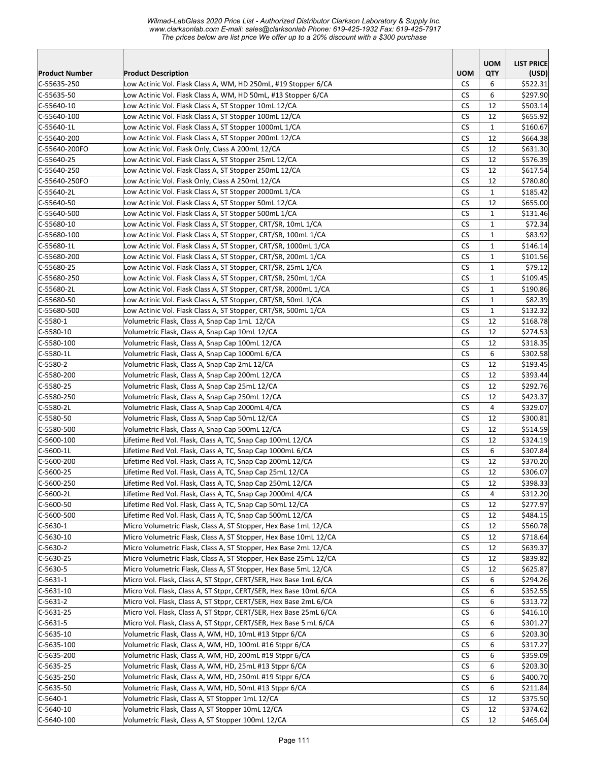*Wilmad-LabGlass 2020 Price List - Authorized Distributor Clarkson Laboratory & Supply Inc.*
*www.clarksonlab.com E-mail: sales@clarksonlab Phone: 619-425-1932 Fax: 619-425-7917*
*The prices below are list price We offer up to a 20% discount with a $300 purchase*

| Product Number | Product Description | UOM | UOM QTY | LIST PRICE (USD) |
|---|---|---|---|---|
| C-55635-250 | Low Actinic Vol. Flask Class A, WM, HD 250mL, #19 Stopper 6/CA | CS | 6 | $522.31 |
| C-55635-50 | Low Actinic Vol. Flask Class A, WM, HD 50mL, #13 Stopper 6/CA | CS | 6 | $297.90 |
| C-55640-10 | Low Actinic Vol. Flask Class A, ST Stopper 10mL 12/CA | CS | 12 | $503.14 |
| C-55640-100 | Low Actinic Vol. Flask Class A, ST Stopper 100mL 12/CA | CS | 12 | $655.92 |
| C-55640-1L | Low Actinic Vol. Flask Class A, ST Stopper 1000mL 1/CA | CS | 1 | $160.67 |
| C-55640-200 | Low Actinic Vol. Flask Class A, ST Stopper 200mL 12/CA | CS | 12 | $664.38 |
| C-55640-200FO | Low Actinic Vol. Flask Only, Class A 200mL 12/CA | CS | 12 | $631.30 |
| C-55640-25 | Low Actinic Vol. Flask Class A, ST Stopper 25mL 12/CA | CS | 12 | $576.39 |
| C-55640-250 | Low Actinic Vol. Flask Class A, ST Stopper 250mL 12/CA | CS | 12 | $617.54 |
| C-55640-250FO | Low Actinic Vol. Flask Only, Class A 250mL 12/CA | CS | 12 | $780.80 |
| C-55640-2L | Low Actinic Vol. Flask Class A, ST Stopper 2000mL 1/CA | CS | 1 | $185.42 |
| C-55640-50 | Low Actinic Vol. Flask Class A, ST Stopper 50mL 12/CA | CS | 12 | $655.00 |
| C-55640-500 | Low Actinic Vol. Flask Class A, ST Stopper 500mL 1/CA | CS | 1 | $131.46 |
| C-55680-10 | Low Actinic Vol. Flask Class A, ST Stopper, CRT/SR, 10mL 1/CA | CS | 1 | $72.34 |
| C-55680-100 | Low Actinic Vol. Flask Class A, ST Stopper, CRT/SR, 100mL 1/CA | CS | 1 | $83.92 |
| C-55680-1L | Low Actinic Vol. Flask Class A, ST Stopper, CRT/SR, 1000mL 1/CA | CS | 1 | $146.14 |
| C-55680-200 | Low Actinic Vol. Flask Class A, ST Stopper, CRT/SR, 200mL 1/CA | CS | 1 | $101.56 |
| C-55680-25 | Low Actinic Vol. Flask Class A, ST Stopper, CRT/SR, 25mL 1/CA | CS | 1 | $79.12 |
| C-55680-250 | Low Actinic Vol. Flask Class A, ST Stopper, CRT/SR, 250mL 1/CA | CS | 1 | $109.45 |
| C-55680-2L | Low Actinic Vol. Flask Class A, ST Stopper, CRT/SR, 2000mL 1/CA | CS | 1 | $190.86 |
| C-55680-50 | Low Actinic Vol. Flask Class A, ST Stopper, CRT/SR, 50mL 1/CA | CS | 1 | $82.39 |
| C-55680-500 | Low Actinic Vol. Flask Class A, ST Stopper, CRT/SR, 500mL 1/CA | CS | 1 | $132.32 |
| C-5580-1 | Volumetric Flask, Class A, Snap Cap 1mL 12/CA | CS | 12 | $168.78 |
| C-5580-10 | Volumetric Flask, Class A, Snap Cap 10mL 12/CA | CS | 12 | $274.53 |
| C-5580-100 | Volumetric Flask, Class A, Snap Cap 100mL 12/CA | CS | 12 | $318.35 |
| C-5580-1L | Volumetric Flask, Class A, Snap Cap 1000mL 6/CA | CS | 6 | $302.58 |
| C-5580-2 | Volumetric Flask, Class A, Snap Cap 2mL 12/CA | CS | 12 | $193.45 |
| C-5580-200 | Volumetric Flask, Class A, Snap Cap 200mL 12/CA | CS | 12 | $393.44 |
| C-5580-25 | Volumetric Flask, Class A, Snap Cap 25mL 12/CA | CS | 12 | $292.76 |
| C-5580-250 | Volumetric Flask, Class A, Snap Cap 250mL 12/CA | CS | 12 | $423.37 |
| C-5580-2L | Volumetric Flask, Class A, Snap Cap 2000mL 4/CA | CS | 4 | $329.07 |
| C-5580-50 | Volumetric Flask, Class A, Snap Cap 50mL 12/CA | CS | 12 | $300.81 |
| C-5580-500 | Volumetric Flask, Class A, Snap Cap 500mL 12/CA | CS | 12 | $514.59 |
| C-5600-100 | Lifetime Red Vol. Flask, Class A, TC, Snap Cap 100mL 12/CA | CS | 12 | $324.19 |
| C-5600-1L | Lifetime Red Vol. Flask, Class A, TC, Snap Cap 1000mL 6/CA | CS | 6 | $307.84 |
| C-5600-200 | Lifetime Red Vol. Flask, Class A, TC, Snap Cap 200mL 12/CA | CS | 12 | $370.20 |
| C-5600-25 | Lifetime Red Vol. Flask, Class A, TC, Snap Cap 25mL 12/CA | CS | 12 | $306.07 |
| C-5600-250 | Lifetime Red Vol. Flask, Class A, TC, Snap Cap 250mL 12/CA | CS | 12 | $398.33 |
| C-5600-2L | Lifetime Red Vol. Flask, Class A, TC, Snap Cap 2000mL 4/CA | CS | 4 | $312.20 |
| C-5600-50 | Lifetime Red Vol. Flask, Class A, TC, Snap Cap 50mL 12/CA | CS | 12 | $277.97 |
| C-5600-500 | Lifetime Red Vol. Flask, Class A, TC, Snap Cap 500mL 12/CA | CS | 12 | $484.15 |
| C-5630-1 | Micro Volumetric Flask, Class A, ST Stopper, Hex Base 1mL 12/CA | CS | 12 | $560.78 |
| C-5630-10 | Micro Volumetric Flask, Class A, ST Stopper, Hex Base 10mL 12/CA | CS | 12 | $718.64 |
| C-5630-2 | Micro Volumetric Flask, Class A, ST Stopper, Hex Base 2mL 12/CA | CS | 12 | $639.37 |
| C-5630-25 | Micro Volumetric Flask, Class A, ST Stopper, Hex Base 25mL 12/CA | CS | 12 | $839.82 |
| C-5630-5 | Micro Volumetric Flask, Class A, ST Stopper, Hex Base 5mL 12/CA | CS | 12 | $625.87 |
| C-5631-1 | Micro Vol. Flask, Class A, ST Stppr, CERT/SER, Hex Base 1mL 6/CA | CS | 6 | $294.26 |
| C-5631-10 | Micro Vol. Flask, Class A, ST Stppr, CERT/SER, Hex Base 10mL 6/CA | CS | 6 | $352.55 |
| C-5631-2 | Micro Vol. Flask, Class A, ST Stppr, CERT/SER, Hex Base 2mL 6/CA | CS | 6 | $313.72 |
| C-5631-25 | Micro Vol. Flask, Class A, ST Stppr, CERT/SER, Hex Base 25mL 6/CA | CS | 6 | $416.10 |
| C-5631-5 | Micro Vol. Flask, Class A, ST Stppr, CERT/SER, Hex Base 5 mL 6/CA | CS | 6 | $301.27 |
| C-5635-10 | Volumetric Flask, Class A, WM, HD, 10mL #13 Stppr 6/CA | CS | 6 | $203.30 |
| C-5635-100 | Volumetric Flask, Class A, WM, HD, 100mL #16 Stppr 6/CA | CS | 6 | $317.27 |
| C-5635-200 | Volumetric Flask, Class A, WM, HD, 200mL #19 Stppr 6/CA | CS | 6 | $359.09 |
| C-5635-25 | Volumetric Flask, Class A, WM, HD, 25mL #13 Stppr 6/CA | CS | 6 | $203.30 |
| C-5635-250 | Volumetric Flask, Class A, WM, HD, 250mL #19 Stppr 6/CA | CS | 6 | $400.70 |
| C-5635-50 | Volumetric Flask, Class A, WM, HD, 50mL #13 Stppr 6/CA | CS | 6 | $211.84 |
| C-5640-1 | Volumetric Flask, Class A, ST Stopper 1mL 12/CA | CS | 12 | $375.50 |
| C-5640-10 | Volumetric Flask, Class A, ST Stopper 10mL 12/CA | CS | 12 | $374.62 |
| C-5640-100 | Volumetric Flask, Class A, ST Stopper 100mL 12/CA | CS | 12 | $465.04 |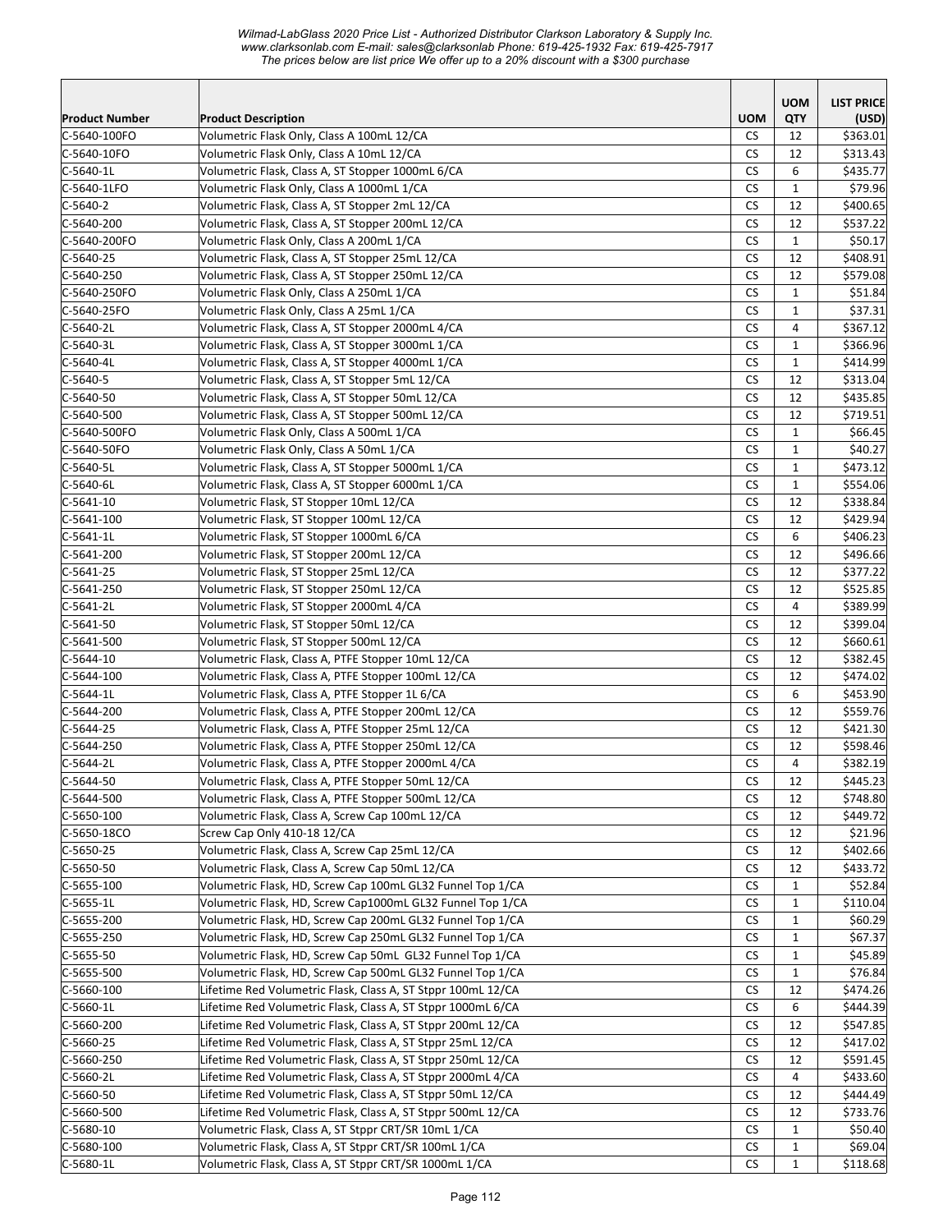| Product Number | Product Description | UOM | UOM QTY | LIST PRICE (USD) |
|---|---|---|---|---|
| C-5640-100FO | Volumetric Flask Only, Class A 100mL 12/CA | CS | 12 | $363.01 |
| C-5640-10FO | Volumetric Flask Only, Class A 10mL 12/CA | CS | 12 | $313.43 |
| C-5640-1L | Volumetric Flask, Class A, ST Stopper 1000mL 6/CA | CS | 6 | $435.77 |
| C-5640-1LFO | Volumetric Flask Only, Class A 1000mL 1/CA | CS | 1 | $79.96 |
| C-5640-2 | Volumetric Flask, Class A, ST Stopper 2mL 12/CA | CS | 12 | $400.65 |
| C-5640-200 | Volumetric Flask, Class A, ST Stopper 200mL 12/CA | CS | 12 | $537.22 |
| C-5640-200FO | Volumetric Flask Only, Class A 200mL 1/CA | CS | 1 | $50.17 |
| C-5640-25 | Volumetric Flask, Class A, ST Stopper 25mL 12/CA | CS | 12 | $408.91 |
| C-5640-250 | Volumetric Flask, Class A, ST Stopper 250mL 12/CA | CS | 12 | $579.08 |
| C-5640-250FO | Volumetric Flask Only, Class A 250mL 1/CA | CS | 1 | $51.84 |
| C-5640-25FO | Volumetric Flask Only, Class A 25mL 1/CA | CS | 1 | $37.31 |
| C-5640-2L | Volumetric Flask, Class A, ST Stopper 2000mL 4/CA | CS | 4 | $367.12 |
| C-5640-3L | Volumetric Flask, Class A, ST Stopper 3000mL 1/CA | CS | 1 | $366.96 |
| C-5640-4L | Volumetric Flask, Class A, ST Stopper 4000mL 1/CA | CS | 1 | $414.99 |
| C-5640-5 | Volumetric Flask, Class A, ST Stopper 5mL 12/CA | CS | 12 | $313.04 |
| C-5640-50 | Volumetric Flask, Class A, ST Stopper 50mL 12/CA | CS | 12 | $435.85 |
| C-5640-500 | Volumetric Flask, Class A, ST Stopper 500mL 12/CA | CS | 12 | $719.51 |
| C-5640-500FO | Volumetric Flask Only, Class A 500mL 1/CA | CS | 1 | $66.45 |
| C-5640-50FO | Volumetric Flask Only, Class A 50mL 1/CA | CS | 1 | $40.27 |
| C-5640-5L | Volumetric Flask, Class A, ST Stopper 5000mL 1/CA | CS | 1 | $473.12 |
| C-5640-6L | Volumetric Flask, Class A, ST Stopper 6000mL 1/CA | CS | 1 | $554.06 |
| C-5641-10 | Volumetric Flask, ST Stopper 10mL 12/CA | CS | 12 | $338.84 |
| C-5641-100 | Volumetric Flask, ST Stopper 100mL 12/CA | CS | 12 | $429.94 |
| C-5641-1L | Volumetric Flask, ST Stopper 1000mL 6/CA | CS | 6 | $406.23 |
| C-5641-200 | Volumetric Flask, ST Stopper 200mL 12/CA | CS | 12 | $496.66 |
| C-5641-25 | Volumetric Flask, ST Stopper 25mL 12/CA | CS | 12 | $377.22 |
| C-5641-250 | Volumetric Flask, ST Stopper 250mL 12/CA | CS | 12 | $525.85 |
| C-5641-2L | Volumetric Flask, ST Stopper 2000mL 4/CA | CS | 4 | $389.99 |
| C-5641-50 | Volumetric Flask, ST Stopper 50mL 12/CA | CS | 12 | $399.04 |
| C-5641-500 | Volumetric Flask, ST Stopper 500mL 12/CA | CS | 12 | $660.61 |
| C-5644-10 | Volumetric Flask, Class A, PTFE Stopper 10mL 12/CA | CS | 12 | $382.45 |
| C-5644-100 | Volumetric Flask, Class A, PTFE Stopper 100mL 12/CA | CS | 12 | $474.02 |
| C-5644-1L | Volumetric Flask, Class A, PTFE Stopper 1L 6/CA | CS | 6 | $453.90 |
| C-5644-200 | Volumetric Flask, Class A, PTFE Stopper 200mL 12/CA | CS | 12 | $559.76 |
| C-5644-25 | Volumetric Flask, Class A, PTFE Stopper 25mL 12/CA | CS | 12 | $421.30 |
| C-5644-250 | Volumetric Flask, Class A, PTFE Stopper 250mL 12/CA | CS | 12 | $598.46 |
| C-5644-2L | Volumetric Flask, Class A, PTFE Stopper 2000mL 4/CA | CS | 4 | $382.19 |
| C-5644-50 | Volumetric Flask, Class A, PTFE Stopper 50mL 12/CA | CS | 12 | $445.23 |
| C-5644-500 | Volumetric Flask, Class A, PTFE Stopper 500mL 12/CA | CS | 12 | $748.80 |
| C-5650-100 | Volumetric Flask, Class A, Screw Cap 100mL 12/CA | CS | 12 | $449.72 |
| C-5650-18CO | Screw Cap Only 410-18 12/CA | CS | 12 | $21.96 |
| C-5650-25 | Volumetric Flask, Class A, Screw Cap 25mL 12/CA | CS | 12 | $402.66 |
| C-5650-50 | Volumetric Flask, Class A, Screw Cap 50mL 12/CA | CS | 12 | $433.72 |
| C-5655-100 | Volumetric Flask, HD, Screw Cap 100mL GL32 Funnel Top 1/CA | CS | 1 | $52.84 |
| C-5655-1L | Volumetric Flask, HD, Screw Cap1000mL GL32 Funnel Top 1/CA | CS | 1 | $110.04 |
| C-5655-200 | Volumetric Flask, HD, Screw Cap 200mL GL32 Funnel Top 1/CA | CS | 1 | $60.29 |
| C-5655-250 | Volumetric Flask, HD, Screw Cap 250mL GL32 Funnel Top 1/CA | CS | 1 | $67.37 |
| C-5655-50 | Volumetric Flask, HD, Screw Cap 50mL GL32 Funnel Top 1/CA | CS | 1 | $45.89 |
| C-5655-500 | Volumetric Flask, HD, Screw Cap 500mL GL32 Funnel Top 1/CA | CS | 1 | $76.84 |
| C-5660-100 | Lifetime Red Volumetric Flask, Class A, ST Stppr 100mL 12/CA | CS | 12 | $474.26 |
| C-5660-1L | Lifetime Red Volumetric Flask, Class A, ST Stppr 1000mL 6/CA | CS | 6 | $444.39 |
| C-5660-200 | Lifetime Red Volumetric Flask, Class A, ST Stppr 200mL 12/CA | CS | 12 | $547.85 |
| C-5660-25 | Lifetime Red Volumetric Flask, Class A, ST Stppr 25mL 12/CA | CS | 12 | $417.02 |
| C-5660-250 | Lifetime Red Volumetric Flask, Class A, ST Stppr 250mL 12/CA | CS | 12 | $591.45 |
| C-5660-2L | Lifetime Red Volumetric Flask, Class A, ST Stppr 2000mL 4/CA | CS | 4 | $433.60 |
| C-5660-50 | Lifetime Red Volumetric Flask, Class A, ST Stppr 50mL 12/CA | CS | 12 | $444.49 |
| C-5660-500 | Lifetime Red Volumetric Flask, Class A, ST Stppr 500mL 12/CA | CS | 12 | $733.76 |
| C-5680-10 | Volumetric Flask, Class A, ST Stppr CRT/SR 10mL 1/CA | CS | 1 | $50.40 |
| C-5680-100 | Volumetric Flask, Class A, ST Stppr CRT/SR 100mL 1/CA | CS | 1 | $69.04 |
| C-5680-1L | Volumetric Flask, Class A, ST Stppr CRT/SR 1000mL 1/CA | CS | 1 | $118.68 |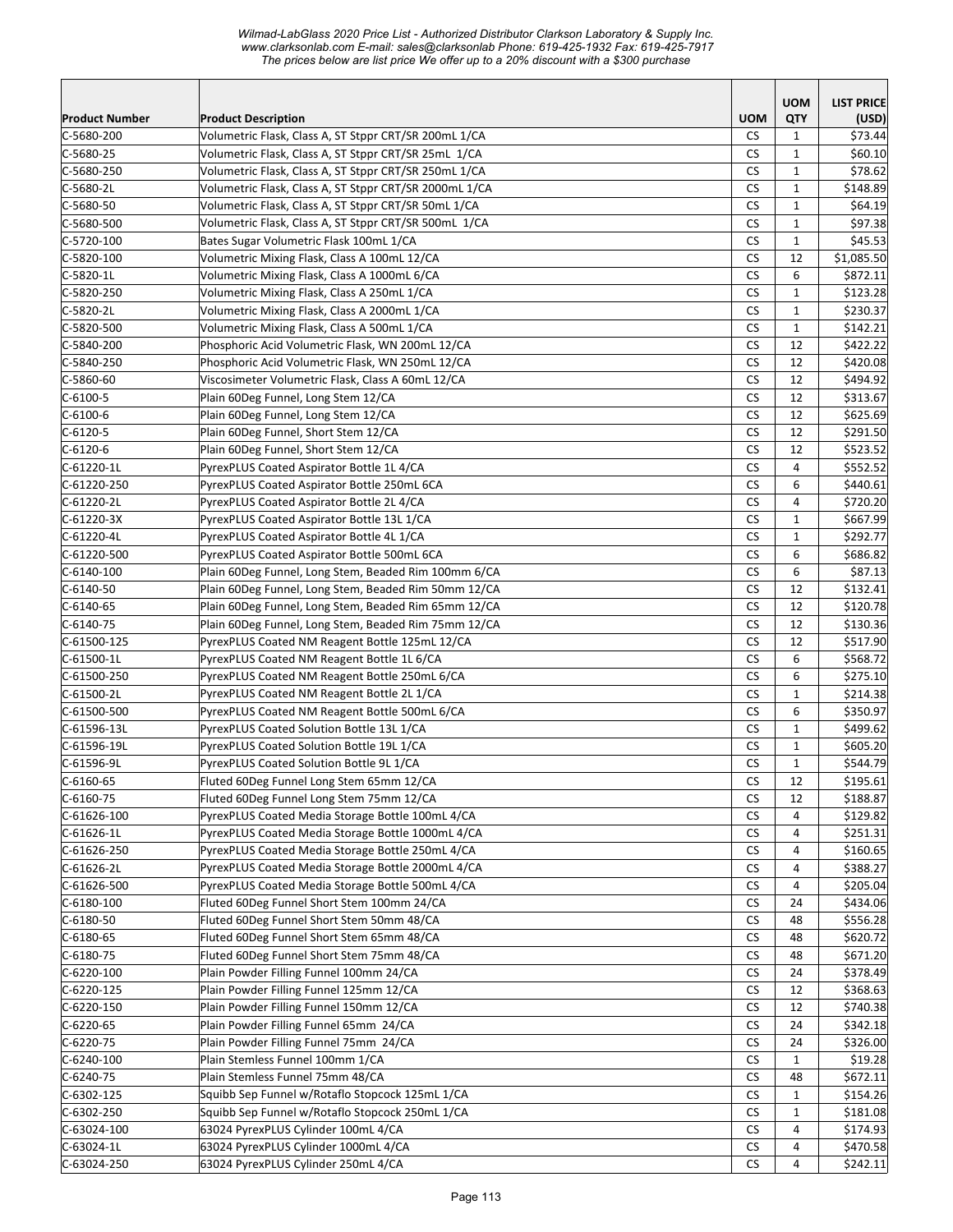| Product Number | Product Description | UOM | UOM QTY | LIST PRICE (USD) |
|---|---|---|---|---|
| C-5680-200 | Volumetric Flask, Class A, ST Stppr CRT/SR 200mL 1/CA | CS | 1 | $73.44 |
| C-5680-25 | Volumetric Flask, Class A, ST Stppr CRT/SR 25mL 1/CA | CS | 1 | $60.10 |
| C-5680-250 | Volumetric Flask, Class A, ST Stppr CRT/SR 250mL 1/CA | CS | 1 | $78.62 |
| C-5680-2L | Volumetric Flask, Class A, ST Stppr CRT/SR 2000mL 1/CA | CS | 1 | $148.89 |
| C-5680-50 | Volumetric Flask, Class A, ST Stppr CRT/SR 50mL 1/CA | CS | 1 | $64.19 |
| C-5680-500 | Volumetric Flask, Class A, ST Stppr CRT/SR 500mL 1/CA | CS | 1 | $97.38 |
| C-5720-100 | Bates Sugar Volumetric Flask 100mL 1/CA | CS | 1 | $45.53 |
| C-5820-100 | Volumetric Mixing Flask, Class A 100mL 12/CA | CS | 12 | $1,085.50 |
| C-5820-1L | Volumetric Mixing Flask, Class A 1000mL 6/CA | CS | 6 | $872.11 |
| C-5820-250 | Volumetric Mixing Flask, Class A 250mL 1/CA | CS | 1 | $123.28 |
| C-5820-2L | Volumetric Mixing Flask, Class A 2000mL 1/CA | CS | 1 | $230.37 |
| C-5820-500 | Volumetric Mixing Flask, Class A 500mL 1/CA | CS | 1 | $142.21 |
| C-5840-200 | Phosphoric Acid Volumetric Flask, WN 200mL 12/CA | CS | 12 | $422.22 |
| C-5840-250 | Phosphoric Acid Volumetric Flask, WN 250mL 12/CA | CS | 12 | $420.08 |
| C-5860-60 | Viscosimeter Volumetric Flask, Class A 60mL 12/CA | CS | 12 | $494.92 |
| C-6100-5 | Plain 60Deg Funnel, Long Stem 12/CA | CS | 12 | $313.67 |
| C-6100-6 | Plain 60Deg Funnel, Long Stem 12/CA | CS | 12 | $625.69 |
| C-6120-5 | Plain 60Deg Funnel, Short Stem 12/CA | CS | 12 | $291.50 |
| C-6120-6 | Plain 60Deg Funnel, Short Stem 12/CA | CS | 12 | $523.52 |
| C-61220-1L | PyrexPLUS Coated Aspirator Bottle 1L 4/CA | CS | 4 | $552.52 |
| C-61220-250 | PyrexPLUS Coated Aspirator Bottle 250mL 6CA | CS | 6 | $440.61 |
| C-61220-2L | PyrexPLUS Coated Aspirator Bottle 2L 4/CA | CS | 4 | $720.20 |
| C-61220-3X | PyrexPLUS Coated Aspirator Bottle 13L 1/CA | CS | 1 | $667.99 |
| C-61220-4L | PyrexPLUS Coated Aspirator Bottle 4L 1/CA | CS | 1 | $292.77 |
| C-61220-500 | PyrexPLUS Coated Aspirator Bottle 500mL 6CA | CS | 6 | $686.82 |
| C-6140-100 | Plain 60Deg Funnel, Long Stem, Beaded Rim 100mm 6/CA | CS | 6 | $87.13 |
| C-6140-50 | Plain 60Deg Funnel, Long Stem, Beaded Rim 50mm 12/CA | CS | 12 | $132.41 |
| C-6140-65 | Plain 60Deg Funnel, Long Stem, Beaded Rim 65mm 12/CA | CS | 12 | $120.78 |
| C-6140-75 | Plain 60Deg Funnel, Long Stem, Beaded Rim 75mm 12/CA | CS | 12 | $130.36 |
| C-61500-125 | PyrexPLUS Coated NM Reagent Bottle 125mL 12/CA | CS | 12 | $517.90 |
| C-61500-1L | PyrexPLUS Coated NM Reagent Bottle 1L 6/CA | CS | 6 | $568.72 |
| C-61500-250 | PyrexPLUS Coated NM Reagent Bottle 250mL 6/CA | CS | 6 | $275.10 |
| C-61500-2L | PyrexPLUS Coated NM Reagent Bottle 2L 1/CA | CS | 1 | $214.38 |
| C-61500-500 | PyrexPLUS Coated NM Reagent Bottle 500mL 6/CA | CS | 6 | $350.97 |
| C-61596-13L | PyrexPLUS Coated Solution Bottle 13L 1/CA | CS | 1 | $499.62 |
| C-61596-19L | PyrexPLUS Coated Solution Bottle 19L 1/CA | CS | 1 | $605.20 |
| C-61596-9L | PyrexPLUS Coated Solution Bottle 9L 1/CA | CS | 1 | $544.79 |
| C-6160-65 | Fluted 60Deg Funnel Long Stem 65mm 12/CA | CS | 12 | $195.61 |
| C-6160-75 | Fluted 60Deg Funnel Long Stem 75mm 12/CA | CS | 12 | $188.87 |
| C-61626-100 | PyrexPLUS Coated Media Storage Bottle 100mL 4/CA | CS | 4 | $129.82 |
| C-61626-1L | PyrexPLUS Coated Media Storage Bottle 1000mL 4/CA | CS | 4 | $251.31 |
| C-61626-250 | PyrexPLUS Coated Media Storage Bottle 250mL 4/CA | CS | 4 | $160.65 |
| C-61626-2L | PyrexPLUS Coated Media Storage Bottle 2000mL 4/CA | CS | 4 | $388.27 |
| C-61626-500 | PyrexPLUS Coated Media Storage Bottle 500mL 4/CA | CS | 4 | $205.04 |
| C-6180-100 | Fluted 60Deg Funnel Short Stem 100mm 24/CA | CS | 24 | $434.06 |
| C-6180-50 | Fluted 60Deg Funnel Short Stem 50mm 48/CA | CS | 48 | $556.28 |
| C-6180-65 | Fluted 60Deg Funnel Short Stem 65mm 48/CA | CS | 48 | $620.72 |
| C-6180-75 | Fluted 60Deg Funnel Short Stem 75mm 48/CA | CS | 48 | $671.20 |
| C-6220-100 | Plain Powder Filling Funnel 100mm 24/CA | CS | 24 | $378.49 |
| C-6220-125 | Plain Powder Filling Funnel 125mm 12/CA | CS | 12 | $368.63 |
| C-6220-150 | Plain Powder Filling Funnel 150mm 12/CA | CS | 12 | $740.38 |
| C-6220-65 | Plain Powder Filling Funnel 65mm 24/CA | CS | 24 | $342.18 |
| C-6220-75 | Plain Powder Filling Funnel 75mm 24/CA | CS | 24 | $326.00 |
| C-6240-100 | Plain Stemless Funnel 100mm 1/CA | CS | 1 | $19.28 |
| C-6240-75 | Plain Stemless Funnel 75mm 48/CA | CS | 48 | $672.11 |
| C-6302-125 | Squibb Sep Funnel w/Rotaflo Stopcock 125mL 1/CA | CS | 1 | $154.26 |
| C-6302-250 | Squibb Sep Funnel w/Rotaflo Stopcock 250mL 1/CA | CS | 1 | $181.08 |
| C-63024-100 | 63024 PyrexPLUS Cylinder 100mL 4/CA | CS | 4 | $174.93 |
| C-63024-1L | 63024 PyrexPLUS Cylinder 1000mL 4/CA | CS | 4 | $470.58 |
| C-63024-250 | 63024 PyrexPLUS Cylinder 250mL 4/CA | CS | 4 | $242.11 |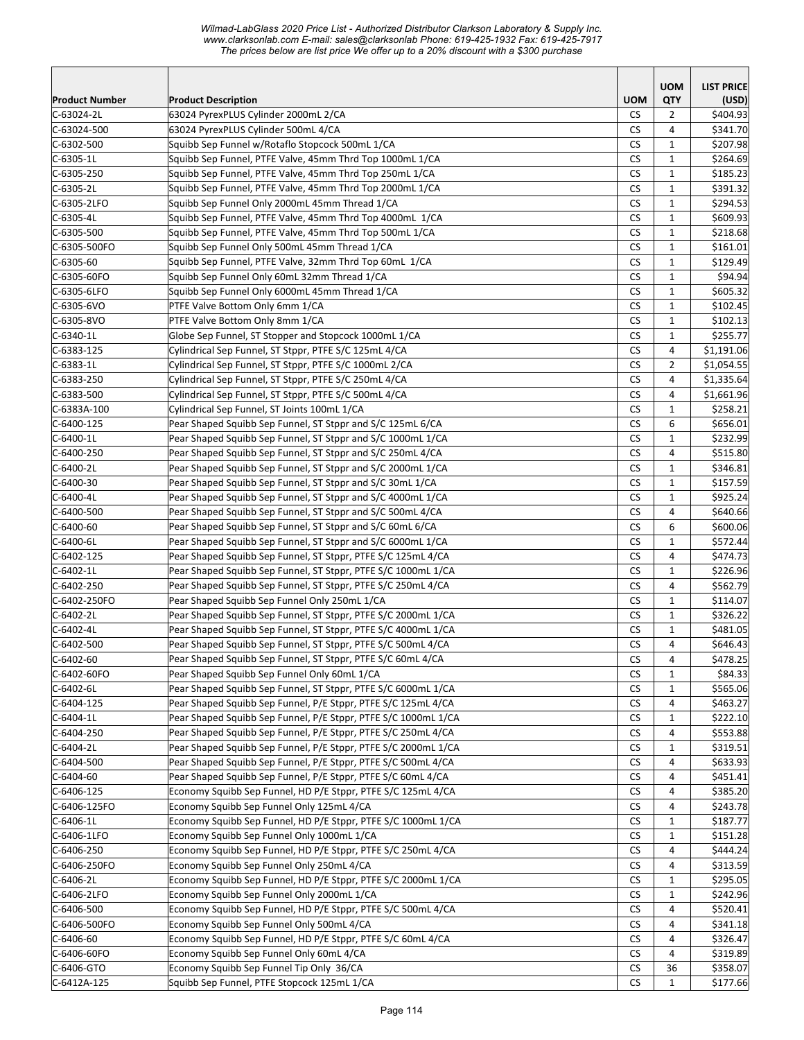*Wilmad-LabGlass 2020 Price List - Authorized Distributor Clarkson Laboratory & Supply Inc.*
*www.clarksonlab.com E-mail: sales@clarksonlab Phone: 619-425-1932 Fax: 619-425-7917*
*The prices below are list price We offer up to a 20% discount with a $300 purchase*

| Product Number | Product Description | UOM | UOM QTY | LIST PRICE (USD) |
|---|---|---|---|---|
| C-63024-2L | 63024 PyrexPLUS Cylinder 2000mL 2/CA | CS | 2 | $404.93 |
| C-63024-500 | 63024 PyrexPLUS Cylinder 500mL 4/CA | CS | 4 | $341.70 |
| C-6302-500 | Squibb Sep Funnel w/Rotaflo Stopcock 500mL 1/CA | CS | 1 | $207.98 |
| C-6305-1L | Squibb Sep Funnel, PTFE Valve, 45mm Thrd Top 1000mL 1/CA | CS | 1 | $264.69 |
| C-6305-250 | Squibb Sep Funnel, PTFE Valve, 45mm Thrd Top 250mL 1/CA | CS | 1 | $185.23 |
| C-6305-2L | Squibb Sep Funnel, PTFE Valve, 45mm Thrd Top 2000mL 1/CA | CS | 1 | $391.32 |
| C-6305-2LFO | Squibb Sep Funnel Only 2000mL 45mm Thread 1/CA | CS | 1 | $294.53 |
| C-6305-4L | Squibb Sep Funnel, PTFE Valve, 45mm Thrd Top 4000mL 1/CA | CS | 1 | $609.93 |
| C-6305-500 | Squibb Sep Funnel, PTFE Valve, 45mm Thrd Top 500mL 1/CA | CS | 1 | $218.68 |
| C-6305-500FO | Squibb Sep Funnel Only 500mL 45mm Thread 1/CA | CS | 1 | $161.01 |
| C-6305-60 | Squibb Sep Funnel, PTFE Valve, 32mm Thrd Top 60mL 1/CA | CS | 1 | $129.49 |
| C-6305-60FO | Squibb Sep Funnel Only 60mL 32mm Thread 1/CA | CS | 1 | $94.94 |
| C-6305-6LFO | Squibb Sep Funnel Only 6000mL 45mm Thread 1/CA | CS | 1 | $605.32 |
| C-6305-6VO | PTFE Valve Bottom Only 6mm 1/CA | CS | 1 | $102.45 |
| C-6305-8VO | PTFE Valve Bottom Only 8mm 1/CA | CS | 1 | $102.13 |
| C-6340-1L | Globe Sep Funnel, ST Stopper and Stopcock 1000mL 1/CA | CS | 1 | $255.77 |
| C-6383-125 | Cylindrical Sep Funnel, ST Stppr, PTFE S/C 125mL 4/CA | CS | 4 | $1,191.06 |
| C-6383-1L | Cylindrical Sep Funnel, ST Stppr, PTFE S/C 1000mL 2/CA | CS | 2 | $1,054.55 |
| C-6383-250 | Cylindrical Sep Funnel, ST Stppr, PTFE S/C 250mL 4/CA | CS | 4 | $1,335.64 |
| C-6383-500 | Cylindrical Sep Funnel, ST Stppr, PTFE S/C 500mL 4/CA | CS | 4 | $1,661.96 |
| C-6383A-100 | Cylindrical Sep Funnel, ST Joints 100mL 1/CA | CS | 1 | $258.21 |
| C-6400-125 | Pear Shaped Squibb Sep Funnel, ST Stppr and S/C 125mL 6/CA | CS | 6 | $656.01 |
| C-6400-1L | Pear Shaped Squibb Sep Funnel, ST Stppr and S/C 1000mL 1/CA | CS | 1 | $232.99 |
| C-6400-250 | Pear Shaped Squibb Sep Funnel, ST Stppr and S/C 250mL 4/CA | CS | 4 | $515.80 |
| C-6400-2L | Pear Shaped Squibb Sep Funnel, ST Stppr and S/C 2000mL 1/CA | CS | 1 | $346.81 |
| C-6400-30 | Pear Shaped Squibb Sep Funnel, ST Stppr and S/C 30mL 1/CA | CS | 1 | $157.59 |
| C-6400-4L | Pear Shaped Squibb Sep Funnel, ST Stppr and S/C 4000mL 1/CA | CS | 1 | $925.24 |
| C-6400-500 | Pear Shaped Squibb Sep Funnel, ST Stppr and S/C 500mL 4/CA | CS | 4 | $640.66 |
| C-6400-60 | Pear Shaped Squibb Sep Funnel, ST Stppr and S/C 60mL 6/CA | CS | 6 | $600.06 |
| C-6400-6L | Pear Shaped Squibb Sep Funnel, ST Stppr and S/C 6000mL 1/CA | CS | 1 | $572.44 |
| C-6402-125 | Pear Shaped Squibb Sep Funnel, ST Stppr, PTFE S/C 125mL 4/CA | CS | 4 | $474.73 |
| C-6402-1L | Pear Shaped Squibb Sep Funnel, ST Stppr, PTFE S/C 1000mL 1/CA | CS | 1 | $226.96 |
| C-6402-250 | Pear Shaped Squibb Sep Funnel, ST Stppr, PTFE S/C 250mL 4/CA | CS | 4 | $562.79 |
| C-6402-250FO | Pear Shaped Squibb Sep Funnel Only 250mL 1/CA | CS | 1 | $114.07 |
| C-6402-2L | Pear Shaped Squibb Sep Funnel, ST Stppr, PTFE S/C 2000mL 1/CA | CS | 1 | $326.22 |
| C-6402-4L | Pear Shaped Squibb Sep Funnel, ST Stppr, PTFE S/C 4000mL 1/CA | CS | 1 | $481.05 |
| C-6402-500 | Pear Shaped Squibb Sep Funnel, ST Stppr, PTFE S/C 500mL 4/CA | CS | 4 | $646.43 |
| C-6402-60 | Pear Shaped Squibb Sep Funnel, ST Stppr, PTFE S/C 60mL 4/CA | CS | 4 | $478.25 |
| C-6402-60FO | Pear Shaped Squibb Sep Funnel Only 60mL 1/CA | CS | 1 | $84.33 |
| C-6402-6L | Pear Shaped Squibb Sep Funnel, ST Stppr, PTFE S/C 6000mL 1/CA | CS | 1 | $565.06 |
| C-6404-125 | Pear Shaped Squibb Sep Funnel, P/E Stppr, PTFE S/C 125mL 4/CA | CS | 4 | $463.27 |
| C-6404-1L | Pear Shaped Squibb Sep Funnel, P/E Stppr, PTFE S/C 1000mL 1/CA | CS | 1 | $222.10 |
| C-6404-250 | Pear Shaped Squibb Sep Funnel, P/E Stppr, PTFE S/C 250mL 4/CA | CS | 4 | $553.88 |
| C-6404-2L | Pear Shaped Squibb Sep Funnel, P/E Stppr, PTFE S/C 2000mL 1/CA | CS | 1 | $319.51 |
| C-6404-500 | Pear Shaped Squibb Sep Funnel, P/E Stppr, PTFE S/C 500mL 4/CA | CS | 4 | $633.93 |
| C-6404-60 | Pear Shaped Squibb Sep Funnel, P/E Stppr, PTFE S/C 60mL 4/CA | CS | 4 | $451.41 |
| C-6406-125 | Economy Squibb Sep Funnel, HD P/E Stppr, PTFE S/C 125mL 4/CA | CS | 4 | $385.20 |
| C-6406-125FO | Economy Squibb Sep Funnel Only 125mL 4/CA | CS | 4 | $243.78 |
| C-6406-1L | Economy Squibb Sep Funnel, HD P/E Stppr, PTFE S/C 1000mL 1/CA | CS | 1 | $187.77 |
| C-6406-1LFO | Economy Squibb Sep Funnel Only 1000mL 1/CA | CS | 1 | $151.28 |
| C-6406-250 | Economy Squibb Sep Funnel, HD P/E Stppr, PTFE S/C 250mL 4/CA | CS | 4 | $444.24 |
| C-6406-250FO | Economy Squibb Sep Funnel Only 250mL 4/CA | CS | 4 | $313.59 |
| C-6406-2L | Economy Squibb Sep Funnel, HD P/E Stppr, PTFE S/C 2000mL 1/CA | CS | 1 | $295.05 |
| C-6406-2LFO | Economy Squibb Sep Funnel Only 2000mL 1/CA | CS | 1 | $242.96 |
| C-6406-500 | Economy Squibb Sep Funnel, HD P/E Stppr, PTFE S/C 500mL 4/CA | CS | 4 | $520.41 |
| C-6406-500FO | Economy Squibb Sep Funnel Only 500mL 4/CA | CS | 4 | $341.18 |
| C-6406-60 | Economy Squibb Sep Funnel, HD P/E Stppr, PTFE S/C 60mL 4/CA | CS | 4 | $326.47 |
| C-6406-60FO | Economy Squibb Sep Funnel Only 60mL 4/CA | CS | 4 | $319.89 |
| C-6406-GTO | Economy Squibb Sep Funnel Tip Only 36/CA | CS | 36 | $358.07 |
| C-6412A-125 | Squibb Sep Funnel, PTFE Stopcock 125mL 1/CA | CS | 1 | $177.66 |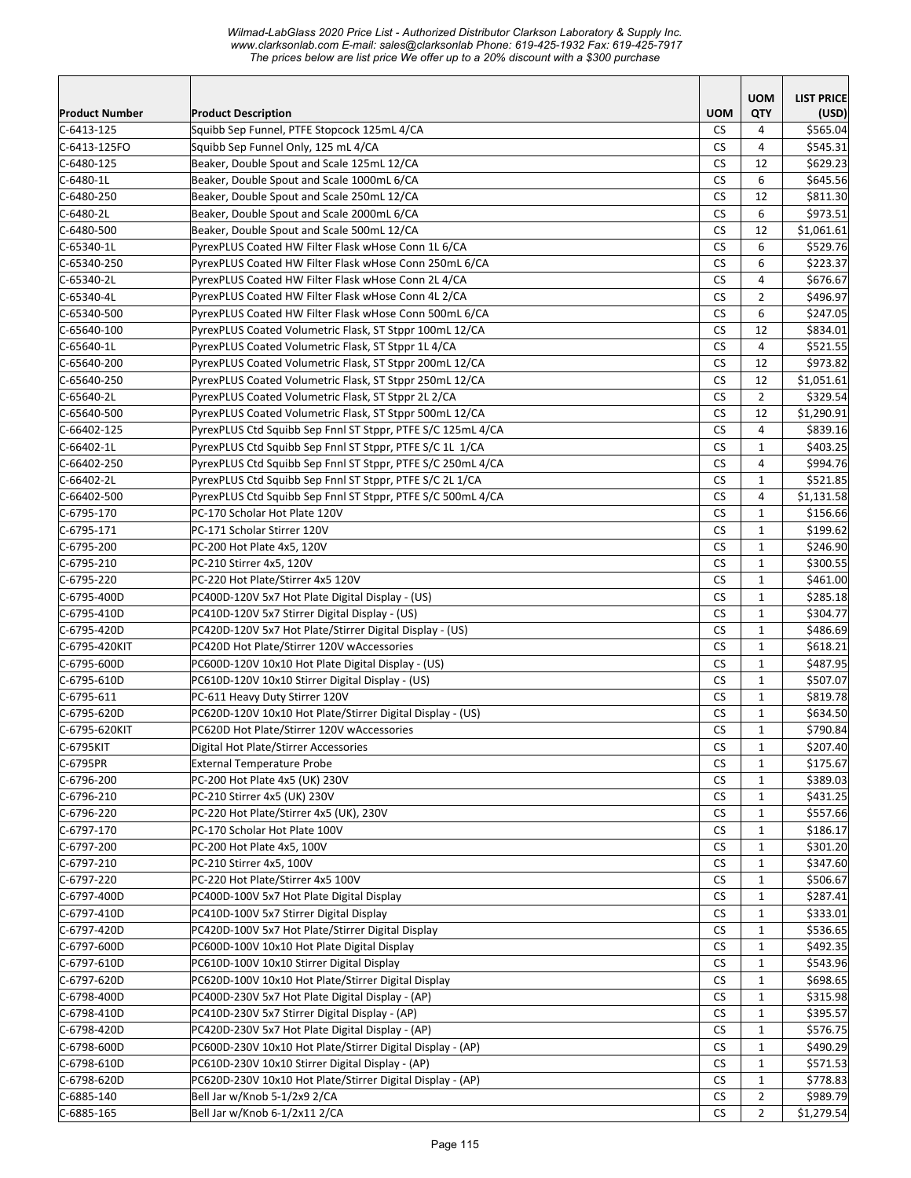| Product Number | Product Description | UOM | UOM QTY | LIST PRICE (USD) |
|---|---|---|---|---|
| C-6413-125 | Squibb Sep Funnel, PTFE Stopcock 125mL 4/CA | CS | 4 | $565.04 |
| C-6413-125FO | Squibb Sep Funnel Only, 125 mL 4/CA | CS | 4 | $545.31 |
| C-6480-125 | Beaker, Double Spout and Scale 125mL 12/CA | CS | 12 | $629.23 |
| C-6480-1L | Beaker, Double Spout and Scale 1000mL 6/CA | CS | 6 | $645.56 |
| C-6480-250 | Beaker, Double Spout and Scale 250mL 12/CA | CS | 12 | $811.30 |
| C-6480-2L | Beaker, Double Spout and Scale 2000mL 6/CA | CS | 6 | $973.51 |
| C-6480-500 | Beaker, Double Spout and Scale 500mL 12/CA | CS | 12 | $1,061.61 |
| C-65340-1L | PyrexPLUS Coated HW Filter Flask wHose Conn 1L 6/CA | CS | 6 | $529.76 |
| C-65340-250 | PyrexPLUS Coated HW Filter Flask wHose Conn 250mL 6/CA | CS | 6 | $223.37 |
| C-65340-2L | PyrexPLUS Coated HW Filter Flask wHose Conn 2L 4/CA | CS | 4 | $676.67 |
| C-65340-4L | PyrexPLUS Coated HW Filter Flask wHose Conn 4L 2/CA | CS | 2 | $496.97 |
| C-65340-500 | PyrexPLUS Coated HW Filter Flask wHose Conn 500mL 6/CA | CS | 6 | $247.05 |
| C-65640-100 | PyrexPLUS Coated Volumetric Flask, ST Stppr 100mL 12/CA | CS | 12 | $834.01 |
| C-65640-1L | PyrexPLUS Coated Volumetric Flask, ST Stppr 1L 4/CA | CS | 4 | $521.55 |
| C-65640-200 | PyrexPLUS Coated Volumetric Flask, ST Stppr 200mL 12/CA | CS | 12 | $973.82 |
| C-65640-250 | PyrexPLUS Coated Volumetric Flask, ST Stppr 250mL 12/CA | CS | 12 | $1,051.61 |
| C-65640-2L | PyrexPLUS Coated Volumetric Flask, ST Stppr 2L 2/CA | CS | 2 | $329.54 |
| C-65640-500 | PyrexPLUS Coated Volumetric Flask, ST Stppr 500mL 12/CA | CS | 12 | $1,290.91 |
| C-66402-125 | PyrexPLUS Ctd Squibb Sep Fnnl ST Stppr, PTFE S/C 125mL 4/CA | CS | 4 | $839.16 |
| C-66402-1L | PyrexPLUS Ctd Squibb Sep Fnnl ST Stppr, PTFE S/C 1L 1/CA | CS | 1 | $403.25 |
| C-66402-250 | PyrexPLUS Ctd Squibb Sep Fnnl ST Stppr, PTFE S/C 250mL 4/CA | CS | 4 | $994.76 |
| C-66402-2L | PyrexPLUS Ctd Squibb Sep Fnnl ST Stppr, PTFE S/C 2L 1/CA | CS | 1 | $521.85 |
| C-66402-500 | PyrexPLUS Ctd Squibb Sep Fnnl ST Stppr, PTFE S/C 500mL 4/CA | CS | 4 | $1,131.58 |
| C-6795-170 | PC-170 Scholar Hot Plate 120V | CS | 1 | $156.66 |
| C-6795-171 | PC-171 Scholar Stirrer 120V | CS | 1 | $199.62 |
| C-6795-200 | PC-200 Hot Plate 4x5, 120V | CS | 1 | $246.90 |
| C-6795-210 | PC-210 Stirrer 4x5, 120V | CS | 1 | $300.55 |
| C-6795-220 | PC-220 Hot Plate/Stirrer 4x5 120V | CS | 1 | $461.00 |
| C-6795-400D | PC400D-120V 5x7 Hot Plate Digital Display - (US) | CS | 1 | $285.18 |
| C-6795-410D | PC410D-120V 5x7 Stirrer Digital Display - (US) | CS | 1 | $304.77 |
| C-6795-420D | PC420D-120V 5x7 Hot Plate/Stirrer Digital Display - (US) | CS | 1 | $486.69 |
| C-6795-420KIT | PC420D Hot Plate/Stirrer 120V wAccessories | CS | 1 | $618.21 |
| C-6795-600D | PC600D-120V 10x10 Hot Plate Digital Display - (US) | CS | 1 | $487.95 |
| C-6795-610D | PC610D-120V 10x10 Stirrer Digital Display - (US) | CS | 1 | $507.07 |
| C-6795-611 | PC-611 Heavy Duty Stirrer 120V | CS | 1 | $819.78 |
| C-6795-620D | PC620D-120V 10x10 Hot Plate/Stirrer Digital Display - (US) | CS | 1 | $634.50 |
| C-6795-620KIT | PC620D Hot Plate/Stirrer 120V wAccessories | CS | 1 | $790.84 |
| C-6795KIT | Digital Hot Plate/Stirrer Accessories | CS | 1 | $207.40 |
| C-6795PR | External Temperature Probe | CS | 1 | $175.67 |
| C-6796-200 | PC-200 Hot Plate 4x5 (UK) 230V | CS | 1 | $389.03 |
| C-6796-210 | PC-210 Stirrer 4x5 (UK) 230V | CS | 1 | $431.25 |
| C-6796-220 | PC-220 Hot Plate/Stirrer 4x5 (UK), 230V | CS | 1 | $557.66 |
| C-6797-170 | PC-170 Scholar Hot Plate 100V | CS | 1 | $186.17 |
| C-6797-200 | PC-200 Hot Plate 4x5, 100V | CS | 1 | $301.20 |
| C-6797-210 | PC-210 Stirrer 4x5, 100V | CS | 1 | $347.60 |
| C-6797-220 | PC-220 Hot Plate/Stirrer 4x5 100V | CS | 1 | $506.67 |
| C-6797-400D | PC400D-100V 5x7 Hot Plate Digital Display | CS | 1 | $287.41 |
| C-6797-410D | PC410D-100V 5x7 Stirrer Digital Display | CS | 1 | $333.01 |
| C-6797-420D | PC420D-100V 5x7 Hot Plate/Stirrer Digital Display | CS | 1 | $536.65 |
| C-6797-600D | PC600D-100V 10x10 Hot Plate Digital Display | CS | 1 | $492.35 |
| C-6797-610D | PC610D-100V 10x10 Stirrer Digital Display | CS | 1 | $543.96 |
| C-6797-620D | PC620D-100V 10x10 Hot Plate/Stirrer Digital Display | CS | 1 | $698.65 |
| C-6798-400D | PC400D-230V 5x7 Hot Plate Digital Display - (AP) | CS | 1 | $315.98 |
| C-6798-410D | PC410D-230V 5x7 Stirrer Digital Display - (AP) | CS | 1 | $395.57 |
| C-6798-420D | PC420D-230V 5x7 Hot Plate Digital Display - (AP) | CS | 1 | $576.75 |
| C-6798-600D | PC600D-230V 10x10 Hot Plate/Stirrer Digital Display - (AP) | CS | 1 | $490.29 |
| C-6798-610D | PC610D-230V 10x10 Stirrer Digital Display - (AP) | CS | 1 | $571.53 |
| C-6798-620D | PC620D-230V 10x10 Hot Plate/Stirrer Digital Display - (AP) | CS | 1 | $778.83 |
| C-6885-140 | Bell Jar w/Knob 5-1/2x9 2/CA | CS | 2 | $989.79 |
| C-6885-165 | Bell Jar w/Knob 6-1/2x11 2/CA | CS | 2 | $1,279.54 |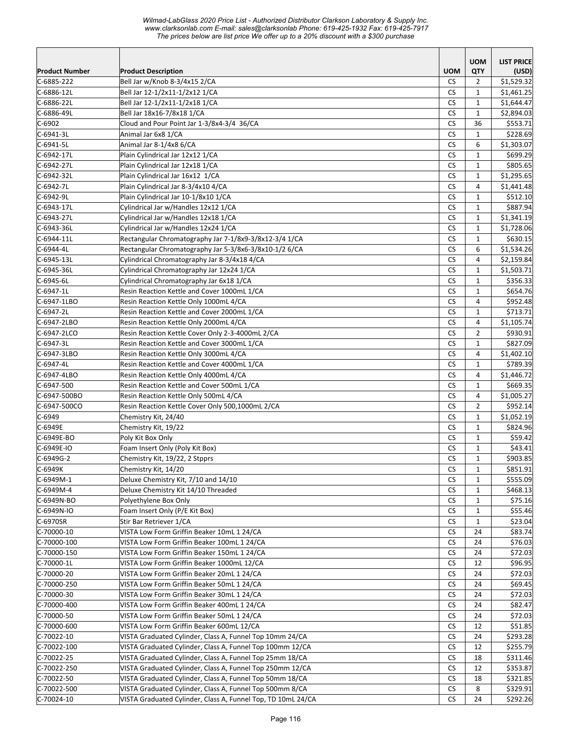*Wilmad-LabGlass 2020 Price List - Authorized Distributor Clarkson Laboratory & Supply Inc. www.clarksonlab.com E-mail: sales@clarksonlab Phone: 619-425-1932 Fax: 619-425-7917 The prices below are list price We offer up to a 20% discount with a $300 purchase*

| Product Number | Product Description | UOM | UOM QTY | LIST PRICE (USD) |
|---|---|---|---|---|
| C-6885-222 | Bell Jar w/Knob 8-3/4x15 2/CA | CS | 2 | $1,529.32 |
| C-6886-12L | Bell Jar 12-1/2x11-1/2x12 1/CA | CS | 1 | $1,461.25 |
| C-6886-22L | Bell Jar 12-1/2x11-1/2x18 1/CA | CS | 1 | $1,644.47 |
| C-6886-49L | Bell Jar 18x16-7/8x18 1/CA | CS | 1 | $2,894.03 |
| C-6902 | Cloud and Pour Point Jar 1-3/8x4-3/4 36/CA | CS | 36 | $553.71 |
| C-6941-3L | Animal Jar 6x8 1/CA | CS | 1 | $228.69 |
| C-6941-5L | Animal Jar 8-1/4x8 6/CA | CS | 6 | $1,303.07 |
| C-6942-17L | Plain Cylindrical Jar 12x12 1/CA | CS | 1 | $699.29 |
| C-6942-27L | Plain Cylindrical Jar 12x18 1/CA | CS | 1 | $805.65 |
| C-6942-32L | Plain Cylindrical Jar 16x12 1/CA | CS | 1 | $1,295.65 |
| C-6942-7L | Plain Cylindrical Jar 8-3/4x10 4/CA | CS | 4 | $1,441.48 |
| C-6942-9L | Plain Cylindrical Jar 10-1/8x10 1/CA | CS | 1 | $512.10 |
| C-6943-17L | Cylindrical Jar w/Handles 12x12 1/CA | CS | 1 | $887.94 |
| C-6943-27L | Cylindrical Jar w/Handles 12x18 1/CA | CS | 1 | $1,341.19 |
| C-6943-36L | Cylindrical Jar w/Handles 12x24 1/CA | CS | 1 | $1,728.06 |
| C-6944-11L | Rectangular Chromatography Jar 7-1/8x9-3/8x12-3/4 1/CA | CS | 1 | $630.15 |
| C-6944-4L | Rectangular Chromatography Jar 5-3/8x6-3/8x10-1/2 6/CA | CS | 6 | $1,534.26 |
| C-6945-13L | Cylindrical Chromatography Jar 8-3/4x18 4/CA | CS | 4 | $2,159.84 |
| C-6945-36L | Cylindrical Chromatography Jar 12x24 1/CA | CS | 1 | $1,503.71 |
| C-6945-6L | Cylindrical Chromatography Jar 6x18 1/CA | CS | 1 | $356.33 |
| C-6947-1L | Resin Reaction Kettle and Cover 1000mL 1/CA | CS | 1 | $654.76 |
| C-6947-1LBO | Resin Reaction Kettle Only 1000mL 4/CA | CS | 4 | $952.48 |
| C-6947-2L | Resin Reaction Kettle and Cover 2000mL 1/CA | CS | 1 | $713.71 |
| C-6947-2LBO | Resin Reaction Kettle Only 2000mL 4/CA | CS | 4 | $1,105.74 |
| C-6947-2LCO | Resin Reaction Kettle Cover Only 2-3-4000mL 2/CA | CS | 2 | $930.91 |
| C-6947-3L | Resin Reaction Kettle and Cover 3000mL 1/CA | CS | 1 | $827.09 |
| C-6947-3LBO | Resin Reaction Kettle Only 3000mL 4/CA | CS | 4 | $1,402.10 |
| C-6947-4L | Resin Reaction Kettle and Cover 4000mL 1/CA | CS | 1 | $789.39 |
| C-6947-4LBO | Resin Reaction Kettle Only 4000mL 4/CA | CS | 4 | $1,446.72 |
| C-6947-500 | Resin Reaction Kettle and Cover 500mL 1/CA | CS | 1 | $669.35 |
| C-6947-500BO | Resin Reaction Kettle Only 500mL 4/CA | CS | 4 | $1,005.27 |
| C-6947-500CO | Resin Reaction Kettle Cover Only 500,1000mL 2/CA | CS | 2 | $952.14 |
| C-6949 | Chemistry Kit, 24/40 | CS | 1 | $1,052.19 |
| C-6949E | Chemistry Kit, 19/22 | CS | 1 | $824.96 |
| C-6949E-BO | Poly Kit Box Only | CS | 1 | $59.42 |
| C-6949E-IO | Foam Insert Only (Poly Kit Box) | CS | 1 | $43.41 |
| C-6949G-2 | Chemistry Kit, 19/22, 2 Stpprs | CS | 1 | $903.85 |
| C-6949K | Chemistry Kit, 14/20 | CS | 1 | $851.91 |
| C-6949M-1 | Deluxe Chemistry Kit, 7/10 and 14/10 | CS | 1 | $555.09 |
| C-6949M-4 | Deluxe Chemistry Kit 14/10 Threaded | CS | 1 | $468.13 |
| C-6949N-BO | Polyethylene Box Only | CS | 1 | $75.16 |
| C-6949N-IO | Foam Insert Only (P/E Kit Box) | CS | 1 | $55.46 |
| C-6970SR | Stir Bar Retriever 1/CA | CS | 1 | $23.04 |
| C-70000-10 | VISTA Low Form Griffin Beaker 10mL 1 24/CA | CS | 24 | $83.74 |
| C-70000-100 | VISTA Low Form Griffin Beaker 100mL 1 24/CA | CS | 24 | $76.03 |
| C-70000-150 | VISTA Low Form Griffin Beaker 150mL 1 24/CA | CS | 24 | $72.03 |
| C-70000-1L | VISTA Low Form Griffin Beaker 1000mL 12/CA | CS | 12 | $96.95 |
| C-70000-20 | VISTA Low Form Griffin Beaker 20mL 1 24/CA | CS | 24 | $72.03 |
| C-70000-250 | VISTA Low Form Griffin Beaker 50mL 1 24/CA | CS | 24 | $69.45 |
| C-70000-30 | VISTA Low Form Griffin Beaker 30mL 1 24/CA | CS | 24 | $72.03 |
| C-70000-400 | VISTA Low Form Griffin Beaker 400mL 1 24/CA | CS | 24 | $82.47 |
| C-70000-50 | VISTA Low Form Griffin Beaker 50mL 1 24/CA | CS | 24 | $72.03 |
| C-70000-600 | VISTA Low Form Griffin Beaker 600mL 12/CA | CS | 12 | $51.85 |
| C-70022-10 | VISTA Graduated Cylinder, Class A, Funnel Top 10mm 24/CA | CS | 24 | $293.28 |
| C-70022-100 | VISTA Graduated Cylinder, Class A, Funnel Top 100mm 12/CA | CS | 12 | $255.79 |
| C-70022-25 | VISTA Graduated Cylinder, Class A, Funnel Top 25mm 18/CA | CS | 18 | $311.46 |
| C-70022-250 | VISTA Graduated Cylinder, Class A, Funnel Top 250mm 12/CA | CS | 12 | $353.87 |
| C-70022-50 | VISTA Graduated Cylinder, Class A, Funnel Top 50mm 18/CA | CS | 18 | $321.85 |
| C-70022-500 | VISTA Graduated Cylinder, Class A, Funnel Top 500mm 8/CA | CS | 8 | $329.91 |
| C-70024-10 | VISTA Graduated Cylinder, Class A, Funnel Top, TD 10mL 24/CA | CS | 24 | $292.26 |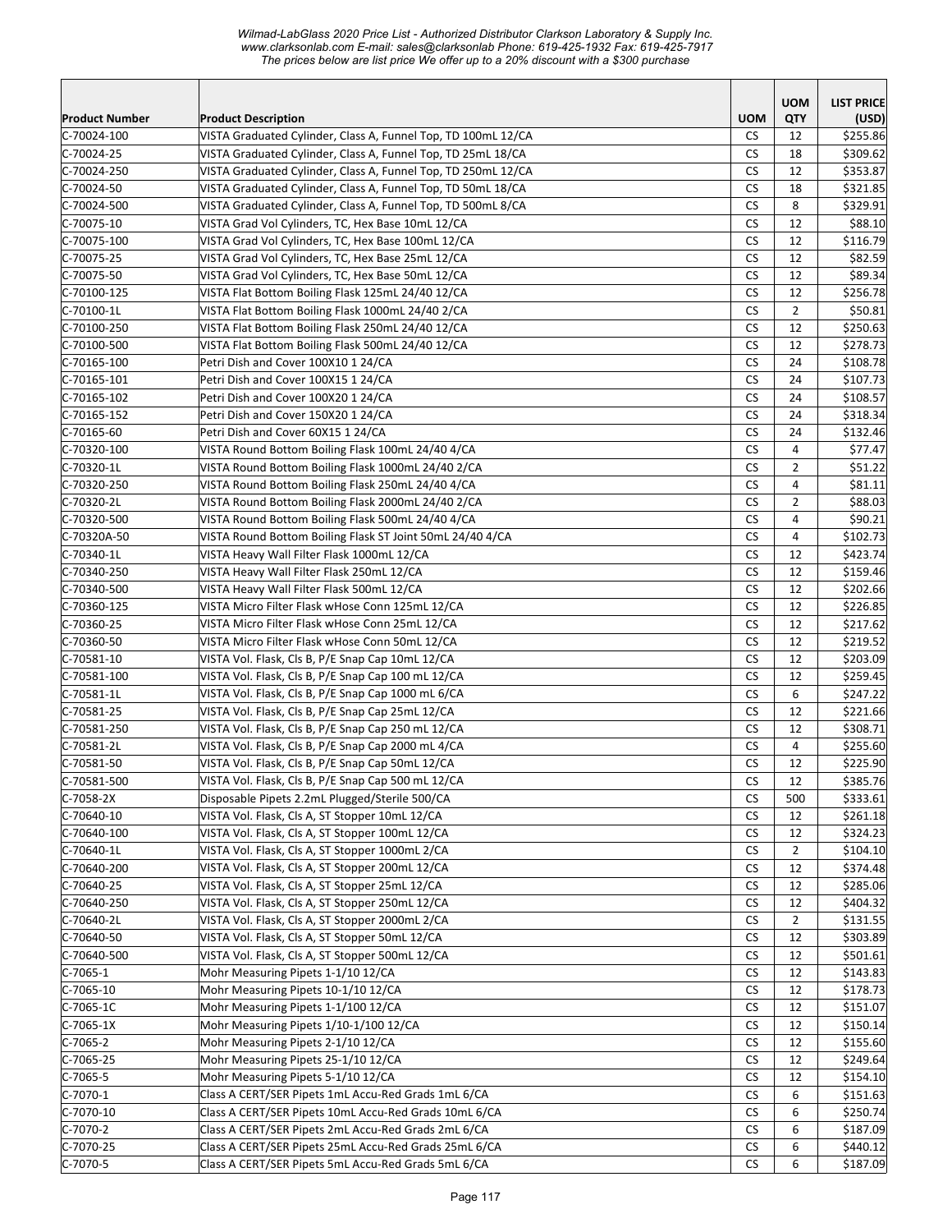*Wilmad-LabGlass 2020 Price List - Authorized Distributor Clarkson Laboratory & Supply Inc.*
*www.clarksonlab.com E-mail: sales@clarksonlab.com Phone: 619-425-1932 Fax: 619-425-7917*
*The prices below are list price We offer up to a 20% discount with a $300 purchase*

| Product Number | Product Description | UOM | UOM QTY | LIST PRICE (USD) |
|---|---|---|---|---|
| C-70024-100 | VISTA Graduated Cylinder, Class A, Funnel Top, TD 100mL 12/CA | CS | 12 | $255.86 |
| C-70024-25 | VISTA Graduated Cylinder, Class A, Funnel Top, TD 25mL 18/CA | CS | 18 | $309.62 |
| C-70024-250 | VISTA Graduated Cylinder, Class A, Funnel Top, TD 250mL 12/CA | CS | 12 | $353.87 |
| C-70024-50 | VISTA Graduated Cylinder, Class A, Funnel Top, TD 50mL 18/CA | CS | 18 | $321.85 |
| C-70024-500 | VISTA Graduated Cylinder, Class A, Funnel Top, TD 500mL 8/CA | CS | 8 | $329.91 |
| C-70075-10 | VISTA Grad Vol Cylinders, TC, Hex Base 10mL 12/CA | CS | 12 | $88.10 |
| C-70075-100 | VISTA Grad Vol Cylinders, TC, Hex Base 100mL 12/CA | CS | 12 | $116.79 |
| C-70075-25 | VISTA Grad Vol Cylinders, TC, Hex Base 25mL 12/CA | CS | 12 | $82.59 |
| C-70075-50 | VISTA Grad Vol Cylinders, TC, Hex Base 50mL 12/CA | CS | 12 | $89.34 |
| C-70100-125 | VISTA Flat Bottom Boiling Flask 125mL 24/40 12/CA | CS | 12 | $256.78 |
| C-70100-1L | VISTA Flat Bottom Boiling Flask 1000mL 24/40 2/CA | CS | 2 | $50.81 |
| C-70100-250 | VISTA Flat Bottom Boiling Flask 250mL 24/40 12/CA | CS | 12 | $250.63 |
| C-70100-500 | VISTA Flat Bottom Boiling Flask 500mL 24/40 12/CA | CS | 12 | $278.73 |
| C-70165-100 | Petri Dish and Cover 100X10 1 24/CA | CS | 24 | $108.78 |
| C-70165-101 | Petri Dish and Cover 100X15 1 24/CA | CS | 24 | $107.73 |
| C-70165-102 | Petri Dish and Cover 100X20 1 24/CA | CS | 24 | $108.57 |
| C-70165-152 | Petri Dish and Cover 150X20 1 24/CA | CS | 24 | $318.34 |
| C-70165-60 | Petri Dish and Cover 60X15 1 24/CA | CS | 24 | $132.46 |
| C-70320-100 | VISTA Round Bottom Boiling Flask 100mL 24/40 4/CA | CS | 4 | $77.47 |
| C-70320-1L | VISTA Round Bottom Boiling Flask 1000mL 24/40 2/CA | CS | 2 | $51.22 |
| C-70320-250 | VISTA Round Bottom Boiling Flask 250mL 24/40 4/CA | CS | 4 | $81.11 |
| C-70320-2L | VISTA Round Bottom Boiling Flask 2000mL 24/40 2/CA | CS | 2 | $88.03 |
| C-70320-500 | VISTA Round Bottom Boiling Flask 500mL 24/40 4/CA | CS | 4 | $90.21 |
| C-70320A-50 | VISTA Round Bottom Boiling Flask ST Joint 50mL 24/40 4/CA | CS | 4 | $102.73 |
| C-70340-1L | VISTA Heavy Wall Filter Flask 1000mL 12/CA | CS | 12 | $423.74 |
| C-70340-250 | VISTA Heavy Wall Filter Flask 250mL 12/CA | CS | 12 | $159.46 |
| C-70340-500 | VISTA Heavy Wall Filter Flask 500mL 12/CA | CS | 12 | $202.66 |
| C-70360-125 | VISTA Micro Filter Flask wHose Conn 125mL 12/CA | CS | 12 | $226.85 |
| C-70360-25 | VISTA Micro Filter Flask wHose Conn 25mL 12/CA | CS | 12 | $217.62 |
| C-70360-50 | VISTA Micro Filter Flask wHose Conn 50mL 12/CA | CS | 12 | $219.52 |
| C-70581-10 | VISTA Vol. Flask, Cls B, P/E Snap Cap 10mL 12/CA | CS | 12 | $203.09 |
| C-70581-100 | VISTA Vol. Flask, Cls B, P/E Snap Cap 100 mL 12/CA | CS | 12 | $259.45 |
| C-70581-1L | VISTA Vol. Flask, Cls B, P/E Snap Cap 1000 mL 6/CA | CS | 6 | $247.22 |
| C-70581-25 | VISTA Vol. Flask, Cls B, P/E Snap Cap 25mL 12/CA | CS | 12 | $221.66 |
| C-70581-250 | VISTA Vol. Flask, Cls B, P/E Snap Cap 250 mL 12/CA | CS | 12 | $308.71 |
| C-70581-2L | VISTA Vol. Flask, Cls B, P/E Snap Cap 2000 mL 4/CA | CS | 4 | $255.60 |
| C-70581-50 | VISTA Vol. Flask, Cls B, P/E Snap Cap 50mL 12/CA | CS | 12 | $225.90 |
| C-70581-500 | VISTA Vol. Flask, Cls B, P/E Snap Cap 500 mL 12/CA | CS | 12 | $385.76 |
| C-7058-2X | Disposable Pipets 2.2mL Plugged/Sterile 500/CA | CS | 500 | $333.61 |
| C-70640-10 | VISTA Vol. Flask, Cls A, ST Stopper 10mL 12/CA | CS | 12 | $261.18 |
| C-70640-100 | VISTA Vol. Flask, Cls A, ST Stopper 100mL 12/CA | CS | 12 | $324.23 |
| C-70640-1L | VISTA Vol. Flask, Cls A, ST Stopper 1000mL 2/CA | CS | 2 | $104.10 |
| C-70640-200 | VISTA Vol. Flask, Cls A, ST Stopper 200mL 12/CA | CS | 12 | $374.48 |
| C-70640-25 | VISTA Vol. Flask, Cls A, ST Stopper 25mL 12/CA | CS | 12 | $285.06 |
| C-70640-250 | VISTA Vol. Flask, Cls A, ST Stopper 250mL 12/CA | CS | 12 | $404.32 |
| C-70640-2L | VISTA Vol. Flask, Cls A, ST Stopper 2000mL 2/CA | CS | 2 | $131.55 |
| C-70640-50 | VISTA Vol. Flask, Cls A, ST Stopper 50mL 12/CA | CS | 12 | $303.89 |
| C-70640-500 | VISTA Vol. Flask, Cls A, ST Stopper 500mL 12/CA | CS | 12 | $501.61 |
| C-7065-1 | Mohr Measuring Pipets 1-1/10 12/CA | CS | 12 | $143.83 |
| C-7065-10 | Mohr Measuring Pipets 10-1/10 12/CA | CS | 12 | $178.73 |
| C-7065-1C | Mohr Measuring Pipets 1-1/100 12/CA | CS | 12 | $151.07 |
| C-7065-1X | Mohr Measuring Pipets 1/10-1/100 12/CA | CS | 12 | $150.14 |
| C-7065-2 | Mohr Measuring Pipets 2-1/10 12/CA | CS | 12 | $155.60 |
| C-7065-25 | Mohr Measuring Pipets 25-1/10 12/CA | CS | 12 | $249.64 |
| C-7065-5 | Mohr Measuring Pipets 5-1/10 12/CA | CS | 12 | $154.10 |
| C-7070-1 | Class A CERT/SER Pipets 1mL Accu-Red Grads 1mL 6/CA | CS | 6 | $151.63 |
| C-7070-10 | Class A CERT/SER Pipets 10mL Accu-Red Grads 10mL 6/CA | CS | 6 | $250.74 |
| C-7070-2 | Class A CERT/SER Pipets 2mL Accu-Red Grads 2mL 6/CA | CS | 6 | $187.09 |
| C-7070-25 | Class A CERT/SER Pipets 25mL Accu-Red Grads 25mL 6/CA | CS | 6 | $440.12 |
| C-7070-5 | Class A CERT/SER Pipets 5mL Accu-Red Grads 5mL 6/CA | CS | 6 | $187.09 |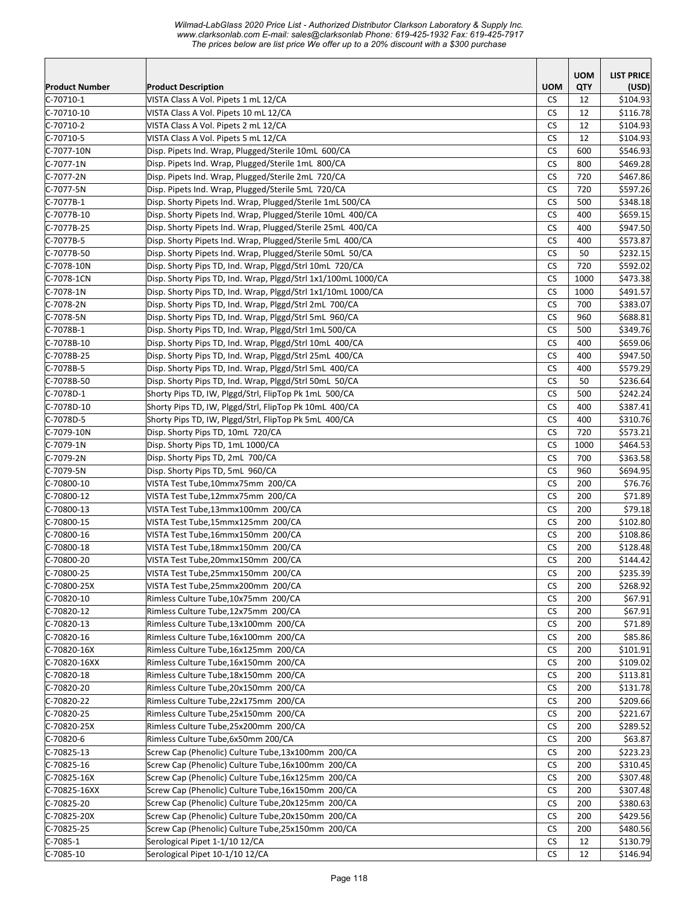*Wilmad-LabGlass 2020 Price List - Authorized Distributor Clarkson Laboratory & Supply Inc.*
*www.clarksonlab.com E-mail: sales@clarksonlab Phone: 619-425-1932 Fax: 619-425-7917*
*The prices below are list price We offer up to a 20% discount with a $300 purchase*

| Product Number | Product Description | UOM | UOM QTY | LIST PRICE (USD) |
|---|---|---|---|---|
| C-70710-1 | VISTA Class A Vol. Pipets 1 mL 12/CA | CS | 12 | $104.93 |
| C-70710-10 | VISTA Class A Vol. Pipets 10 mL 12/CA | CS | 12 | $116.78 |
| C-70710-2 | VISTA Class A Vol. Pipets 2 mL 12/CA | CS | 12 | $104.93 |
| C-70710-5 | VISTA Class A Vol. Pipets 5 mL 12/CA | CS | 12 | $104.93 |
| C-7077-10N | Disp. Pipets Ind. Wrap, Plugged/Sterile 10mL 600/CA | CS | 600 | $546.93 |
| C-7077-1N | Disp. Pipets Ind. Wrap, Plugged/Sterile 1mL 800/CA | CS | 800 | $469.28 |
| C-7077-2N | Disp. Pipets Ind. Wrap, Plugged/Sterile 2mL 720/CA | CS | 720 | $467.86 |
| C-7077-5N | Disp. Pipets Ind. Wrap, Plugged/Sterile 5mL 720/CA | CS | 720 | $597.26 |
| C-7077B-1 | Disp. Shorty Pipets Ind. Wrap, Plugged/Sterile 1mL 500/CA | CS | 500 | $348.18 |
| C-7077B-10 | Disp. Shorty Pipets Ind. Wrap, Plugged/Sterile 10mL 400/CA | CS | 400 | $659.15 |
| C-7077B-25 | Disp. Shorty Pipets Ind. Wrap, Plugged/Sterile 25mL 400/CA | CS | 400 | $947.50 |
| C-7077B-5 | Disp. Shorty Pipets Ind. Wrap, Plugged/Sterile 5mL 400/CA | CS | 400 | $573.87 |
| C-7077B-50 | Disp. Shorty Pipets Ind. Wrap, Plugged/Sterile 50mL 50/CA | CS | 50 | $232.15 |
| C-7078-10N | Disp. Shorty Pips TD, Ind. Wrap, Plggd/Strl 10mL 720/CA | CS | 720 | $592.02 |
| C-7078-1CN | Disp. Shorty Pips TD, Ind. Wrap, Plggd/Strl 1x1/100mL 1000/CA | CS | 1000 | $473.38 |
| C-7078-1N | Disp. Shorty Pips TD, Ind. Wrap, Plggd/Strl 1x1/10mL 1000/CA | CS | 1000 | $491.57 |
| C-7078-2N | Disp. Shorty Pips TD, Ind. Wrap, Plggd/Strl 2mL 700/CA | CS | 700 | $383.07 |
| C-7078-5N | Disp. Shorty Pips TD, Ind. Wrap, Plggd/Strl 5mL 960/CA | CS | 960 | $688.81 |
| C-7078B-1 | Disp. Shorty Pips TD, Ind. Wrap, Plggd/Strl 1mL 500/CA | CS | 500 | $349.76 |
| C-7078B-10 | Disp. Shorty Pips TD, Ind. Wrap, Plggd/Strl 10mL 400/CA | CS | 400 | $659.06 |
| C-7078B-25 | Disp. Shorty Pips TD, Ind. Wrap, Plggd/Strl 25mL 400/CA | CS | 400 | $947.50 |
| C-7078B-5 | Disp. Shorty Pips TD, Ind. Wrap, Plggd/Strl 5mL 400/CA | CS | 400 | $579.29 |
| C-7078B-50 | Disp. Shorty Pips TD, Ind. Wrap, Plggd/Strl 50mL 50/CA | CS | 50 | $236.64 |
| C-7078D-1 | Shorty Pips TD, IW, Plggd/Strl, FlipTop Pk 1mL 500/CA | CS | 500 | $242.24 |
| C-7078D-10 | Shorty Pips TD, IW, Plggd/Strl, FlipTop Pk 10mL 400/CA | CS | 400 | $387.41 |
| C-7078D-5 | Shorty Pips TD, IW, Plggd/Strl, FlipTop Pk 5mL 400/CA | CS | 400 | $310.76 |
| C-7079-10N | Disp. Shorty Pips TD, 10mL 720/CA | CS | 720 | $573.21 |
| C-7079-1N | Disp. Shorty Pips TD, 1mL 1000/CA | CS | 1000 | $464.53 |
| C-7079-2N | Disp. Shorty Pips TD, 2mL 700/CA | CS | 700 | $363.58 |
| C-7079-5N | Disp. Shorty Pips TD, 5mL 960/CA | CS | 960 | $694.95 |
| C-70800-10 | VISTA Test Tube,10mmx75mm 200/CA | CS | 200 | $76.76 |
| C-70800-12 | VISTA Test Tube,12mmx75mm 200/CA | CS | 200 | $71.89 |
| C-70800-13 | VISTA Test Tube,13mmx100mm 200/CA | CS | 200 | $79.18 |
| C-70800-15 | VISTA Test Tube,15mmx125mm 200/CA | CS | 200 | $102.80 |
| C-70800-16 | VISTA Test Tube,16mmx150mm 200/CA | CS | 200 | $108.86 |
| C-70800-18 | VISTA Test Tube,18mmx150mm 200/CA | CS | 200 | $128.48 |
| C-70800-20 | VISTA Test Tube,20mmx150mm 200/CA | CS | 200 | $144.42 |
| C-70800-25 | VISTA Test Tube,25mmx150mm 200/CA | CS | 200 | $235.39 |
| C-70800-25X | VISTA Test Tube,25mmx200mm 200/CA | CS | 200 | $268.92 |
| C-70820-10 | Rimless Culture Tube,10x75mm 200/CA | CS | 200 | $67.91 |
| C-70820-12 | Rimless Culture Tube,12x75mm 200/CA | CS | 200 | $67.91 |
| C-70820-13 | Rimless Culture Tube,13x100mm 200/CA | CS | 200 | $71.89 |
| C-70820-16 | Rimless Culture Tube,16x100mm 200/CA | CS | 200 | $85.86 |
| C-70820-16X | Rimless Culture Tube,16x125mm 200/CA | CS | 200 | $101.91 |
| C-70820-16XX | Rimless Culture Tube,16x150mm 200/CA | CS | 200 | $109.02 |
| C-70820-18 | Rimless Culture Tube,18x150mm 200/CA | CS | 200 | $113.81 |
| C-70820-20 | Rimless Culture Tube,20x150mm 200/CA | CS | 200 | $131.78 |
| C-70820-22 | Rimless Culture Tube,22x175mm 200/CA | CS | 200 | $209.66 |
| C-70820-25 | Rimless Culture Tube,25x150mm 200/CA | CS | 200 | $221.67 |
| C-70820-25X | Rimless Culture Tube,25x200mm 200/CA | CS | 200 | $289.52 |
| C-70820-6 | Rimless Culture Tube,6x50mm 200/CA | CS | 200 | $63.87 |
| C-70825-13 | Screw Cap (Phenolic) Culture Tube,13x100mm 200/CA | CS | 200 | $223.23 |
| C-70825-16 | Screw Cap (Phenolic) Culture Tube,16x100mm 200/CA | CS | 200 | $310.45 |
| C-70825-16X | Screw Cap (Phenolic) Culture Tube,16x125mm 200/CA | CS | 200 | $307.48 |
| C-70825-16XX | Screw Cap (Phenolic) Culture Tube,16x150mm 200/CA | CS | 200 | $307.48 |
| C-70825-20 | Screw Cap (Phenolic) Culture Tube,20x125mm 200/CA | CS | 200 | $380.63 |
| C-70825-20X | Screw Cap (Phenolic) Culture Tube,20x150mm 200/CA | CS | 200 | $429.56 |
| C-70825-25 | Screw Cap (Phenolic) Culture Tube,25x150mm 200/CA | CS | 200 | $480.56 |
| C-7085-1 | Serological Pipet 1-1/10 12/CA | CS | 12 | $130.79 |
| C-7085-10 | Serological Pipet 10-1/10 12/CA | CS | 12 | $146.94 |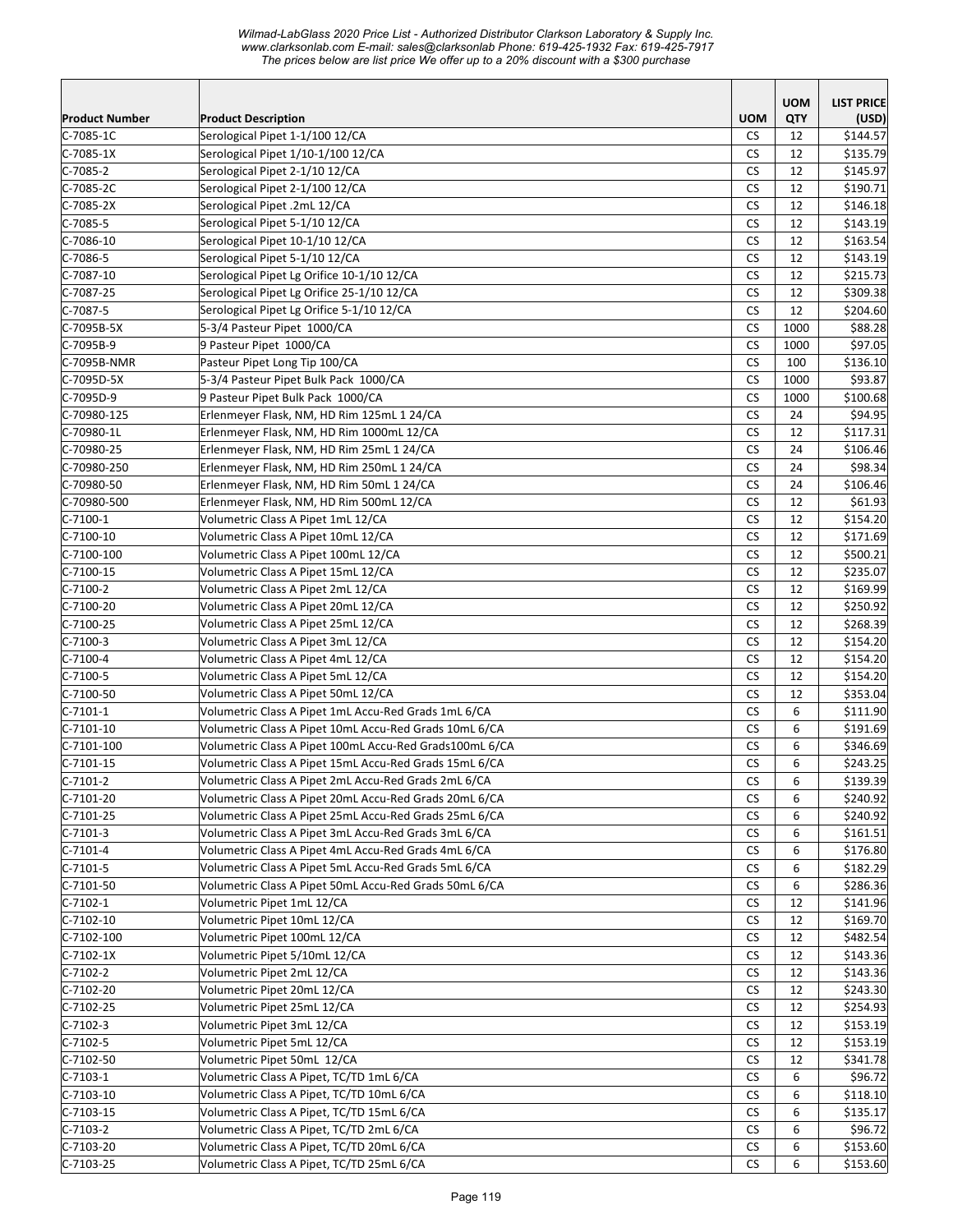| Product Number | Product Description | UOM | UOM QTY | LIST PRICE (USD) |
|---|---|---|---|---|
| C-7085-1C | Serological Pipet 1-1/100 12/CA | CS | 12 | $144.57 |
| C-7085-1X | Serological Pipet 1/10-1/100 12/CA | CS | 12 | $135.79 |
| C-7085-2 | Serological Pipet 2-1/10 12/CA | CS | 12 | $145.97 |
| C-7085-2C | Serological Pipet 2-1/100 12/CA | CS | 12 | $190.71 |
| C-7085-2X | Serological Pipet .2mL 12/CA | CS | 12 | $146.18 |
| C-7085-5 | Serological Pipet 5-1/10 12/CA | CS | 12 | $143.19 |
| C-7086-10 | Serological Pipet 10-1/10 12/CA | CS | 12 | $163.54 |
| C-7086-5 | Serological Pipet 5-1/10 12/CA | CS | 12 | $143.19 |
| C-7087-10 | Serological Pipet Lg Orifice 10-1/10 12/CA | CS | 12 | $215.73 |
| C-7087-25 | Serological Pipet Lg Orifice 25-1/10 12/CA | CS | 12 | $309.38 |
| C-7087-5 | Serological Pipet Lg Orifice 5-1/10 12/CA | CS | 12 | $204.60 |
| C-7095B-5X | 5-3/4 Pasteur Pipet 1000/CA | CS | 1000 | $88.28 |
| C-7095B-9 | 9 Pasteur Pipet 1000/CA | CS | 1000 | $97.05 |
| C-7095B-NMR | Pasteur Pipet Long Tip 100/CA | CS | 100 | $136.10 |
| C-7095D-5X | 5-3/4 Pasteur Pipet Bulk Pack 1000/CA | CS | 1000 | $93.87 |
| C-7095D-9 | 9 Pasteur Pipet Bulk Pack 1000/CA | CS | 1000 | $100.68 |
| C-70980-125 | Erlenmeyer Flask, NM, HD Rim 125mL 1 24/CA | CS | 24 | $94.95 |
| C-70980-1L | Erlenmeyer Flask, NM, HD Rim 1000mL 12/CA | CS | 12 | $117.31 |
| C-70980-25 | Erlenmeyer Flask, NM, HD Rim 25mL 1 24/CA | CS | 24 | $106.46 |
| C-70980-250 | Erlenmeyer Flask, NM, HD Rim 250mL 1 24/CA | CS | 24 | $98.34 |
| C-70980-50 | Erlenmeyer Flask, NM, HD Rim 50mL 1 24/CA | CS | 24 | $106.46 |
| C-70980-500 | Erlenmeyer Flask, NM, HD Rim 500mL 12/CA | CS | 12 | $61.93 |
| C-7100-1 | Volumetric Class A Pipet 1mL 12/CA | CS | 12 | $154.20 |
| C-7100-10 | Volumetric Class A Pipet 10mL 12/CA | CS | 12 | $171.69 |
| C-7100-100 | Volumetric Class A Pipet 100mL 12/CA | CS | 12 | $500.21 |
| C-7100-15 | Volumetric Class A Pipet 15mL 12/CA | CS | 12 | $235.07 |
| C-7100-2 | Volumetric Class A Pipet 2mL 12/CA | CS | 12 | $169.99 |
| C-7100-20 | Volumetric Class A Pipet 20mL 12/CA | CS | 12 | $250.92 |
| C-7100-25 | Volumetric Class A Pipet 25mL 12/CA | CS | 12 | $268.39 |
| C-7100-3 | Volumetric Class A Pipet 3mL 12/CA | CS | 12 | $154.20 |
| C-7100-4 | Volumetric Class A Pipet 4mL 12/CA | CS | 12 | $154.20 |
| C-7100-5 | Volumetric Class A Pipet 5mL 12/CA | CS | 12 | $154.20 |
| C-7100-50 | Volumetric Class A Pipet 50mL 12/CA | CS | 12 | $353.04 |
| C-7101-1 | Volumetric Class A Pipet 1mL Accu-Red Grads 1mL 6/CA | CS | 6 | $111.90 |
| C-7101-10 | Volumetric Class A Pipet 10mL Accu-Red Grads 10mL 6/CA | CS | 6 | $191.69 |
| C-7101-100 | Volumetric Class A Pipet 100mL Accu-Red Grads100mL 6/CA | CS | 6 | $346.69 |
| C-7101-15 | Volumetric Class A Pipet 15mL Accu-Red Grads 15mL 6/CA | CS | 6 | $243.25 |
| C-7101-2 | Volumetric Class A Pipet 2mL Accu-Red Grads 2mL 6/CA | CS | 6 | $139.39 |
| C-7101-20 | Volumetric Class A Pipet 20mL Accu-Red Grads 20mL 6/CA | CS | 6 | $240.92 |
| C-7101-25 | Volumetric Class A Pipet 25mL Accu-Red Grads 25mL 6/CA | CS | 6 | $240.92 |
| C-7101-3 | Volumetric Class A Pipet 3mL Accu-Red Grads 3mL 6/CA | CS | 6 | $161.51 |
| C-7101-4 | Volumetric Class A Pipet 4mL Accu-Red Grads 4mL 6/CA | CS | 6 | $176.80 |
| C-7101-5 | Volumetric Class A Pipet 5mL Accu-Red Grads 5mL 6/CA | CS | 6 | $182.29 |
| C-7101-50 | Volumetric Class A Pipet 50mL Accu-Red Grads 50mL 6/CA | CS | 6 | $286.36 |
| C-7102-1 | Volumetric Pipet 1mL 12/CA | CS | 12 | $141.96 |
| C-7102-10 | Volumetric Pipet 10mL 12/CA | CS | 12 | $169.70 |
| C-7102-100 | Volumetric Pipet 100mL 12/CA | CS | 12 | $482.54 |
| C-7102-1X | Volumetric Pipet 5/10mL 12/CA | CS | 12 | $143.36 |
| C-7102-2 | Volumetric Pipet 2mL 12/CA | CS | 12 | $143.36 |
| C-7102-20 | Volumetric Pipet 20mL 12/CA | CS | 12 | $243.30 |
| C-7102-25 | Volumetric Pipet 25mL 12/CA | CS | 12 | $254.93 |
| C-7102-3 | Volumetric Pipet 3mL 12/CA | CS | 12 | $153.19 |
| C-7102-5 | Volumetric Pipet 5mL 12/CA | CS | 12 | $153.19 |
| C-7102-50 | Volumetric Pipet 50mL 12/CA | CS | 12 | $341.78 |
| C-7103-1 | Volumetric Class A Pipet, TC/TD 1mL 6/CA | CS | 6 | $96.72 |
| C-7103-10 | Volumetric Class A Pipet, TC/TD 10mL 6/CA | CS | 6 | $118.10 |
| C-7103-15 | Volumetric Class A Pipet, TC/TD 15mL 6/CA | CS | 6 | $135.17 |
| C-7103-2 | Volumetric Class A Pipet, TC/TD 2mL 6/CA | CS | 6 | $96.72 |
| C-7103-20 | Volumetric Class A Pipet, TC/TD 20mL 6/CA | CS | 6 | $153.60 |
| C-7103-25 | Volumetric Class A Pipet, TC/TD 25mL 6/CA | CS | 6 | $153.60 |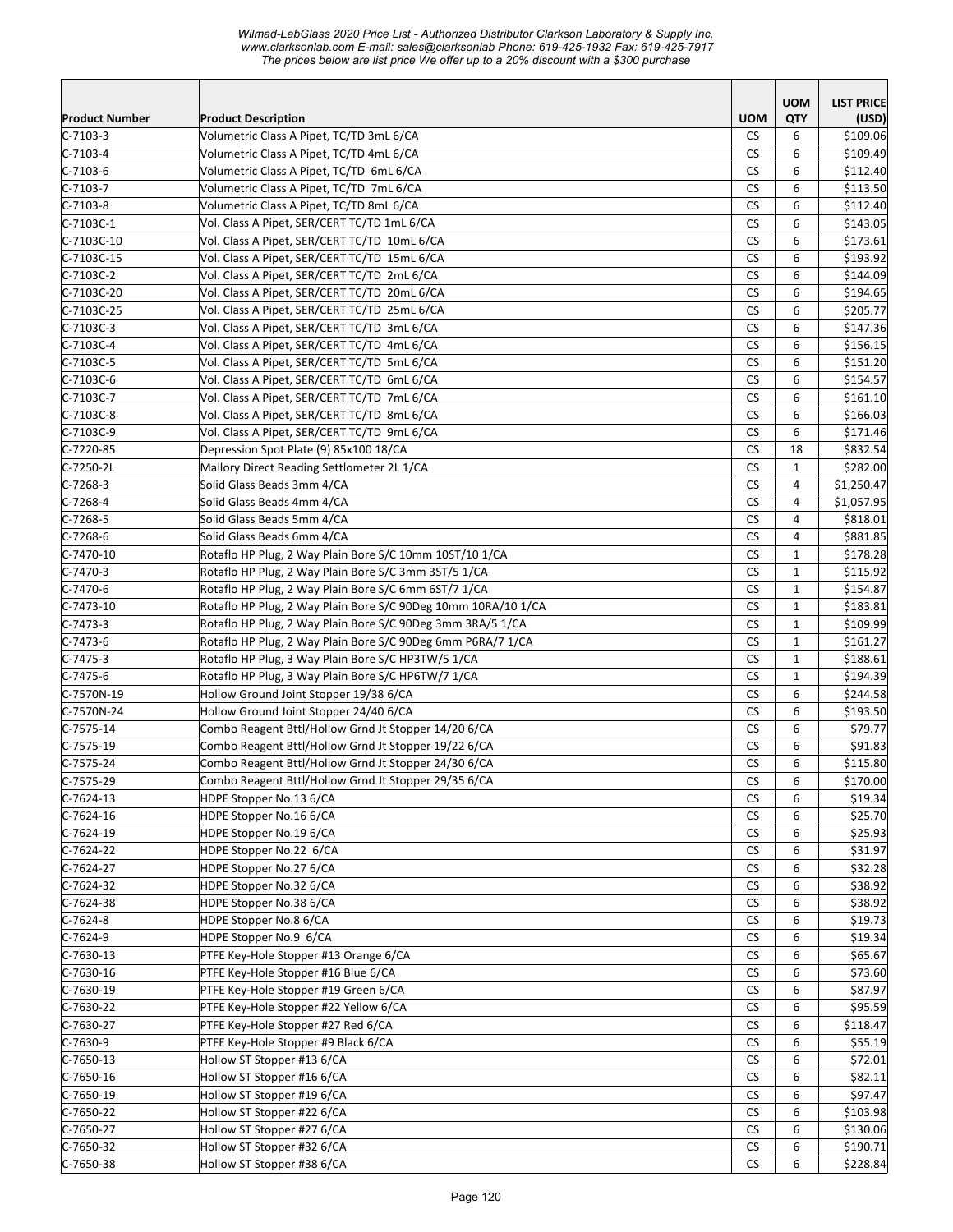| Product Number | Product Description | UOM | UOM QTY | LIST PRICE (USD) |
|---|---|---|---|---|
| C-7103-3 | Volumetric Class A Pipet, TC/TD 3mL 6/CA | CS | 6 | $109.06 |
| C-7103-4 | Volumetric Class A Pipet, TC/TD 4mL 6/CA | CS | 6 | $109.49 |
| C-7103-6 | Volumetric Class A Pipet, TC/TD  6mL 6/CA | CS | 6 | $112.40 |
| C-7103-7 | Volumetric Class A Pipet, TC/TD  7mL 6/CA | CS | 6 | $113.50 |
| C-7103-8 | Volumetric Class A Pipet, TC/TD 8mL 6/CA | CS | 6 | $112.40 |
| C-7103C-1 | Vol. Class A Pipet, SER/CERT TC/TD 1mL 6/CA | CS | 6 | $143.05 |
| C-7103C-10 | Vol. Class A Pipet, SER/CERT TC/TD  10mL 6/CA | CS | 6 | $173.61 |
| C-7103C-15 | Vol. Class A Pipet, SER/CERT TC/TD  15mL 6/CA | CS | 6 | $193.92 |
| C-7103C-2 | Vol. Class A Pipet, SER/CERT TC/TD  2mL 6/CA | CS | 6 | $144.09 |
| C-7103C-20 | Vol. Class A Pipet, SER/CERT TC/TD  20mL 6/CA | CS | 6 | $194.65 |
| C-7103C-25 | Vol. Class A Pipet, SER/CERT TC/TD  25mL 6/CA | CS | 6 | $205.77 |
| C-7103C-3 | Vol. Class A Pipet, SER/CERT TC/TD  3mL 6/CA | CS | 6 | $147.36 |
| C-7103C-4 | Vol. Class A Pipet, SER/CERT TC/TD  4mL 6/CA | CS | 6 | $156.15 |
| C-7103C-5 | Vol. Class A Pipet, SER/CERT TC/TD  5mL 6/CA | CS | 6 | $151.20 |
| C-7103C-6 | Vol. Class A Pipet, SER/CERT TC/TD  6mL 6/CA | CS | 6 | $154.57 |
| C-7103C-7 | Vol. Class A Pipet, SER/CERT TC/TD  7mL 6/CA | CS | 6 | $161.10 |
| C-7103C-8 | Vol. Class A Pipet, SER/CERT TC/TD  8mL 6/CA | CS | 6 | $166.03 |
| C-7103C-9 | Vol. Class A Pipet, SER/CERT TC/TD  9mL 6/CA | CS | 6 | $171.46 |
| C-7220-85 | Depression Spot Plate (9) 85x100 18/CA | CS | 18 | $832.54 |
| C-7250-2L | Mallory Direct Reading Settlometer 2L 1/CA | CS | 1 | $282.00 |
| C-7268-3 | Solid Glass Beads 3mm 4/CA | CS | 4 | $1,250.47 |
| C-7268-4 | Solid Glass Beads 4mm 4/CA | CS | 4 | $1,057.95 |
| C-7268-5 | Solid Glass Beads 5mm 4/CA | CS | 4 | $818.01 |
| C-7268-6 | Solid Glass Beads 6mm 4/CA | CS | 4 | $881.85 |
| C-7470-10 | Rotaflo HP Plug, 2 Way Plain Bore S/C 10mm 10ST/10 1/CA | CS | 1 | $178.28 |
| C-7470-3 | Rotaflo HP Plug, 2 Way Plain Bore S/C 3mm 3ST/5 1/CA | CS | 1 | $115.92 |
| C-7470-6 | Rotaflo HP Plug, 2 Way Plain Bore S/C 6mm 6ST/7 1/CA | CS | 1 | $154.87 |
| C-7473-10 | Rotaflo HP Plug, 2 Way Plain Bore S/C 90Deg 10mm 10RA/10 1/CA | CS | 1 | $183.81 |
| C-7473-3 | Rotaflo HP Plug, 2 Way Plain Bore S/C 90Deg 3mm 3RA/5 1/CA | CS | 1 | $109.99 |
| C-7473-6 | Rotaflo HP Plug, 2 Way Plain Bore S/C 90Deg 6mm P6RA/7 1/CA | CS | 1 | $161.27 |
| C-7475-3 | Rotaflo HP Plug, 3 Way Plain Bore S/C HP3TW/5 1/CA | CS | 1 | $188.61 |
| C-7475-6 | Rotaflo HP Plug, 3 Way Plain Bore S/C HP6TW/7 1/CA | CS | 1 | $194.39 |
| C-7570N-19 | Hollow Ground Joint Stopper 19/38 6/CA | CS | 6 | $244.58 |
| C-7570N-24 | Hollow Ground Joint Stopper 24/40 6/CA | CS | 6 | $193.50 |
| C-7575-14 | Combo Reagent Bttl/Hollow Grnd Jt Stopper 14/20 6/CA | CS | 6 | $79.77 |
| C-7575-19 | Combo Reagent Bttl/Hollow Grnd Jt Stopper 19/22 6/CA | CS | 6 | $91.83 |
| C-7575-24 | Combo Reagent Bttl/Hollow Grnd Jt Stopper 24/30 6/CA | CS | 6 | $115.80 |
| C-7575-29 | Combo Reagent Bttl/Hollow Grnd Jt Stopper 29/35 6/CA | CS | 6 | $170.00 |
| C-7624-13 | HDPE Stopper No.13 6/CA | CS | 6 | $19.34 |
| C-7624-16 | HDPE Stopper No.16 6/CA | CS | 6 | $25.70 |
| C-7624-19 | HDPE Stopper No.19 6/CA | CS | 6 | $25.93 |
| C-7624-22 | HDPE Stopper No.22  6/CA | CS | 6 | $31.97 |
| C-7624-27 | HDPE Stopper No.27 6/CA | CS | 6 | $32.28 |
| C-7624-32 | HDPE Stopper No.32 6/CA | CS | 6 | $38.92 |
| C-7624-38 | HDPE Stopper No.38 6/CA | CS | 6 | $38.92 |
| C-7624-8 | HDPE Stopper No.8 6/CA | CS | 6 | $19.73 |
| C-7624-9 | HDPE Stopper No.9  6/CA | CS | 6 | $19.34 |
| C-7630-13 | PTFE Key-Hole Stopper #13 Orange 6/CA | CS | 6 | $65.67 |
| C-7630-16 | PTFE Key-Hole Stopper #16 Blue 6/CA | CS | 6 | $73.60 |
| C-7630-19 | PTFE Key-Hole Stopper #19 Green 6/CA | CS | 6 | $87.97 |
| C-7630-22 | PTFE Key-Hole Stopper #22 Yellow 6/CA | CS | 6 | $95.59 |
| C-7630-27 | PTFE Key-Hole Stopper #27 Red 6/CA | CS | 6 | $118.47 |
| C-7630-9 | PTFE Key-Hole Stopper #9 Black 6/CA | CS | 6 | $55.19 |
| C-7650-13 | Hollow ST Stopper #13 6/CA | CS | 6 | $72.01 |
| C-7650-16 | Hollow ST Stopper #16 6/CA | CS | 6 | $82.11 |
| C-7650-19 | Hollow ST Stopper #19 6/CA | CS | 6 | $97.47 |
| C-7650-22 | Hollow ST Stopper #22 6/CA | CS | 6 | $103.98 |
| C-7650-27 | Hollow ST Stopper #27 6/CA | CS | 6 | $130.06 |
| C-7650-32 | Hollow ST Stopper #32 6/CA | CS | 6 | $190.71 |
| C-7650-38 | Hollow ST Stopper #38 6/CA | CS | 6 | $228.84 |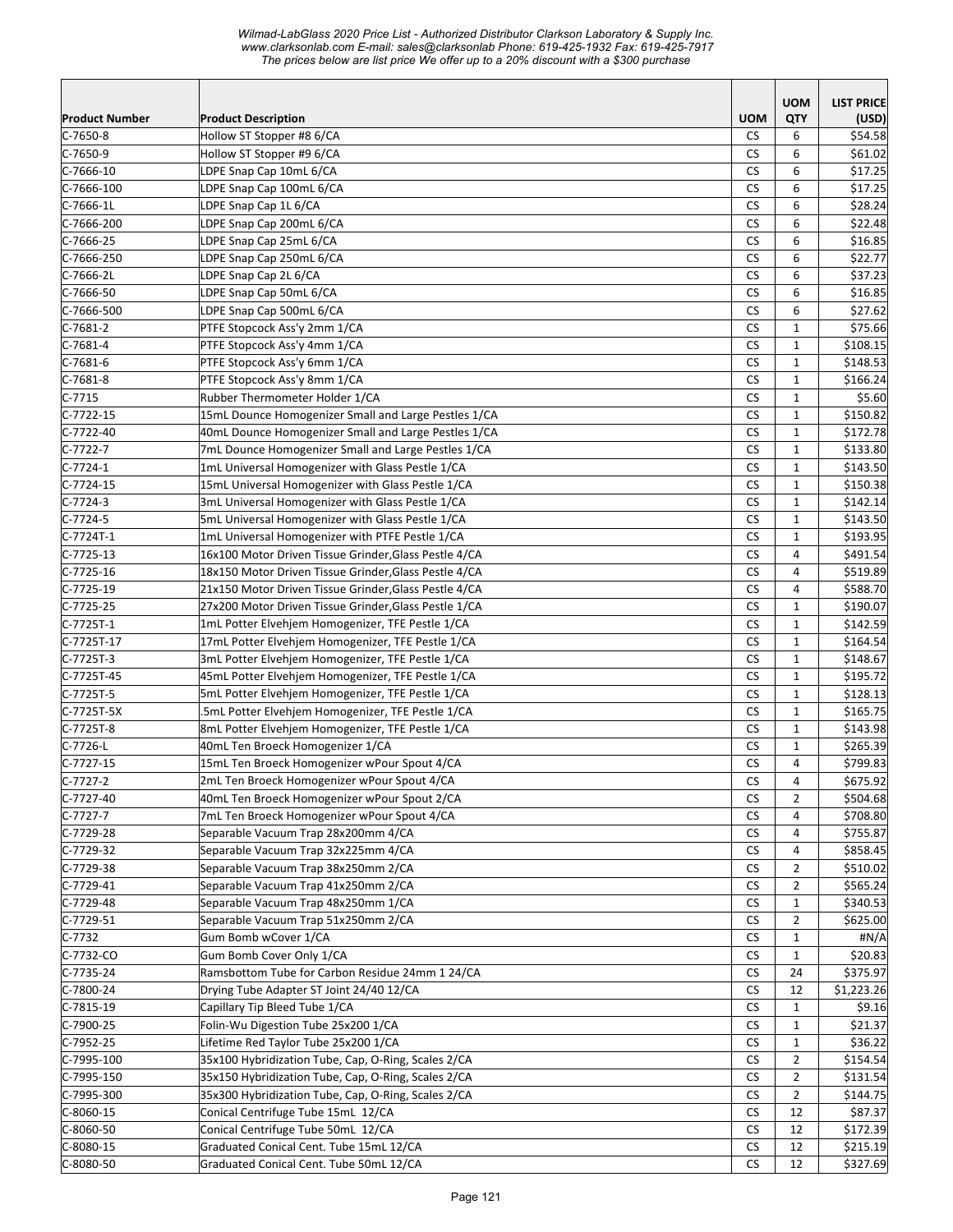| Product Number | Product Description | UOM | UOM QTY | LIST PRICE (USD) |
|---|---|---|---|---|
| C-7650-8 | Hollow ST Stopper #8 6/CA | CS | 6 | $54.58 |
| C-7650-9 | Hollow ST Stopper #9 6/CA | CS | 6 | $61.02 |
| C-7666-10 | LDPE Snap Cap 10mL 6/CA | CS | 6 | $17.25 |
| C-7666-100 | LDPE Snap Cap 100mL 6/CA | CS | 6 | $17.25 |
| C-7666-1L | LDPE Snap Cap 1L 6/CA | CS | 6 | $28.24 |
| C-7666-200 | LDPE Snap Cap 200mL 6/CA | CS | 6 | $22.48 |
| C-7666-25 | LDPE Snap Cap 25mL 6/CA | CS | 6 | $16.85 |
| C-7666-250 | LDPE Snap Cap 250mL 6/CA | CS | 6 | $22.77 |
| C-7666-2L | LDPE Snap Cap 2L 6/CA | CS | 6 | $37.23 |
| C-7666-50 | LDPE Snap Cap 50mL 6/CA | CS | 6 | $16.85 |
| C-7666-500 | LDPE Snap Cap 500mL 6/CA | CS | 6 | $27.62 |
| C-7681-2 | PTFE Stopcock Ass'y 2mm 1/CA | CS | 1 | $75.66 |
| C-7681-4 | PTFE Stopcock Ass'y 4mm 1/CA | CS | 1 | $108.15 |
| C-7681-6 | PTFE Stopcock Ass'y 6mm 1/CA | CS | 1 | $148.53 |
| C-7681-8 | PTFE Stopcock Ass'y 8mm 1/CA | CS | 1 | $166.24 |
| C-7715 | Rubber Thermometer Holder 1/CA | CS | 1 | $5.60 |
| C-7722-15 | 15mL Dounce Homogenizer Small and Large Pestles 1/CA | CS | 1 | $150.82 |
| C-7722-40 | 40mL Dounce Homogenizer Small and Large Pestles 1/CA | CS | 1 | $172.78 |
| C-7722-7 | 7mL Dounce Homogenizer Small and Large Pestles 1/CA | CS | 1 | $133.80 |
| C-7724-1 | 1mL Universal Homogenizer with Glass Pestle 1/CA | CS | 1 | $143.50 |
| C-7724-15 | 15mL Universal Homogenizer with Glass Pestle 1/CA | CS | 1 | $150.38 |
| C-7724-3 | 3mL Universal Homogenizer with Glass Pestle 1/CA | CS | 1 | $142.14 |
| C-7724-5 | 5mL Universal Homogenizer with Glass Pestle 1/CA | CS | 1 | $143.50 |
| C-7724T-1 | 1mL Universal Homogenizer with PTFE Pestle 1/CA | CS | 1 | $193.95 |
| C-7725-13 | 16x100 Motor Driven Tissue Grinder,Glass Pestle 4/CA | CS | 4 | $491.54 |
| C-7725-16 | 18x150 Motor Driven Tissue Grinder,Glass Pestle 4/CA | CS | 4 | $519.89 |
| C-7725-19 | 21x150 Motor Driven Tissue Grinder,Glass Pestle 4/CA | CS | 4 | $588.70 |
| C-7725-25 | 27x200 Motor Driven Tissue Grinder,Glass Pestle 1/CA | CS | 1 | $190.07 |
| C-7725T-1 | 1mL Potter Elvehjem Homogenizer, TFE Pestle 1/CA | CS | 1 | $142.59 |
| C-7725T-17 | 17mL Potter Elvehjem Homogenizer, TFE Pestle 1/CA | CS | 1 | $164.54 |
| C-7725T-3 | 3mL Potter Elvehjem Homogenizer, TFE Pestle 1/CA | CS | 1 | $148.67 |
| C-7725T-45 | 45mL Potter Elvehjem Homogenizer, TFE Pestle 1/CA | CS | 1 | $195.72 |
| C-7725T-5 | 5mL Potter Elvehjem Homogenizer, TFE Pestle 1/CA | CS | 1 | $128.13 |
| C-7725T-5X | .5mL Potter Elvehjem Homogenizer, TFE Pestle 1/CA | CS | 1 | $165.75 |
| C-7725T-8 | 8mL Potter Elvehjem Homogenizer, TFE Pestle 1/CA | CS | 1 | $143.98 |
| C-7726-L | 40mL Ten Broeck Homogenizer 1/CA | CS | 1 | $265.39 |
| C-7727-15 | 15mL Ten Broeck Homogenizer wPour Spout 4/CA | CS | 4 | $799.83 |
| C-7727-2 | 2mL Ten Broeck Homogenizer wPour Spout 4/CA | CS | 4 | $675.92 |
| C-7727-40 | 40mL Ten Broeck Homogenizer wPour Spout 2/CA | CS | 2 | $504.68 |
| C-7727-7 | 7mL Ten Broeck Homogenizer wPour Spout 4/CA | CS | 4 | $708.80 |
| C-7729-28 | Separable Vacuum Trap 28x200mm 4/CA | CS | 4 | $755.87 |
| C-7729-32 | Separable Vacuum Trap 32x225mm 4/CA | CS | 4 | $858.45 |
| C-7729-38 | Separable Vacuum Trap 38x250mm 2/CA | CS | 2 | $510.02 |
| C-7729-41 | Separable Vacuum Trap 41x250mm 2/CA | CS | 2 | $565.24 |
| C-7729-48 | Separable Vacuum Trap 48x250mm 1/CA | CS | 1 | $340.53 |
| C-7729-51 | Separable Vacuum Trap 51x250mm 2/CA | CS | 2 | $625.00 |
| C-7732 | Gum Bomb wCover 1/CA | CS | 1 | #N/A |
| C-7732-CO | Gum Bomb Cover Only 1/CA | CS | 1 | $20.83 |
| C-7735-24 | Ramsbottom Tube for Carbon Residue 24mm 1 24/CA | CS | 24 | $375.97 |
| C-7800-24 | Drying Tube Adapter ST Joint 24/40 12/CA | CS | 12 | $1,223.26 |
| C-7815-19 | Capillary Tip Bleed Tube 1/CA | CS | 1 | $9.16 |
| C-7900-25 | Folin-Wu Digestion Tube 25x200 1/CA | CS | 1 | $21.37 |
| C-7952-25 | Lifetime Red Taylor Tube 25x200 1/CA | CS | 1 | $36.22 |
| C-7995-100 | 35x100 Hybridization Tube, Cap, O-Ring, Scales 2/CA | CS | 2 | $154.54 |
| C-7995-150 | 35x150 Hybridization Tube, Cap, O-Ring, Scales 2/CA | CS | 2 | $131.54 |
| C-7995-300 | 35x300 Hybridization Tube, Cap, O-Ring, Scales 2/CA | CS | 2 | $144.75 |
| C-8060-15 | Conical Centrifuge Tube 15mL 12/CA | CS | 12 | $87.37 |
| C-8060-50 | Conical Centrifuge Tube 50mL 12/CA | CS | 12 | $172.39 |
| C-8080-15 | Graduated Conical Cent. Tube 15mL 12/CA | CS | 12 | $215.19 |
| C-8080-50 | Graduated Conical Cent. Tube 50mL 12/CA | CS | 12 | $327.69 |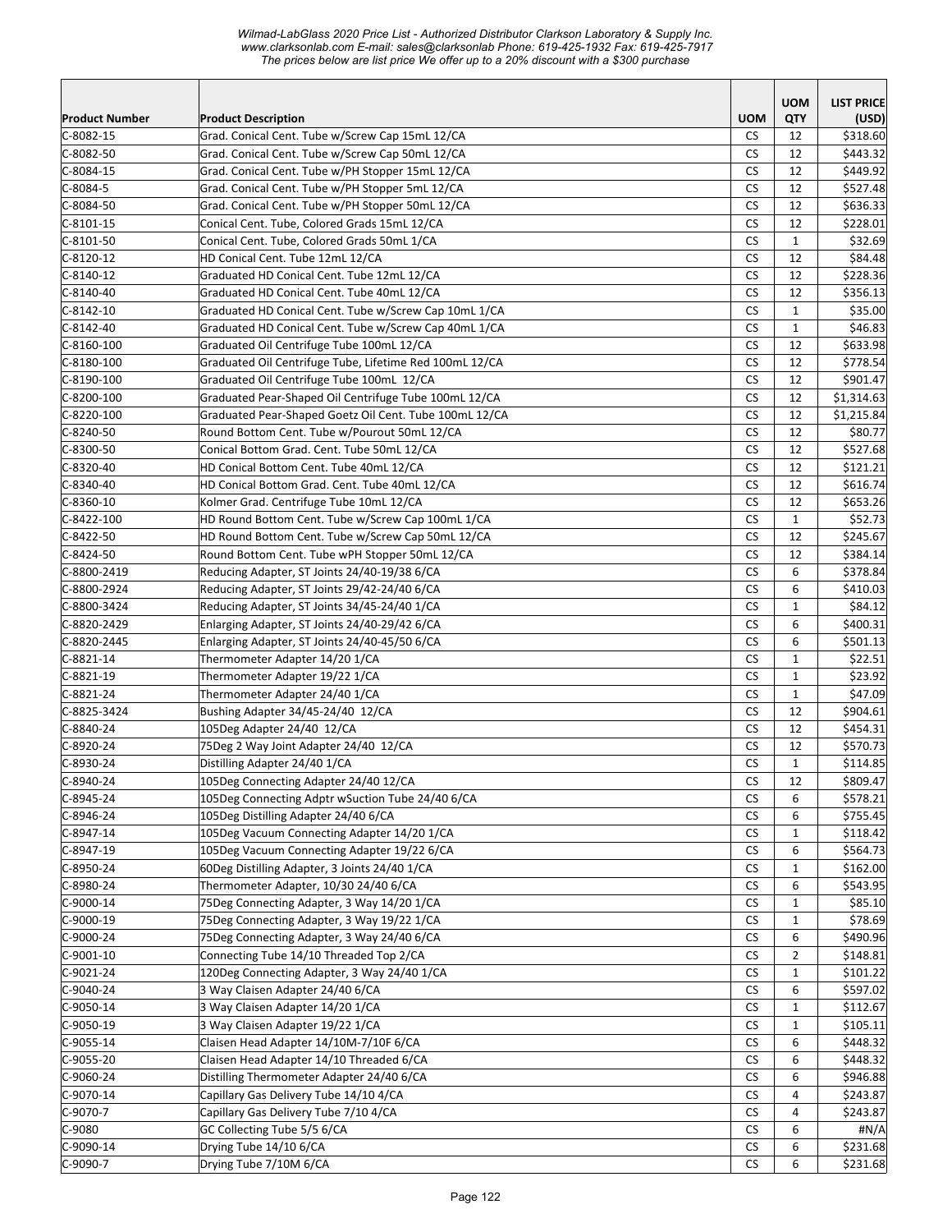| Product Number | Product Description | UOM | UOM QTY | LIST PRICE (USD) |
|---|---|---|---|---|
| C-8082-15 | Grad. Conical Cent. Tube w/Screw Cap 15mL 12/CA | CS | 12 | $318.60 |
| C-8082-50 | Grad. Conical Cent. Tube w/Screw Cap 50mL 12/CA | CS | 12 | $443.32 |
| C-8084-15 | Grad. Conical Cent. Tube w/PH Stopper 15mL 12/CA | CS | 12 | $449.92 |
| C-8084-5 | Grad. Conical Cent. Tube w/PH Stopper 5mL 12/CA | CS | 12 | $527.48 |
| C-8084-50 | Grad. Conical Cent. Tube w/PH Stopper 50mL 12/CA | CS | 12 | $636.33 |
| C-8101-15 | Conical Cent. Tube, Colored Grads 15mL 12/CA | CS | 12 | $228.01 |
| C-8101-50 | Conical Cent. Tube, Colored Grads 50mL 1/CA | CS | 1 | $32.69 |
| C-8120-12 | HD Conical Cent. Tube 12mL 12/CA | CS | 12 | $84.48 |
| C-8140-12 | Graduated HD Conical Cent. Tube 12mL 12/CA | CS | 12 | $228.36 |
| C-8140-40 | Graduated HD Conical Cent. Tube 40mL 12/CA | CS | 12 | $356.13 |
| C-8142-10 | Graduated HD Conical Cent. Tube w/Screw Cap 10mL 1/CA | CS | 1 | $35.00 |
| C-8142-40 | Graduated HD Conical Cent. Tube w/Screw Cap 40mL 1/CA | CS | 1 | $46.83 |
| C-8160-100 | Graduated Oil Centrifuge Tube 100mL 12/CA | CS | 12 | $633.98 |
| C-8180-100 | Graduated Oil Centrifuge Tube, Lifetime Red 100mL 12/CA | CS | 12 | $778.54 |
| C-8190-100 | Graduated Oil Centrifuge Tube 100mL 12/CA | CS | 12 | $901.47 |
| C-8200-100 | Graduated Pear-Shaped Oil Centrifuge Tube 100mL 12/CA | CS | 12 | $1,314.63 |
| C-8220-100 | Graduated Pear-Shaped Goetz Oil Cent. Tube 100mL 12/CA | CS | 12 | $1,215.84 |
| C-8240-50 | Round Bottom Cent. Tube w/Pourout 50mL 12/CA | CS | 12 | $80.77 |
| C-8300-50 | Conical Bottom Grad. Cent. Tube 50mL 12/CA | CS | 12 | $527.68 |
| C-8320-40 | HD Conical Bottom Cent. Tube 40mL 12/CA | CS | 12 | $121.21 |
| C-8340-40 | HD Conical Bottom Grad. Cent. Tube 40mL 12/CA | CS | 12 | $616.74 |
| C-8360-10 | Kolmer Grad. Centrifuge Tube 10mL 12/CA | CS | 12 | $653.26 |
| C-8422-100 | HD Round Bottom Cent. Tube w/Screw Cap 100mL 1/CA | CS | 1 | $52.73 |
| C-8422-50 | HD Round Bottom Cent. Tube w/Screw Cap 50mL 12/CA | CS | 12 | $245.67 |
| C-8424-50 | Round Bottom Cent. Tube wPH Stopper 50mL 12/CA | CS | 12 | $384.14 |
| C-8800-2419 | Reducing Adapter, ST Joints 24/40-19/38 6/CA | CS | 6 | $378.84 |
| C-8800-2924 | Reducing Adapter, ST Joints 29/42-24/40 6/CA | CS | 6 | $410.03 |
| C-8800-3424 | Reducing Adapter, ST Joints 34/45-24/40 1/CA | CS | 1 | $84.12 |
| C-8820-2429 | Enlarging Adapter, ST Joints 24/40-29/42 6/CA | CS | 6 | $400.31 |
| C-8820-2445 | Enlarging Adapter, ST Joints 24/40-45/50 6/CA | CS | 6 | $501.13 |
| C-8821-14 | Thermometer Adapter 14/20 1/CA | CS | 1 | $22.51 |
| C-8821-19 | Thermometer Adapter 19/22 1/CA | CS | 1 | $23.92 |
| C-8821-24 | Thermometer Adapter 24/40 1/CA | CS | 1 | $47.09 |
| C-8825-3424 | Bushing Adapter 34/45-24/40 12/CA | CS | 12 | $904.61 |
| C-8840-24 | 105Deg Adapter 24/40 12/CA | CS | 12 | $454.31 |
| C-8920-24 | 75Deg 2 Way Joint Adapter 24/40 12/CA | CS | 12 | $570.73 |
| C-8930-24 | Distilling Adapter 24/40 1/CA | CS | 1 | $114.85 |
| C-8940-24 | 105Deg Connecting Adapter 24/40 12/CA | CS | 12 | $809.47 |
| C-8945-24 | 105Deg Connecting Adptr wSuction Tube 24/40 6/CA | CS | 6 | $578.21 |
| C-8946-24 | 105Deg Distilling Adapter 24/40 6/CA | CS | 6 | $755.45 |
| C-8947-14 | 105Deg Vacuum Connecting Adapter 14/20 1/CA | CS | 1 | $118.42 |
| C-8947-19 | 105Deg Vacuum Connecting Adapter 19/22 6/CA | CS | 6 | $564.73 |
| C-8950-24 | 60Deg Distilling Adapter, 3 Joints 24/40 1/CA | CS | 1 | $162.00 |
| C-8980-24 | Thermometer Adapter, 10/30 24/40 6/CA | CS | 6 | $543.95 |
| C-9000-14 | 75Deg Connecting Adapter, 3 Way 14/20 1/CA | CS | 1 | $85.10 |
| C-9000-19 | 75Deg Connecting Adapter, 3 Way 19/22 1/CA | CS | 1 | $78.69 |
| C-9000-24 | 75Deg Connecting Adapter, 3 Way 24/40 6/CA | CS | 6 | $490.96 |
| C-9001-10 | Connecting Tube 14/10 Threaded Top 2/CA | CS | 2 | $148.81 |
| C-9021-24 | 120Deg Connecting Adapter, 3 Way 24/40 1/CA | CS | 1 | $101.22 |
| C-9040-24 | 3 Way Claisen Adapter 24/40 6/CA | CS | 6 | $597.02 |
| C-9050-14 | 3 Way Claisen Adapter 14/20 1/CA | CS | 1 | $112.67 |
| C-9050-19 | 3 Way Claisen Adapter 19/22 1/CA | CS | 1 | $105.11 |
| C-9055-14 | Claisen Head Adapter 14/10M-7/10F 6/CA | CS | 6 | $448.32 |
| C-9055-20 | Claisen Head Adapter 14/10 Threaded 6/CA | CS | 6 | $448.32 |
| C-9060-24 | Distilling Thermometer Adapter 24/40 6/CA | CS | 6 | $946.88 |
| C-9070-14 | Capillary Gas Delivery Tube 14/10 4/CA | CS | 4 | $243.87 |
| C-9070-7 | Capillary Gas Delivery Tube 7/10 4/CA | CS | 4 | $243.87 |
| C-9080 | GC Collecting Tube 5/5 6/CA | CS | 6 | #N/A |
| C-9090-14 | Drying Tube 14/10 6/CA | CS | 6 | $231.68 |
| C-9090-7 | Drying Tube 7/10M 6/CA | CS | 6 | $231.68 |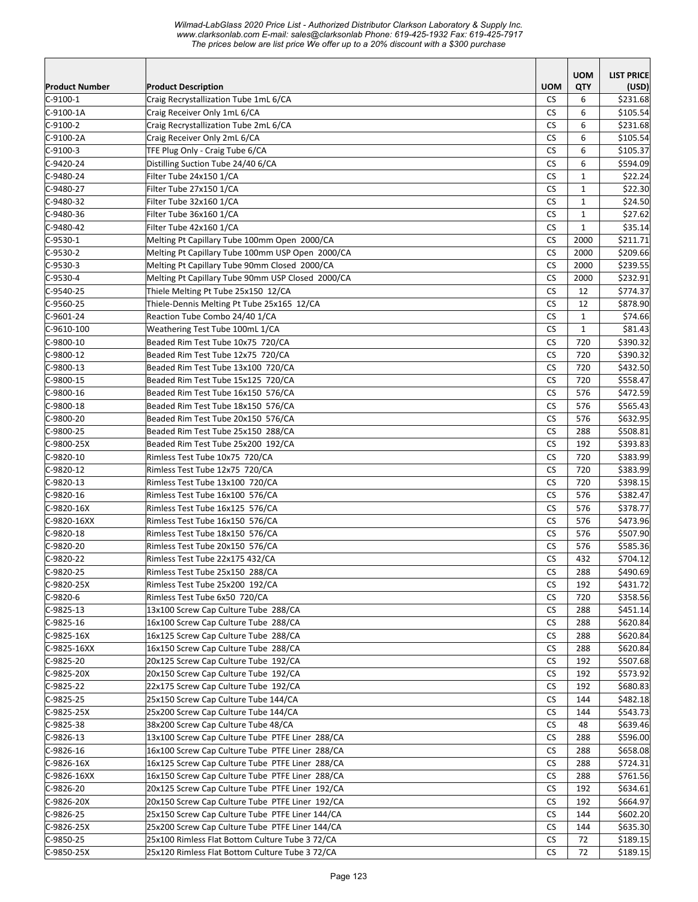| Product Number | Product Description | UOM | UOM QTY | LIST PRICE (USD) |
|---|---|---|---|---|
| C-9100-1 | Craig Recrystallization Tube 1mL 6/CA | CS | 6 | $231.68 |
| C-9100-1A | Craig Receiver Only 1mL 6/CA | CS | 6 | $105.54 |
| C-9100-2 | Craig Recrystallization Tube 2mL 6/CA | CS | 6 | $231.68 |
| C-9100-2A | Craig Receiver Only 2mL 6/CA | CS | 6 | $105.54 |
| C-9100-3 | TFE Plug Only - Craig Tube 6/CA | CS | 6 | $105.37 |
| C-9420-24 | Distilling Suction Tube 24/40 6/CA | CS | 6 | $594.09 |
| C-9480-24 | Filter Tube 24x150 1/CA | CS | 1 | $22.24 |
| C-9480-27 | Filter Tube 27x150 1/CA | CS | 1 | $22.30 |
| C-9480-32 | Filter Tube 32x160 1/CA | CS | 1 | $24.50 |
| C-9480-36 | Filter Tube 36x160 1/CA | CS | 1 | $27.62 |
| C-9480-42 | Filter Tube 42x160 1/CA | CS | 1 | $35.14 |
| C-9530-1 | Melting Pt Capillary Tube 100mm Open 2000/CA | CS | 2000 | $211.71 |
| C-9530-2 | Melting Pt Capillary Tube 100mm USP Open 2000/CA | CS | 2000 | $209.66 |
| C-9530-3 | Melting Pt Capillary Tube 90mm Closed 2000/CA | CS | 2000 | $239.55 |
| C-9530-4 | Melting Pt Capillary Tube 90mm USP Closed 2000/CA | CS | 2000 | $232.91 |
| C-9540-25 | Thiele Melting Pt Tube 25x150 12/CA | CS | 12 | $774.37 |
| C-9560-25 | Thiele-Dennis Melting Pt Tube 25x165 12/CA | CS | 12 | $878.90 |
| C-9601-24 | Reaction Tube Combo 24/40 1/CA | CS | 1 | $74.66 |
| C-9610-100 | Weathering Test Tube 100mL 1/CA | CS | 1 | $81.43 |
| C-9800-10 | Beaded Rim Test Tube 10x75 720/CA | CS | 720 | $390.32 |
| C-9800-12 | Beaded Rim Test Tube 12x75 720/CA | CS | 720 | $390.32 |
| C-9800-13 | Beaded Rim Test Tube 13x100 720/CA | CS | 720 | $432.50 |
| C-9800-15 | Beaded Rim Test Tube 15x125 720/CA | CS | 720 | $558.47 |
| C-9800-16 | Beaded Rim Test Tube 16x150 576/CA | CS | 576 | $472.59 |
| C-9800-18 | Beaded Rim Test Tube 18x150 576/CA | CS | 576 | $565.43 |
| C-9800-20 | Beaded Rim Test Tube 20x150 576/CA | CS | 576 | $632.95 |
| C-9800-25 | Beaded Rim Test Tube 25x150 288/CA | CS | 288 | $508.81 |
| C-9800-25X | Beaded Rim Test Tube 25x200 192/CA | CS | 192 | $393.83 |
| C-9820-10 | Rimless Test Tube 10x75 720/CA | CS | 720 | $383.99 |
| C-9820-12 | Rimless Test Tube 12x75 720/CA | CS | 720 | $383.99 |
| C-9820-13 | Rimless Test Tube 13x100 720/CA | CS | 720 | $398.15 |
| C-9820-16 | Rimless Test Tube 16x100 576/CA | CS | 576 | $382.47 |
| C-9820-16X | Rimless Test Tube 16x125 576/CA | CS | 576 | $378.77 |
| C-9820-16XX | Rimless Test Tube 16x150 576/CA | CS | 576 | $473.96 |
| C-9820-18 | Rimless Test Tube 18x150 576/CA | CS | 576 | $507.90 |
| C-9820-20 | Rimless Test Tube 20x150 576/CA | CS | 576 | $585.36 |
| C-9820-22 | Rimless Test Tube 22x175 432/CA | CS | 432 | $704.12 |
| C-9820-25 | Rimless Test Tube 25x150 288/CA | CS | 288 | $490.69 |
| C-9820-25X | Rimless Test Tube 25x200 192/CA | CS | 192 | $431.72 |
| C-9820-6 | Rimless Test Tube 6x50 720/CA | CS | 720 | $358.56 |
| C-9825-13 | 13x100 Screw Cap Culture Tube 288/CA | CS | 288 | $451.14 |
| C-9825-16 | 16x100 Screw Cap Culture Tube 288/CA | CS | 288 | $620.84 |
| C-9825-16X | 16x125 Screw Cap Culture Tube 288/CA | CS | 288 | $620.84 |
| C-9825-16XX | 16x150 Screw Cap Culture Tube 288/CA | CS | 288 | $620.84 |
| C-9825-20 | 20x125 Screw Cap Culture Tube 192/CA | CS | 192 | $507.68 |
| C-9825-20X | 20x150 Screw Cap Culture Tube 192/CA | CS | 192 | $573.92 |
| C-9825-22 | 22x175 Screw Cap Culture Tube 192/CA | CS | 192 | $680.83 |
| C-9825-25 | 25x150 Screw Cap Culture Tube 144/CA | CS | 144 | $482.18 |
| C-9825-25X | 25x200 Screw Cap Culture Tube 144/CA | CS | 144 | $543.73 |
| C-9825-38 | 38x200 Screw Cap Culture Tube 48/CA | CS | 48 | $639.46 |
| C-9826-13 | 13x100 Screw Cap Culture Tube PTFE Liner 288/CA | CS | 288 | $596.00 |
| C-9826-16 | 16x100 Screw Cap Culture Tube PTFE Liner 288/CA | CS | 288 | $658.08 |
| C-9826-16X | 16x125 Screw Cap Culture Tube PTFE Liner 288/CA | CS | 288 | $724.31 |
| C-9826-16XX | 16x150 Screw Cap Culture Tube PTFE Liner 288/CA | CS | 288 | $761.56 |
| C-9826-20 | 20x125 Screw Cap Culture Tube PTFE Liner 192/CA | CS | 192 | $634.61 |
| C-9826-20X | 20x150 Screw Cap Culture Tube PTFE Liner 192/CA | CS | 192 | $664.97 |
| C-9826-25 | 25x150 Screw Cap Culture Tube PTFE Liner 144/CA | CS | 144 | $602.20 |
| C-9826-25X | 25x200 Screw Cap Culture Tube PTFE Liner 144/CA | CS | 144 | $635.30 |
| C-9850-25 | 25x100 Rimless Flat Bottom Culture Tube 3 72/CA | CS | 72 | $189.15 |
| C-9850-25X | 25x120 Rimless Flat Bottom Culture Tube 3 72/CA | CS | 72 | $189.15 |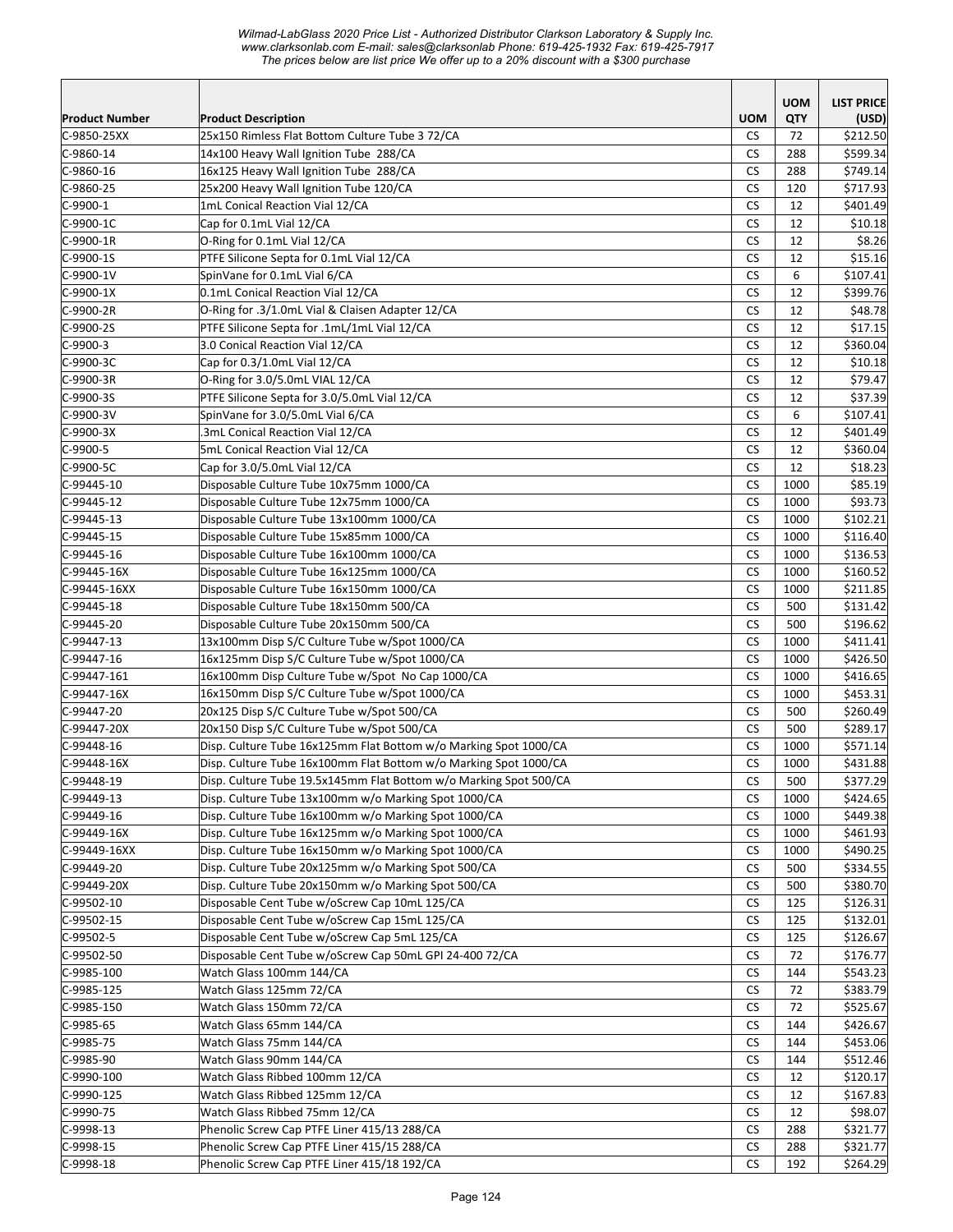*Wilmad-LabGlass 2020 Price List - Authorized Distributor Clarkson Laboratory & Supply Inc.*
*www.clarksonlab.com E-mail: sales@clarksonlab Phone: 619-425-1932 Fax: 619-425-7917*
*The prices below are list price We offer up to a 20% discount with a $300 purchase*

| Product Number | Product Description | UOM | UOM QTY | LIST PRICE (USD) |
|---|---|---|---|---|
| C-9850-25XX | 25x150 Rimless Flat Bottom Culture Tube 3 72/CA | CS | 72 | $212.50 |
| C-9860-14 | 14x100 Heavy Wall Ignition Tube 288/CA | CS | 288 | $599.34 |
| C-9860-16 | 16x125 Heavy Wall Ignition Tube 288/CA | CS | 288 | $749.14 |
| C-9860-25 | 25x200 Heavy Wall Ignition Tube 120/CA | CS | 120 | $717.93 |
| C-9900-1 | 1mL Conical Reaction Vial 12/CA | CS | 12 | $401.49 |
| C-9900-1C | Cap for 0.1mL Vial 12/CA | CS | 12 | $10.18 |
| C-9900-1R | O-Ring for 0.1mL Vial 12/CA | CS | 12 | $8.26 |
| C-9900-1S | PTFE Silicone Septa for 0.1mL Vial 12/CA | CS | 12 | $15.16 |
| C-9900-1V | SpinVane for 0.1mL Vial 6/CA | CS | 6 | $107.41 |
| C-9900-1X | 0.1mL Conical Reaction Vial 12/CA | CS | 12 | $399.76 |
| C-9900-2R | O-Ring for .3/1.0mL Vial & Claisen Adapter 12/CA | CS | 12 | $48.78 |
| C-9900-2S | PTFE Silicone Septa for .1mL/1mL Vial 12/CA | CS | 12 | $17.15 |
| C-9900-3 | 3.0 Conical Reaction Vial 12/CA | CS | 12 | $360.04 |
| C-9900-3C | Cap for 0.3/1.0mL Vial 12/CA | CS | 12 | $10.18 |
| C-9900-3R | O-Ring for 3.0/5.0mL VIAL 12/CA | CS | 12 | $79.47 |
| C-9900-3S | PTFE Silicone Septa for 3.0/5.0mL Vial 12/CA | CS | 12 | $37.39 |
| C-9900-3V | SpinVane for 3.0/5.0mL Vial 6/CA | CS | 6 | $107.41 |
| C-9900-3X | .3mL Conical Reaction Vial 12/CA | CS | 12 | $401.49 |
| C-9900-5 | 5mL Conical Reaction Vial 12/CA | CS | 12 | $360.04 |
| C-9900-5C | Cap for 3.0/5.0mL Vial 12/CA | CS | 12 | $18.23 |
| C-99445-10 | Disposable Culture Tube 10x75mm 1000/CA | CS | 1000 | $85.19 |
| C-99445-12 | Disposable Culture Tube 12x75mm 1000/CA | CS | 1000 | $93.73 |
| C-99445-13 | Disposable Culture Tube 13x100mm 1000/CA | CS | 1000 | $102.21 |
| C-99445-15 | Disposable Culture Tube 15x85mm 1000/CA | CS | 1000 | $116.40 |
| C-99445-16 | Disposable Culture Tube 16x100mm 1000/CA | CS | 1000 | $136.53 |
| C-99445-16X | Disposable Culture Tube 16x125mm 1000/CA | CS | 1000 | $160.52 |
| C-99445-16XX | Disposable Culture Tube 16x150mm 1000/CA | CS | 1000 | $211.85 |
| C-99445-18 | Disposable Culture Tube 18x150mm 500/CA | CS | 500 | $131.42 |
| C-99445-20 | Disposable Culture Tube 20x150mm 500/CA | CS | 500 | $196.62 |
| C-99447-13 | 13x100mm Disp S/C Culture Tube w/Spot 1000/CA | CS | 1000 | $411.41 |
| C-99447-16 | 16x125mm Disp S/C Culture Tube w/Spot 1000/CA | CS | 1000 | $426.50 |
| C-99447-161 | 16x100mm Disp Culture Tube w/Spot No Cap 1000/CA | CS | 1000 | $416.65 |
| C-99447-16X | 16x150mm Disp S/C Culture Tube w/Spot 1000/CA | CS | 1000 | $453.31 |
| C-99447-20 | 20x125 Disp S/C Culture Tube w/Spot 500/CA | CS | 500 | $260.49 |
| C-99447-20X | 20x150 Disp S/C Culture Tube w/Spot 500/CA | CS | 500 | $289.17 |
| C-99448-16 | Disp. Culture Tube 16x125mm Flat Bottom w/o Marking Spot 1000/CA | CS | 1000 | $571.14 |
| C-99448-16X | Disp. Culture Tube 16x100mm Flat Bottom w/o Marking Spot 1000/CA | CS | 1000 | $431.88 |
| C-99448-19 | Disp. Culture Tube 19.5x145mm Flat Bottom w/o Marking Spot 500/CA | CS | 500 | $377.29 |
| C-99449-13 | Disp. Culture Tube 13x100mm w/o Marking Spot 1000/CA | CS | 1000 | $424.65 |
| C-99449-16 | Disp. Culture Tube 16x100mm w/o Marking Spot 1000/CA | CS | 1000 | $449.38 |
| C-99449-16X | Disp. Culture Tube 16x125mm w/o Marking Spot 1000/CA | CS | 1000 | $461.93 |
| C-99449-16XX | Disp. Culture Tube 16x150mm w/o Marking Spot 1000/CA | CS | 1000 | $490.25 |
| C-99449-20 | Disp. Culture Tube 20x125mm w/o Marking Spot 500/CA | CS | 500 | $334.55 |
| C-99449-20X | Disp. Culture Tube 20x150mm w/o Marking Spot 500/CA | CS | 500 | $380.70 |
| C-99502-10 | Disposable Cent Tube w/oScrew Cap 10mL 125/CA | CS | 125 | $126.31 |
| C-99502-15 | Disposable Cent Tube w/oScrew Cap 15mL 125/CA | CS | 125 | $132.01 |
| C-99502-5 | Disposable Cent Tube w/oScrew Cap 5mL 125/CA | CS | 125 | $126.67 |
| C-99502-50 | Disposable Cent Tube w/oScrew Cap 50mL GPI 24-400 72/CA | CS | 72 | $176.77 |
| C-9985-100 | Watch Glass 100mm 144/CA | CS | 144 | $543.23 |
| C-9985-125 | Watch Glass 125mm 72/CA | CS | 72 | $383.79 |
| C-9985-150 | Watch Glass 150mm 72/CA | CS | 72 | $525.67 |
| C-9985-65 | Watch Glass 65mm 144/CA | CS | 144 | $426.67 |
| C-9985-75 | Watch Glass 75mm 144/CA | CS | 144 | $453.06 |
| C-9985-90 | Watch Glass 90mm 144/CA | CS | 144 | $512.46 |
| C-9990-100 | Watch Glass Ribbed 100mm 12/CA | CS | 12 | $120.17 |
| C-9990-125 | Watch Glass Ribbed 125mm 12/CA | CS | 12 | $167.83 |
| C-9990-75 | Watch Glass Ribbed 75mm 12/CA | CS | 12 | $98.07 |
| C-9998-13 | Phenolic Screw Cap PTFE Liner 415/13 288/CA | CS | 288 | $321.77 |
| C-9998-15 | Phenolic Screw Cap PTFE Liner 415/15 288/CA | CS | 288 | $321.77 |
| C-9998-18 | Phenolic Screw Cap PTFE Liner 415/18 192/CA | CS | 192 | $264.29 |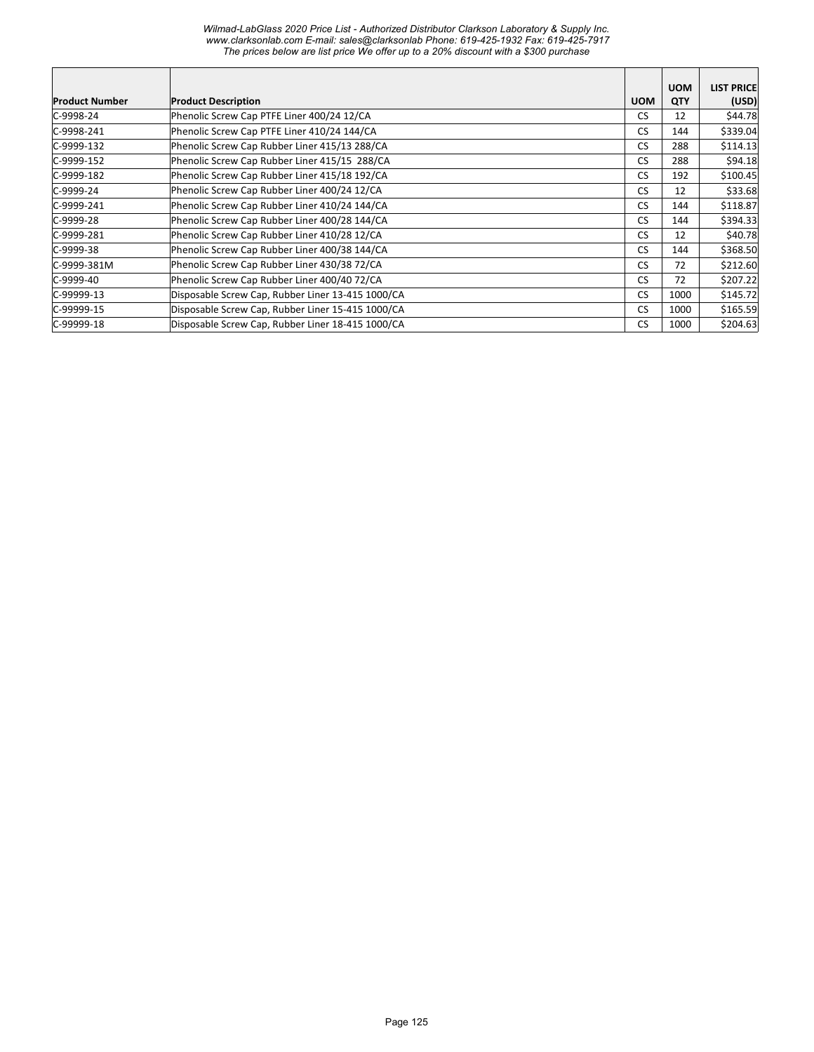*Wilmad-LabGlass 2020 Price List - Authorized Distributor Clarkson Laboratory & Supply Inc.*
*www.clarksonlab.com E-mail: sales@clarksonlab Phone: 619-425-1932 Fax: 619-425-7917*
*The prices below are list price We offer up to a 20% discount with a $300 purchase*

| Product Number | Product Description | UOM | UOM QTY | LIST PRICE (USD) |
|---|---|---|---|---|
| C-9998-24 | Phenolic Screw Cap PTFE Liner 400/24 12/CA | CS | 12 | $44.78 |
| C-9998-241 | Phenolic Screw Cap PTFE Liner 410/24 144/CA | CS | 144 | $339.04 |
| C-9999-132 | Phenolic Screw Cap Rubber Liner 415/13 288/CA | CS | 288 | $114.13 |
| C-9999-152 | Phenolic Screw Cap Rubber Liner 415/15 288/CA | CS | 288 | $94.18 |
| C-9999-182 | Phenolic Screw Cap Rubber Liner 415/18 192/CA | CS | 192 | $100.45 |
| C-9999-24 | Phenolic Screw Cap Rubber Liner 400/24 12/CA | CS | 12 | $33.68 |
| C-9999-241 | Phenolic Screw Cap Rubber Liner 410/24 144/CA | CS | 144 | $118.87 |
| C-9999-28 | Phenolic Screw Cap Rubber Liner 400/28 144/CA | CS | 144 | $394.33 |
| C-9999-281 | Phenolic Screw Cap Rubber Liner 410/28 12/CA | CS | 12 | $40.78 |
| C-9999-38 | Phenolic Screw Cap Rubber Liner 400/38 144/CA | CS | 144 | $368.50 |
| C-9999-381M | Phenolic Screw Cap Rubber Liner 430/38 72/CA | CS | 72 | $212.60 |
| C-9999-40 | Phenolic Screw Cap Rubber Liner 400/40 72/CA | CS | 72 | $207.22 |
| C-99999-13 | Disposable Screw Cap, Rubber Liner 13-415 1000/CA | CS | 1000 | $145.72 |
| C-99999-15 | Disposable Screw Cap, Rubber Liner 15-415 1000/CA | CS | 1000 | $165.59 |
| C-99999-18 | Disposable Screw Cap, Rubber Liner 18-415 1000/CA | CS | 1000 | $204.63 |